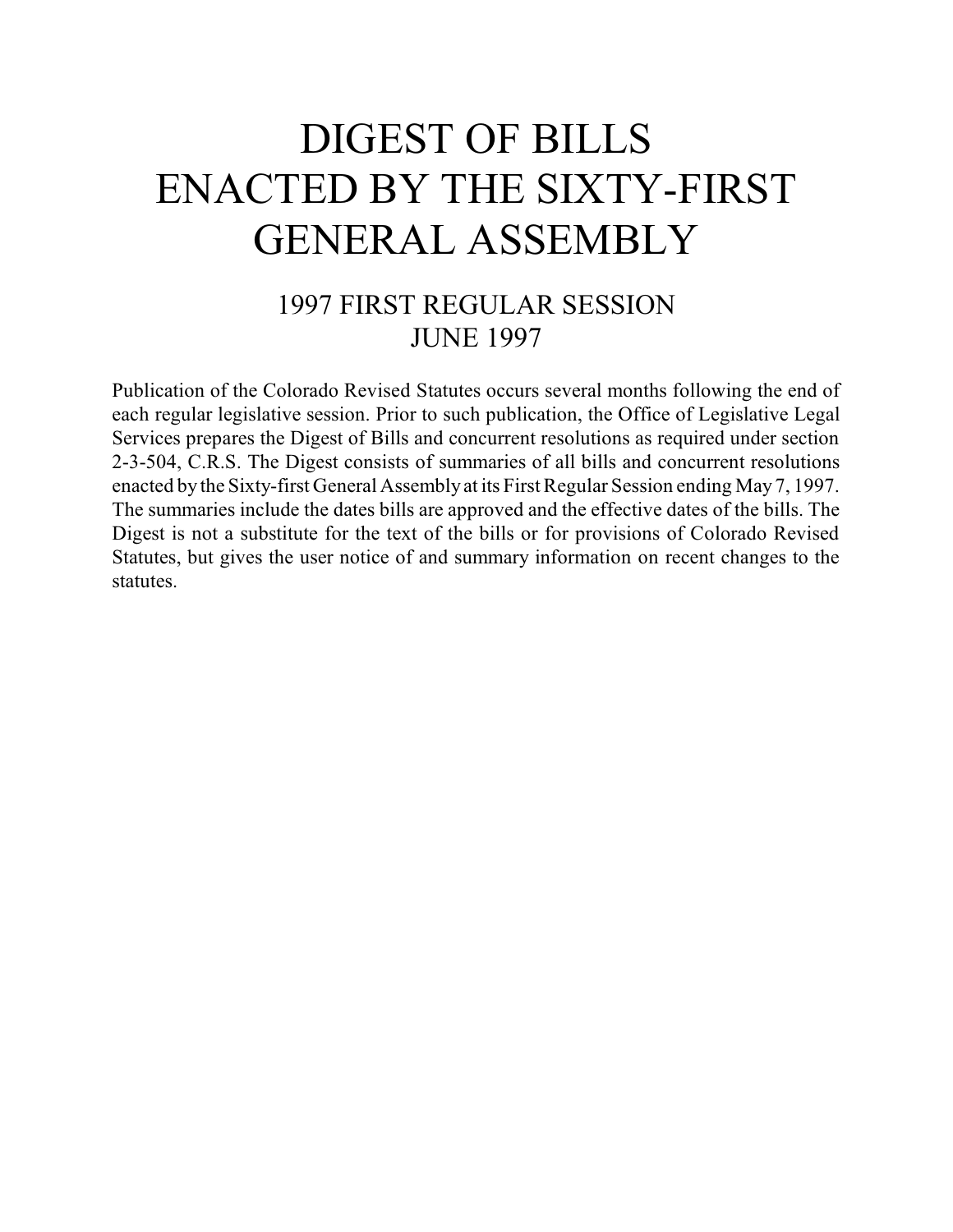# DIGEST OF BILLS ENACTED BY THE SIXTY-FIRST GENERAL ASSEMBLY

## 1997 FIRST REGULAR SESSION JUNE 1997

Publication of the Colorado Revised Statutes occurs several months following the end of each regular legislative session. Prior to such publication, the Office of Legislative Legal Services prepares the Digest of Bills and concurrent resolutions as required under section 2-3-504, C.R.S. The Digest consists of summaries of all bills and concurrent resolutions enacted by the Sixty-first General Assembly at its First Regular Session ending May 7, 1997. The summaries include the dates bills are approved and the effective dates of the bills. The Digest is not a substitute for the text of the bills or for provisions of Colorado Revised Statutes, but gives the user notice of and summary information on recent changes to the statutes.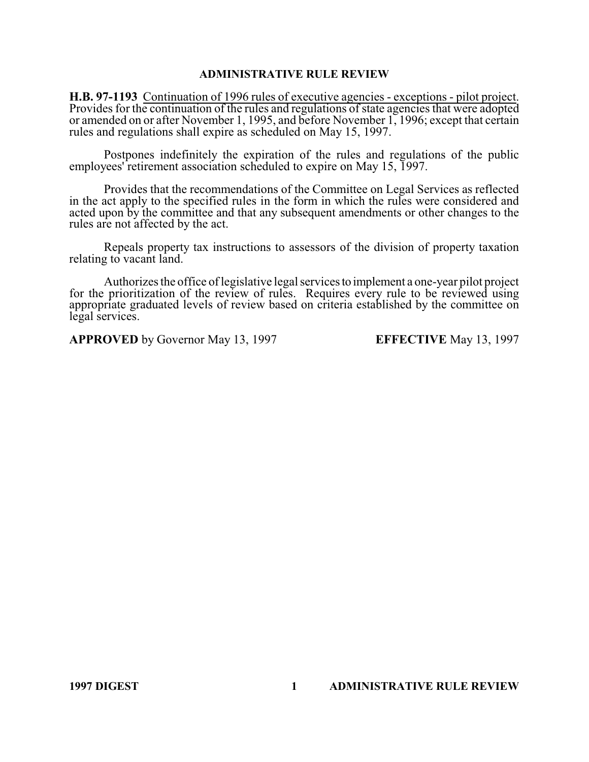# ADMINISTRATIVE RULE REVIEW

**H.B. 97-1193** Continuation of 1996 rules of executive agencies - exceptions - pilot project. Provides for the continuation of the rules and regulations of state agencies that were adopted or amended on or after November 1, 1995, and before November 1, 1996; except that certain rules and regulations shall expire as scheduled on May 15, 1997.

Postpones indefinitely the expiration of the rules and regulations of the public employees' retirement association scheduled to expire on May 15, 1997.

Provides that the recommendations of the Committee on Legal Services as reflected in the act apply to the specified rules in the form in which the rules were considered and acted upon by the committee and that any subsequent amendments or other changes to the rules are not affected by the act.

Repeals property tax instructions to assessors of the division of property taxation relating to vacant land.

Authorizes the office of legislative legal services to implement a one-year pilot project for the prioritization of the review of rules. Requires every rule to be reviewed using appropriate graduated levels of review based on criteria established by the committee on legal services.

**APPROVED** by Governor May 13, 1997 **EFFECTIVE** May 13, 1997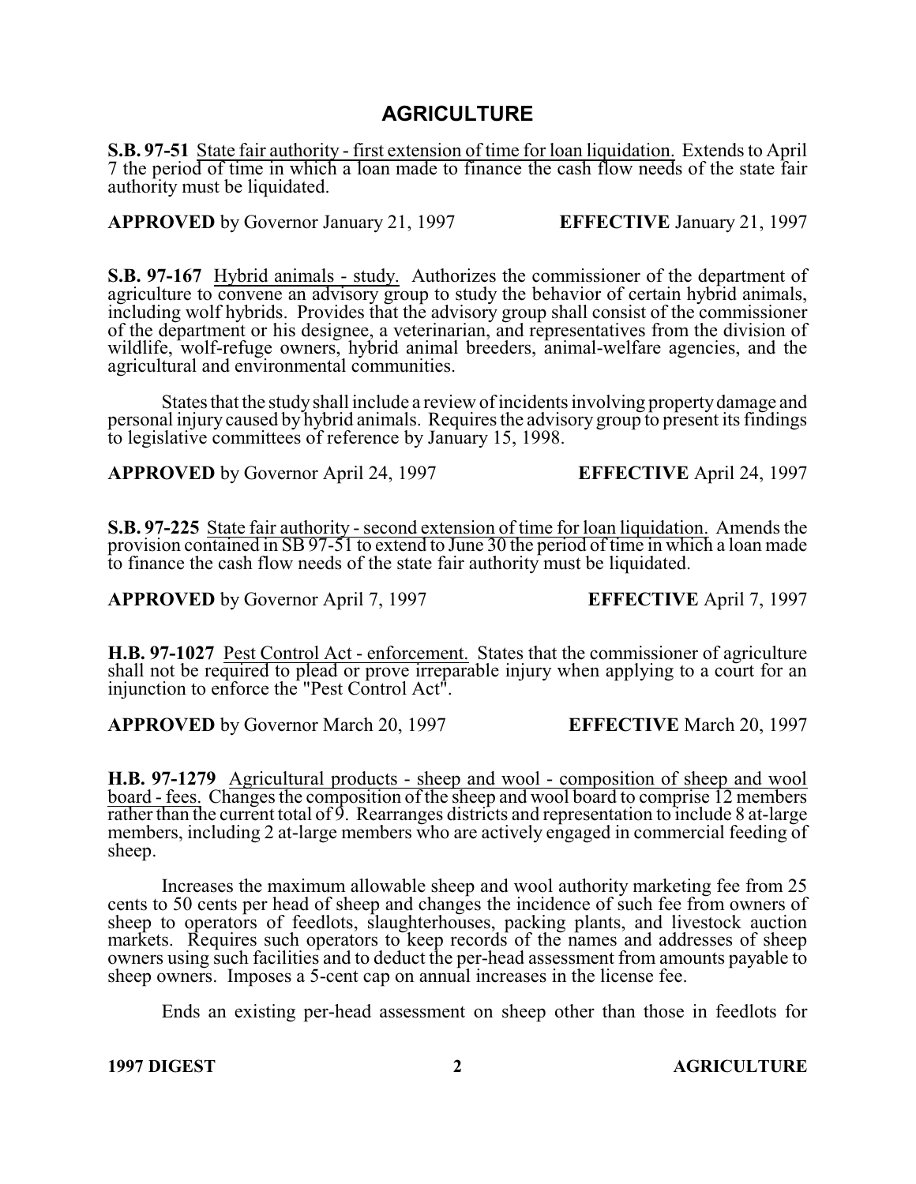# AGRICULTURE

**S.B. 97-51** State fair authority - first extension of time for loan liquidation. Extends to April 7 the period of time in which a loan made to finance the cash flow needs of the state fair authority must be liquidated.

**APPROVED** by Governor January 21, 1997 **EFFECTIVE** January 21, 1997

**S.B. 97-167** Hybrid animals - study. Authorizes the commissioner of the department of agriculture to convene an advisory group to study the behavior of certain hybrid animals, including wolf hybrids. Provides that the advisory group shall consist of the commissioner of the department or his designee, a veterinarian, and representatives from the division of wildlife, wolf-refuge owners, hybrid animal breeders, animal-welfare agencies, and the agricultural and environmental communities.

States that the study shall include a review of incidents involving property damage and personal injury caused by hybrid animals. Requires the advisory group to present its findings to legislative committees of reference by January 15, 1998.

**APPROVED** by Governor April 24, 1997 **EFFECTIVE** April 24, 1997

**S.B. 97-225** State fair authority - second extension of time for loan liquidation. Amends the provision contained in SB 97-51 to extend to June 30 the period of time in which a loan made to finance the cash flow needs of the state fair authority must be liquidated.

**APPROVED** by Governor April 7, 1997 **EFFECTIVE** April 7, 1997

**H.B. 97-1027** Pest Control Act - enforcement. States that the commissioner of agriculture shall not be required to plead or prove irreparable injury when applying to a court for an injunction to enforce the "Pest Control Act".

**APPROVED** by Governor March 20, 1997 **EFFECTIVE** March 20, 1997

**H.B. 97-1279** Agricultural products - sheep and wool - composition of sheep and wool board - fees. Changes the composition of the sheep and wool board to comprise 12 members rather than the current total of 9. Rearranges districts and representation to include 8 at-large members, including 2 at-large members who are actively engaged in commercial feeding of sheep.

Increases the maximum allowable sheep and wool authority marketing fee from 25 cents to 50 cents per head of sheep and changes the incidence of such fee from owners of sheep to operators of feedlots, slaughterhouses, packing plants, and livestock auction markets. Requires such operators to keep records of the names and addresses of sheep owners using such facilities and to deduct the per-head assessment from amounts payable to sheep owners. Imposes a 5-cent cap on annual increases in the license fee.

Ends an existing per-head assessment on sheep other than those in feedlots for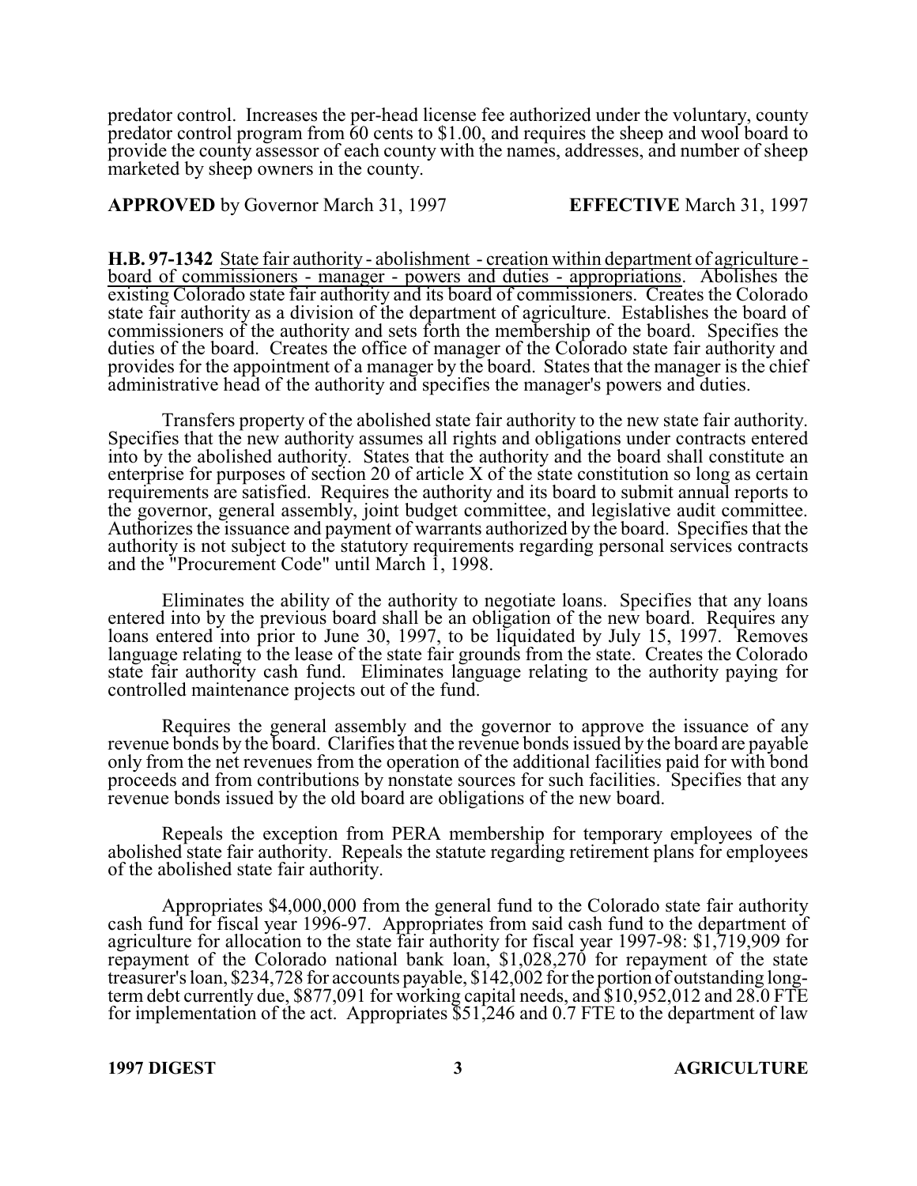predator control. Increases the per-head license fee authorized under the voluntary, county predator control program from 60 cents to $1.00, and requires the sheep and wool board to provide the county assessor of each county with the names, addresses, and number of sheep marketed by sheep owners in the county.

**APPROVED** by Governor March 31, 1997 **EFFECTIVE** March 31, 1997

**H.B. 97-1342** State fair authority - abolishment - creation within department of agriculture - board of commissioners - manager - powers and duties - appropriations. Abolishes the existing Colorado state fair authority and its board of commissioners. Creates the Colorado state fair authority as a division of the department of agriculture. Establishes the board of commissioners of the authority and sets forth the membership of the board. Specifies the duties of the board. Creates the office of manager of the Colorado state fair authority and provides for the appointment of a manager by the board. States that the manager is the chief administrative head of the authority and specifies the manager's powers and duties.

Transfers property of the abolished state fair authority to the new state fair authority. Specifies that the new authority assumes all rights and obligations under contracts entered into by the abolished authority. States that the authority and the board shall constitute an enterprise for purposes of section 20 of article X of the state constitution so long as certain requirements are satisfied. Requires the authority and its board to submit annual reports to the governor, general assembly, joint budget committee, and legislative audit committee. Authorizes the issuance and payment of warrants authorized by the board. Specifies that the authority is not subject to the statutory requirements regarding personal services contracts and the "Procurement Code" until March 1, 1998.

Eliminates the ability of the authority to negotiate loans. Specifies that any loans entered into by the previous board shall be an obligation of the new board. Requires any loans entered into prior to June 30, 1997, to be liquidated by July 15, 1997. Removes language relating to the lease of the state fair grounds from the state. Creates the Colorado state fair authority cash fund. Eliminates language relating to the authority paying for controlled maintenance projects out of the fund.

Requires the general assembly and the governor to approve the issuance of any revenue bonds by the board. Clarifies that the revenue bonds issued by the board are payable only from the net revenues from the operation of the additional facilities paid for with bond proceeds and from contributions by nonstate sources for such facilities. Specifies that any revenue bonds issued by the old board are obligations of the new board.

Repeals the exception from PERA membership for temporary employees of the abolished state fair authority. Repeals the statute regarding retirement plans for employees of the abolished state fair authority.

Appropriates $4,000,000 from the general fund to the Colorado state fair authority cash fund for fiscal year 1996-97. Appropriates from said cash fund to the department of agriculture for allocation to the state fair authority for fiscal year 1997-98: $1,719,909 for repayment of the Colorado national bank loan, $1,028,270 for repayment of the state treasurer's loan, $234,728 for accounts payable, $142,002 for the portion of outstanding long-term debt currently due, $877,091 for working capital needs, and $10,952,012 and 28.0 FTE for implementation of the act. Appropriates $51,246 and 0.7 FTE to the department of law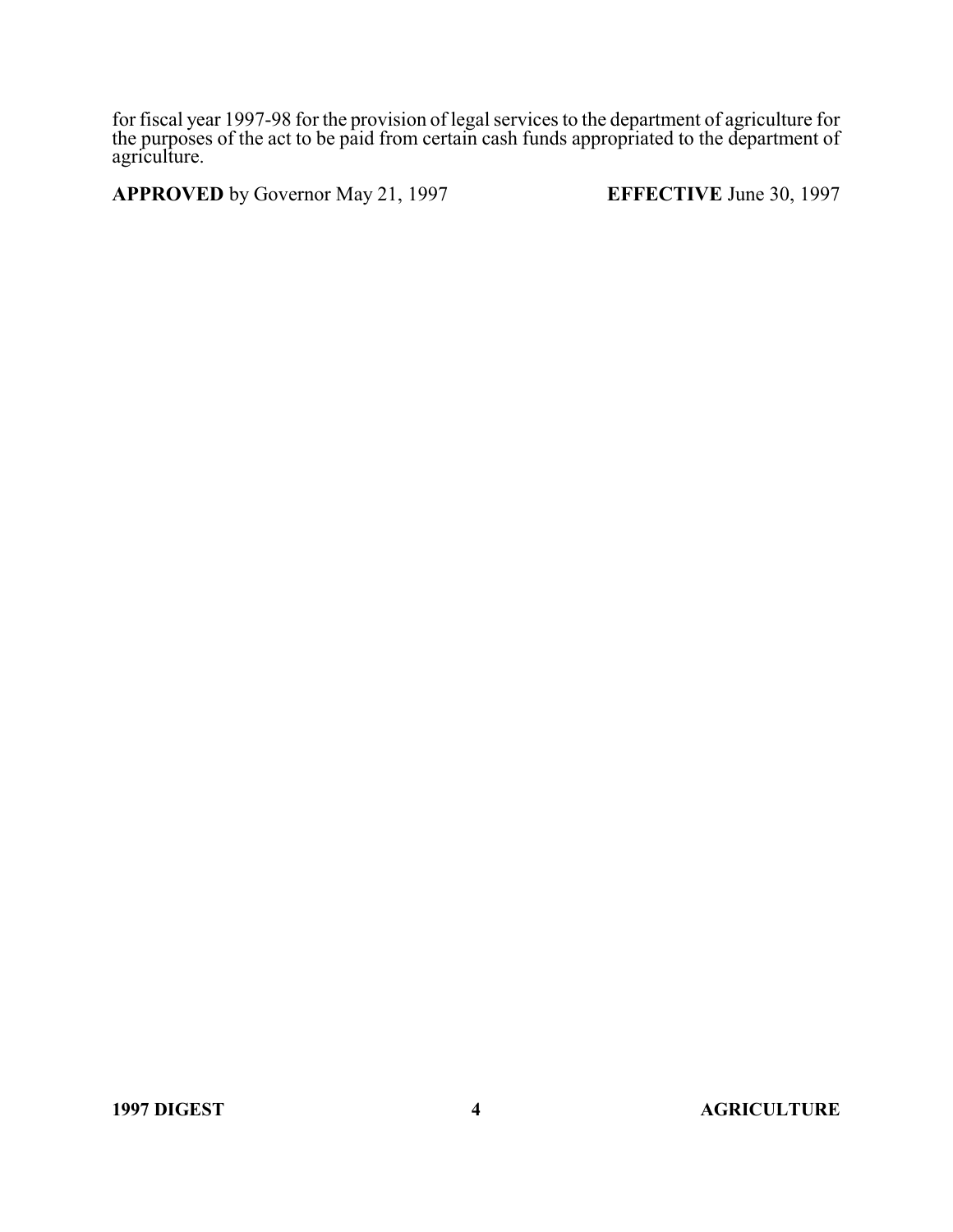for fiscal year 1997-98 for the provision of legal services to the department of agriculture for the purposes of the act to be paid from certain cash funds appropriated to the department of agriculture.

**APPROVED** by Governor May 21, 1997 **EFFECTIVE** June 30, 1997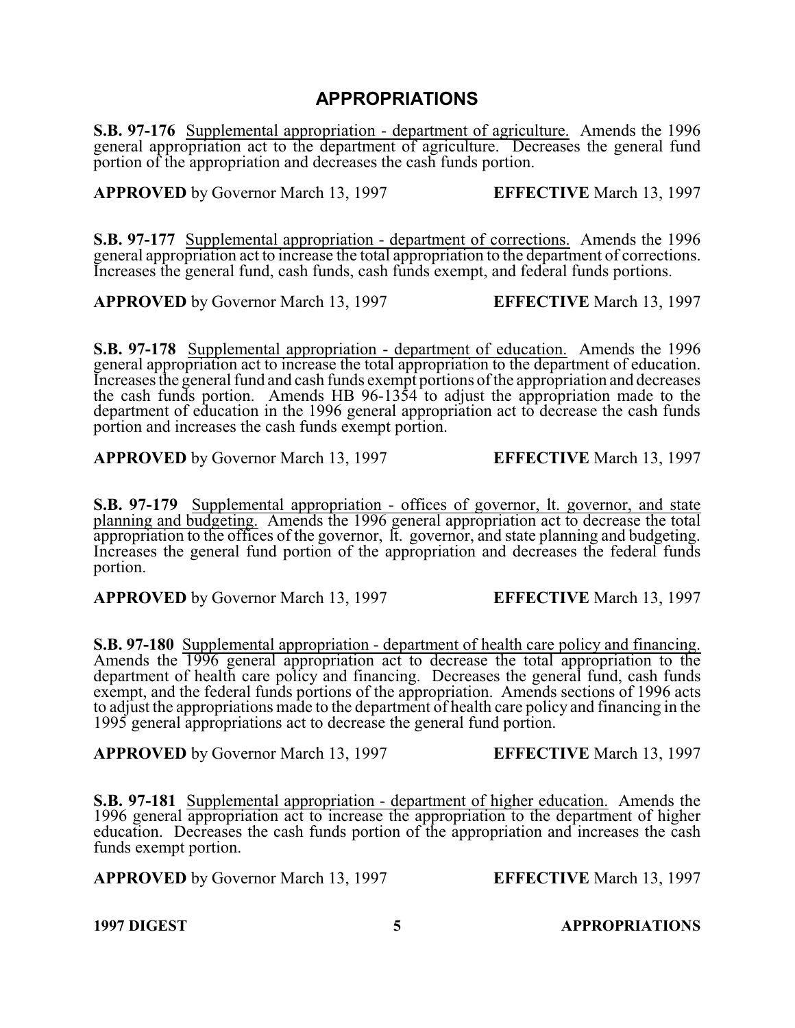# APPROPRIATIONS

**S.B. 97-176** Supplemental appropriation - department of agriculture. Amends the 1996 general appropriation act to the department of agriculture. Decreases the general fund portion of the appropriation and decreases the cash funds portion.

**APPROVED** by Governor March 13, 1997 **EFFECTIVE** March 13, 1997

**S.B. 97-177** Supplemental appropriation - department of corrections. Amends the 1996 general appropriation act to increase the total appropriation to the department of corrections. Increases the general fund, cash funds, cash funds exempt, and federal funds portions.

**APPROVED** by Governor March 13, 1997 **EFFECTIVE** March 13, 1997

**S.B. 97-178** Supplemental appropriation - department of education. Amends the 1996 general appropriation act to increase the total appropriation to the department of education. Increases the general fund and cash funds exempt portions of the appropriation and decreases the cash funds portion. Amends HB 96-1354 to adjust the appropriation made to the department of education in the 1996 general appropriation act to decrease the cash funds portion and increases the cash funds exempt portion.

**APPROVED** by Governor March 13, 1997 **EFFECTIVE** March 13, 1997

**S.B. 97-179** Supplemental appropriation - offices of governor, lt. governor, and state planning and budgeting. Amends the 1996 general appropriation act to decrease the total appropriation to the offices of the governor, lt. governor, and state planning and budgeting. Increases the general fund portion of the appropriation and decreases the federal funds portion.

**APPROVED** by Governor March 13, 1997 **EFFECTIVE** March 13, 1997

**S.B. 97-180** Supplemental appropriation - department of health care policy and financing. Amends the 1996 general appropriation act to decrease the total appropriation to the department of health care policy and financing. Decreases the general fund, cash funds exempt, and the federal funds portions of the appropriation. Amends sections of 1996 acts to adjust the appropriations made to the department of health care policy and financing in the 1995 general appropriations act to decrease the general fund portion.

**APPROVED** by Governor March 13, 1997 **EFFECTIVE** March 13, 1997

**S.B. 97-181** Supplemental appropriation - department of higher education. Amends the 1996 general appropriation act to increase the appropriation to the department of higher education. Decreases the cash funds portion of the appropriation and increases the cash funds exempt portion.

**APPROVED** by Governor March 13, 1997 **EFFECTIVE** March 13, 1997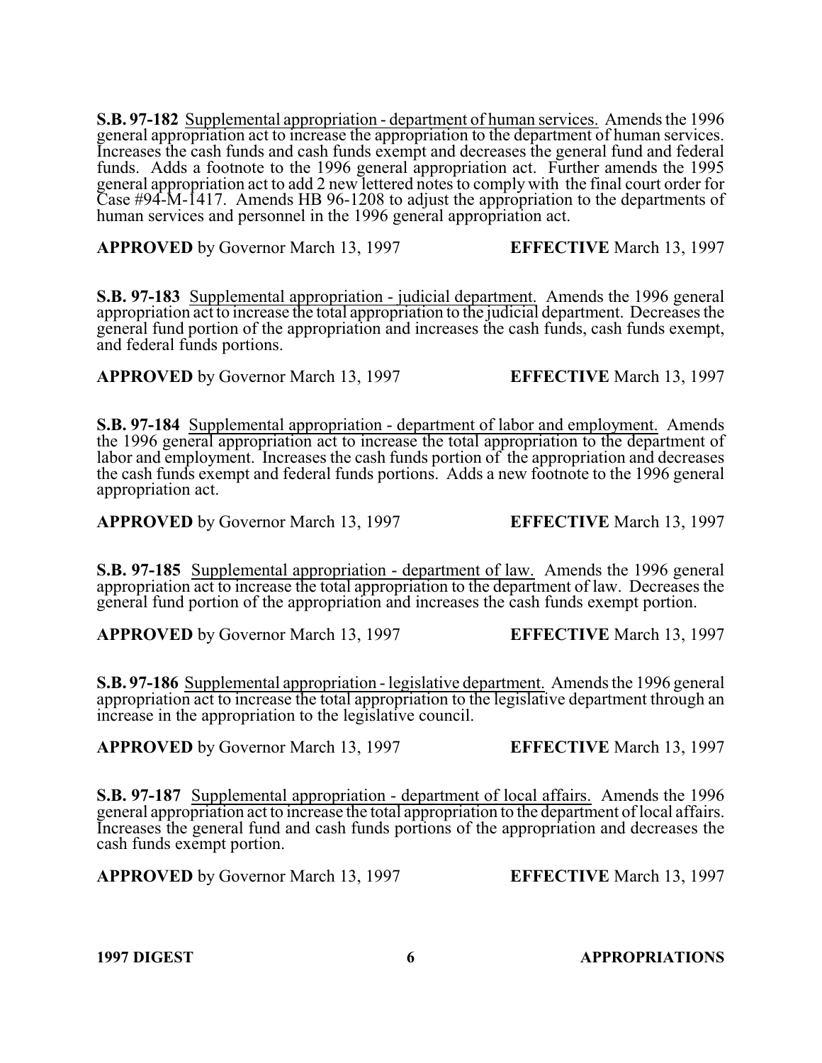**S.B. 97-182** Supplemental appropriation - department of human services. Amends the 1996 general appropriation act to increase the appropriation to the department of human services. Increases the cash funds and cash funds exempt and decreases the general fund and federal funds. Adds a footnote to the 1996 general appropriation act. Further amends the 1995 general appropriation act to add 2 new lettered notes to comply with the final court order for Case #94-M-1417. Amends HB 96-1208 to adjust the appropriation to the departments of human services and personnel in the 1996 general appropriation act.

**APPROVED** by Governor March 13, 1997 **EFFECTIVE** March 13, 1997

**S.B. 97-183** Supplemental appropriation - judicial department. Amends the 1996 general appropriation act to increase the total appropriation to the judicial department. Decreases the general fund portion of the appropriation and increases the cash funds, cash funds exempt, and federal funds portions.

**APPROVED** by Governor March 13, 1997 **EFFECTIVE** March 13, 1997

**S.B. 97-184** Supplemental appropriation - department of labor and employment. Amends the 1996 general appropriation act to increase the total appropriation to the department of labor and employment. Increases the cash funds portion of the appropriation and decreases the cash funds exempt and federal funds portions. Adds a new footnote to the 1996 general appropriation act.

**APPROVED** by Governor March 13, 1997 **EFFECTIVE** March 13, 1997

**S.B. 97-185** Supplemental appropriation - department of law. Amends the 1996 general appropriation act to increase the total appropriation to the department of law. Decreases the general fund portion of the appropriation and increases the cash funds exempt portion.

**APPROVED** by Governor March 13, 1997 **EFFECTIVE** March 13, 1997

**S.B. 97-186** Supplemental appropriation - legislative department. Amends the 1996 general appropriation act to increase the total appropriation to the legislative department through an increase in the appropriation to the legislative council.

**APPROVED** by Governor March 13, 1997 **EFFECTIVE** March 13, 1997

**S.B. 97-187** Supplemental appropriation - department of local affairs. Amends the 1996 general appropriation act to increase the total appropriation to the department of local affairs. Increases the general fund and cash funds portions of the appropriation and decreases the cash funds exempt portion.

**APPROVED** by Governor March 13, 1997 **EFFECTIVE** March 13, 1997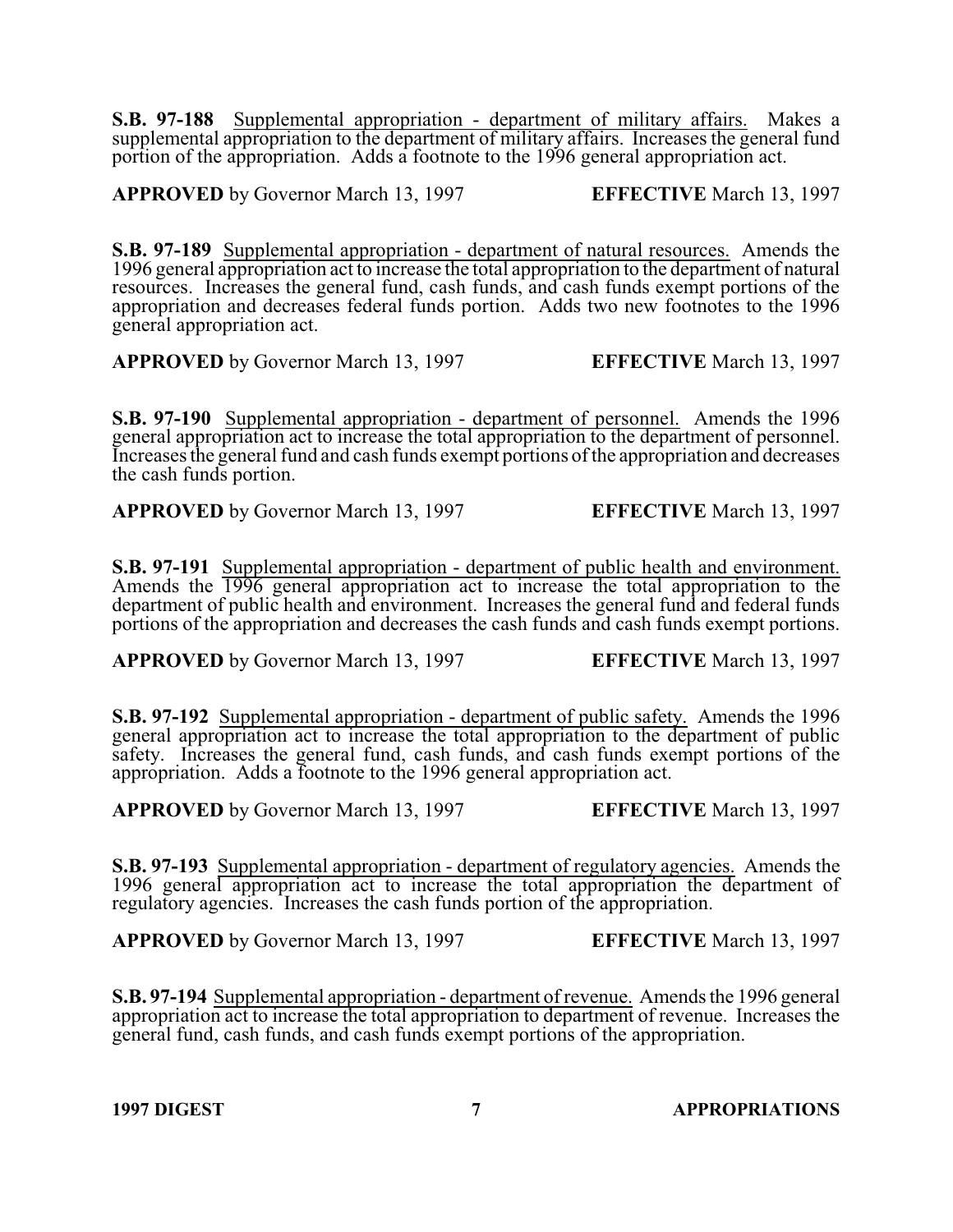**S.B. 97-188** Supplemental appropriation - department of military affairs. Makes a supplemental appropriation to the department of military affairs. Increases the general fund portion of the appropriation. Adds a footnote to the 1996 general appropriation act.

**APPROVED** by Governor March 13, 1997 **EFFECTIVE** March 13, 1997

**S.B. 97-189** Supplemental appropriation - department of natural resources. Amends the 1996 general appropriation act to increase the total appropriation to the department of natural resources. Increases the general fund, cash funds, and cash funds exempt portions of the appropriation and decreases federal funds portion. Adds two new footnotes to the 1996 general appropriation act.

**APPROVED** by Governor March 13, 1997 **EFFECTIVE** March 13, 1997

**S.B. 97-190** Supplemental appropriation - department of personnel. Amends the 1996 general appropriation act to increase the total appropriation to the department of personnel. Increases the general fund and cash funds exempt portions of the appropriation and decreases the cash funds portion.

**APPROVED** by Governor March 13, 1997 **EFFECTIVE** March 13, 1997

**S.B. 97-191** Supplemental appropriation - department of public health and environment. Amends the 1996 general appropriation act to increase the total appropriation to the department of public health and environment. Increases the general fund and federal funds portions of the appropriation and decreases the cash funds and cash funds exempt portions.

**APPROVED** by Governor March 13, 1997 **EFFECTIVE** March 13, 1997

**S.B. 97-192** Supplemental appropriation - department of public safety. Amends the 1996 general appropriation act to increase the total appropriation to the department of public safety. Increases the general fund, cash funds, and cash funds exempt portions of the appropriation. Adds a footnote to the 1996 general appropriation act.

**APPROVED** by Governor March 13, 1997 **EFFECTIVE** March 13, 1997

**S.B. 97-193** Supplemental appropriation - department of regulatory agencies. Amends the 1996 general appropriation act to increase the total appropriation the department of regulatory agencies. Increases the cash funds portion of the appropriation.

**APPROVED** by Governor March 13, 1997 **EFFECTIVE** March 13, 1997

**S.B. 97-194** Supplemental appropriation - department of revenue. Amends the 1996 general appropriation act to increase the total appropriation to department of revenue. Increases the general fund, cash funds, and cash funds exempt portions of the appropriation.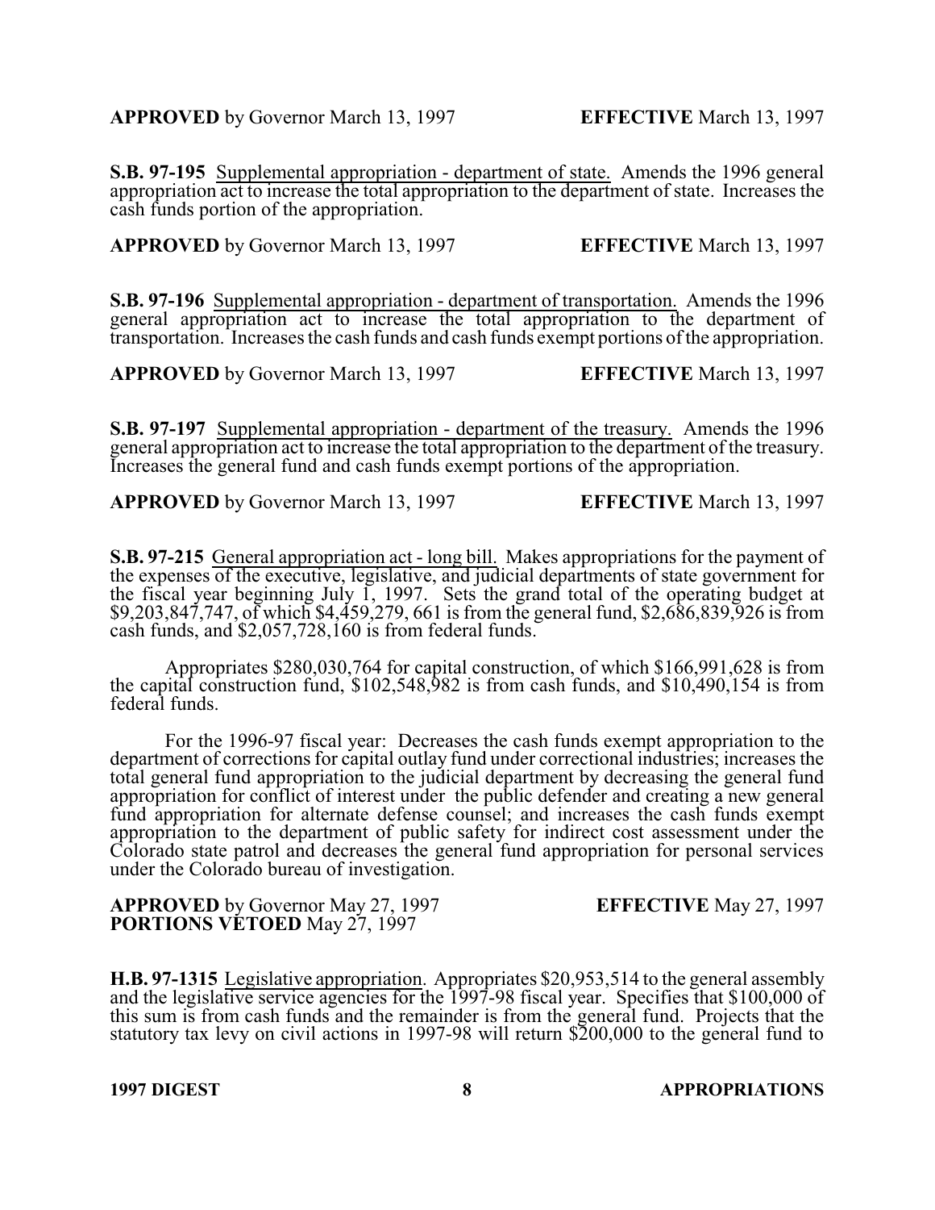**APPROVED** by Governor March 13, 1997 **EFFECTIVE** March 13, 1997

**S.B. 97-195** Supplemental appropriation - department of state. Amends the 1996 general appropriation act to increase the total appropriation to the department of state. Increases the cash funds portion of the appropriation.

**APPROVED** by Governor March 13, 1997 **EFFECTIVE** March 13, 1997

**S.B. 97-196** Supplemental appropriation - department of transportation. Amends the 1996 general appropriation act to increase the total appropriation to the department of transportation. Increases the cash funds and cash funds exempt portions of the appropriation.

**APPROVED** by Governor March 13, 1997 **EFFECTIVE** March 13, 1997

**S.B. 97-197** Supplemental appropriation - department of the treasury. Amends the 1996 general appropriation act to increase the total appropriation to the department of the treasury. Increases the general fund and cash funds exempt portions of the appropriation.

**APPROVED** by Governor March 13, 1997 **EFFECTIVE** March 13, 1997

**S.B. 97-215** General appropriation act - long bill. Makes appropriations for the payment of the expenses of the executive, legislative, and judicial departments of state government for the fiscal year beginning July 1, 1997. Sets the grand total of the operating budget at $9,203,847,747, of which $4,459,279, 661 is from the general fund, $2,686,839,926 is from cash funds, and $2,057,728,160 is from federal funds.

Appropriates $280,030,764 for capital construction, of which $166,991,628 is from the capital construction fund, $102,548,982 is from cash funds, and $10,490,154 is from federal funds.

For the 1996-97 fiscal year: Decreases the cash funds exempt appropriation to the department of corrections for capital outlay fund under correctional industries; increases the total general fund appropriation to the judicial department by decreasing the general fund appropriation for conflict of interest under the public defender and creating a new general fund appropriation for alternate defense counsel; and increases the cash funds exempt appropriation to the department of public safety for indirect cost assessment under the Colorado state patrol and decreases the general fund appropriation for personal services under the Colorado bureau of investigation.

**APPROVED** by Governor May 27, 1997 **EFFECTIVE** May 27, 1997
**PORTIONS VETOED** May 27, 1997

**H.B. 97-1315** Legislative appropriation. Appropriates $20,953,514 to the general assembly and the legislative service agencies for the 1997-98 fiscal year. Specifies that $100,000 of this sum is from cash funds and the remainder is from the general fund. Projects that the statutory tax levy on civil actions in 1997-98 will return $200,000 to the general fund to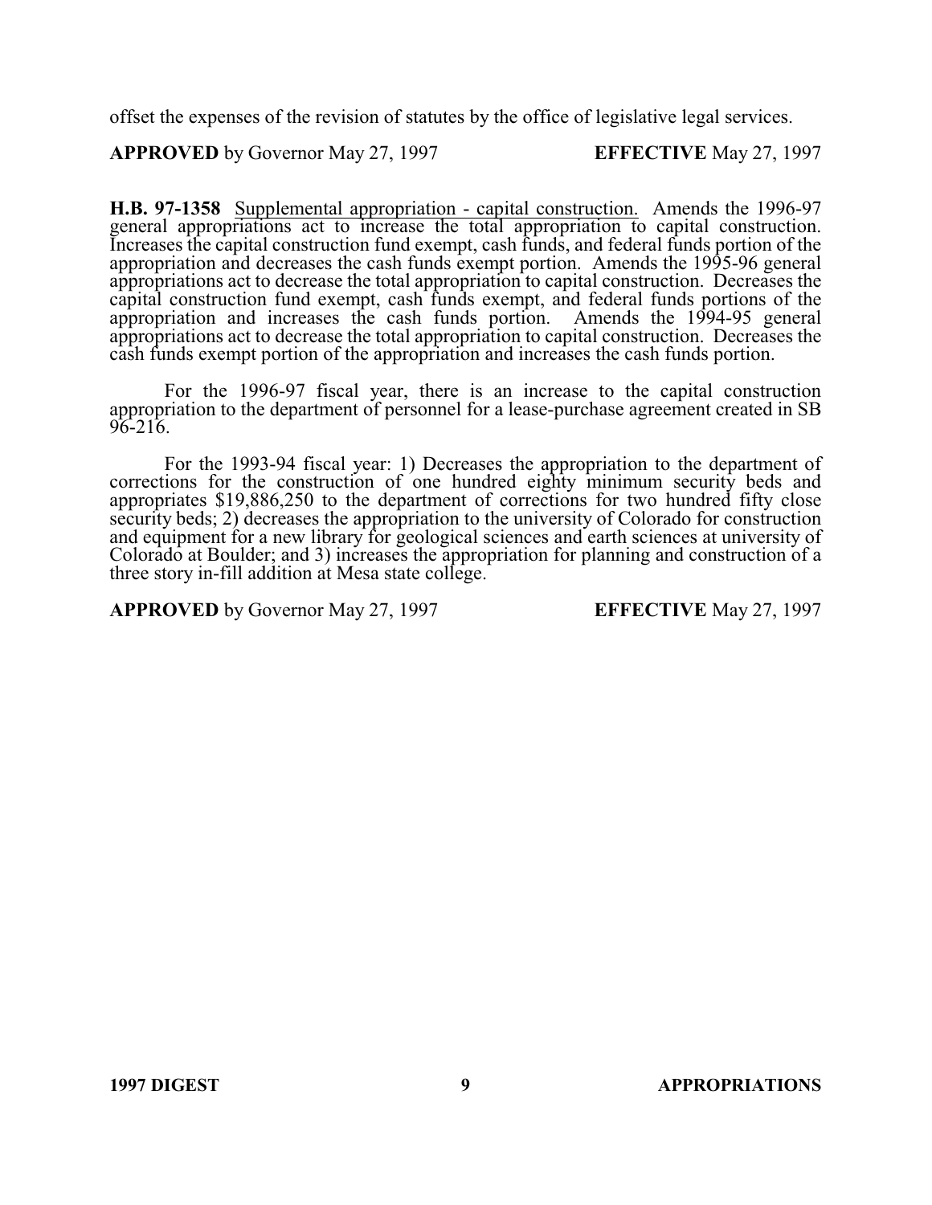offset the expenses of the revision of statutes by the office of legislative legal services.

**APPROVED** by Governor May 27, 1997 **EFFECTIVE** May 27, 1997

**H.B. 97-1358** Supplemental appropriation - capital construction. Amends the 1996-97 general appropriations act to increase the total appropriation to capital construction. Increases the capital construction fund exempt, cash funds, and federal funds portion of the appropriation and decreases the cash funds exempt portion. Amends the 1995-96 general appropriations act to decrease the total appropriation to capital construction. Decreases the capital construction fund exempt, cash funds exempt, and federal funds portions of the appropriation and increases the cash funds portion. Amends the 1994-95 general appropriations act to decrease the total appropriation to capital construction. Decreases the cash funds exempt portion of the appropriation and increases the cash funds portion.

For the 1996-97 fiscal year, there is an increase to the capital construction appropriation to the department of personnel for a lease-purchase agreement created in SB 96-216.

For the 1993-94 fiscal year: 1) Decreases the appropriation to the department of corrections for the construction of one hundred eighty minimum security beds and appropriates $19,886,250 to the department of corrections for two hundred fifty close security beds; 2) decreases the appropriation to the university of Colorado for construction and equipment for a new library for geological sciences and earth sciences at university of Colorado at Boulder; and 3) increases the appropriation for planning and construction of a three story in-fill addition at Mesa state college.

**APPROVED** by Governor May 27, 1997 **EFFECTIVE** May 27, 1997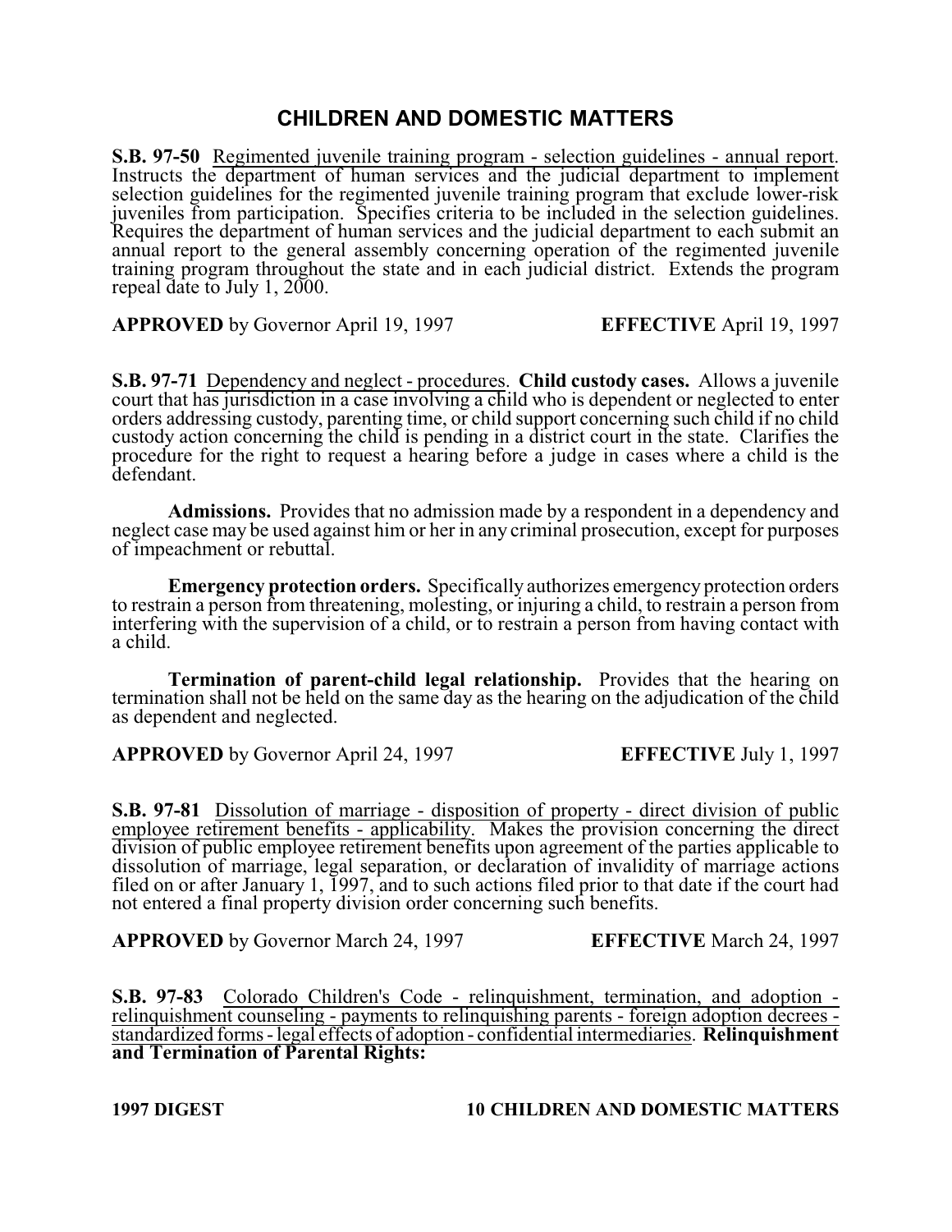# CHILDREN AND DOMESTIC MATTERS

**S.B. 97-50** Regimented juvenile training program - selection guidelines - annual report. Instructs the department of human services and the judicial department to implement selection guidelines for the regimented juvenile training program that exclude lower-risk juveniles from participation. Specifies criteria to be included in the selection guidelines. Requires the department of human services and the judicial department to each submit an annual report to the general assembly concerning operation of the regimented juvenile training program throughout the state and in each judicial district. Extends the program repeal date to July 1, 2000.

**APPROVED** by Governor April 19, 1997 **EFFECTIVE** April 19, 1997

**S.B. 97-71** Dependency and neglect - procedures. **Child custody cases.** Allows a juvenile court that has jurisdiction in a case involving a child who is dependent or neglected to enter orders addressing custody, parenting time, or child support concerning such child if no child custody action concerning the child is pending in a district court in the state. Clarifies the procedure for the right to request a hearing before a judge in cases where a child is the defendant.

**Admissions.** Provides that no admission made by a respondent in a dependency and neglect case may be used against him or her in any criminal prosecution, except for purposes of impeachment or rebuttal.

**Emergency protection orders.** Specifically authorizes emergency protection orders to restrain a person from threatening, molesting, or injuring a child, to restrain a person from interfering with the supervision of a child, or to restrain a person from having contact with a child.

**Termination of parent-child legal relationship.** Provides that the hearing on termination shall not be held on the same day as the hearing on the adjudication of the child as dependent and neglected.

**APPROVED** by Governor April 24, 1997 **EFFECTIVE** July 1, 1997

**S.B. 97-81** Dissolution of marriage - disposition of property - direct division of public employee retirement benefits - applicability. Makes the provision concerning the direct division of public employee retirement benefits upon agreement of the parties applicable to dissolution of marriage, legal separation, or declaration of invalidity of marriage actions filed on or after January 1, 1997, and to such actions filed prior to that date if the court had not entered a final property division order concerning such benefits.

**APPROVED** by Governor March 24, 1997 **EFFECTIVE** March 24, 1997

**S.B. 97-83** Colorado Children's Code - relinquishment, termination, and adoption - relinquishment counseling - payments to relinquishing parents - foreign adoption decrees - standardized forms - legal effects of adoption - confidential intermediaries. **Relinquishment and Termination of Parental Rights:**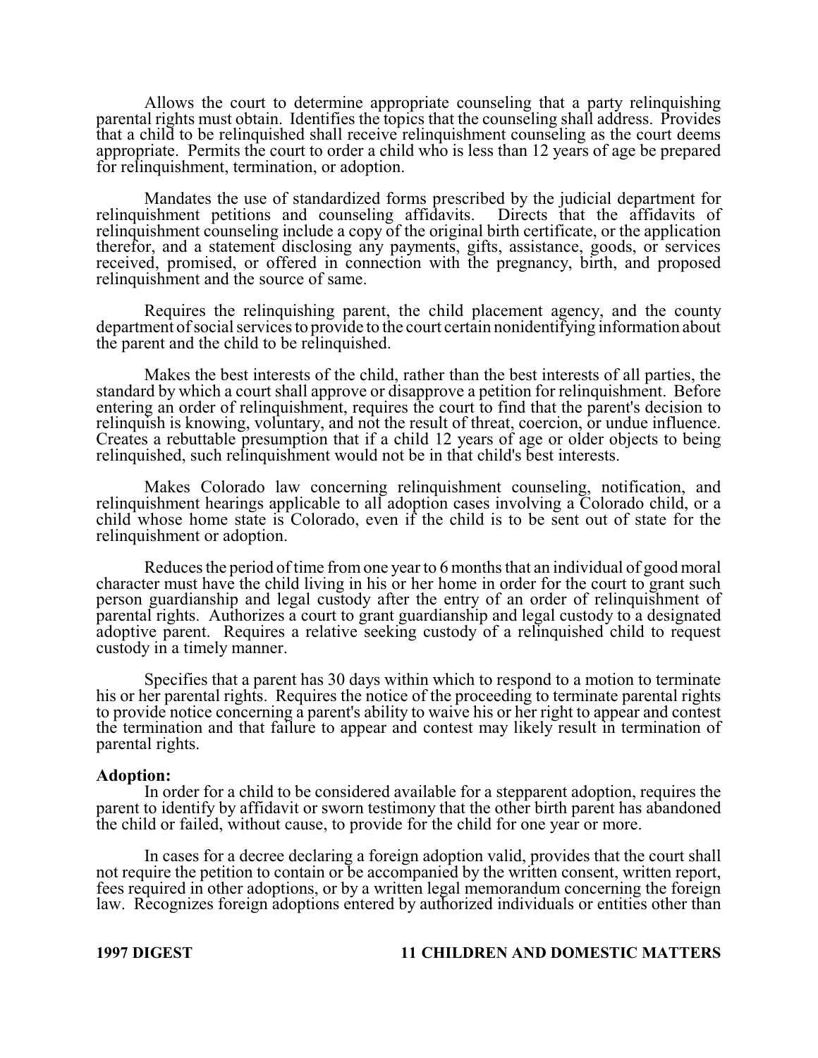Allows the court to determine appropriate counseling that a party relinquishing parental rights must obtain. Identifies the topics that the counseling shall address. Provides that a child to be relinquished shall receive relinquishment counseling as the court deems appropriate. Permits the court to order a child who is less than 12 years of age be prepared for relinquishment, termination, or adoption.

Mandates the use of standardized forms prescribed by the judicial department for relinquishment petitions and counseling affidavits. Directs that the affidavits of relinquishment counseling include a copy of the original birth certificate, or the application therefor, and a statement disclosing any payments, gifts, assistance, goods, or services received, promised, or offered in connection with the pregnancy, birth, and proposed relinquishment and the source of same.

Requires the relinquishing parent, the child placement agency, and the county department of social services to provide to the court certain nonidentifying information about the parent and the child to be relinquished.

Makes the best interests of the child, rather than the best interests of all parties, the standard by which a court shall approve or disapprove a petition for relinquishment. Before entering an order of relinquishment, requires the court to find that the parent's decision to relinquish is knowing, voluntary, and not the result of threat, coercion, or undue influence. Creates a rebuttable presumption that if a child 12 years of age or older objects to being relinquished, such relinquishment would not be in that child's best interests.

Makes Colorado law concerning relinquishment counseling, notification, and relinquishment hearings applicable to all adoption cases involving a Colorado child, or a child whose home state is Colorado, even if the child is to be sent out of state for the relinquishment or adoption.

Reduces the period of time from one year to 6 months that an individual of good moral character must have the child living in his or her home in order for the court to grant such person guardianship and legal custody after the entry of an order of relinquishment of parental rights. Authorizes a court to grant guardianship and legal custody to a designated adoptive parent. Requires a relative seeking custody of a relinquished child to request custody in a timely manner.

Specifies that a parent has 30 days within which to respond to a motion to terminate his or her parental rights. Requires the notice of the proceeding to terminate parental rights to provide notice concerning a parent's ability to waive his or her right to appear and contest the termination and that failure to appear and contest may likely result in termination of parental rights.

**Adoption:**

In order for a child to be considered available for a stepparent adoption, requires the parent to identify by affidavit or sworn testimony that the other birth parent has abandoned the child or failed, without cause, to provide for the child for one year or more.

In cases for a decree declaring a foreign adoption valid, provides that the court shall not require the petition to contain or be accompanied by the written consent, written report, fees required in other adoptions, or by a written legal memorandum concerning the foreign law. Recognizes foreign adoptions entered by authorized individuals or entities other than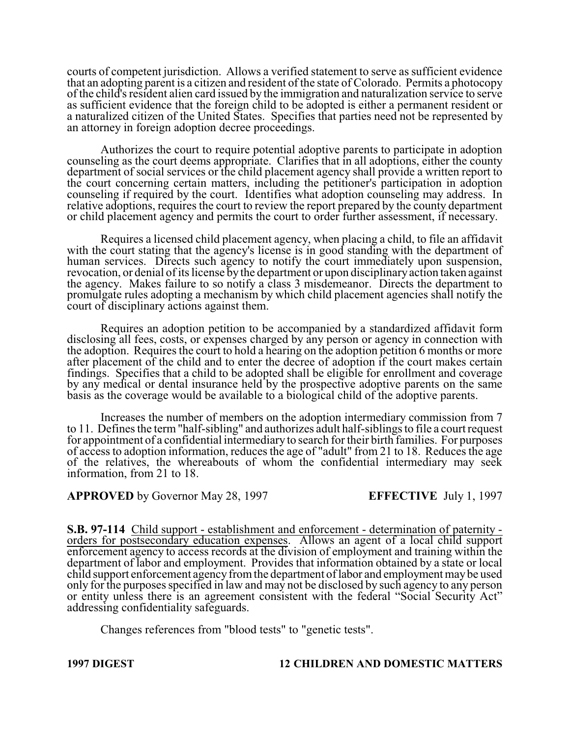courts of competent jurisdiction. Allows a verified statement to serve as sufficient evidence that an adopting parent is a citizen and resident of the state of Colorado. Permits a photocopy of the child's resident alien card issued by the immigration and naturalization service to serve as sufficient evidence that the foreign child to be adopted is either a permanent resident or a naturalized citizen of the United States. Specifies that parties need not be represented by an attorney in foreign adoption decree proceedings.

Authorizes the court to require potential adoptive parents to participate in adoption counseling as the court deems appropriate. Clarifies that in all adoptions, either the county department of social services or the child placement agency shall provide a written report to the court concerning certain matters, including the petitioner's participation in adoption counseling if required by the court. Identifies what adoption counseling may address. In relative adoptions, requires the court to review the report prepared by the county department or child placement agency and permits the court to order further assessment, if necessary.

Requires a licensed child placement agency, when placing a child, to file an affidavit with the court stating that the agency's license is in good standing with the department of human services. Directs such agency to notify the court immediately upon suspension, revocation, or denial of its license by the department or upon disciplinary action taken against the agency. Makes failure to so notify a class 3 misdemeanor. Directs the department to promulgate rules adopting a mechanism by which child placement agencies shall notify the court of disciplinary actions against them.

Requires an adoption petition to be accompanied by a standardized affidavit form disclosing all fees, costs, or expenses charged by any person or agency in connection with the adoption. Requires the court to hold a hearing on the adoption petition 6 months or more after placement of the child and to enter the decree of adoption if the court makes certain findings. Specifies that a child to be adopted shall be eligible for enrollment and coverage by any medical or dental insurance held by the prospective adoptive parents on the same basis as the coverage would be available to a biological child of the adoptive parents.

Increases the number of members on the adoption intermediary commission from 7 to 11. Defines the term "half-sibling" and authorizes adult half-siblings to file a court request for appointment of a confidential intermediary to search for their birth families. For purposes of access to adoption information, reduces the age of "adult" from 21 to 18. Reduces the age of the relatives, the whereabouts of whom the confidential intermediary may seek information, from 21 to 18.

**APPROVED** by Governor May 28, 1997 **EFFECTIVE** July 1, 1997

**S.B. 97-114** Child support - establishment and enforcement - determination of paternity - orders for postsecondary education expenses. Allows an agent of a local child support enforcement agency to access records at the division of employment and training within the department of labor and employment. Provides that information obtained by a state or local child support enforcement agency from the department of labor and employment may be used only for the purposes specified in law and may not be disclosed by such agency to any person or entity unless there is an agreement consistent with the federal "Social Security Act" addressing confidentiality safeguards.

Changes references from "blood tests" to "genetic tests".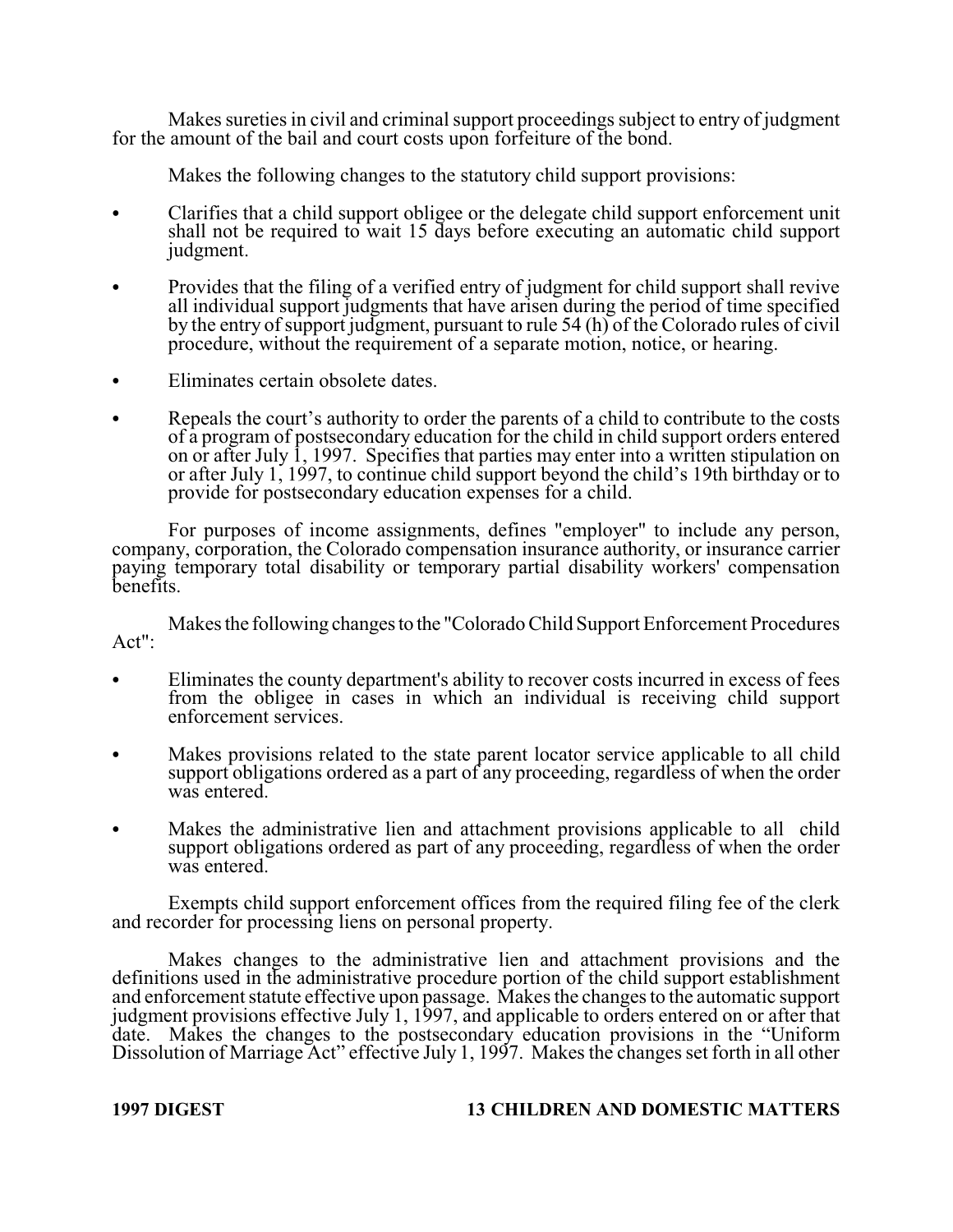Makes sureties in civil and criminal support proceedings subject to entry of judgment for the amount of the bail and court costs upon forfeiture of the bond.

Makes the following changes to the statutory child support provisions:

- Clarifies that a child support obligee or the delegate child support enforcement unit shall not be required to wait 15 days before executing an automatic child support judgment.
- Provides that the filing of a verified entry of judgment for child support shall revive all individual support judgments that have arisen during the period of time specified by the entry of support judgment, pursuant to rule 54 (h) of the Colorado rules of civil procedure, without the requirement of a separate motion, notice, or hearing.
- Eliminates certain obsolete dates.
- Repeals the court's authority to order the parents of a child to contribute to the costs of a program of postsecondary education for the child in child support orders entered on or after July 1, 1997. Specifies that parties may enter into a written stipulation on or after July 1, 1997, to continue child support beyond the child's 19th birthday or to provide for postsecondary education expenses for a child.

For purposes of income assignments, defines "employer" to include any person, company, corporation, the Colorado compensation insurance authority, or insurance carrier paying temporary total disability or temporary partial disability workers' compensation benefits.

Makes the following changes to the "Colorado Child Support Enforcement Procedures Act":

- Eliminates the county department's ability to recover costs incurred in excess of fees from the obligee in cases in which an individual is receiving child support enforcement services.
- Makes provisions related to the state parent locator service applicable to all child support obligations ordered as a part of any proceeding, regardless of when the order was entered.
- Makes the administrative lien and attachment provisions applicable to all child support obligations ordered as part of any proceeding, regardless of when the order was entered.

Exempts child support enforcement offices from the required filing fee of the clerk and recorder for processing liens on personal property.

Makes changes to the administrative lien and attachment provisions and the definitions used in the administrative procedure portion of the child support establishment and enforcement statute effective upon passage. Makes the changes to the automatic support judgment provisions effective July 1, 1997, and applicable to orders entered on or after that date. Makes the changes to the postsecondary education provisions in the "Uniform Dissolution of Marriage Act" effective July 1, 1997. Makes the changes set forth in all other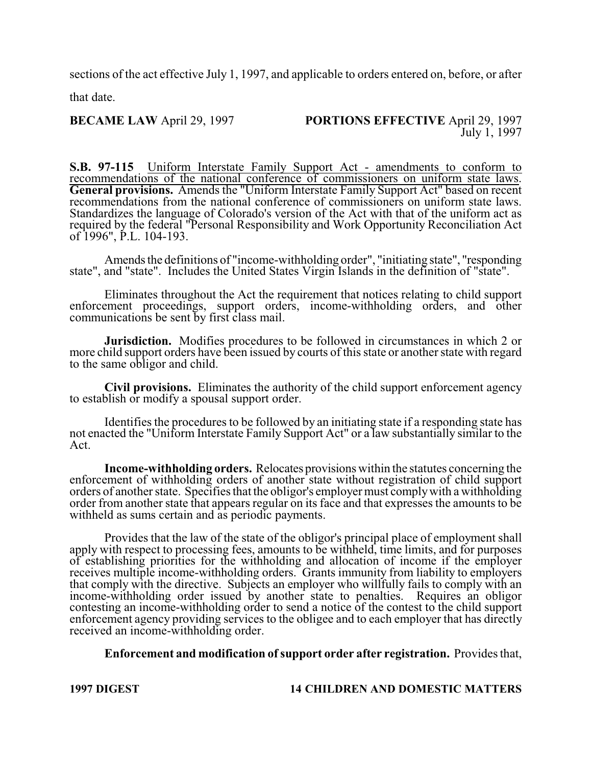sections of the act effective July 1, 1997, and applicable to orders entered on, before, or after that date.

**BECAME LAW** April 29, 1997 **PORTIONS EFFECTIVE** April 29, 1997
July 1, 1997

**S.B. 97-115** Uniform Interstate Family Support Act - amendments to conform to recommendations of the national conference of commissioners on uniform state laws. **General provisions.** Amends the "Uniform Interstate Family Support Act" based on recent recommendations from the national conference of commissioners on uniform state laws. Standardizes the language of Colorado's version of the Act with that of the uniform act as required by the federal "Personal Responsibility and Work Opportunity Reconciliation Act of 1996", P.L. 104-193.

Amends the definitions of "income-withholding order", "initiating state", "responding state", and "state". Includes the United States Virgin Islands in the definition of "state".

Eliminates throughout the Act the requirement that notices relating to child support enforcement proceedings, support orders, income-withholding orders, and other communications be sent by first class mail.

**Jurisdiction.** Modifies procedures to be followed in circumstances in which 2 or more child support orders have been issued by courts of this state or another state with regard to the same obligor and child.

**Civil provisions.** Eliminates the authority of the child support enforcement agency to establish or modify a spousal support order.

Identifies the procedures to be followed by an initiating state if a responding state has not enacted the "Uniform Interstate Family Support Act" or a law substantially similar to the Act.

**Income-withholding orders.** Relocates provisions within the statutes concerning the enforcement of withholding orders of another state without registration of child support orders of another state. Specifies that the obligor's employer must comply with a withholding order from another state that appears regular on its face and that expresses the amounts to be withheld as sums certain and as periodic payments.

Provides that the law of the state of the obligor's principal place of employment shall apply with respect to processing fees, amounts to be withheld, time limits, and for purposes of establishing priorities for the withholding and allocation of income if the employer receives multiple income-withholding orders. Grants immunity from liability to employers that comply with the directive. Subjects an employer who willfully fails to comply with an income-withholding order issued by another state to penalties. Requires an obligor contesting an income-withholding order to send a notice of the contest to the child support enforcement agency providing services to the obligee and to each employer that has directly received an income-withholding order.

**Enforcement and modification of support order after registration.** Provides that,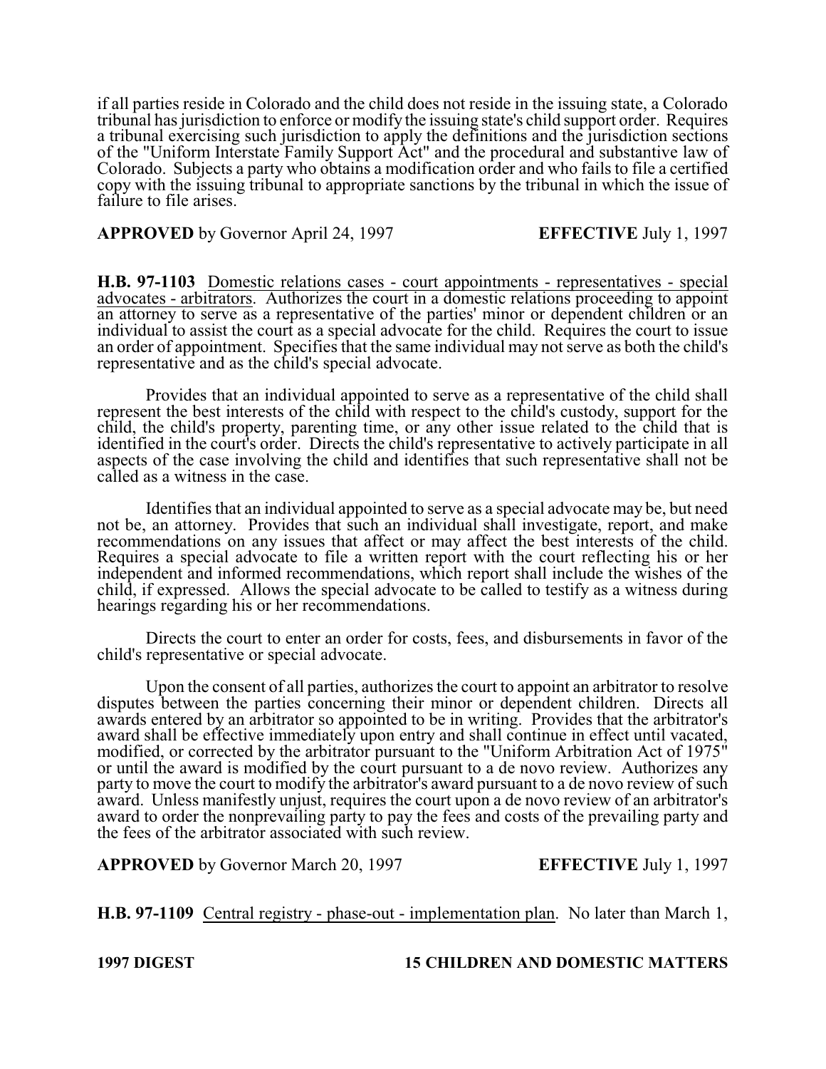if all parties reside in Colorado and the child does not reside in the issuing state, a Colorado tribunal has jurisdiction to enforce or modify the issuing state's child support order. Requires a tribunal exercising such jurisdiction to apply the definitions and the jurisdiction sections of the "Uniform Interstate Family Support Act" and the procedural and substantive law of Colorado. Subjects a party who obtains a modification order and who fails to file a certified copy with the issuing tribunal to appropriate sanctions by the tribunal in which the issue of failure to file arises.

**APPROVED** by Governor April 24, 1997 **EFFECTIVE** July 1, 1997

**H.B. 97-1103** Domestic relations cases - court appointments - representatives - special advocates - arbitrators. Authorizes the court in a domestic relations proceeding to appoint an attorney to serve as a representative of the parties' minor or dependent children or an individual to assist the court as a special advocate for the child. Requires the court to issue an order of appointment. Specifies that the same individual may not serve as both the child's representative and as the child's special advocate.

Provides that an individual appointed to serve as a representative of the child shall represent the best interests of the child with respect to the child's custody, support for the child, the child's property, parenting time, or any other issue related to the child that is identified in the court's order. Directs the child's representative to actively participate in all aspects of the case involving the child and identifies that such representative shall not be called as a witness in the case.

Identifies that an individual appointed to serve as a special advocate may be, but need not be, an attorney. Provides that such an individual shall investigate, report, and make recommendations on any issues that affect or may affect the best interests of the child. Requires a special advocate to file a written report with the court reflecting his or her independent and informed recommendations, which report shall include the wishes of the child, if expressed. Allows the special advocate to be called to testify as a witness during hearings regarding his or her recommendations.

Directs the court to enter an order for costs, fees, and disbursements in favor of the child's representative or special advocate.

Upon the consent of all parties, authorizes the court to appoint an arbitrator to resolve disputes between the parties concerning their minor or dependent children. Directs all awards entered by an arbitrator so appointed to be in writing. Provides that the arbitrator's award shall be effective immediately upon entry and shall continue in effect until vacated, modified, or corrected by the arbitrator pursuant to the "Uniform Arbitration Act of 1975" or until the award is modified by the court pursuant to a de novo review. Authorizes any party to move the court to modify the arbitrator's award pursuant to a de novo review of such award. Unless manifestly unjust, requires the court upon a de novo review of an arbitrator's award to order the nonprevailing party to pay the fees and costs of the prevailing party and the fees of the arbitrator associated with such review.

**APPROVED** by Governor March 20, 1997 **EFFECTIVE** July 1, 1997

**H.B. 97-1109** Central registry - phase-out - implementation plan. No later than March 1,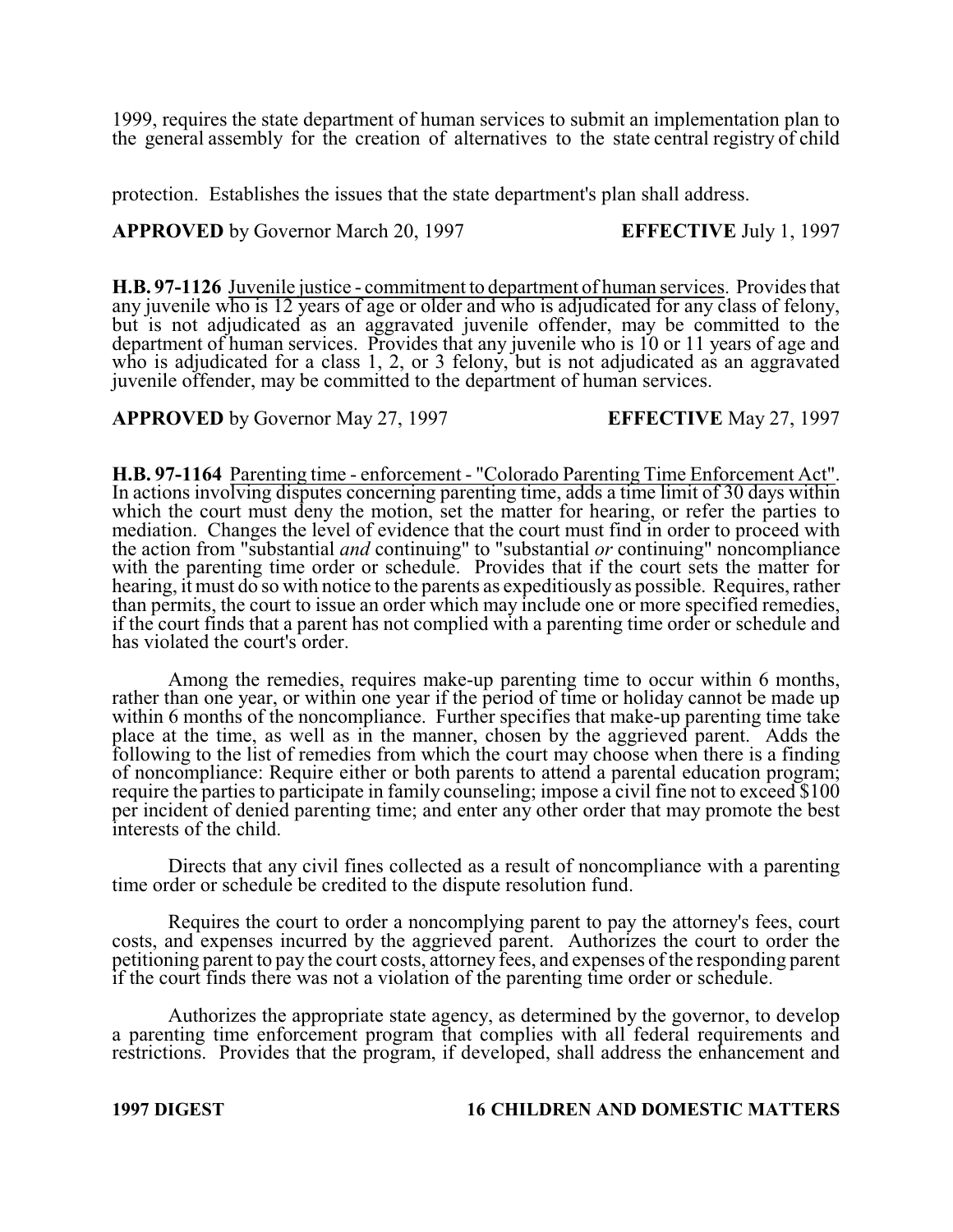1999, requires the state department of human services to submit an implementation plan to the general assembly for the creation of alternatives to the state central registry of child protection. Establishes the issues that the state department's plan shall address.

**APPROVED** by Governor March 20, 1997 **EFFECTIVE** July 1, 1997

**H.B. 97-1126** Juvenile justice - commitment to department of human services. Provides that any juvenile who is 12 years of age or older and who is adjudicated for any class of felony, but is not adjudicated as an aggravated juvenile offender, may be committed to the department of human services. Provides that any juvenile who is 10 or 11 years of age and who is adjudicated for a class 1, 2, or 3 felony, but is not adjudicated as an aggravated juvenile offender, may be committed to the department of human services.

**APPROVED** by Governor May 27, 1997 **EFFECTIVE** May 27, 1997

**H.B. 97-1164** Parenting time - enforcement - "Colorado Parenting Time Enforcement Act". In actions involving disputes concerning parenting time, adds a time limit of 30 days within which the court must deny the motion, set the matter for hearing, or refer the parties to mediation. Changes the level of evidence that the court must find in order to proceed with the action from "substantial *and* continuing" to "substantial *or* continuing" noncompliance with the parenting time order or schedule. Provides that if the court sets the matter for hearing, it must do so with notice to the parents as expeditiously as possible. Requires, rather than permits, the court to issue an order which may include one or more specified remedies, if the court finds that a parent has not complied with a parenting time order or schedule and has violated the court's order.

Among the remedies, requires make-up parenting time to occur within 6 months, rather than one year, or within one year if the period of time or holiday cannot be made up within 6 months of the noncompliance. Further specifies that make-up parenting time take place at the time, as well as in the manner, chosen by the aggrieved parent. Adds the following to the list of remedies from which the court may choose when there is a finding of noncompliance: Require either or both parents to attend a parental education program; require the parties to participate in family counseling; impose a civil fine not to exceed $100 per incident of denied parenting time; and enter any other order that may promote the best interests of the child.

Directs that any civil fines collected as a result of noncompliance with a parenting time order or schedule be credited to the dispute resolution fund.

Requires the court to order a noncomplying parent to pay the attorney's fees, court costs, and expenses incurred by the aggrieved parent. Authorizes the court to order the petitioning parent to pay the court costs, attorney fees, and expenses of the responding parent if the court finds there was not a violation of the parenting time order or schedule.

Authorizes the appropriate state agency, as determined by the governor, to develop a parenting time enforcement program that complies with all federal requirements and restrictions. Provides that the program, if developed, shall address the enhancement and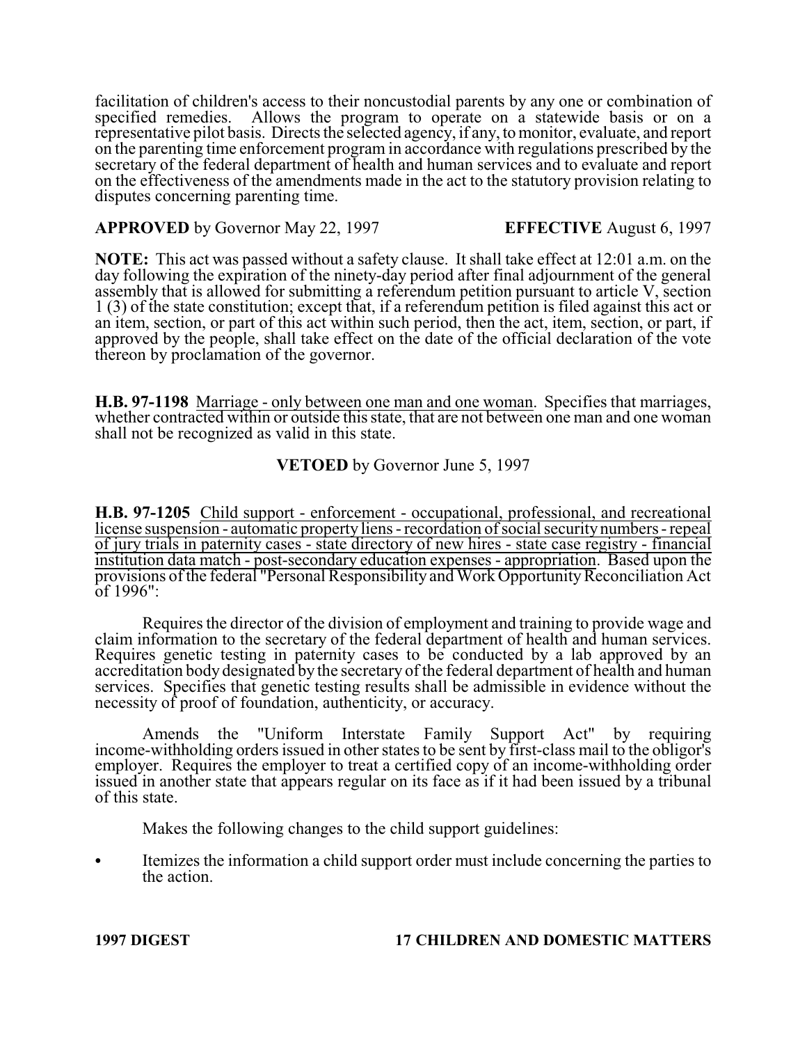facilitation of children's access to their noncustodial parents by any one or combination of specified remedies. Allows the program to operate on a statewide basis or on a representative pilot basis. Directs the selected agency, if any, to monitor, evaluate, and report on the parenting time enforcement program in accordance with regulations prescribed by the secretary of the federal department of health and human services and to evaluate and report on the effectiveness of the amendments made in the act to the statutory provision relating to disputes concerning parenting time.

**APPROVED** by Governor May 22, 1997 **EFFECTIVE** August 6, 1997

**NOTE:** This act was passed without a safety clause. It shall take effect at 12:01 a.m. on the day following the expiration of the ninety-day period after final adjournment of the general assembly that is allowed for submitting a referendum petition pursuant to article V, section 1 (3) of the state constitution; except that, if a referendum petition is filed against this act or an item, section, or part of this act within such period, then the act, item, section, or part, if approved by the people, shall take effect on the date of the official declaration of the vote thereon by proclamation of the governor.

**H.B. 97-1198** Marriage - only between one man and one woman. Specifies that marriages, whether contracted within or outside this state, that are not between one man and one woman shall not be recognized as valid in this state.

**VETOED** by Governor June 5, 1997

**H.B. 97-1205** Child support - enforcement - occupational, professional, and recreational license suspension - automatic property liens - recordation of social security numbers - repeal of jury trials in paternity cases - state directory of new hires - state case registry - financial institution data match - post-secondary education expenses - appropriation. Based upon the provisions of the federal "Personal Responsibility and Work Opportunity Reconciliation Act of 1996":

Requires the director of the division of employment and training to provide wage and claim information to the secretary of the federal department of health and human services. Requires genetic testing in paternity cases to be conducted by a lab approved by an accreditation body designated by the secretary of the federal department of health and human services. Specifies that genetic testing results shall be admissible in evidence without the necessity of proof of foundation, authenticity, or accuracy.

Amends the "Uniform Interstate Family Support Act" by requiring income-withholding orders issued in other states to be sent by first-class mail to the obligor's employer. Requires the employer to treat a certified copy of an income-withholding order issued in another state that appears regular on its face as if it had been issued by a tribunal of this state.

Makes the following changes to the child support guidelines:

- Itemizes the information a child support order must include concerning the parties to the action.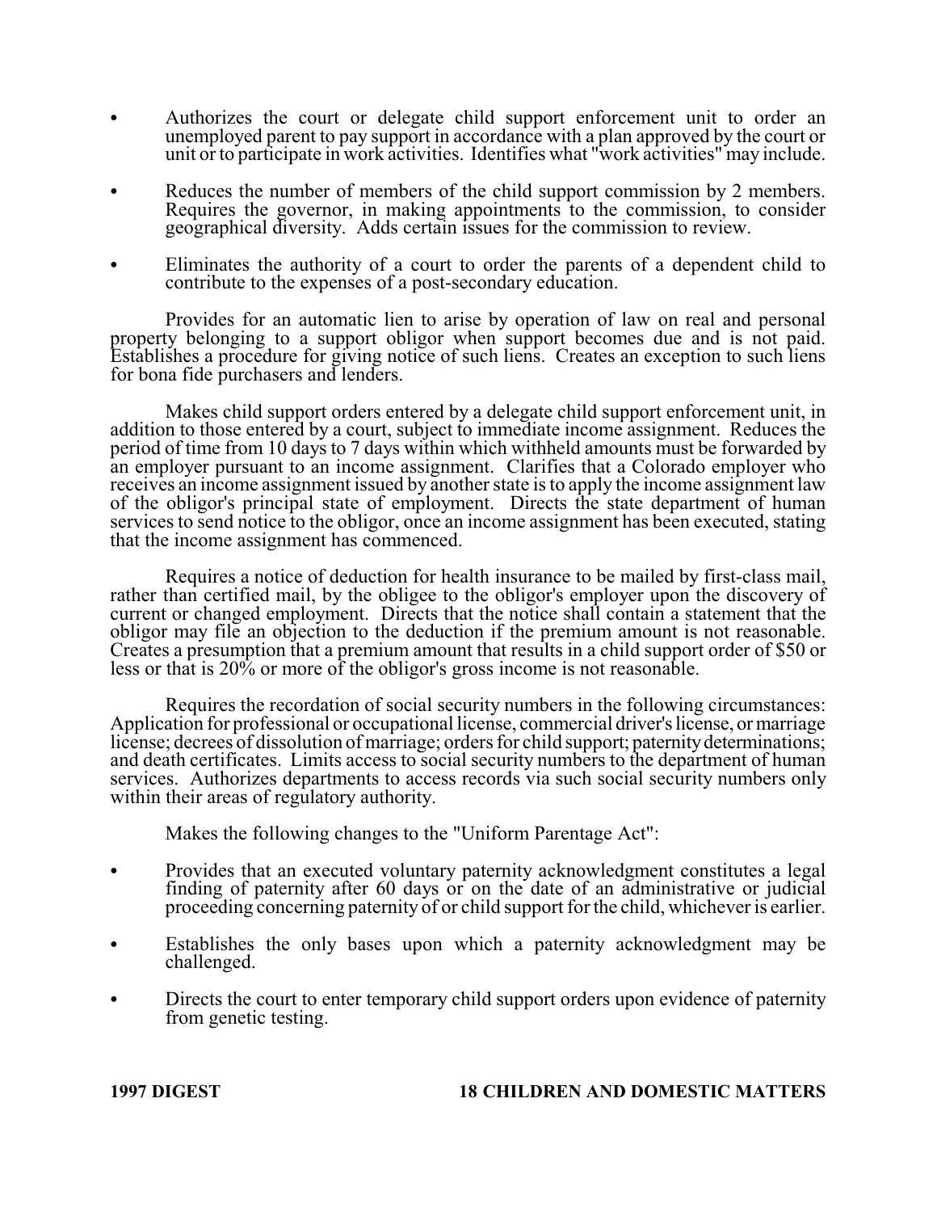- Authorizes the court or delegate child support enforcement unit to order an unemployed parent to pay support in accordance with a plan approved by the court or unit or to participate in work activities. Identifies what "work activities" may include.

- Reduces the number of members of the child support commission by 2 members. Requires the governor, in making appointments to the commission, to consider geographical diversity. Adds certain issues for the commission to review.

- Eliminates the authority of a court to order the parents of a dependent child to contribute to the expenses of a post-secondary education.

Provides for an automatic lien to arise by operation of law on real and personal property belonging to a support obligor when support becomes due and is not paid. Establishes a procedure for giving notice of such liens. Creates an exception to such liens for bona fide purchasers and lenders.

Makes child support orders entered by a delegate child support enforcement unit, in addition to those entered by a court, subject to immediate income assignment. Reduces the period of time from 10 days to 7 days within which withheld amounts must be forwarded by an employer pursuant to an income assignment. Clarifies that a Colorado employer who receives an income assignment issued by another state is to apply the income assignment law of the obligor's principal state of employment. Directs the state department of human services to send notice to the obligor, once an income assignment has been executed, stating that the income assignment has commenced.

Requires a notice of deduction for health insurance to be mailed by first-class mail, rather than certified mail, by the obligee to the obligor's employer upon the discovery of current or changed employment. Directs that the notice shall contain a statement that the obligor may file an objection to the deduction if the premium amount is not reasonable. Creates a presumption that a premium amount that results in a child support order of $50 or less or that is 20% or more of the obligor's gross income is not reasonable.

Requires the recordation of social security numbers in the following circumstances: Application for professional or occupational license, commercial driver's license, or marriage license; decrees of dissolution of marriage; orders for child support; paternity determinations; and death certificates. Limits access to social security numbers to the department of human services. Authorizes departments to access records via such social security numbers only within their areas of regulatory authority.

Makes the following changes to the "Uniform Parentage Act":

- Provides that an executed voluntary paternity acknowledgment constitutes a legal finding of paternity after 60 days or on the date of an administrative or judicial proceeding concerning paternity of or child support for the child, whichever is earlier.

- Establishes the only bases upon which a paternity acknowledgment may be challenged.

- Directs the court to enter temporary child support orders upon evidence of paternity from genetic testing.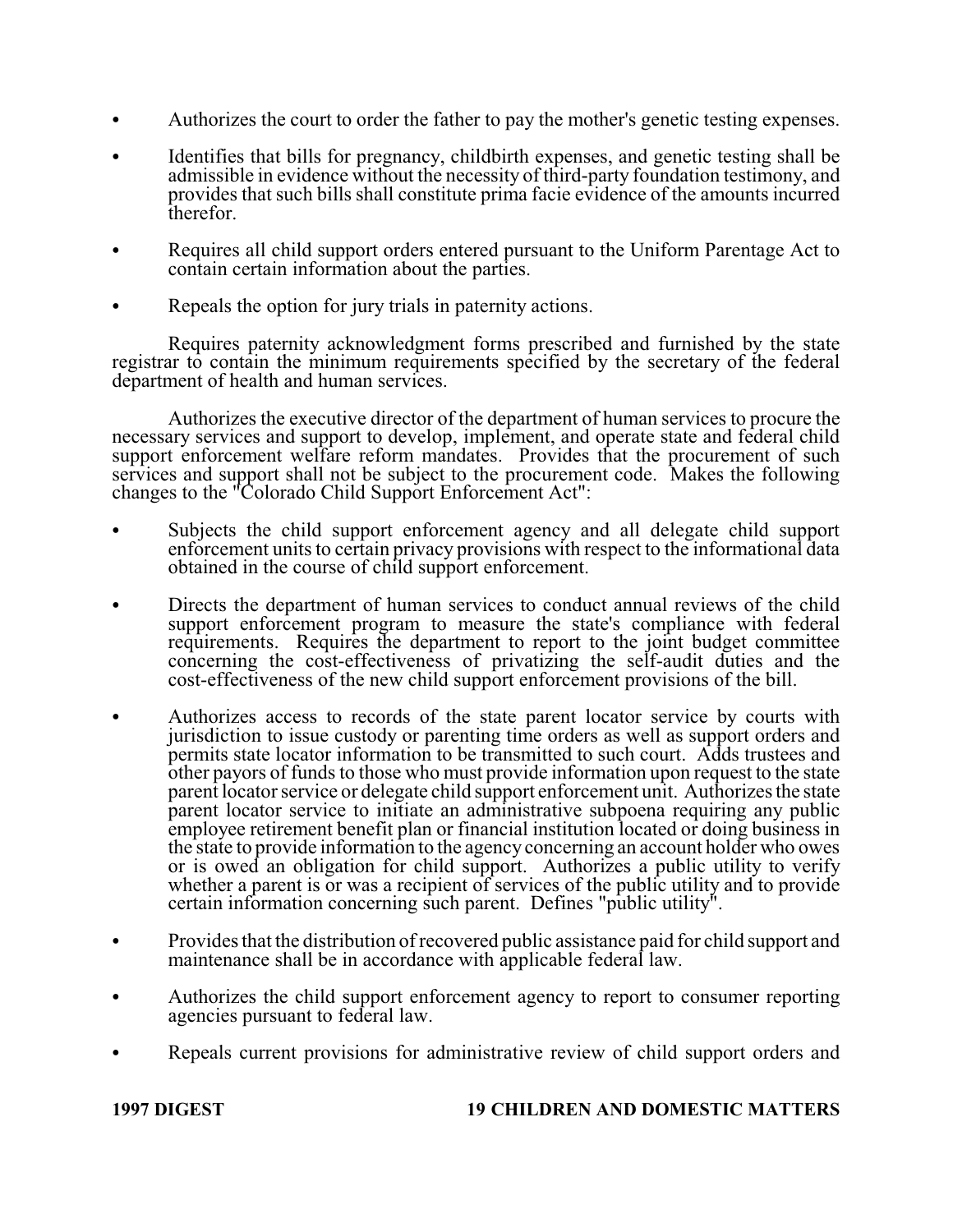- Authorizes the court to order the father to pay the mother's genetic testing expenses.
- Identifies that bills for pregnancy, childbirth expenses, and genetic testing shall be admissible in evidence without the necessity of third-party foundation testimony, and provides that such bills shall constitute prima facie evidence of the amounts incurred therefor.
- Requires all child support orders entered pursuant to the Uniform Parentage Act to contain certain information about the parties.
- Repeals the option for jury trials in paternity actions.

Requires paternity acknowledgment forms prescribed and furnished by the state registrar to contain the minimum requirements specified by the secretary of the federal department of health and human services.

Authorizes the executive director of the department of human services to procure the necessary services and support to develop, implement, and operate state and federal child support enforcement welfare reform mandates. Provides that the procurement of such services and support shall not be subject to the procurement code. Makes the following changes to the "Colorado Child Support Enforcement Act":

- Subjects the child support enforcement agency and all delegate child support enforcement units to certain privacy provisions with respect to the informational data obtained in the course of child support enforcement.
- Directs the department of human services to conduct annual reviews of the child support enforcement program to measure the state's compliance with federal requirements. Requires the department to report to the joint budget committee concerning the cost-effectiveness of privatizing the self-audit duties and the cost-effectiveness of the new child support enforcement provisions of the bill.
- Authorizes access to records of the state parent locator service by courts with jurisdiction to issue custody or parenting time orders as well as support orders and permits state locator information to be transmitted to such court. Adds trustees and other payors of funds to those who must provide information upon request to the state parent locator service or delegate child support enforcement unit. Authorizes the state parent locator service to initiate an administrative subpoena requiring any public employee retirement benefit plan or financial institution located or doing business in the state to provide information to the agency concerning an account holder who owes or is owed an obligation for child support. Authorizes a public utility to verify whether a parent is or was a recipient of services of the public utility and to provide certain information concerning such parent. Defines "public utility".
- Provides that the distribution of recovered public assistance paid for child support and maintenance shall be in accordance with applicable federal law.
- Authorizes the child support enforcement agency to report to consumer reporting agencies pursuant to federal law.
- Repeals current provisions for administrative review of child support orders and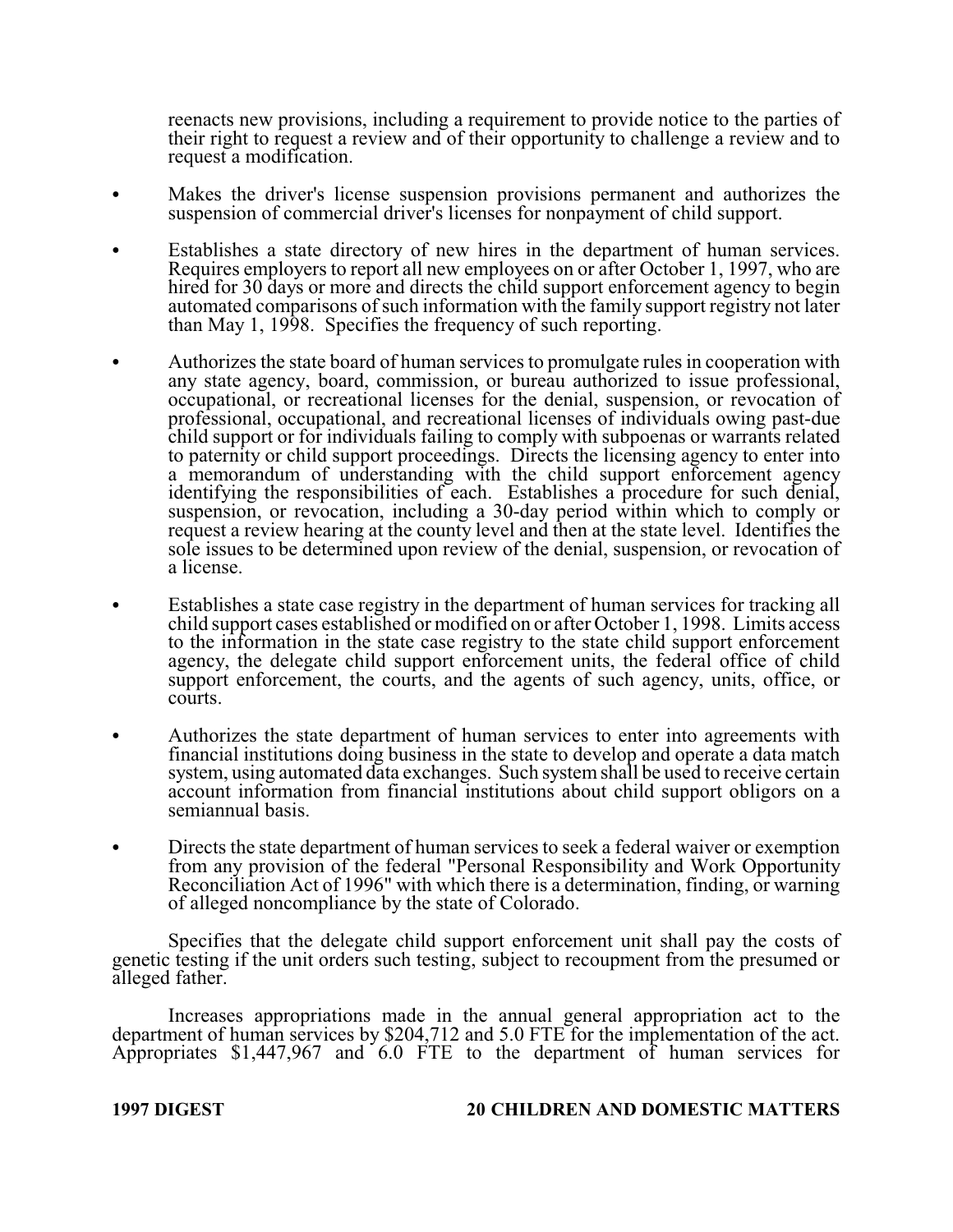reenacts new provisions, including a requirement to provide notice to the parties of their right to request a review and of their opportunity to challenge a review and to request a modification.

- Makes the driver's license suspension provisions permanent and authorizes the suspension of commercial driver's licenses for nonpayment of child support.

- Establishes a state directory of new hires in the department of human services. Requires employers to report all new employees on or after October 1, 1997, who are hired for 30 days or more and directs the child support enforcement agency to begin automated comparisons of such information with the family support registry not later than May 1, 1998. Specifies the frequency of such reporting.

- Authorizes the state board of human services to promulgate rules in cooperation with any state agency, board, commission, or bureau authorized to issue professional, occupational, or recreational licenses for the denial, suspension, or revocation of professional, occupational, and recreational licenses of individuals owing past-due child support or for individuals failing to comply with subpoenas or warrants related to paternity or child support proceedings. Directs the licensing agency to enter into a memorandum of understanding with the child support enforcement agency identifying the responsibilities of each. Establishes a procedure for such denial, suspension, or revocation, including a 30-day period within which to comply or request a review hearing at the county level and then at the state level. Identifies the sole issues to be determined upon review of the denial, suspension, or revocation of a license.

- Establishes a state case registry in the department of human services for tracking all child support cases established or modified on or after October 1, 1998. Limits access to the information in the state case registry to the state child support enforcement agency, the delegate child support enforcement units, the federal office of child support enforcement, the courts, and the agents of such agency, units, office, or courts.

- Authorizes the state department of human services to enter into agreements with financial institutions doing business in the state to develop and operate a data match system, using automated data exchanges. Such system shall be used to receive certain account information from financial institutions about child support obligors on a semiannual basis.

- Directs the state department of human services to seek a federal waiver or exemption from any provision of the federal "Personal Responsibility and Work Opportunity Reconciliation Act of 1996" with which there is a determination, finding, or warning of alleged noncompliance by the state of Colorado.

Specifies that the delegate child support enforcement unit shall pay the costs of genetic testing if the unit orders such testing, subject to recoupment from the presumed or alleged father.

Increases appropriations made in the annual general appropriation act to the department of human services by $204,712 and 5.0 FTE for the implementation of the act. Appropriates $1,447,967 and 6.0 FTE to the department of human services for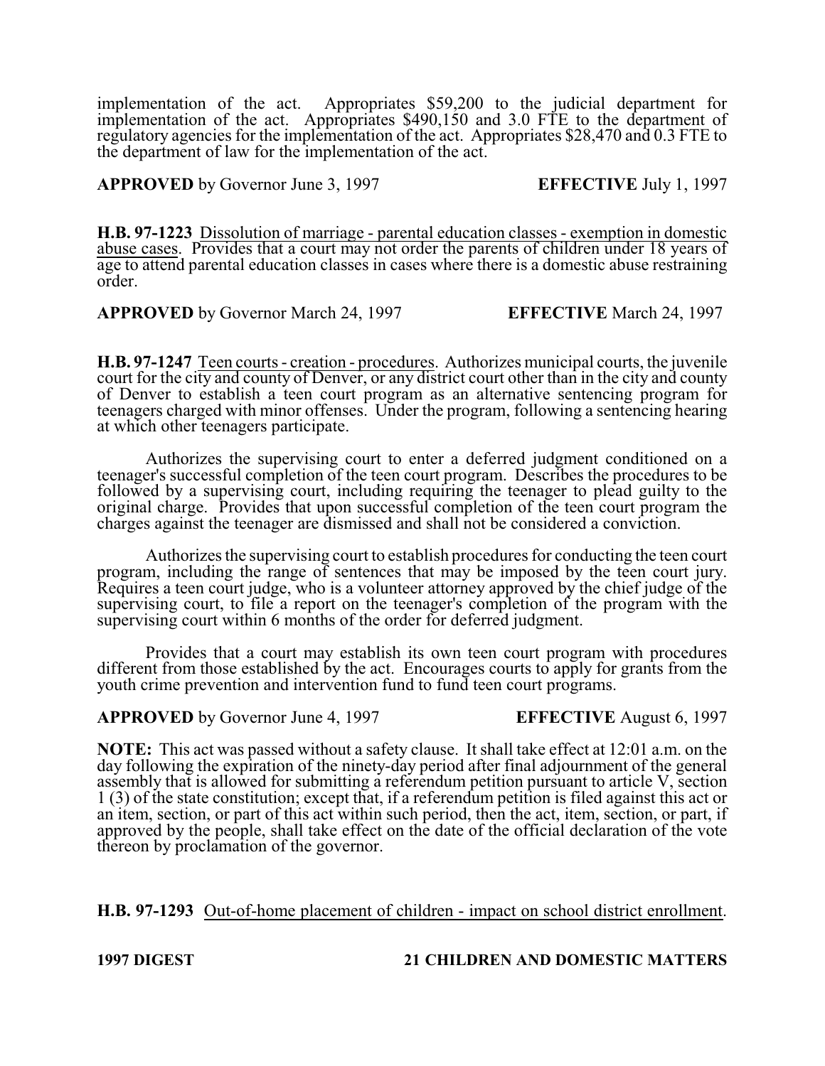implementation of the act. Appropriates $59,200 to the judicial department for implementation of the act. Appropriates $490,150 and 3.0 FTE to the department of regulatory agencies for the implementation of the act. Appropriates $28,470 and 0.3 FTE to the department of law for the implementation of the act.

**APPROVED** by Governor June 3, 1997 **EFFECTIVE** July 1, 1997

**H.B. 97-1223** Dissolution of marriage - parental education classes - exemption in domestic abuse cases. Provides that a court may not order the parents of children under 18 years of age to attend parental education classes in cases where there is a domestic abuse restraining order.

**APPROVED** by Governor March 24, 1997 **EFFECTIVE** March 24, 1997

**H.B. 97-1247** Teen courts - creation - procedures. Authorizes municipal courts, the juvenile court for the city and county of Denver, or any district court other than in the city and county of Denver to establish a teen court program as an alternative sentencing program for teenagers charged with minor offenses. Under the program, following a sentencing hearing at which other teenagers participate.

Authorizes the supervising court to enter a deferred judgment conditioned on a teenager's successful completion of the teen court program. Describes the procedures to be followed by a supervising court, including requiring the teenager to plead guilty to the original charge. Provides that upon successful completion of the teen court program the charges against the teenager are dismissed and shall not be considered a conviction.

Authorizes the supervising court to establish procedures for conducting the teen court program, including the range of sentences that may be imposed by the teen court jury. Requires a teen court judge, who is a volunteer attorney approved by the chief judge of the supervising court, to file a report on the teenager's completion of the program with the supervising court within 6 months of the order for deferred judgment.

Provides that a court may establish its own teen court program with procedures different from those established by the act. Encourages courts to apply for grants from the youth crime prevention and intervention fund to fund teen court programs.

**APPROVED** by Governor June 4, 1997 **EFFECTIVE** August 6, 1997

**NOTE:** This act was passed without a safety clause. It shall take effect at 12:01 a.m. on the day following the expiration of the ninety-day period after final adjournment of the general assembly that is allowed for submitting a referendum petition pursuant to article V, section 1 (3) of the state constitution; except that, if a referendum petition is filed against this act or an item, section, or part of this act within such period, then the act, item, section, or part, if approved by the people, shall take effect on the date of the official declaration of the vote thereon by proclamation of the governor.

**H.B. 97-1293** Out-of-home placement of children - impact on school district enrollment.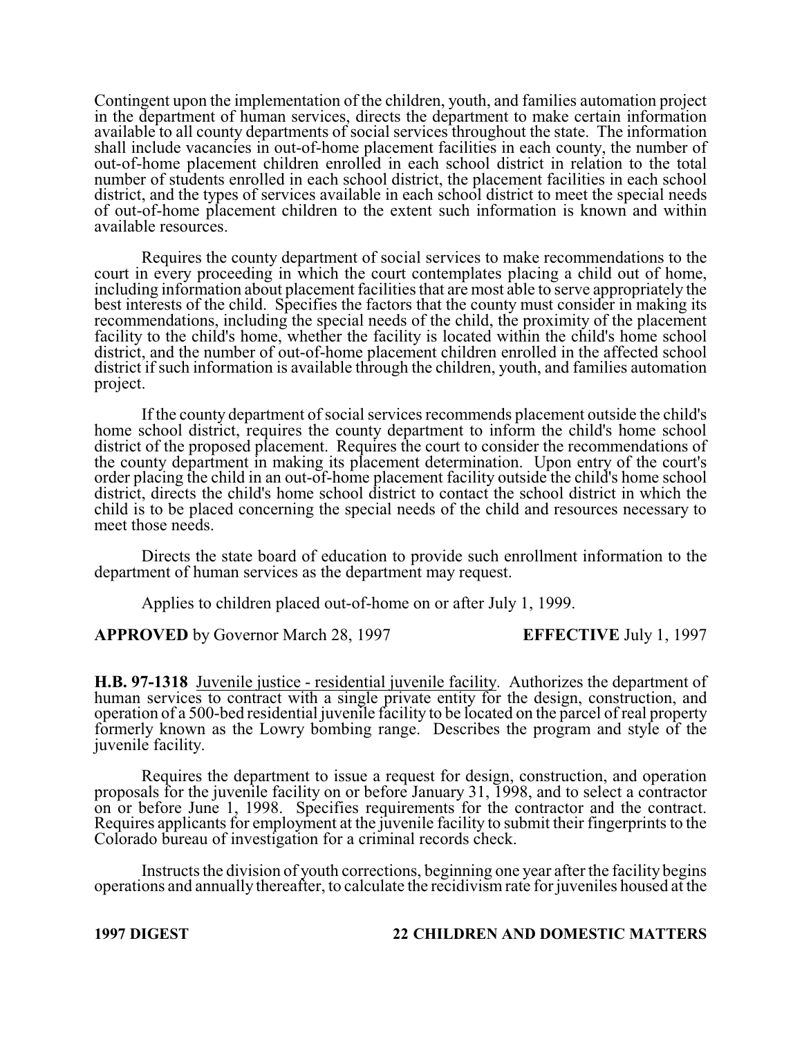Contingent upon the implementation of the children, youth, and families automation project in the department of human services, directs the department to make certain information available to all county departments of social services throughout the state. The information shall include vacancies in out-of-home placement facilities in each county, the number of out-of-home placement children enrolled in each school district in relation to the total number of students enrolled in each school district, the placement facilities in each school district, and the types of services available in each school district to meet the special needs of out-of-home placement children to the extent such information is known and within available resources.

Requires the county department of social services to make recommendations to the court in every proceeding in which the court contemplates placing a child out of home, including information about placement facilities that are most able to serve appropriately the best interests of the child. Specifies the factors that the county must consider in making its recommendations, including the special needs of the child, the proximity of the placement facility to the child's home, whether the facility is located within the child's home school district, and the number of out-of-home placement children enrolled in the affected school district if such information is available through the children, youth, and families automation project.

If the county department of social services recommends placement outside the child's home school district, requires the county department to inform the child's home school district of the proposed placement. Requires the court to consider the recommendations of the county department in making its placement determination. Upon entry of the court's order placing the child in an out-of-home placement facility outside the child's home school district, directs the child's home school district to contact the school district in which the child is to be placed concerning the special needs of the child and resources necessary to meet those needs.

Directs the state board of education to provide such enrollment information to the department of human services as the department may request.

Applies to children placed out-of-home on or after July 1, 1999.

**APPROVED** by Governor March 28, 1997 **EFFECTIVE** July 1, 1997

**H.B. 97-1318** Juvenile justice - residential juvenile facility. Authorizes the department of human services to contract with a single private entity for the design, construction, and operation of a 500-bed residential juvenile facility to be located on the parcel of real property formerly known as the Lowry bombing range. Describes the program and style of the juvenile facility.

Requires the department to issue a request for design, construction, and operation proposals for the juvenile facility on or before January 31, 1998, and to select a contractor on or before June 1, 1998. Specifies requirements for the contractor and the contract. Requires applicants for employment at the juvenile facility to submit their fingerprints to the Colorado bureau of investigation for a criminal records check.

Instructs the division of youth corrections, beginning one year after the facility begins operations and annually thereafter, to calculate the recidivism rate for juveniles housed at the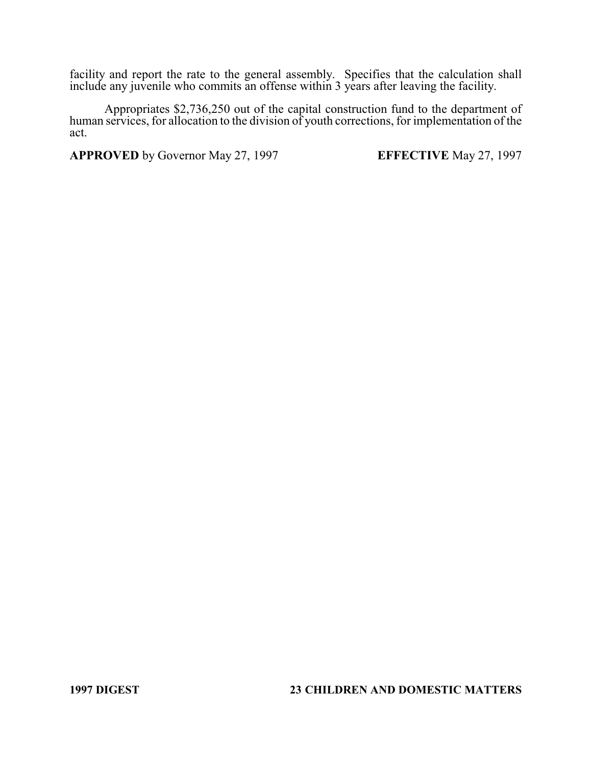facility and report the rate to the general assembly. Specifies that the calculation shall include any juvenile who commits an offense within 3 years after leaving the facility.

Appropriates $2,736,250 out of the capital construction fund to the department of human services, for allocation to the division of youth corrections, for implementation of the act.

**APPROVED** by Governor May 27, 1997 **EFFECTIVE** May 27, 1997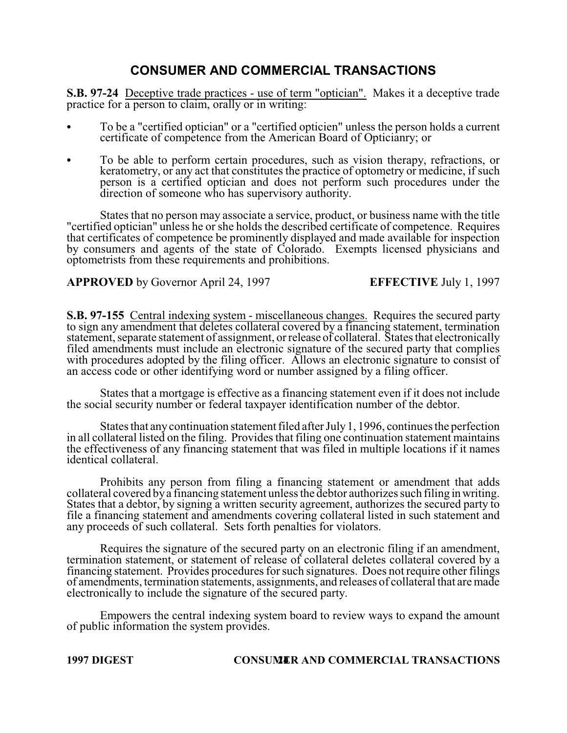# CONSUMER AND COMMERCIAL TRANSACTIONS

**S.B. 97-24** Deceptive trade practices - use of term "optician". Makes it a deceptive trade practice for a person to claim, orally or in writing:

- To be a "certified optician" or a "certified opticien" unless the person holds a current certificate of competence from the American Board of Opticianry; or
- To be able to perform certain procedures, such as vision therapy, refractions, or keratometry, or any act that constitutes the practice of optometry or medicine, if such person is a certified optician and does not perform such procedures under the direction of someone who has supervisory authority.

States that no person may associate a service, product, or business name with the title "certified optician" unless he or she holds the described certificate of competence. Requires that certificates of competence be prominently displayed and made available for inspection by consumers and agents of the state of Colorado. Exempts licensed physicians and optometrists from these requirements and prohibitions.

**APPROVED** by Governor April 24, 1997 **EFFECTIVE** July 1, 1997

**S.B. 97-155** Central indexing system - miscellaneous changes. Requires the secured party to sign any amendment that deletes collateral covered by a financing statement, termination statement, separate statement of assignment, or release of collateral. States that electronically filed amendments must include an electronic signature of the secured party that complies with procedures adopted by the filing officer. Allows an electronic signature to consist of an access code or other identifying word or number assigned by a filing officer.

States that a mortgage is effective as a financing statement even if it does not include the social security number or federal taxpayer identification number of the debtor.

States that any continuation statement filed after July 1, 1996, continues the perfection in all collateral listed on the filing. Provides that filing one continuation statement maintains the effectiveness of any financing statement that was filed in multiple locations if it names identical collateral.

Prohibits any person from filing a financing statement or amendment that adds collateral covered by a financing statement unless the debtor authorizes such filing in writing. States that a debtor, by signing a written security agreement, authorizes the secured party to file a financing statement and amendments covering collateral listed in such statement and any proceeds of such collateral. Sets forth penalties for violators.

Requires the signature of the secured party on an electronic filing if an amendment, termination statement, or statement of release of collateral deletes collateral covered by a financing statement. Provides procedures for such signatures. Does not require other filings of amendments, termination statements, assignments, and releases of collateral that are made electronically to include the signature of the secured party.

Empowers the central indexing system board to review ways to expand the amount of public information the system provides.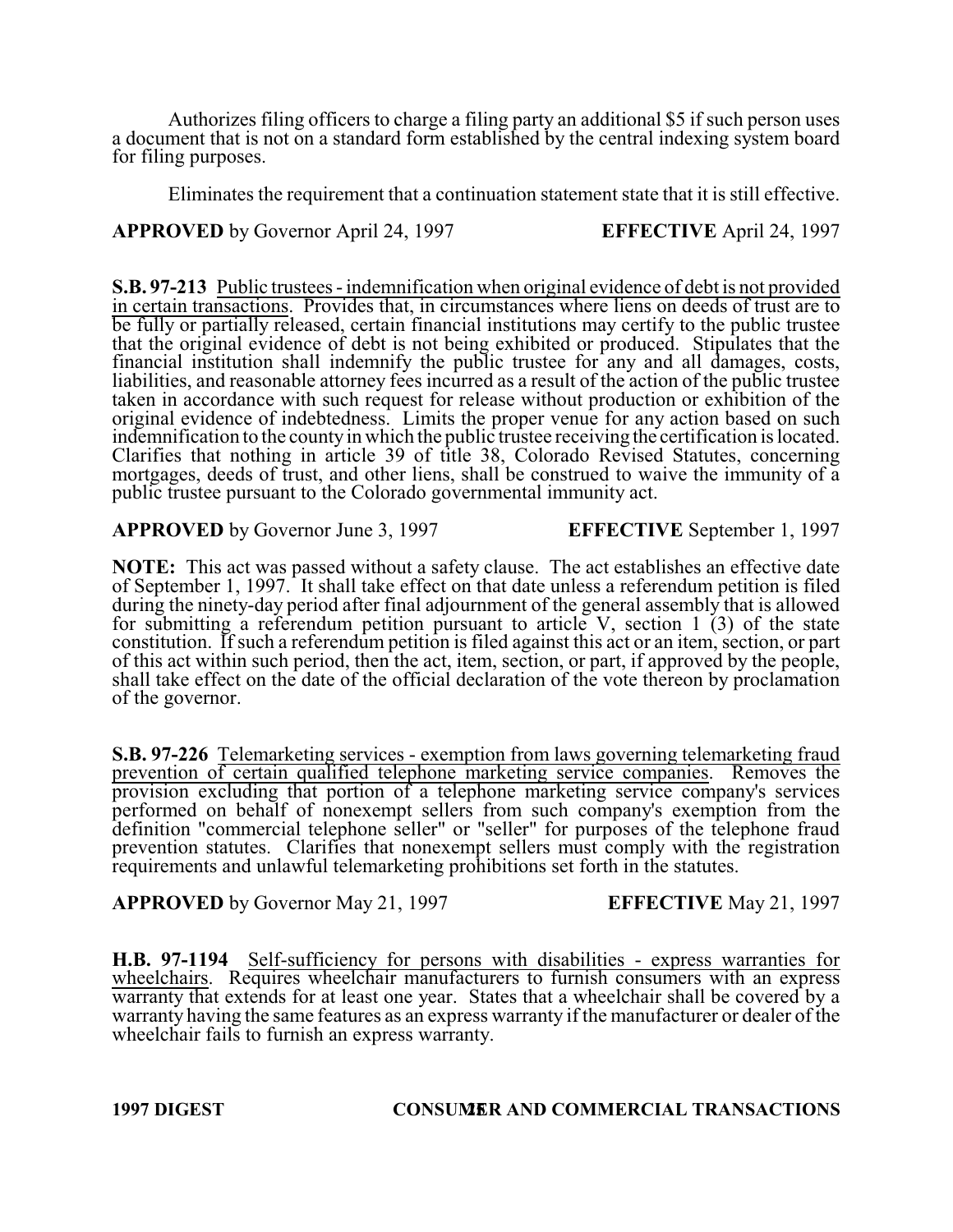Authorizes filing officers to charge a filing party an additional $5 if such person uses a document that is not on a standard form established by the central indexing system board for filing purposes.

Eliminates the requirement that a continuation statement state that it is still effective.

**APPROVED** by Governor April 24, 1997 **EFFECTIVE** April 24, 1997

**S.B. 97-213** Public trustees - indemnification when original evidence of debt is not provided in certain transactions. Provides that, in circumstances where liens on deeds of trust are to be fully or partially released, certain financial institutions may certify to the public trustee that the original evidence of debt is not being exhibited or produced. Stipulates that the financial institution shall indemnify the public trustee for any and all damages, costs, liabilities, and reasonable attorney fees incurred as a result of the action of the public trustee taken in accordance with such request for release without production or exhibition of the original evidence of indebtedness. Limits the proper venue for any action based on such indemnification to the county in which the public trustee receiving the certification is located. Clarifies that nothing in article 39 of title 38, Colorado Revised Statutes, concerning mortgages, deeds of trust, and other liens, shall be construed to waive the immunity of a public trustee pursuant to the Colorado governmental immunity act.

**APPROVED** by Governor June 3, 1997 **EFFECTIVE** September 1, 1997

**NOTE:** This act was passed without a safety clause. The act establishes an effective date of September 1, 1997. It shall take effect on that date unless a referendum petition is filed during the ninety-day period after final adjournment of the general assembly that is allowed for submitting a referendum petition pursuant to article V, section 1 (3) of the state constitution. If such a referendum petition is filed against this act or an item, section, or part of this act within such period, then the act, item, section, or part, if approved by the people, shall take effect on the date of the official declaration of the vote thereon by proclamation of the governor.

**S.B. 97-226** Telemarketing services - exemption from laws governing telemarketing fraud prevention of certain qualified telephone marketing service companies. Removes the provision excluding that portion of a telephone marketing service company's services performed on behalf of nonexempt sellers from such company's exemption from the definition "commercial telephone seller" or "seller" for purposes of the telephone fraud prevention statutes. Clarifies that nonexempt sellers must comply with the registration requirements and unlawful telemarketing prohibitions set forth in the statutes.

**APPROVED** by Governor May 21, 1997 **EFFECTIVE** May 21, 1997

**H.B. 97-1194** Self-sufficiency for persons with disabilities - express warranties for wheelchairs. Requires wheelchair manufacturers to furnish consumers with an express warranty that extends for at least one year. States that a wheelchair shall be covered by a warranty having the same features as an express warranty if the manufacturer or dealer of the wheelchair fails to furnish an express warranty.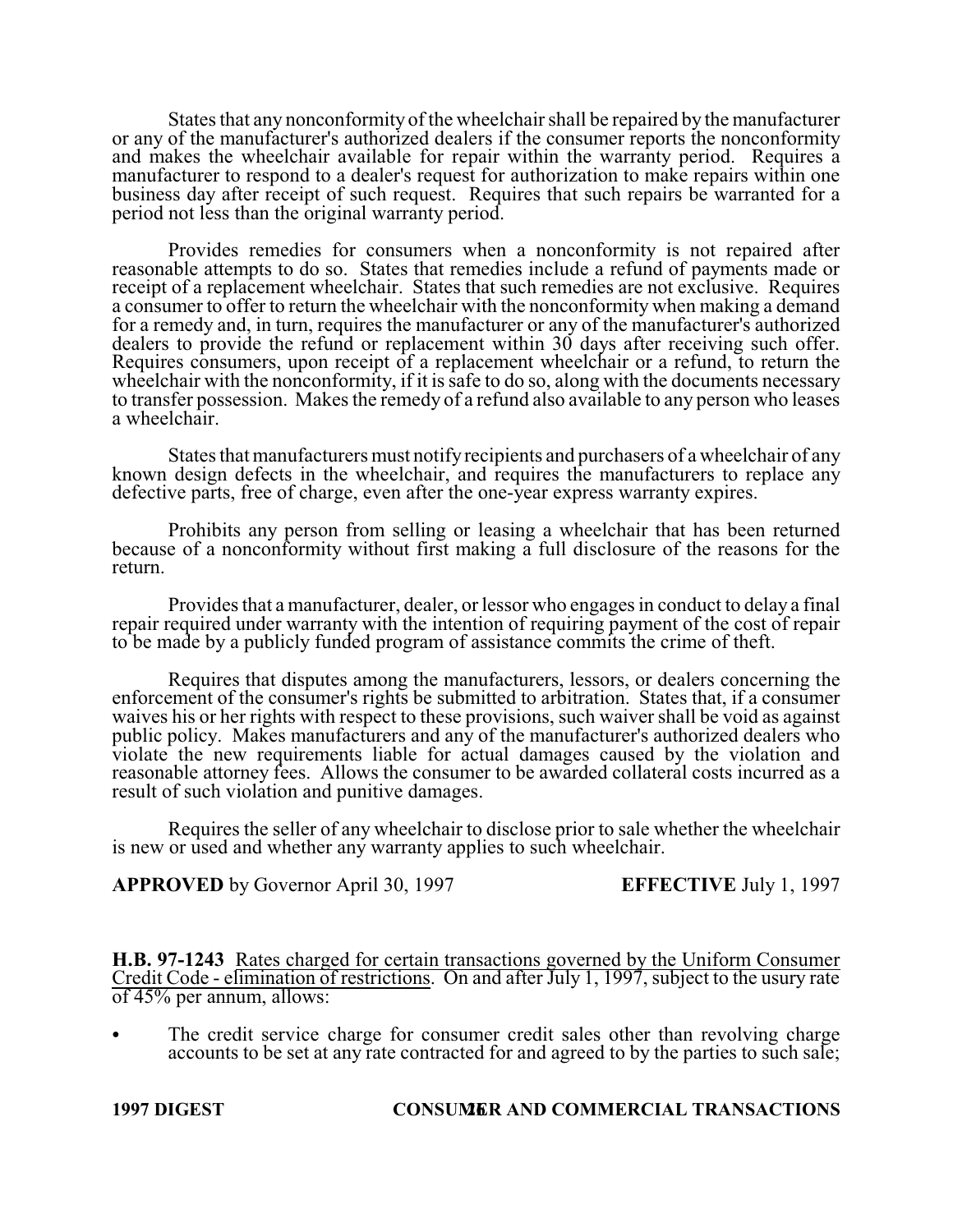States that any nonconformity of the wheelchair shall be repaired by the manufacturer or any of the manufacturer's authorized dealers if the consumer reports the nonconformity and makes the wheelchair available for repair within the warranty period. Requires a manufacturer to respond to a dealer's request for authorization to make repairs within one business day after receipt of such request. Requires that such repairs be warranted for a period not less than the original warranty period.

Provides remedies for consumers when a nonconformity is not repaired after reasonable attempts to do so. States that remedies include a refund of payments made or receipt of a replacement wheelchair. States that such remedies are not exclusive. Requires a consumer to offer to return the wheelchair with the nonconformity when making a demand for a remedy and, in turn, requires the manufacturer or any of the manufacturer's authorized dealers to provide the refund or replacement within 30 days after receiving such offer. Requires consumers, upon receipt of a replacement wheelchair or a refund, to return the wheelchair with the nonconformity, if it is safe to do so, along with the documents necessary to transfer possession. Makes the remedy of a refund also available to any person who leases a wheelchair.

States that manufacturers must notify recipients and purchasers of a wheelchair of any known design defects in the wheelchair, and requires the manufacturers to replace any defective parts, free of charge, even after the one-year express warranty expires.

Prohibits any person from selling or leasing a wheelchair that has been returned because of a nonconformity without first making a full disclosure of the reasons for the return.

Provides that a manufacturer, dealer, or lessor who engages in conduct to delay a final repair required under warranty with the intention of requiring payment of the cost of repair to be made by a publicly funded program of assistance commits the crime of theft.

Requires that disputes among the manufacturers, lessors, or dealers concerning the enforcement of the consumer's rights be submitted to arbitration. States that, if a consumer waives his or her rights with respect to these provisions, such waiver shall be void as against public policy. Makes manufacturers and any of the manufacturer's authorized dealers who violate the new requirements liable for actual damages caused by the violation and reasonable attorney fees. Allows the consumer to be awarded collateral costs incurred as a result of such violation and punitive damages.

Requires the seller of any wheelchair to disclose prior to sale whether the wheelchair is new or used and whether any warranty applies to such wheelchair.

**APPROVED** by Governor April 30, 1997 **EFFECTIVE** July 1, 1997

**H.B. 97-1243** Rates charged for certain transactions governed by the Uniform Consumer Credit Code - elimination of restrictions. On and after July 1, 1997, subject to the usury rate of 45% per annum, allows:

- The credit service charge for consumer credit sales other than revolving charge accounts to be set at any rate contracted for and agreed to by the parties to such sale;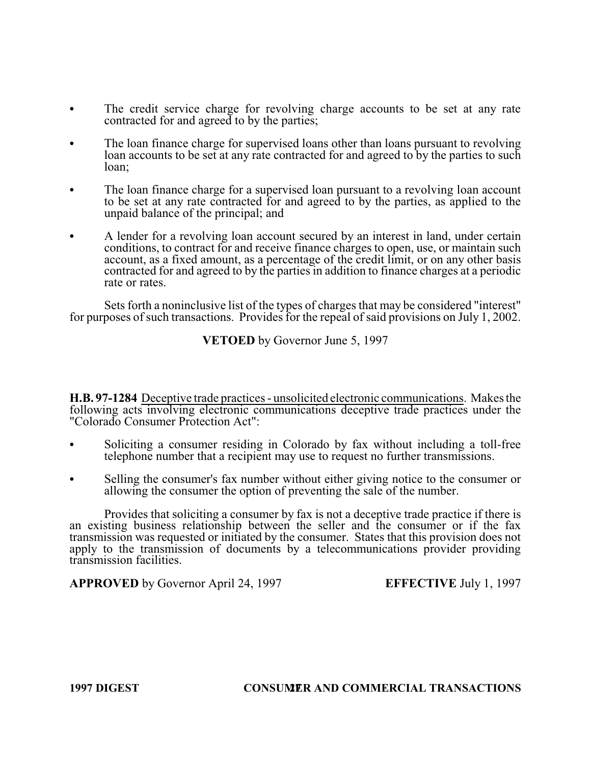- The credit service charge for revolving charge accounts to be set at any rate contracted for and agreed to by the parties;
- The loan finance charge for supervised loans other than loans pursuant to revolving loan accounts to be set at any rate contracted for and agreed to by the parties to such loan;
- The loan finance charge for a supervised loan pursuant to a revolving loan account to be set at any rate contracted for and agreed to by the parties, as applied to the unpaid balance of the principal; and
- A lender for a revolving loan account secured by an interest in land, under certain conditions, to contract for and receive finance charges to open, use, or maintain such account, as a fixed amount, as a percentage of the credit limit, or on any other basis contracted for and agreed to by the parties in addition to finance charges at a periodic rate or rates.

Sets forth a noninclusive list of the types of charges that may be considered "interest" for purposes of such transactions. Provides for the repeal of said provisions on July 1, 2002.

**VETOED** by Governor June 5, 1997

**H.B. 97-1284** Deceptive trade practices - unsolicited electronic communications. Makes the following acts involving electronic communications deceptive trade practices under the "Colorado Consumer Protection Act":

- Soliciting a consumer residing in Colorado by fax without including a toll-free telephone number that a recipient may use to request no further transmissions.
- Selling the consumer's fax number without either giving notice to the consumer or allowing the consumer the option of preventing the sale of the number.

Provides that soliciting a consumer by fax is not a deceptive trade practice if there is an existing business relationship between the seller and the consumer or if the fax transmission was requested or initiated by the consumer. States that this provision does not apply to the transmission of documents by a telecommunications provider providing transmission facilities.

**APPROVED** by Governor April 24, 1997 **EFFECTIVE** July 1, 1997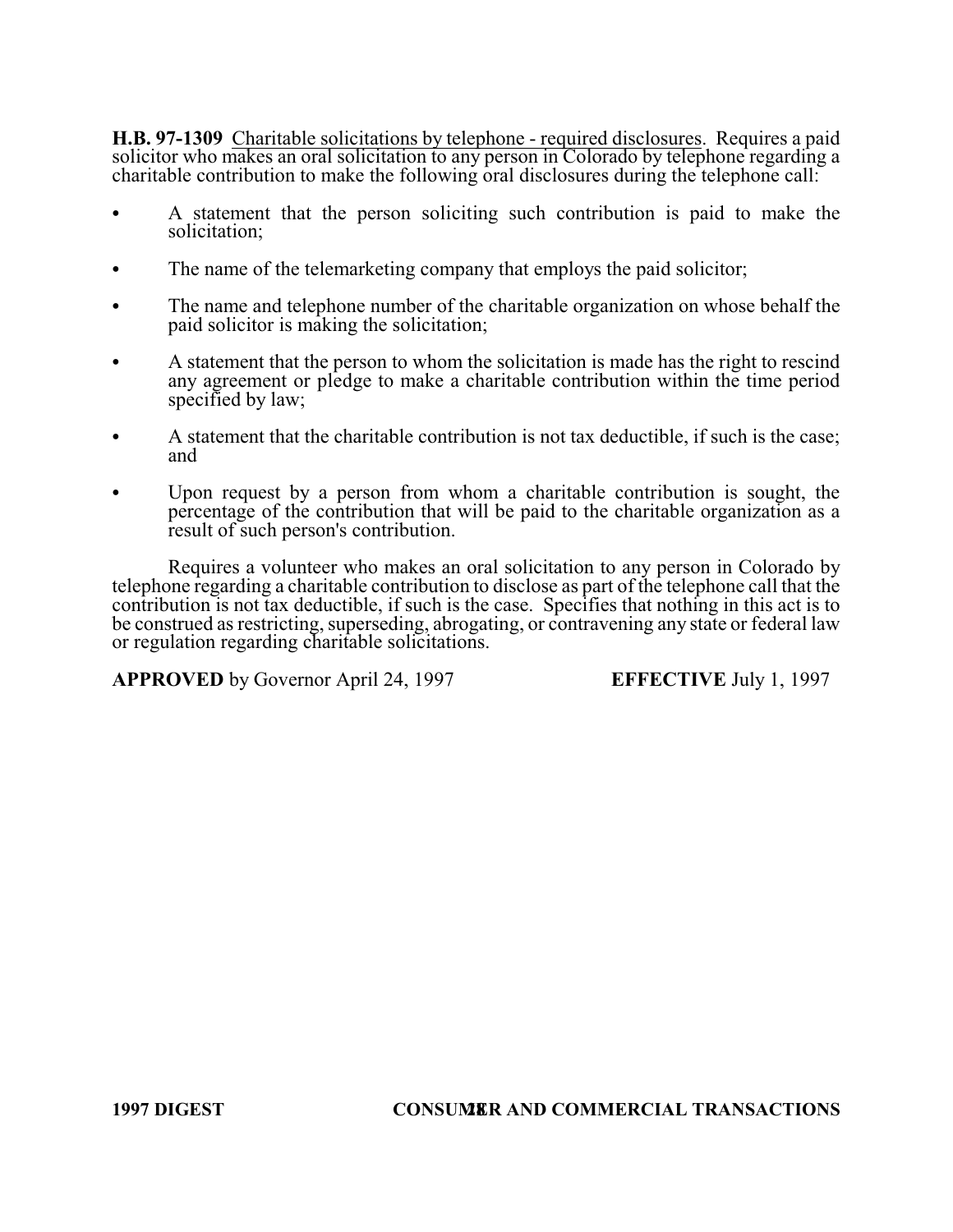**H.B. 97-1309** Charitable solicitations by telephone - required disclosures. Requires a paid solicitor who makes an oral solicitation to any person in Colorado by telephone regarding a charitable contribution to make the following oral disclosures during the telephone call:

- A statement that the person soliciting such contribution is paid to make the solicitation;
- The name of the telemarketing company that employs the paid solicitor;
- The name and telephone number of the charitable organization on whose behalf the paid solicitor is making the solicitation;
- A statement that the person to whom the solicitation is made has the right to rescind any agreement or pledge to make a charitable contribution within the time period specified by law;
- A statement that the charitable contribution is not tax deductible, if such is the case; and
- Upon request by a person from whom a charitable contribution is sought, the percentage of the contribution that will be paid to the charitable organization as a result of such person's contribution.

Requires a volunteer who makes an oral solicitation to any person in Colorado by telephone regarding a charitable contribution to disclose as part of the telephone call that the contribution is not tax deductible, if such is the case. Specifies that nothing in this act is to be construed as restricting, superseding, abrogating, or contravening any state or federal law or regulation regarding charitable solicitations.

**APPROVED** by Governor April 24, 1997 **EFFECTIVE** July 1, 1997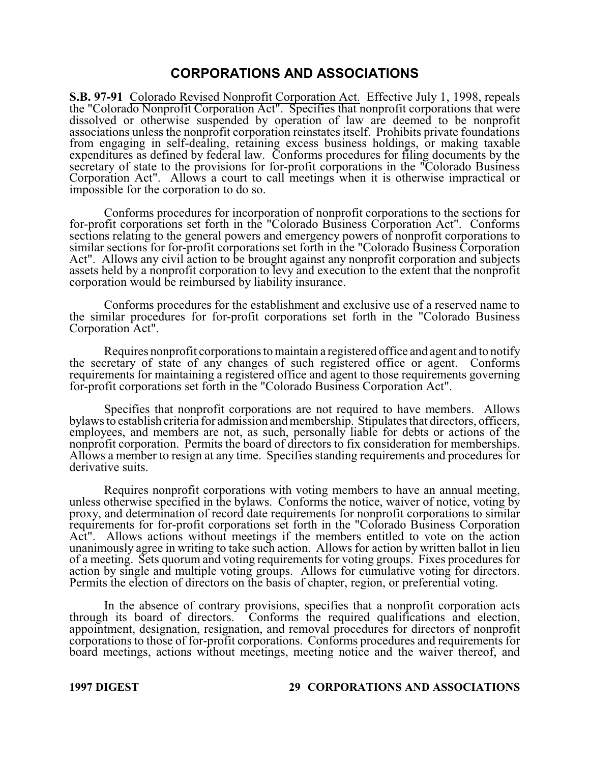# CORPORATIONS AND ASSOCIATIONS

**S.B. 97-91** Colorado Revised Nonprofit Corporation Act. Effective July 1, 1998, repeals the "Colorado Nonprofit Corporation Act". Specifies that nonprofit corporations that were dissolved or otherwise suspended by operation of law are deemed to be nonprofit associations unless the nonprofit corporation reinstates itself. Prohibits private foundations from engaging in self-dealing, retaining excess business holdings, or making taxable expenditures as defined by federal law. Conforms procedures for filing documents by the secretary of state to the provisions for for-profit corporations in the "Colorado Business Corporation Act". Allows a court to call meetings when it is otherwise impractical or impossible for the corporation to do so.

Conforms procedures for incorporation of nonprofit corporations to the sections for for-profit corporations set forth in the "Colorado Business Corporation Act". Conforms sections relating to the general powers and emergency powers of nonprofit corporations to similar sections for for-profit corporations set forth in the "Colorado Business Corporation Act". Allows any civil action to be brought against any nonprofit corporation and subjects assets held by a nonprofit corporation to levy and execution to the extent that the nonprofit corporation would be reimbursed by liability insurance.

Conforms procedures for the establishment and exclusive use of a reserved name to the similar procedures for for-profit corporations set forth in the "Colorado Business Corporation Act".

Requires nonprofit corporations to maintain a registered office and agent and to notify the secretary of state of any changes of such registered office or agent. Conforms requirements for maintaining a registered office and agent to those requirements governing for-profit corporations set forth in the "Colorado Business Corporation Act".

Specifies that nonprofit corporations are not required to have members. Allows bylaws to establish criteria for admission and membership. Stipulates that directors, officers, employees, and members are not, as such, personally liable for debts or actions of the nonprofit corporation. Permits the board of directors to fix consideration for memberships. Allows a member to resign at any time. Specifies standing requirements and procedures for derivative suits.

Requires nonprofit corporations with voting members to have an annual meeting, unless otherwise specified in the bylaws. Conforms the notice, waiver of notice, voting by proxy, and determination of record date requirements for nonprofit corporations to similar requirements for for-profit corporations set forth in the "Colorado Business Corporation Act". Allows actions without meetings if the members entitled to vote on the action unanimously agree in writing to take such action. Allows for action by written ballot in lieu of a meeting. Sets quorum and voting requirements for voting groups. Fixes procedures for action by single and multiple voting groups. Allows for cumulative voting for directors. Permits the election of directors on the basis of chapter, region, or preferential voting.

In the absence of contrary provisions, specifies that a nonprofit corporation acts through its board of directors. Conforms the required qualifications and election, appointment, designation, resignation, and removal procedures for directors of nonprofit corporations to those of for-profit corporations. Conforms procedures and requirements for board meetings, actions without meetings, meeting notice and the waiver thereof, and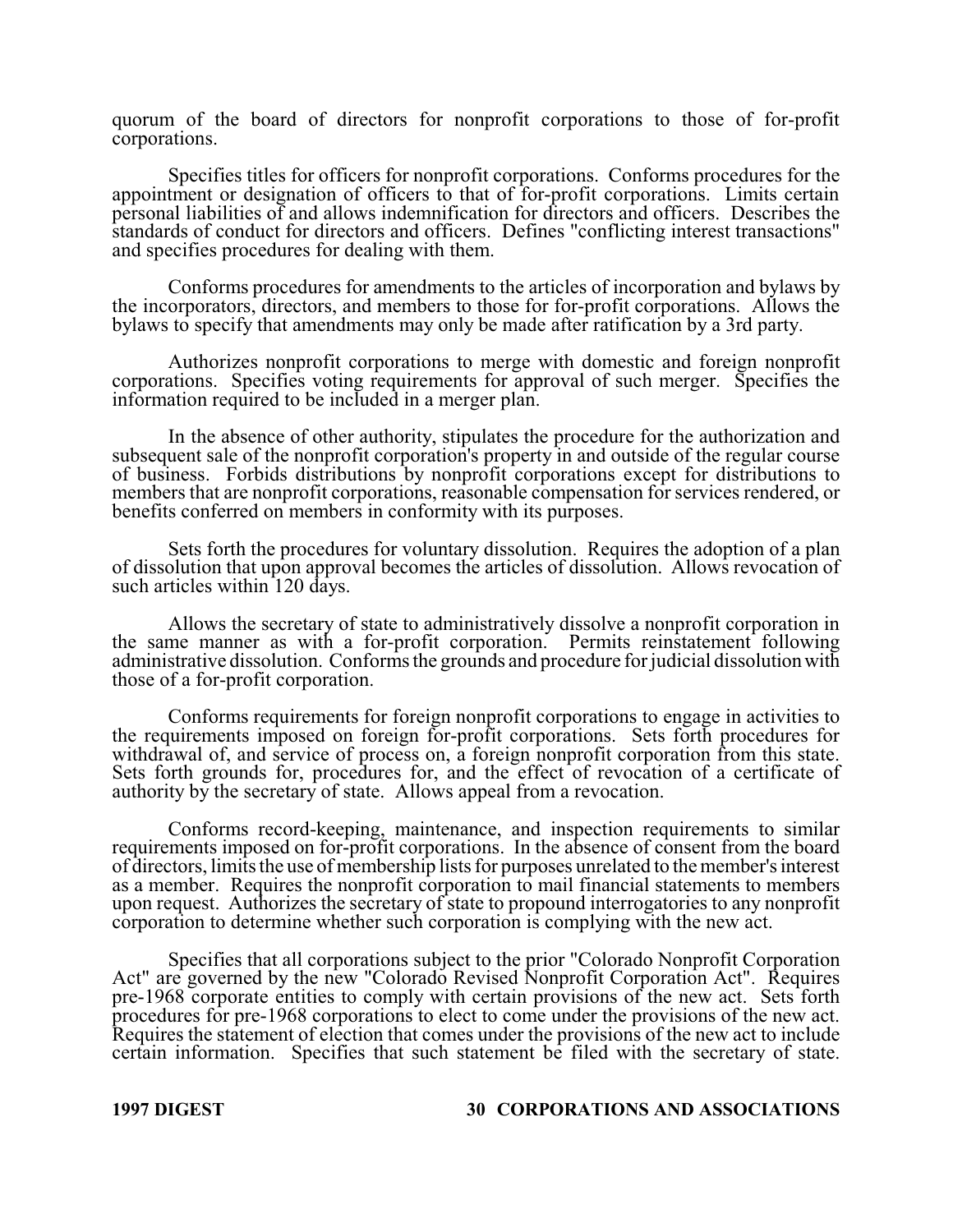quorum of the board of directors for nonprofit corporations to those of for-profit corporations.

Specifies titles for officers for nonprofit corporations. Conforms procedures for the appointment or designation of officers to that of for-profit corporations. Limits certain personal liabilities of and allows indemnification for directors and officers. Describes the standards of conduct for directors and officers. Defines "conflicting interest transactions" and specifies procedures for dealing with them.

Conforms procedures for amendments to the articles of incorporation and bylaws by the incorporators, directors, and members to those for for-profit corporations. Allows the bylaws to specify that amendments may only be made after ratification by a 3rd party.

Authorizes nonprofit corporations to merge with domestic and foreign nonprofit corporations. Specifies voting requirements for approval of such merger. Specifies the information required to be included in a merger plan.

In the absence of other authority, stipulates the procedure for the authorization and subsequent sale of the nonprofit corporation's property in and outside of the regular course of business. Forbids distributions by nonprofit corporations except for distributions to members that are nonprofit corporations, reasonable compensation for services rendered, or benefits conferred on members in conformity with its purposes.

Sets forth the procedures for voluntary dissolution. Requires the adoption of a plan of dissolution that upon approval becomes the articles of dissolution. Allows revocation of such articles within 120 days.

Allows the secretary of state to administratively dissolve a nonprofit corporation in the same manner as with a for-profit corporation. Permits reinstatement following administrative dissolution. Conforms the grounds and procedure for judicial dissolution with those of a for-profit corporation.

Conforms requirements for foreign nonprofit corporations to engage in activities to the requirements imposed on foreign for-profit corporations. Sets forth procedures for withdrawal of, and service of process on, a foreign nonprofit corporation from this state. Sets forth grounds for, procedures for, and the effect of revocation of a certificate of authority by the secretary of state. Allows appeal from a revocation.

Conforms record-keeping, maintenance, and inspection requirements to similar requirements imposed on for-profit corporations. In the absence of consent from the board of directors, limits the use of membership lists for purposes unrelated to the member's interest as a member. Requires the nonprofit corporation to mail financial statements to members upon request. Authorizes the secretary of state to propound interrogatories to any nonprofit corporation to determine whether such corporation is complying with the new act.

Specifies that all corporations subject to the prior "Colorado Nonprofit Corporation Act" are governed by the new "Colorado Revised Nonprofit Corporation Act". Requires pre-1968 corporate entities to comply with certain provisions of the new act. Sets forth procedures for pre-1968 corporations to elect to come under the provisions of the new act. Requires the statement of election that comes under the provisions of the new act to include certain information. Specifies that such statement be filed with the secretary of state.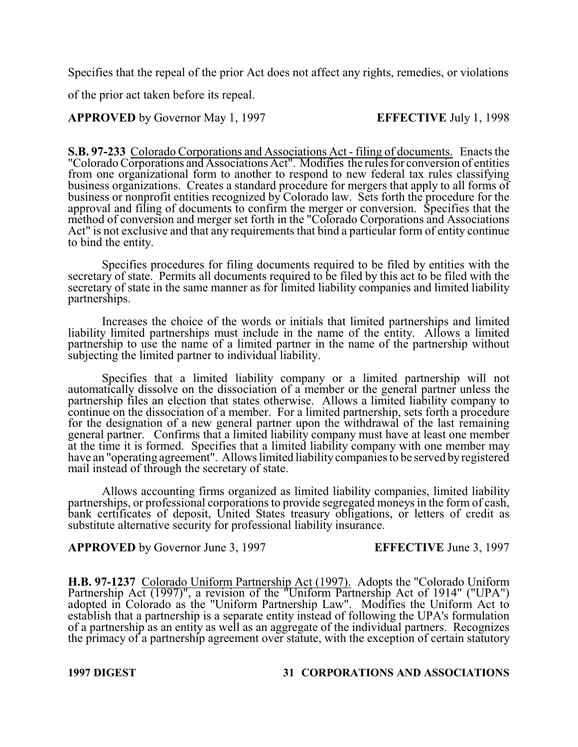Specifies that the repeal of the prior Act does not affect any rights, remedies, or violations of the prior act taken before its repeal.

**APPROVED** by Governor May 1, 1997 **EFFECTIVE** July 1, 1998

**S.B. 97-233** Colorado Corporations and Associations Act - filing of documents. Enacts the "Colorado Corporations and Associations Act". Modifies the rules for conversion of entities from one organizational form to another to respond to new federal tax rules classifying business organizations. Creates a standard procedure for mergers that apply to all forms of business or nonprofit entities recognized by Colorado law. Sets forth the procedure for the approval and filing of documents to confirm the merger or conversion. Specifies that the method of conversion and merger set forth in the "Colorado Corporations and Associations Act" is not exclusive and that any requirements that bind a particular form of entity continue to bind the entity.

Specifies procedures for filing documents required to be filed by entities with the secretary of state. Permits all documents required to be filed by this act to be filed with the secretary of state in the same manner as for limited liability companies and limited liability partnerships.

Increases the choice of the words or initials that limited partnerships and limited liability limited partnerships must include in the name of the entity. Allows a limited partnership to use the name of a limited partner in the name of the partnership without subjecting the limited partner to individual liability.

Specifies that a limited liability company or a limited partnership will not automatically dissolve on the dissociation of a member or the general partner unless the partnership files an election that states otherwise. Allows a limited liability company to continue on the dissociation of a member. For a limited partnership, sets forth a procedure for the designation of a new general partner upon the withdrawal of the last remaining general partner. Confirms that a limited liability company must have at least one member at the time it is formed. Specifies that a limited liability company with one member may have an "operating agreement". Allows limited liability companies to be served by registered mail instead of through the secretary of state.

Allows accounting firms organized as limited liability companies, limited liability partnerships, or professional corporations to provide segregated moneys in the form of cash, bank certificates of deposit, United States treasury obligations, or letters of credit as substitute alternative security for professional liability insurance.

**APPROVED** by Governor June 3, 1997 **EFFECTIVE** June 3, 1997

**H.B. 97-1237** Colorado Uniform Partnership Act (1997). Adopts the "Colorado Uniform Partnership Act (1997)", a revision of the "Uniform Partnership Act of 1914" ("UPA") adopted in Colorado as the "Uniform Partnership Law". Modifies the Uniform Act to establish that a partnership is a separate entity instead of following the UPA's formulation of a partnership as an entity as well as an aggregate of the individual partners. Recognizes the primacy of a partnership agreement over statute, with the exception of certain statutory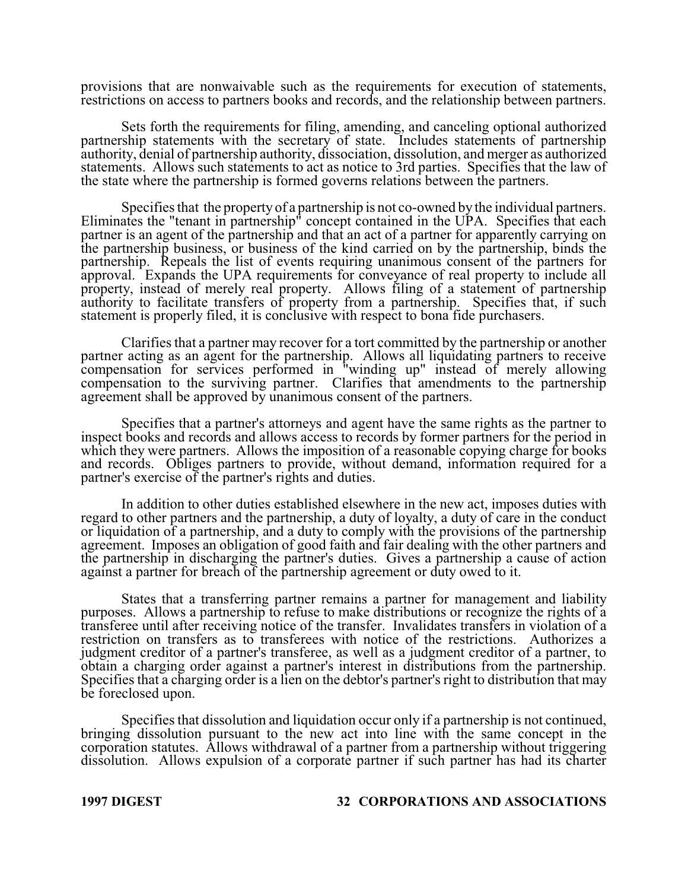provisions that are nonwaivable such as the requirements for execution of statements, restrictions on access to partners books and records, and the relationship between partners.

Sets forth the requirements for filing, amending, and canceling optional authorized partnership statements with the secretary of state. Includes statements of partnership authority, denial of partnership authority, dissociation, dissolution, and merger as authorized statements. Allows such statements to act as notice to 3rd parties. Specifies that the law of the state where the partnership is formed governs relations between the partners.

Specifies that the property of a partnership is not co-owned by the individual partners. Eliminates the "tenant in partnership" concept contained in the UPA. Specifies that each partner is an agent of the partnership and that an act of a partner for apparently carrying on the partnership business, or business of the kind carried on by the partnership, binds the partnership. Repeals the list of events requiring unanimous consent of the partners for approval. Expands the UPA requirements for conveyance of real property to include all property, instead of merely real property. Allows filing of a statement of partnership authority to facilitate transfers of property from a partnership. Specifies that, if such statement is properly filed, it is conclusive with respect to bona fide purchasers.

Clarifies that a partner may recover for a tort committed by the partnership or another partner acting as an agent for the partnership. Allows all liquidating partners to receive compensation for services performed in "winding up" instead of merely allowing compensation to the surviving partner. Clarifies that amendments to the partnership agreement shall be approved by unanimous consent of the partners.

Specifies that a partner's attorneys and agent have the same rights as the partner to inspect books and records and allows access to records by former partners for the period in which they were partners. Allows the imposition of a reasonable copying charge for books and records. Obliges partners to provide, without demand, information required for a partner's exercise of the partner's rights and duties.

In addition to other duties established elsewhere in the new act, imposes duties with regard to other partners and the partnership, a duty of loyalty, a duty of care in the conduct or liquidation of a partnership, and a duty to comply with the provisions of the partnership agreement. Imposes an obligation of good faith and fair dealing with the other partners and the partnership in discharging the partner's duties. Gives a partnership a cause of action against a partner for breach of the partnership agreement or duty owed to it.

States that a transferring partner remains a partner for management and liability purposes. Allows a partnership to refuse to make distributions or recognize the rights of a transferee until after receiving notice of the transfer. Invalidates transfers in violation of a restriction on transfers as to transferees with notice of the restrictions. Authorizes a judgment creditor of a partner's transferee, as well as a judgment creditor of a partner, to obtain a charging order against a partner's interest in distributions from the partnership. Specifies that a charging order is a lien on the debtor's partner's right to distribution that may be foreclosed upon.

Specifies that dissolution and liquidation occur only if a partnership is not continued, bringing dissolution pursuant to the new act into line with the same concept in the corporation statutes. Allows withdrawal of a partner from a partnership without triggering dissolution. Allows expulsion of a corporate partner if such partner has had its charter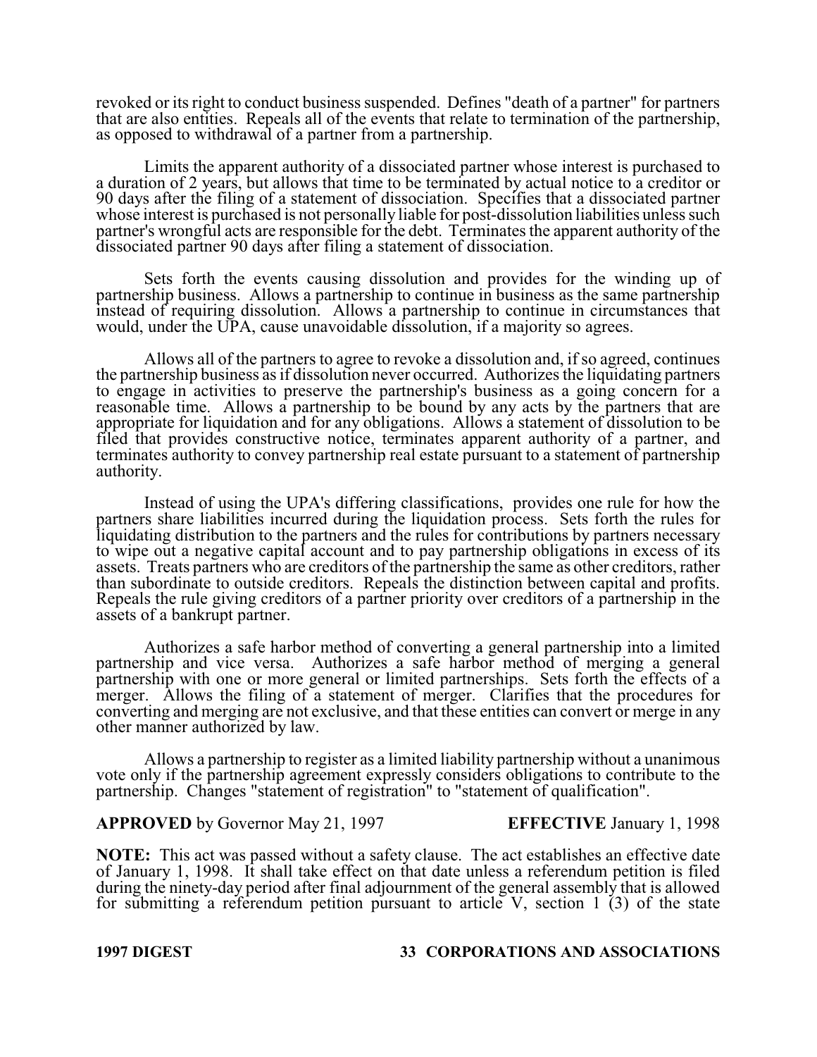revoked or its right to conduct business suspended. Defines "death of a partner" for partners that are also entities. Repeals all of the events that relate to termination of the partnership, as opposed to withdrawal of a partner from a partnership.

Limits the apparent authority of a dissociated partner whose interest is purchased to a duration of 2 years, but allows that time to be terminated by actual notice to a creditor or 90 days after the filing of a statement of dissociation. Specifies that a dissociated partner whose interest is purchased is not personally liable for post-dissolution liabilities unless such partner's wrongful acts are responsible for the debt. Terminates the apparent authority of the dissociated partner 90 days after filing a statement of dissociation.

Sets forth the events causing dissolution and provides for the winding up of partnership business. Allows a partnership to continue in business as the same partnership instead of requiring dissolution. Allows a partnership to continue in circumstances that would, under the UPA, cause unavoidable dissolution, if a majority so agrees.

Allows all of the partners to agree to revoke a dissolution and, if so agreed, continues the partnership business as if dissolution never occurred. Authorizes the liquidating partners to engage in activities to preserve the partnership's business as a going concern for a reasonable time. Allows a partnership to be bound by any acts by the partners that are appropriate for liquidation and for any obligations. Allows a statement of dissolution to be filed that provides constructive notice, terminates apparent authority of a partner, and terminates authority to convey partnership real estate pursuant to a statement of partnership authority.

Instead of using the UPA's differing classifications, provides one rule for how the partners share liabilities incurred during the liquidation process. Sets forth the rules for liquidating distribution to the partners and the rules for contributions by partners necessary to wipe out a negative capital account and to pay partnership obligations in excess of its assets. Treats partners who are creditors of the partnership the same as other creditors, rather than subordinate to outside creditors. Repeals the distinction between capital and profits. Repeals the rule giving creditors of a partner priority over creditors of a partnership in the assets of a bankrupt partner.

Authorizes a safe harbor method of converting a general partnership into a limited partnership and vice versa. Authorizes a safe harbor method of merging a general partnership with one or more general or limited partnerships. Sets forth the effects of a merger. Allows the filing of a statement of merger. Clarifies that the procedures for converting and merging are not exclusive, and that these entities can convert or merge in any other manner authorized by law.

Allows a partnership to register as a limited liability partnership without a unanimous vote only if the partnership agreement expressly considers obligations to contribute to the partnership. Changes "statement of registration" to "statement of qualification".

**APPROVED** by Governor May 21, 1997 **EFFECTIVE** January 1, 1998

**NOTE:** This act was passed without a safety clause. The act establishes an effective date of January 1, 1998. It shall take effect on that date unless a referendum petition is filed during the ninety-day period after final adjournment of the general assembly that is allowed for submitting a referendum petition pursuant to article V, section 1 (3) of the state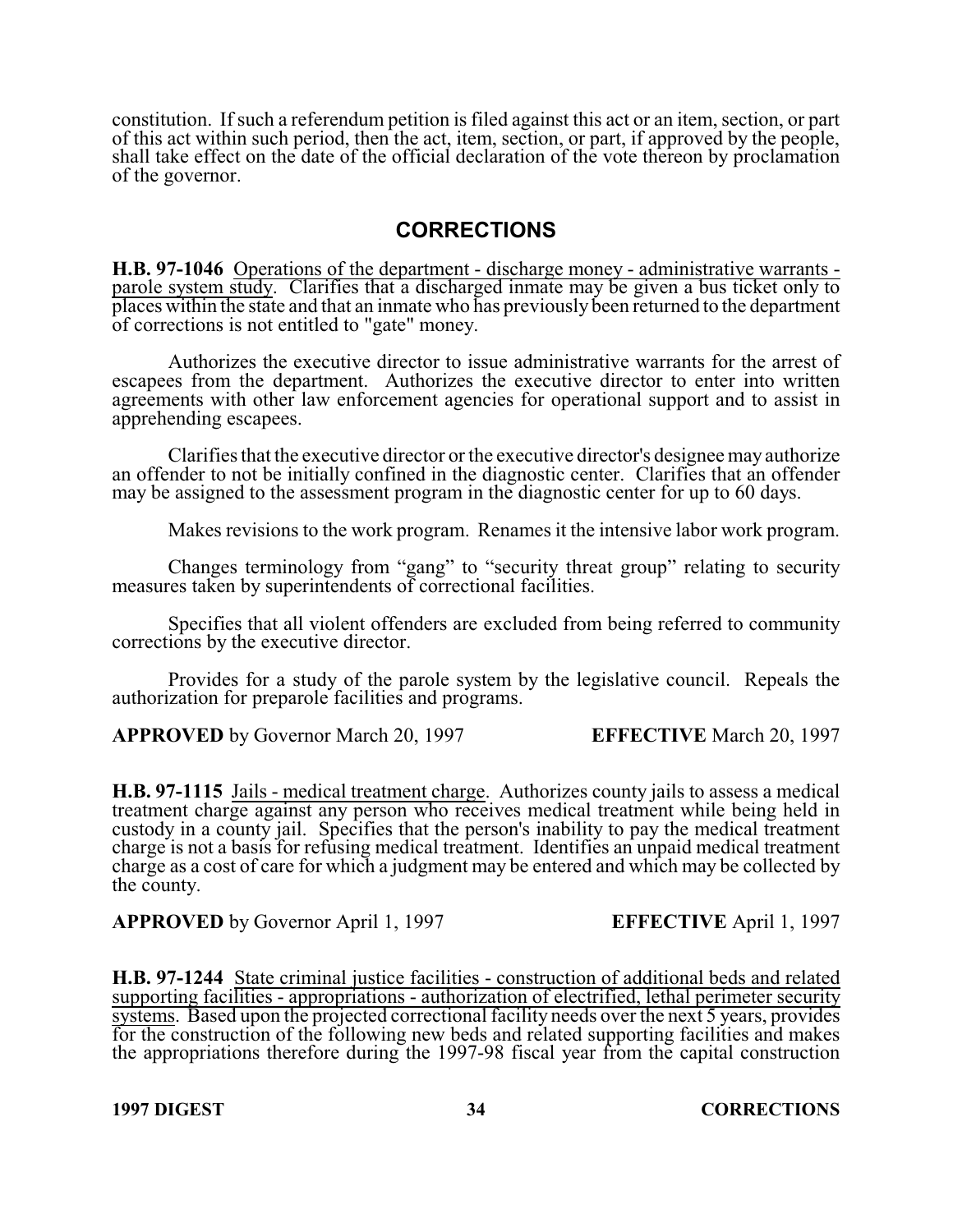constitution. If such a referendum petition is filed against this act or an item, section, or part of this act within such period, then the act, item, section, or part, if approved by the people, shall take effect on the date of the official declaration of the vote thereon by proclamation of the governor.

## CORRECTIONS

**H.B. 97-1046** Operations of the department - discharge money - administrative warrants - parole system study. Clarifies that a discharged inmate may be given a bus ticket only to places within the state and that an inmate who has previously been returned to the department of corrections is not entitled to "gate" money.

Authorizes the executive director to issue administrative warrants for the arrest of escapees from the department. Authorizes the executive director to enter into written agreements with other law enforcement agencies for operational support and to assist in apprehending escapees.

Clarifies that the executive director or the executive director's designee may authorize an offender to not be initially confined in the diagnostic center. Clarifies that an offender may be assigned to the assessment program in the diagnostic center for up to 60 days.

Makes revisions to the work program. Renames it the intensive labor work program.

Changes terminology from "gang" to "security threat group" relating to security measures taken by superintendents of correctional facilities.

Specifies that all violent offenders are excluded from being referred to community corrections by the executive director.

Provides for a study of the parole system by the legislative council. Repeals the authorization for preparole facilities and programs.

**APPROVED** by Governor March 20, 1997 **EFFECTIVE** March 20, 1997

**H.B. 97-1115** Jails - medical treatment charge. Authorizes county jails to assess a medical treatment charge against any person who receives medical treatment while being held in custody in a county jail. Specifies that the person's inability to pay the medical treatment charge is not a basis for refusing medical treatment. Identifies an unpaid medical treatment charge as a cost of care for which a judgment may be entered and which may be collected by the county.

**APPROVED** by Governor April 1, 1997 **EFFECTIVE** April 1, 1997

**H.B. 97-1244** State criminal justice facilities - construction of additional beds and related supporting facilities - appropriations - authorization of electrified, lethal perimeter security systems. Based upon the projected correctional facility needs over the next 5 years, provides for the construction of the following new beds and related supporting facilities and makes the appropriations therefore during the 1997-98 fiscal year from the capital construction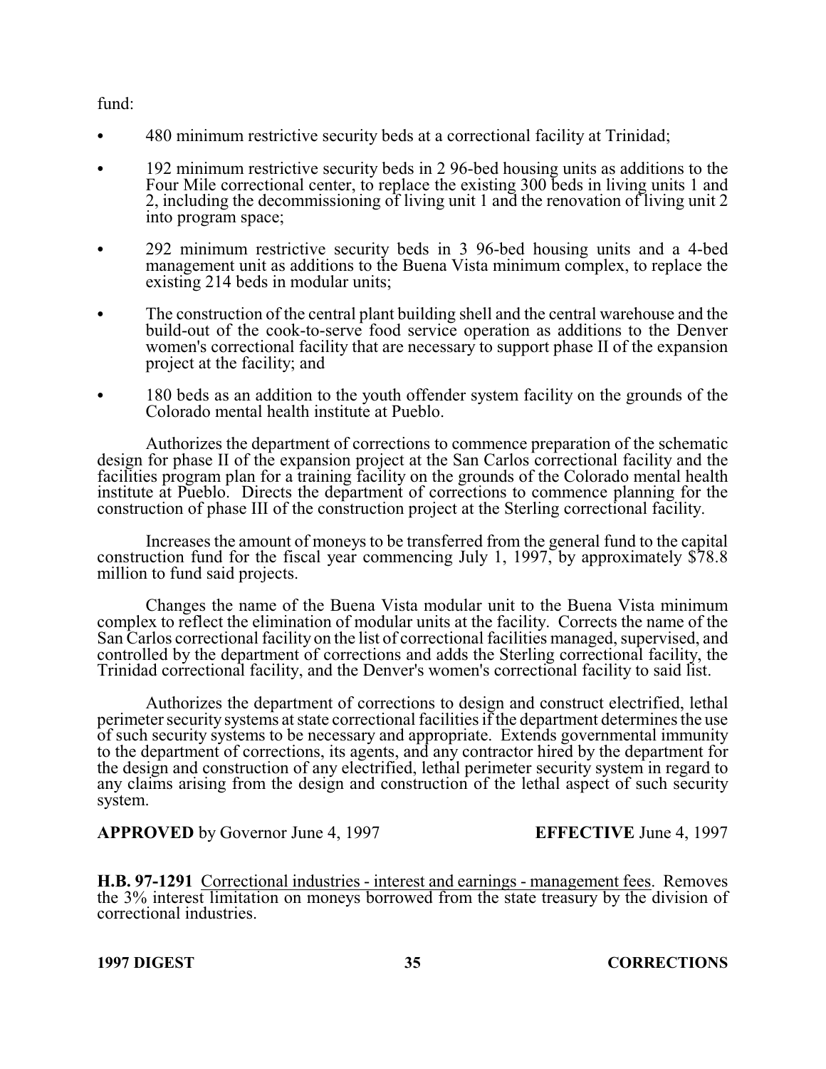fund:

- 480 minimum restrictive security beds at a correctional facility at Trinidad;
- 192 minimum restrictive security beds in 2 96-bed housing units as additions to the Four Mile correctional center, to replace the existing 300 beds in living units 1 and 2, including the decommissioning of living unit 1 and the renovation of living unit 2 into program space;
- 292 minimum restrictive security beds in 3 96-bed housing units and a 4-bed management unit as additions to the Buena Vista minimum complex, to replace the existing 214 beds in modular units;
- The construction of the central plant building shell and the central warehouse and the build-out of the cook-to-serve food service operation as additions to the Denver women's correctional facility that are necessary to support phase II of the expansion project at the facility; and
- 180 beds as an addition to the youth offender system facility on the grounds of the Colorado mental health institute at Pueblo.

Authorizes the department of corrections to commence preparation of the schematic design for phase II of the expansion project at the San Carlos correctional facility and the facilities program plan for a training facility on the grounds of the Colorado mental health institute at Pueblo. Directs the department of corrections to commence planning for the construction of phase III of the construction project at the Sterling correctional facility.

Increases the amount of moneys to be transferred from the general fund to the capital construction fund for the fiscal year commencing July 1, 1997, by approximately $78.8 million to fund said projects.

Changes the name of the Buena Vista modular unit to the Buena Vista minimum complex to reflect the elimination of modular units at the facility. Corrects the name of the San Carlos correctional facility on the list of correctional facilities managed, supervised, and controlled by the department of corrections and adds the Sterling correctional facility, the Trinidad correctional facility, and the Denver's women's correctional facility to said list.

Authorizes the department of corrections to design and construct electrified, lethal perimeter security systems at state correctional facilities if the department determines the use of such security systems to be necessary and appropriate. Extends governmental immunity to the department of corrections, its agents, and any contractor hired by the department for the design and construction of any electrified, lethal perimeter security system in regard to any claims arising from the design and construction of the lethal aspect of such security system.

**APPROVED** by Governor June 4, 1997 **EFFECTIVE** June 4, 1997

**H.B. 97-1291** Correctional industries - interest and earnings - management fees. Removes the 3% interest limitation on moneys borrowed from the state treasury by the division of correctional industries.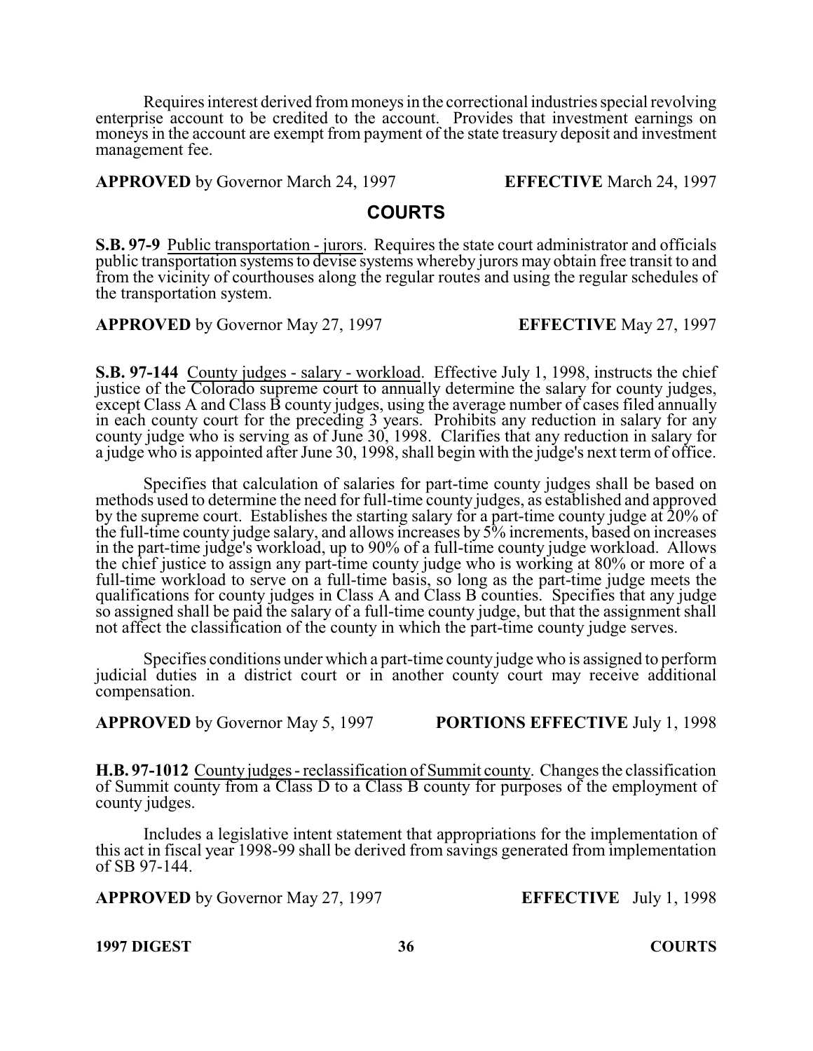Requires interest derived from moneys in the correctional industries special revolving enterprise account to be credited to the account. Provides that investment earnings on moneys in the account are exempt from payment of the state treasury deposit and investment management fee.

**APPROVED** by Governor March 24, 1997 **EFFECTIVE** March 24, 1997

## COURTS

**S.B. 97-9** Public transportation - jurors. Requires the state court administrator and officials public transportation systems to devise systems whereby jurors may obtain free transit to and from the vicinity of courthouses along the regular routes and using the regular schedules of the transportation system.

**APPROVED** by Governor May 27, 1997 **EFFECTIVE** May 27, 1997

**S.B. 97-144** County judges - salary - workload. Effective July 1, 1998, instructs the chief justice of the Colorado supreme court to annually determine the salary for county judges, except Class A and Class B county judges, using the average number of cases filed annually in each county court for the preceding 3 years. Prohibits any reduction in salary for any county judge who is serving as of June 30, 1998. Clarifies that any reduction in salary for a judge who is appointed after June 30, 1998, shall begin with the judge's next term of office.

Specifies that calculation of salaries for part-time county judges shall be based on methods used to determine the need for full-time county judges, as established and approved by the supreme court. Establishes the starting salary for a part-time county judge at 20% of the full-time county judge salary, and allows increases by 5% increments, based on increases in the part-time judge's workload, up to 90% of a full-time county judge workload. Allows the chief justice to assign any part-time county judge who is working at 80% or more of a full-time workload to serve on a full-time basis, so long as the part-time judge meets the qualifications for county judges in Class A and Class B counties. Specifies that any judge so assigned shall be paid the salary of a full-time county judge, but that the assignment shall not affect the classification of the county in which the part-time county judge serves.

Specifies conditions under which a part-time county judge who is assigned to perform judicial duties in a district court or in another county court may receive additional compensation.

**APPROVED** by Governor May 5, 1997 **PORTIONS EFFECTIVE** July 1, 1998

**H.B. 97-1012** County judges - reclassification of Summit county. Changes the classification of Summit county from a Class D to a Class B county for purposes of the employment of county judges.

Includes a legislative intent statement that appropriations for the implementation of this act in fiscal year 1998-99 shall be derived from savings generated from implementation of SB 97-144.

**APPROVED** by Governor May 27, 1997 **EFFECTIVE** July 1, 1998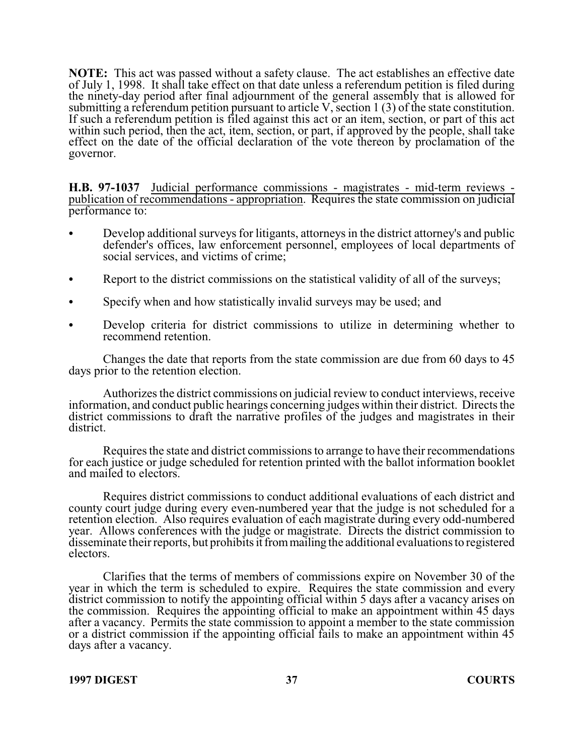**NOTE:** This act was passed without a safety clause. The act establishes an effective date of July 1, 1998. It shall take effect on that date unless a referendum petition is filed during the ninety-day period after final adjournment of the general assembly that is allowed for submitting a referendum petition pursuant to article V, section 1 (3) of the state constitution. If such a referendum petition is filed against this act or an item, section, or part of this act within such period, then the act, item, section, or part, if approved by the people, shall take effect on the date of the official declaration of the vote thereon by proclamation of the governor.

**H.B. 97-1037** Judicial performance commissions - magistrates - mid-term reviews - publication of recommendations - appropriation. Requires the state commission on judicial performance to:

- Develop additional surveys for litigants, attorneys in the district attorney's and public defender's offices, law enforcement personnel, employees of local departments of social services, and victims of crime;
- Report to the district commissions on the statistical validity of all of the surveys;
- Specify when and how statistically invalid surveys may be used; and
- Develop criteria for district commissions to utilize in determining whether to recommend retention.

Changes the date that reports from the state commission are due from 60 days to 45 days prior to the retention election.

Authorizes the district commissions on judicial review to conduct interviews, receive information, and conduct public hearings concerning judges within their district. Directs the district commissions to draft the narrative profiles of the judges and magistrates in their district.

Requires the state and district commissions to arrange to have their recommendations for each justice or judge scheduled for retention printed with the ballot information booklet and mailed to electors.

Requires district commissions to conduct additional evaluations of each district and county court judge during every even-numbered year that the judge is not scheduled for a retention election. Also requires evaluation of each magistrate during every odd-numbered year. Allows conferences with the judge or magistrate. Directs the district commission to disseminate their reports, but prohibits it from mailing the additional evaluations to registered electors.

Clarifies that the terms of members of commissions expire on November 30 of the year in which the term is scheduled to expire. Requires the state commission and every district commission to notify the appointing official within 5 days after a vacancy arises on the commission. Requires the appointing official to make an appointment within 45 days after a vacancy. Permits the state commission to appoint a member to the state commission or a district commission if the appointing official fails to make an appointment within 45 days after a vacancy.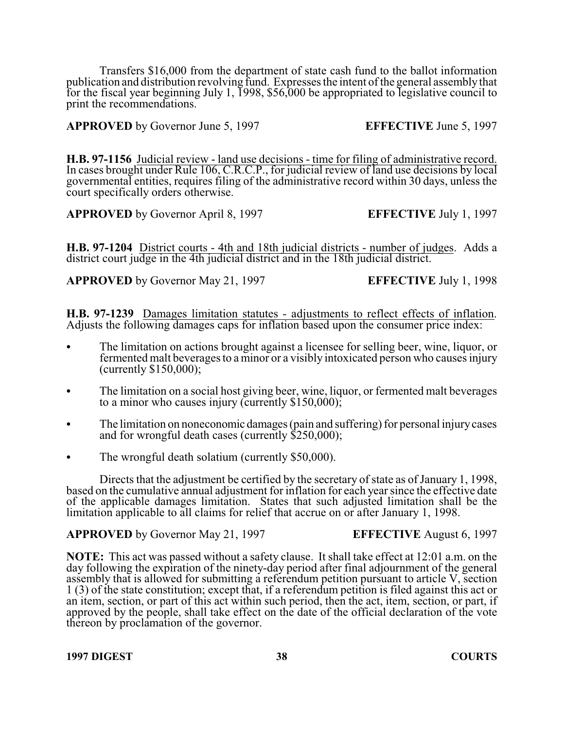Transfers $16,000 from the department of state cash fund to the ballot information publication and distribution revolving fund. Expresses the intent of the general assembly that for the fiscal year beginning July 1, 1998, $56,000 be appropriated to legislative council to print the recommendations.

**APPROVED** by Governor June 5, 1997 **EFFECTIVE** June 5, 1997

**H.B. 97-1156** Judicial review - land use decisions - time for filing of administrative record. In cases brought under Rule 106, C.R.C.P., for judicial review of land use decisions by local governmental entities, requires filing of the administrative record within 30 days, unless the court specifically orders otherwise.

**APPROVED** by Governor April 8, 1997 **EFFECTIVE** July 1, 1997

**H.B. 97-1204** District courts - 4th and 18th judicial districts - number of judges. Adds a district court judge in the 4th judicial district and in the 18th judicial district.

**APPROVED** by Governor May 21, 1997 **EFFECTIVE** July 1, 1998

**H.B. 97-1239** Damages limitation statutes - adjustments to reflect effects of inflation. Adjusts the following damages caps for inflation based upon the consumer price index:

- The limitation on actions brought against a licensee for selling beer, wine, liquor, or fermented malt beverages to a minor or a visibly intoxicated person who causes injury (currently $150,000);
- The limitation on a social host giving beer, wine, liquor, or fermented malt beverages to a minor who causes injury (currently $150,000);
- The limitation on noneconomic damages (pain and suffering) for personal injury cases and for wrongful death cases (currently $250,000);
- The wrongful death solatium (currently $50,000).

Directs that the adjustment be certified by the secretary of state as of January 1, 1998, based on the cumulative annual adjustment for inflation for each year since the effective date of the applicable damages limitation. States that such adjusted limitation shall be the limitation applicable to all claims for relief that accrue on or after January 1, 1998.

**APPROVED** by Governor May 21, 1997 **EFFECTIVE** August 6, 1997

**NOTE:** This act was passed without a safety clause. It shall take effect at 12:01 a.m. on the day following the expiration of the ninety-day period after final adjournment of the general assembly that is allowed for submitting a referendum petition pursuant to article V, section 1 (3) of the state constitution; except that, if a referendum petition is filed against this act or an item, section, or part of this act within such period, then the act, item, section, or part, if approved by the people, shall take effect on the date of the official declaration of the vote thereon by proclamation of the governor.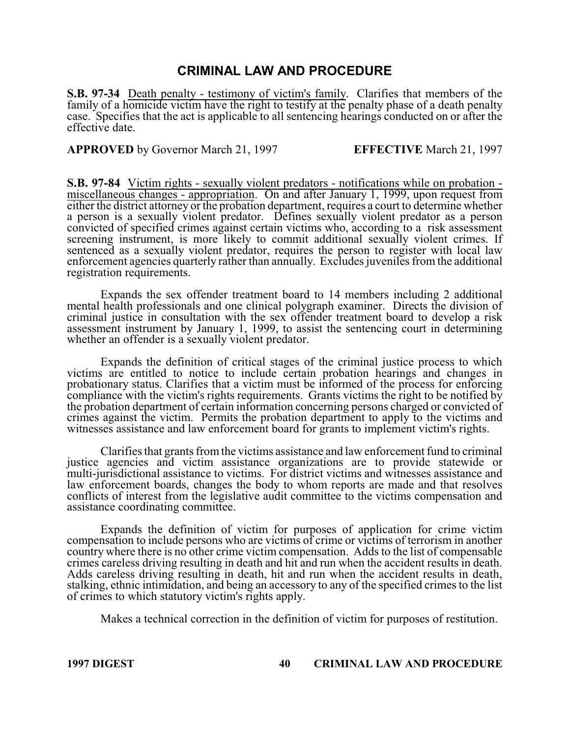# CRITICAL LAW AND PROCEDURE

**S.B. 97-34** Death penalty - testimony of victim's family. Clarifies that members of the family of a homicide victim have the right to testify at the penalty phase of a death penalty case. Specifies that the act is applicable to all sentencing hearings conducted on or after the effective date.

**APPROVED** by Governor March 21, 1997 **EFFECTIVE** March 21, 1997

**S.B. 97-84** Victim rights - sexually violent predators - notifications while on probation - miscellaneous changes - appropriation. On and after January 1, 1999, upon request from either the district attorney or the probation department, requires a court to determine whether a person is a sexually violent predator. Defines sexually violent predator as a person convicted of specified crimes against certain victims who, according to a risk assessment screening instrument, is more likely to commit additional sexually violent crimes. If sentenced as a sexually violent predator, requires the person to register with local law enforcement agencies quarterly rather than annually. Excludes juveniles from the additional registration requirements.

Expands the sex offender treatment board to 14 members including 2 additional mental health professionals and one clinical polygraph examiner. Directs the division of criminal justice in consultation with the sex offender treatment board to develop a risk assessment instrument by January 1, 1999, to assist the sentencing court in determining whether an offender is a sexually violent predator.

Expands the definition of critical stages of the criminal justice process to which victims are entitled to notice to include certain probation hearings and changes in probationary status. Clarifies that a victim must be informed of the process for enforcing compliance with the victim's rights requirements. Grants victims the right to be notified by the probation department of certain information concerning persons charged or convicted of crimes against the victim. Permits the probation department to apply to the victims and witnesses assistance and law enforcement board for grants to implement victim's rights.

Clarifies that grants from the victims assistance and law enforcement fund to criminal justice agencies and victim assistance organizations are to provide statewide or multi-jurisdictional assistance to victims. For district victims and witnesses assistance and law enforcement boards, changes the body to whom reports are made and that resolves conflicts of interest from the legislative audit committee to the victims compensation and assistance coordinating committee.

Expands the definition of victim for purposes of application for crime victim compensation to include persons who are victims of crime or victims of terrorism in another country where there is no other crime victim compensation. Adds to the list of compensable crimes careless driving resulting in death and hit and run when the accident results in death. Adds careless driving resulting in death, hit and run when the accident results in death, stalking, ethnic intimidation, and being an accessory to any of the specified crimes to the list of crimes to which statutory victim's rights apply.

Makes a technical correction in the definition of victim for purposes of restitution.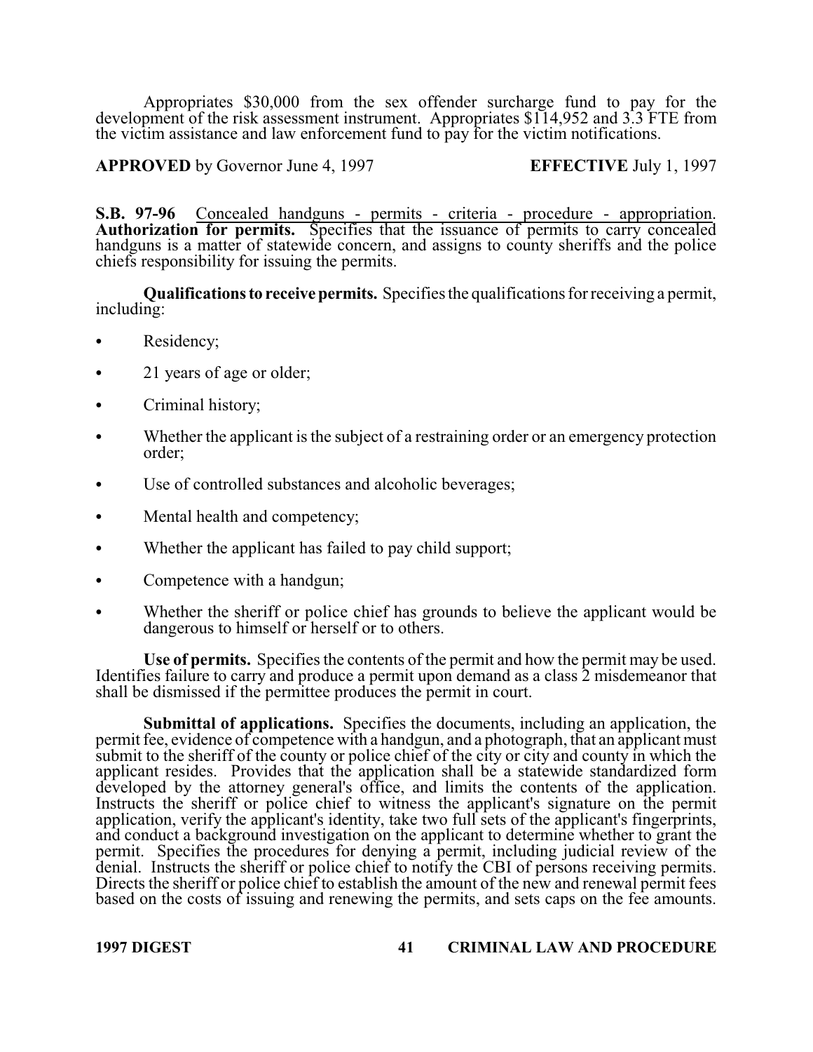Appropriates $30,000 from the sex offender surcharge fund to pay for the development of the risk assessment instrument. Appropriates $114,952 and 3.3 FTE from the victim assistance and law enforcement fund to pay for the victim notifications.

**APPROVED** by Governor June 4, 1997 **EFFECTIVE** July 1, 1997

**S.B. 97-96** Concealed handguns - permits - criteria - procedure - appropriation. **Authorization for permits.** Specifies that the issuance of permits to carry concealed handguns is a matter of statewide concern, and assigns to county sheriffs and the police chiefs responsibility for issuing the permits.

**Qualifications to receive permits.** Specifies the qualifications for receiving a permit, including:

- Residency;
- 21 years of age or older;
- Criminal history;
- Whether the applicant is the subject of a restraining order or an emergency protection order;
- Use of controlled substances and alcoholic beverages;
- Mental health and competency;
- Whether the applicant has failed to pay child support;
- Competence with a handgun;
- Whether the sheriff or police chief has grounds to believe the applicant would be dangerous to himself or herself or to others.

**Use of permits.** Specifies the contents of the permit and how the permit may be used. Identifies failure to carry and produce a permit upon demand as a class 2 misdemeanor that shall be dismissed if the permittee produces the permit in court.

**Submittal of applications.** Specifies the documents, including an application, the permit fee, evidence of competence with a handgun, and a photograph, that an applicant must submit to the sheriff of the county or police chief of the city or city and county in which the applicant resides. Provides that the application shall be a statewide standardized form developed by the attorney general's office, and limits the contents of the application. Instructs the sheriff or police chief to witness the applicant's signature on the permit application, verify the applicant's identity, take two full sets of the applicant's fingerprints, and conduct a background investigation on the applicant to determine whether to grant the permit. Specifies the procedures for denying a permit, including judicial review of the denial. Instructs the sheriff or police chief to notify the CBI of persons receiving permits. Directs the sheriff or police chief to establish the amount of the new and renewal permit fees based on the costs of issuing and renewing the permits, and sets caps on the fee amounts.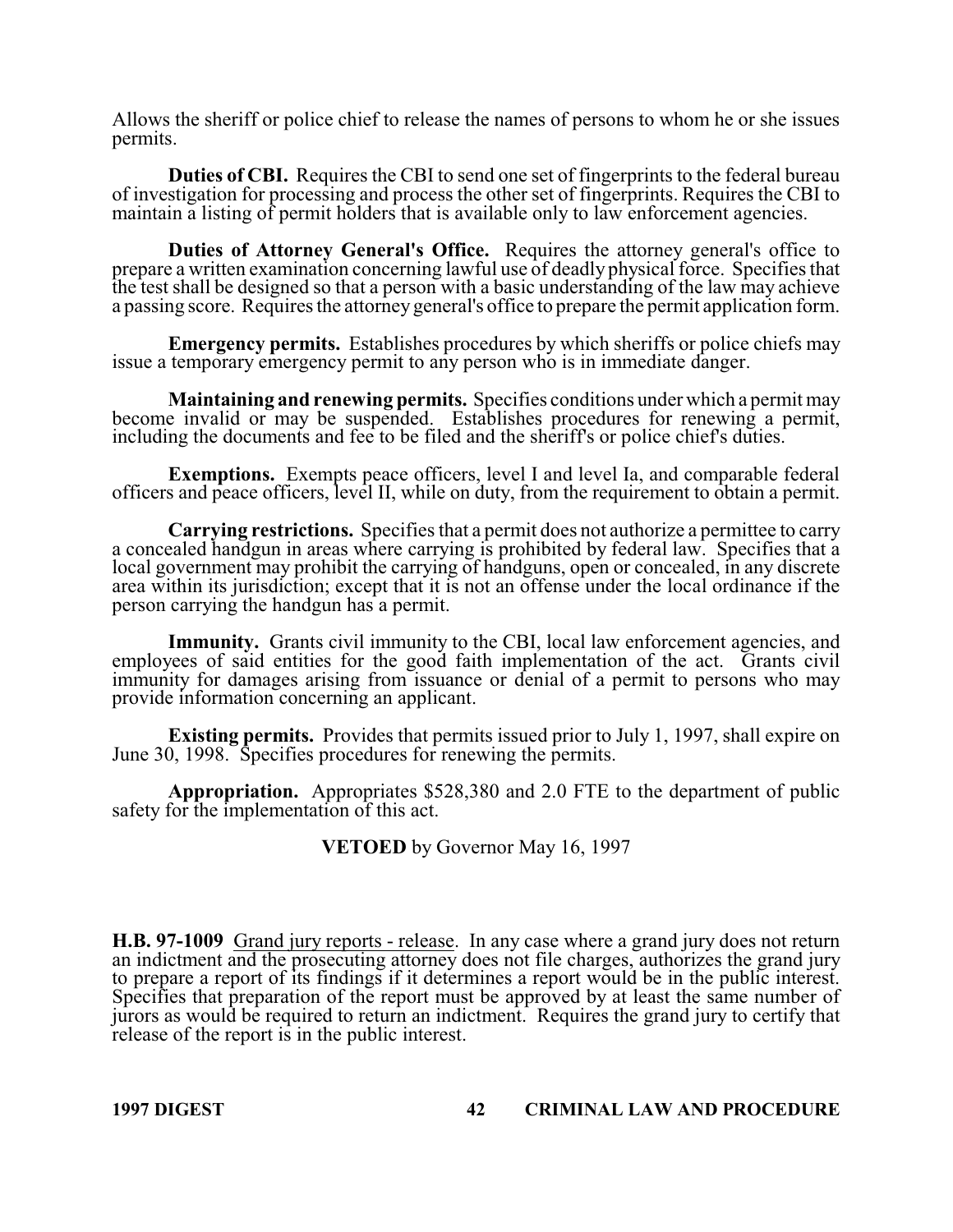Allows the sheriff or police chief to release the names of persons to whom he or she issues permits.

**Duties of CBI.** Requires the CBI to send one set of fingerprints to the federal bureau of investigation for processing and process the other set of fingerprints. Requires the CBI to maintain a listing of permit holders that is available only to law enforcement agencies.

**Duties of Attorney General's Office.** Requires the attorney general's office to prepare a written examination concerning lawful use of deadly physical force. Specifies that the test shall be designed so that a person with a basic understanding of the law may achieve a passing score. Requires the attorney general's office to prepare the permit application form.

**Emergency permits.** Establishes procedures by which sheriffs or police chiefs may issue a temporary emergency permit to any person who is in immediate danger.

**Maintaining and renewing permits.** Specifies conditions under which a permit may become invalid or may be suspended. Establishes procedures for renewing a permit, including the documents and fee to be filed and the sheriff's or police chief's duties.

**Exemptions.** Exempts peace officers, level I and level Ia, and comparable federal officers and peace officers, level II, while on duty, from the requirement to obtain a permit.

**Carrying restrictions.** Specifies that a permit does not authorize a permittee to carry a concealed handgun in areas where carrying is prohibited by federal law. Specifies that a local government may prohibit the carrying of handguns, open or concealed, in any discrete area within its jurisdiction; except that it is not an offense under the local ordinance if the person carrying the handgun has a permit.

**Immunity.** Grants civil immunity to the CBI, local law enforcement agencies, and employees of said entities for the good faith implementation of the act. Grants civil immunity for damages arising from issuance or denial of a permit to persons who may provide information concerning an applicant.

**Existing permits.** Provides that permits issued prior to July 1, 1997, shall expire on June 30, 1998. Specifies procedures for renewing the permits.

**Appropriation.** Appropriates $528,380 and 2.0 FTE to the department of public safety for the implementation of this act.

**VETOED** by Governor May 16, 1997

**H.B. 97-1009** Grand jury reports - release. In any case where a grand jury does not return an indictment and the prosecuting attorney does not file charges, authorizes the grand jury to prepare a report of its findings if it determines a report would be in the public interest. Specifies that preparation of the report must be approved by at least the same number of jurors as would be required to return an indictment. Requires the grand jury to certify that release of the report is in the public interest.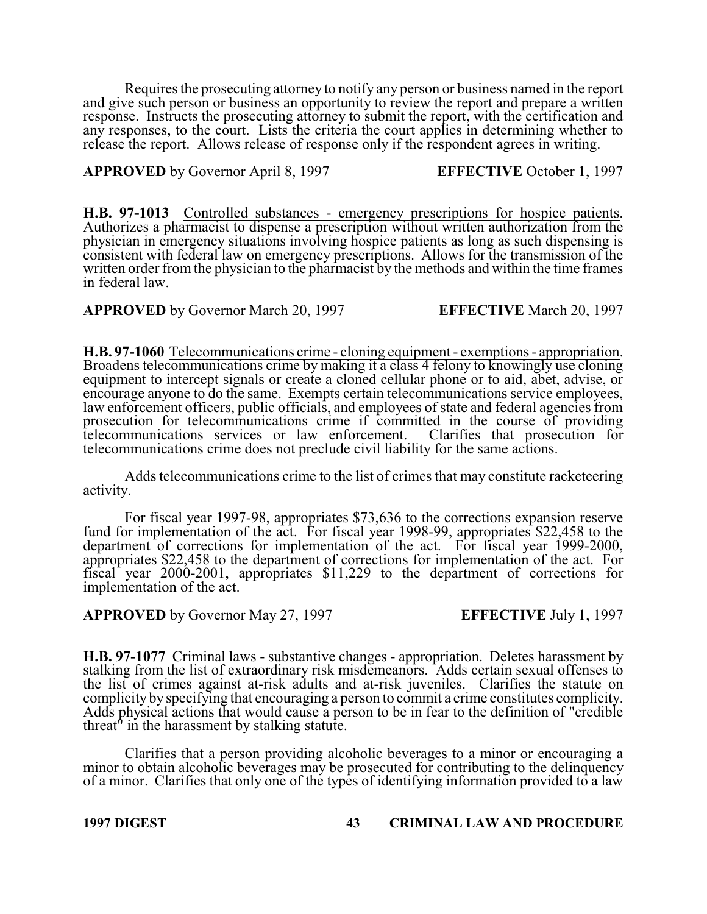Requires the prosecuting attorney to notify any person or business named in the report and give such person or business an opportunity to review the report and prepare a written response. Instructs the prosecuting attorney to submit the report, with the certification and any responses, to the court. Lists the criteria the court applies in determining whether to release the report. Allows release of response only if the respondent agrees in writing.

**APPROVED** by Governor April 8, 1997 **EFFECTIVE** October 1, 1997

**H.B. 97-1013** Controlled substances - emergency prescriptions for hospice patients. Authorizes a pharmacist to dispense a prescription without written authorization from the physician in emergency situations involving hospice patients as long as such dispensing is consistent with federal law on emergency prescriptions. Allows for the transmission of the written order from the physician to the pharmacist by the methods and within the time frames in federal law.

**APPROVED** by Governor March 20, 1997 **EFFECTIVE** March 20, 1997

**H.B. 97-1060** Telecommunications crime - cloning equipment - exemptions - appropriation. Broadens telecommunications crime by making it a class 4 felony to knowingly use cloning equipment to intercept signals or create a cloned cellular phone or to aid, abet, advise, or encourage anyone to do the same. Exempts certain telecommunications service employees, law enforcement officers, public officials, and employees of state and federal agencies from prosecution for telecommunications crime if committed in the course of providing telecommunications services or law enforcement. Clarifies that prosecution for telecommunications crime does not preclude civil liability for the same actions.

Adds telecommunications crime to the list of crimes that may constitute racketeering activity.

For fiscal year 1997-98, appropriates $73,636 to the corrections expansion reserve fund for implementation of the act. For fiscal year 1998-99, appropriates $22,458 to the department of corrections for implementation of the act. For fiscal year 1999-2000, appropriates $22,458 to the department of corrections for implementation of the act. For fiscal year 2000-2001, appropriates $11,229 to the department of corrections for implementation of the act.

**APPROVED** by Governor May 27, 1997 **EFFECTIVE** July 1, 1997

**H.B. 97-1077** Criminal laws - substantive changes - appropriation. Deletes harassment by stalking from the list of extraordinary risk misdemeanors. Adds certain sexual offenses to the list of crimes against at-risk adults and at-risk juveniles. Clarifies the statute on complicity by specifying that encouraging a person to commit a crime constitutes complicity. Adds physical actions that would cause a person to be in fear to the definition of "credible threat" in the harassment by stalking statute.

Clarifies that a person providing alcoholic beverages to a minor or encouraging a minor to obtain alcoholic beverages may be prosecuted for contributing to the delinquency of a minor. Clarifies that only one of the types of identifying information provided to a law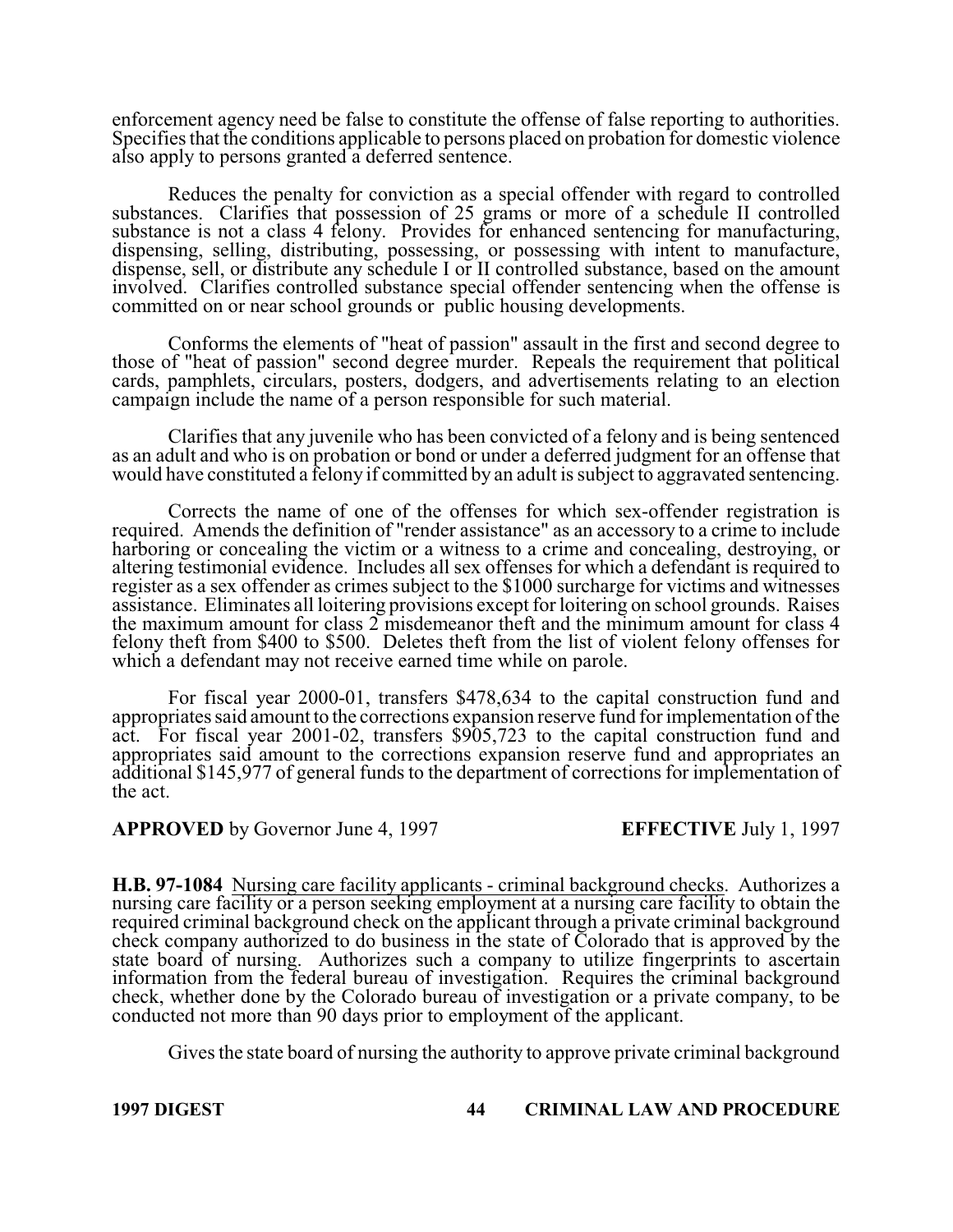enforcement agency need be false to constitute the offense of false reporting to authorities. Specifies that the conditions applicable to persons placed on probation for domestic violence also apply to persons granted a deferred sentence.

Reduces the penalty for conviction as a special offender with regard to controlled substances. Clarifies that possession of 25 grams or more of a schedule II controlled substance is not a class 4 felony. Provides for enhanced sentencing for manufacturing, dispensing, selling, distributing, possessing, or possessing with intent to manufacture, dispense, sell, or distribute any schedule I or II controlled substance, based on the amount involved. Clarifies controlled substance special offender sentencing when the offense is committed on or near school grounds or public housing developments.

Conforms the elements of "heat of passion" assault in the first and second degree to those of "heat of passion" second degree murder. Repeals the requirement that political cards, pamphlets, circulars, posters, dodgers, and advertisements relating to an election campaign include the name of a person responsible for such material.

Clarifies that any juvenile who has been convicted of a felony and is being sentenced as an adult and who is on probation or bond or under a deferred judgment for an offense that would have constituted a felony if committed by an adult is subject to aggravated sentencing.

Corrects the name of one of the offenses for which sex-offender registration is required. Amends the definition of "render assistance" as an accessory to a crime to include harboring or concealing the victim or a witness to a crime and concealing, destroying, or altering testimonial evidence. Includes all sex offenses for which a defendant is required to register as a sex offender as crimes subject to the $1000 surcharge for victims and witnesses assistance. Eliminates all loitering provisions except for loitering on school grounds. Raises the maximum amount for class 2 misdemeanor theft and the minimum amount for class 4 felony theft from $400 to $500. Deletes theft from the list of violent felony offenses for which a defendant may not receive earned time while on parole.

For fiscal year 2000-01, transfers $478,634 to the capital construction fund and appropriates said amount to the corrections expansion reserve fund for implementation of the act. For fiscal year 2001-02, transfers $905,723 to the capital construction fund and appropriates said amount to the corrections expansion reserve fund and appropriates an additional $145,977 of general funds to the department of corrections for implementation of the act.

**APPROVED** by Governor June 4, 1997 **EFFECTIVE** July 1, 1997

**H.B. 97-1084** Nursing care facility applicants - criminal background checks. Authorizes a nursing care facility or a person seeking employment at a nursing care facility to obtain the required criminal background check on the applicant through a private criminal background check company authorized to do business in the state of Colorado that is approved by the state board of nursing. Authorizes such a company to utilize fingerprints to ascertain information from the federal bureau of investigation. Requires the criminal background check, whether done by the Colorado bureau of investigation or a private company, to be conducted not more than 90 days prior to employment of the applicant.

Gives the state board of nursing the authority to approve private criminal background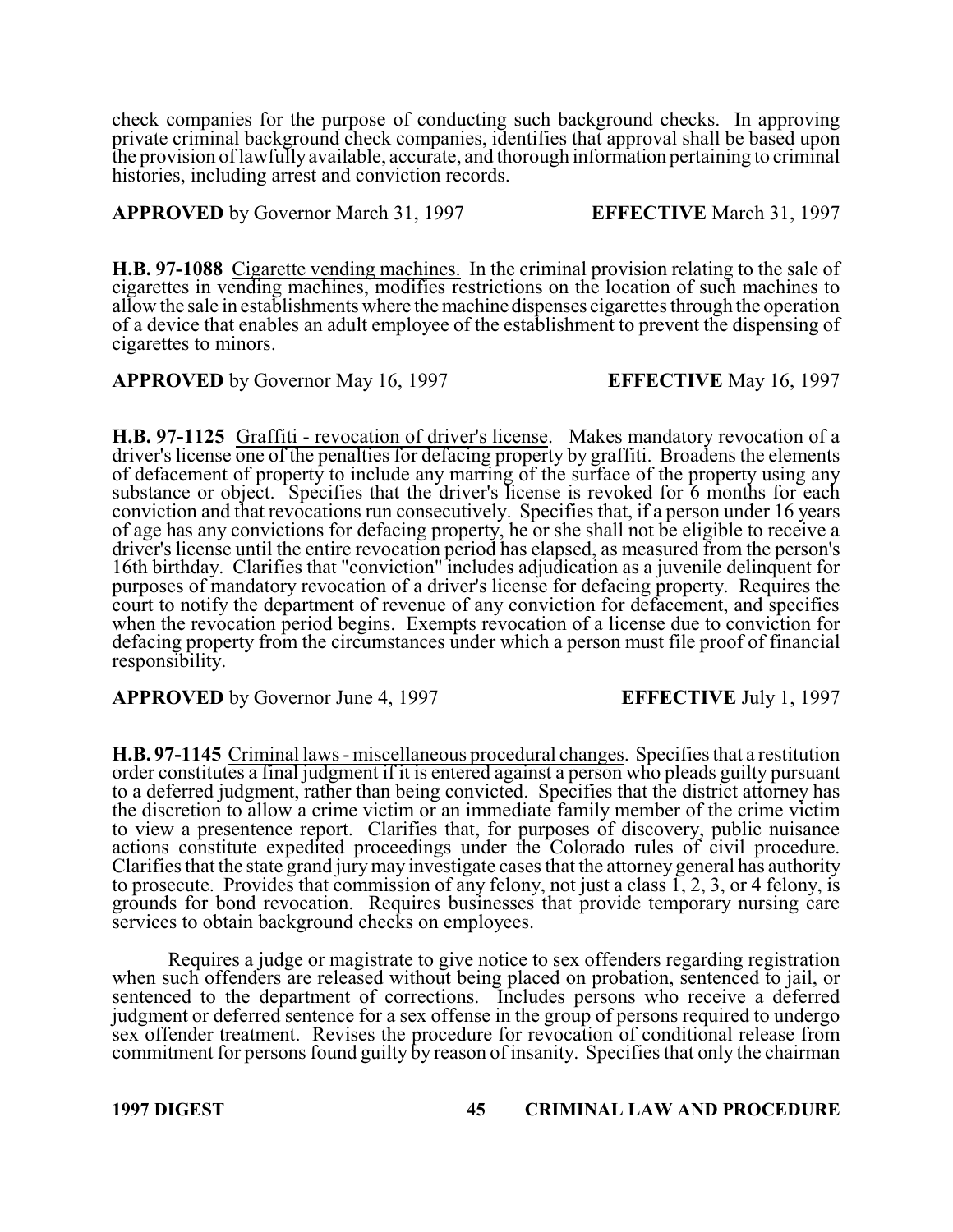check companies for the purpose of conducting such background checks. In approving private criminal background check companies, identifies that approval shall be based upon the provision of lawfully available, accurate, and thorough information pertaining to criminal histories, including arrest and conviction records.

**APPROVED** by Governor March 31, 1997 **EFFECTIVE** March 31, 1997

**H.B. 97-1088** Cigarette vending machines. In the criminal provision relating to the sale of cigarettes in vending machines, modifies restrictions on the location of such machines to allow the sale in establishments where the machine dispenses cigarettes through the operation of a device that enables an adult employee of the establishment to prevent the dispensing of cigarettes to minors.

**APPROVED** by Governor May 16, 1997 **EFFECTIVE** May 16, 1997

**H.B. 97-1125** Graffiti - revocation of driver's license. Makes mandatory revocation of a driver's license one of the penalties for defacing property by graffiti. Broadens the elements of defacement of property to include any marring of the surface of the property using any substance or object. Specifies that the driver's license is revoked for 6 months for each conviction and that revocations run consecutively. Specifies that, if a person under 16 years of age has any convictions for defacing property, he or she shall not be eligible to receive a driver's license until the entire revocation period has elapsed, as measured from the person's 16th birthday. Clarifies that "conviction" includes adjudication as a juvenile delinquent for purposes of mandatory revocation of a driver's license for defacing property. Requires the court to notify the department of revenue of any conviction for defacement, and specifies when the revocation period begins. Exempts revocation of a license due to conviction for defacing property from the circumstances under which a person must file proof of financial responsibility.

**APPROVED** by Governor June 4, 1997 **EFFECTIVE** July 1, 1997

**H.B. 97-1145** Criminal laws - miscellaneous procedural changes. Specifies that a restitution order constitutes a final judgment if it is entered against a person who pleads guilty pursuant to a deferred judgment, rather than being convicted. Specifies that the district attorney has the discretion to allow a crime victim or an immediate family member of the crime victim to view a presentence report. Clarifies that, for purposes of discovery, public nuisance actions constitute expedited proceedings under the Colorado rules of civil procedure. Clarifies that the state grand jury may investigate cases that the attorney general has authority to prosecute. Provides that commission of any felony, not just a class 1, 2, 3, or 4 felony, is grounds for bond revocation. Requires businesses that provide temporary nursing care services to obtain background checks on employees.

Requires a judge or magistrate to give notice to sex offenders regarding registration when such offenders are released without being placed on probation, sentenced to jail, or sentenced to the department of corrections. Includes persons who receive a deferred judgment or deferred sentence for a sex offense in the group of persons required to undergo sex offender treatment. Revises the procedure for revocation of conditional release from commitment for persons found guilty by reason of insanity. Specifies that only the chairman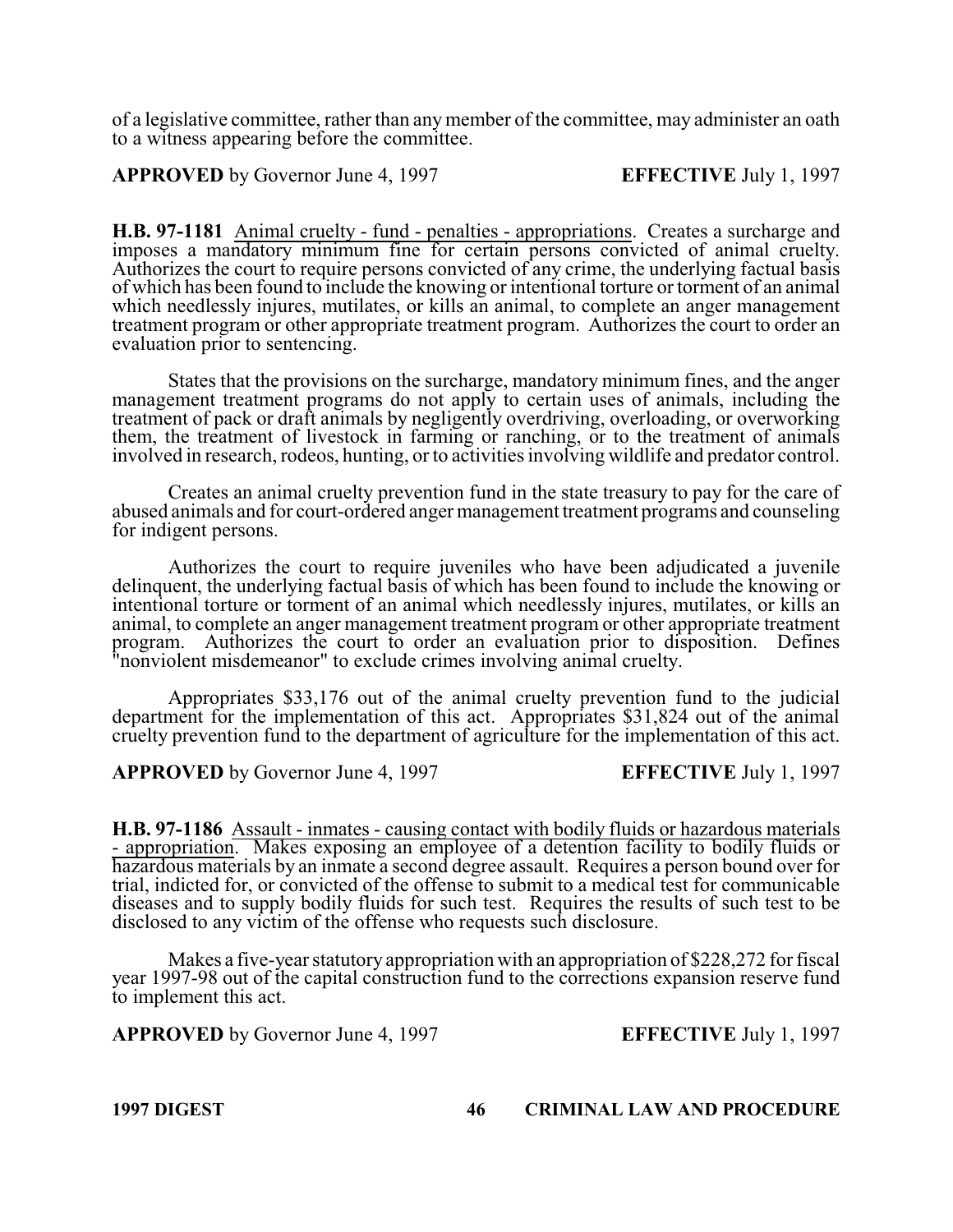of a legislative committee, rather than any member of the committee, may administer an oath to a witness appearing before the committee.

**APPROVED** by Governor June 4, 1997 **EFFECTIVE** July 1, 1997

**H.B. 97-1181** Animal cruelty - fund - penalties - appropriations. Creates a surcharge and imposes a mandatory minimum fine for certain persons convicted of animal cruelty. Authorizes the court to require persons convicted of any crime, the underlying factual basis of which has been found to include the knowing or intentional torture or torment of an animal which needlessly injures, mutilates, or kills an animal, to complete an anger management treatment program or other appropriate treatment program. Authorizes the court to order an evaluation prior to sentencing.

States that the provisions on the surcharge, mandatory minimum fines, and the anger management treatment programs do not apply to certain uses of animals, including the treatment of pack or draft animals by negligently overdriving, overloading, or overworking them, the treatment of livestock in farming or ranching, or to the treatment of animals involved in research, rodeos, hunting, or to activities involving wildlife and predator control.

Creates an animal cruelty prevention fund in the state treasury to pay for the care of abused animals and for court-ordered anger management treatment programs and counseling for indigent persons.

Authorizes the court to require juveniles who have been adjudicated a juvenile delinquent, the underlying factual basis of which has been found to include the knowing or intentional torture or torment of an animal which needlessly injures, mutilates, or kills an animal, to complete an anger management treatment program or other appropriate treatment program. Authorizes the court to order an evaluation prior to disposition. Defines "nonviolent misdemeanor" to exclude crimes involving animal cruelty.

Appropriates $33,176 out of the animal cruelty prevention fund to the judicial department for the implementation of this act. Appropriates $31,824 out of the animal cruelty prevention fund to the department of agriculture for the implementation of this act.

**APPROVED** by Governor June 4, 1997 **EFFECTIVE** July 1, 1997

**H.B. 97-1186** Assault - inmates - causing contact with bodily fluids or hazardous materials - appropriation. Makes exposing an employee of a detention facility to bodily fluids or hazardous materials by an inmate a second degree assault. Requires a person bound over for trial, indicted for, or convicted of the offense to submit to a medical test for communicable diseases and to supply bodily fluids for such test. Requires the results of such test to be disclosed to any victim of the offense who requests such disclosure.

Makes a five-year statutory appropriation with an appropriation of $228,272 for fiscal year 1997-98 out of the capital construction fund to the corrections expansion reserve fund to implement this act.

**APPROVED** by Governor June 4, 1997 **EFFECTIVE** July 1, 1997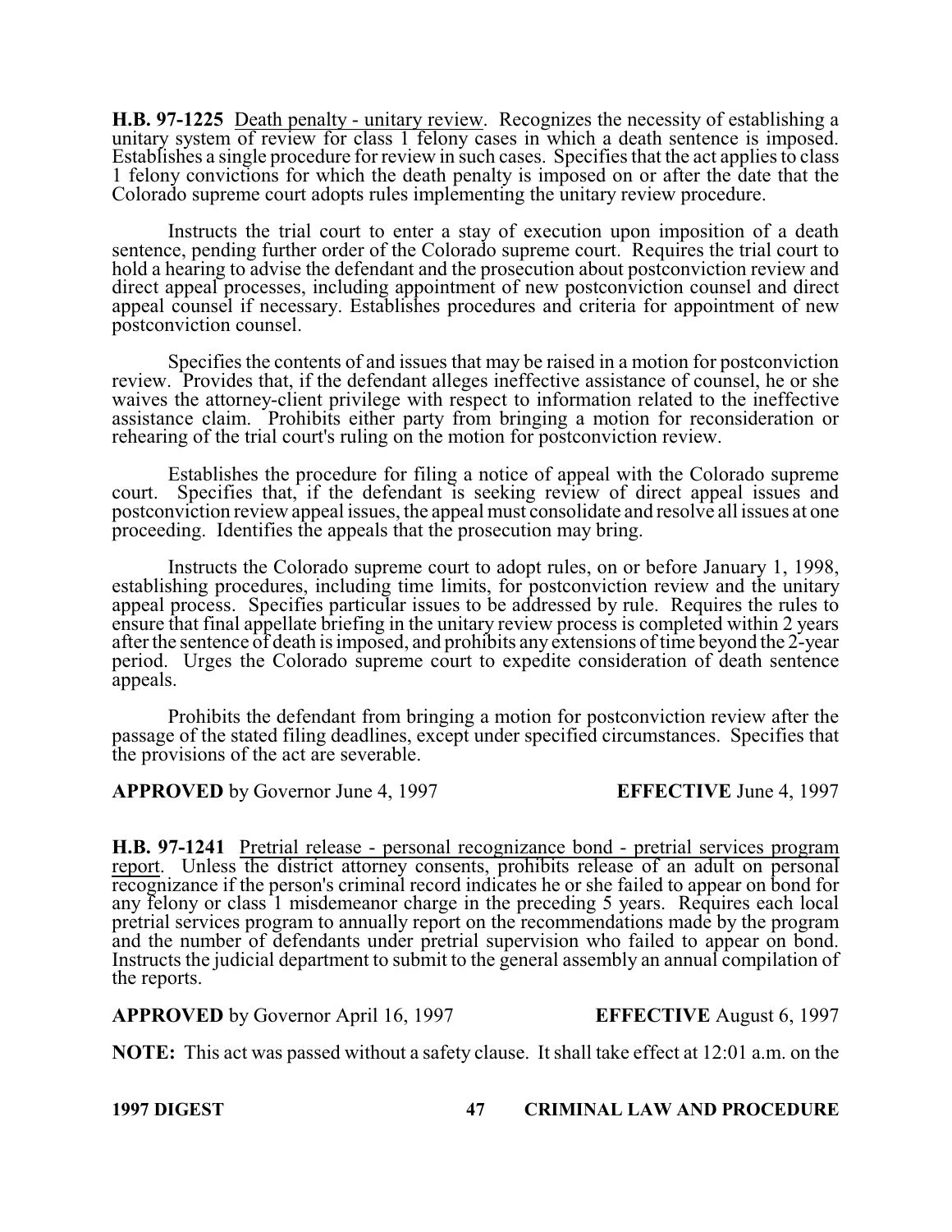**H.B. 97-1225** Death penalty - unitary review. Recognizes the necessity of establishing a unitary system of review for class 1 felony cases in which a death sentence is imposed. Establishes a single procedure for review in such cases. Specifies that the act applies to class 1 felony convictions for which the death penalty is imposed on or after the date that the Colorado supreme court adopts rules implementing the unitary review procedure.

Instructs the trial court to enter a stay of execution upon imposition of a death sentence, pending further order of the Colorado supreme court. Requires the trial court to hold a hearing to advise the defendant and the prosecution about postconviction review and direct appeal processes, including appointment of new postconviction counsel and direct appeal counsel if necessary. Establishes procedures and criteria for appointment of new postconviction counsel.

Specifies the contents of and issues that may be raised in a motion for postconviction review. Provides that, if the defendant alleges ineffective assistance of counsel, he or she waives the attorney-client privilege with respect to information related to the ineffective assistance claim. Prohibits either party from bringing a motion for reconsideration or rehearing of the trial court's ruling on the motion for postconviction review.

Establishes the procedure for filing a notice of appeal with the Colorado supreme court. Specifies that, if the defendant is seeking review of direct appeal issues and postconviction review appeal issues, the appeal must consolidate and resolve all issues at one proceeding. Identifies the appeals that the prosecution may bring.

Instructs the Colorado supreme court to adopt rules, on or before January 1, 1998, establishing procedures, including time limits, for postconviction review and the unitary appeal process. Specifies particular issues to be addressed by rule. Requires the rules to ensure that final appellate briefing in the unitary review process is completed within 2 years after the sentence of death is imposed, and prohibits any extensions of time beyond the 2-year period. Urges the Colorado supreme court to expedite consideration of death sentence appeals.

Prohibits the defendant from bringing a motion for postconviction review after the passage of the stated filing deadlines, except under specified circumstances. Specifies that the provisions of the act are severable.

**APPROVED** by Governor June 4, 1997 **EFFECTIVE** June 4, 1997

**H.B. 97-1241** Pretrial release - personal recognizance bond - pretrial services program report. Unless the district attorney consents, prohibits release of an adult on personal recognizance if the person's criminal record indicates he or she failed to appear on bond for any felony or class 1 misdemeanor charge in the preceding 5 years. Requires each local pretrial services program to annually report on the recommendations made by the program and the number of defendants under pretrial supervision who failed to appear on bond. Instructs the judicial department to submit to the general assembly an annual compilation of the reports.

**APPROVED** by Governor April 16, 1997 **EFFECTIVE** August 6, 1997

**NOTE:** This act was passed without a safety clause. It shall take effect at 12:01 a.m. on the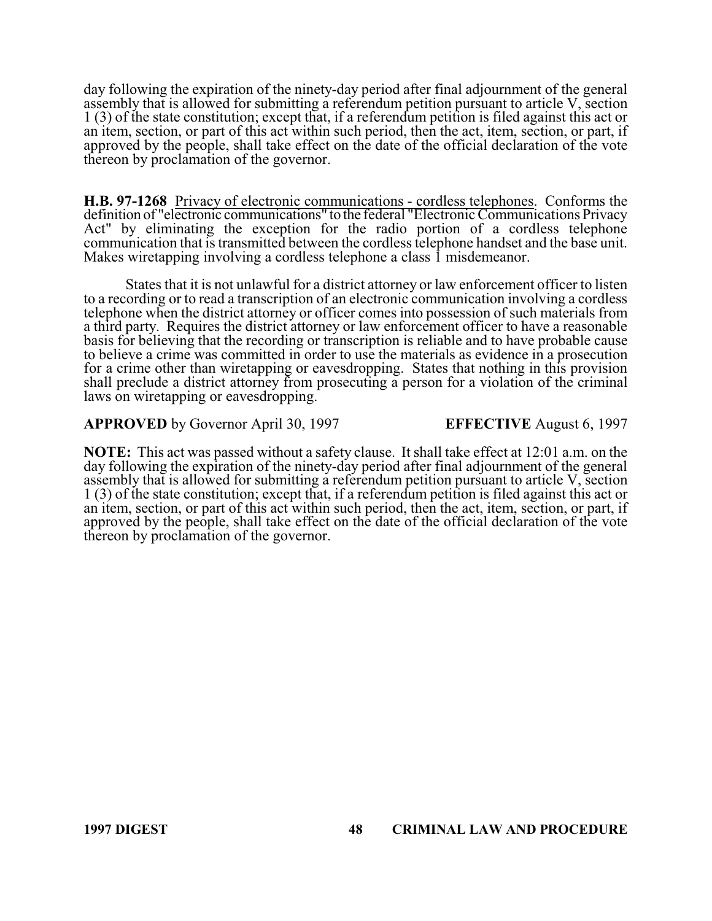day following the expiration of the ninety-day period after final adjournment of the general assembly that is allowed for submitting a referendum petition pursuant to article V, section 1 (3) of the state constitution; except that, if a referendum petition is filed against this act or an item, section, or part of this act within such period, then the act, item, section, or part, if approved by the people, shall take effect on the date of the official declaration of the vote thereon by proclamation of the governor.

**H.B. 97-1268** Privacy of electronic communications - cordless telephones. Conforms the definition of "electronic communications" to the federal "Electronic Communications Privacy Act" by eliminating the exception for the radio portion of a cordless telephone communication that is transmitted between the cordless telephone handset and the base unit. Makes wiretapping involving a cordless telephone a class 1 misdemeanor.

States that it is not unlawful for a district attorney or law enforcement officer to listen to a recording or to read a transcription of an electronic communication involving a cordless telephone when the district attorney or officer comes into possession of such materials from a third party. Requires the district attorney or law enforcement officer to have a reasonable basis for believing that the recording or transcription is reliable and to have probable cause to believe a crime was committed in order to use the materials as evidence in a prosecution for a crime other than wiretapping or eavesdropping. States that nothing in this provision shall preclude a district attorney from prosecuting a person for a violation of the criminal laws on wiretapping or eavesdropping.

**APPROVED** by Governor April 30, 1997 **EFFECTIVE** August 6, 1997

**NOTE:** This act was passed without a safety clause. It shall take effect at 12:01 a.m. on the day following the expiration of the ninety-day period after final adjournment of the general assembly that is allowed for submitting a referendum petition pursuant to article V, section 1 (3) of the state constitution; except that, if a referendum petition is filed against this act or an item, section, or part of this act within such period, then the act, item, section, or part, if approved by the people, shall take effect on the date of the official declaration of the vote thereon by proclamation of the governor.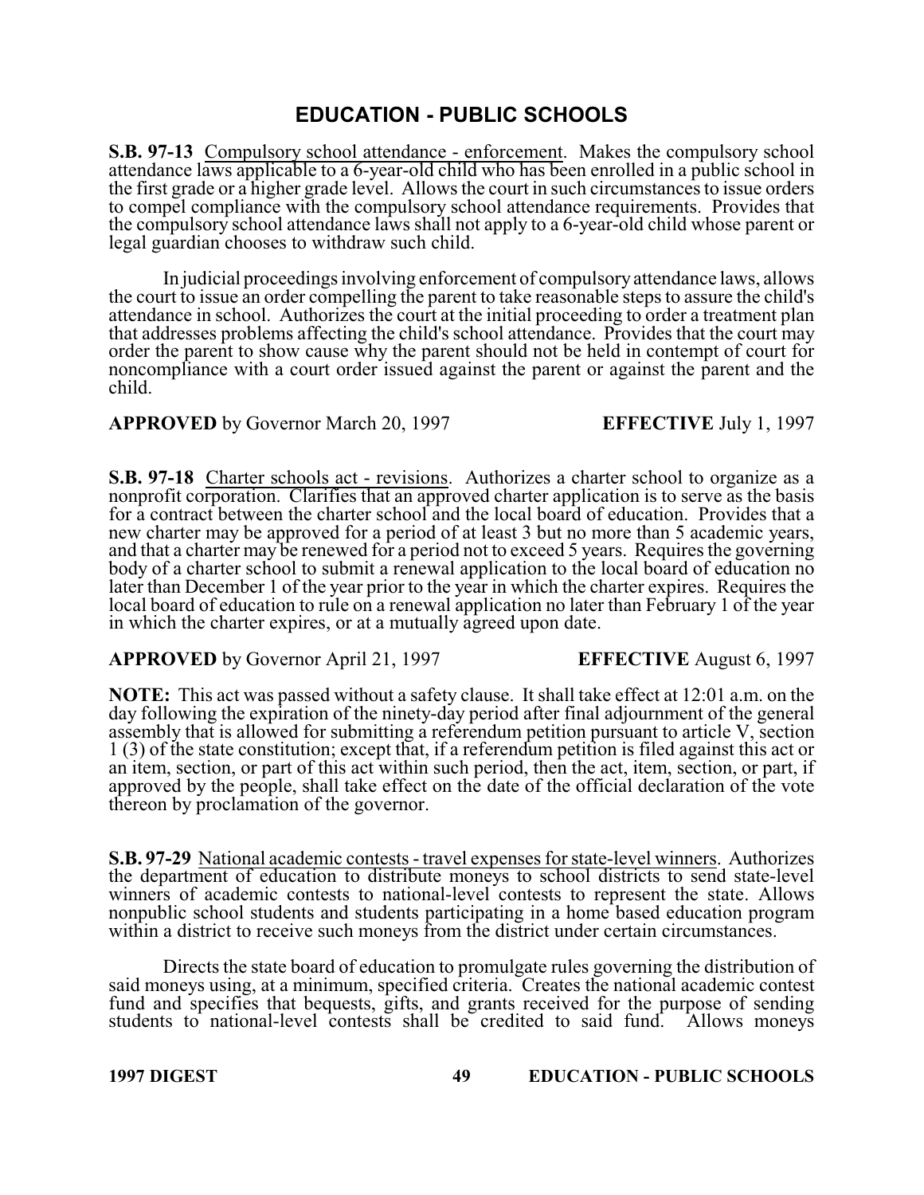## EDUCATION - PUBLIC SCHOOLS

**S.B. 97-13** Compulsory school attendance - enforcement. Makes the compulsory school attendance laws applicable to a 6-year-old child who has been enrolled in a public school in the first grade or a higher grade level. Allows the court in such circumstances to issue orders to compel compliance with the compulsory school attendance requirements. Provides that the compulsory school attendance laws shall not apply to a 6-year-old child whose parent or legal guardian chooses to withdraw such child.

In judicial proceedings involving enforcement of compulsory attendance laws, allows the court to issue an order compelling the parent to take reasonable steps to assure the child's attendance in school. Authorizes the court at the initial proceeding to order a treatment plan that addresses problems affecting the child's school attendance. Provides that the court may order the parent to show cause why the parent should not be held in contempt of court for noncompliance with a court order issued against the parent or against the parent and the child.

**APPROVED** by Governor March 20, 1997 **EFFECTIVE** July 1, 1997

**S.B. 97-18** Charter schools act - revisions. Authorizes a charter school to organize as a nonprofit corporation. Clarifies that an approved charter application is to serve as the basis for a contract between the charter school and the local board of education. Provides that a new charter may be approved for a period of at least 3 but no more than 5 academic years, and that a charter may be renewed for a period not to exceed 5 years. Requires the governing body of a charter school to submit a renewal application to the local board of education no later than December 1 of the year prior to the year in which the charter expires. Requires the local board of education to rule on a renewal application no later than February 1 of the year in which the charter expires, or at a mutually agreed upon date.

**APPROVED** by Governor April 21, 1997 **EFFECTIVE** August 6, 1997

**NOTE:** This act was passed without a safety clause. It shall take effect at 12:01 a.m. on the day following the expiration of the ninety-day period after final adjournment of the general assembly that is allowed for submitting a referendum petition pursuant to article V, section 1 (3) of the state constitution; except that, if a referendum petition is filed against this act or an item, section, or part of this act within such period, then the act, item, section, or part, if approved by the people, shall take effect on the date of the official declaration of the vote thereon by proclamation of the governor.

**S.B. 97-29** National academic contests - travel expenses for state-level winners. Authorizes the department of education to distribute moneys to school districts to send state-level winners of academic contests to national-level contests to represent the state. Allows nonpublic school students and students participating in a home based education program within a district to receive such moneys from the district under certain circumstances.

Directs the state board of education to promulgate rules governing the distribution of said moneys using, at a minimum, specified criteria. Creates the national academic contest fund and specifies that bequests, gifts, and grants received for the purpose of sending students to national-level contests shall be credited to said fund. Allows moneys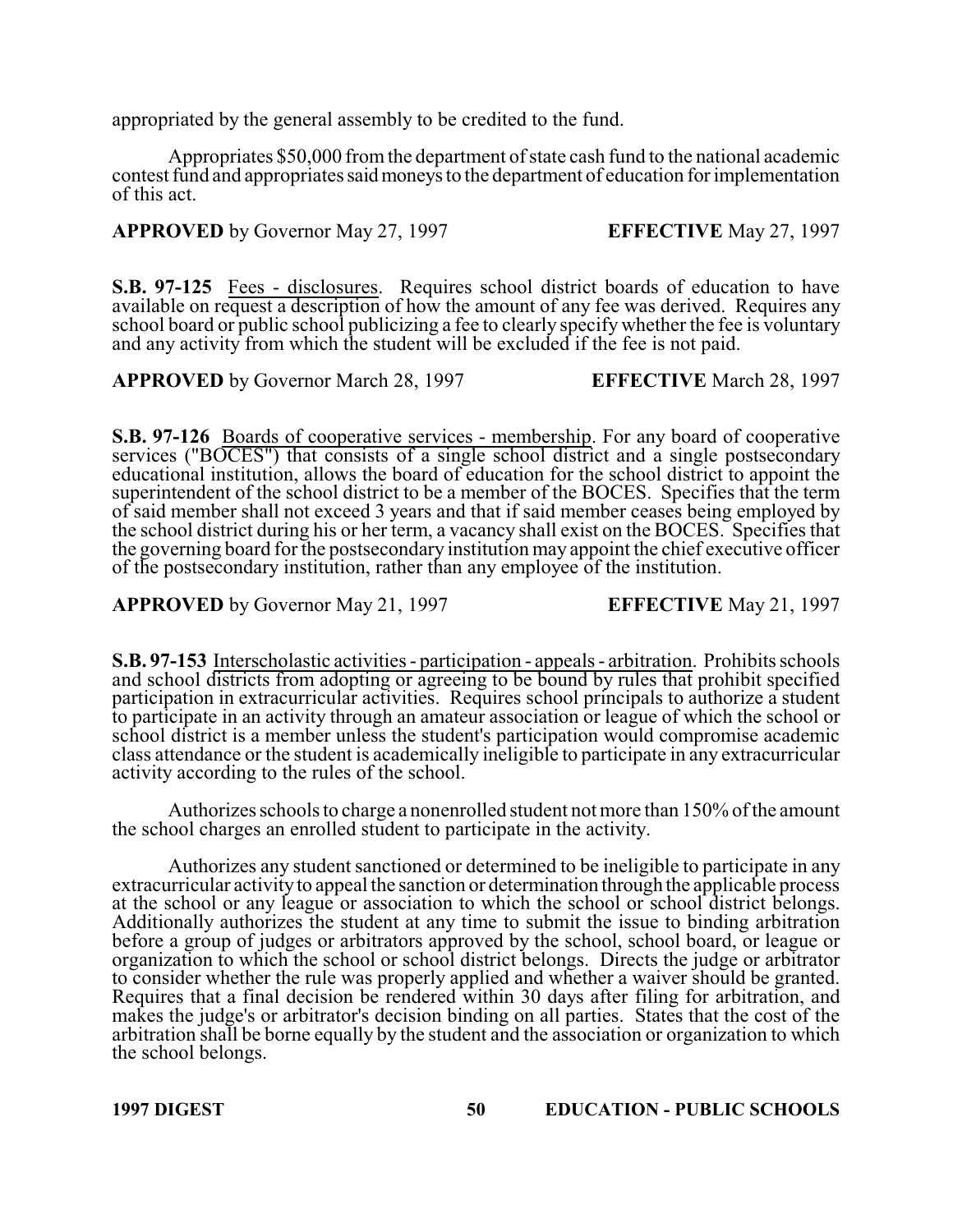appropriated by the general assembly to be credited to the fund.

Appropriates $50,000 from the department of state cash fund to the national academic contest fund and appropriates said moneys to the department of education for implementation of this act.

**APPROVED** by Governor May 27, 1997 **EFFECTIVE** May 27, 1997

**S.B. 97-125** Fees - disclosures. Requires school district boards of education to have available on request a description of how the amount of any fee was derived. Requires any school board or public school publicizing a fee to clearly specify whether the fee is voluntary and any activity from which the student will be excluded if the fee is not paid.

**APPROVED** by Governor March 28, 1997 **EFFECTIVE** March 28, 1997

**S.B. 97-126** Boards of cooperative services - membership. For any board of cooperative services ("BOCES") that consists of a single school district and a single postsecondary educational institution, allows the board of education for the school district to appoint the superintendent of the school district to be a member of the BOCES. Specifies that the term of said member shall not exceed 3 years and that if said member ceases being employed by the school district during his or her term, a vacancy shall exist on the BOCES. Specifies that the governing board for the postsecondary institution may appoint the chief executive officer of the postsecondary institution, rather than any employee of the institution.

**APPROVED** by Governor May 21, 1997 **EFFECTIVE** May 21, 1997

**S.B. 97-153** Interscholastic activities - participation - appeals - arbitration. Prohibits schools and school districts from adopting or agreeing to be bound by rules that prohibit specified participation in extracurricular activities. Requires school principals to authorize a student to participate in an activity through an amateur association or league of which the school or school district is a member unless the student's participation would compromise academic class attendance or the student is academically ineligible to participate in any extracurricular activity according to the rules of the school.

Authorizes schools to charge a nonenrolled student not more than 150% of the amount the school charges an enrolled student to participate in the activity.

Authorizes any student sanctioned or determined to be ineligible to participate in any extracurricular activity to appeal the sanction or determination through the applicable process at the school or any league or association to which the school or school district belongs. Additionally authorizes the student at any time to submit the issue to binding arbitration before a group of judges or arbitrators approved by the school, school board, or league or organization to which the school or school district belongs. Directs the judge or arbitrator to consider whether the rule was properly applied and whether a waiver should be granted. Requires that a final decision be rendered within 30 days after filing for arbitration, and makes the judge's or arbitrator's decision binding on all parties. States that the cost of the arbitration shall be borne equally by the student and the association or organization to which the school belongs.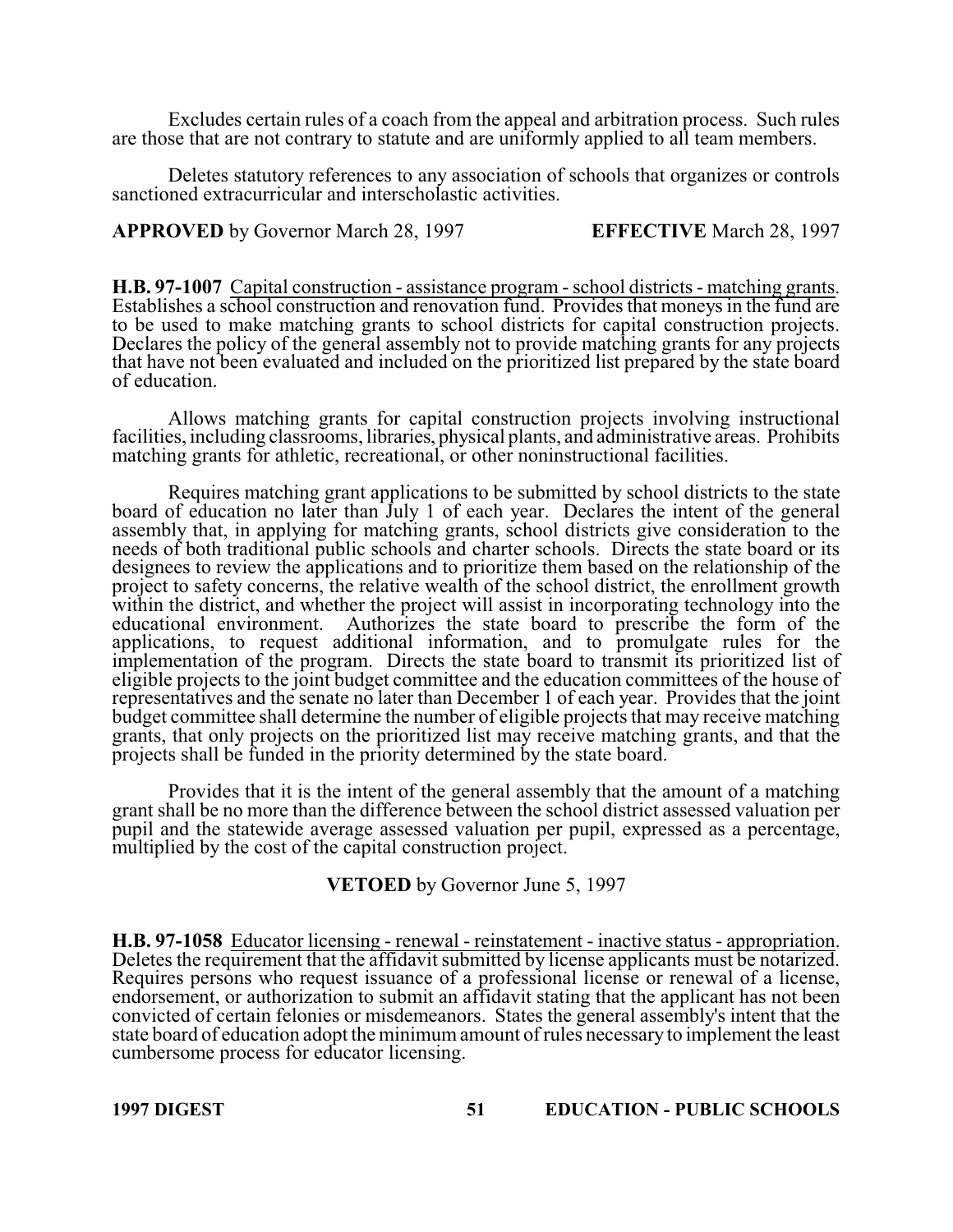Excludes certain rules of a coach from the appeal and arbitration process. Such rules are those that are not contrary to statute and are uniformly applied to all team members.

Deletes statutory references to any association of schools that organizes or controls sanctioned extracurricular and interscholastic activities.

**APPROVED** by Governor March 28, 1997 **EFFECTIVE** March 28, 1997

**H.B. 97-1007** Capital construction - assistance program - school districts - matching grants. Establishes a school construction and renovation fund. Provides that moneys in the fund are to be used to make matching grants to school districts for capital construction projects. Declares the policy of the general assembly not to provide matching grants for any projects that have not been evaluated and included on the prioritized list prepared by the state board of education.

Allows matching grants for capital construction projects involving instructional facilities, including classrooms, libraries, physical plants, and administrative areas. Prohibits matching grants for athletic, recreational, or other noninstructional facilities.

Requires matching grant applications to be submitted by school districts to the state board of education no later than July 1 of each year. Declares the intent of the general assembly that, in applying for matching grants, school districts give consideration to the needs of both traditional public schools and charter schools. Directs the state board or its designees to review the applications and to prioritize them based on the relationship of the project to safety concerns, the relative wealth of the school district, the enrollment growth within the district, and whether the project will assist in incorporating technology into the educational environment. Authorizes the state board to prescribe the form of the applications, to request additional information, and to promulgate rules for the implementation of the program. Directs the state board to transmit its prioritized list of eligible projects to the joint budget committee and the education committees of the house of representatives and the senate no later than December 1 of each year. Provides that the joint budget committee shall determine the number of eligible projects that may receive matching grants, that only projects on the prioritized list may receive matching grants, and that the projects shall be funded in the priority determined by the state board.

Provides that it is the intent of the general assembly that the amount of a matching grant shall be no more than the difference between the school district assessed valuation per pupil and the statewide average assessed valuation per pupil, expressed as a percentage, multiplied by the cost of the capital construction project.

**VETOED** by Governor June 5, 1997

**H.B. 97-1058** Educator licensing - renewal - reinstatement - inactive status - appropriation. Deletes the requirement that the affidavit submitted by license applicants must be notarized. Requires persons who request issuance of a professional license or renewal of a license, endorsement, or authorization to submit an affidavit stating that the applicant has not been convicted of certain felonies or misdemeanors. States the general assembly's intent that the state board of education adopt the minimum amount of rules necessary to implement the least cumbersome process for educator licensing.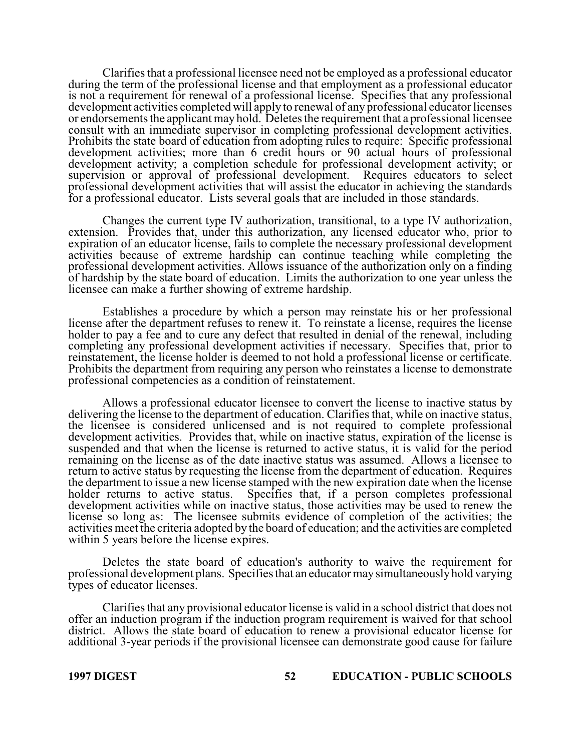Clarifies that a professional licensee need not be employed as a professional educator during the term of the professional license and that employment as a professional educator is not a requirement for renewal of a professional license. Specifies that any professional development activities completed will apply to renewal of any professional educator licenses or endorsements the applicant may hold. Deletes the requirement that a professional licensee consult with an immediate supervisor in completing professional development activities. Prohibits the state board of education from adopting rules to require: Specific professional development activities; more than 6 credit hours or 90 actual hours of professional development activity; a completion schedule for professional development activity; or supervision or approval of professional development. Requires educators to select professional development activities that will assist the educator in achieving the standards for a professional educator. Lists several goals that are included in those standards.

Changes the current type IV authorization, transitional, to a type IV authorization, extension. Provides that, under this authorization, any licensed educator who, prior to expiration of an educator license, fails to complete the necessary professional development activities because of extreme hardship can continue teaching while completing the professional development activities. Allows issuance of the authorization only on a finding of hardship by the state board of education. Limits the authorization to one year unless the licensee can make a further showing of extreme hardship.

Establishes a procedure by which a person may reinstate his or her professional license after the department refuses to renew it. To reinstate a license, requires the license holder to pay a fee and to cure any defect that resulted in denial of the renewal, including completing any professional development activities if necessary. Specifies that, prior to reinstatement, the license holder is deemed to not hold a professional license or certificate. Prohibits the department from requiring any person who reinstates a license to demonstrate professional competencies as a condition of reinstatement.

Allows a professional educator licensee to convert the license to inactive status by delivering the license to the department of education. Clarifies that, while on inactive status, the licensee is considered unlicensed and is not required to complete professional development activities. Provides that, while on inactive status, expiration of the license is suspended and that when the license is returned to active status, it is valid for the period remaining on the license as of the date inactive status was assumed. Allows a licensee to return to active status by requesting the license from the department of education. Requires the department to issue a new license stamped with the new expiration date when the license holder returns to active status. Specifies that, if a person completes professional development activities while on inactive status, those activities may be used to renew the license so long as: The licensee submits evidence of completion of the activities; the activities meet the criteria adopted by the board of education; and the activities are completed within 5 years before the license expires.

Deletes the state board of education's authority to waive the requirement for professional development plans. Specifies that an educator may simultaneously hold varying types of educator licenses.

Clarifies that any provisional educator license is valid in a school district that does not offer an induction program if the induction program requirement is waived for that school district. Allows the state board of education to renew a provisional educator license for additional 3-year periods if the provisional licensee can demonstrate good cause for failure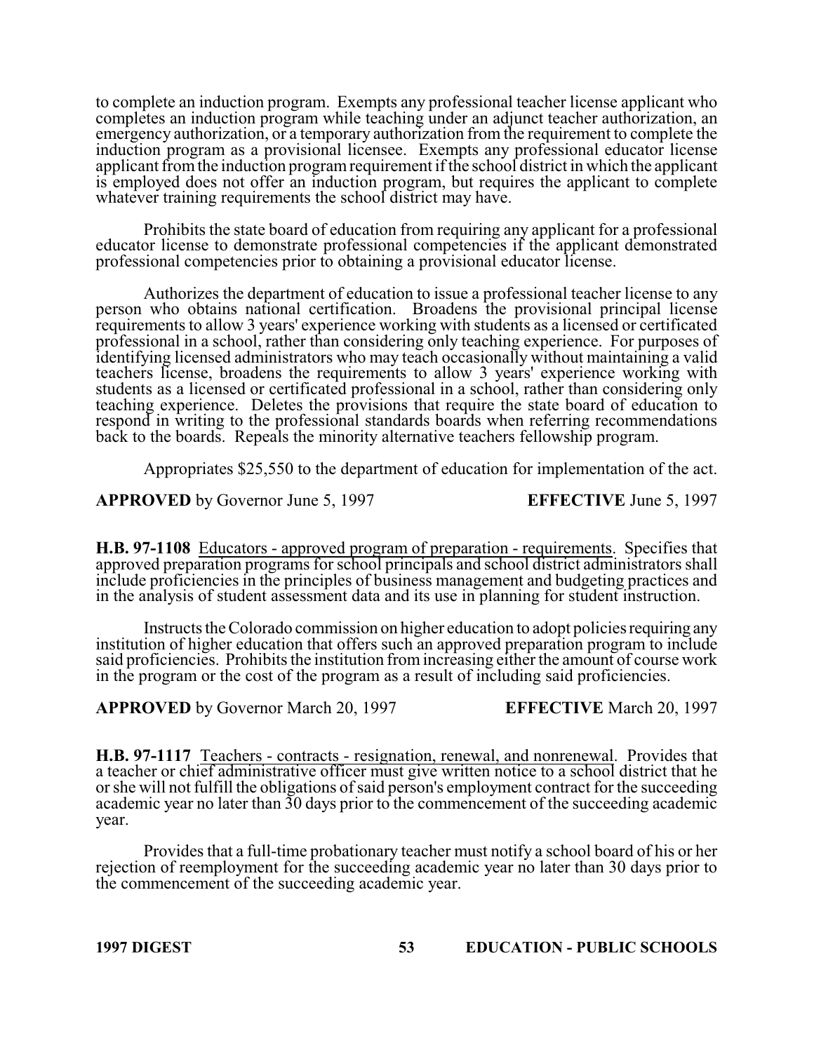to complete an induction program. Exempts any professional teacher license applicant who completes an induction program while teaching under an adjunct teacher authorization, an emergency authorization, or a temporary authorization from the requirement to complete the induction program as a provisional licensee. Exempts any professional educator license applicant from the induction program requirement if the school district in which the applicant is employed does not offer an induction program, but requires the applicant to complete whatever training requirements the school district may have.

Prohibits the state board of education from requiring any applicant for a professional educator license to demonstrate professional competencies if the applicant demonstrated professional competencies prior to obtaining a provisional educator license.

Authorizes the department of education to issue a professional teacher license to any person who obtains national certification. Broadens the provisional principal license requirements to allow 3 years' experience working with students as a licensed or certificated professional in a school, rather than considering only teaching experience. For purposes of identifying licensed administrators who may teach occasionally without maintaining a valid teachers license, broadens the requirements to allow 3 years' experience working with students as a licensed or certificated professional in a school, rather than considering only teaching experience. Deletes the provisions that require the state board of education to respond in writing to the professional standards boards when referring recommendations back to the boards. Repeals the minority alternative teachers fellowship program.

Appropriates $25,550 to the department of education for implementation of the act.

**APPROVED** by Governor June 5, 1997 **EFFECTIVE** June 5, 1997

**H.B. 97-1108** Educators - approved program of preparation - requirements. Specifies that approved preparation programs for school principals and school district administrators shall include proficiencies in the principles of business management and budgeting practices and in the analysis of student assessment data and its use in planning for student instruction.

Instructs the Colorado commission on higher education to adopt policies requiring any institution of higher education that offers such an approved preparation program to include said proficiencies. Prohibits the institution from increasing either the amount of course work in the program or the cost of the program as a result of including said proficiencies.

**APPROVED** by Governor March 20, 1997 **EFFECTIVE** March 20, 1997

**H.B. 97-1117** Teachers - contracts - resignation, renewal, and nonrenewal. Provides that a teacher or chief administrative officer must give written notice to a school district that he or she will not fulfill the obligations of said person's employment contract for the succeeding academic year no later than 30 days prior to the commencement of the succeeding academic year.

Provides that a full-time probationary teacher must notify a school board of his or her rejection of reemployment for the succeeding academic year no later than 30 days prior to the commencement of the succeeding academic year.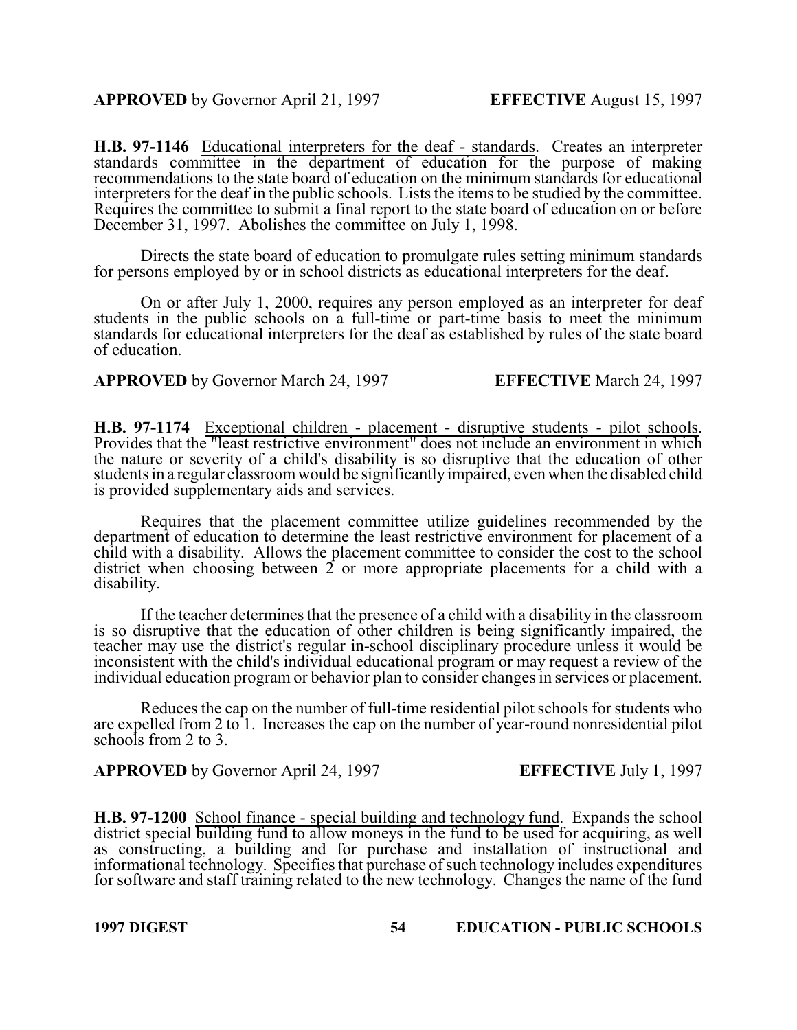**APPROVED** by Governor April 21, 1997 **EFFECTIVE** August 15, 1997

**H.B. 97-1146** Educational interpreters for the deaf - standards. Creates an interpreter standards committee in the department of education for the purpose of making recommendations to the state board of education on the minimum standards for educational interpreters for the deaf in the public schools. Lists the items to be studied by the committee. Requires the committee to submit a final report to the state board of education on or before December 31, 1997. Abolishes the committee on July 1, 1998.

Directs the state board of education to promulgate rules setting minimum standards for persons employed by or in school districts as educational interpreters for the deaf.

On or after July 1, 2000, requires any person employed as an interpreter for deaf students in the public schools on a full-time or part-time basis to meet the minimum standards for educational interpreters for the deaf as established by rules of the state board of education.

**APPROVED** by Governor March 24, 1997 **EFFECTIVE** March 24, 1997

**H.B. 97-1174** Exceptional children - placement - disruptive students - pilot schools. Provides that the "least restrictive environment" does not include an environment in which the nature or severity of a child's disability is so disruptive that the education of other students in a regular classroom would be significantly impaired, even when the disabled child is provided supplementary aids and services.

Requires that the placement committee utilize guidelines recommended by the department of education to determine the least restrictive environment for placement of a child with a disability. Allows the placement committee to consider the cost to the school district when choosing between 2 or more appropriate placements for a child with a disability.

If the teacher determines that the presence of a child with a disability in the classroom is so disruptive that the education of other children is being significantly impaired, the teacher may use the district's regular in-school disciplinary procedure unless it would be inconsistent with the child's individual educational program or may request a review of the individual education program or behavior plan to consider changes in services or placement.

Reduces the cap on the number of full-time residential pilot schools for students who are expelled from 2 to 1. Increases the cap on the number of year-round nonresidential pilot schools from 2 to 3.

**APPROVED** by Governor April 24, 1997 **EFFECTIVE** July 1, 1997

**H.B. 97-1200** School finance - special building and technology fund. Expands the school district special building fund to allow moneys in the fund to be used for acquiring, as well as constructing, a building and for purchase and installation of instructional and informational technology. Specifies that purchase of such technology includes expenditures for software and staff training related to the new technology. Changes the name of the fund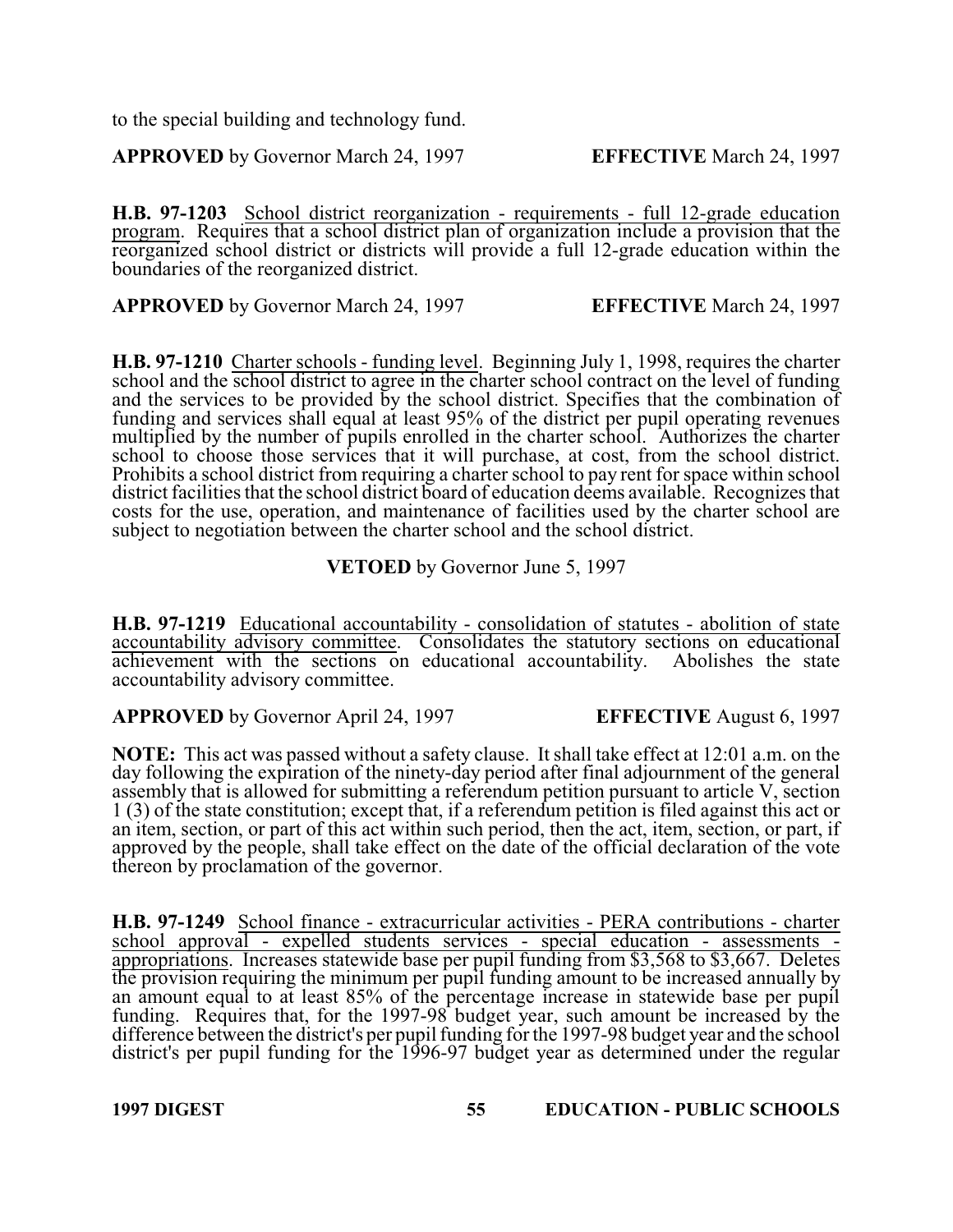to the special building and technology fund.

**APPROVED** by Governor March 24, 1997 **EFFECTIVE** March 24, 1997

**H.B. 97-1203** School district reorganization - requirements - full 12-grade education program. Requires that a school district plan of organization include a provision that the reorganized school district or districts will provide a full 12-grade education within the boundaries of the reorganized district.

**APPROVED** by Governor March 24, 1997 **EFFECTIVE** March 24, 1997

**H.B. 97-1210** Charter schools - funding level. Beginning July 1, 1998, requires the charter school and the school district to agree in the charter school contract on the level of funding and the services to be provided by the school district. Specifies that the combination of funding and services shall equal at least 95% of the district per pupil operating revenues multiplied by the number of pupils enrolled in the charter school. Authorizes the charter school to choose those services that it will purchase, at cost, from the school district. Prohibits a school district from requiring a charter school to pay rent for space within school district facilities that the school district board of education deems available. Recognizes that costs for the use, operation, and maintenance of facilities used by the charter school are subject to negotiation between the charter school and the school district.

**VETOED** by Governor June 5, 1997

**H.B. 97-1219** Educational accountability - consolidation of statutes - abolition of state accountability advisory committee. Consolidates the statutory sections on educational achievement with the sections on educational accountability. Abolishes the state accountability advisory committee.

**APPROVED** by Governor April 24, 1997 **EFFECTIVE** August 6, 1997

**NOTE:** This act was passed without a safety clause. It shall take effect at 12:01 a.m. on the day following the expiration of the ninety-day period after final adjournment of the general assembly that is allowed for submitting a referendum petition pursuant to article V, section 1 (3) of the state constitution; except that, if a referendum petition is filed against this act or an item, section, or part of this act within such period, then the act, item, section, or part, if approved by the people, shall take effect on the date of the official declaration of the vote thereon by proclamation of the governor.

**H.B. 97-1249** School finance - extracurricular activities - PERA contributions - charter school approval - expelled students services - special education - assessments - appropriations. Increases statewide base per pupil funding from $3,568 to $3,667. Deletes the provision requiring the minimum per pupil funding amount to be increased annually by an amount equal to at least 85% of the percentage increase in statewide base per pupil funding. Requires that, for the 1997-98 budget year, such amount be increased by the difference between the district's per pupil funding for the 1997-98 budget year and the school district's per pupil funding for the 1996-97 budget year as determined under the regular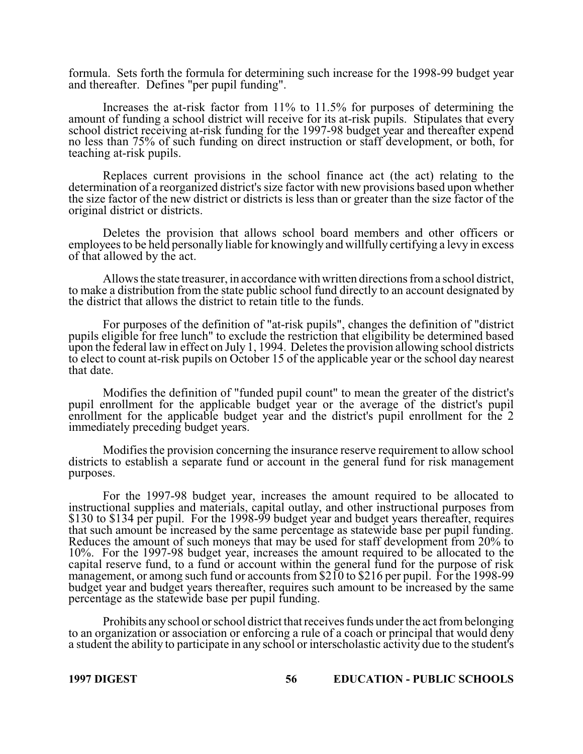formula. Sets forth the formula for determining such increase for the 1998-99 budget year and thereafter. Defines "per pupil funding".

Increases the at-risk factor from 11% to 11.5% for purposes of determining the amount of funding a school district will receive for its at-risk pupils. Stipulates that every school district receiving at-risk funding for the 1997-98 budget year and thereafter expend no less than 75% of such funding on direct instruction or staff development, or both, for teaching at-risk pupils.

Replaces current provisions in the school finance act (the act) relating to the determination of a reorganized district's size factor with new provisions based upon whether the size factor of the new district or districts is less than or greater than the size factor of the original district or districts.

Deletes the provision that allows school board members and other officers or employees to be held personally liable for knowingly and willfully certifying a levy in excess of that allowed by the act.

Allows the state treasurer, in accordance with written directions from a school district, to make a distribution from the state public school fund directly to an account designated by the district that allows the district to retain title to the funds.

For purposes of the definition of "at-risk pupils", changes the definition of "district pupils eligible for free lunch" to exclude the restriction that eligibility be determined based upon the federal law in effect on July 1, 1994. Deletes the provision allowing school districts to elect to count at-risk pupils on October 15 of the applicable year or the school day nearest that date.

Modifies the definition of "funded pupil count" to mean the greater of the district's pupil enrollment for the applicable budget year or the average of the district's pupil enrollment for the applicable budget year and the district's pupil enrollment for the 2 immediately preceding budget years.

Modifies the provision concerning the insurance reserve requirement to allow school districts to establish a separate fund or account in the general fund for risk management purposes.

For the 1997-98 budget year, increases the amount required to be allocated to instructional supplies and materials, capital outlay, and other instructional purposes from $130 to $134 per pupil. For the 1998-99 budget year and budget years thereafter, requires that such amount be increased by the same percentage as statewide base per pupil funding. Reduces the amount of such moneys that may be used for staff development from 20% to 10%. For the 1997-98 budget year, increases the amount required to be allocated to the capital reserve fund, to a fund or account within the general fund for the purpose of risk management, or among such fund or accounts from $210 to $216 per pupil. For the 1998-99 budget year and budget years thereafter, requires such amount to be increased by the same percentage as the statewide base per pupil funding.

Prohibits any school or school district that receives funds under the act from belonging to an organization or association or enforcing a rule of a coach or principal that would deny a student the ability to participate in any school or interscholastic activity due to the student's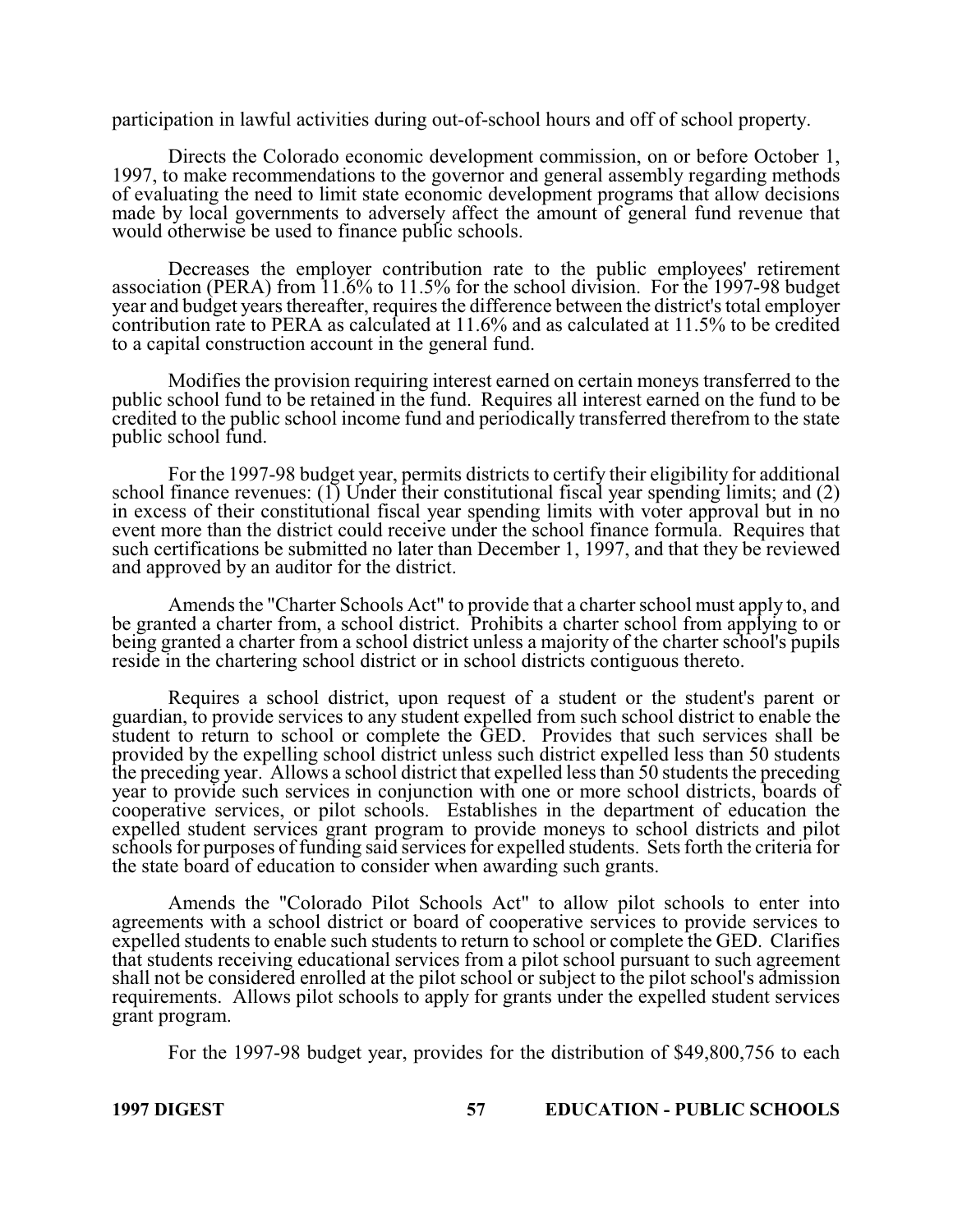participation in lawful activities during out-of-school hours and off of school property.

Directs the Colorado economic development commission, on or before October 1, 1997, to make recommendations to the governor and general assembly regarding methods of evaluating the need to limit state economic development programs that allow decisions made by local governments to adversely affect the amount of general fund revenue that would otherwise be used to finance public schools.

Decreases the employer contribution rate to the public employees' retirement association (PERA) from 11.6% to 11.5% for the school division. For the 1997-98 budget year and budget years thereafter, requires the difference between the district's total employer contribution rate to PERA as calculated at 11.6% and as calculated at 11.5% to be credited to a capital construction account in the general fund.

Modifies the provision requiring interest earned on certain moneys transferred to the public school fund to be retained in the fund. Requires all interest earned on the fund to be credited to the public school income fund and periodically transferred therefrom to the state public school fund.

For the 1997-98 budget year, permits districts to certify their eligibility for additional school finance revenues: (1) Under their constitutional fiscal year spending limits; and (2) in excess of their constitutional fiscal year spending limits with voter approval but in no event more than the district could receive under the school finance formula. Requires that such certifications be submitted no later than December 1, 1997, and that they be reviewed and approved by an auditor for the district.

Amends the "Charter Schools Act" to provide that a charter school must apply to, and be granted a charter from, a school district. Prohibits a charter school from applying to or being granted a charter from a school district unless a majority of the charter school's pupils reside in the chartering school district or in school districts contiguous thereto.

Requires a school district, upon request of a student or the student's parent or guardian, to provide services to any student expelled from such school district to enable the student to return to school or complete the GED. Provides that such services shall be provided by the expelling school district unless such district expelled less than 50 students the preceding year. Allows a school district that expelled less than 50 students the preceding year to provide such services in conjunction with one or more school districts, boards of cooperative services, or pilot schools. Establishes in the department of education the expelled student services grant program to provide moneys to school districts and pilot schools for purposes of funding said services for expelled students. Sets forth the criteria for the state board of education to consider when awarding such grants.

Amends the "Colorado Pilot Schools Act" to allow pilot schools to enter into agreements with a school district or board of cooperative services to provide services to expelled students to enable such students to return to school or complete the GED. Clarifies that students receiving educational services from a pilot school pursuant to such agreement shall not be considered enrolled at the pilot school or subject to the pilot school's admission requirements. Allows pilot schools to apply for grants under the expelled student services grant program.

For the 1997-98 budget year, provides for the distribution of $49,800,756 to each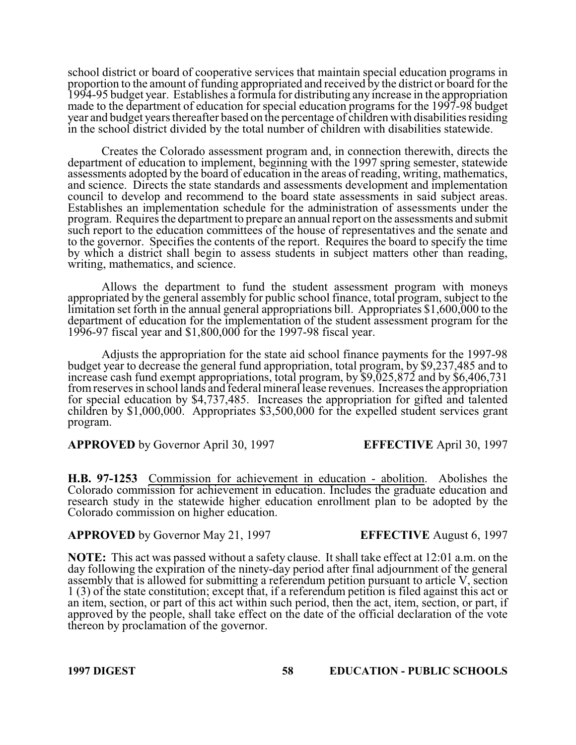school district or board of cooperative services that maintain special education programs in proportion to the amount of funding appropriated and received by the district or board for the 1994-95 budget year. Establishes a formula for distributing any increase in the appropriation made to the department of education for special education programs for the 1997-98 budget year and budget years thereafter based on the percentage of children with disabilities residing in the school district divided by the total number of children with disabilities statewide.

Creates the Colorado assessment program and, in connection therewith, directs the department of education to implement, beginning with the 1997 spring semester, statewide assessments adopted by the board of education in the areas of reading, writing, mathematics, and science. Directs the state standards and assessments development and implementation council to develop and recommend to the board state assessments in said subject areas. Establishes an implementation schedule for the administration of assessments under the program. Requires the department to prepare an annual report on the assessments and submit such report to the education committees of the house of representatives and the senate and to the governor. Specifies the contents of the report. Requires the board to specify the time by which a district shall begin to assess students in subject matters other than reading, writing, mathematics, and science.

Allows the department to fund the student assessment program with moneys appropriated by the general assembly for public school finance, total program, subject to the limitation set forth in the annual general appropriations bill. Appropriates $1,600,000 to the department of education for the implementation of the student assessment program for the 1996-97 fiscal year and $1,800,000 for the 1997-98 fiscal year.

Adjusts the appropriation for the state aid school finance payments for the 1997-98 budget year to decrease the general fund appropriation, total program, by $9,237,485 and to increase cash fund exempt appropriations, total program, by $9,025,872 and by $6,406,731 from reserves in school lands and federal mineral lease revenues. Increases the appropriation for special education by $4,737,485. Increases the appropriation for gifted and talented children by $1,000,000. Appropriates $3,500,000 for the expelled student services grant program.

**APPROVED** by Governor April 30, 1997 **EFFECTIVE** April 30, 1997

**H.B. 97-1253** Commission for achievement in education - abolition. Abolishes the Colorado commission for achievement in education. Includes the graduate education and research study in the statewide higher education enrollment plan to be adopted by the Colorado commission on higher education.

**APPROVED** by Governor May 21, 1997 **EFFECTIVE** August 6, 1997

**NOTE:** This act was passed without a safety clause. It shall take effect at 12:01 a.m. on the day following the expiration of the ninety-day period after final adjournment of the general assembly that is allowed for submitting a referendum petition pursuant to article V, section 1 (3) of the state constitution; except that, if a referendum petition is filed against this act or an item, section, or part of this act within such period, then the act, item, section, or part, if approved by the people, shall take effect on the date of the official declaration of the vote thereon by proclamation of the governor.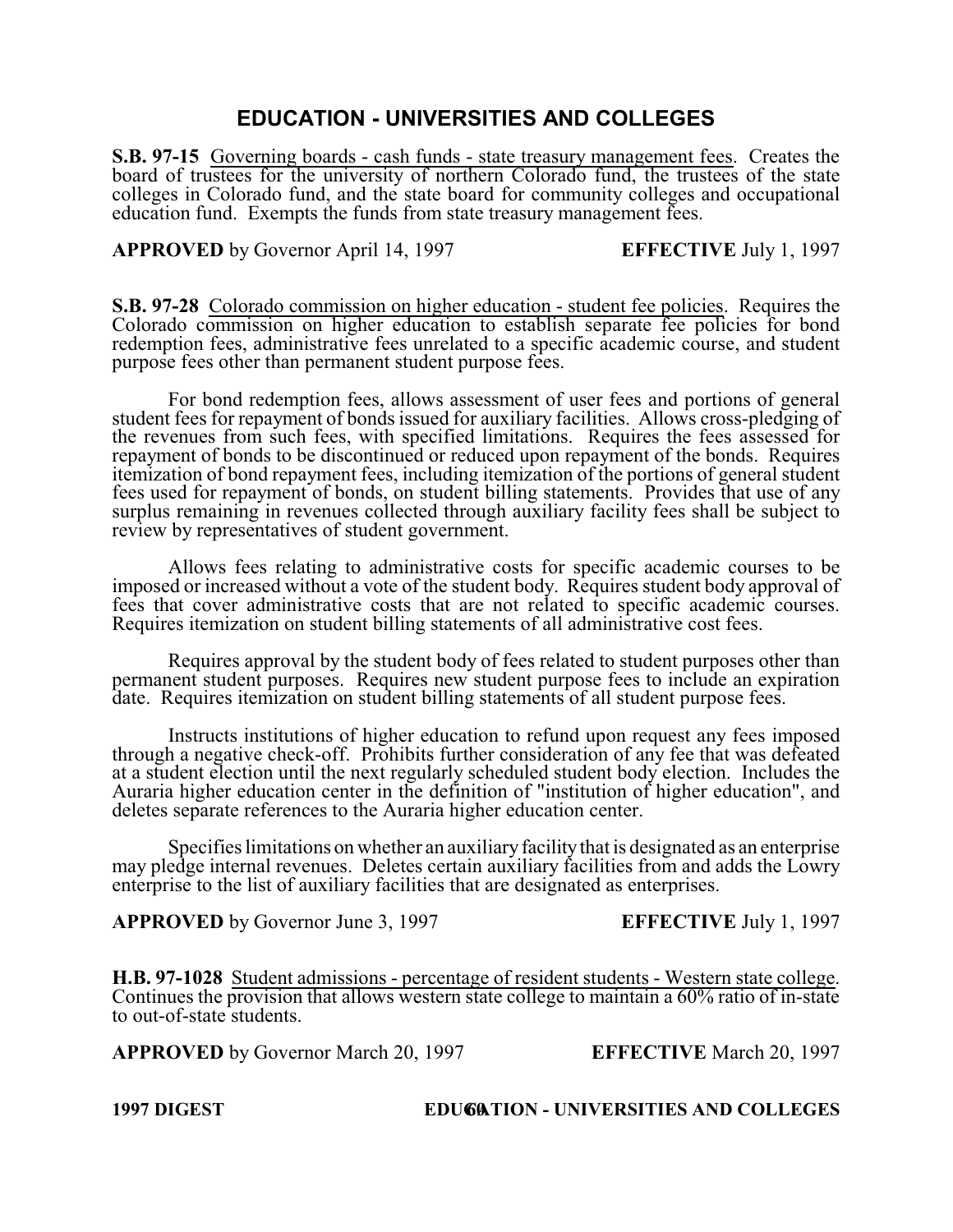# EDUCATION - UNIVERSITIES AND COLLEGES

**S.B. 97-15** Governing boards - cash funds - state treasury management fees. Creates the board of trustees for the university of northern Colorado fund, the trustees of the state colleges in Colorado fund, and the state board for community colleges and occupational education fund. Exempts the funds from state treasury management fees.

**APPROVED** by Governor April 14, 1997 **EFFECTIVE** July 1, 1997

**S.B. 97-28** Colorado commission on higher education - student fee policies. Requires the Colorado commission on higher education to establish separate fee policies for bond redemption fees, administrative fees unrelated to a specific academic course, and student purpose fees other than permanent student purpose fees.

For bond redemption fees, allows assessment of user fees and portions of general student fees for repayment of bonds issued for auxiliary facilities. Allows cross-pledging of the revenues from such fees, with specified limitations. Requires the fees assessed for repayment of bonds to be discontinued or reduced upon repayment of the bonds. Requires itemization of bond repayment fees, including itemization of the portions of general student fees used for repayment of bonds, on student billing statements. Provides that use of any surplus remaining in revenues collected through auxiliary facility fees shall be subject to review by representatives of student government.

Allows fees relating to administrative costs for specific academic courses to be imposed or increased without a vote of the student body. Requires student body approval of fees that cover administrative costs that are not related to specific academic courses. Requires itemization on student billing statements of all administrative cost fees.

Requires approval by the student body of fees related to student purposes other than permanent student purposes. Requires new student purpose fees to include an expiration date. Requires itemization on student billing statements of all student purpose fees.

Instructs institutions of higher education to refund upon request any fees imposed through a negative check-off. Prohibits further consideration of any fee that was defeated at a student election until the next regularly scheduled student body election. Includes the Auraria higher education center in the definition of "institution of higher education", and deletes separate references to the Auraria higher education center.

Specifies limitations on whether an auxiliary facility that is designated as an enterprise may pledge internal revenues. Deletes certain auxiliary facilities from and adds the Lowry enterprise to the list of auxiliary facilities that are designated as enterprises.

**APPROVED** by Governor June 3, 1997 **EFFECTIVE** July 1, 1997

**H.B. 97-1028** Student admissions - percentage of resident students - Western state college. Continues the provision that allows western state college to maintain a 60% ratio of in-state to out-of-state students.

**APPROVED** by Governor March 20, 1997 **EFFECTIVE** March 20, 1997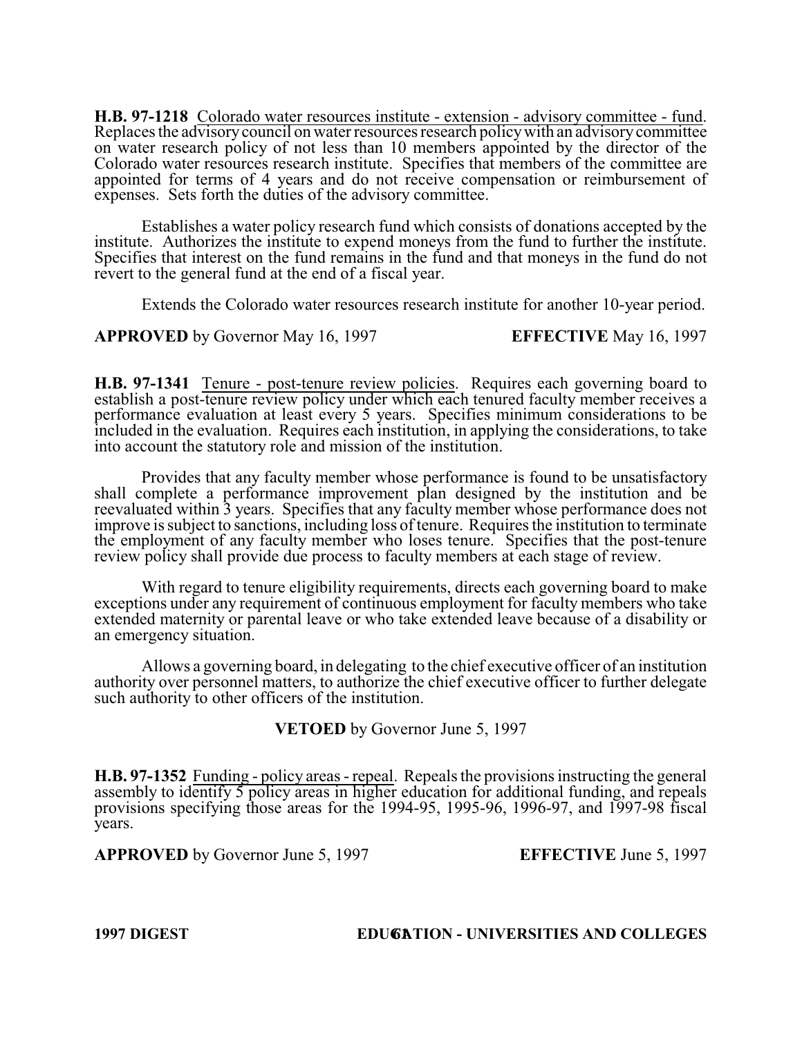**H.B. 97-1218** Colorado water resources institute - extension - advisory committee - fund. Replaces the advisory council on water resources research policy with an advisory committee on water research policy of not less than 10 members appointed by the director of the Colorado water resources research institute. Specifies that members of the committee are appointed for terms of 4 years and do not receive compensation or reimbursement of expenses. Sets forth the duties of the advisory committee.

Establishes a water policy research fund which consists of donations accepted by the institute. Authorizes the institute to expend moneys from the fund to further the institute. Specifies that interest on the fund remains in the fund and that moneys in the fund do not revert to the general fund at the end of a fiscal year.

Extends the Colorado water resources research institute for another 10-year period.

**APPROVED** by Governor May 16, 1997 **EFFECTIVE** May 16, 1997

**H.B. 97-1341** Tenure - post-tenure review policies. Requires each governing board to establish a post-tenure review policy under which each tenured faculty member receives a performance evaluation at least every 5 years. Specifies minimum considerations to be included in the evaluation. Requires each institution, in applying the considerations, to take into account the statutory role and mission of the institution.

Provides that any faculty member whose performance is found to be unsatisfactory shall complete a performance improvement plan designed by the institution and be reevaluated within 3 years. Specifies that any faculty member whose performance does not improve is subject to sanctions, including loss of tenure. Requires the institution to terminate the employment of any faculty member who loses tenure. Specifies that the post-tenure review policy shall provide due process to faculty members at each stage of review.

With regard to tenure eligibility requirements, directs each governing board to make exceptions under any requirement of continuous employment for faculty members who take extended maternity or parental leave or who take extended leave because of a disability or an emergency situation.

Allows a governing board, in delegating to the chief executive officer of an institution authority over personnel matters, to authorize the chief executive officer to further delegate such authority to other officers of the institution.

**VETOED** by Governor June 5, 1997

**H.B. 97-1352** Funding - policy areas - repeal. Repeals the provisions instructing the general assembly to identify 5 policy areas in higher education for additional funding, and repeals provisions specifying those areas for the 1994-95, 1995-96, 1996-97, and 1997-98 fiscal years.

**APPROVED** by Governor June 5, 1997 **EFFECTIVE** June 5, 1997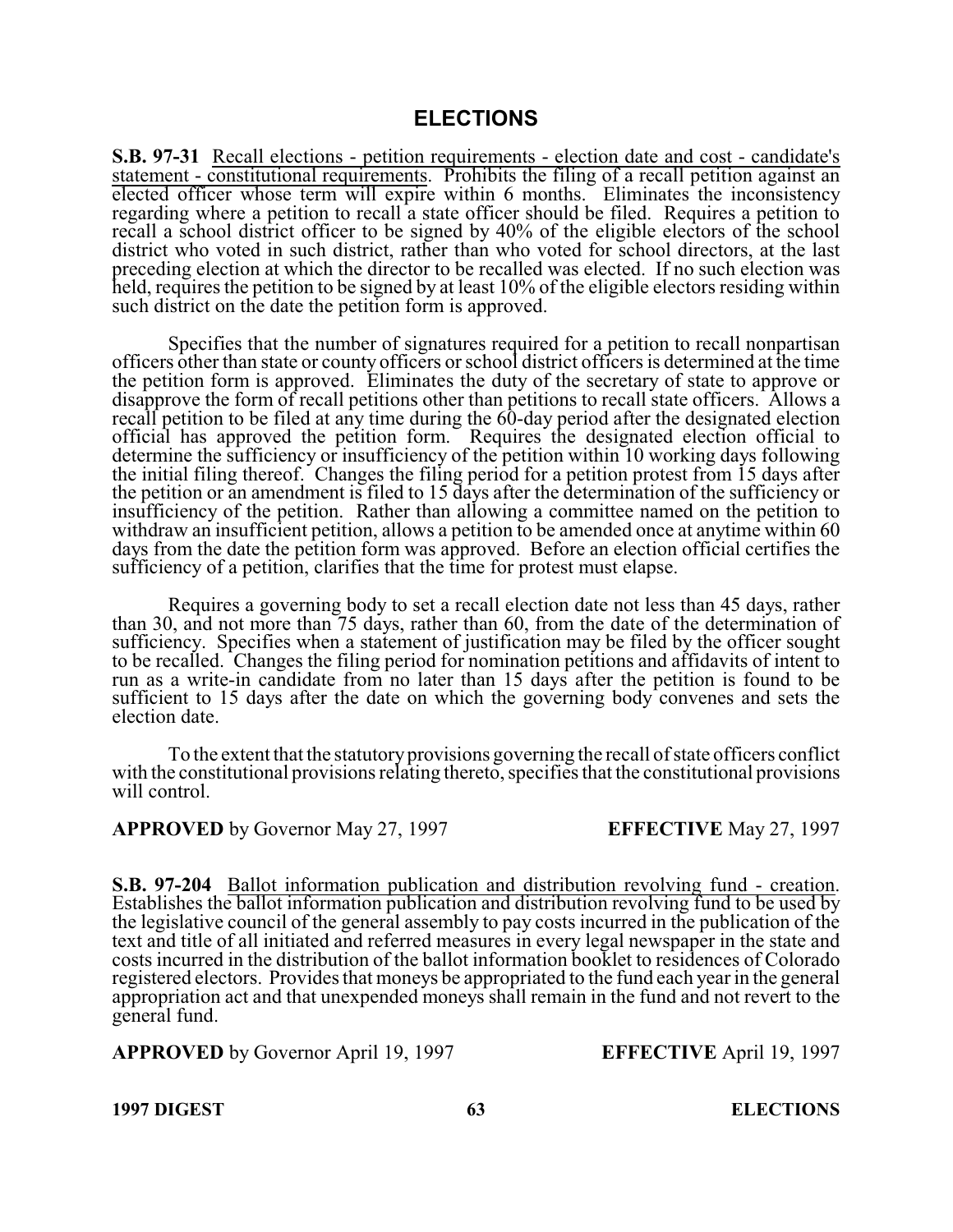## ELECTIONS

**S.B. 97-31** Recall elections - petition requirements - election date and cost - candidate's statement - constitutional requirements. Prohibits the filing of a recall petition against an elected officer whose term will expire within 6 months. Eliminates the inconsistency regarding where a petition to recall a state officer should be filed. Requires a petition to recall a school district officer to be signed by 40% of the eligible electors of the school district who voted in such district, rather than who voted for school directors, at the last preceding election at which the director to be recalled was elected. If no such election was held, requires the petition to be signed by at least 10% of the eligible electors residing within such district on the date the petition form is approved.

Specifies that the number of signatures required for a petition to recall nonpartisan officers other than state or county officers or school district officers is determined at the time the petition form is approved. Eliminates the duty of the secretary of state to approve or disapprove the form of recall petitions other than petitions to recall state officers. Allows a recall petition to be filed at any time during the 60-day period after the designated election official has approved the petition form. Requires the designated election official to determine the sufficiency or insufficiency of the petition within 10 working days following the initial filing thereof. Changes the filing period for a petition protest from 15 days after the petition or an amendment is filed to 15 days after the determination of the sufficiency or insufficiency of the petition. Rather than allowing a committee named on the petition to withdraw an insufficient petition, allows a petition to be amended once at anytime within 60 days from the date the petition form was approved. Before an election official certifies the sufficiency of a petition, clarifies that the time for protest must elapse.

Requires a governing body to set a recall election date not less than 45 days, rather than 30, and not more than 75 days, rather than 60, from the date of the determination of sufficiency. Specifies when a statement of justification may be filed by the officer sought to be recalled. Changes the filing period for nomination petitions and affidavits of intent to run as a write-in candidate from no later than 15 days after the petition is found to be sufficient to 15 days after the date on which the governing body convenes and sets the election date.

To the extent that the statutory provisions governing the recall of state officers conflict with the constitutional provisions relating thereto, specifies that the constitutional provisions will control.

**APPROVED** by Governor May 27, 1997 **EFFECTIVE** May 27, 1997

**S.B. 97-204** Ballot information publication and distribution revolving fund - creation. Establishes the ballot information publication and distribution revolving fund to be used by the legislative council of the general assembly to pay costs incurred in the publication of the text and title of all initiated and referred measures in every legal newspaper in the state and costs incurred in the distribution of the ballot information booklet to residences of Colorado registered electors. Provides that moneys be appropriated to the fund each year in the general appropriation act and that unexpended moneys shall remain in the fund and not revert to the general fund.

**APPROVED** by Governor April 19, 1997 **EFFECTIVE** April 19, 1997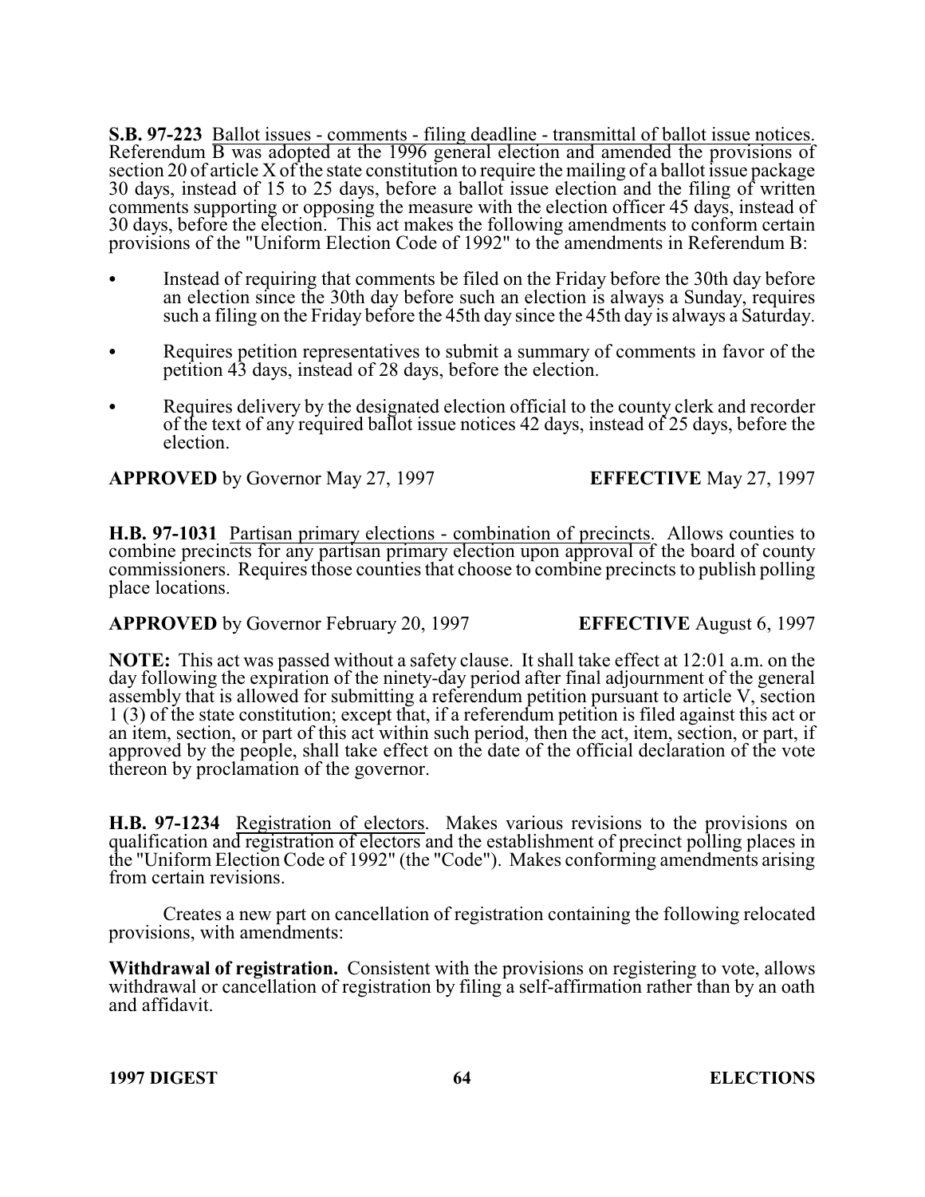**S.B. 97-223** Ballot issues - comments - filing deadline - transmittal of ballot issue notices. Referendum B was adopted at the 1996 general election and amended the provisions of section 20 of article X of the state constitution to require the mailing of a ballot issue package 30 days, instead of 15 to 25 days, before a ballot issue election and the filing of written comments supporting or opposing the measure with the election officer 45 days, instead of 30 days, before the election. This act makes the following amendments to conform certain provisions of the "Uniform Election Code of 1992" to the amendments in Referendum B:

- Instead of requiring that comments be filed on the Friday before the 30th day before an election since the 30th day before such an election is always a Sunday, requires such a filing on the Friday before the 45th day since the 45th day is always a Saturday.
- Requires petition representatives to submit a summary of comments in favor of the petition 43 days, instead of 28 days, before the election.
- Requires delivery by the designated election official to the county clerk and recorder of the text of any required ballot issue notices 42 days, instead of 25 days, before the election.

**APPROVED** by Governor May 27, 1997 **EFFECTIVE** May 27, 1997

**H.B. 97-1031** Partisan primary elections - combination of precincts. Allows counties to combine precincts for any partisan primary election upon approval of the board of county commissioners. Requires those counties that choose to combine precincts to publish polling place locations.

**APPROVED** by Governor February 20, 1997 **EFFECTIVE** August 6, 1997

**NOTE:** This act was passed without a safety clause. It shall take effect at 12:01 a.m. on the day following the expiration of the ninety-day period after final adjournment of the general assembly that is allowed for submitting a referendum petition pursuant to article V, section 1 (3) of the state constitution; except that, if a referendum petition is filed against this act or an item, section, or part of this act within such period, then the act, item, section, or part, if approved by the people, shall take effect on the date of the official declaration of the vote thereon by proclamation of the governor.

**H.B. 97-1234** Registration of electors. Makes various revisions to the provisions on qualification and registration of electors and the establishment of precinct polling places in the "Uniform Election Code of 1992" (the "Code"). Makes conforming amendments arising from certain revisions.

Creates a new part on cancellation of registration containing the following relocated provisions, with amendments:

**Withdrawal of registration.** Consistent with the provisions on registering to vote, allows withdrawal or cancellation of registration by filing a self-affirmation rather than by an oath and affidavit.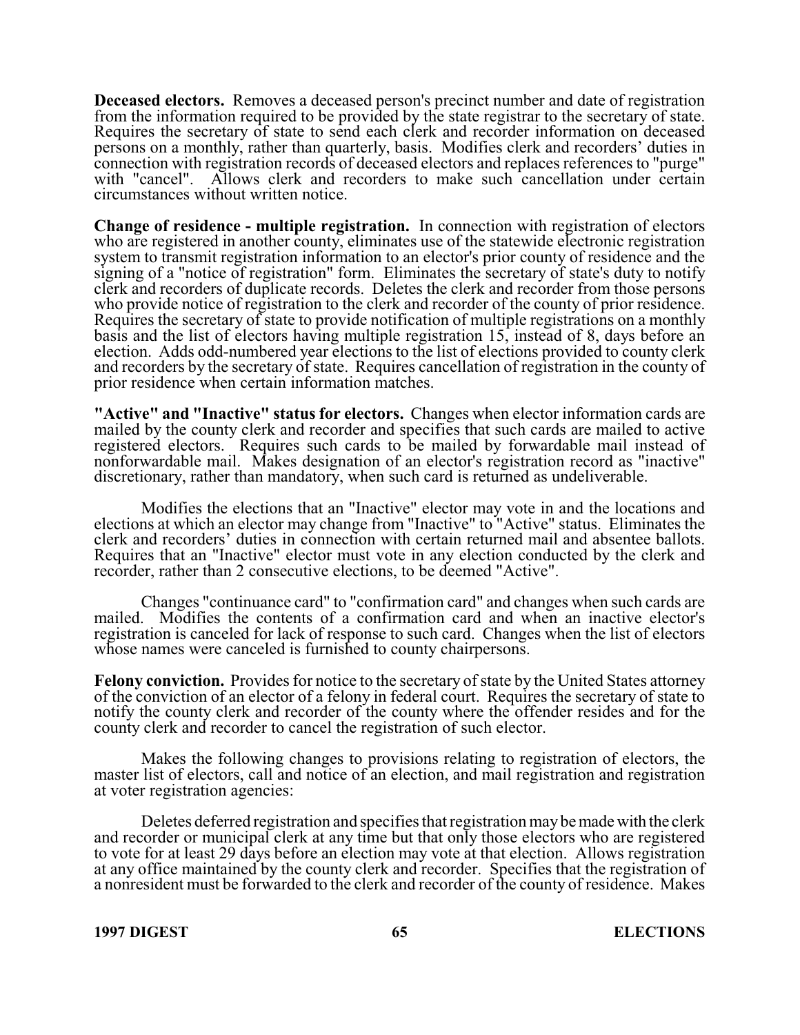**Deceased electors.** Removes a deceased person's precinct number and date of registration from the information required to be provided by the state registrar to the secretary of state. Requires the secretary of state to send each clerk and recorder information on deceased persons on a monthly, rather than quarterly, basis. Modifies clerk and recorders' duties in connection with registration records of deceased electors and replaces references to "purge" with "cancel". Allows clerk and recorders to make such cancellation under certain circumstances without written notice.

**Change of residence - multiple registration.** In connection with registration of electors who are registered in another county, eliminates use of the statewide electronic registration system to transmit registration information to an elector's prior county of residence and the signing of a "notice of registration" form. Eliminates the secretary of state's duty to notify clerk and recorders of duplicate records. Deletes the clerk and recorder from those persons who provide notice of registration to the clerk and recorder of the county of prior residence. Requires the secretary of state to provide notification of multiple registrations on a monthly basis and the list of electors having multiple registration 15, instead of 8, days before an election. Adds odd-numbered year elections to the list of elections provided to county clerk and recorders by the secretary of state. Requires cancellation of registration in the county of prior residence when certain information matches.

**"Active" and "Inactive" status for electors.** Changes when elector information cards are mailed by the county clerk and recorder and specifies that such cards are mailed to active registered electors. Requires such cards to be mailed by forwardable mail instead of nonforwardable mail. Makes designation of an elector's registration record as "inactive" discretionary, rather than mandatory, when such card is returned as undeliverable.

Modifies the elections that an "Inactive" elector may vote in and the locations and elections at which an elector may change from "Inactive" to "Active" status. Eliminates the clerk and recorders' duties in connection with certain returned mail and absentee ballots. Requires that an "Inactive" elector must vote in any election conducted by the clerk and recorder, rather than 2 consecutive elections, to be deemed "Active".

Changes "continuance card" to "confirmation card" and changes when such cards are mailed. Modifies the contents of a confirmation card and when an inactive elector's registration is canceled for lack of response to such card. Changes when the list of electors whose names were canceled is furnished to county chairpersons.

**Felony conviction.** Provides for notice to the secretary of state by the United States attorney of the conviction of an elector of a felony in federal court. Requires the secretary of state to notify the county clerk and recorder of the county where the offender resides and for the county clerk and recorder to cancel the registration of such elector.

Makes the following changes to provisions relating to registration of electors, the master list of electors, call and notice of an election, and mail registration and registration at voter registration agencies:

Deletes deferred registration and specifies that registration may be made with the clerk and recorder or municipal clerk at any time but that only those electors who are registered to vote for at least 29 days before an election may vote at that election. Allows registration at any office maintained by the county clerk and recorder. Specifies that the registration of a nonresident must be forwarded to the clerk and recorder of the county of residence. Makes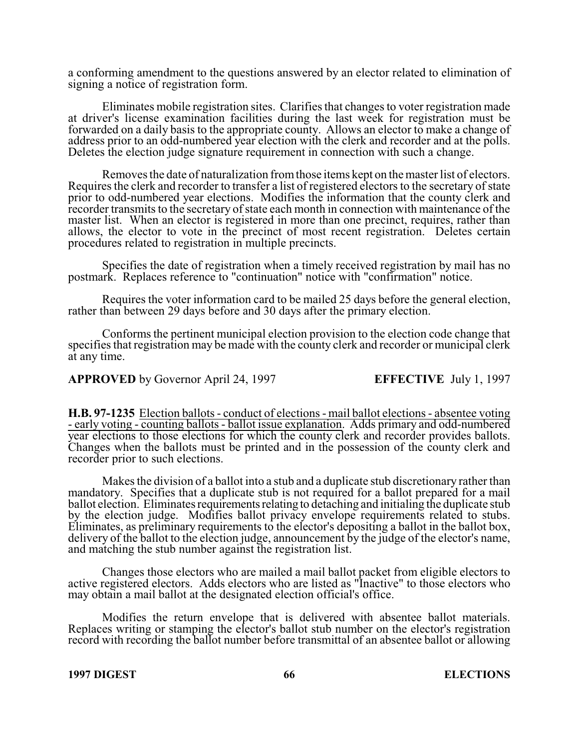a conforming amendment to the questions answered by an elector related to elimination of signing a notice of registration form.

Eliminates mobile registration sites. Clarifies that changes to voter registration made at driver's license examination facilities during the last week for registration must be forwarded on a daily basis to the appropriate county. Allows an elector to make a change of address prior to an odd-numbered year election with the clerk and recorder and at the polls. Deletes the election judge signature requirement in connection with such a change.

Removes the date of naturalization from those items kept on the master list of electors. Requires the clerk and recorder to transfer a list of registered electors to the secretary of state prior to odd-numbered year elections. Modifies the information that the county clerk and recorder transmits to the secretary of state each month in connection with maintenance of the master list. When an elector is registered in more than one precinct, requires, rather than allows, the elector to vote in the precinct of most recent registration. Deletes certain procedures related to registration in multiple precincts.

Specifies the date of registration when a timely received registration by mail has no postmark. Replaces reference to "continuation" notice with "confirmation" notice.

Requires the voter information card to be mailed 25 days before the general election, rather than between 29 days before and 30 days after the primary election.

Conforms the pertinent municipal election provision to the election code change that specifies that registration may be made with the county clerk and recorder or municipal clerk at any time.

**APPROVED** by Governor April 24, 1997 **EFFECTIVE** July 1, 1997

**H.B. 97-1235** Election ballots - conduct of elections - mail ballot elections - absentee voting - early voting - counting ballots - ballot issue explanation. Adds primary and odd-numbered year elections to those elections for which the county clerk and recorder provides ballots. Changes when the ballots must be printed and in the possession of the county clerk and recorder prior to such elections.

Makes the division of a ballot into a stub and a duplicate stub discretionary rather than mandatory. Specifies that a duplicate stub is not required for a ballot prepared for a mail ballot election. Eliminates requirements relating to detaching and initialing the duplicate stub by the election judge. Modifies ballot privacy envelope requirements related to stubs. Eliminates, as preliminary requirements to the elector's depositing a ballot in the ballot box, delivery of the ballot to the election judge, announcement by the judge of the elector's name, and matching the stub number against the registration list.

Changes those electors who are mailed a mail ballot packet from eligible electors to active registered electors. Adds electors who are listed as "Inactive" to those electors who may obtain a mail ballot at the designated election official's office.

Modifies the return envelope that is delivered with absentee ballot materials. Replaces writing or stamping the elector's ballot stub number on the elector's registration record with recording the ballot number before transmittal of an absentee ballot or allowing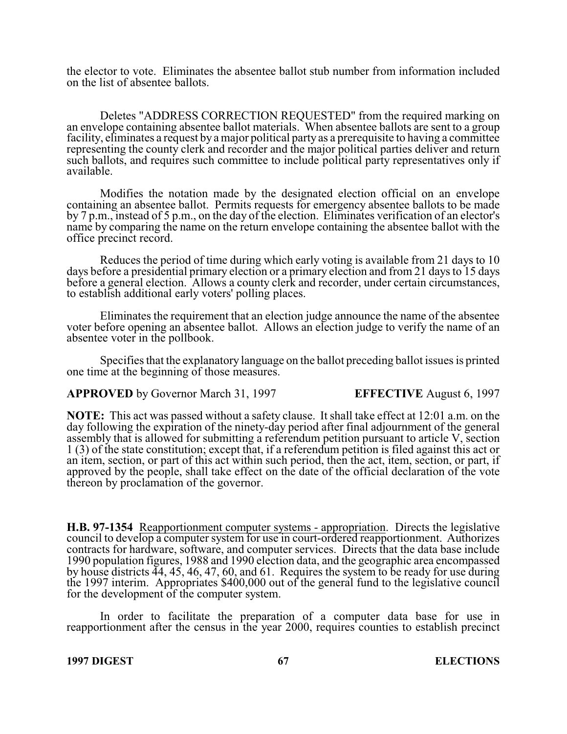the elector to vote. Eliminates the absentee ballot stub number from information included on the list of absentee ballots.

Deletes "ADDRESS CORRECTION REQUESTED" from the required marking on an envelope containing absentee ballot materials. When absentee ballots are sent to a group facility, eliminates a request by a major political party as a prerequisite to having a committee representing the county clerk and recorder and the major political parties deliver and return such ballots, and requires such committee to include political party representatives only if available.

Modifies the notation made by the designated election official on an envelope containing an absentee ballot. Permits requests for emergency absentee ballots to be made by 7 p.m., instead of 5 p.m., on the day of the election. Eliminates verification of an elector's name by comparing the name on the return envelope containing the absentee ballot with the office precinct record.

Reduces the period of time during which early voting is available from 21 days to 10 days before a presidential primary election or a primary election and from 21 days to 15 days before a general election. Allows a county clerk and recorder, under certain circumstances, to establish additional early voters' polling places.

Eliminates the requirement that an election judge announce the name of the absentee voter before opening an absentee ballot. Allows an election judge to verify the name of an absentee voter in the pollbook.

Specifies that the explanatory language on the ballot preceding ballot issues is printed one time at the beginning of those measures.

**APPROVED** by Governor March 31, 1997 **EFFECTIVE** August 6, 1997

**NOTE:** This act was passed without a safety clause. It shall take effect at 12:01 a.m. on the day following the expiration of the ninety-day period after final adjournment of the general assembly that is allowed for submitting a referendum petition pursuant to article V, section 1 (3) of the state constitution; except that, if a referendum petition is filed against this act or an item, section, or part of this act within such period, then the act, item, section, or part, if approved by the people, shall take effect on the date of the official declaration of the vote thereon by proclamation of the governor.

**H.B. 97-1354** Reapportionment computer systems - appropriation. Directs the legislative council to develop a computer system for use in court-ordered reapportionment. Authorizes contracts for hardware, software, and computer services. Directs that the data base include 1990 population figures, 1988 and 1990 election data, and the geographic area encompassed by house districts 44, 45, 46, 47, 60, and 61. Requires the system to be ready for use during the 1997 interim. Appropriates $400,000 out of the general fund to the legislative council for the development of the computer system.

In order to facilitate the preparation of a computer data base for use in reapportionment after the census in the year 2000, requires counties to establish precinct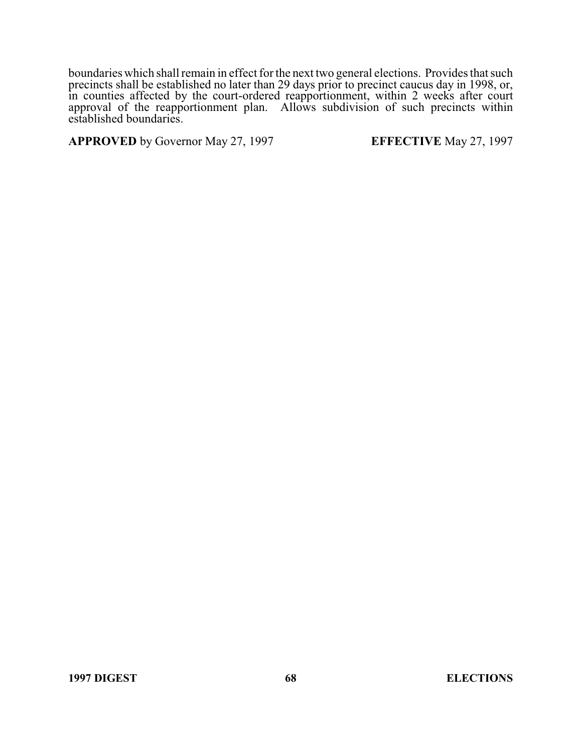boundaries which shall remain in effect for the next two general elections. Provides that such precincts shall be established no later than 29 days prior to precinct caucus day in 1998, or, in counties affected by the court-ordered reapportionment, within 2 weeks after court approval of the reapportionment plan. Allows subdivision of such precincts within established boundaries.

**APPROVED** by Governor May 27, 1997 **EFFECTIVE** May 27, 1997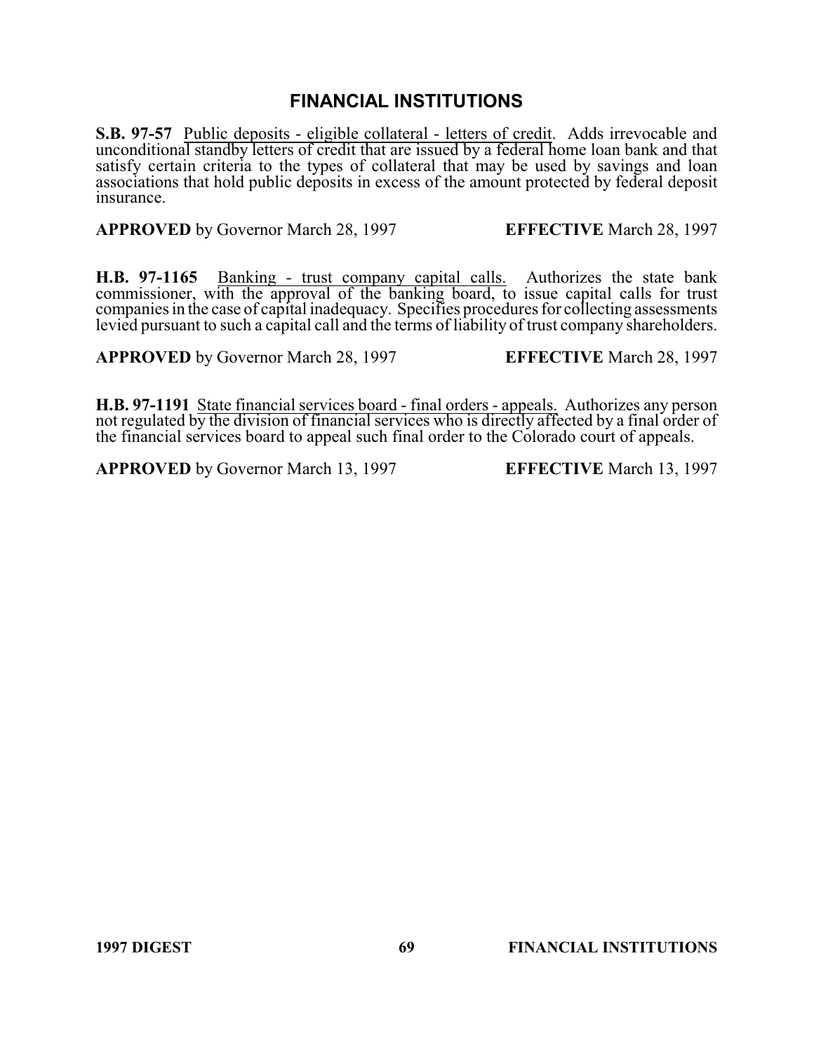# FINANCIAL INSTITUTIONS

**S.B. 97-57** Public deposits - eligible collateral - letters of credit. Adds irrevocable and unconditional standby letters of credit that are issued by a federal home loan bank and that satisfy certain criteria to the types of collateral that may be used by savings and loan associations that hold public deposits in excess of the amount protected by federal deposit insurance.

**APPROVED** by Governor March 28, 1997 **EFFECTIVE** March 28, 1997

**H.B. 97-1165** Banking - trust company capital calls. Authorizes the state bank commissioner, with the approval of the banking board, to issue capital calls for trust companies in the case of capital inadequacy. Specifies procedures for collecting assessments levied pursuant to such a capital call and the terms of liability of trust company shareholders.

**APPROVED** by Governor March 28, 1997 **EFFECTIVE** March 28, 1997

**H.B. 97-1191** State financial services board - final orders - appeals. Authorizes any person not regulated by the division of financial services who is directly affected by a final order of the financial services board to appeal such final order to the Colorado court of appeals.

**APPROVED** by Governor March 13, 1997 **EFFECTIVE** March 13, 1997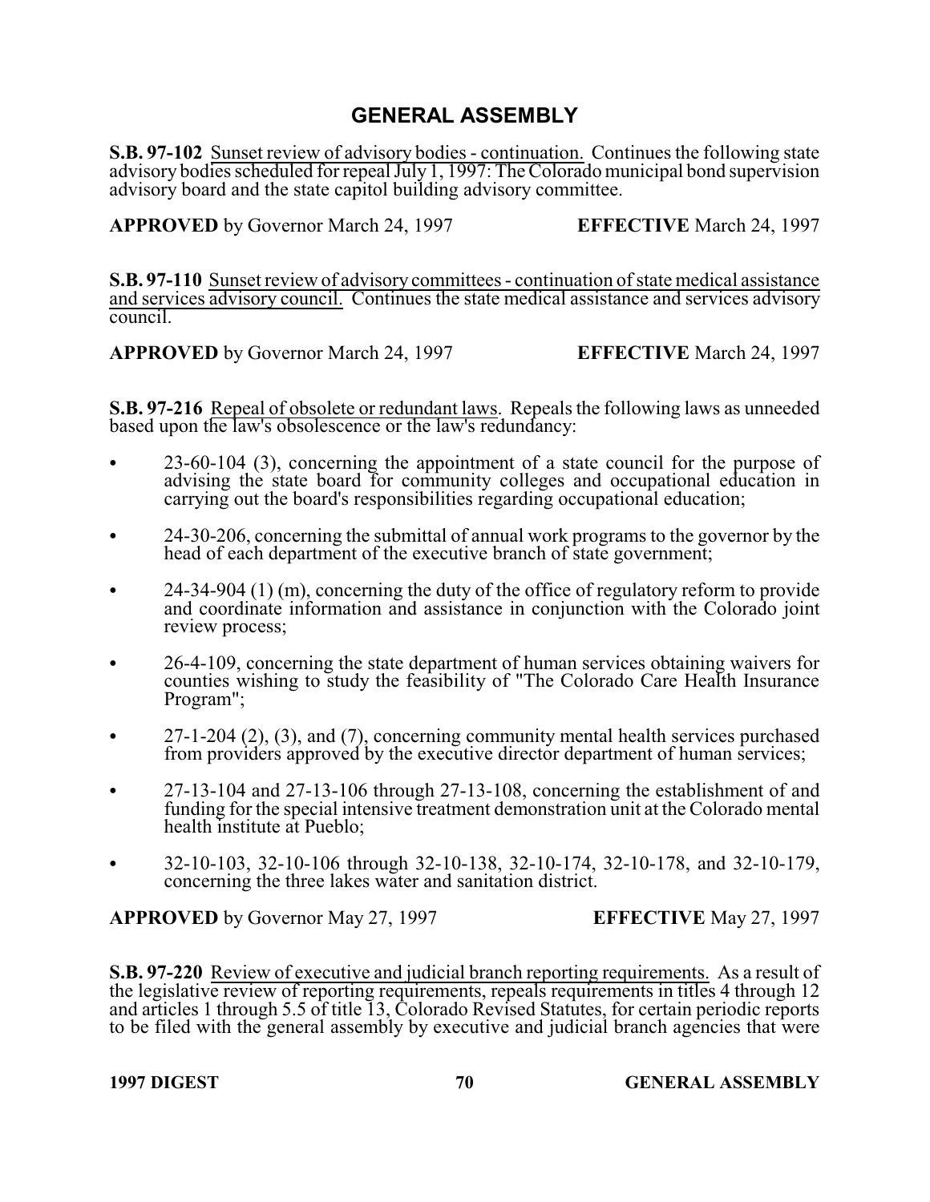## GENERAL ASSEMBLY

**S.B. 97-102** Sunset review of advisory bodies - continuation. Continues the following state advisory bodies scheduled for repeal July 1, 1997: The Colorado municipal bond supervision advisory board and the state capitol building advisory committee.

**APPROVED** by Governor March 24, 1997 **EFFECTIVE** March 24, 1997

**S.B. 97-110** Sunset review of advisory committees - continuation of state medical assistance and services advisory council. Continues the state medical assistance and services advisory council.

**APPROVED** by Governor March 24, 1997 **EFFECTIVE** March 24, 1997

**S.B. 97-216** Repeal of obsolete or redundant laws. Repeals the following laws as unneeded based upon the law's obsolescence or the law's redundancy:

- 23-60-104 (3), concerning the appointment of a state council for the purpose of advising the state board for community colleges and occupational education in carrying out the board's responsibilities regarding occupational education;
- 24-30-206, concerning the submittal of annual work programs to the governor by the head of each department of the executive branch of state government;
- 24-34-904 (1) (m), concerning the duty of the office of regulatory reform to provide and coordinate information and assistance in conjunction with the Colorado joint review process;
- 26-4-109, concerning the state department of human services obtaining waivers for counties wishing to study the feasibility of "The Colorado Care Health Insurance Program";
- 27-1-204 (2), (3), and (7), concerning community mental health services purchased from providers approved by the executive director department of human services;
- 27-13-104 and 27-13-106 through 27-13-108, concerning the establishment of and funding for the special intensive treatment demonstration unit at the Colorado mental health institute at Pueblo;
- 32-10-103, 32-10-106 through 32-10-138, 32-10-174, 32-10-178, and 32-10-179, concerning the three lakes water and sanitation district.

**APPROVED** by Governor May 27, 1997 **EFFECTIVE** May 27, 1997

**S.B. 97-220** Review of executive and judicial branch reporting requirements. As a result of the legislative review of reporting requirements, repeals requirements in titles 4 through 12 and articles 1 through 5.5 of title 13, Colorado Revised Statutes, for certain periodic reports to be filed with the general assembly by executive and judicial branch agencies that were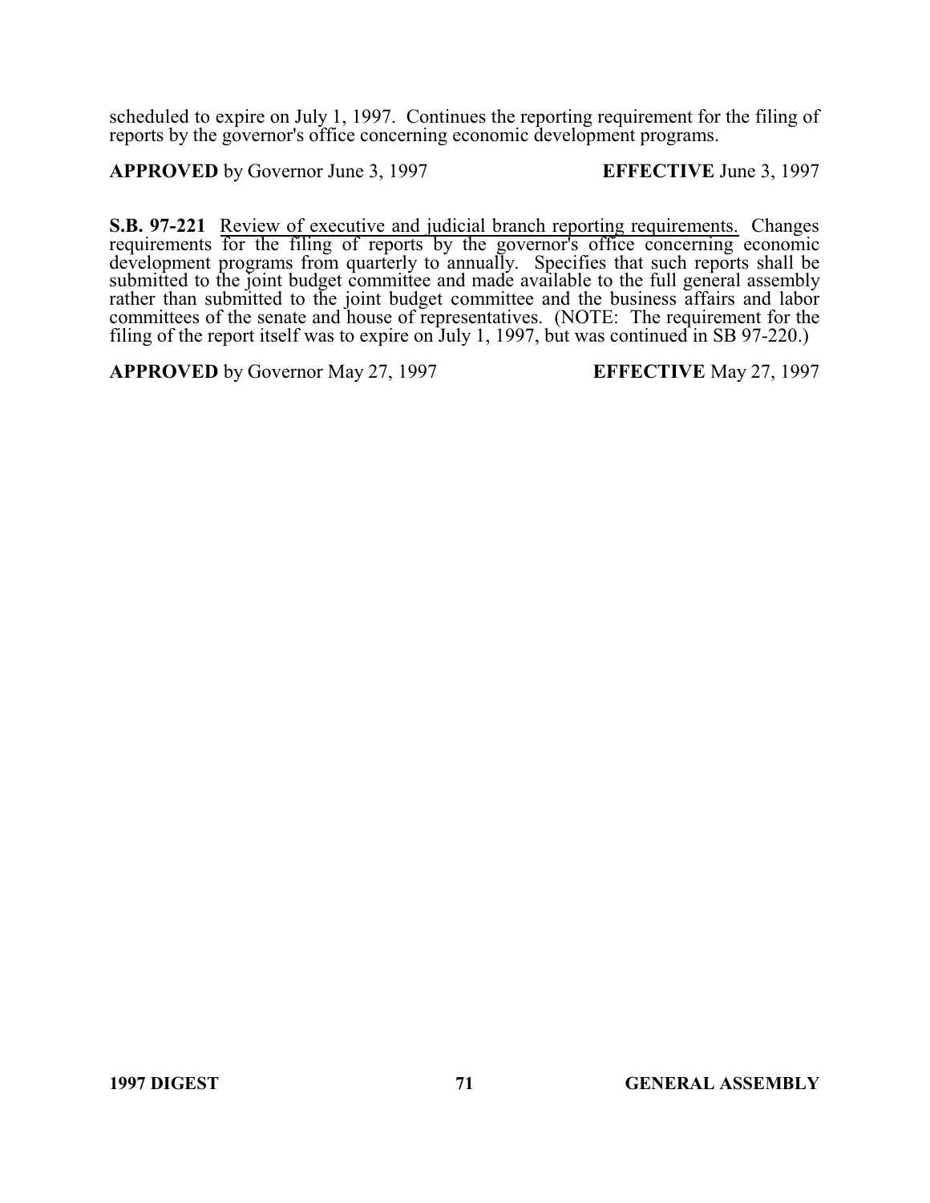scheduled to expire on July 1, 1997. Continues the reporting requirement for the filing of reports by the governor's office concerning economic development programs.

**APPROVED** by Governor June 3, 1997 **EFFECTIVE** June 3, 1997

**S.B. 97-221** Review of executive and judicial branch reporting requirements. Changes requirements for the filing of reports by the governor's office concerning economic development programs from quarterly to annually. Specifies that such reports shall be submitted to the joint budget committee and made available to the full general assembly rather than submitted to the joint budget committee and the business affairs and labor committees of the senate and house of representatives. (NOTE: The requirement for the filing of the report itself was to expire on July 1, 1997, but was continued in SB 97-220.)

**APPROVED** by Governor May 27, 1997 **EFFECTIVE** May 27, 1997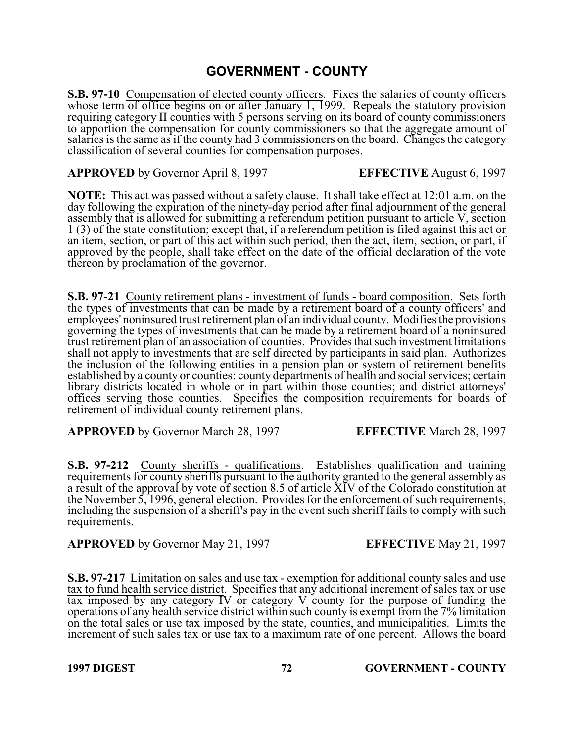## GOVERNMENT - COUNTY

**S.B. 97-10** Compensation of elected county officers. Fixes the salaries of county officers whose term of office begins on or after January 1, 1999. Repeals the statutory provision requiring category II counties with 5 persons serving on its board of county commissioners to apportion the compensation for county commissioners so that the aggregate amount of salaries is the same as if the county had 3 commissioners on the board. Changes the category classification of several counties for compensation purposes.

**APPROVED** by Governor April 8, 1997 **EFFECTIVE** August 6, 1997

**NOTE:** This act was passed without a safety clause. It shall take effect at 12:01 a.m. on the day following the expiration of the ninety-day period after final adjournment of the general assembly that is allowed for submitting a referendum petition pursuant to article V, section 1 (3) of the state constitution; except that, if a referendum petition is filed against this act or an item, section, or part of this act within such period, then the act, item, section, or part, if approved by the people, shall take effect on the date of the official declaration of the vote thereon by proclamation of the governor.

**S.B. 97-21** County retirement plans - investment of funds - board composition. Sets forth the types of investments that can be made by a retirement board of a county officers' and employees' noninsured trust retirement plan of an individual county. Modifies the provisions governing the types of investments that can be made by a retirement board of a noninsured trust retirement plan of an association of counties. Provides that such investment limitations shall not apply to investments that are self directed by participants in said plan. Authorizes the inclusion of the following entities in a pension plan or system of retirement benefits established by a county or counties: county departments of health and social services; certain library districts located in whole or in part within those counties; and district attorneys' offices serving those counties. Specifies the composition requirements for boards of retirement of individual county retirement plans.

**APPROVED** by Governor March 28, 1997 **EFFECTIVE** March 28, 1997

**S.B. 97-212** County sheriffs - qualifications. Establishes qualification and training requirements for county sheriffs pursuant to the authority granted to the general assembly as a result of the approval by vote of section 8.5 of article XIV of the Colorado constitution at the November 5, 1996, general election. Provides for the enforcement of such requirements, including the suspension of a sheriff's pay in the event such sheriff fails to comply with such requirements.

**APPROVED** by Governor May 21, 1997 **EFFECTIVE** May 21, 1997

**S.B. 97-217** Limitation on sales and use tax - exemption for additional county sales and use tax to fund health service district. Specifies that any additional increment of sales tax or use tax imposed by any category IV or category V county for the purpose of funding the operations of any health service district within such county is exempt from the 7% limitation on the total sales or use tax imposed by the state, counties, and municipalities. Limits the increment of such sales tax or use tax to a maximum rate of one percent. Allows the board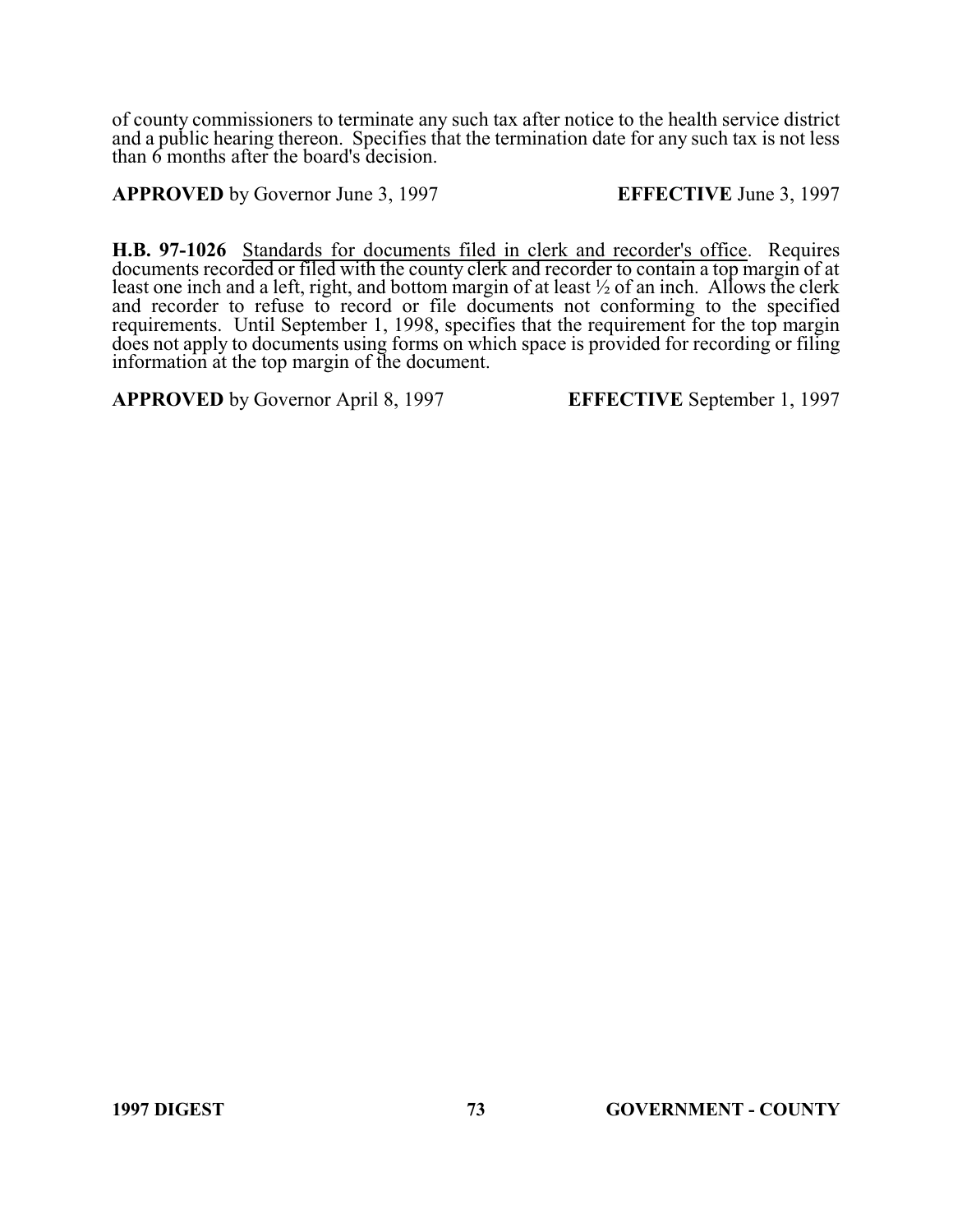of county commissioners to terminate any such tax after notice to the health service district and a public hearing thereon. Specifies that the termination date for any such tax is not less than 6 months after the board's decision.

**APPROVED** by Governor June 3, 1997 **EFFECTIVE** June 3, 1997

**H.B. 97-1026** Standards for documents filed in clerk and recorder's office. Requires documents recorded or filed with the county clerk and recorder to contain a top margin of at least one inch and a left, right, and bottom margin of at least ½ of an inch. Allows the clerk and recorder to refuse to record or file documents not conforming to the specified requirements. Until September 1, 1998, specifies that the requirement for the top margin does not apply to documents using forms on which space is provided for recording or filing information at the top margin of the document.

**APPROVED** by Governor April 8, 1997 **EFFECTIVE** September 1, 1997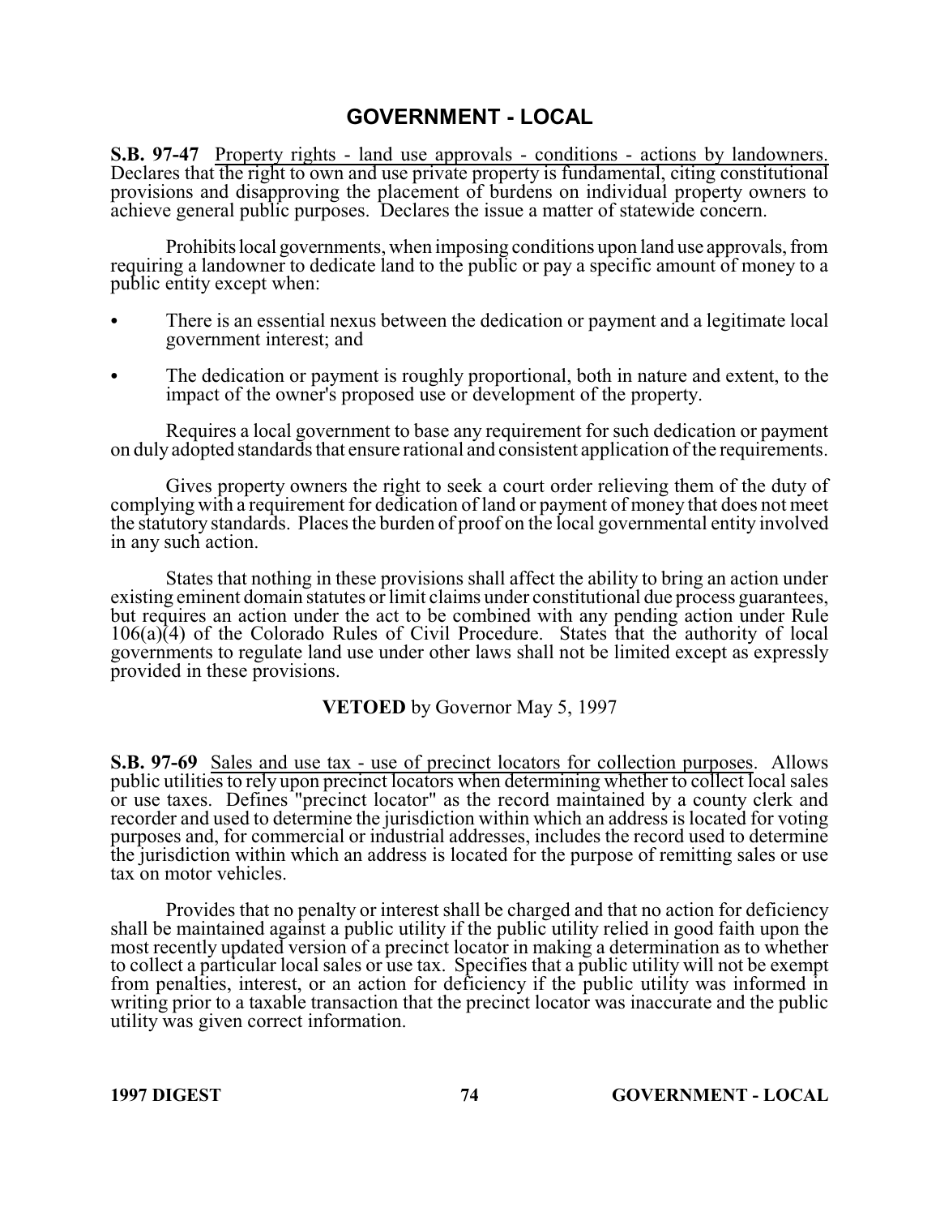# GOVERNMENT - LOCAL

**S.B. 97-47** Property rights - land use approvals - conditions - actions by landowners. Declares that the right to own and use private property is fundamental, citing constitutional provisions and disapproving the placement of burdens on individual property owners to achieve general public purposes. Declares the issue a matter of statewide concern.

Prohibits local governments, when imposing conditions upon land use approvals, from requiring a landowner to dedicate land to the public or pay a specific amount of money to a public entity except when:

- There is an essential nexus between the dedication or payment and a legitimate local government interest; and
- The dedication or payment is roughly proportional, both in nature and extent, to the impact of the owner's proposed use or development of the property.

Requires a local government to base any requirement for such dedication or payment on duly adopted standards that ensure rational and consistent application of the requirements.

Gives property owners the right to seek a court order relieving them of the duty of complying with a requirement for dedication of land or payment of money that does not meet the statutory standards. Places the burden of proof on the local governmental entity involved in any such action.

States that nothing in these provisions shall affect the ability to bring an action under existing eminent domain statutes or limit claims under constitutional due process guarantees, but requires an action under the act to be combined with any pending action under Rule 106(a)(4) of the Colorado Rules of Civil Procedure. States that the authority of local governments to regulate land use under other laws shall not be limited except as expressly provided in these provisions.

**VETOED** by Governor May 5, 1997

**S.B. 97-69** Sales and use tax - use of precinct locators for collection purposes. Allows public utilities to rely upon precinct locators when determining whether to collect local sales or use taxes. Defines "precinct locator" as the record maintained by a county clerk and recorder and used to determine the jurisdiction within which an address is located for voting purposes and, for commercial or industrial addresses, includes the record used to determine the jurisdiction within which an address is located for the purpose of remitting sales or use tax on motor vehicles.

Provides that no penalty or interest shall be charged and that no action for deficiency shall be maintained against a public utility if the public utility relied in good faith upon the most recently updated version of a precinct locator in making a determination as to whether to collect a particular local sales or use tax. Specifies that a public utility will not be exempt from penalties, interest, or an action for deficiency if the public utility was informed in writing prior to a taxable transaction that the precinct locator was inaccurate and the public utility was given correct information.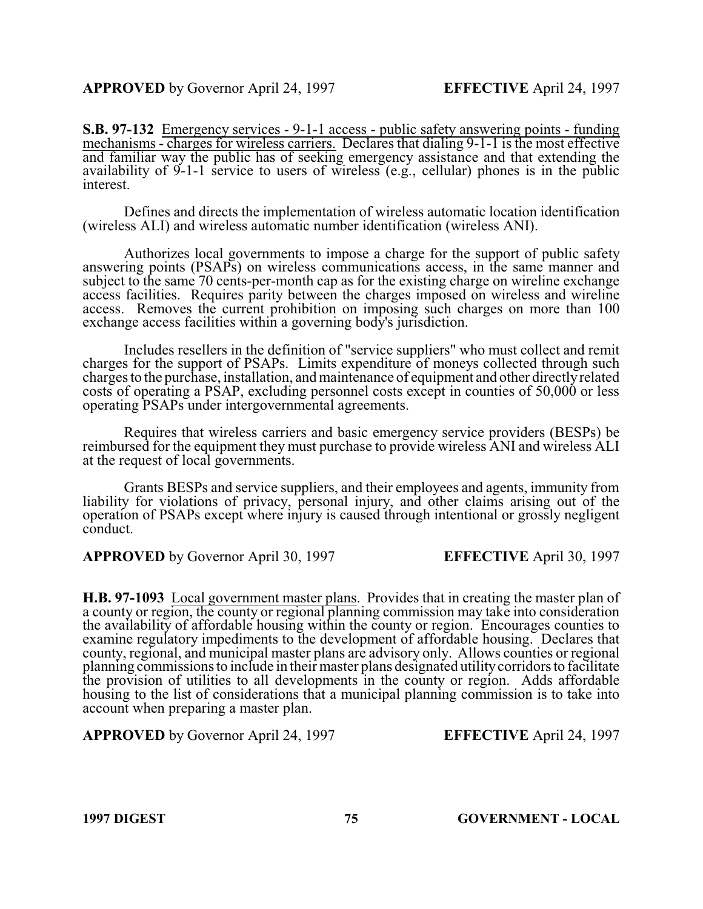**APPROVED** by Governor April 24, 1997 **EFFECTIVE** April 24, 1997

**S.B. 97-132** Emergency services - 9-1-1 access - public safety answering points - funding mechanisms - charges for wireless carriers. Declares that dialing 9-1-1 is the most effective and familiar way the public has of seeking emergency assistance and that extending the availability of 9-1-1 service to users of wireless (e.g., cellular) phones is in the public interest.

Defines and directs the implementation of wireless automatic location identification (wireless ALI) and wireless automatic number identification (wireless ANI).

Authorizes local governments to impose a charge for the support of public safety answering points (PSAPs) on wireless communications access, in the same manner and subject to the same 70 cents-per-month cap as for the existing charge on wireline exchange access facilities. Requires parity between the charges imposed on wireless and wireline access. Removes the current prohibition on imposing such charges on more than 100 exchange access facilities within a governing body's jurisdiction.

Includes resellers in the definition of "service suppliers" who must collect and remit charges for the support of PSAPs. Limits expenditure of moneys collected through such charges to the purchase, installation, and maintenance of equipment and other directly related costs of operating a PSAP, excluding personnel costs except in counties of 50,000 or less operating PSAPs under intergovernmental agreements.

Requires that wireless carriers and basic emergency service providers (BESPs) be reimbursed for the equipment they must purchase to provide wireless ANI and wireless ALI at the request of local governments.

Grants BESPs and service suppliers, and their employees and agents, immunity from liability for violations of privacy, personal injury, and other claims arising out of the operation of PSAPs except where injury is caused through intentional or grossly negligent conduct.

**APPROVED** by Governor April 30, 1997 **EFFECTIVE** April 30, 1997

**H.B. 97-1093** Local government master plans. Provides that in creating the master plan of a county or region, the county or regional planning commission may take into consideration the availability of affordable housing within the county or region. Encourages counties to examine regulatory impediments to the development of affordable housing. Declares that county, regional, and municipal master plans are advisory only. Allows counties or regional planning commissions to include in their master plans designated utility corridors to facilitate the provision of utilities to all developments in the county or region. Adds affordable housing to the list of considerations that a municipal planning commission is to take into account when preparing a master plan.

**APPROVED** by Governor April 24, 1997 **EFFECTIVE** April 24, 1997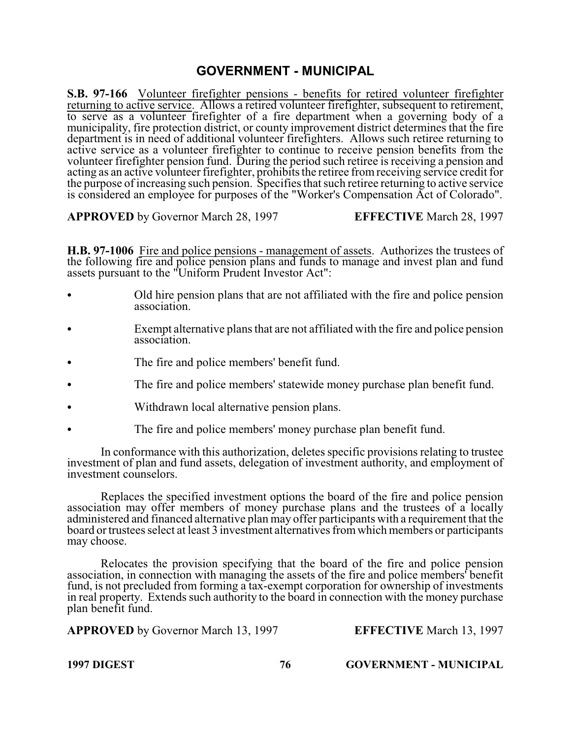# GOVERNMENT - MUNICIPAL

**S.B. 97-166** Volunteer firefighter pensions - benefits for retired volunteer firefighter returning to active service. Allows a retired volunteer firefighter, subsequent to retirement, to serve as a volunteer firefighter of a fire department when a governing body of a municipality, fire protection district, or county improvement district determines that the fire department is in need of additional volunteer firefighters. Allows such retiree returning to active service as a volunteer firefighter to continue to receive pension benefits from the volunteer firefighter pension fund. During the period such retiree is receiving a pension and acting as an active volunteer firefighter, prohibits the retiree from receiving service credit for the purpose of increasing such pension. Specifies that such retiree returning to active service is considered an employee for purposes of the "Worker's Compensation Act of Colorado".

**APPROVED** by Governor March 28, 1997 **EFFECTIVE** March 28, 1997

**H.B. 97-1006** Fire and police pensions - management of assets. Authorizes the trustees of the following fire and police pension plans and funds to manage and invest plan and fund assets pursuant to the "Uniform Prudent Investor Act":

- Old hire pension plans that are not affiliated with the fire and police pension association.
- Exempt alternative plans that are not affiliated with the fire and police pension association.
- The fire and police members' benefit fund.
- The fire and police members' statewide money purchase plan benefit fund.
- Withdrawn local alternative pension plans.
- The fire and police members' money purchase plan benefit fund.

In conformance with this authorization, deletes specific provisions relating to trustee investment of plan and fund assets, delegation of investment authority, and employment of investment counselors.

Replaces the specified investment options the board of the fire and police pension association may offer members of money purchase plans and the trustees of a locally administered and financed alternative plan may offer participants with a requirement that the board or trustees select at least 3 investment alternatives from which members or participants may choose.

Relocates the provision specifying that the board of the fire and police pension association, in connection with managing the assets of the fire and police members' benefit fund, is not precluded from forming a tax-exempt corporation for ownership of investments in real property. Extends such authority to the board in connection with the money purchase plan benefit fund.

**APPROVED** by Governor March 13, 1997 **EFFECTIVE** March 13, 1997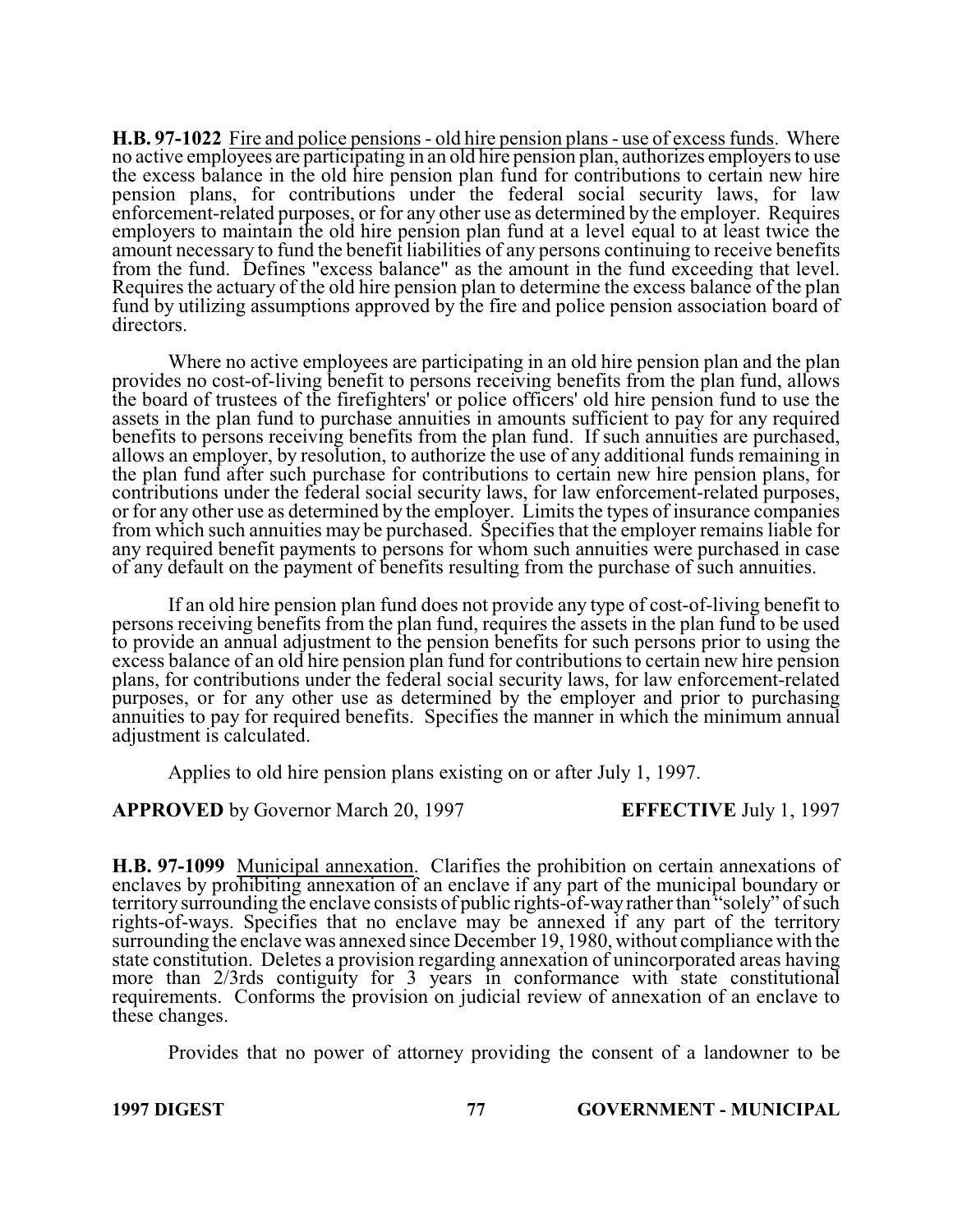**H.B. 97-1022** Fire and police pensions - old hire pension plans - use of excess funds. Where no active employees are participating in an old hire pension plan, authorizes employers to use the excess balance in the old hire pension plan fund for contributions to certain new hire pension plans, for contributions under the federal social security laws, for law enforcement-related purposes, or for any other use as determined by the employer. Requires employers to maintain the old hire pension plan fund at a level equal to at least twice the amount necessary to fund the benefit liabilities of any persons continuing to receive benefits from the fund. Defines "excess balance" as the amount in the fund exceeding that level. Requires the actuary of the old hire pension plan to determine the excess balance of the plan fund by utilizing assumptions approved by the fire and police pension association board of directors.

Where no active employees are participating in an old hire pension plan and the plan provides no cost-of-living benefit to persons receiving benefits from the plan fund, allows the board of trustees of the firefighters' or police officers' old hire pension fund to use the assets in the plan fund to purchase annuities in amounts sufficient to pay for any required benefits to persons receiving benefits from the plan fund. If such annuities are purchased, allows an employer, by resolution, to authorize the use of any additional funds remaining in the plan fund after such purchase for contributions to certain new hire pension plans, for contributions under the federal social security laws, for law enforcement-related purposes, or for any other use as determined by the employer. Limits the types of insurance companies from which such annuities may be purchased. Specifies that the employer remains liable for any required benefit payments to persons for whom such annuities were purchased in case of any default on the payment of benefits resulting from the purchase of such annuities.

If an old hire pension plan fund does not provide any type of cost-of-living benefit to persons receiving benefits from the plan fund, requires the assets in the plan fund to be used to provide an annual adjustment to the pension benefits for such persons prior to using the excess balance of an old hire pension plan fund for contributions to certain new hire pension plans, for contributions under the federal social security laws, for law enforcement-related purposes, or for any other use as determined by the employer and prior to purchasing annuities to pay for required benefits. Specifies the manner in which the minimum annual adjustment is calculated.

Applies to old hire pension plans existing on or after July 1, 1997.

**APPROVED** by Governor March 20, 1997 **EFFECTIVE** July 1, 1997

**H.B. 97-1099** Municipal annexation. Clarifies the prohibition on certain annexations of enclaves by prohibiting annexation of an enclave if any part of the municipal boundary or territory surrounding the enclave consists of public rights-of-way rather than "solely" of such rights-of-ways. Specifies that no enclave may be annexed if any part of the territory surrounding the enclave was annexed since December 19, 1980, without compliance with the state constitution. Deletes a provision regarding annexation of unincorporated areas having more than 2/3rds contiguity for 3 years in conformance with state constitutional requirements. Conforms the provision on judicial review of annexation of an enclave to these changes.

Provides that no power of attorney providing the consent of a landowner to be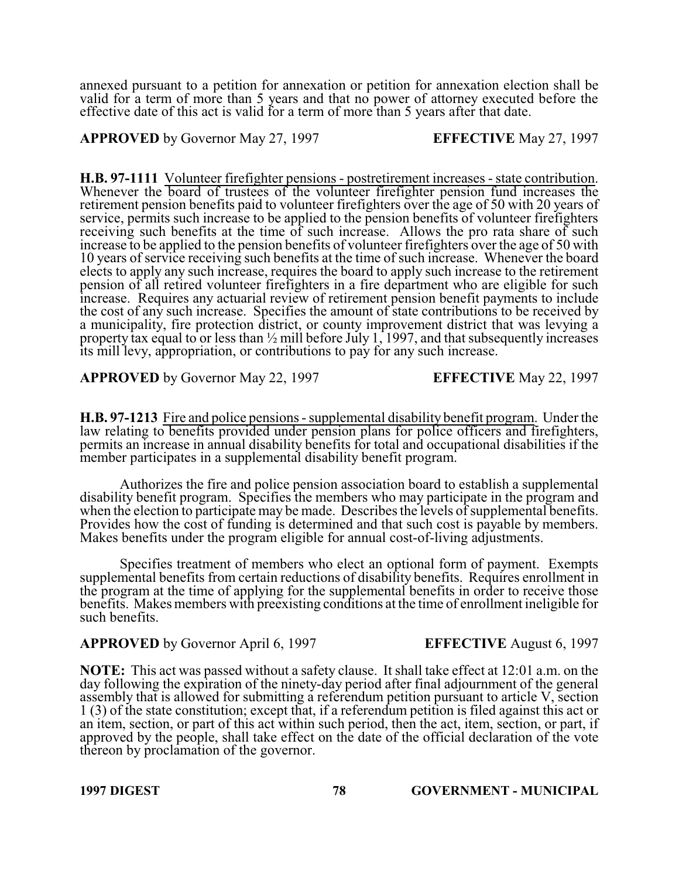annexed pursuant to a petition for annexation or petition for annexation election shall be valid for a term of more than 5 years and that no power of attorney executed before the effective date of this act is valid for a term of more than 5 years after that date.

**APPROVED** by Governor May 27, 1997 **EFFECTIVE** May 27, 1997

**H.B. 97-1111** Volunteer firefighter pensions - postretirement increases - state contribution. Whenever the board of trustees of the volunteer firefighter pension fund increases the retirement pension benefits paid to volunteer firefighters over the age of 50 with 20 years of service, permits such increase to be applied to the pension benefits of volunteer firefighters receiving such benefits at the time of such increase. Allows the pro rata share of such increase to be applied to the pension benefits of volunteer firefighters over the age of 50 with 10 years of service receiving such benefits at the time of such increase. Whenever the board elects to apply any such increase, requires the board to apply such increase to the retirement pension of all retired volunteer firefighters in a fire department who are eligible for such increase. Requires any actuarial review of retirement pension benefit payments to include the cost of any such increase. Specifies the amount of state contributions to be received by a municipality, fire protection district, or county improvement district that was levying a property tax equal to or less than ½ mill before July 1, 1997, and that subsequently increases its mill levy, appropriation, or contributions to pay for any such increase.

**APPROVED** by Governor May 22, 1997 **EFFECTIVE** May 22, 1997

**H.B. 97-1213** Fire and police pensions - supplemental disability benefit program. Under the law relating to benefits provided under pension plans for police officers and firefighters, permits an increase in annual disability benefits for total and occupational disabilities if the member participates in a supplemental disability benefit program.

Authorizes the fire and police pension association board to establish a supplemental disability benefit program. Specifies the members who may participate in the program and when the election to participate may be made. Describes the levels of supplemental benefits. Provides how the cost of funding is determined and that such cost is payable by members. Makes benefits under the program eligible for annual cost-of-living adjustments.

Specifies treatment of members who elect an optional form of payment. Exempts supplemental benefits from certain reductions of disability benefits. Requires enrollment in the program at the time of applying for the supplemental benefits in order to receive those benefits. Makes members with preexisting conditions at the time of enrollment ineligible for such benefits.

**APPROVED** by Governor April 6, 1997 **EFFECTIVE** August 6, 1997

**NOTE:** This act was passed without a safety clause. It shall take effect at 12:01 a.m. on the day following the expiration of the ninety-day period after final adjournment of the general assembly that is allowed for submitting a referendum petition pursuant to article V, section 1 (3) of the state constitution; except that, if a referendum petition is filed against this act or an item, section, or part of this act within such period, then the act, item, section, or part, if approved by the people, shall take effect on the date of the official declaration of the vote thereon by proclamation of the governor.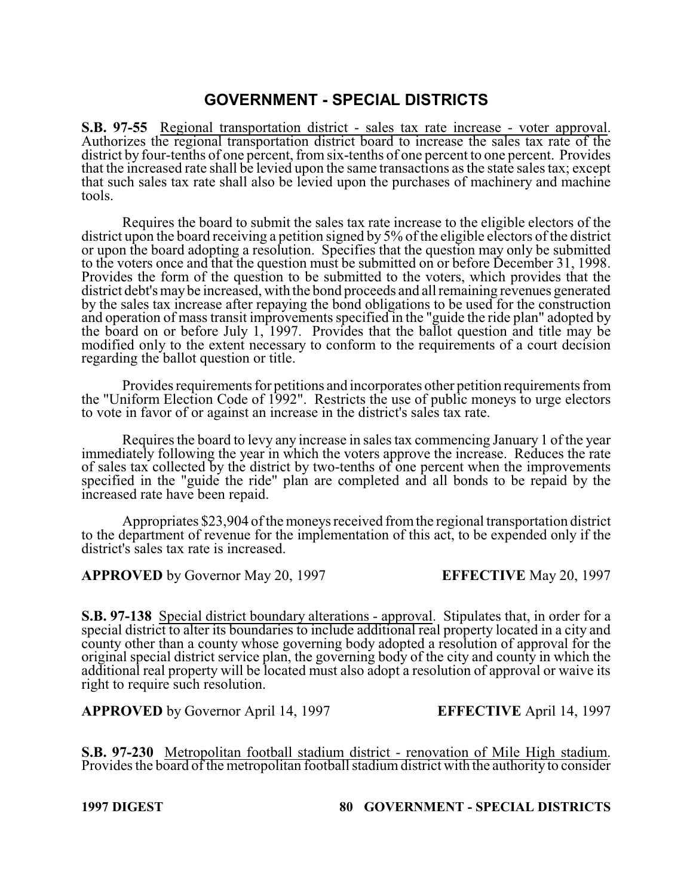# GOVERNMENT - SPECIAL DISTRICTS

**S.B. 97-55** Regional transportation district - sales tax rate increase - voter approval. Authorizes the regional transportation district board to increase the sales tax rate of the district by four-tenths of one percent, from six-tenths of one percent to one percent. Provides that the increased rate shall be levied upon the same transactions as the state sales tax; except that such sales tax rate shall also be levied upon the purchases of machinery and machine tools.

Requires the board to submit the sales tax rate increase to the eligible electors of the district upon the board receiving a petition signed by 5% of the eligible electors of the district or upon the board adopting a resolution. Specifies that the question may only be submitted to the voters once and that the question must be submitted on or before December 31, 1998. Provides the form of the question to be submitted to the voters, which provides that the district debt's may be increased, with the bond proceeds and all remaining revenues generated by the sales tax increase after repaying the bond obligations to be used for the construction and operation of mass transit improvements specified in the "guide the ride plan" adopted by the board on or before July 1, 1997. Provides that the ballot question and title may be modified only to the extent necessary to conform to the requirements of a court decision regarding the ballot question or title.

Provides requirements for petitions and incorporates other petition requirements from the "Uniform Election Code of 1992". Restricts the use of public moneys to urge electors to vote in favor of or against an increase in the district's sales tax rate.

Requires the board to levy any increase in sales tax commencing January 1 of the year immediately following the year in which the voters approve the increase. Reduces the rate of sales tax collected by the district by two-tenths of one percent when the improvements specified in the "guide the ride" plan are completed and all bonds to be repaid by the increased rate have been repaid.

Appropriates $23,904 of the moneys received from the regional transportation district to the department of revenue for the implementation of this act, to be expended only if the district's sales tax rate is increased.

**APPROVED** by Governor May 20, 1997 **EFFECTIVE** May 20, 1997

**S.B. 97-138** Special district boundary alterations - approval. Stipulates that, in order for a special district to alter its boundaries to include additional real property located in a city and county other than a county whose governing body adopted a resolution of approval for the original special district service plan, the governing body of the city and county in which the additional real property will be located must also adopt a resolution of approval or waive its right to require such resolution.

**APPROVED** by Governor April 14, 1997 **EFFECTIVE** April 14, 1997

**S.B. 97-230** Metropolitan football stadium district - renovation of Mile High stadium. Provides the board of the metropolitan football stadium district with the authority to consider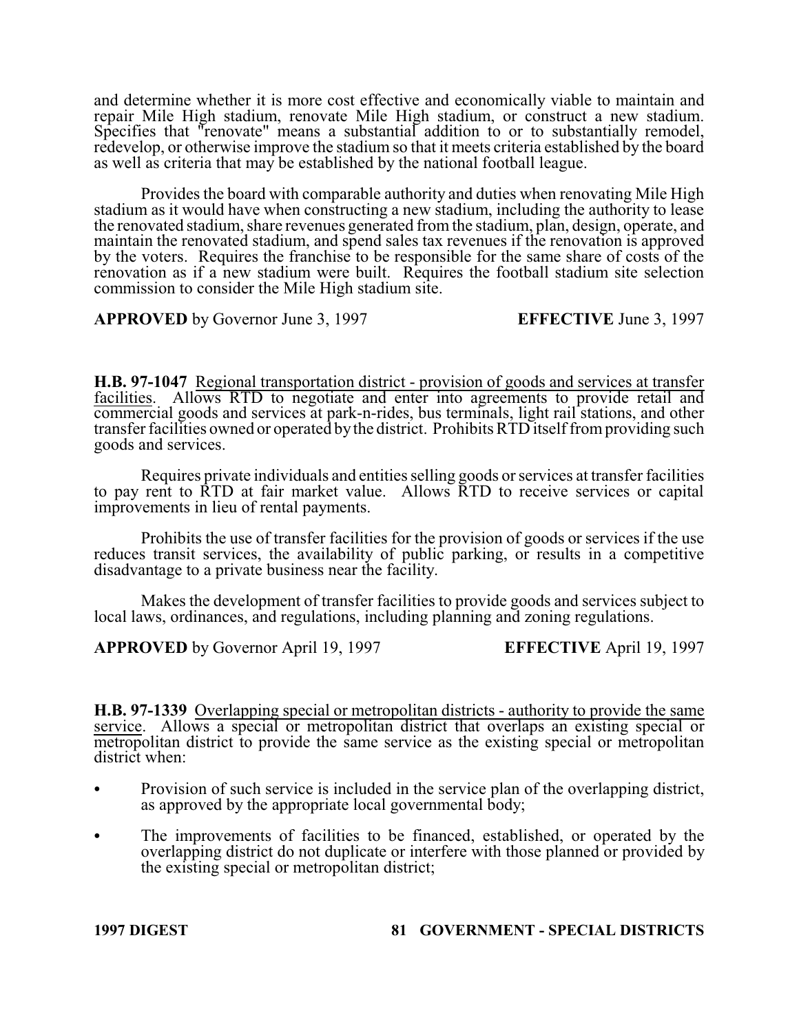and determine whether it is more cost effective and economically viable to maintain and repair Mile High stadium, renovate Mile High stadium, or construct a new stadium. Specifies that "renovate" means a substantial addition to or to substantially remodel, redevelop, or otherwise improve the stadium so that it meets criteria established by the board as well as criteria that may be established by the national football league.

Provides the board with comparable authority and duties when renovating Mile High stadium as it would have when constructing a new stadium, including the authority to lease the renovated stadium, share revenues generated from the stadium, plan, design, operate, and maintain the renovated stadium, and spend sales tax revenues if the renovation is approved by the voters. Requires the franchise to be responsible for the same share of costs of the renovation as if a new stadium were built. Requires the football stadium site selection commission to consider the Mile High stadium site.

**APPROVED** by Governor June 3, 1997 **EFFECTIVE** June 3, 1997

**H.B. 97-1047** Regional transportation district - provision of goods and services at transfer facilities. Allows RTD to negotiate and enter into agreements to provide retail and commercial goods and services at park-n-rides, bus terminals, light rail stations, and other transfer facilities owned or operated by the district. Prohibits RTD itself from providing such goods and services.

Requires private individuals and entities selling goods or services at transfer facilities to pay rent to RTD at fair market value. Allows RTD to receive services or capital improvements in lieu of rental payments.

Prohibits the use of transfer facilities for the provision of goods or services if the use reduces transit services, the availability of public parking, or results in a competitive disadvantage to a private business near the facility.

Makes the development of transfer facilities to provide goods and services subject to local laws, ordinances, and regulations, including planning and zoning regulations.

**APPROVED** by Governor April 19, 1997 **EFFECTIVE** April 19, 1997

**H.B. 97-1339** Overlapping special or metropolitan districts - authority to provide the same service. Allows a special or metropolitan district that overlaps an existing special or metropolitan district to provide the same service as the existing special or metropolitan district when:

- Provision of such service is included in the service plan of the overlapping district, as approved by the appropriate local governmental body;
- The improvements of facilities to be financed, established, or operated by the overlapping district do not duplicate or interfere with those planned or provided by the existing special or metropolitan district;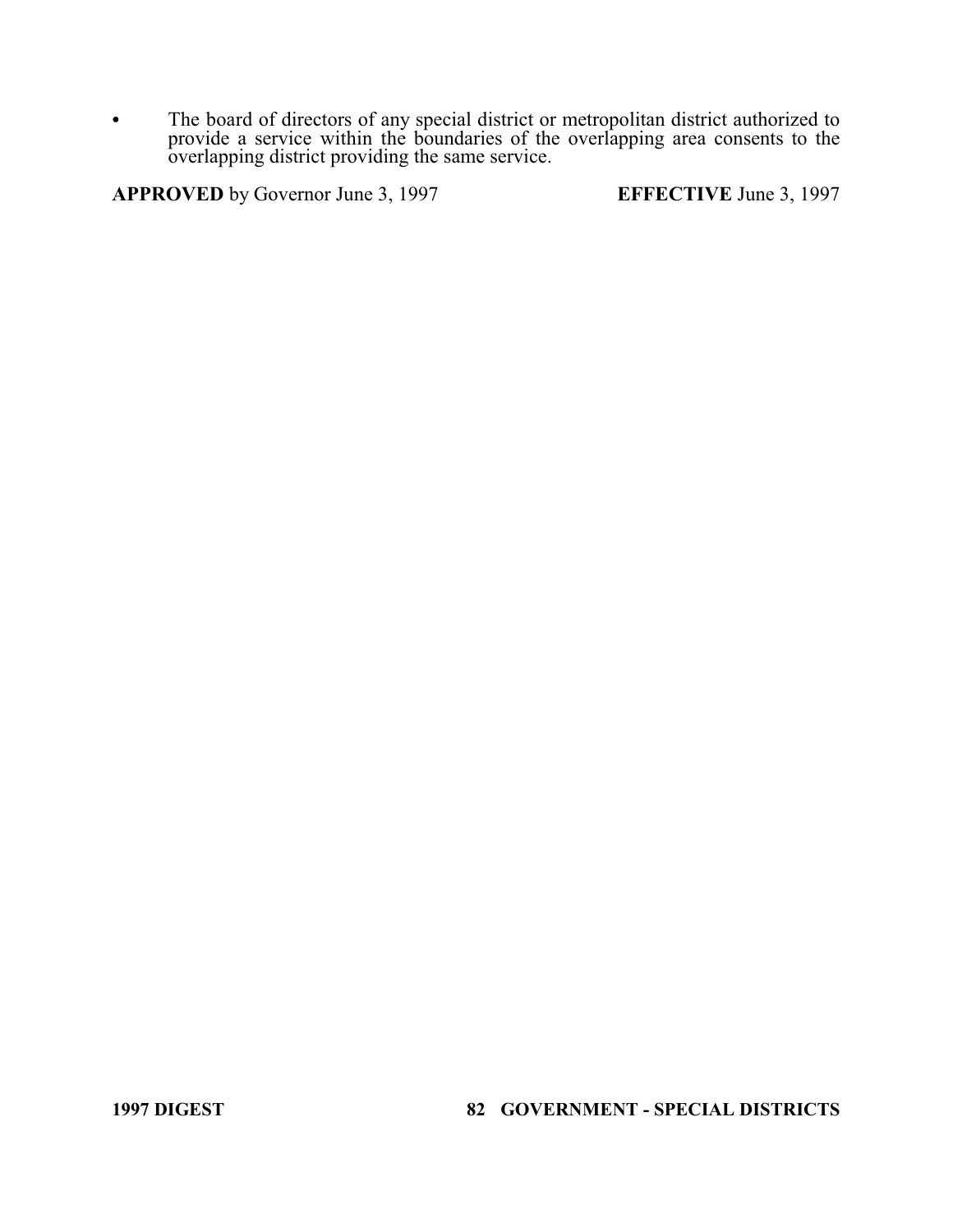- The board of directors of any special district or metropolitan district authorized to provide a service within the boundaries of the overlapping area consents to the overlapping district providing the same service.

**APPROVED** by Governor June 3, 1997 **EFFECTIVE** June 3, 1997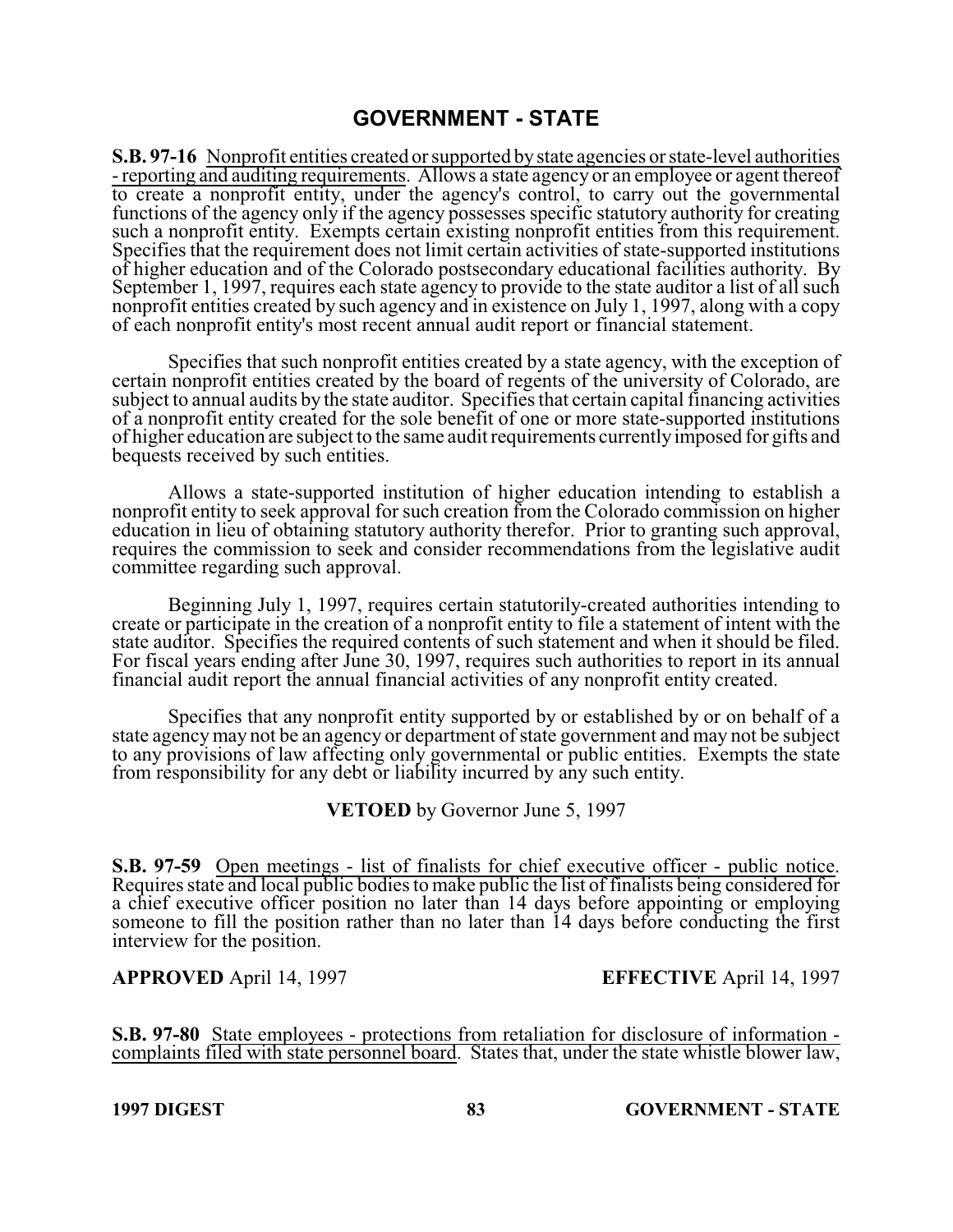# GOVERNMENT - STATE

**S.B. 97-16** Nonprofit entities created or supported by state agencies or state-level authorities - reporting and auditing requirements. Allows a state agency or an employee or agent thereof to create a nonprofit entity, under the agency's control, to carry out the governmental functions of the agency only if the agency possesses specific statutory authority for creating such a nonprofit entity. Exempts certain existing nonprofit entities from this requirement. Specifies that the requirement does not limit certain activities of state-supported institutions of higher education and of the Colorado postsecondary educational facilities authority. By September 1, 1997, requires each state agency to provide to the state auditor a list of all such nonprofit entities created by such agency and in existence on July 1, 1997, along with a copy of each nonprofit entity's most recent annual audit report or financial statement.

Specifies that such nonprofit entities created by a state agency, with the exception of certain nonprofit entities created by the board of regents of the university of Colorado, are subject to annual audits by the state auditor. Specifies that certain capital financing activities of a nonprofit entity created for the sole benefit of one or more state-supported institutions of higher education are subject to the same audit requirements currently imposed for gifts and bequests received by such entities.

Allows a state-supported institution of higher education intending to establish a nonprofit entity to seek approval for such creation from the Colorado commission on higher education in lieu of obtaining statutory authority therefor. Prior to granting such approval, requires the commission to seek and consider recommendations from the legislative audit committee regarding such approval.

Beginning July 1, 1997, requires certain statutorily-created authorities intending to create or participate in the creation of a nonprofit entity to file a statement of intent with the state auditor. Specifies the required contents of such statement and when it should be filed. For fiscal years ending after June 30, 1997, requires such authorities to report in its annual financial audit report the annual financial activities of any nonprofit entity created.

Specifies that any nonprofit entity supported by or established by or on behalf of a state agency may not be an agency or department of state government and may not be subject to any provisions of law affecting only governmental or public entities. Exempts the state from responsibility for any debt or liability incurred by any such entity.

**VETOED** by Governor June 5, 1997

**S.B. 97-59** Open meetings - list of finalists for chief executive officer - public notice. Requires state and local public bodies to make public the list of finalists being considered for a chief executive officer position no later than 14 days before appointing or employing someone to fill the position rather than no later than 14 days before conducting the first interview for the position.

**APPROVED** April 14, 1997 **EFFECTIVE** April 14, 1997

**S.B. 97-80** State employees - protections from retaliation for disclosure of information - complaints filed with state personnel board. States that, under the state whistle blower law,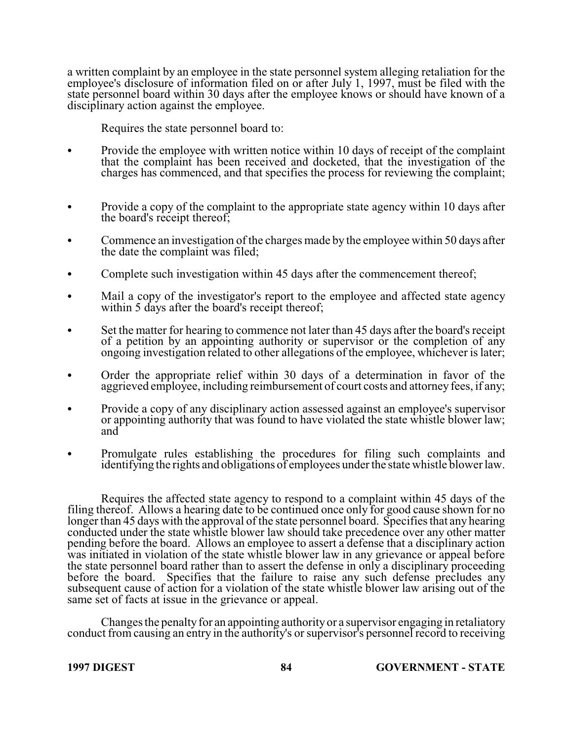a written complaint by an employee in the state personnel system alleging retaliation for the employee's disclosure of information filed on or after July 1, 1997, must be filed with the state personnel board within 30 days after the employee knows or should have known of a disciplinary action against the employee.

Requires the state personnel board to:

- Provide the employee with written notice within 10 days of receipt of the complaint that the complaint has been received and docketed, that the investigation of the charges has commenced, and that specifies the process for reviewing the complaint;
- Provide a copy of the complaint to the appropriate state agency within 10 days after the board's receipt thereof;
- Commence an investigation of the charges made by the employee within 50 days after the date the complaint was filed;
- Complete such investigation within 45 days after the commencement thereof;
- Mail a copy of the investigator's report to the employee and affected state agency within 5 days after the board's receipt thereof;
- Set the matter for hearing to commence not later than 45 days after the board's receipt of a petition by an appointing authority or supervisor or the completion of any ongoing investigation related to other allegations of the employee, whichever is later;
- Order the appropriate relief within 30 days of a determination in favor of the aggrieved employee, including reimbursement of court costs and attorney fees, if any;
- Provide a copy of any disciplinary action assessed against an employee's supervisor or appointing authority that was found to have violated the state whistle blower law; and
- Promulgate rules establishing the procedures for filing such complaints and identifying the rights and obligations of employees under the state whistle blower law.

Requires the affected state agency to respond to a complaint within 45 days of the filing thereof. Allows a hearing date to be continued once only for good cause shown for no longer than 45 days with the approval of the state personnel board. Specifies that any hearing conducted under the state whistle blower law should take precedence over any other matter pending before the board. Allows an employee to assert a defense that a disciplinary action was initiated in violation of the state whistle blower law in any grievance or appeal before the state personnel board rather than to assert the defense in only a disciplinary proceeding before the board. Specifies that the failure to raise any such defense precludes any subsequent cause of action for a violation of the state whistle blower law arising out of the same set of facts at issue in the grievance or appeal.

Changes the penalty for an appointing authority or a supervisor engaging in retaliatory conduct from causing an entry in the authority's or supervisor's personnel record to receiving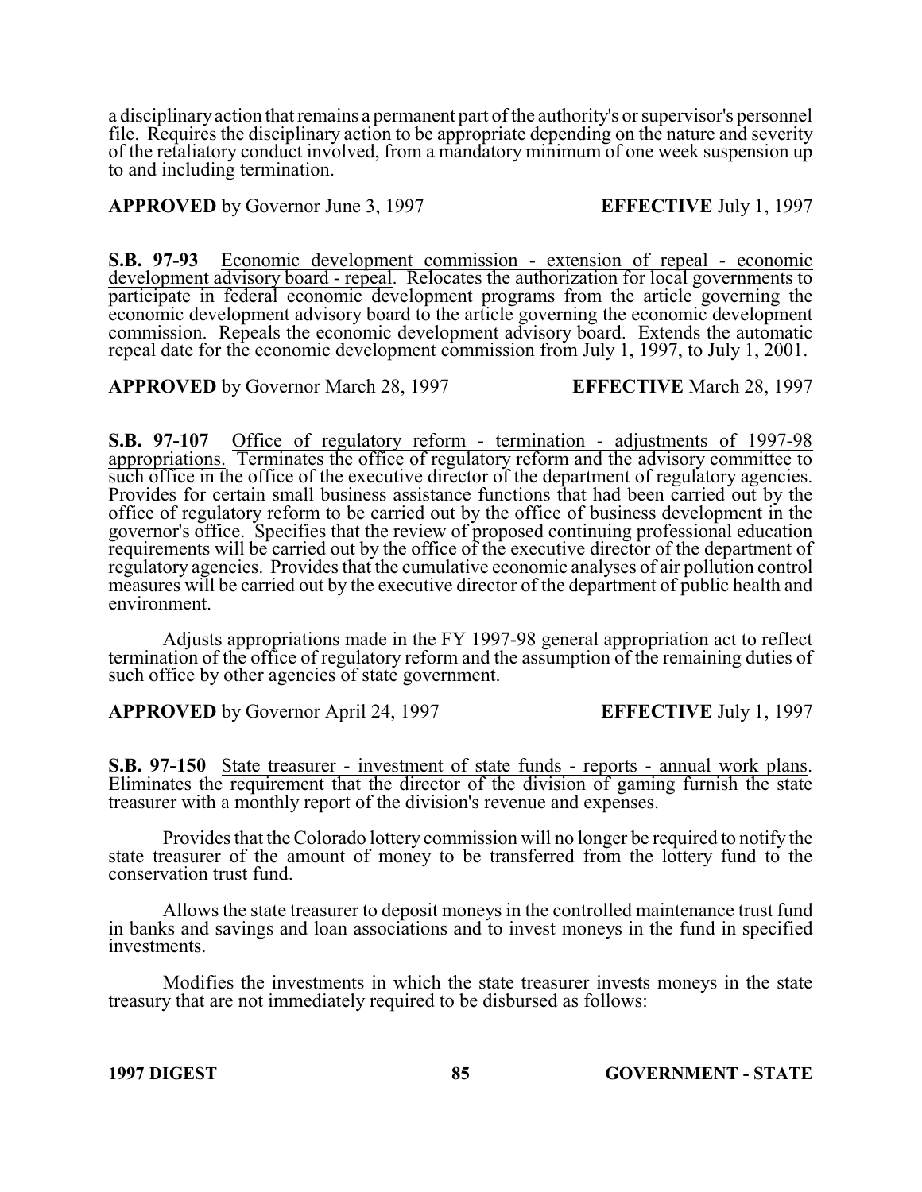a disciplinary action that remains a permanent part of the authority's or supervisor's personnel file. Requires the disciplinary action to be appropriate depending on the nature and severity of the retaliatory conduct involved, from a mandatory minimum of one week suspension up to and including termination.

**APPROVED** by Governor June 3, 1997 **EFFECTIVE** July 1, 1997

**S.B. 97-93** Economic development commission - extension of repeal - economic development advisory board - repeal. Relocates the authorization for local governments to participate in federal economic development programs from the article governing the economic development advisory board to the article governing the economic development commission. Repeals the economic development advisory board. Extends the automatic repeal date for the economic development commission from July 1, 1997, to July 1, 2001.

**APPROVED** by Governor March 28, 1997 **EFFECTIVE** March 28, 1997

**S.B. 97-107** Office of regulatory reform - termination - adjustments of 1997-98 appropriations. Terminates the office of regulatory reform and the advisory committee to such office in the office of the executive director of the department of regulatory agencies. Provides for certain small business assistance functions that had been carried out by the office of regulatory reform to be carried out by the office of business development in the governor's office. Specifies that the review of proposed continuing professional education requirements will be carried out by the office of the executive director of the department of regulatory agencies. Provides that the cumulative economic analyses of air pollution control measures will be carried out by the executive director of the department of public health and environment.

Adjusts appropriations made in the FY 1997-98 general appropriation act to reflect termination of the office of regulatory reform and the assumption of the remaining duties of such office by other agencies of state government.

**APPROVED** by Governor April 24, 1997 **EFFECTIVE** July 1, 1997

**S.B. 97-150** State treasurer - investment of state funds - reports - annual work plans. Eliminates the requirement that the director of the division of gaming furnish the state treasurer with a monthly report of the division's revenue and expenses.

Provides that the Colorado lottery commission will no longer be required to notify the state treasurer of the amount of money to be transferred from the lottery fund to the conservation trust fund.

Allows the state treasurer to deposit moneys in the controlled maintenance trust fund in banks and savings and loan associations and to invest moneys in the fund in specified investments.

Modifies the investments in which the state treasurer invests moneys in the state treasury that are not immediately required to be disbursed as follows: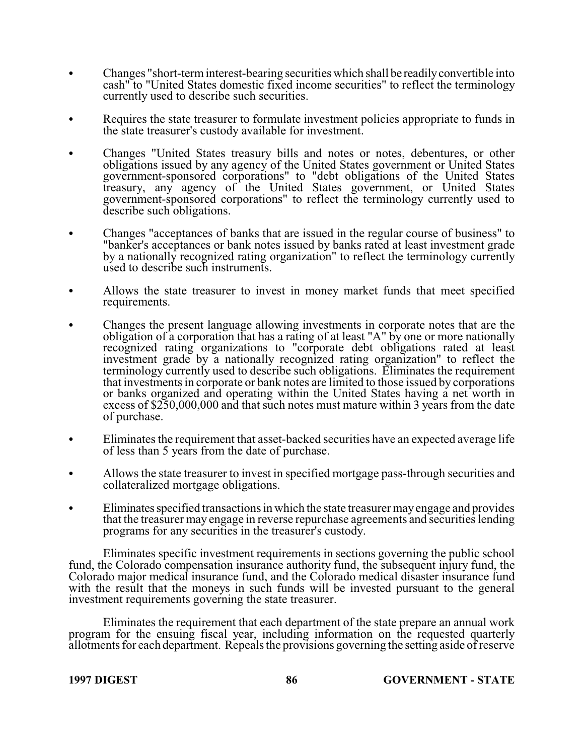- Changes "short-term interest-bearing securities which shall be readily convertible into cash" to "United States domestic fixed income securities" to reflect the terminology currently used to describe such securities.

- Requires the state treasurer to formulate investment policies appropriate to funds in the state treasurer's custody available for investment.

- Changes "United States treasury bills and notes or notes, debentures, or other obligations issued by any agency of the United States government or United States government-sponsored corporations" to "debt obligations of the United States treasury, any agency of the United States government, or United States government-sponsored corporations" to reflect the terminology currently used to describe such obligations.

- Changes "acceptances of banks that are issued in the regular course of business" to "banker's acceptances or bank notes issued by banks rated at least investment grade by a nationally recognized rating organization" to reflect the terminology currently used to describe such instruments.

- Allows the state treasurer to invest in money market funds that meet specified requirements.

- Changes the present language allowing investments in corporate notes that are the obligation of a corporation that has a rating of at least "A" by one or more nationally recognized rating organizations to "corporate debt obligations rated at least investment grade by a nationally recognized rating organization" to reflect the terminology currently used to describe such obligations. Eliminates the requirement that investments in corporate or bank notes are limited to those issued by corporations or banks organized and operating within the United States having a net worth in excess of $250,000,000 and that such notes must mature within 3 years from the date of purchase.

- Eliminates the requirement that asset-backed securities have an expected average life of less than 5 years from the date of purchase.

- Allows the state treasurer to invest in specified mortgage pass-through securities and collateralized mortgage obligations.

- Eliminates specified transactions in which the state treasurer may engage and provides that the treasurer may engage in reverse repurchase agreements and securities lending programs for any securities in the treasurer's custody.

Eliminates specific investment requirements in sections governing the public school fund, the Colorado compensation insurance authority fund, the subsequent injury fund, the Colorado major medical insurance fund, and the Colorado medical disaster insurance fund with the result that the moneys in such funds will be invested pursuant to the general investment requirements governing the state treasurer.

Eliminates the requirement that each department of the state prepare an annual work program for the ensuing fiscal year, including information on the requested quarterly allotments for each department. Repeals the provisions governing the setting aside of reserve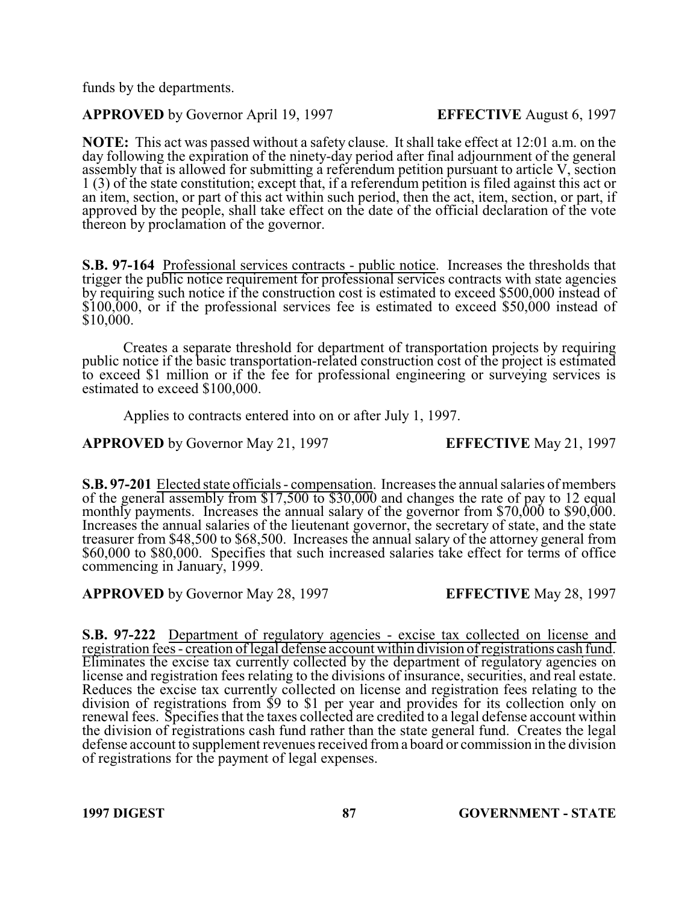funds by the departments.

**APPROVED** by Governor April 19, 1997 **EFFECTIVE** August 6, 1997

**NOTE:** This act was passed without a safety clause. It shall take effect at 12:01 a.m. on the day following the expiration of the ninety-day period after final adjournment of the general assembly that is allowed for submitting a referendum petition pursuant to article V, section 1 (3) of the state constitution; except that, if a referendum petition is filed against this act or an item, section, or part of this act within such period, then the act, item, section, or part, if approved by the people, shall take effect on the date of the official declaration of the vote thereon by proclamation of the governor.

**S.B. 97-164** Professional services contracts - public notice. Increases the thresholds that trigger the public notice requirement for professional services contracts with state agencies by requiring such notice if the construction cost is estimated to exceed $500,000 instead of $100,000, or if the professional services fee is estimated to exceed $50,000 instead of $10,000.

Creates a separate threshold for department of transportation projects by requiring public notice if the basic transportation-related construction cost of the project is estimated to exceed $1 million or if the fee for professional engineering or surveying services is estimated to exceed $100,000.

Applies to contracts entered into on or after July 1, 1997.

**APPROVED** by Governor May 21, 1997 **EFFECTIVE** May 21, 1997

**S.B. 97-201** Elected state officials - compensation. Increases the annual salaries of members of the general assembly from $17,500 to $30,000 and changes the rate of pay to 12 equal monthly payments. Increases the annual salary of the governor from $70,000 to $90,000. Increases the annual salaries of the lieutenant governor, the secretary of state, and the state treasurer from $48,500 to $68,500. Increases the annual salary of the attorney general from $60,000 to $80,000. Specifies that such increased salaries take effect for terms of office commencing in January, 1999.

**APPROVED** by Governor May 28, 1997 **EFFECTIVE** May 28, 1997

**S.B. 97-222** Department of regulatory agencies - excise tax collected on license and registration fees - creation of legal defense account within division of registrations cash fund. Eliminates the excise tax currently collected by the department of regulatory agencies on license and registration fees relating to the divisions of insurance, securities, and real estate. Reduces the excise tax currently collected on license and registration fees relating to the division of registrations from $9 to $1 per year and provides for its collection only on renewal fees. Specifies that the taxes collected are credited to a legal defense account within the division of registrations cash fund rather than the state general fund. Creates the legal defense account to supplement revenues received from a board or commission in the division of registrations for the payment of legal expenses.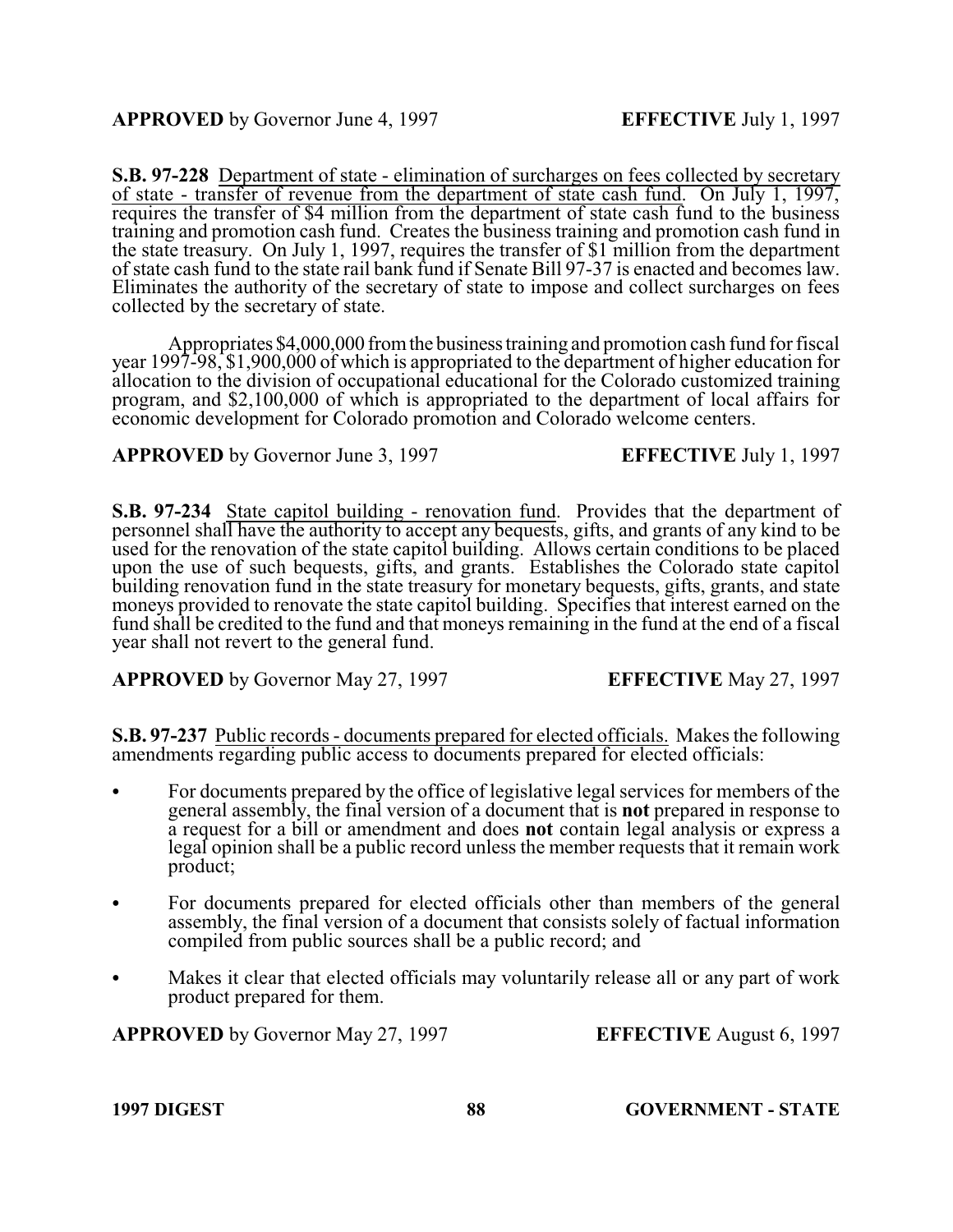**APPROVED** by Governor June 4, 1997 **EFFECTIVE** July 1, 1997

**S.B. 97-228** Department of state - elimination of surcharges on fees collected by secretary of state - transfer of revenue from the department of state cash fund. On July 1, 1997, requires the transfer of $4 million from the department of state cash fund to the business training and promotion cash fund. Creates the business training and promotion cash fund in the state treasury. On July 1, 1997, requires the transfer of $1 million from the department of state cash fund to the state rail bank fund if Senate Bill 97-37 is enacted and becomes law. Eliminates the authority of the secretary of state to impose and collect surcharges on fees collected by the secretary of state.

Appropriates $4,000,000 from the business training and promotion cash fund for fiscal year 1997-98, $1,900,000 of which is appropriated to the department of higher education for allocation to the division of occupational educational for the Colorado customized training program, and $2,100,000 of which is appropriated to the department of local affairs for economic development for Colorado promotion and Colorado welcome centers.

**APPROVED** by Governor June 3, 1997 **EFFECTIVE** July 1, 1997

**S.B. 97-234** State capitol building - renovation fund. Provides that the department of personnel shall have the authority to accept any bequests, gifts, and grants of any kind to be used for the renovation of the state capitol building. Allows certain conditions to be placed upon the use of such bequests, gifts, and grants. Establishes the Colorado state capitol building renovation fund in the state treasury for monetary bequests, gifts, grants, and state moneys provided to renovate the state capitol building. Specifies that interest earned on the fund shall be credited to the fund and that moneys remaining in the fund at the end of a fiscal year shall not revert to the general fund.

**APPROVED** by Governor May 27, 1997 **EFFECTIVE** May 27, 1997

**S.B. 97-237** Public records - documents prepared for elected officials. Makes the following amendments regarding public access to documents prepared for elected officials:

- For documents prepared by the office of legislative legal services for members of the general assembly, the final version of a document that is **not** prepared in response to a request for a bill or amendment and does **not** contain legal analysis or express a legal opinion shall be a public record unless the member requests that it remain work product;
- For documents prepared for elected officials other than members of the general assembly, the final version of a document that consists solely of factual information compiled from public sources shall be a public record; and
- Makes it clear that elected officials may voluntarily release all or any part of work product prepared for them.

**APPROVED** by Governor May 27, 1997 **EFFECTIVE** August 6, 1997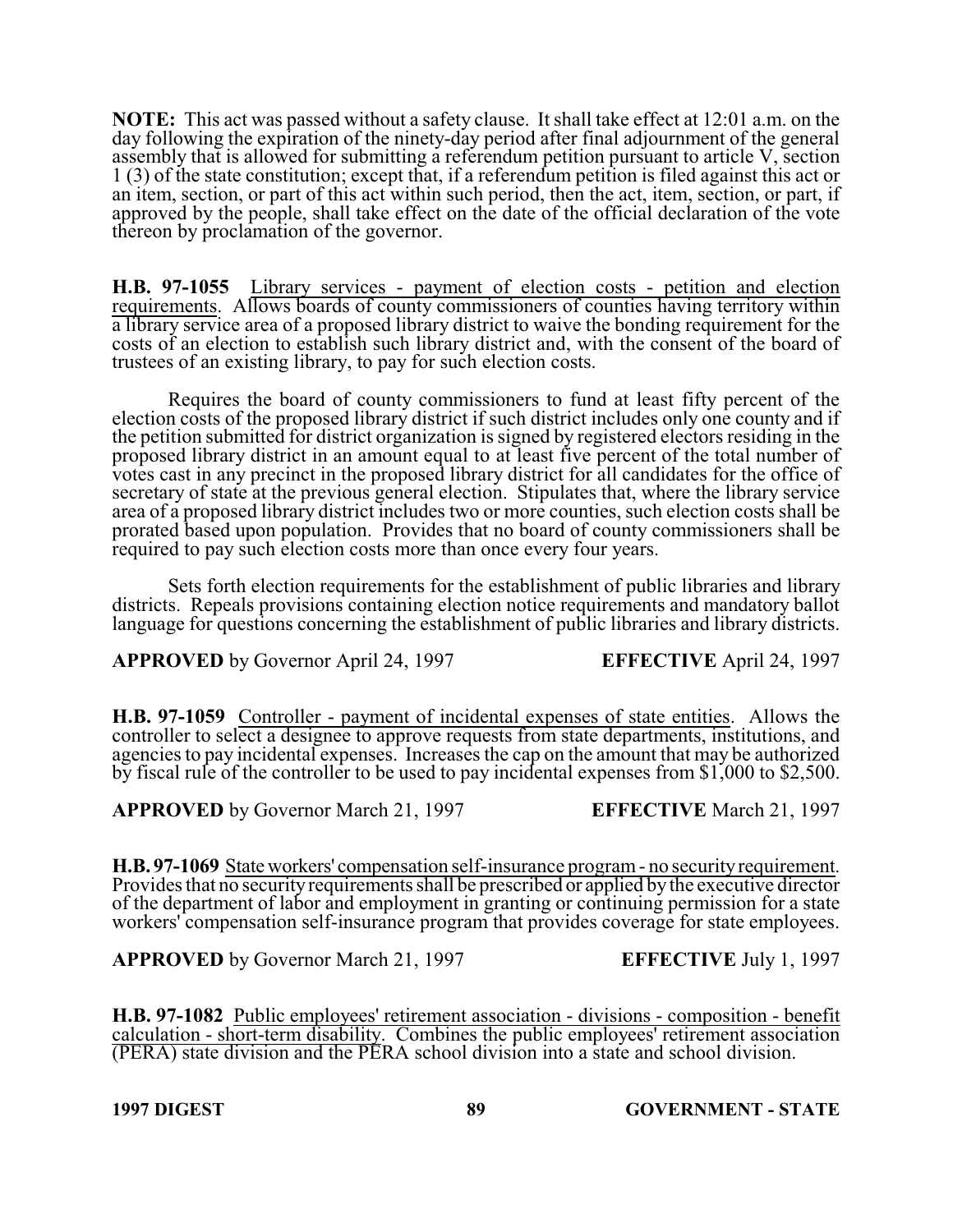**NOTE:** This act was passed without a safety clause. It shall take effect at 12:01 a.m. on the day following the expiration of the ninety-day period after final adjournment of the general assembly that is allowed for submitting a referendum petition pursuant to article V, section 1 (3) of the state constitution; except that, if a referendum petition is filed against this act or an item, section, or part of this act within such period, then the act, item, section, or part, if approved by the people, shall take effect on the date of the official declaration of the vote thereon by proclamation of the governor.

**H.B. 97-1055** Library services - payment of election costs - petition and election requirements. Allows boards of county commissioners of counties having territory within a library service area of a proposed library district to waive the bonding requirement for the costs of an election to establish such library district and, with the consent of the board of trustees of an existing library, to pay for such election costs.

Requires the board of county commissioners to fund at least fifty percent of the election costs of the proposed library district if such district includes only one county and if the petition submitted for district organization is signed by registered electors residing in the proposed library district in an amount equal to at least five percent of the total number of votes cast in any precinct in the proposed library district for all candidates for the office of secretary of state at the previous general election. Stipulates that, where the library service area of a proposed library district includes two or more counties, such election costs shall be prorated based upon population. Provides that no board of county commissioners shall be required to pay such election costs more than once every four years.

Sets forth election requirements for the establishment of public libraries and library districts. Repeals provisions containing election notice requirements and mandatory ballot language for questions concerning the establishment of public libraries and library districts.

**APPROVED** by Governor April 24, 1997 **EFFECTIVE** April 24, 1997

**H.B. 97-1059** Controller - payment of incidental expenses of state entities. Allows the controller to select a designee to approve requests from state departments, institutions, and agencies to pay incidental expenses. Increases the cap on the amount that may be authorized by fiscal rule of the controller to be used to pay incidental expenses from $1,000 to $2,500.

**APPROVED** by Governor March 21, 1997 **EFFECTIVE** March 21, 1997

**H.B. 97-1069** State workers' compensation self-insurance program - no security requirement. Provides that no security requirements shall be prescribed or applied by the executive director of the department of labor and employment in granting or continuing permission for a state workers' compensation self-insurance program that provides coverage for state employees.

**APPROVED** by Governor March 21, 1997 **EFFECTIVE** July 1, 1997

**H.B. 97-1082** Public employees' retirement association - divisions - composition - benefit calculation - short-term disability. Combines the public employees' retirement association (PERA) state division and the PERA school division into a state and school division.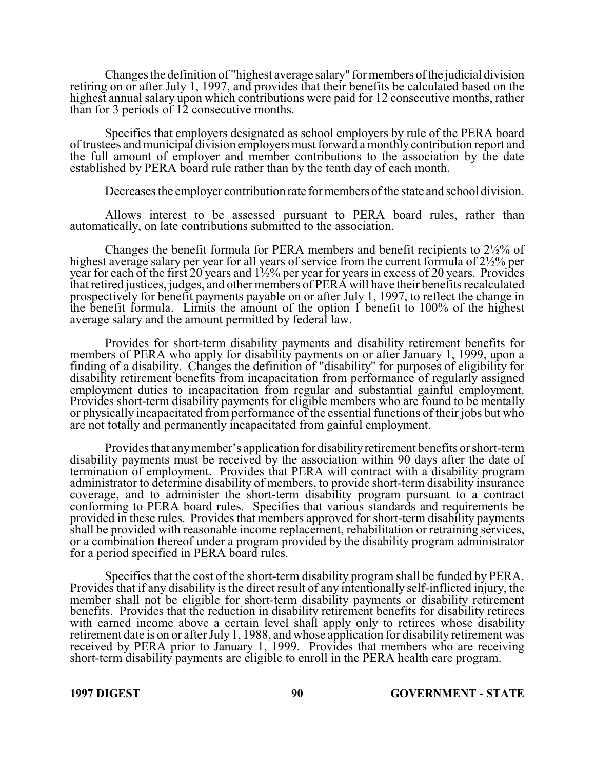Changes the definition of "highest average salary" for members of the judicial division retiring on or after July 1, 1997, and provides that their benefits be calculated based on the highest annual salary upon which contributions were paid for 12 consecutive months, rather than for 3 periods of 12 consecutive months.

Specifies that employers designated as school employers by rule of the PERA board of trustees and municipal division employers must forward a monthly contribution report and the full amount of employer and member contributions to the association by the date established by PERA board rule rather than by the tenth day of each month.

Decreases the employer contribution rate for members of the state and school division.

Allows interest to be assessed pursuant to PERA board rules, rather than automatically, on late contributions submitted to the association.

Changes the benefit formula for PERA members and benefit recipients to 2½% of highest average salary per year for all years of service from the current formula of 2½% per year for each of the first 20 years and 1½% per year for years in excess of 20 years. Provides that retired justices, judges, and other members of PERA will have their benefits recalculated prospectively for benefit payments payable on or after July 1, 1997, to reflect the change in the benefit formula. Limits the amount of the option 1 benefit to 100% of the highest average salary and the amount permitted by federal law.

Provides for short-term disability payments and disability retirement benefits for members of PERA who apply for disability payments on or after January 1, 1999, upon a finding of a disability. Changes the definition of "disability" for purposes of eligibility for disability retirement benefits from incapacitation from performance of regularly assigned employment duties to incapacitation from regular and substantial gainful employment. Provides short-term disability payments for eligible members who are found to be mentally or physically incapacitated from performance of the essential functions of their jobs but who are not totally and permanently incapacitated from gainful employment.

Provides that any member's application for disability retirement benefits or short-term disability payments must be received by the association within 90 days after the date of termination of employment. Provides that PERA will contract with a disability program administrator to determine disability of members, to provide short-term disability insurance coverage, and to administer the short-term disability program pursuant to a contract conforming to PERA board rules. Specifies that various standards and requirements be provided in these rules. Provides that members approved for short-term disability payments shall be provided with reasonable income replacement, rehabilitation or retraining services, or a combination thereof under a program provided by the disability program administrator for a period specified in PERA board rules.

Specifies that the cost of the short-term disability program shall be funded by PERA. Provides that if any disability is the direct result of any intentionally self-inflicted injury, the member shall not be eligible for short-term disability payments or disability retirement benefits. Provides that the reduction in disability retirement benefits for disability retirees with earned income above a certain level shall apply only to retirees whose disability retirement date is on or after July 1, 1988, and whose application for disability retirement was received by PERA prior to January 1, 1999. Provides that members who are receiving short-term disability payments are eligible to enroll in the PERA health care program.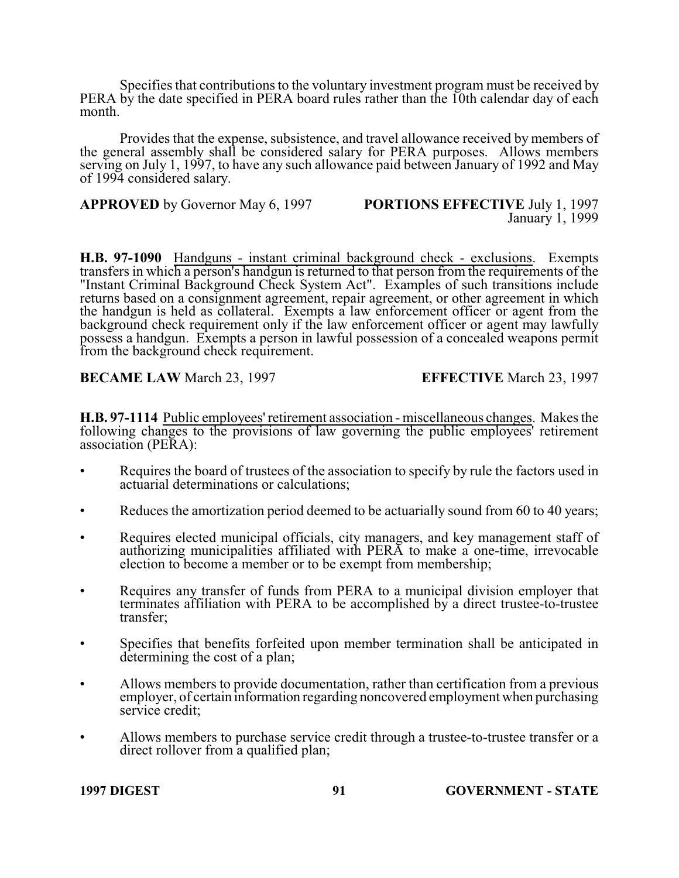Specifies that contributions to the voluntary investment program must be received by PERA by the date specified in PERA board rules rather than the 10th calendar day of each month.

Provides that the expense, subsistence, and travel allowance received by members of the general assembly shall be considered salary for PERA purposes. Allows members serving on July 1, 1997, to have any such allowance paid between January of 1992 and May of 1994 considered salary.

**APPROVED** by Governor May 6, 1997 **PORTIONS EFFECTIVE** July 1, 1997
January 1, 1999

**H.B. 97-1090** Handguns - instant criminal background check - exclusions. Exempts transfers in which a person's handgun is returned to that person from the requirements of the "Instant Criminal Background Check System Act". Examples of such transitions include returns based on a consignment agreement, repair agreement, or other agreement in which the handgun is held as collateral. Exempts a law enforcement officer or agent from the background check requirement only if the law enforcement officer or agent may lawfully possess a handgun. Exempts a person in lawful possession of a concealed weapons permit from the background check requirement.

**BECAME LAW** March 23, 1997 **EFFECTIVE** March 23, 1997

**H.B. 97-1114** Public employees' retirement association - miscellaneous changes. Makes the following changes to the provisions of law governing the public employees' retirement association (PERA):

- Requires the board of trustees of the association to specify by rule the factors used in actuarial determinations or calculations;
- Reduces the amortization period deemed to be actuarially sound from 60 to 40 years;
- Requires elected municipal officials, city managers, and key management staff of authorizing municipalities affiliated with PERA to make a one-time, irrevocable election to become a member or to be exempt from membership;
- Requires any transfer of funds from PERA to a municipal division employer that terminates affiliation with PERA to be accomplished by a direct trustee-to-trustee transfer;
- Specifies that benefits forfeited upon member termination shall be anticipated in determining the cost of a plan;
- Allows members to provide documentation, rather than certification from a previous employer, of certain information regarding noncovered employment when purchasing service credit;
- Allows members to purchase service credit through a trustee-to-trustee transfer or a direct rollover from a qualified plan;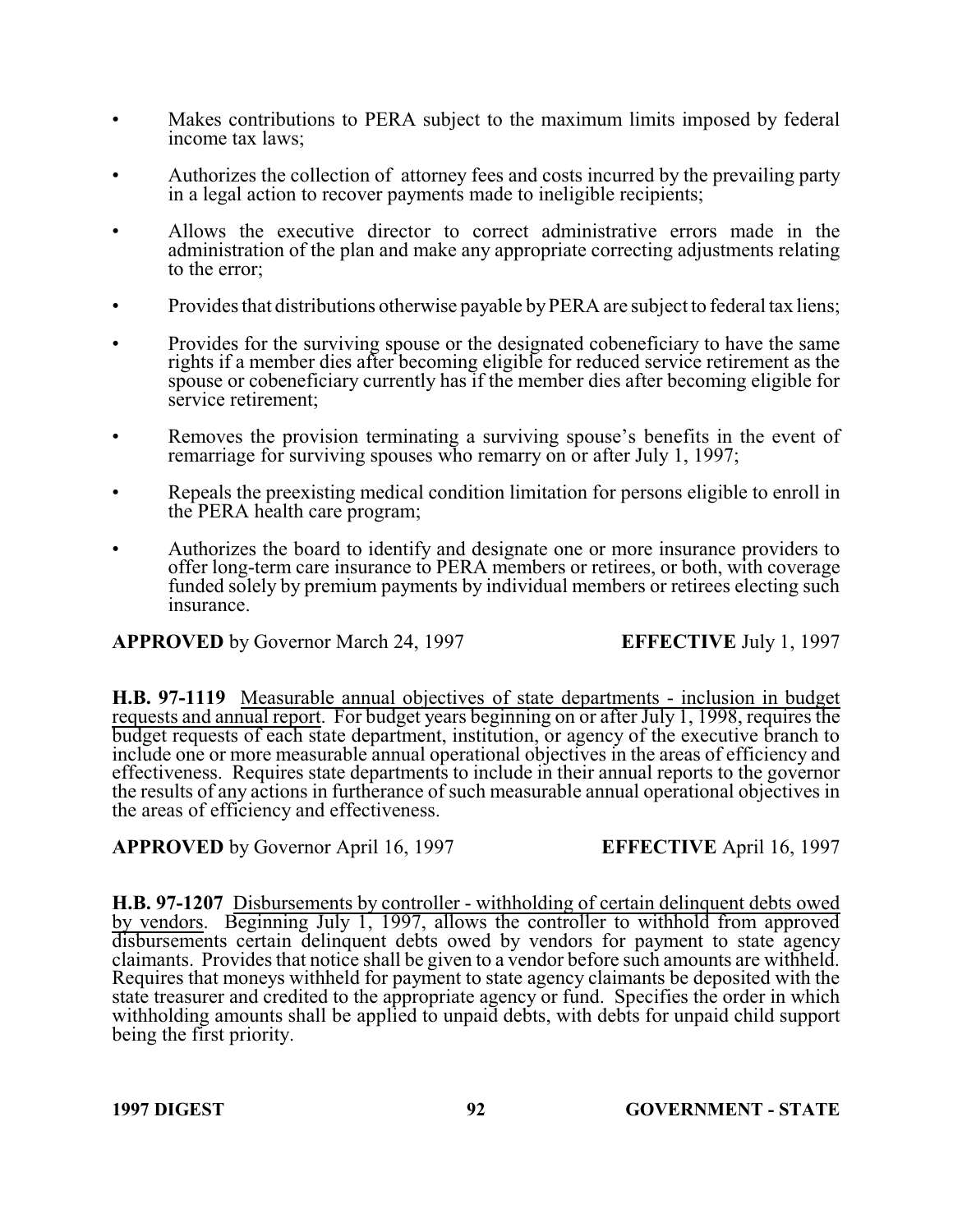- Makes contributions to PERA subject to the maximum limits imposed by federal income tax laws;
- Authorizes the collection of attorney fees and costs incurred by the prevailing party in a legal action to recover payments made to ineligible recipients;
- Allows the executive director to correct administrative errors made in the administration of the plan and make any appropriate correcting adjustments relating to the error;
- Provides that distributions otherwise payable by PERA are subject to federal tax liens;
- Provides for the surviving spouse or the designated cobeneficiary to have the same rights if a member dies after becoming eligible for reduced service retirement as the spouse or cobeneficiary currently has if the member dies after becoming eligible for service retirement;
- Removes the provision terminating a surviving spouse's benefits in the event of remarriage for surviving spouses who remarry on or after July 1, 1997;
- Repeals the preexisting medical condition limitation for persons eligible to enroll in the PERA health care program;
- Authorizes the board to identify and designate one or more insurance providers to offer long-term care insurance to PERA members or retirees, or both, with coverage funded solely by premium payments by individual members or retirees electing such insurance.

**APPROVED** by Governor March 24, 1997 **EFFECTIVE** July 1, 1997

**H.B. 97-1119** Measurable annual objectives of state departments - inclusion in budget requests and annual report. For budget years beginning on or after July 1, 1998, requires the budget requests of each state department, institution, or agency of the executive branch to include one or more measurable annual operational objectives in the areas of efficiency and effectiveness. Requires state departments to include in their annual reports to the governor the results of any actions in furtherance of such measurable annual operational objectives in the areas of efficiency and effectiveness.

**APPROVED** by Governor April 16, 1997 **EFFECTIVE** April 16, 1997

**H.B. 97-1207** Disbursements by controller - withholding of certain delinquent debts owed by vendors. Beginning July 1, 1997, allows the controller to withhold from approved disbursements certain delinquent debts owed by vendors for payment to state agency claimants. Provides that notice shall be given to a vendor before such amounts are withheld. Requires that moneys withheld for payment to state agency claimants be deposited with the state treasurer and credited to the appropriate agency or fund. Specifies the order in which withholding amounts shall be applied to unpaid debts, with debts for unpaid child support being the first priority.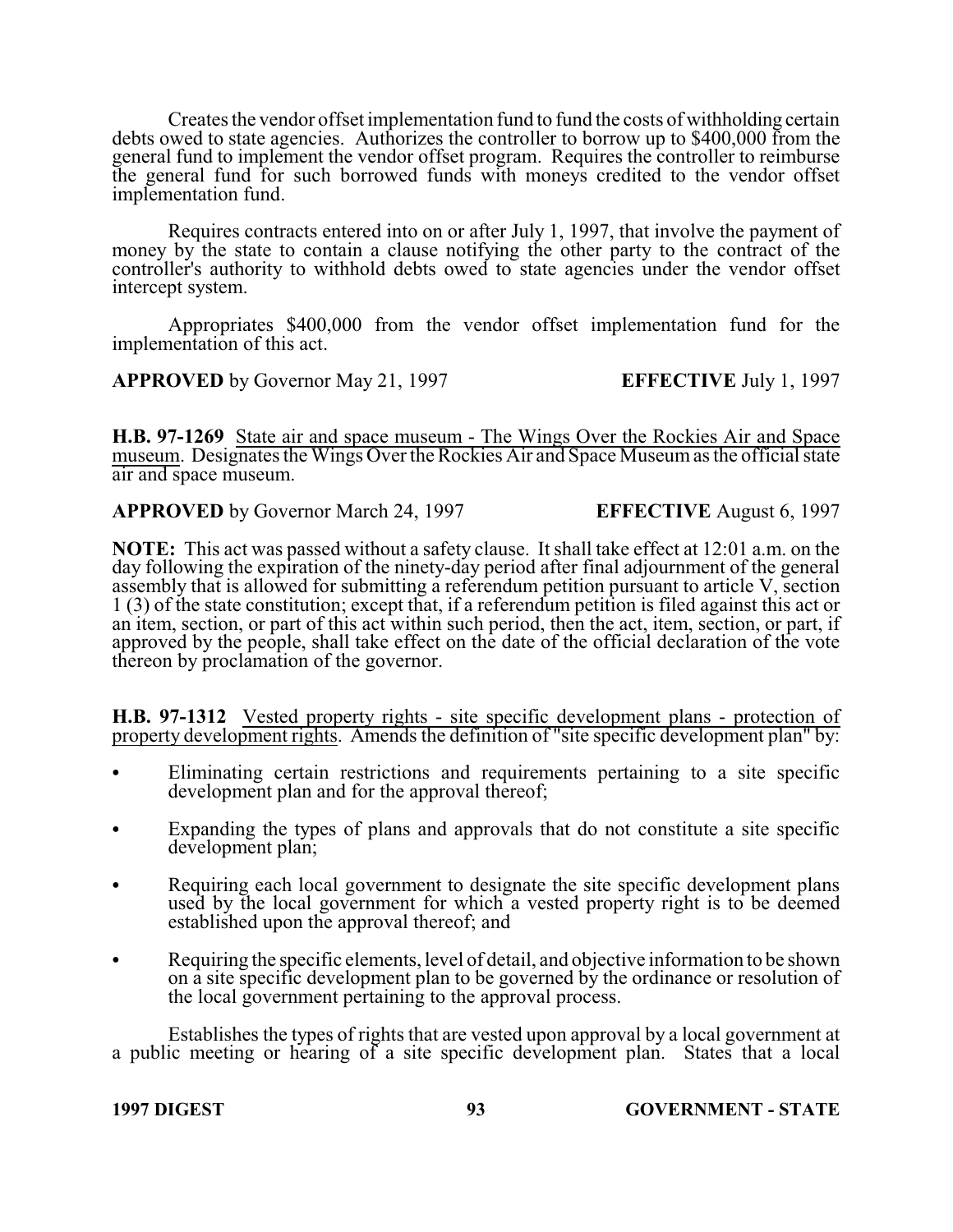Creates the vendor offset implementation fund to fund the costs of withholding certain debts owed to state agencies. Authorizes the controller to borrow up to $400,000 from the general fund to implement the vendor offset program. Requires the controller to reimburse the general fund for such borrowed funds with moneys credited to the vendor offset implementation fund.

Requires contracts entered into on or after July 1, 1997, that involve the payment of money by the state to contain a clause notifying the other party to the contract of the controller's authority to withhold debts owed to state agencies under the vendor offset intercept system.

Appropriates $400,000 from the vendor offset implementation fund for the implementation of this act.

**APPROVED** by Governor May 21, 1997 **EFFECTIVE** July 1, 1997

**H.B. 97-1269** State air and space museum - The Wings Over the Rockies Air and Space museum. Designates the Wings Over the Rockies Air and Space Museum as the official state air and space museum.

**APPROVED** by Governor March 24, 1997 **EFFECTIVE** August 6, 1997

**NOTE:** This act was passed without a safety clause. It shall take effect at 12:01 a.m. on the day following the expiration of the ninety-day period after final adjournment of the general assembly that is allowed for submitting a referendum petition pursuant to article V, section 1 (3) of the state constitution; except that, if a referendum petition is filed against this act or an item, section, or part of this act within such period, then the act, item, section, or part, if approved by the people, shall take effect on the date of the official declaration of the vote thereon by proclamation of the governor.

**H.B. 97-1312** Vested property rights - site specific development plans - protection of property development rights. Amends the definition of "site specific development plan" by:

- Eliminating certain restrictions and requirements pertaining to a site specific development plan and for the approval thereof;
- Expanding the types of plans and approvals that do not constitute a site specific development plan;
- Requiring each local government to designate the site specific development plans used by the local government for which a vested property right is to be deemed established upon the approval thereof; and
- Requiring the specific elements, level of detail, and objective information to be shown on a site specific development plan to be governed by the ordinance or resolution of the local government pertaining to the approval process.

Establishes the types of rights that are vested upon approval by a local government at a public meeting or hearing of a site specific development plan. States that a local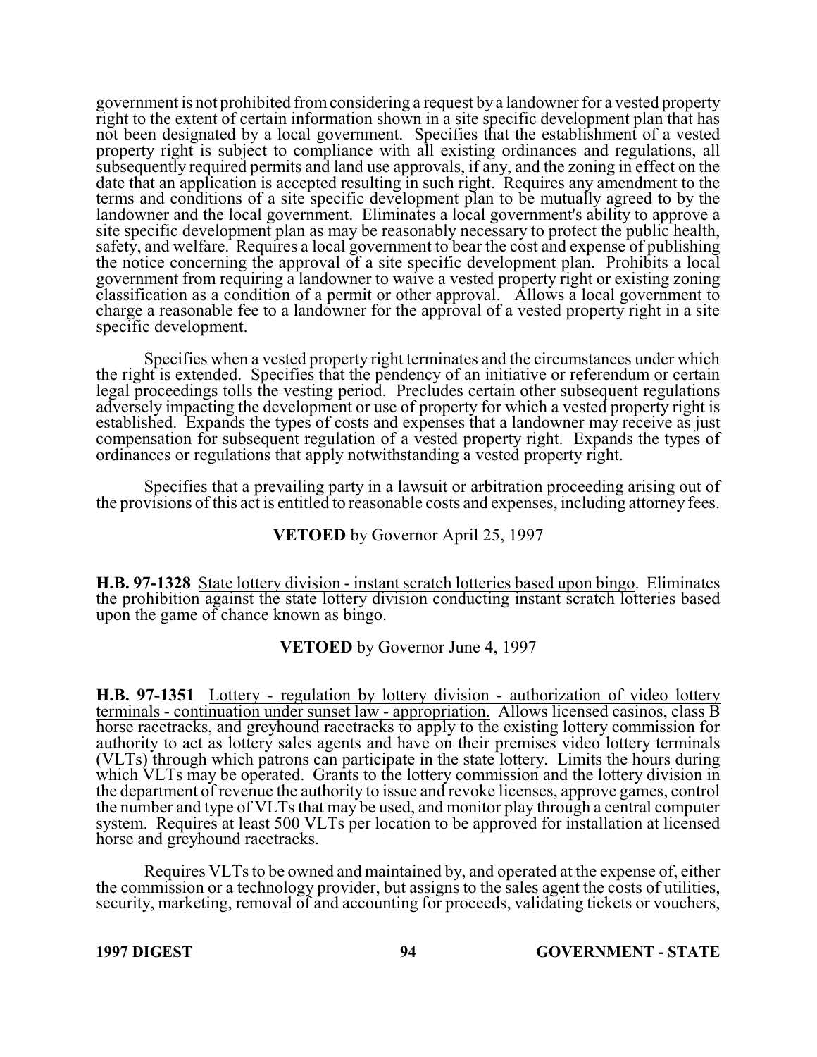government is not prohibited from considering a request by a landowner for a vested property right to the extent of certain information shown in a site specific development plan that has not been designated by a local government. Specifies that the establishment of a vested property right is subject to compliance with all existing ordinances and regulations, all subsequently required permits and land use approvals, if any, and the zoning in effect on the date that an application is accepted resulting in such right. Requires any amendment to the terms and conditions of a site specific development plan to be mutually agreed to by the landowner and the local government. Eliminates a local government's ability to approve a site specific development plan as may be reasonably necessary to protect the public health, safety, and welfare. Requires a local government to bear the cost and expense of publishing the notice concerning the approval of a site specific development plan. Prohibits a local government from requiring a landowner to waive a vested property right or existing zoning classification as a condition of a permit or other approval. Allows a local government to charge a reasonable fee to a landowner for the approval of a vested property right in a site specific development.

Specifies when a vested property right terminates and the circumstances under which the right is extended. Specifies that the pendency of an initiative or referendum or certain legal proceedings tolls the vesting period. Precludes certain other subsequent regulations adversely impacting the development or use of property for which a vested property right is established. Expands the types of costs and expenses that a landowner may receive as just compensation for subsequent regulation of a vested property right. Expands the types of ordinances or regulations that apply notwithstanding a vested property right.

Specifies that a prevailing party in a lawsuit or arbitration proceeding arising out of the provisions of this act is entitled to reasonable costs and expenses, including attorney fees.

**VETOED** by Governor April 25, 1997

**H.B. 97-1328** State lottery division - instant scratch lotteries based upon bingo. Eliminates the prohibition against the state lottery division conducting instant scratch lotteries based upon the game of chance known as bingo.

**VETOED** by Governor June 4, 1997

**H.B. 97-1351** Lottery - regulation by lottery division - authorization of video lottery terminals - continuation under sunset law - appropriation. Allows licensed casinos, class B horse racetracks, and greyhound racetracks to apply to the existing lottery commission for authority to act as lottery sales agents and have on their premises video lottery terminals (VLTs) through which patrons can participate in the state lottery. Limits the hours during which VLTs may be operated. Grants to the lottery commission and the lottery division in the department of revenue the authority to issue and revoke licenses, approve games, control the number and type of VLTs that may be used, and monitor play through a central computer system. Requires at least 500 VLTs per location to be approved for installation at licensed horse and greyhound racetracks.

Requires VLTs to be owned and maintained by, and operated at the expense of, either the commission or a technology provider, but assigns to the sales agent the costs of utilities, security, marketing, removal of and accounting for proceeds, validating tickets or vouchers,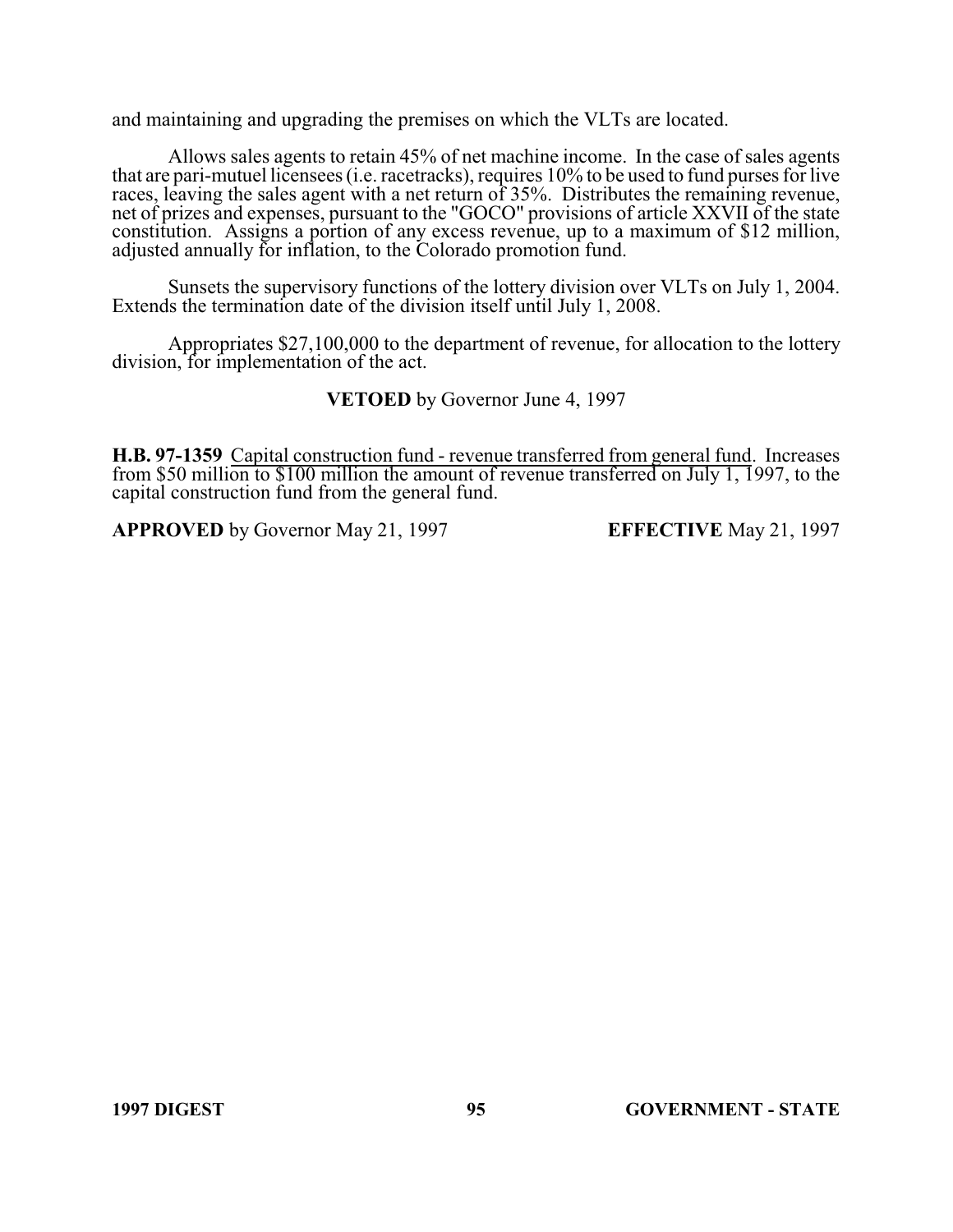and maintaining and upgrading the premises on which the VLTs are located.

Allows sales agents to retain 45% of net machine income. In the case of sales agents that are pari-mutuel licensees (i.e. racetracks), requires 10% to be used to fund purses for live races, leaving the sales agent with a net return of 35%. Distributes the remaining revenue, net of prizes and expenses, pursuant to the "GOCO" provisions of article XXVII of the state constitution. Assigns a portion of any excess revenue, up to a maximum of $12 million, adjusted annually for inflation, to the Colorado promotion fund.

Sunsets the supervisory functions of the lottery division over VLTs on July 1, 2004. Extends the termination date of the division itself until July 1, 2008.

Appropriates $27,100,000 to the department of revenue, for allocation to the lottery division, for implementation of the act.

**VETOED** by Governor June 4, 1997

**H.B. 97-1359** Capital construction fund - revenue transferred from general fund. Increases from $50 million to $100 million the amount of revenue transferred on July 1, 1997, to the capital construction fund from the general fund.

**APPROVED** by Governor May 21, 1997 **EFFECTIVE** May 21, 1997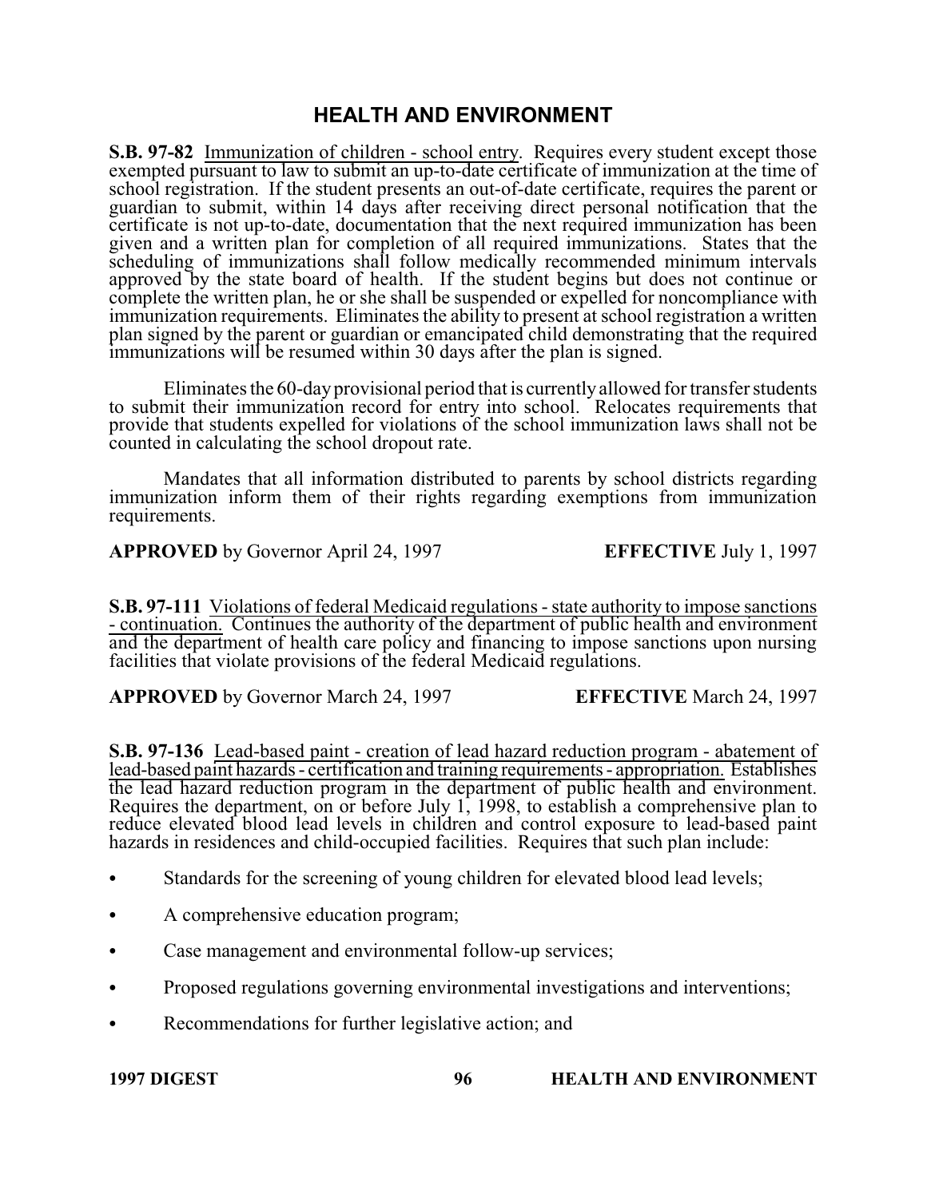# HEALTH AND ENVIRONMENT

**S.B. 97-82** Immunization of children - school entry. Requires every student except those exempted pursuant to law to submit an up-to-date certificate of immunization at the time of school registration. If the student presents an out-of-date certificate, requires the parent or guardian to submit, within 14 days after receiving direct personal notification that the certificate is not up-to-date, documentation that the next required immunization has been given and a written plan for completion of all required immunizations. States that the scheduling of immunizations shall follow medically recommended minimum intervals approved by the state board of health. If the student begins but does not continue or complete the written plan, he or she shall be suspended or expelled for noncompliance with immunization requirements. Eliminates the ability to present at school registration a written plan signed by the parent or guardian or emancipated child demonstrating that the required immunizations will be resumed within 30 days after the plan is signed.

Eliminates the 60-day provisional period that is currently allowed for transfer students to submit their immunization record for entry into school. Relocates requirements that provide that students expelled for violations of the school immunization laws shall not be counted in calculating the school dropout rate.

Mandates that all information distributed to parents by school districts regarding immunization inform them of their rights regarding exemptions from immunization requirements.

**APPROVED** by Governor April 24, 1997 **EFFECTIVE** July 1, 1997

**S.B. 97-111** Violations of federal Medicaid regulations - state authority to impose sanctions - continuation. Continues the authority of the department of public health and environment and the department of health care policy and financing to impose sanctions upon nursing facilities that violate provisions of the federal Medicaid regulations.

**APPROVED** by Governor March 24, 1997 **EFFECTIVE** March 24, 1997

**S.B. 97-136** Lead-based paint - creation of lead hazard reduction program - abatement of lead-based paint hazards - certification and training requirements - appropriation. Establishes the lead hazard reduction program in the department of public health and environment. Requires the department, on or before July 1, 1998, to establish a comprehensive plan to reduce elevated blood lead levels in children and control exposure to lead-based paint hazards in residences and child-occupied facilities. Requires that such plan include:

- Standards for the screening of young children for elevated blood lead levels;
- A comprehensive education program;
- Case management and environmental follow-up services;
- Proposed regulations governing environmental investigations and interventions;
- Recommendations for further legislative action; and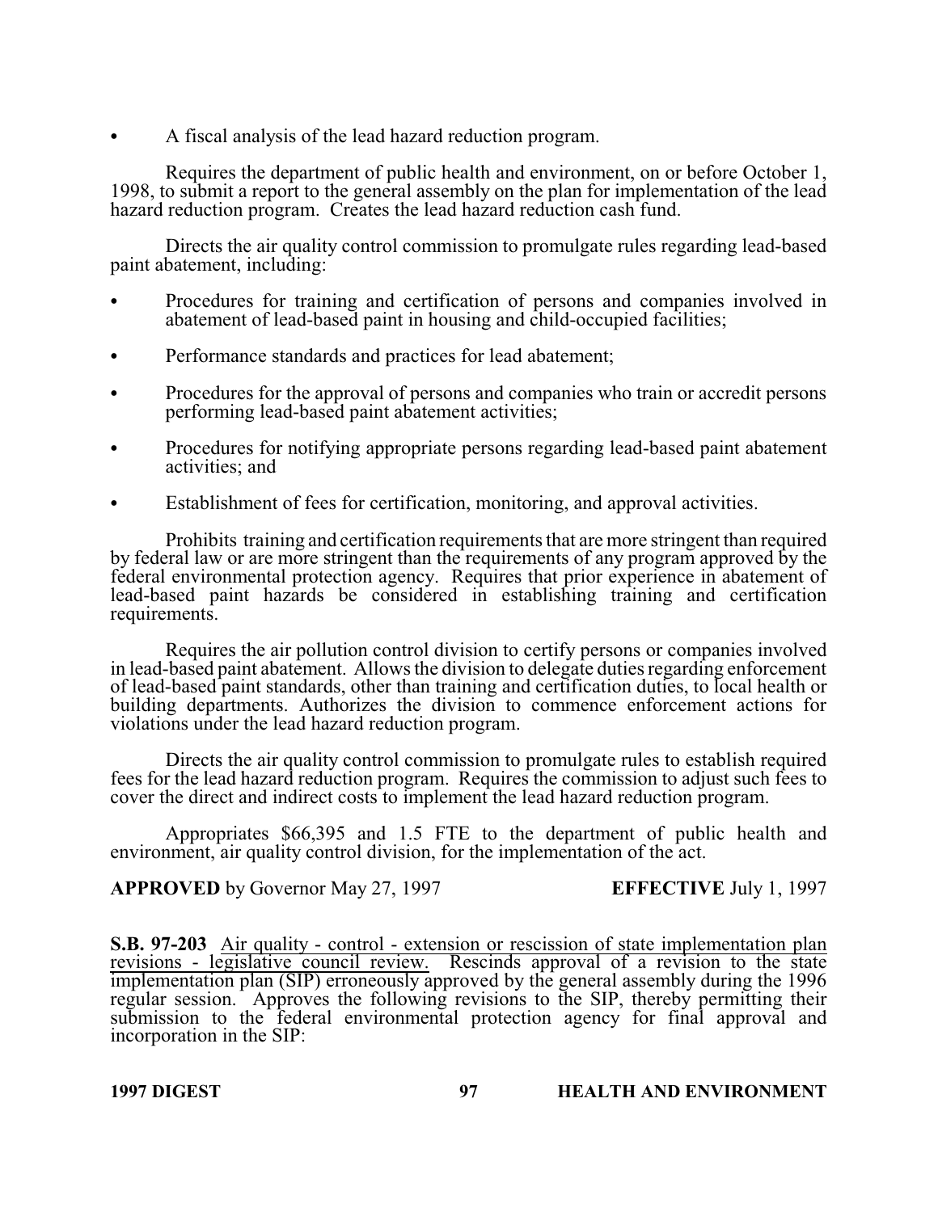- A fiscal analysis of the lead hazard reduction program.

Requires the department of public health and environment, on or before October 1, 1998, to submit a report to the general assembly on the plan for implementation of the lead hazard reduction program. Creates the lead hazard reduction cash fund.

Directs the air quality control commission to promulgate rules regarding lead-based paint abatement, including:

- Procedures for training and certification of persons and companies involved in abatement of lead-based paint in housing and child-occupied facilities;
- Performance standards and practices for lead abatement;
- Procedures for the approval of persons and companies who train or accredit persons performing lead-based paint abatement activities;
- Procedures for notifying appropriate persons regarding lead-based paint abatement activities; and
- Establishment of fees for certification, monitoring, and approval activities.

Prohibits training and certification requirements that are more stringent than required by federal law or are more stringent than the requirements of any program approved by the federal environmental protection agency. Requires that prior experience in abatement of lead-based paint hazards be considered in establishing training and certification requirements.

Requires the air pollution control division to certify persons or companies involved in lead-based paint abatement. Allows the division to delegate duties regarding enforcement of lead-based paint standards, other than training and certification duties, to local health or building departments. Authorizes the division to commence enforcement actions for violations under the lead hazard reduction program.

Directs the air quality control commission to promulgate rules to establish required fees for the lead hazard reduction program. Requires the commission to adjust such fees to cover the direct and indirect costs to implement the lead hazard reduction program.

Appropriates $66,395 and 1.5 FTE to the department of public health and environment, air quality control division, for the implementation of the act.

**APPROVED** by Governor May 27, 1997 **EFFECTIVE** July 1, 1997

**S.B. 97-203** Air quality - control - extension or rescission of state implementation plan revisions - legislative council review. Rescinds approval of a revision to the state implementation plan (SIP) erroneously approved by the general assembly during the 1996 regular session. Approves the following revisions to the SIP, thereby permitting their submission to the federal environmental protection agency for final approval and incorporation in the SIP: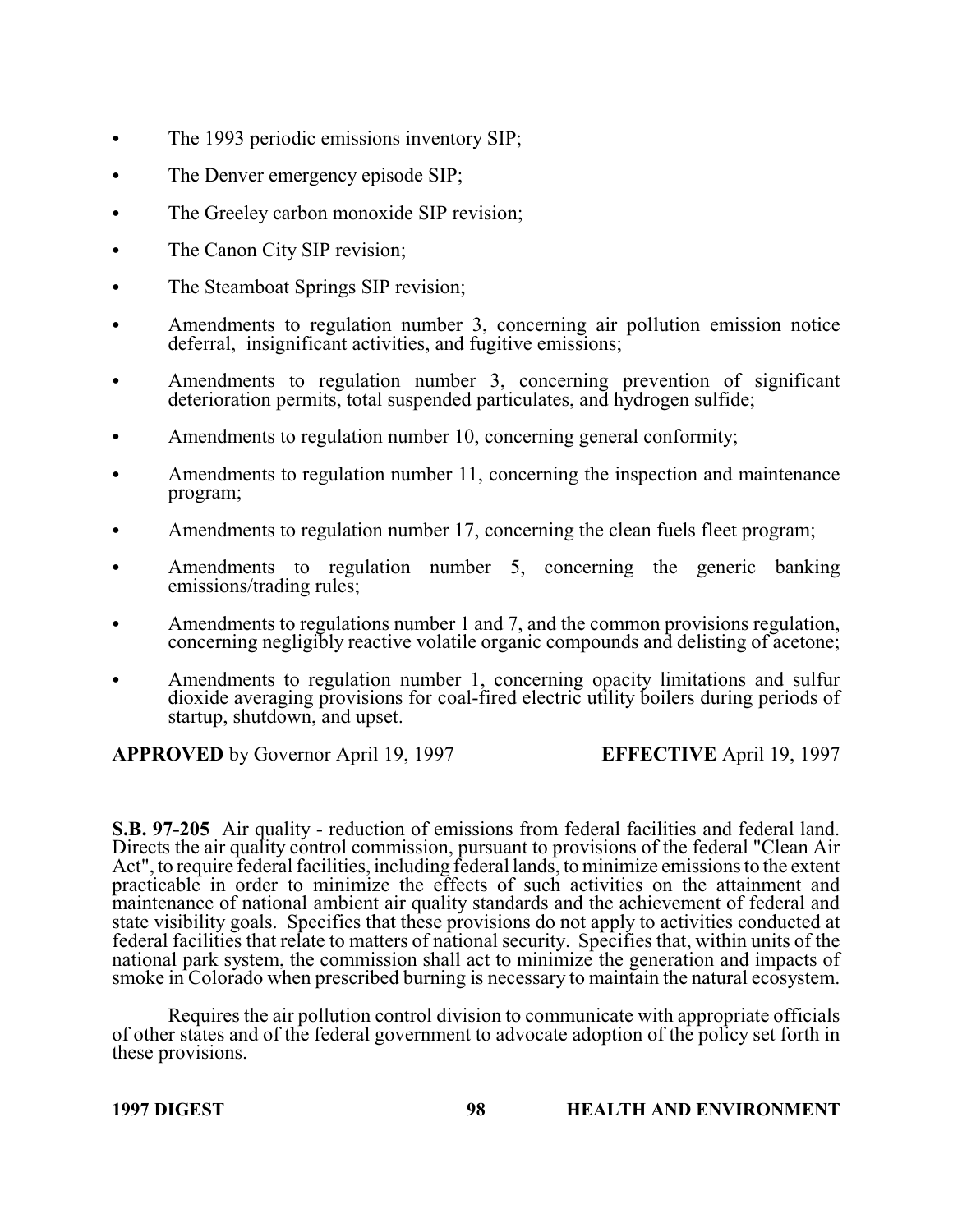- The 1993 periodic emissions inventory SIP;
- The Denver emergency episode SIP;
- The Greeley carbon monoxide SIP revision;
- The Canon City SIP revision;
- The Steamboat Springs SIP revision;
- Amendments to regulation number 3, concerning air pollution emission notice deferral, insignificant activities, and fugitive emissions;
- Amendments to regulation number 3, concerning prevention of significant deterioration permits, total suspended particulates, and hydrogen sulfide;
- Amendments to regulation number 10, concerning general conformity;
- Amendments to regulation number 11, concerning the inspection and maintenance program;
- Amendments to regulation number 17, concerning the clean fuels fleet program;
- Amendments to regulation number 5, concerning the generic banking emissions/trading rules;
- Amendments to regulations number 1 and 7, and the common provisions regulation, concerning negligibly reactive volatile organic compounds and delisting of acetone;
- Amendments to regulation number 1, concerning opacity limitations and sulfur dioxide averaging provisions for coal-fired electric utility boilers during periods of startup, shutdown, and upset.

**APPROVED** by Governor April 19, 1997 **EFFECTIVE** April 19, 1997

**S.B. 97-205** Air quality - reduction of emissions from federal facilities and federal land. Directs the air quality control commission, pursuant to provisions of the federal "Clean Air Act", to require federal facilities, including federal lands, to minimize emissions to the extent practicable in order to minimize the effects of such activities on the attainment and maintenance of national ambient air quality standards and the achievement of federal and state visibility goals. Specifies that these provisions do not apply to activities conducted at federal facilities that relate to matters of national security. Specifies that, within units of the national park system, the commission shall act to minimize the generation and impacts of smoke in Colorado when prescribed burning is necessary to maintain the natural ecosystem.

Requires the air pollution control division to communicate with appropriate officials of other states and of the federal government to advocate adoption of the policy set forth in these provisions.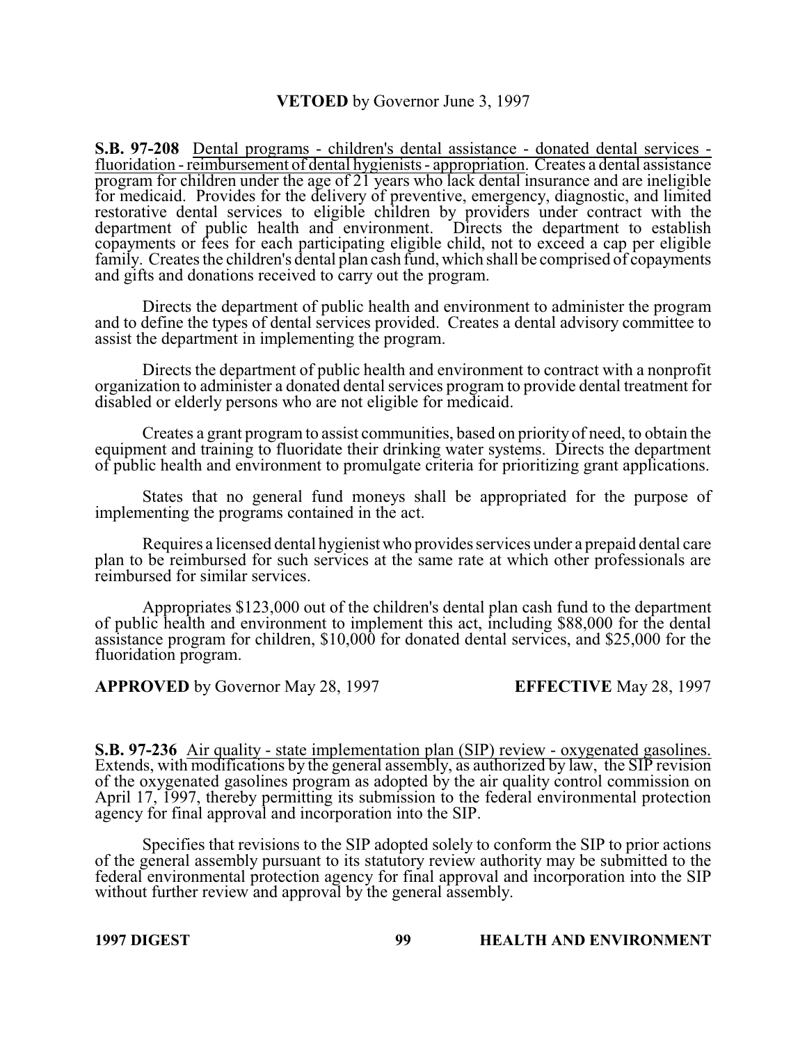**VETOED** by Governor June 3, 1997

**S.B. 97-208** Dental programs - children's dental assistance - donated dental services - fluoridation - reimbursement of dental hygienists - appropriation. Creates a dental assistance program for children under the age of 21 years who lack dental insurance and are ineligible for medicaid. Provides for the delivery of preventive, emergency, diagnostic, and limited restorative dental services to eligible children by providers under contract with the department of public health and environment. Directs the department to establish copayments or fees for each participating eligible child, not to exceed a cap per eligible family. Creates the children's dental plan cash fund, which shall be comprised of copayments and gifts and donations received to carry out the program.

Directs the department of public health and environment to administer the program and to define the types of dental services provided. Creates a dental advisory committee to assist the department in implementing the program.

Directs the department of public health and environment to contract with a nonprofit organization to administer a donated dental services program to provide dental treatment for disabled or elderly persons who are not eligible for medicaid.

Creates a grant program to assist communities, based on priority of need, to obtain the equipment and training to fluoridate their drinking water systems. Directs the department of public health and environment to promulgate criteria for prioritizing grant applications.

States that no general fund moneys shall be appropriated for the purpose of implementing the programs contained in the act.

Requires a licensed dental hygienist who provides services under a prepaid dental care plan to be reimbursed for such services at the same rate at which other professionals are reimbursed for similar services.

Appropriates $123,000 out of the children's dental plan cash fund to the department of public health and environment to implement this act, including $88,000 for the dental assistance program for children, $10,000 for donated dental services, and $25,000 for the fluoridation program.

**APPROVED** by Governor May 28, 1997 **EFFECTIVE** May 28, 1997

**S.B. 97-236** Air quality - state implementation plan (SIP) review - oxygenated gasolines. Extends, with modifications by the general assembly, as authorized by law, the SIP revision of the oxygenated gasolines program as adopted by the air quality control commission on April 17, 1997, thereby permitting its submission to the federal environmental protection agency for final approval and incorporation into the SIP.

Specifies that revisions to the SIP adopted solely to conform the SIP to prior actions of the general assembly pursuant to its statutory review authority may be submitted to the federal environmental protection agency for final approval and incorporation into the SIP without further review and approval by the general assembly.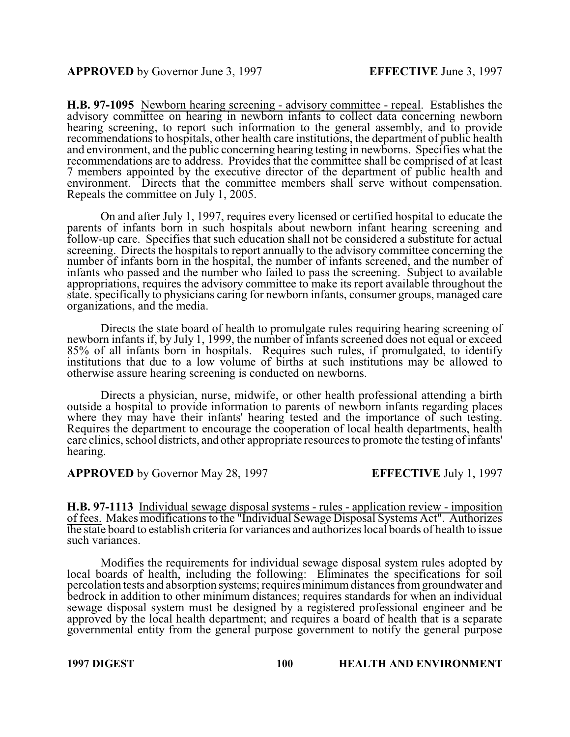**APPROVED** by Governor June 3, 1997 **EFFECTIVE** June 3, 1997

**H.B. 97-1095** Newborn hearing screening - advisory committee - repeal. Establishes the advisory committee on hearing in newborn infants to collect data concerning newborn hearing screening, to report such information to the general assembly, and to provide recommendations to hospitals, other health care institutions, the department of public health and environment, and the public concerning hearing testing in newborns. Specifies what the recommendations are to address. Provides that the committee shall be comprised of at least 7 members appointed by the executive director of the department of public health and environment. Directs that the committee members shall serve without compensation. Repeals the committee on July 1, 2005.

On and after July 1, 1997, requires every licensed or certified hospital to educate the parents of infants born in such hospitals about newborn infant hearing screening and follow-up care. Specifies that such education shall not be considered a substitute for actual screening. Directs the hospitals to report annually to the advisory committee concerning the number of infants born in the hospital, the number of infants screened, and the number of infants who passed and the number who failed to pass the screening. Subject to available appropriations, requires the advisory committee to make its report available throughout the state. specifically to physicians caring for newborn infants, consumer groups, managed care organizations, and the media.

Directs the state board of health to promulgate rules requiring hearing screening of newborn infants if, by July 1, 1999, the number of infants screened does not equal or exceed 85% of all infants born in hospitals. Requires such rules, if promulgated, to identify institutions that due to a low volume of births at such institutions may be allowed to otherwise assure hearing screening is conducted on newborns.

Directs a physician, nurse, midwife, or other health professional attending a birth outside a hospital to provide information to parents of newborn infants regarding places where they may have their infants' hearing tested and the importance of such testing. Requires the department to encourage the cooperation of local health departments, health care clinics, school districts, and other appropriate resources to promote the testing of infants' hearing.

**APPROVED** by Governor May 28, 1997 **EFFECTIVE** July 1, 1997

**H.B. 97-1113** Individual sewage disposal systems - rules - application review - imposition of fees. Makes modifications to the "Individual Sewage Disposal Systems Act". Authorizes the state board to establish criteria for variances and authorizes local boards of health to issue such variances.

Modifies the requirements for individual sewage disposal system rules adopted by local boards of health, including the following: Eliminates the specifications for soil percolation tests and absorption systems; requires minimum distances from groundwater and bedrock in addition to other minimum distances; requires standards for when an individual sewage disposal system must be designed by a registered professional engineer and be approved by the local health department; and requires a board of health that is a separate governmental entity from the general purpose government to notify the general purpose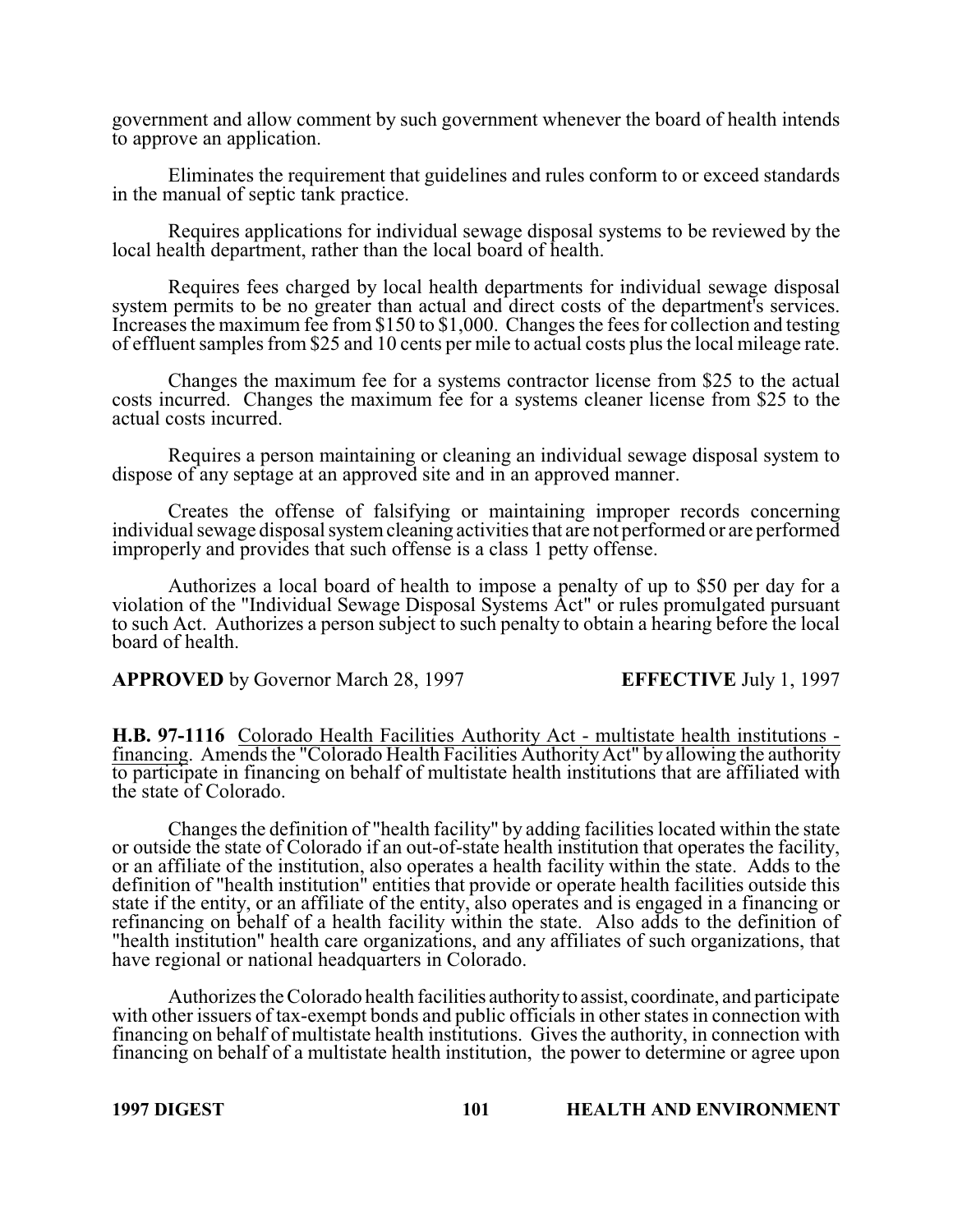government and allow comment by such government whenever the board of health intends to approve an application.

Eliminates the requirement that guidelines and rules conform to or exceed standards in the manual of septic tank practice.

Requires applications for individual sewage disposal systems to be reviewed by the local health department, rather than the local board of health.

Requires fees charged by local health departments for individual sewage disposal system permits to be no greater than actual and direct costs of the department's services. Increases the maximum fee from $150 to $1,000. Changes the fees for collection and testing of effluent samples from $25 and 10 cents per mile to actual costs plus the local mileage rate.

Changes the maximum fee for a systems contractor license from $25 to the actual costs incurred. Changes the maximum fee for a systems cleaner license from $25 to the actual costs incurred.

Requires a person maintaining or cleaning an individual sewage disposal system to dispose of any septage at an approved site and in an approved manner.

Creates the offense of falsifying or maintaining improper records concerning individual sewage disposal system cleaning activities that are not performed or are performed improperly and provides that such offense is a class 1 petty offense.

Authorizes a local board of health to impose a penalty of up to $50 per day for a violation of the "Individual Sewage Disposal Systems Act" or rules promulgated pursuant to such Act. Authorizes a person subject to such penalty to obtain a hearing before the local board of health.

**APPROVED** by Governor March 28, 1997 **EFFECTIVE** July 1, 1997

**H.B. 97-1116** Colorado Health Facilities Authority Act - multistate health institutions - financing. Amends the "Colorado Health Facilities Authority Act" by allowing the authority to participate in financing on behalf of multistate health institutions that are affiliated with the state of Colorado.

Changes the definition of "health facility" by adding facilities located within the state or outside the state of Colorado if an out-of-state health institution that operates the facility, or an affiliate of the institution, also operates a health facility within the state. Adds to the definition of "health institution" entities that provide or operate health facilities outside this state if the entity, or an affiliate of the entity, also operates and is engaged in a financing or refinancing on behalf of a health facility within the state. Also adds to the definition of "health institution" health care organizations, and any affiliates of such organizations, that have regional or national headquarters in Colorado.

Authorizes the Colorado health facilities authority to assist, coordinate, and participate with other issuers of tax-exempt bonds and public officials in other states in connection with financing on behalf of multistate health institutions. Gives the authority, in connection with financing on behalf of a multistate health institution, the power to determine or agree upon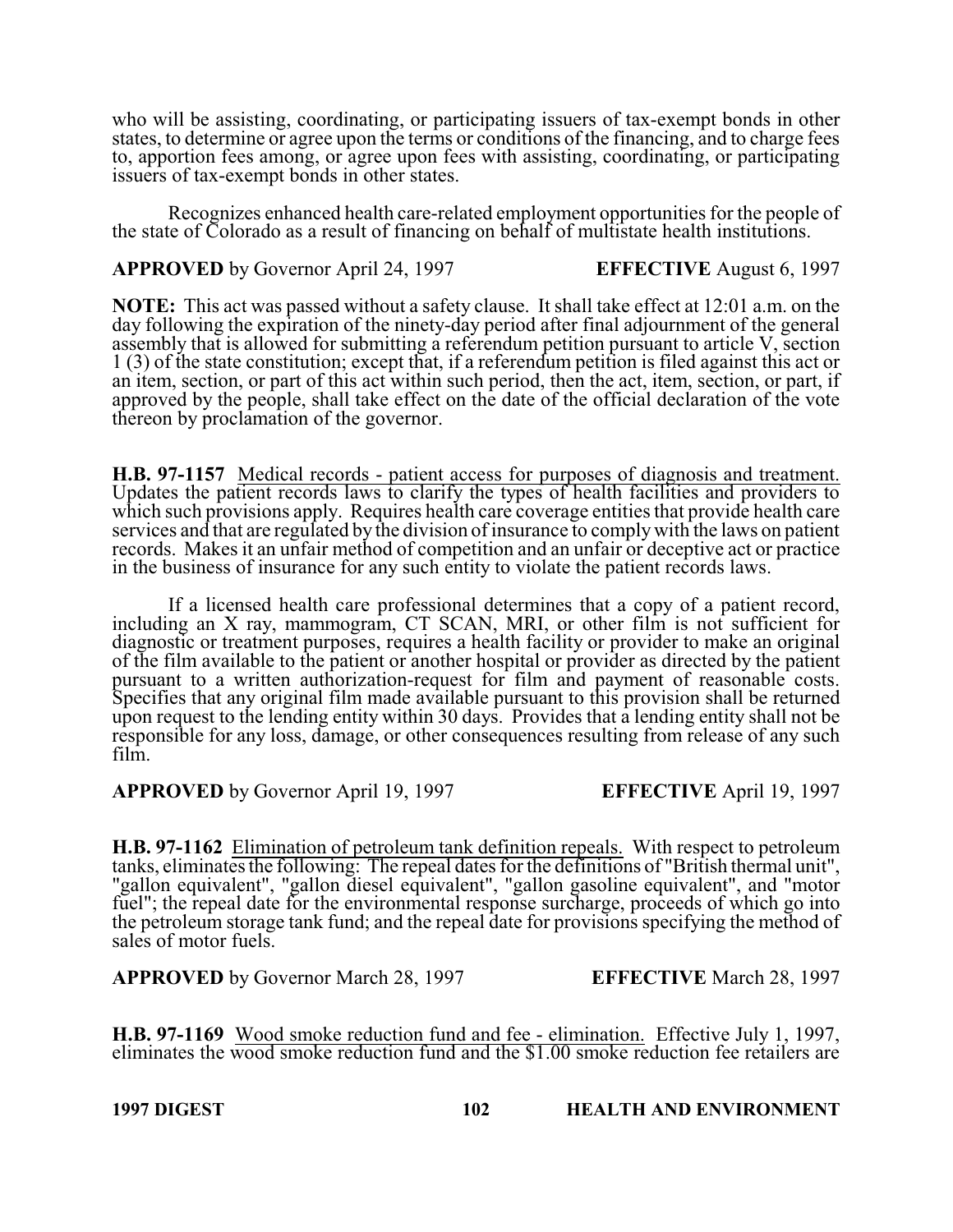who will be assisting, coordinating, or participating issuers of tax-exempt bonds in other states, to determine or agree upon the terms or conditions of the financing, and to charge fees to, apportion fees among, or agree upon fees with assisting, coordinating, or participating issuers of tax-exempt bonds in other states.

Recognizes enhanced health care-related employment opportunities for the people of the state of Colorado as a result of financing on behalf of multistate health institutions.

**APPROVED** by Governor April 24, 1997 **EFFECTIVE** August 6, 1997

**NOTE:** This act was passed without a safety clause. It shall take effect at 12:01 a.m. on the day following the expiration of the ninety-day period after final adjournment of the general assembly that is allowed for submitting a referendum petition pursuant to article V, section 1 (3) of the state constitution; except that, if a referendum petition is filed against this act or an item, section, or part of this act within such period, then the act, item, section, or part, if approved by the people, shall take effect on the date of the official declaration of the vote thereon by proclamation of the governor.

**H.B. 97-1157** Medical records - patient access for purposes of diagnosis and treatment. Updates the patient records laws to clarify the types of health facilities and providers to which such provisions apply. Requires health care coverage entities that provide health care services and that are regulated by the division of insurance to comply with the laws on patient records. Makes it an unfair method of competition and an unfair or deceptive act or practice in the business of insurance for any such entity to violate the patient records laws.

If a licensed health care professional determines that a copy of a patient record, including an X ray, mammogram, CT SCAN, MRI, or other film is not sufficient for diagnostic or treatment purposes, requires a health facility or provider to make an original of the film available to the patient or another hospital or provider as directed by the patient pursuant to a written authorization-request for film and payment of reasonable costs. Specifies that any original film made available pursuant to this provision shall be returned upon request to the lending entity within 30 days. Provides that a lending entity shall not be responsible for any loss, damage, or other consequences resulting from release of any such film.

**APPROVED** by Governor April 19, 1997 **EFFECTIVE** April 19, 1997

**H.B. 97-1162** Elimination of petroleum tank definition repeals. With respect to petroleum tanks, eliminates the following: The repeal dates for the definitions of "British thermal unit", "gallon equivalent", "gallon diesel equivalent", "gallon gasoline equivalent", and "motor fuel"; the repeal date for the environmental response surcharge, proceeds of which go into the petroleum storage tank fund; and the repeal date for provisions specifying the method of sales of motor fuels.

**APPROVED** by Governor March 28, 1997 **EFFECTIVE** March 28, 1997

**H.B. 97-1169** Wood smoke reduction fund and fee - elimination. Effective July 1, 1997, eliminates the wood smoke reduction fund and the $1.00 smoke reduction fee retailers are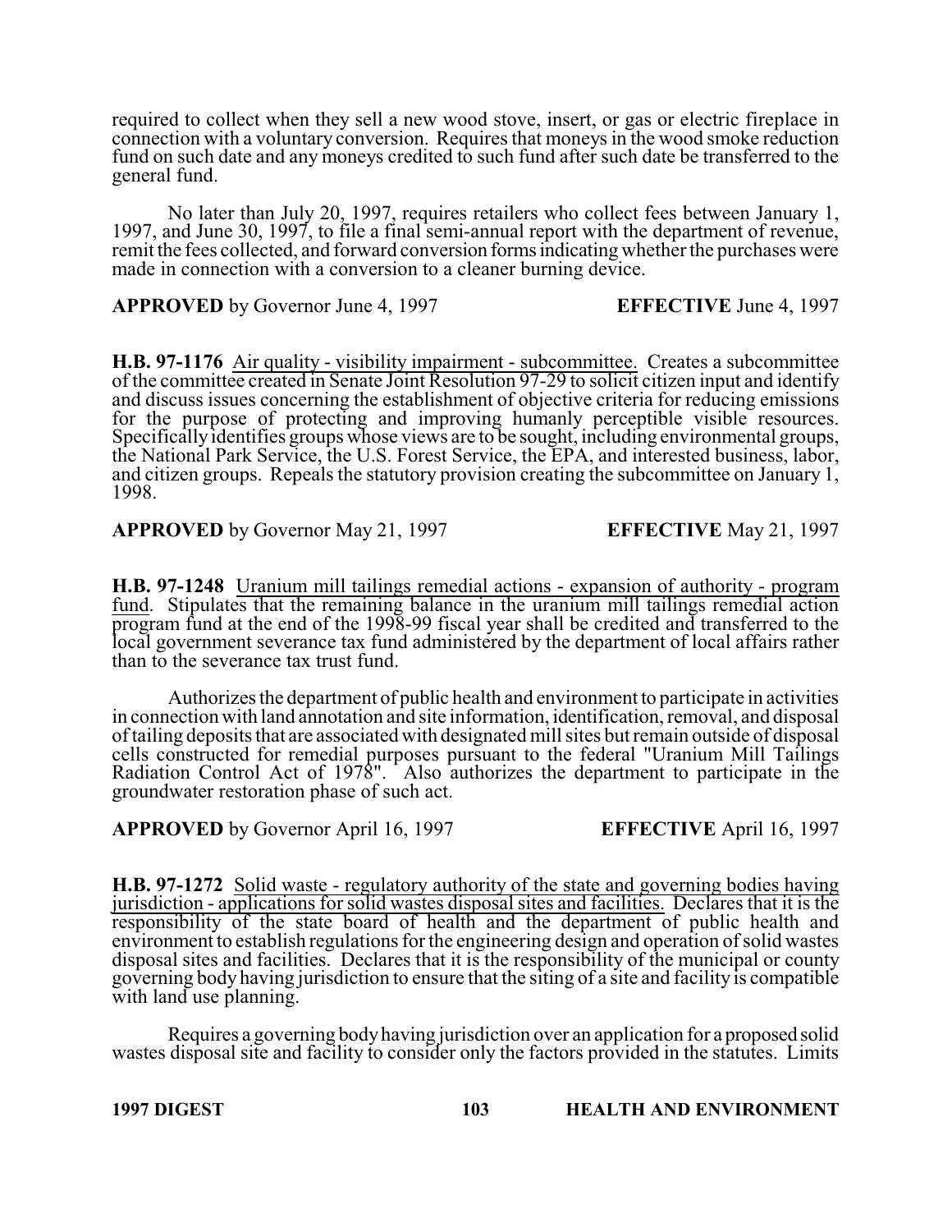required to collect when they sell a new wood stove, insert, or gas or electric fireplace in connection with a voluntary conversion. Requires that moneys in the wood smoke reduction fund on such date and any moneys credited to such fund after such date be transferred to the general fund.

No later than July 20, 1997, requires retailers who collect fees between January 1, 1997, and June 30, 1997, to file a final semi-annual report with the department of revenue, remit the fees collected, and forward conversion forms indicating whether the purchases were made in connection with a conversion to a cleaner burning device.

**APPROVED** by Governor June 4, 1997 **EFFECTIVE** June 4, 1997

**H.B. 97-1176** Air quality - visibility impairment - subcommittee. Creates a subcommittee of the committee created in Senate Joint Resolution 97-29 to solicit citizen input and identify and discuss issues concerning the establishment of objective criteria for reducing emissions for the purpose of protecting and improving humanly perceptible visible resources. Specifically identifies groups whose views are to be sought, including environmental groups, the National Park Service, the U.S. Forest Service, the EPA, and interested business, labor, and citizen groups. Repeals the statutory provision creating the subcommittee on January 1, 1998.

**APPROVED** by Governor May 21, 1997 **EFFECTIVE** May 21, 1997

**H.B. 97-1248** Uranium mill tailings remedial actions - expansion of authority - program fund. Stipulates that the remaining balance in the uranium mill tailings remedial action program fund at the end of the 1998-99 fiscal year shall be credited and transferred to the local government severance tax fund administered by the department of local affairs rather than to the severance tax trust fund.

Authorizes the department of public health and environment to participate in activities in connection with land annotation and site information, identification, removal, and disposal of tailing deposits that are associated with designated mill sites but remain outside of disposal cells constructed for remedial purposes pursuant to the federal "Uranium Mill Tailings Radiation Control Act of 1978". Also authorizes the department to participate in the groundwater restoration phase of such act.

**APPROVED** by Governor April 16, 1997 **EFFECTIVE** April 16, 1997

**H.B. 97-1272** Solid waste - regulatory authority of the state and governing bodies having jurisdiction - applications for solid wastes disposal sites and facilities. Declares that it is the responsibility of the state board of health and the department of public health and environment to establish regulations for the engineering design and operation of solid wastes disposal sites and facilities. Declares that it is the responsibility of the municipal or county governing body having jurisdiction to ensure that the siting of a site and facility is compatible with land use planning.

Requires a governing body having jurisdiction over an application for a proposed solid wastes disposal site and facility to consider only the factors provided in the statutes. Limits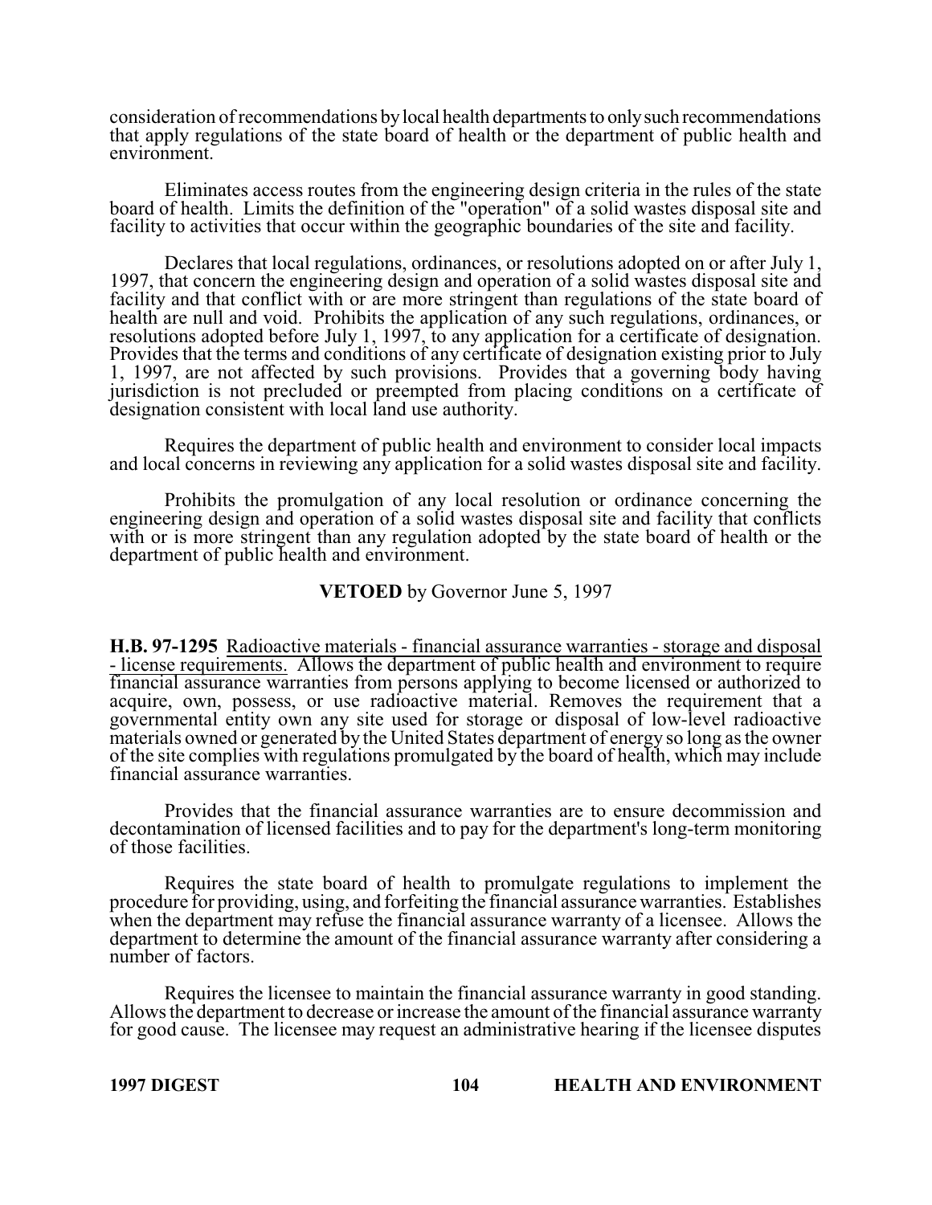consideration of recommendations by local health departments to only such recommendations that apply regulations of the state board of health or the department of public health and environment.

Eliminates access routes from the engineering design criteria in the rules of the state board of health. Limits the definition of the "operation" of a solid wastes disposal site and facility to activities that occur within the geographic boundaries of the site and facility.

Declares that local regulations, ordinances, or resolutions adopted on or after July 1, 1997, that concern the engineering design and operation of a solid wastes disposal site and facility and that conflict with or are more stringent than regulations of the state board of health are null and void. Prohibits the application of any such regulations, ordinances, or resolutions adopted before July 1, 1997, to any application for a certificate of designation. Provides that the terms and conditions of any certificate of designation existing prior to July 1, 1997, are not affected by such provisions. Provides that a governing body having jurisdiction is not precluded or preempted from placing conditions on a certificate of designation consistent with local land use authority.

Requires the department of public health and environment to consider local impacts and local concerns in reviewing any application for a solid wastes disposal site and facility.

Prohibits the promulgation of any local resolution or ordinance concerning the engineering design and operation of a solid wastes disposal site and facility that conflicts with or is more stringent than any regulation adopted by the state board of health or the department of public health and environment.

**VETOED** by Governor June 5, 1997

**H.B. 97-1295** Radioactive materials - financial assurance warranties - storage and disposal - license requirements. Allows the department of public health and environment to require financial assurance warranties from persons applying to become licensed or authorized to acquire, own, possess, or use radioactive material. Removes the requirement that a governmental entity own any site used for storage or disposal of low-level radioactive materials owned or generated by the United States department of energy so long as the owner of the site complies with regulations promulgated by the board of health, which may include financial assurance warranties.

Provides that the financial assurance warranties are to ensure decommission and decontamination of licensed facilities and to pay for the department's long-term monitoring of those facilities.

Requires the state board of health to promulgate regulations to implement the procedure for providing, using, and forfeiting the financial assurance warranties. Establishes when the department may refuse the financial assurance warranty of a licensee. Allows the department to determine the amount of the financial assurance warranty after considering a number of factors.

Requires the licensee to maintain the financial assurance warranty in good standing. Allows the department to decrease or increase the amount of the financial assurance warranty for good cause. The licensee may request an administrative hearing if the licensee disputes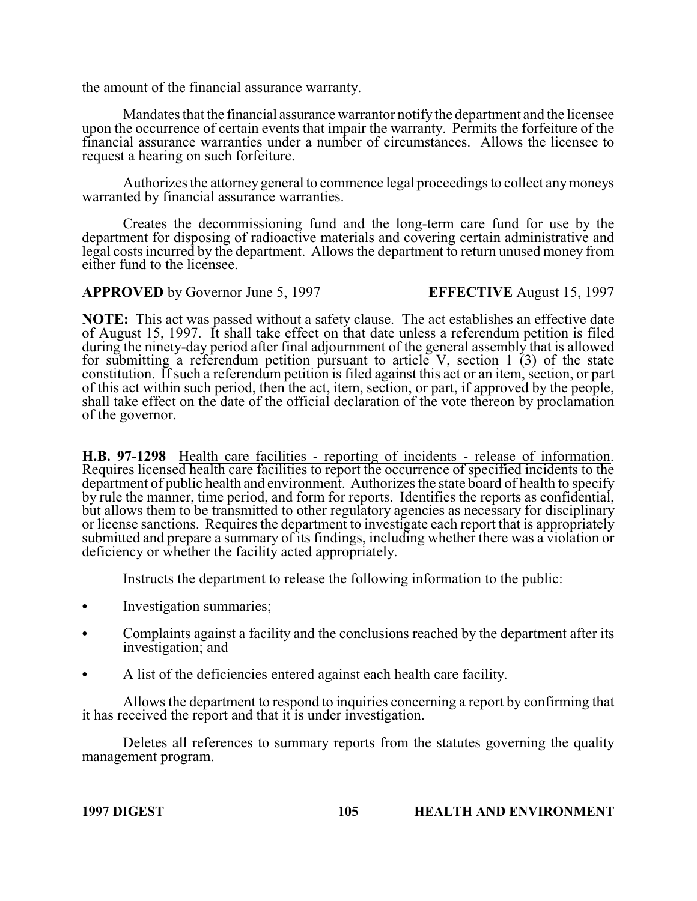the amount of the financial assurance warranty.

Mandates that the financial assurance warrantor notify the department and the licensee upon the occurrence of certain events that impair the warranty. Permits the forfeiture of the financial assurance warranties under a number of circumstances. Allows the licensee to request a hearing on such forfeiture.

Authorizes the attorney general to commence legal proceedings to collect any moneys warranted by financial assurance warranties.

Creates the decommissioning fund and the long-term care fund for use by the department for disposing of radioactive materials and covering certain administrative and legal costs incurred by the department. Allows the department to return unused money from either fund to the licensee.

**APPROVED** by Governor June 5, 1997 **EFFECTIVE** August 15, 1997

**NOTE:** This act was passed without a safety clause. The act establishes an effective date of August 15, 1997. It shall take effect on that date unless a referendum petition is filed during the ninety-day period after final adjournment of the general assembly that is allowed for submitting a referendum petition pursuant to article V, section 1 (3) of the state constitution. If such a referendum petition is filed against this act or an item, section, or part of this act within such period, then the act, item, section, or part, if approved by the people, shall take effect on the date of the official declaration of the vote thereon by proclamation of the governor.

**H.B. 97-1298** Health care facilities - reporting of incidents - release of information. Requires licensed health care facilities to report the occurrence of specified incidents to the department of public health and environment. Authorizes the state board of health to specify by rule the manner, time period, and form for reports. Identifies the reports as confidential, but allows them to be transmitted to other regulatory agencies as necessary for disciplinary or license sanctions. Requires the department to investigate each report that is appropriately submitted and prepare a summary of its findings, including whether there was a violation or deficiency or whether the facility acted appropriately.

Instructs the department to release the following information to the public:

- Investigation summaries;
- Complaints against a facility and the conclusions reached by the department after its investigation; and
- A list of the deficiencies entered against each health care facility.

Allows the department to respond to inquiries concerning a report by confirming that it has received the report and that it is under investigation.

Deletes all references to summary reports from the statutes governing the quality management program.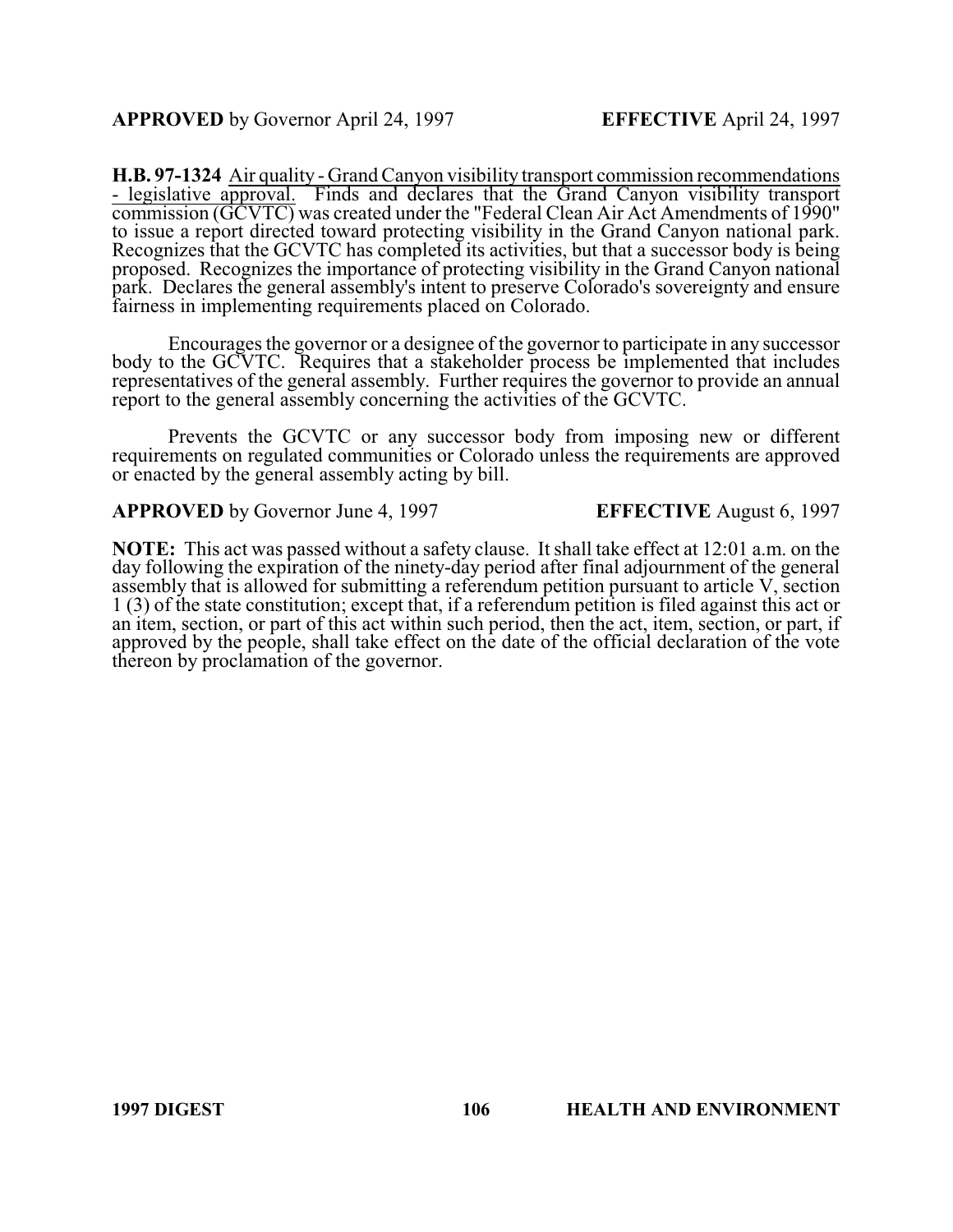**APPROVED** by Governor April 24, 1997 **EFFECTIVE** April 24, 1997

**H.B. 97-1324** Air quality - Grand Canyon visibility transport commission recommendations - legislative approval. Finds and declares that the Grand Canyon visibility transport commission (GCVTC) was created under the "Federal Clean Air Act Amendments of 1990" to issue a report directed toward protecting visibility in the Grand Canyon national park. Recognizes that the GCVTC has completed its activities, but that a successor body is being proposed. Recognizes the importance of protecting visibility in the Grand Canyon national park. Declares the general assembly's intent to preserve Colorado's sovereignty and ensure fairness in implementing requirements placed on Colorado.

Encourages the governor or a designee of the governor to participate in any successor body to the GCVTC. Requires that a stakeholder process be implemented that includes representatives of the general assembly. Further requires the governor to provide an annual report to the general assembly concerning the activities of the GCVTC.

Prevents the GCVTC or any successor body from imposing new or different requirements on regulated communities or Colorado unless the requirements are approved or enacted by the general assembly acting by bill.

**APPROVED** by Governor June 4, 1997 **EFFECTIVE** August 6, 1997

**NOTE:** This act was passed without a safety clause. It shall take effect at 12:01 a.m. on the day following the expiration of the ninety-day period after final adjournment of the general assembly that is allowed for submitting a referendum petition pursuant to article V, section 1 (3) of the state constitution; except that, if a referendum petition is filed against this act or an item, section, or part of this act within such period, then the act, item, section, or part, if approved by the people, shall take effect on the date of the official declaration of the vote thereon by proclamation of the governor.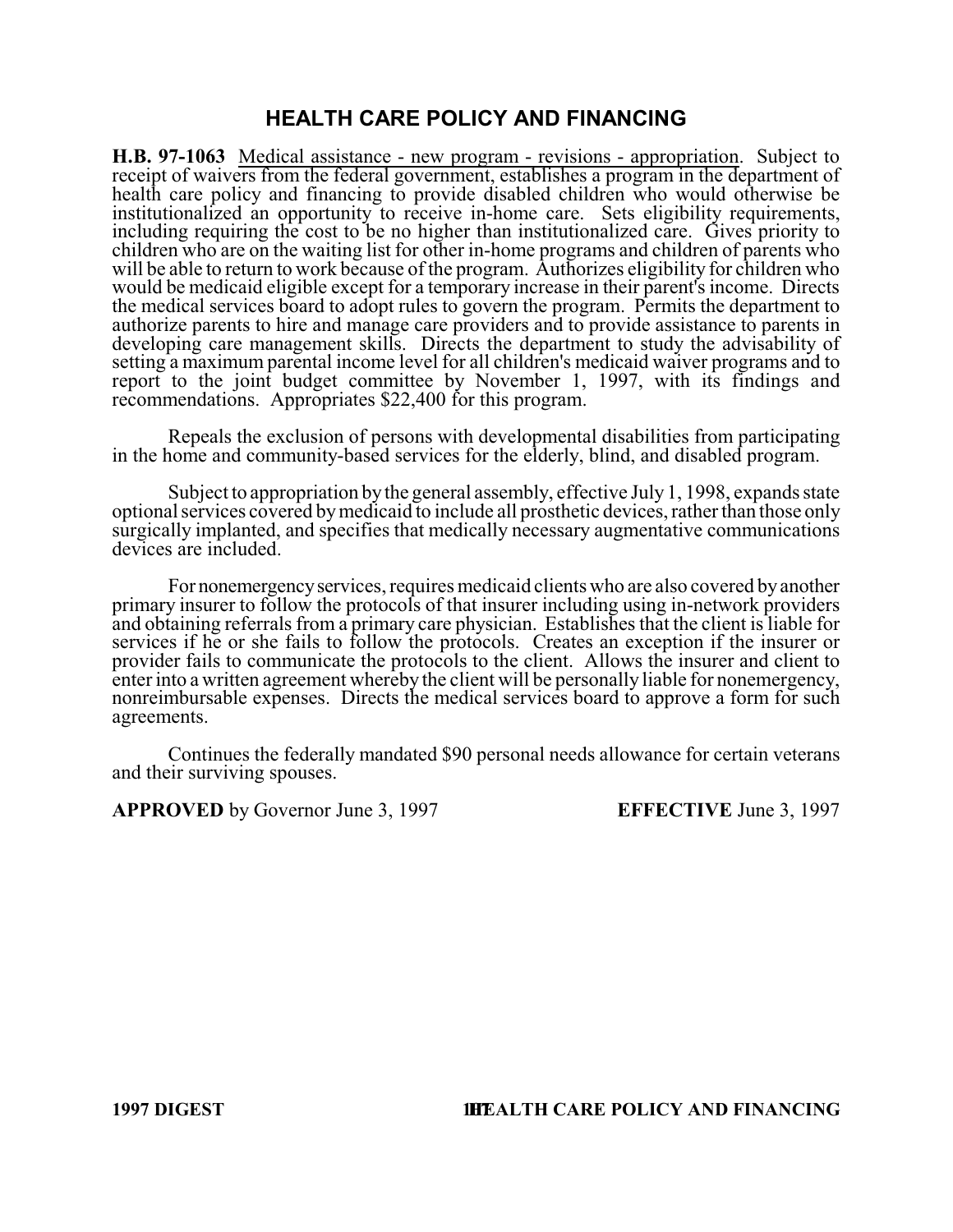## HEALTH CARE POLICY AND FINANCING

**H.B. 97-1063** Medical assistance - new program - revisions - appropriation. Subject to receipt of waivers from the federal government, establishes a program in the department of health care policy and financing to provide disabled children who would otherwise be institutionalized an opportunity to receive in-home care. Sets eligibility requirements, including requiring the cost to be no higher than institutionalized care. Gives priority to children who are on the waiting list for other in-home programs and children of parents who will be able to return to work because of the program. Authorizes eligibility for children who would be medicaid eligible except for a temporary increase in their parent's income. Directs the medical services board to adopt rules to govern the program. Permits the department to authorize parents to hire and manage care providers and to provide assistance to parents in developing care management skills. Directs the department to study the advisability of setting a maximum parental income level for all children's medicaid waiver programs and to report to the joint budget committee by November 1, 1997, with its findings and recommendations. Appropriates $22,400 for this program.

Repeals the exclusion of persons with developmental disabilities from participating in the home and community-based services for the elderly, blind, and disabled program.

Subject to appropriation by the general assembly, effective July 1, 1998, expands state optional services covered by medicaid to include all prosthetic devices, rather than those only surgically implanted, and specifies that medically necessary augmentative communications devices are included.

For nonemergency services, requires medicaid clients who are also covered by another primary insurer to follow the protocols of that insurer including using in-network providers and obtaining referrals from a primary care physician. Establishes that the client is liable for services if he or she fails to follow the protocols. Creates an exception if the insurer or provider fails to communicate the protocols to the client. Allows the insurer and client to enter into a written agreement whereby the client will be personally liable for nonemergency, nonreimbursable expenses. Directs the medical services board to approve a form for such agreements.

Continues the federally mandated $90 personal needs allowance for certain veterans and their surviving spouses.

**APPROVED** by Governor June 3, 1997 **EFFECTIVE** June 3, 1997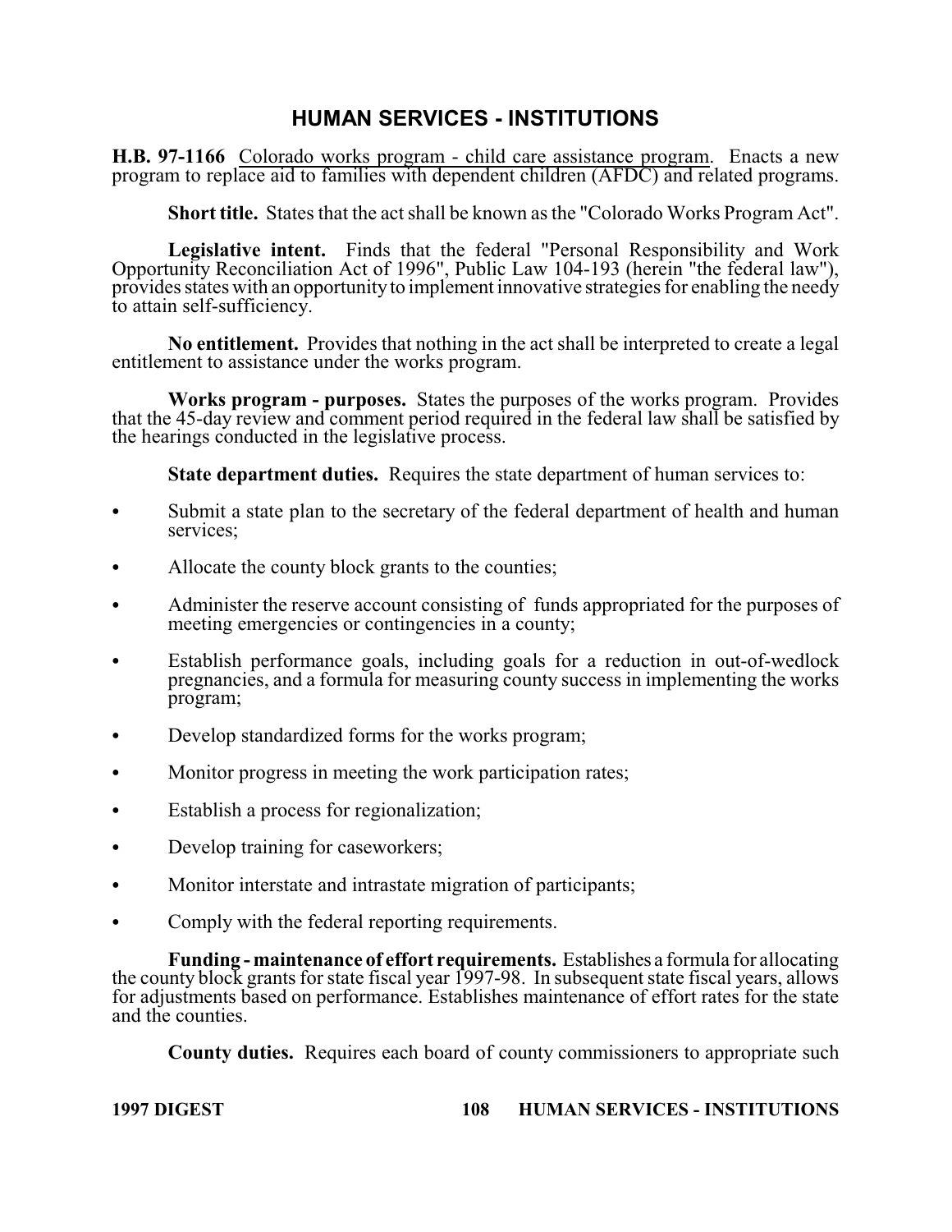## HUMAN SERVICES - INSTITUTIONS

**H.B. 97-1166** Colorado works program - child care assistance program. Enacts a new program to replace aid to families with dependent children (AFDC) and related programs.

**Short title.** States that the act shall be known as the "Colorado Works Program Act".

**Legislative intent.** Finds that the federal "Personal Responsibility and Work Opportunity Reconciliation Act of 1996", Public Law 104-193 (herein "the federal law"), provides states with an opportunity to implement innovative strategies for enabling the needy to attain self-sufficiency.

**No entitlement.** Provides that nothing in the act shall be interpreted to create a legal entitlement to assistance under the works program.

**Works program - purposes.** States the purposes of the works program. Provides that the 45-day review and comment period required in the federal law shall be satisfied by the hearings conducted in the legislative process.

**State department duties.** Requires the state department of human services to:

- Submit a state plan to the secretary of the federal department of health and human services;
- Allocate the county block grants to the counties;
- Administer the reserve account consisting of funds appropriated for the purposes of meeting emergencies or contingencies in a county;
- Establish performance goals, including goals for a reduction in out-of-wedlock pregnancies, and a formula for measuring county success in implementing the works program;
- Develop standardized forms for the works program;
- Monitor progress in meeting the work participation rates;
- Establish a process for regionalization;
- Develop training for caseworkers;
- Monitor interstate and intrastate migration of participants;
- Comply with the federal reporting requirements.

**Funding - maintenance of effort requirements.** Establishes a formula for allocating the county block grants for state fiscal year 1997-98. In subsequent state fiscal years, allows for adjustments based on performance. Establishes maintenance of effort rates for the state and the counties.

**County duties.** Requires each board of county commissioners to appropriate such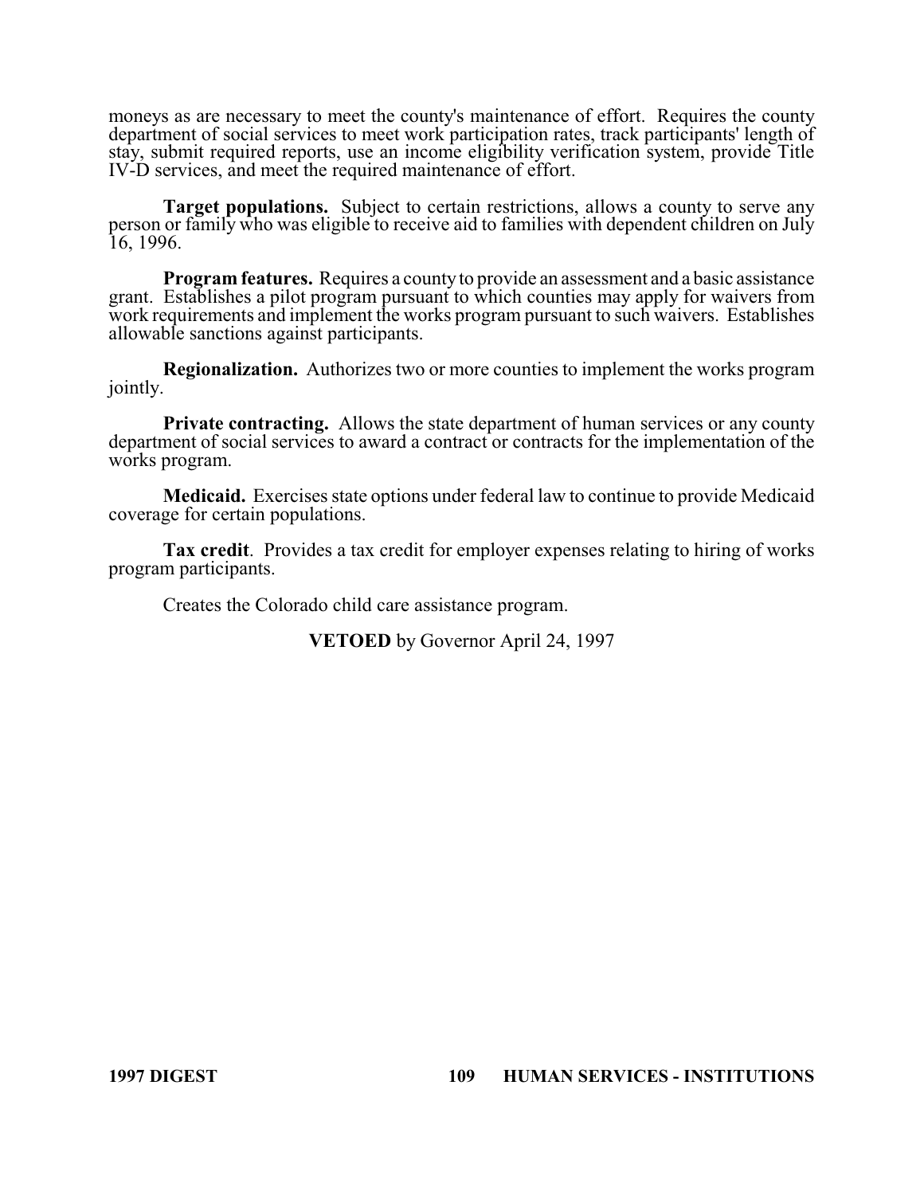moneys as are necessary to meet the county's maintenance of effort. Requires the county department of social services to meet work participation rates, track participants' length of stay, submit required reports, use an income eligibility verification system, provide Title IV-D services, and meet the required maintenance of effort.

**Target populations.** Subject to certain restrictions, allows a county to serve any person or family who was eligible to receive aid to families with dependent children on July 16, 1996.

**Program features.** Requires a county to provide an assessment and a basic assistance grant. Establishes a pilot program pursuant to which counties may apply for waivers from work requirements and implement the works program pursuant to such waivers. Establishes allowable sanctions against participants.

**Regionalization.** Authorizes two or more counties to implement the works program jointly.

**Private contracting.** Allows the state department of human services or any county department of social services to award a contract or contracts for the implementation of the works program.

**Medicaid.** Exercises state options under federal law to continue to provide Medicaid coverage for certain populations.

**Tax credit**. Provides a tax credit for employer expenses relating to hiring of works program participants.

Creates the Colorado child care assistance program.

**VETOED** by Governor April 24, 1997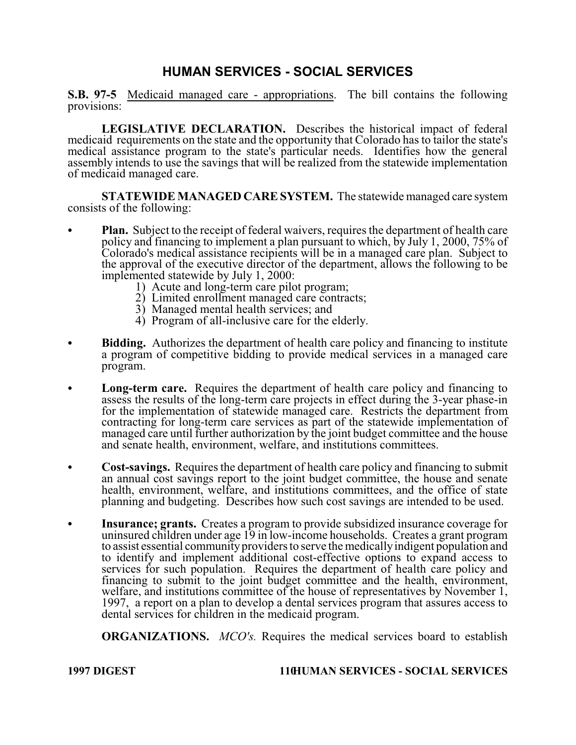# HUMAN SERVICES - SOCIAL SERVICES

**S.B. 97-5** Medicaid managed care - appropriations. The bill contains the following provisions:

**LEGISLATIVE DECLARATION.** Describes the historical impact of federal medicaid requirements on the state and the opportunity that Colorado has to tailor the state's medical assistance program to the state's particular needs. Identifies how the general assembly intends to use the savings that will be realized from the statewide implementation of medicaid managed care.

**STATEWIDE MANAGED CARE SYSTEM.** The statewide managed care system consists of the following:

- **Plan.** Subject to the receipt of federal waivers, requires the department of health care policy and financing to implement a plan pursuant to which, by July 1, 2000, 75% of Colorado's medical assistance recipients will be in a managed care plan. Subject to the approval of the executive director of the department, allows the following to be implemented statewide by July 1, 2000:
  1) Acute and long-term care pilot program;
  2) Limited enrollment managed care contracts;
  3) Managed mental health services; and
  4) Program of all-inclusive care for the elderly.

- **Bidding.** Authorizes the department of health care policy and financing to institute a program of competitive bidding to provide medical services in a managed care program.

- **Long-term care.** Requires the department of health care policy and financing to assess the results of the long-term care projects in effect during the 3-year phase-in for the implementation of statewide managed care. Restricts the department from contracting for long-term care services as part of the statewide implementation of managed care until further authorization by the joint budget committee and the house and senate health, environment, welfare, and institutions committees.

- **Cost-savings.** Requires the department of health care policy and financing to submit an annual cost savings report to the joint budget committee, the house and senate health, environment, welfare, and institutions committees, and the office of state planning and budgeting. Describes how such cost savings are intended to be used.

- **Insurance; grants.** Creates a program to provide subsidized insurance coverage for uninsured children under age 19 in low-income households. Creates a grant program to assist essential community providers to serve the medically indigent population and to identify and implement additional cost-effective options to expand access to services for such population. Requires the department of health care policy and financing to submit to the joint budget committee and the health, environment, welfare, and institutions committee of the house of representatives by November 1, 1997, a report on a plan to develop a dental services program that assures access to dental services for children in the medicaid program.

**ORGANIZATIONS.** *MCO's.* Requires the medical services board to establish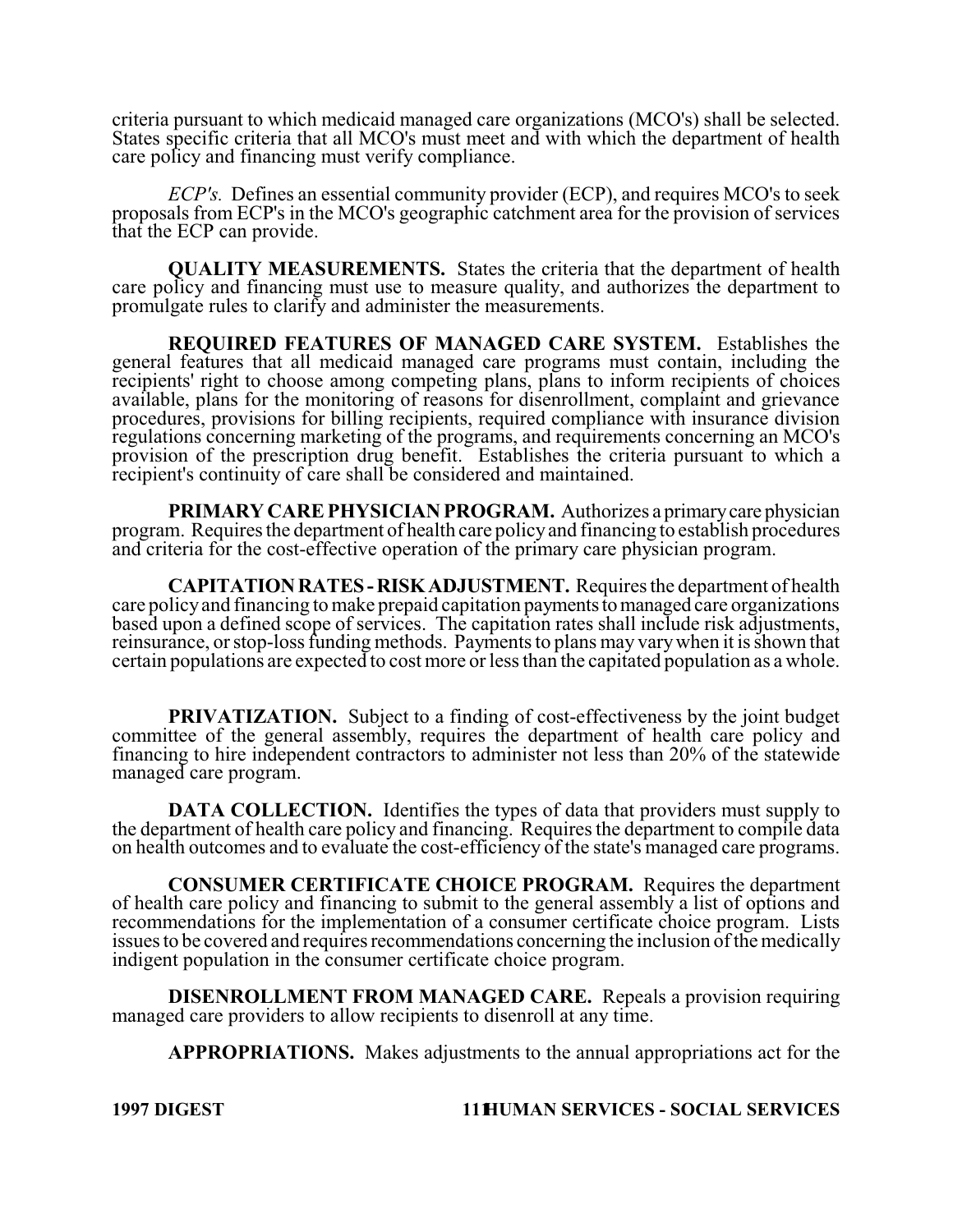criteria pursuant to which medicaid managed care organizations (MCO's) shall be selected. States specific criteria that all MCO's must meet and with which the department of health care policy and financing must verify compliance.

*ECP's.* Defines an essential community provider (ECP), and requires MCO's to seek proposals from ECP's in the MCO's geographic catchment area for the provision of services that the ECP can provide.

**QUALITY MEASUREMENTS.** States the criteria that the department of health care policy and financing must use to measure quality, and authorizes the department to promulgate rules to clarify and administer the measurements.

**REQUIRED FEATURES OF MANAGED CARE SYSTEM.** Establishes the general features that all medicaid managed care programs must contain, including the recipients' right to choose among competing plans, plans to inform recipients of choices available, plans for the monitoring of reasons for disenrollment, complaint and grievance procedures, provisions for billing recipients, required compliance with insurance division regulations concerning marketing of the programs, and requirements concerning an MCO's provision of the prescription drug benefit. Establishes the criteria pursuant to which a recipient's continuity of care shall be considered and maintained.

**PRIMARY CARE PHYSICIAN PROGRAM.** Authorizes a primary care physician program. Requires the department of health care policy and financing to establish procedures and criteria for the cost-effective operation of the primary care physician program.

**CAPITATION RATES - RISK ADJUSTMENT.** Requires the department of health care policy and financing to make prepaid capitation payments to managed care organizations based upon a defined scope of services. The capitation rates shall include risk adjustments, reinsurance, or stop-loss funding methods. Payments to plans may vary when it is shown that certain populations are expected to cost more or less than the capitated population as a whole.

**PRIVATIZATION.** Subject to a finding of cost-effectiveness by the joint budget committee of the general assembly, requires the department of health care policy and financing to hire independent contractors to administer not less than 20% of the statewide managed care program.

**DATA COLLECTION.** Identifies the types of data that providers must supply to the department of health care policy and financing. Requires the department to compile data on health outcomes and to evaluate the cost-efficiency of the state's managed care programs.

**CONSUMER CERTIFICATE CHOICE PROGRAM.** Requires the department of health care policy and financing to submit to the general assembly a list of options and recommendations for the implementation of a consumer certificate choice program. Lists issues to be covered and requires recommendations concerning the inclusion of the medically indigent population in the consumer certificate choice program.

**DISENROLLMENT FROM MANAGED CARE.** Repeals a provision requiring managed care providers to allow recipients to disenroll at any time.

**APPROPRIATIONS.** Makes adjustments to the annual appropriations act for the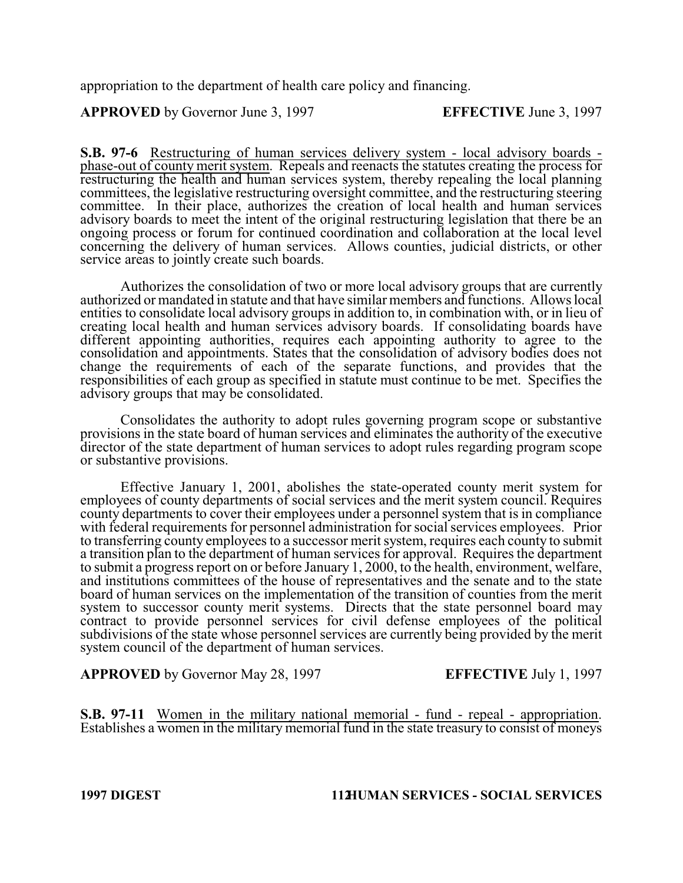appropriation to the department of health care policy and financing.

**APPROVED** by Governor June 3, 1997 **EFFECTIVE** June 3, 1997

**S.B. 97-6** Restructuring of human services delivery system - local advisory boards - phase-out of county merit system. Repeals and reenacts the statutes creating the process for restructuring the health and human services system, thereby repealing the local planning committees, the legislative restructuring oversight committee, and the restructuring steering committee. In their place, authorizes the creation of local health and human services advisory boards to meet the intent of the original restructuring legislation that there be an ongoing process or forum for continued coordination and collaboration at the local level concerning the delivery of human services. Allows counties, judicial districts, or other service areas to jointly create such boards.

Authorizes the consolidation of two or more local advisory groups that are currently authorized or mandated in statute and that have similar members and functions. Allows local entities to consolidate local advisory groups in addition to, in combination with, or in lieu of creating local health and human services advisory boards. If consolidating boards have different appointing authorities, requires each appointing authority to agree to the consolidation and appointments. States that the consolidation of advisory bodies does not change the requirements of each of the separate functions, and provides that the responsibilities of each group as specified in statute must continue to be met. Specifies the advisory groups that may be consolidated.

Consolidates the authority to adopt rules governing program scope or substantive provisions in the state board of human services and eliminates the authority of the executive director of the state department of human services to adopt rules regarding program scope or substantive provisions.

Effective January 1, 2001, abolishes the state-operated county merit system for employees of county departments of social services and the merit system council. Requires county departments to cover their employees under a personnel system that is in compliance with federal requirements for personnel administration for social services employees. Prior to transferring county employees to a successor merit system, requires each county to submit a transition plan to the department of human services for approval. Requires the department to submit a progress report on or before January 1, 2000, to the health, environment, welfare, and institutions committees of the house of representatives and the senate and to the state board of human services on the implementation of the transition of counties from the merit system to successor county merit systems. Directs that the state personnel board may contract to provide personnel services for civil defense employees of the political subdivisions of the state whose personnel services are currently being provided by the merit system council of the department of human services.

**APPROVED** by Governor May 28, 1997 **EFFECTIVE** July 1, 1997

**S.B. 97-11** Women in the military national memorial - fund - repeal - appropriation. Establishes a women in the military memorial fund in the state treasury to consist of moneys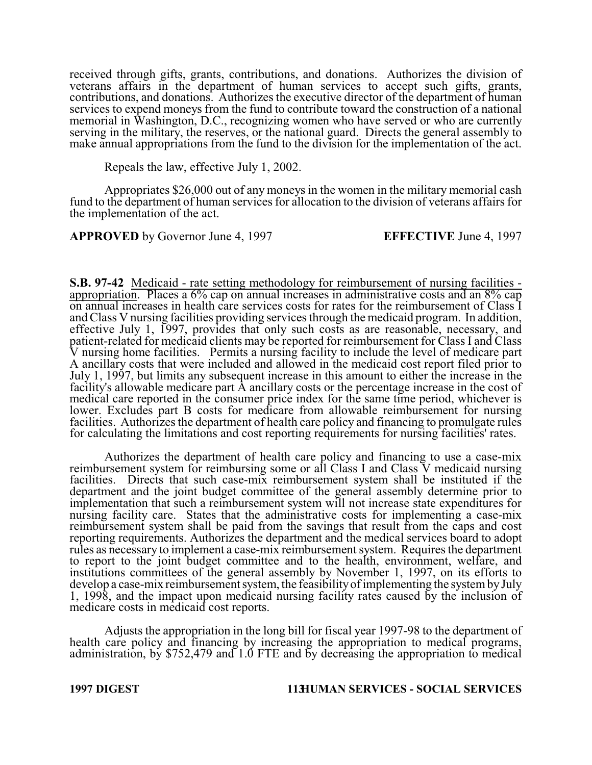received through gifts, grants, contributions, and donations. Authorizes the division of veterans affairs in the department of human services to accept such gifts, grants, contributions, and donations. Authorizes the executive director of the department of human services to expend moneys from the fund to contribute toward the construction of a national memorial in Washington, D.C., recognizing women who have served or who are currently serving in the military, the reserves, or the national guard. Directs the general assembly to make annual appropriations from the fund to the division for the implementation of the act.

Repeals the law, effective July 1, 2002.

Appropriates $26,000 out of any moneys in the women in the military memorial cash fund to the department of human services for allocation to the division of veterans affairs for the implementation of the act.

**APPROVED** by Governor June 4, 1997 **EFFECTIVE** June 4, 1997

**S.B. 97-42** Medicaid - rate setting methodology for reimbursement of nursing facilities - appropriation. Places a 6% cap on annual increases in administrative costs and an 8% cap on annual increases in health care services costs for rates for the reimbursement of Class I and Class V nursing facilities providing services through the medicaid program. In addition, effective July 1, 1997, provides that only such costs as are reasonable, necessary, and patient-related for medicaid clients may be reported for reimbursement for Class I and Class V nursing home facilities. Permits a nursing facility to include the level of medicare part A ancillary costs that were included and allowed in the medicaid cost report filed prior to July 1, 1997, but limits any subsequent increase in this amount to either the increase in the facility's allowable medicare part A ancillary costs or the percentage increase in the cost of medical care reported in the consumer price index for the same time period, whichever is lower. Excludes part B costs for medicare from allowable reimbursement for nursing facilities. Authorizes the department of health care policy and financing to promulgate rules for calculating the limitations and cost reporting requirements for nursing facilities' rates.

Authorizes the department of health care policy and financing to use a case-mix reimbursement system for reimbursing some or all Class I and Class V medicaid nursing facilities. Directs that such case-mix reimbursement system shall be instituted if the department and the joint budget committee of the general assembly determine prior to implementation that such a reimbursement system will not increase state expenditures for nursing facility care. States that the administrative costs for implementing a case-mix reimbursement system shall be paid from the savings that result from the caps and cost reporting requirements. Authorizes the department and the medical services board to adopt rules as necessary to implement a case-mix reimbursement system. Requires the department to report to the joint budget committee and to the health, environment, welfare, and institutions committees of the general assembly by November 1, 1997, on its efforts to develop a case-mix reimbursement system, the feasibility of implementing the system by July 1, 1998, and the impact upon medicaid nursing facility rates caused by the inclusion of medicare costs in medicaid cost reports.

Adjusts the appropriation in the long bill for fiscal year 1997-98 to the department of health care policy and financing by increasing the appropriation to medical programs, administration, by $752,479 and 1.0 FTE and by decreasing the appropriation to medical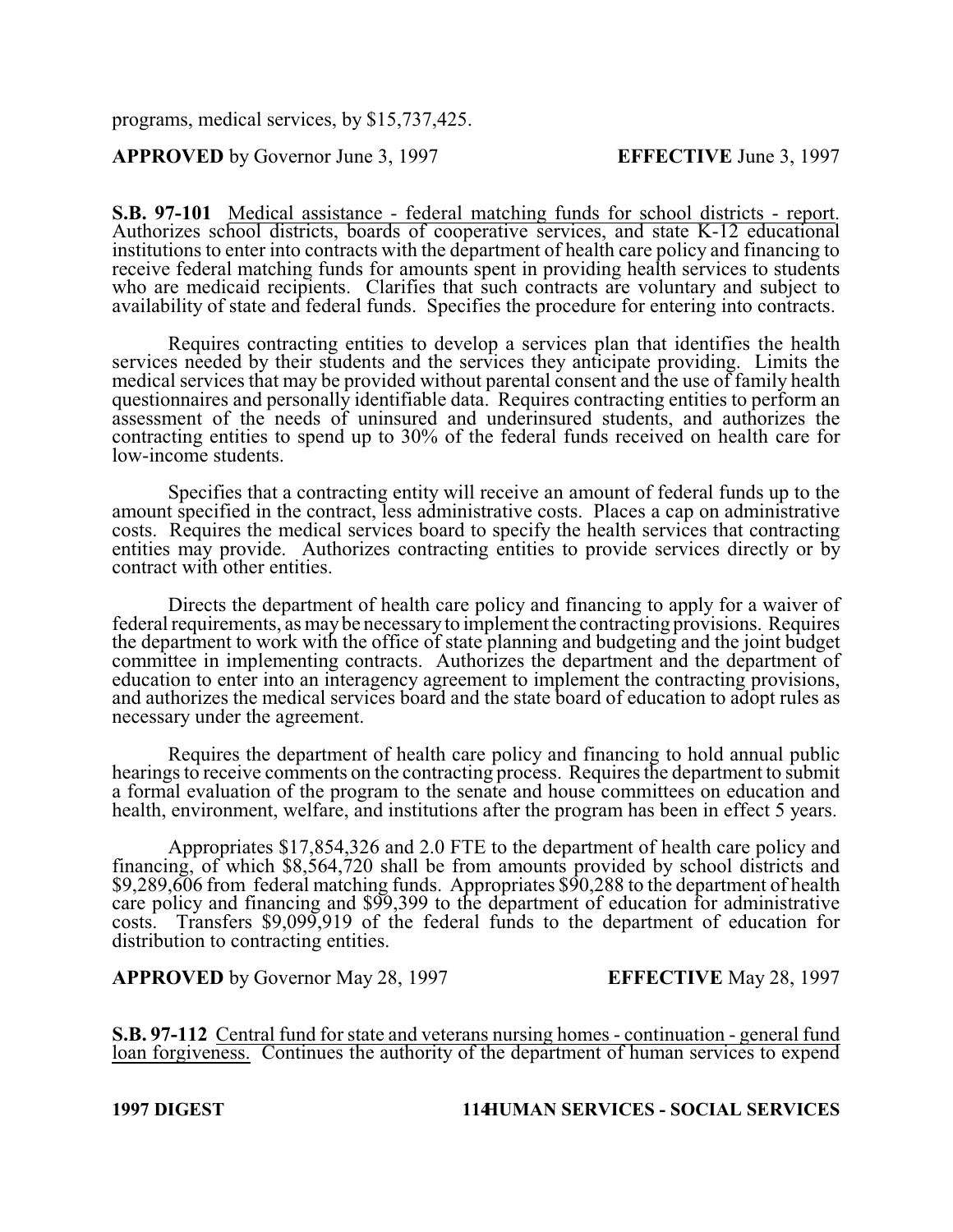programs, medical services, by $15,737,425.

**APPROVED** by Governor June 3, 1997 **EFFECTIVE** June 3, 1997

**S.B. 97-101** Medical assistance - federal matching funds for school districts - report. Authorizes school districts, boards of cooperative services, and state K-12 educational institutions to enter into contracts with the department of health care policy and financing to receive federal matching funds for amounts spent in providing health services to students who are medicaid recipients. Clarifies that such contracts are voluntary and subject to availability of state and federal funds. Specifies the procedure for entering into contracts.

Requires contracting entities to develop a services plan that identifies the health services needed by their students and the services they anticipate providing. Limits the medical services that may be provided without parental consent and the use of family health questionnaires and personally identifiable data. Requires contracting entities to perform an assessment of the needs of uninsured and underinsured students, and authorizes the contracting entities to spend up to 30% of the federal funds received on health care for low-income students.

Specifies that a contracting entity will receive an amount of federal funds up to the amount specified in the contract, less administrative costs. Places a cap on administrative costs. Requires the medical services board to specify the health services that contracting entities may provide. Authorizes contracting entities to provide services directly or by contract with other entities.

Directs the department of health care policy and financing to apply for a waiver of federal requirements, as may be necessary to implement the contracting provisions. Requires the department to work with the office of state planning and budgeting and the joint budget committee in implementing contracts. Authorizes the department and the department of education to enter into an interagency agreement to implement the contracting provisions, and authorizes the medical services board and the state board of education to adopt rules as necessary under the agreement.

Requires the department of health care policy and financing to hold annual public hearings to receive comments on the contracting process. Requires the department to submit a formal evaluation of the program to the senate and house committees on education and health, environment, welfare, and institutions after the program has been in effect 5 years.

Appropriates $17,854,326 and 2.0 FTE to the department of health care policy and financing, of which $8,564,720 shall be from amounts provided by school districts and $9,289,606 from federal matching funds. Appropriates $90,288 to the department of health care policy and financing and $99,399 to the department of education for administrative costs. Transfers $9,099,919 of the federal funds to the department of education for distribution to contracting entities.

**APPROVED** by Governor May 28, 1997 **EFFECTIVE** May 28, 1997

**S.B. 97-112** Central fund for state and veterans nursing homes - continuation - general fund loan forgiveness. Continues the authority of the department of human services to expend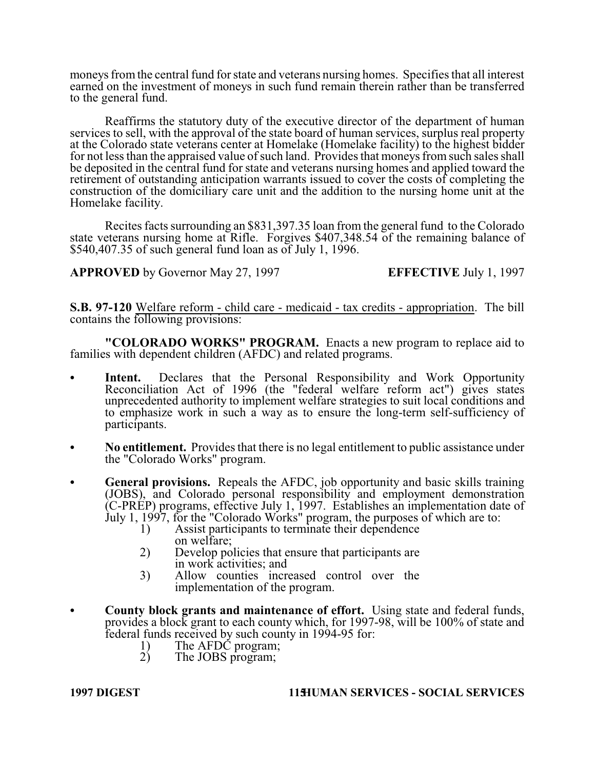moneys from the central fund for state and veterans nursing homes. Specifies that all interest earned on the investment of moneys in such fund remain therein rather than be transferred to the general fund.

Reaffirms the statutory duty of the executive director of the department of human services to sell, with the approval of the state board of human services, surplus real property at the Colorado state veterans center at Homelake (Homelake facility) to the highest bidder for not less than the appraised value of such land. Provides that moneys from such sales shall be deposited in the central fund for state and veterans nursing homes and applied toward the retirement of outstanding anticipation warrants issued to cover the costs of completing the construction of the domiciliary care unit and the addition to the nursing home unit at the Homelake facility.

Recites facts surrounding an $831,397.35 loan from the general fund to the Colorado state veterans nursing home at Rifle. Forgives $407,348.54 of the remaining balance of $540,407.35 of such general fund loan as of July 1, 1996.

**APPROVED** by Governor May 27, 1997 **EFFECTIVE** July 1, 1997

**S.B. 97-120** Welfare reform - child care - medicaid - tax credits - appropriation. The bill contains the following provisions:

**"COLORADO WORKS" PROGRAM.** Enacts a new program to replace aid to families with dependent children (AFDC) and related programs.

- **Intent.** Declares that the Personal Responsibility and Work Opportunity Reconciliation Act of 1996 (the "federal welfare reform act") gives states unprecedented authority to implement welfare strategies to suit local conditions and to emphasize work in such a way as to ensure the long-term self-sufficiency of participants.
- **No entitlement.** Provides that there is no legal entitlement to public assistance under the "Colorado Works" program.
- **General provisions.** Repeals the AFDC, job opportunity and basic skills training (JOBS), and Colorado personal responsibility and employment demonstration (C-PREP) programs, effective July 1, 1997. Establishes an implementation date of July 1, 1997, for the "Colorado Works" program, the purposes of which are to:
  1) Assist participants to terminate their dependence on welfare;
  2) Develop policies that ensure that participants are in work activities; and
  3) Allow counties increased control over the implementation of the program.
- **County block grants and maintenance of effort.** Using state and federal funds, provides a block grant to each county which, for 1997-98, will be 100% of state and federal funds received by such county in 1994-95 for:
  1) The AFDC program;
  2) The JOBS program;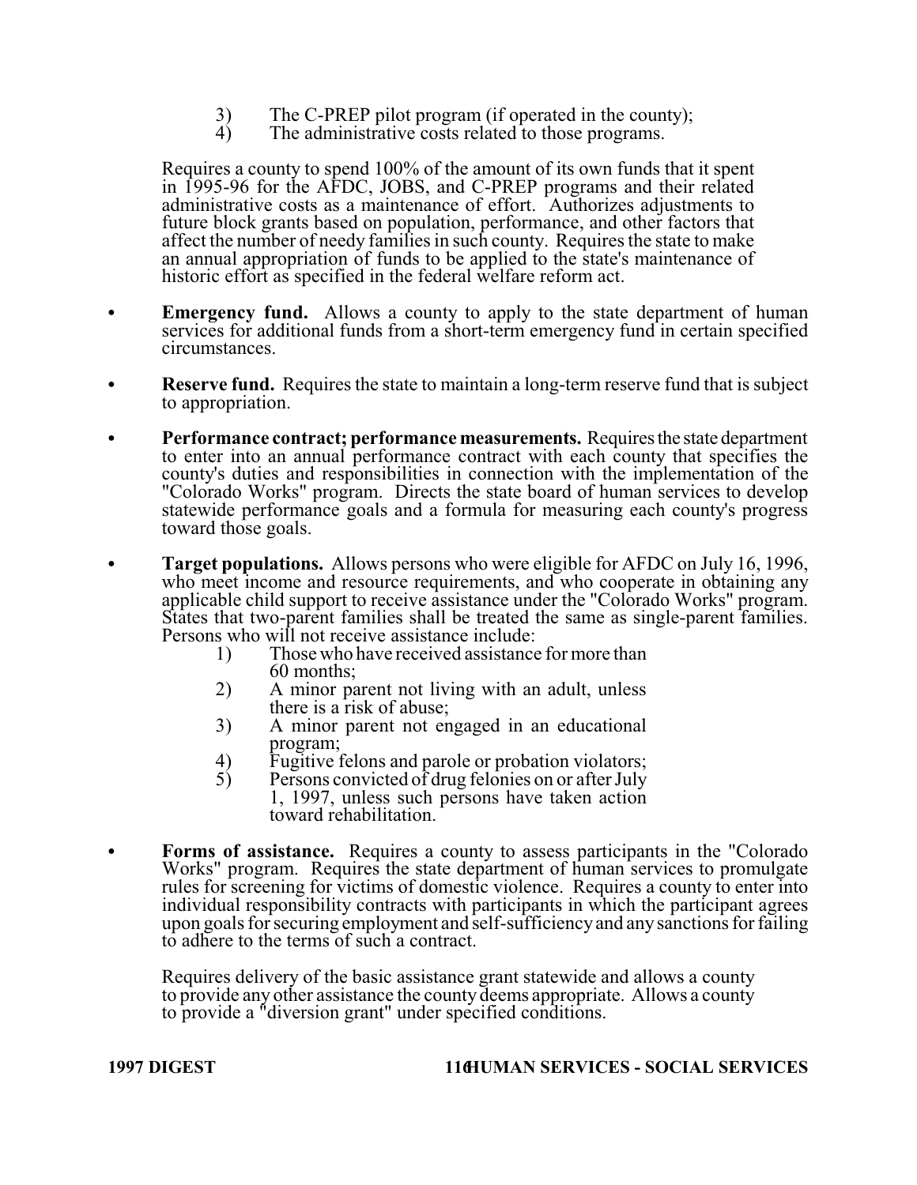3) The C-PREP pilot program (if operated in the county);
4) The administrative costs related to those programs.

Requires a county to spend 100% of the amount of its own funds that it spent in 1995-96 for the AFDC, JOBS, and C-PREP programs and their related administrative costs as a maintenance of effort. Authorizes adjustments to future block grants based on population, performance, and other factors that affect the number of needy families in such county. Requires the state to make an annual appropriation of funds to be applied to the state's maintenance of historic effort as specified in the federal welfare reform act.

- **Emergency fund.** Allows a county to apply to the state department of human services for additional funds from a short-term emergency fund in certain specified circumstances.

- **Reserve fund.** Requires the state to maintain a long-term reserve fund that is subject to appropriation.

- **Performance contract; performance measurements.** Requires the state department to enter into an annual performance contract with each county that specifies the county's duties and responsibilities in connection with the implementation of the "Colorado Works" program. Directs the state board of human services to develop statewide performance goals and a formula for measuring each county's progress toward those goals.

- **Target populations.** Allows persons who were eligible for AFDC on July 16, 1996, who meet income and resource requirements, and who cooperate in obtaining any applicable child support to receive assistance under the "Colorado Works" program. States that two-parent families shall be treated the same as single-parent families. Persons who will not receive assistance include:
  1) Those who have received assistance for more than 60 months;
  2) A minor parent not living with an adult, unless there is a risk of abuse;
  3) A minor parent not engaged in an educational program;
  4) Fugitive felons and parole or probation violators;
  5) Persons convicted of drug felonies on or after July 1, 1997, unless such persons have taken action toward rehabilitation.

- **Forms of assistance.** Requires a county to assess participants in the "Colorado Works" program. Requires the state department of human services to promulgate rules for screening for victims of domestic violence. Requires a county to enter into individual responsibility contracts with participants in which the participant agrees upon goals for securing employment and self-sufficiency and any sanctions for failing to adhere to the terms of such a contract.

  Requires delivery of the basic assistance grant statewide and allows a county to provide any other assistance the county deems appropriate. Allows a county to provide a "diversion grant" under specified conditions.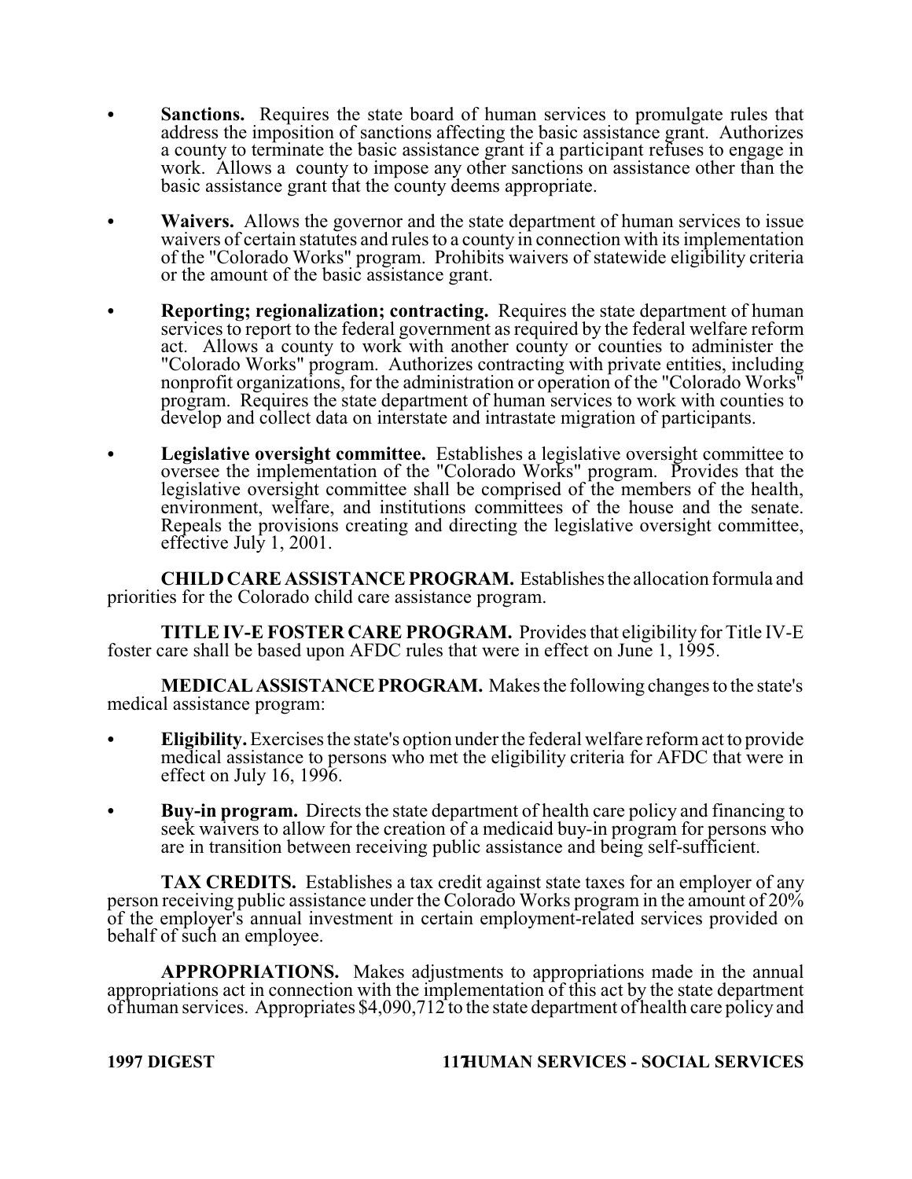- **Sanctions.** Requires the state board of human services to promulgate rules that address the imposition of sanctions affecting the basic assistance grant. Authorizes a county to terminate the basic assistance grant if a participant refuses to engage in work. Allows a county to impose any other sanctions on assistance other than the basic assistance grant that the county deems appropriate.

- **Waivers.** Allows the governor and the state department of human services to issue waivers of certain statutes and rules to a county in connection with its implementation of the "Colorado Works" program. Prohibits waivers of statewide eligibility criteria or the amount of the basic assistance grant.

- **Reporting; regionalization; contracting.** Requires the state department of human services to report to the federal government as required by the federal welfare reform act. Allows a county to work with another county or counties to administer the "Colorado Works" program. Authorizes contracting with private entities, including nonprofit organizations, for the administration or operation of the "Colorado Works" program. Requires the state department of human services to work with counties to develop and collect data on interstate and intrastate migration of participants.

- **Legislative oversight committee.** Establishes a legislative oversight committee to oversee the implementation of the "Colorado Works" program. Provides that the legislative oversight committee shall be comprised of the members of the health, environment, welfare, and institutions committees of the house and the senate. Repeals the provisions creating and directing the legislative oversight committee, effective July 1, 2001.

**CHILD CARE ASSISTANCE PROGRAM.** Establishes the allocation formula and priorities for the Colorado child care assistance program.

**TITLE IV-E FOSTER CARE PROGRAM.** Provides that eligibility for Title IV-E foster care shall be based upon AFDC rules that were in effect on June 1, 1995.

**MEDICAL ASSISTANCE PROGRAM.** Makes the following changes to the state's medical assistance program:

- **Eligibility.** Exercises the state's option under the federal welfare reform act to provide medical assistance to persons who met the eligibility criteria for AFDC that were in effect on July 16, 1996.

- **Buy-in program.** Directs the state department of health care policy and financing to seek waivers to allow for the creation of a medicaid buy-in program for persons who are in transition between receiving public assistance and being self-sufficient.

**TAX CREDITS.** Establishes a tax credit against state taxes for an employer of any person receiving public assistance under the Colorado Works program in the amount of 20% of the employer's annual investment in certain employment-related services provided on behalf of such an employee.

**APPROPRIATIONS.** Makes adjustments to appropriations made in the annual appropriations act in connection with the implementation of this act by the state department of human services. Appropriates $4,090,712 to the state department of health care policy and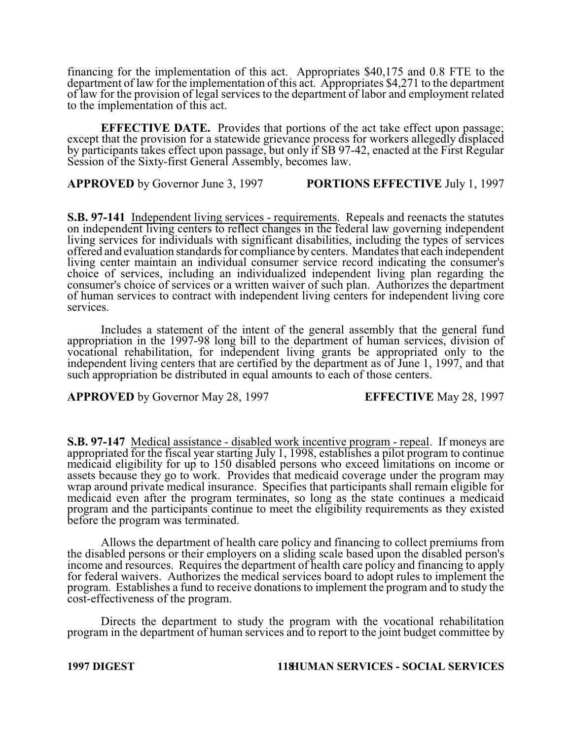financing for the implementation of this act. Appropriates $40,175 and 0.8 FTE to the department of law for the implementation of this act. Appropriates $4,271 to the department of law for the provision of legal services to the department of labor and employment related to the implementation of this act.

**EFFECTIVE DATE.** Provides that portions of the act take effect upon passage; except that the provision for a statewide grievance process for workers allegedly displaced by participants takes effect upon passage, but only if SB 97-42, enacted at the First Regular Session of the Sixty-first General Assembly, becomes law.

**APPROVED** by Governor June 3, 1997 **PORTIONS EFFECTIVE** July 1, 1997

**S.B. 97-141** Independent living services - requirements. Repeals and reenacts the statutes on independent living centers to reflect changes in the federal law governing independent living services for individuals with significant disabilities, including the types of services offered and evaluation standards for compliance by centers. Mandates that each independent living center maintain an individual consumer service record indicating the consumer's choice of services, including an individualized independent living plan regarding the consumer's choice of services or a written waiver of such plan. Authorizes the department of human services to contract with independent living centers for independent living core services.

Includes a statement of the intent of the general assembly that the general fund appropriation in the 1997-98 long bill to the department of human services, division of vocational rehabilitation, for independent living grants be appropriated only to the independent living centers that are certified by the department as of June 1, 1997, and that such appropriation be distributed in equal amounts to each of those centers.

**APPROVED** by Governor May 28, 1997 **EFFECTIVE** May 28, 1997

**S.B. 97-147** Medical assistance - disabled work incentive program - repeal. If moneys are appropriated for the fiscal year starting July 1, 1998, establishes a pilot program to continue medicaid eligibility for up to 150 disabled persons who exceed limitations on income or assets because they go to work. Provides that medicaid coverage under the program may wrap around private medical insurance. Specifies that participants shall remain eligible for medicaid even after the program terminates, so long as the state continues a medicaid program and the participants continue to meet the eligibility requirements as they existed before the program was terminated.

Allows the department of health care policy and financing to collect premiums from the disabled persons or their employers on a sliding scale based upon the disabled person's income and resources. Requires the department of health care policy and financing to apply for federal waivers. Authorizes the medical services board to adopt rules to implement the program. Establishes a fund to receive donations to implement the program and to study the cost-effectiveness of the program.

Directs the department to study the program with the vocational rehabilitation program in the department of human services and to report to the joint budget committee by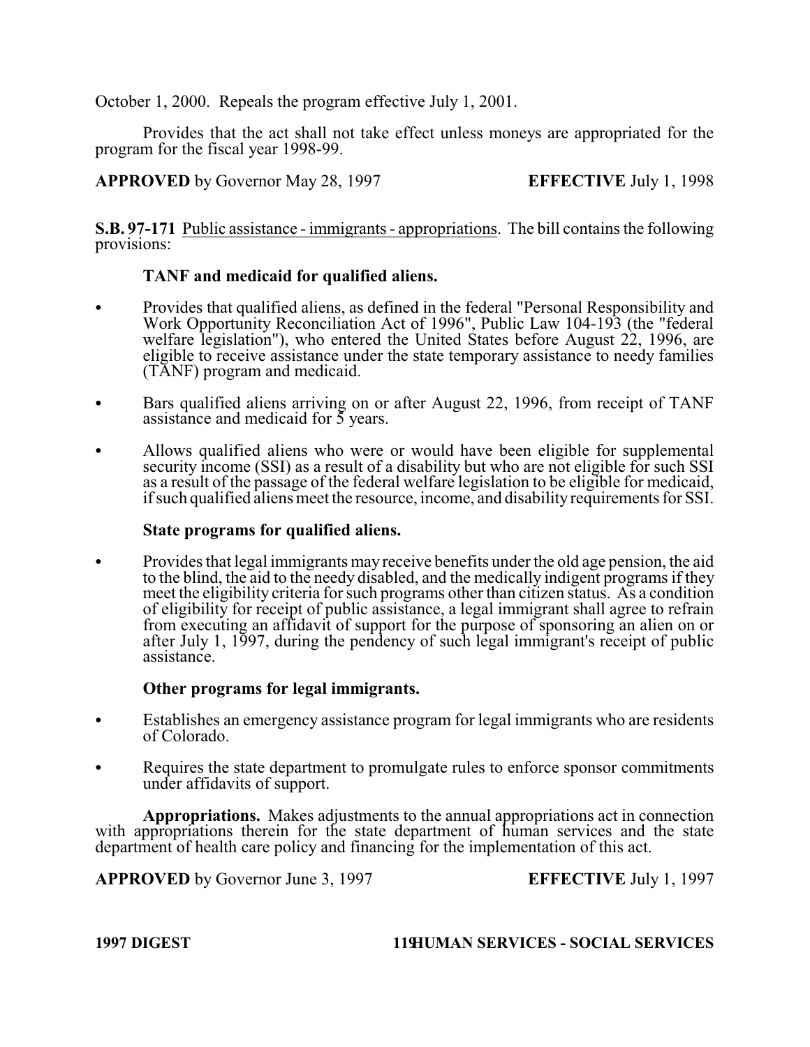October 1, 2000. Repeals the program effective July 1, 2001.

Provides that the act shall not take effect unless moneys are appropriated for the program for the fiscal year 1998-99.

**APPROVED** by Governor May 28, 1997 **EFFECTIVE** July 1, 1998

**S.B. 97-171** Public assistance - immigrants - appropriations. The bill contains the following provisions:

**TANF and medicaid for qualified aliens.**

- Provides that qualified aliens, as defined in the federal "Personal Responsibility and Work Opportunity Reconciliation Act of 1996", Public Law 104-193 (the "federal welfare legislation"), who entered the United States before August 22, 1996, are eligible to receive assistance under the state temporary assistance to needy families (TANF) program and medicaid.
- Bars qualified aliens arriving on or after August 22, 1996, from receipt of TANF assistance and medicaid for 5 years.
- Allows qualified aliens who were or would have been eligible for supplemental security income (SSI) as a result of a disability but who are not eligible for such SSI as a result of the passage of the federal welfare legislation to be eligible for medicaid, if such qualified aliens meet the resource, income, and disability requirements for SSI.

**State programs for qualified aliens.**

- Provides that legal immigrants may receive benefits under the old age pension, the aid to the blind, the aid to the needy disabled, and the medically indigent programs if they meet the eligibility criteria for such programs other than citizen status. As a condition of eligibility for receipt of public assistance, a legal immigrant shall agree to refrain from executing an affidavit of support for the purpose of sponsoring an alien on or after July 1, 1997, during the pendency of such legal immigrant's receipt of public assistance.

**Other programs for legal immigrants.**

- Establishes an emergency assistance program for legal immigrants who are residents of Colorado.
- Requires the state department to promulgate rules to enforce sponsor commitments under affidavits of support.

**Appropriations.** Makes adjustments to the annual appropriations act in connection with appropriations therein for the state department of human services and the state department of health care policy and financing for the implementation of this act.

**APPROVED** by Governor June 3, 1997 **EFFECTIVE** July 1, 1997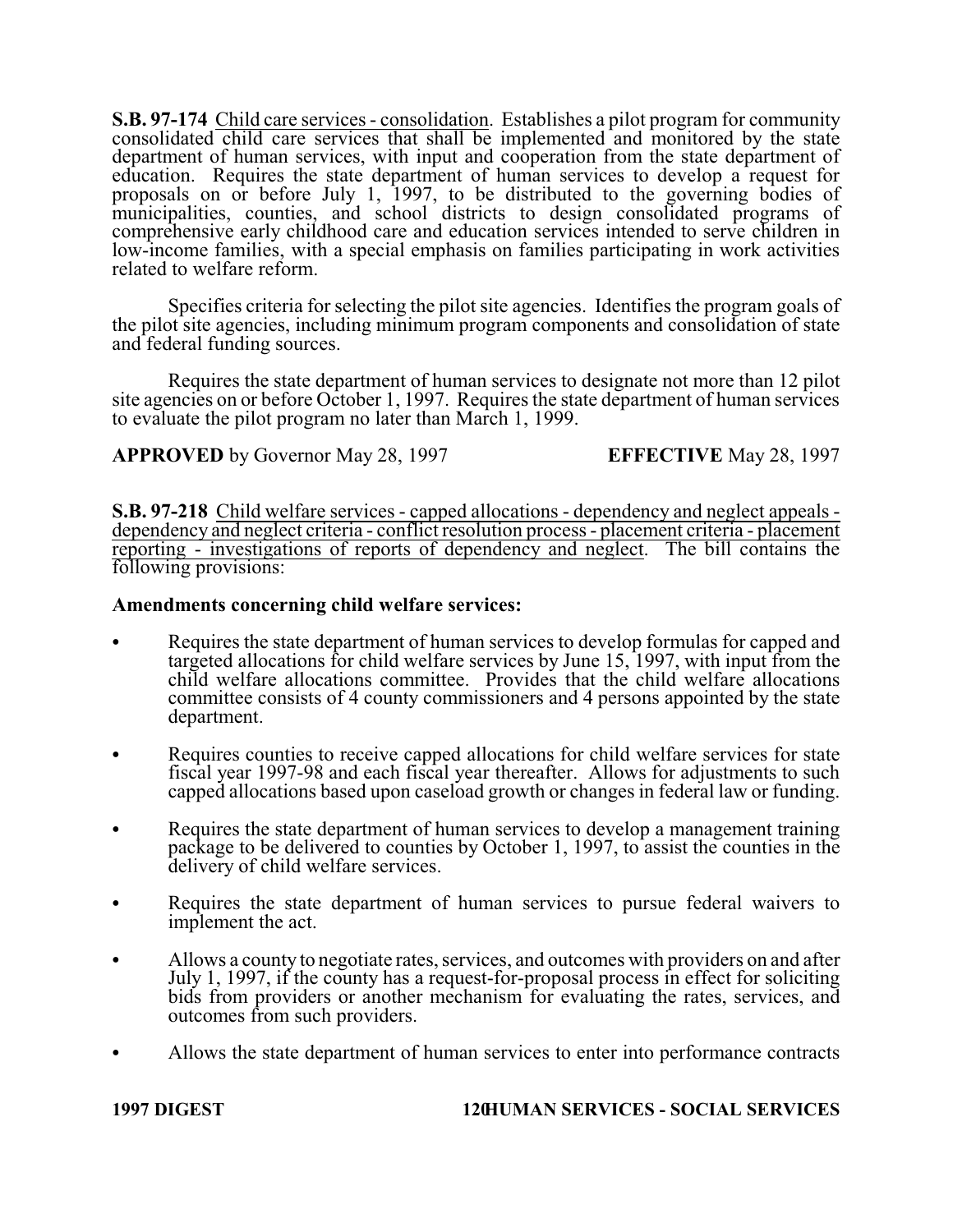**S.B. 97-174** Child care services - consolidation. Establishes a pilot program for community consolidated child care services that shall be implemented and monitored by the state department of human services, with input and cooperation from the state department of education. Requires the state department of human services to develop a request for proposals on or before July 1, 1997, to be distributed to the governing bodies of municipalities, counties, and school districts to design consolidated programs of comprehensive early childhood care and education services intended to serve children in low-income families, with a special emphasis on families participating in work activities related to welfare reform.

Specifies criteria for selecting the pilot site agencies. Identifies the program goals of the pilot site agencies, including minimum program components and consolidation of state and federal funding sources.

Requires the state department of human services to designate not more than 12 pilot site agencies on or before October 1, 1997. Requires the state department of human services to evaluate the pilot program no later than March 1, 1999.

**APPROVED** by Governor May 28, 1997 **EFFECTIVE** May 28, 1997

**S.B. 97-218** Child welfare services - capped allocations - dependency and neglect appeals - dependency and neglect criteria - conflict resolution process - placement criteria - placement reporting - investigations of reports of dependency and neglect. The bill contains the following provisions:

**Amendments concerning child welfare services:**

- Requires the state department of human services to develop formulas for capped and targeted allocations for child welfare services by June 15, 1997, with input from the child welfare allocations committee. Provides that the child welfare allocations committee consists of 4 county commissioners and 4 persons appointed by the state department.
- Requires counties to receive capped allocations for child welfare services for state fiscal year 1997-98 and each fiscal year thereafter. Allows for adjustments to such capped allocations based upon caseload growth or changes in federal law or funding.
- Requires the state department of human services to develop a management training package to be delivered to counties by October 1, 1997, to assist the counties in the delivery of child welfare services.
- Requires the state department of human services to pursue federal waivers to implement the act.
- Allows a county to negotiate rates, services, and outcomes with providers on and after July 1, 1997, if the county has a request-for-proposal process in effect for soliciting bids from providers or another mechanism for evaluating the rates, services, and outcomes from such providers.
- Allows the state department of human services to enter into performance contracts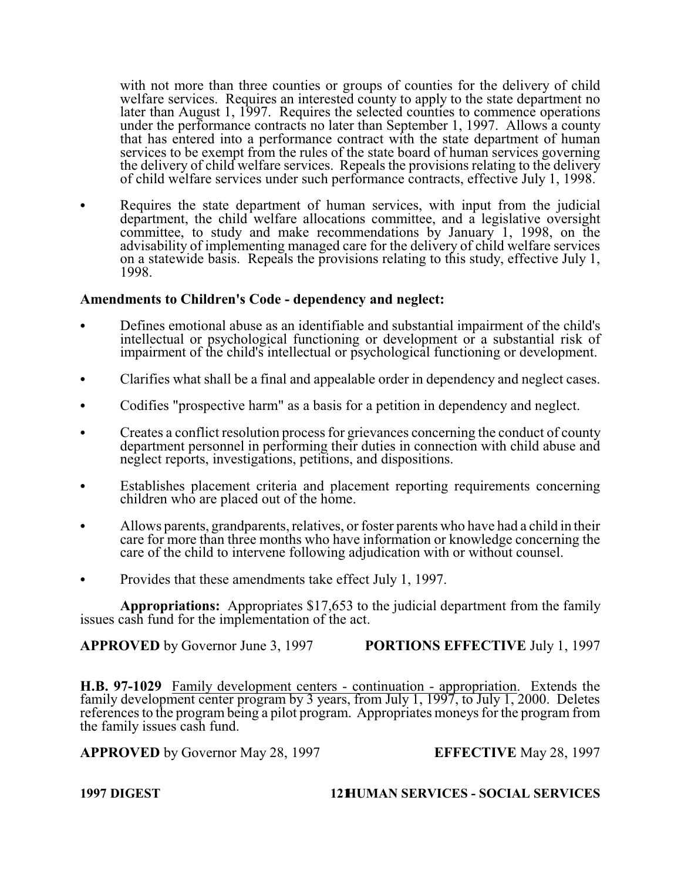with not more than three counties or groups of counties for the delivery of child welfare services. Requires an interested county to apply to the state department no later than August 1, 1997. Requires the selected counties to commence operations under the performance contracts no later than September 1, 1997. Allows a county that has entered into a performance contract with the state department of human services to be exempt from the rules of the state board of human services governing the delivery of child welfare services. Repeals the provisions relating to the delivery of child welfare services under such performance contracts, effective July 1, 1998.

- Requires the state department of human services, with input from the judicial department, the child welfare allocations committee, and a legislative oversight committee, to study and make recommendations by January 1, 1998, on the advisability of implementing managed care for the delivery of child welfare services on a statewide basis. Repeals the provisions relating to this study, effective July 1, 1998.

**Amendments to Children's Code - dependency and neglect:**

- Defines emotional abuse as an identifiable and substantial impairment of the child's intellectual or psychological functioning or development or a substantial risk of impairment of the child's intellectual or psychological functioning or development.
- Clarifies what shall be a final and appealable order in dependency and neglect cases.
- Codifies "prospective harm" as a basis for a petition in dependency and neglect.
- Creates a conflict resolution process for grievances concerning the conduct of county department personnel in performing their duties in connection with child abuse and neglect reports, investigations, petitions, and dispositions.
- Establishes placement criteria and placement reporting requirements concerning children who are placed out of the home.
- Allows parents, grandparents, relatives, or foster parents who have had a child in their care for more than three months who have information or knowledge concerning the care of the child to intervene following adjudication with or without counsel.
- Provides that these amendments take effect July 1, 1997.

**Appropriations:** Appropriates $17,653 to the judicial department from the family issues cash fund for the implementation of the act.

**APPROVED** by Governor June 3, 1997 **PORTIONS EFFECTIVE** July 1, 1997

**H.B. 97-1029** Family development centers - continuation - appropriation. Extends the family development center program by 3 years, from July 1, 1997, to July 1, 2000. Deletes references to the program being a pilot program. Appropriates moneys for the program from the family issues cash fund.

**APPROVED** by Governor May 28, 1997 **EFFECTIVE** May 28, 1997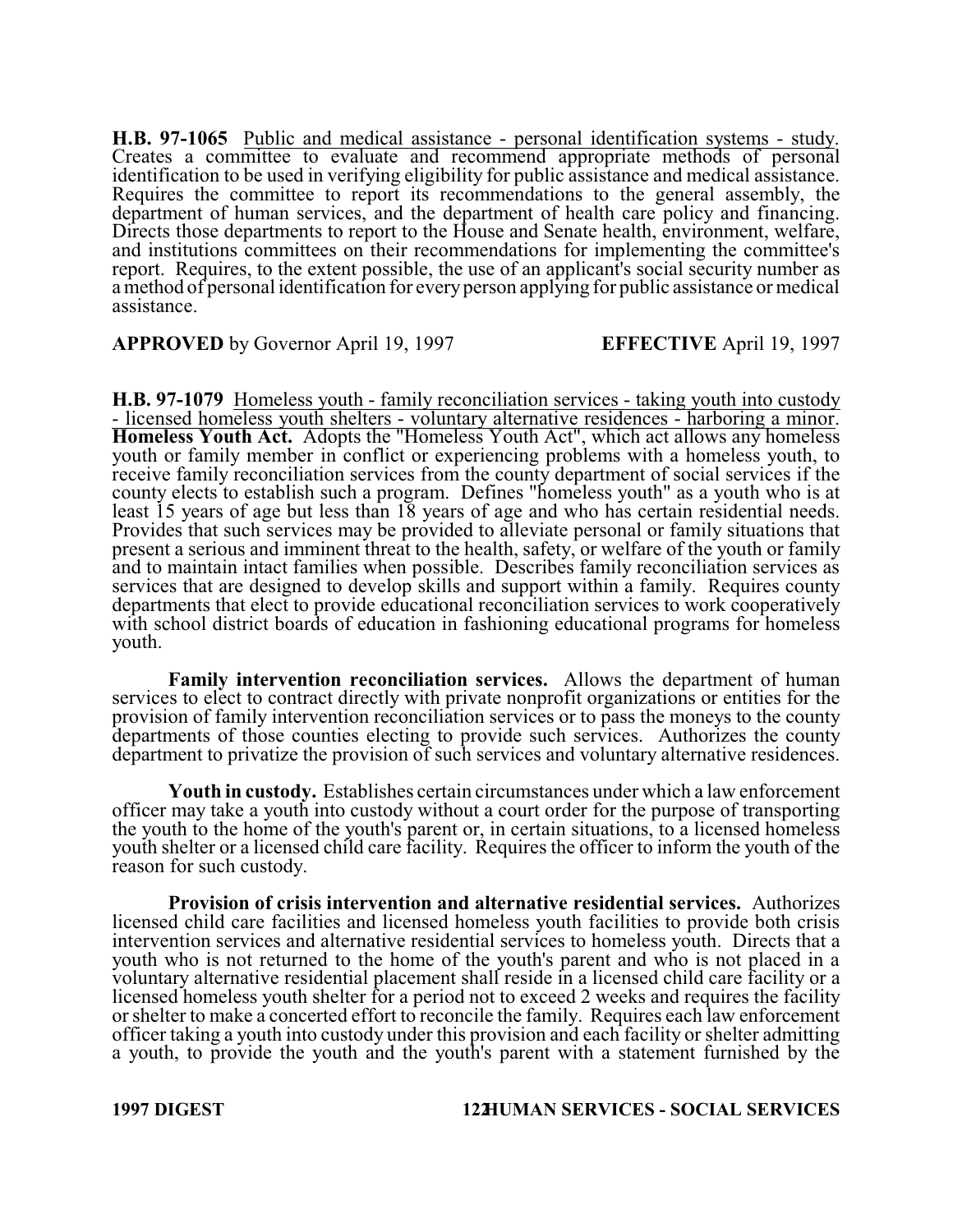**H.B. 97-1065** Public and medical assistance - personal identification systems - study. Creates a committee to evaluate and recommend appropriate methods of personal identification to be used in verifying eligibility for public assistance and medical assistance. Requires the committee to report its recommendations to the general assembly, the department of human services, and the department of health care policy and financing. Directs those departments to report to the House and Senate health, environment, welfare, and institutions committees on their recommendations for implementing the committee's report. Requires, to the extent possible, the use of an applicant's social security number as a method of personal identification for every person applying for public assistance or medical assistance.

**APPROVED** by Governor April 19, 1997 **EFFECTIVE** April 19, 1997

**H.B. 97-1079** Homeless youth - family reconciliation services - taking youth into custody - licensed homeless youth shelters - voluntary alternative residences - harboring a minor. **Homeless Youth Act.** Adopts the "Homeless Youth Act", which act allows any homeless youth or family member in conflict or experiencing problems with a homeless youth, to receive family reconciliation services from the county department of social services if the county elects to establish such a program. Defines "homeless youth" as a youth who is at least 15 years of age but less than 18 years of age and who has certain residential needs. Provides that such services may be provided to alleviate personal or family situations that present a serious and imminent threat to the health, safety, or welfare of the youth or family and to maintain intact families when possible. Describes family reconciliation services as services that are designed to develop skills and support within a family. Requires county departments that elect to provide educational reconciliation services to work cooperatively with school district boards of education in fashioning educational programs for homeless youth.

**Family intervention reconciliation services.** Allows the department of human services to elect to contract directly with private nonprofit organizations or entities for the provision of family intervention reconciliation services or to pass the moneys to the county departments of those counties electing to provide such services. Authorizes the county department to privatize the provision of such services and voluntary alternative residences.

**Youth in custody.** Establishes certain circumstances under which a law enforcement officer may take a youth into custody without a court order for the purpose of transporting the youth to the home of the youth's parent or, in certain situations, to a licensed homeless youth shelter or a licensed child care facility. Requires the officer to inform the youth of the reason for such custody.

**Provision of crisis intervention and alternative residential services.** Authorizes licensed child care facilities and licensed homeless youth facilities to provide both crisis intervention services and alternative residential services to homeless youth. Directs that a youth who is not returned to the home of the youth's parent and who is not placed in a voluntary alternative residential placement shall reside in a licensed child care facility or a licensed homeless youth shelter for a period not to exceed 2 weeks and requires the facility or shelter to make a concerted effort to reconcile the family. Requires each law enforcement officer taking a youth into custody under this provision and each facility or shelter admitting a youth, to provide the youth and the youth's parent with a statement furnished by the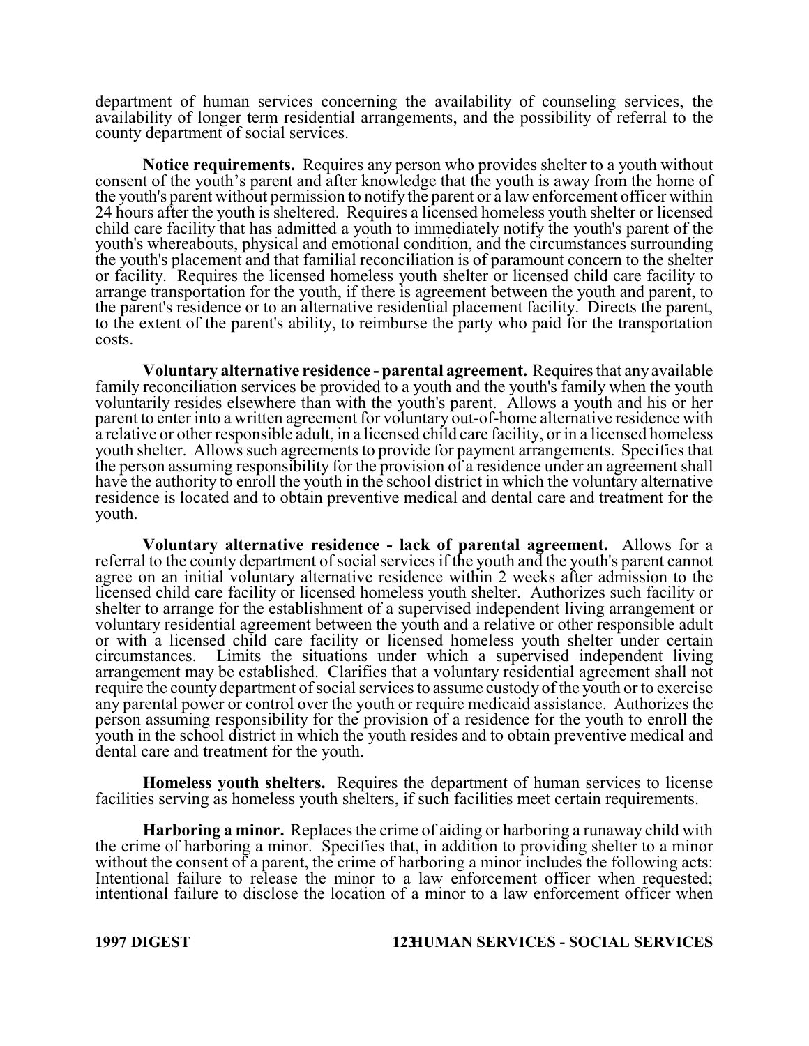department of human services concerning the availability of counseling services, the availability of longer term residential arrangements, and the possibility of referral to the county department of social services.

**Notice requirements.** Requires any person who provides shelter to a youth without consent of the youth's parent and after knowledge that the youth is away from the home of the youth's parent without permission to notify the parent or a law enforcement officer within 24 hours after the youth is sheltered. Requires a licensed homeless youth shelter or licensed child care facility that has admitted a youth to immediately notify the youth's parent of the youth's whereabouts, physical and emotional condition, and the circumstances surrounding the youth's placement and that familial reconciliation is of paramount concern to the shelter or facility. Requires the licensed homeless youth shelter or licensed child care facility to arrange transportation for the youth, if there is agreement between the youth and parent, to the parent's residence or to an alternative residential placement facility. Directs the parent, to the extent of the parent's ability, to reimburse the party who paid for the transportation costs.

**Voluntary alternative residence - parental agreement.** Requires that any available family reconciliation services be provided to a youth and the youth's family when the youth voluntarily resides elsewhere than with the youth's parent. Allows a youth and his or her parent to enter into a written agreement for voluntary out-of-home alternative residence with a relative or other responsible adult, in a licensed child care facility, or in a licensed homeless youth shelter. Allows such agreements to provide for payment arrangements. Specifies that the person assuming responsibility for the provision of a residence under an agreement shall have the authority to enroll the youth in the school district in which the voluntary alternative residence is located and to obtain preventive medical and dental care and treatment for the youth.

**Voluntary alternative residence - lack of parental agreement.** Allows for a referral to the county department of social services if the youth and the youth's parent cannot agree on an initial voluntary alternative residence within 2 weeks after admission to the licensed child care facility or licensed homeless youth shelter. Authorizes such facility or shelter to arrange for the establishment of a supervised independent living arrangement or voluntary residential agreement between the youth and a relative or other responsible adult or with a licensed child care facility or licensed homeless youth shelter under certain circumstances. Limits the situations under which a supervised independent living arrangement may be established. Clarifies that a voluntary residential agreement shall not require the county department of social services to assume custody of the youth or to exercise any parental power or control over the youth or require medicaid assistance. Authorizes the person assuming responsibility for the provision of a residence for the youth to enroll the youth in the school district in which the youth resides and to obtain preventive medical and dental care and treatment for the youth.

**Homeless youth shelters.** Requires the department of human services to license facilities serving as homeless youth shelters, if such facilities meet certain requirements.

**Harboring a minor.** Replaces the crime of aiding or harboring a runaway child with the crime of harboring a minor. Specifies that, in addition to providing shelter to a minor without the consent of a parent, the crime of harboring a minor includes the following acts: Intentional failure to release the minor to a law enforcement officer when requested; intentional failure to disclose the location of a minor to a law enforcement officer when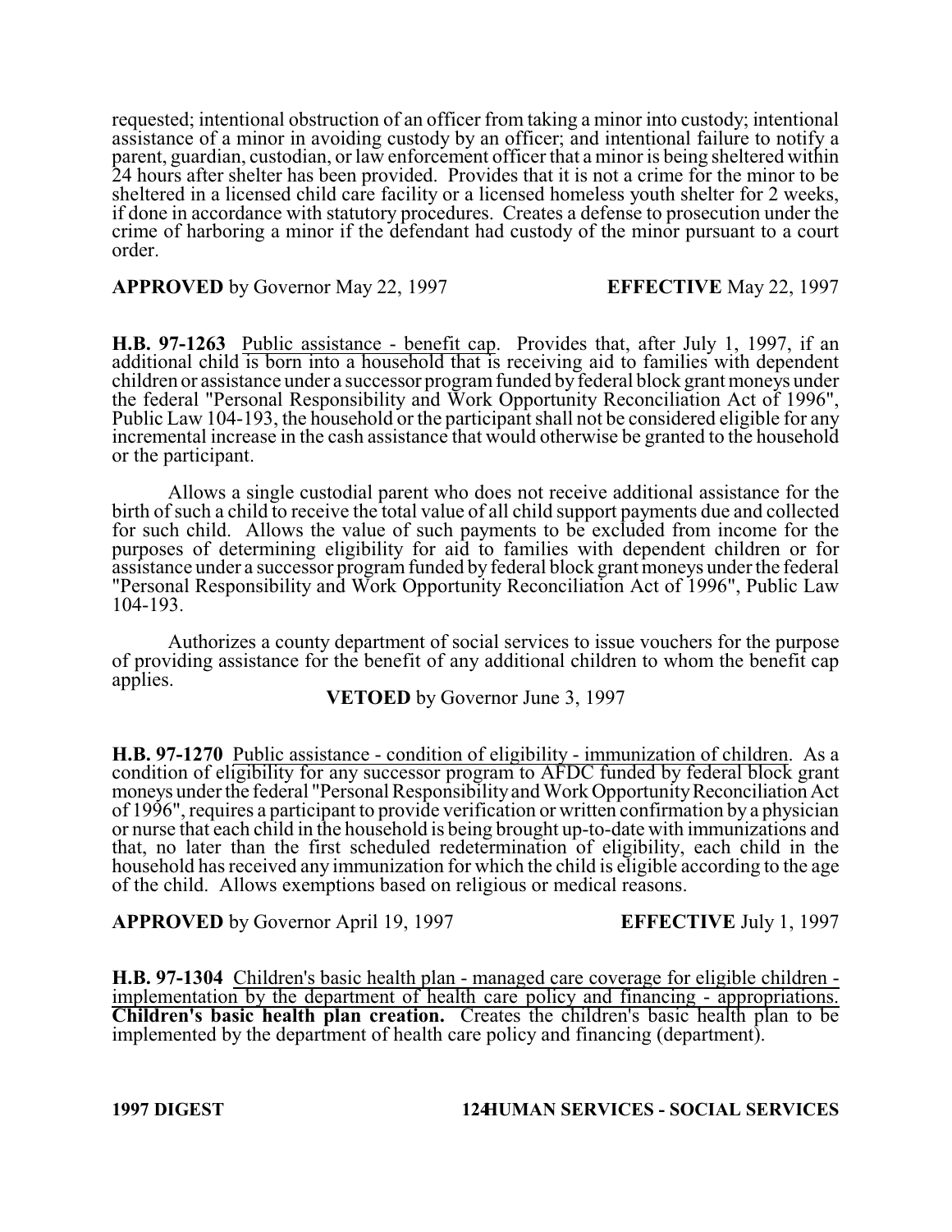requested; intentional obstruction of an officer from taking a minor into custody; intentional assistance of a minor in avoiding custody by an officer; and intentional failure to notify a parent, guardian, custodian, or law enforcement officer that a minor is being sheltered within 24 hours after shelter has been provided. Provides that it is not a crime for the minor to be sheltered in a licensed child care facility or a licensed homeless youth shelter for 2 weeks, if done in accordance with statutory procedures. Creates a defense to prosecution under the crime of harboring a minor if the defendant had custody of the minor pursuant to a court order.

**APPROVED** by Governor May 22, 1997 **EFFECTIVE** May 22, 1997

**H.B. 97-1263** Public assistance - benefit cap. Provides that, after July 1, 1997, if an additional child is born into a household that is receiving aid to families with dependent children or assistance under a successor program funded by federal block grant moneys under the federal "Personal Responsibility and Work Opportunity Reconciliation Act of 1996", Public Law 104-193, the household or the participant shall not be considered eligible for any incremental increase in the cash assistance that would otherwise be granted to the household or the participant.

Allows a single custodial parent who does not receive additional assistance for the birth of such a child to receive the total value of all child support payments due and collected for such child. Allows the value of such payments to be excluded from income for the purposes of determining eligibility for aid to families with dependent children or for assistance under a successor program funded by federal block grant moneys under the federal "Personal Responsibility and Work Opportunity Reconciliation Act of 1996", Public Law 104-193.

Authorizes a county department of social services to issue vouchers for the purpose of providing assistance for the benefit of any additional children to whom the benefit cap applies.

**VETOED** by Governor June 3, 1997

**H.B. 97-1270** Public assistance - condition of eligibility - immunization of children. As a condition of eligibility for any successor program to AFDC funded by federal block grant moneys under the federal "Personal Responsibility and Work Opportunity Reconciliation Act of 1996", requires a participant to provide verification or written confirmation by a physician or nurse that each child in the household is being brought up-to-date with immunizations and that, no later than the first scheduled redetermination of eligibility, each child in the household has received any immunization for which the child is eligible according to the age of the child. Allows exemptions based on religious or medical reasons.

**APPROVED** by Governor April 19, 1997 **EFFECTIVE** July 1, 1997

**H.B. 97-1304** Children's basic health plan - managed care coverage for eligible children - implementation by the department of health care policy and financing - appropriations. **Children's basic health plan creation.** Creates the children's basic health plan to be implemented by the department of health care policy and financing (department).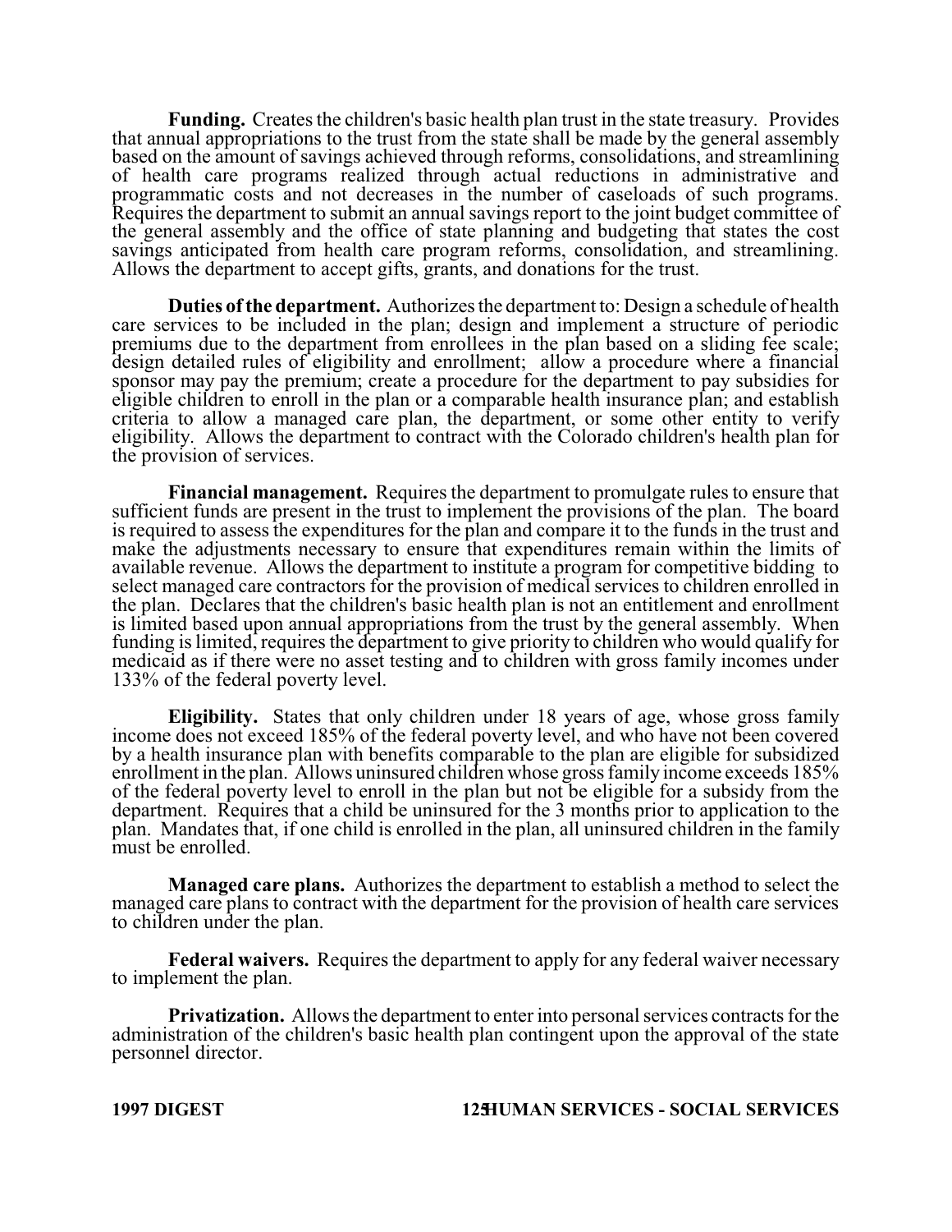**Funding.** Creates the children's basic health plan trust in the state treasury. Provides that annual appropriations to the trust from the state shall be made by the general assembly based on the amount of savings achieved through reforms, consolidations, and streamlining of health care programs realized through actual reductions in administrative and programmatic costs and not decreases in the number of caseloads of such programs. Requires the department to submit an annual savings report to the joint budget committee of the general assembly and the office of state planning and budgeting that states the cost savings anticipated from health care program reforms, consolidation, and streamlining. Allows the department to accept gifts, grants, and donations for the trust.

**Duties of the department.** Authorizes the department to: Design a schedule of health care services to be included in the plan; design and implement a structure of periodic premiums due to the department from enrollees in the plan based on a sliding fee scale; design detailed rules of eligibility and enrollment; allow a procedure where a financial sponsor may pay the premium; create a procedure for the department to pay subsidies for eligible children to enroll in the plan or a comparable health insurance plan; and establish criteria to allow a managed care plan, the department, or some other entity to verify eligibility. Allows the department to contract with the Colorado children's health plan for the provision of services.

**Financial management.** Requires the department to promulgate rules to ensure that sufficient funds are present in the trust to implement the provisions of the plan. The board is required to assess the expenditures for the plan and compare it to the funds in the trust and make the adjustments necessary to ensure that expenditures remain within the limits of available revenue. Allows the department to institute a program for competitive bidding to select managed care contractors for the provision of medical services to children enrolled in the plan. Declares that the children's basic health plan is not an entitlement and enrollment is limited based upon annual appropriations from the trust by the general assembly. When funding is limited, requires the department to give priority to children who would qualify for medicaid as if there were no asset testing and to children with gross family incomes under 133% of the federal poverty level.

**Eligibility.** States that only children under 18 years of age, whose gross family income does not exceed 185% of the federal poverty level, and who have not been covered by a health insurance plan with benefits comparable to the plan are eligible for subsidized enrollment in the plan. Allows uninsured children whose gross family income exceeds 185% of the federal poverty level to enroll in the plan but not be eligible for a subsidy from the department. Requires that a child be uninsured for the 3 months prior to application to the plan. Mandates that, if one child is enrolled in the plan, all uninsured children in the family must be enrolled.

**Managed care plans.** Authorizes the department to establish a method to select the managed care plans to contract with the department for the provision of health care services to children under the plan.

**Federal waivers.** Requires the department to apply for any federal waiver necessary to implement the plan.

**Privatization.** Allows the department to enter into personal services contracts for the administration of the children's basic health plan contingent upon the approval of the state personnel director.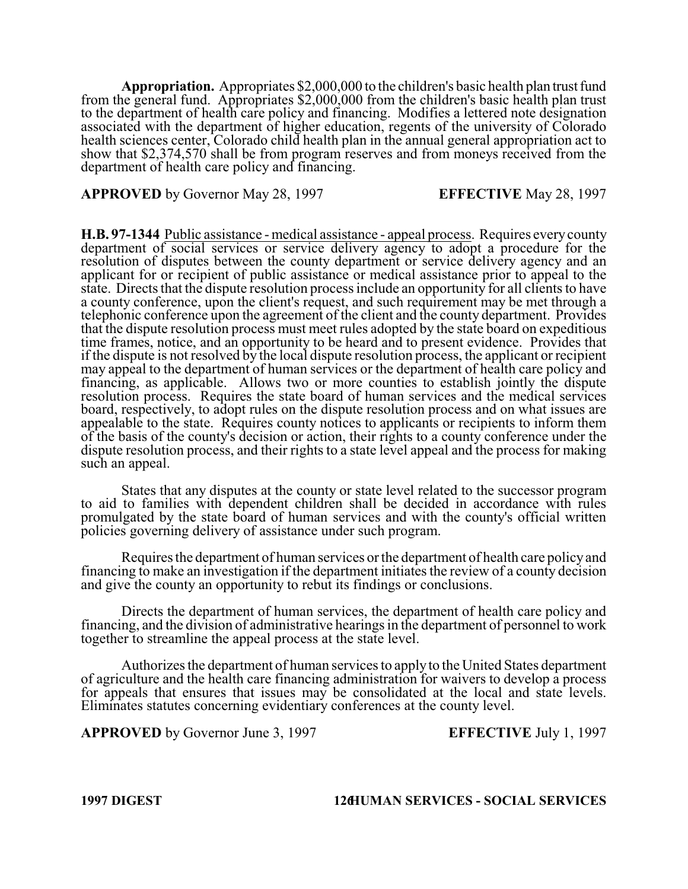**Appropriation.** Appropriates $2,000,000 to the children's basic health plan trust fund from the general fund. Appropriates $2,000,000 from the children's basic health plan trust to the department of health care policy and financing. Modifies a lettered note designation associated with the department of higher education, regents of the university of Colorado health sciences center, Colorado child health plan in the annual general appropriation act to show that $2,374,570 shall be from program reserves and from moneys received from the department of health care policy and financing.

**APPROVED** by Governor May 28, 1997 **EFFECTIVE** May 28, 1997

**H.B. 97-1344** Public assistance - medical assistance - appeal process. Requires every county department of social services or service delivery agency to adopt a procedure for the resolution of disputes between the county department or service delivery agency and an applicant for or recipient of public assistance or medical assistance prior to appeal to the state. Directs that the dispute resolution process include an opportunity for all clients to have a county conference, upon the client's request, and such requirement may be met through a telephonic conference upon the agreement of the client and the county department. Provides that the dispute resolution process must meet rules adopted by the state board on expeditious time frames, notice, and an opportunity to be heard and to present evidence. Provides that if the dispute is not resolved by the local dispute resolution process, the applicant or recipient may appeal to the department of human services or the department of health care policy and financing, as applicable. Allows two or more counties to establish jointly the dispute resolution process. Requires the state board of human services and the medical services board, respectively, to adopt rules on the dispute resolution process and on what issues are appealable to the state. Requires county notices to applicants or recipients to inform them of the basis of the county's decision or action, their rights to a county conference under the dispute resolution process, and their rights to a state level appeal and the process for making such an appeal.

States that any disputes at the county or state level related to the successor program to aid to families with dependent children shall be decided in accordance with rules promulgated by the state board of human services and with the county's official written policies governing delivery of assistance under such program.

Requires the department of human services or the department of health care policy and financing to make an investigation if the department initiates the review of a county decision and give the county an opportunity to rebut its findings or conclusions.

Directs the department of human services, the department of health care policy and financing, and the division of administrative hearings in the department of personnel to work together to streamline the appeal process at the state level.

Authorizes the department of human services to apply to the United States department of agriculture and the health care financing administration for waivers to develop a process for appeals that ensures that issues may be consolidated at the local and state levels. Eliminates statutes concerning evidentiary conferences at the county level.

**APPROVED** by Governor June 3, 1997 **EFFECTIVE** July 1, 1997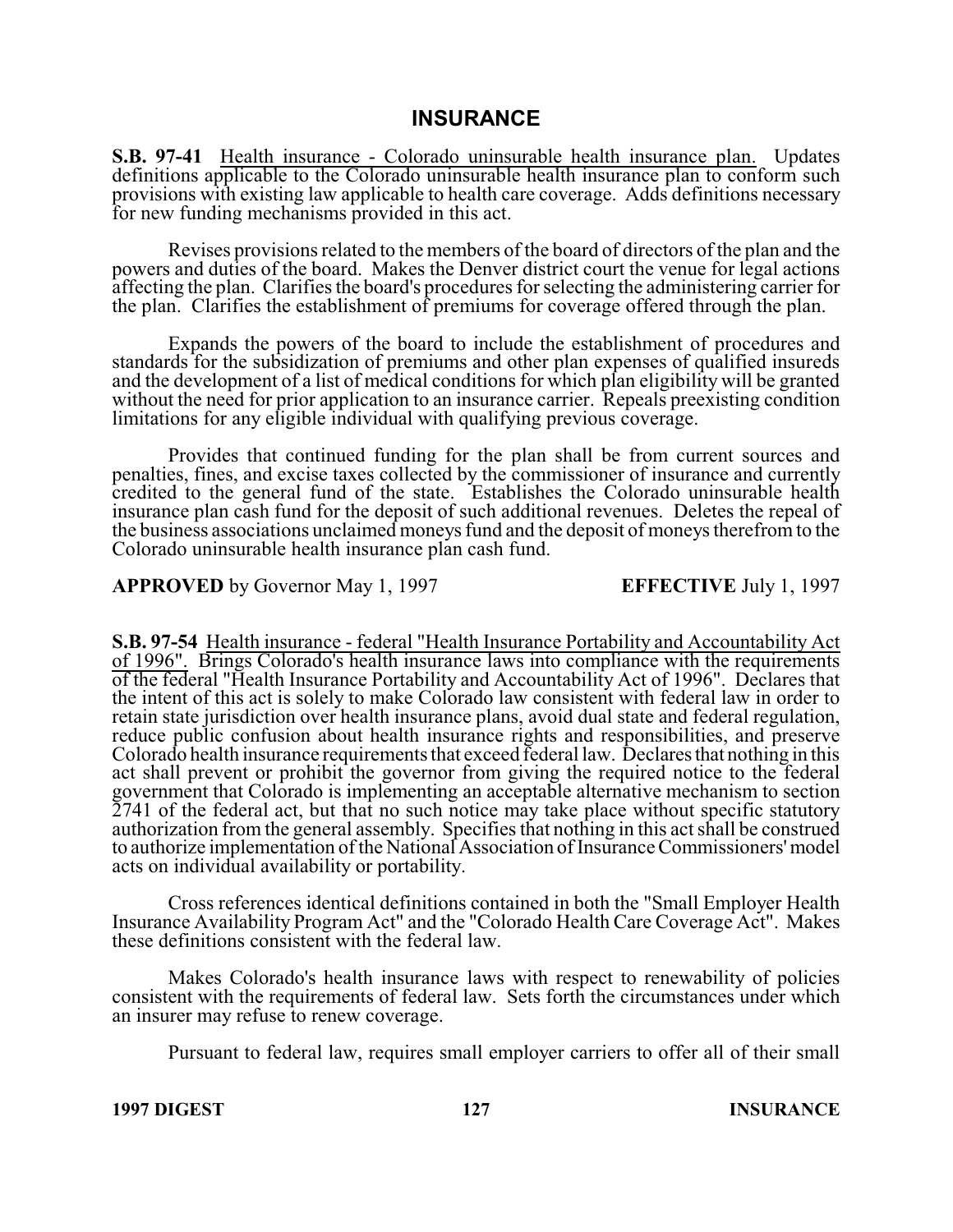# INSURANCE

**S.B. 97-41** Health insurance - Colorado uninsurable health insurance plan. Updates definitions applicable to the Colorado uninsurable health insurance plan to conform such provisions with existing law applicable to health care coverage. Adds definitions necessary for new funding mechanisms provided in this act.

Revises provisions related to the members of the board of directors of the plan and the powers and duties of the board. Makes the Denver district court the venue for legal actions affecting the plan. Clarifies the board's procedures for selecting the administering carrier for the plan. Clarifies the establishment of premiums for coverage offered through the plan.

Expands the powers of the board to include the establishment of procedures and standards for the subsidization of premiums and other plan expenses of qualified insureds and the development of a list of medical conditions for which plan eligibility will be granted without the need for prior application to an insurance carrier. Repeals preexisting condition limitations for any eligible individual with qualifying previous coverage.

Provides that continued funding for the plan shall be from current sources and penalties, fines, and excise taxes collected by the commissioner of insurance and currently credited to the general fund of the state. Establishes the Colorado uninsurable health insurance plan cash fund for the deposit of such additional revenues. Deletes the repeal of the business associations unclaimed moneys fund and the deposit of moneys therefrom to the Colorado uninsurable health insurance plan cash fund.

**APPROVED** by Governor May 1, 1997 **EFFECTIVE** July 1, 1997

**S.B. 97-54** Health insurance - federal "Health Insurance Portability and Accountability Act of 1996". Brings Colorado's health insurance laws into compliance with the requirements of the federal "Health Insurance Portability and Accountability Act of 1996". Declares that the intent of this act is solely to make Colorado law consistent with federal law in order to retain state jurisdiction over health insurance plans, avoid dual state and federal regulation, reduce public confusion about health insurance rights and responsibilities, and preserve Colorado health insurance requirements that exceed federal law. Declares that nothing in this act shall prevent or prohibit the governor from giving the required notice to the federal government that Colorado is implementing an acceptable alternative mechanism to section 2741 of the federal act, but that no such notice may take place without specific statutory authorization from the general assembly. Specifies that nothing in this act shall be construed to authorize implementation of the National Association of Insurance Commissioners' model acts on individual availability or portability.

Cross references identical definitions contained in both the "Small Employer Health Insurance Availability Program Act" and the "Colorado Health Care Coverage Act". Makes these definitions consistent with the federal law.

Makes Colorado's health insurance laws with respect to renewability of policies consistent with the requirements of federal law. Sets forth the circumstances under which an insurer may refuse to renew coverage.

Pursuant to federal law, requires small employer carriers to offer all of their small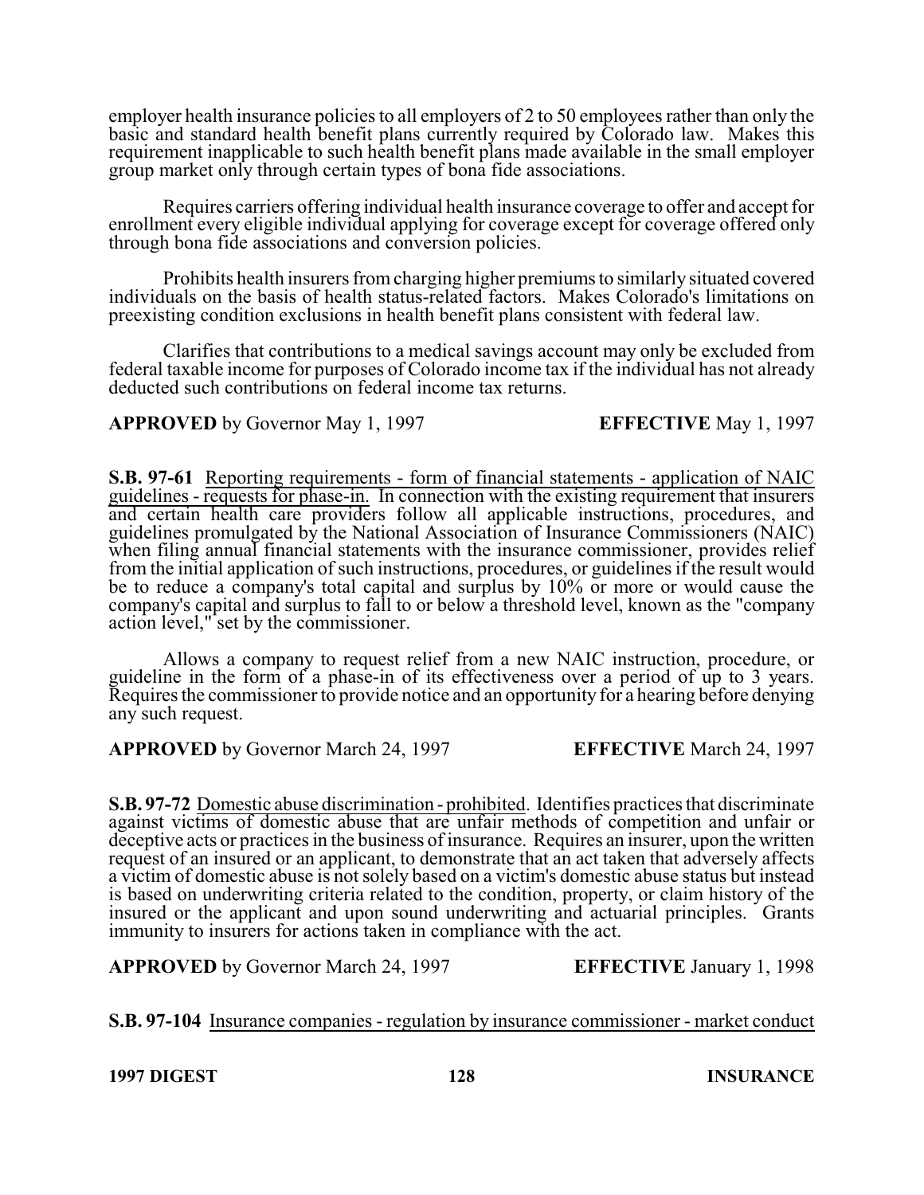employer health insurance policies to all employers of 2 to 50 employees rather than only the basic and standard health benefit plans currently required by Colorado law. Makes this requirement inapplicable to such health benefit plans made available in the small employer group market only through certain types of bona fide associations.

Requires carriers offering individual health insurance coverage to offer and accept for enrollment every eligible individual applying for coverage except for coverage offered only through bona fide associations and conversion policies.

Prohibits health insurers from charging higher premiums to similarly situated covered individuals on the basis of health status-related factors. Makes Colorado's limitations on preexisting condition exclusions in health benefit plans consistent with federal law.

Clarifies that contributions to a medical savings account may only be excluded from federal taxable income for purposes of Colorado income tax if the individual has not already deducted such contributions on federal income tax returns.

**APPROVED** by Governor May 1, 1997 **EFFECTIVE** May 1, 1997

**S.B. 97-61** Reporting requirements - form of financial statements - application of NAIC guidelines - requests for phase-in. In connection with the existing requirement that insurers and certain health care providers follow all applicable instructions, procedures, and guidelines promulgated by the National Association of Insurance Commissioners (NAIC) when filing annual financial statements with the insurance commissioner, provides relief from the initial application of such instructions, procedures, or guidelines if the result would be to reduce a company's total capital and surplus by 10% or more or would cause the company's capital and surplus to fall to or below a threshold level, known as the "company action level," set by the commissioner.

Allows a company to request relief from a new NAIC instruction, procedure, or guideline in the form of a phase-in of its effectiveness over a period of up to 3 years. Requires the commissioner to provide notice and an opportunity for a hearing before denying any such request.

**APPROVED** by Governor March 24, 1997 **EFFECTIVE** March 24, 1997

**S.B. 97-72** Domestic abuse discrimination - prohibited. Identifies practices that discriminate against victims of domestic abuse that are unfair methods of competition and unfair or deceptive acts or practices in the business of insurance. Requires an insurer, upon the written request of an insured or an applicant, to demonstrate that an act taken that adversely affects a victim of domestic abuse is not solely based on a victim's domestic abuse status but instead is based on underwriting criteria related to the condition, property, or claim history of the insured or the applicant and upon sound underwriting and actuarial principles. Grants immunity to insurers for actions taken in compliance with the act.

**APPROVED** by Governor March 24, 1997 **EFFECTIVE** January 1, 1998

**S.B. 97-104** Insurance companies - regulation by insurance commissioner - market conduct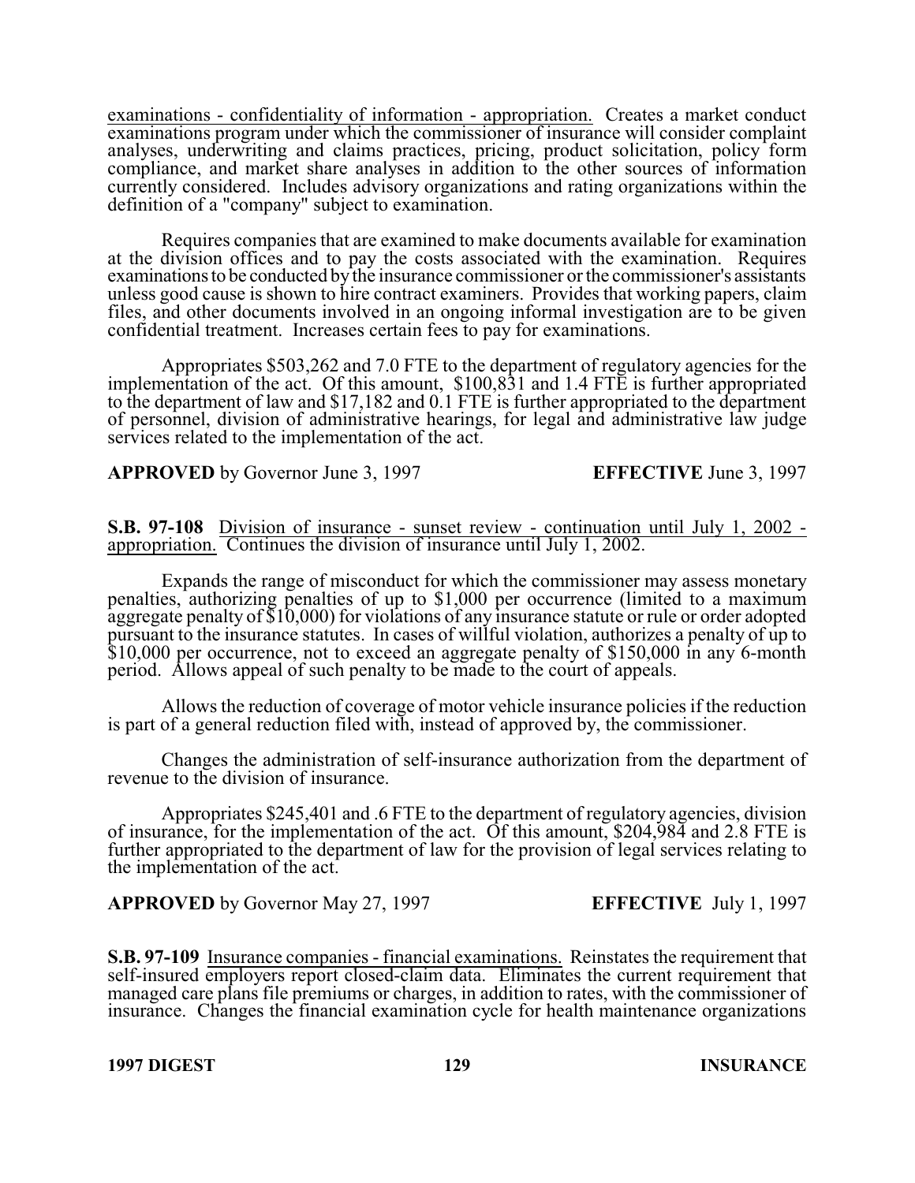examinations - confidentiality of information - appropriation. Creates a market conduct examinations program under which the commissioner of insurance will consider complaint analyses, underwriting and claims practices, pricing, product solicitation, policy form compliance, and market share analyses in addition to the other sources of information currently considered. Includes advisory organizations and rating organizations within the definition of a "company" subject to examination.

Requires companies that are examined to make documents available for examination at the division offices and to pay the costs associated with the examination. Requires examinations to be conducted by the insurance commissioner or the commissioner's assistants unless good cause is shown to hire contract examiners. Provides that working papers, claim files, and other documents involved in an ongoing informal investigation are to be given confidential treatment. Increases certain fees to pay for examinations.

Appropriates $503,262 and 7.0 FTE to the department of regulatory agencies for the implementation of the act. Of this amount, $100,831 and 1.4 FTE is further appropriated to the department of law and $17,182 and 0.1 FTE is further appropriated to the department of personnel, division of administrative hearings, for legal and administrative law judge services related to the implementation of the act.

**APPROVED** by Governor June 3, 1997 **EFFECTIVE** June 3, 1997

**S.B. 97-108** Division of insurance - sunset review - continuation until July 1, 2002 - appropriation. Continues the division of insurance until July 1, 2002.

Expands the range of misconduct for which the commissioner may assess monetary penalties, authorizing penalties of up to $1,000 per occurrence (limited to a maximum aggregate penalty of $10,000) for violations of any insurance statute or rule or order adopted pursuant to the insurance statutes. In cases of willful violation, authorizes a penalty of up to $10,000 per occurrence, not to exceed an aggregate penalty of $150,000 in any 6-month period. Allows appeal of such penalty to be made to the court of appeals.

Allows the reduction of coverage of motor vehicle insurance policies if the reduction is part of a general reduction filed with, instead of approved by, the commissioner.

Changes the administration of self-insurance authorization from the department of revenue to the division of insurance.

Appropriates $245,401 and .6 FTE to the department of regulatory agencies, division of insurance, for the implementation of the act. Of this amount, $204,984 and 2.8 FTE is further appropriated to the department of law for the provision of legal services relating to the implementation of the act.

**APPROVED** by Governor May 27, 1997 **EFFECTIVE** July 1, 1997

**S.B. 97-109** Insurance companies - financial examinations. Reinstates the requirement that self-insured employers report closed-claim data. Eliminates the current requirement that managed care plans file premiums or charges, in addition to rates, with the commissioner of insurance. Changes the financial examination cycle for health maintenance organizations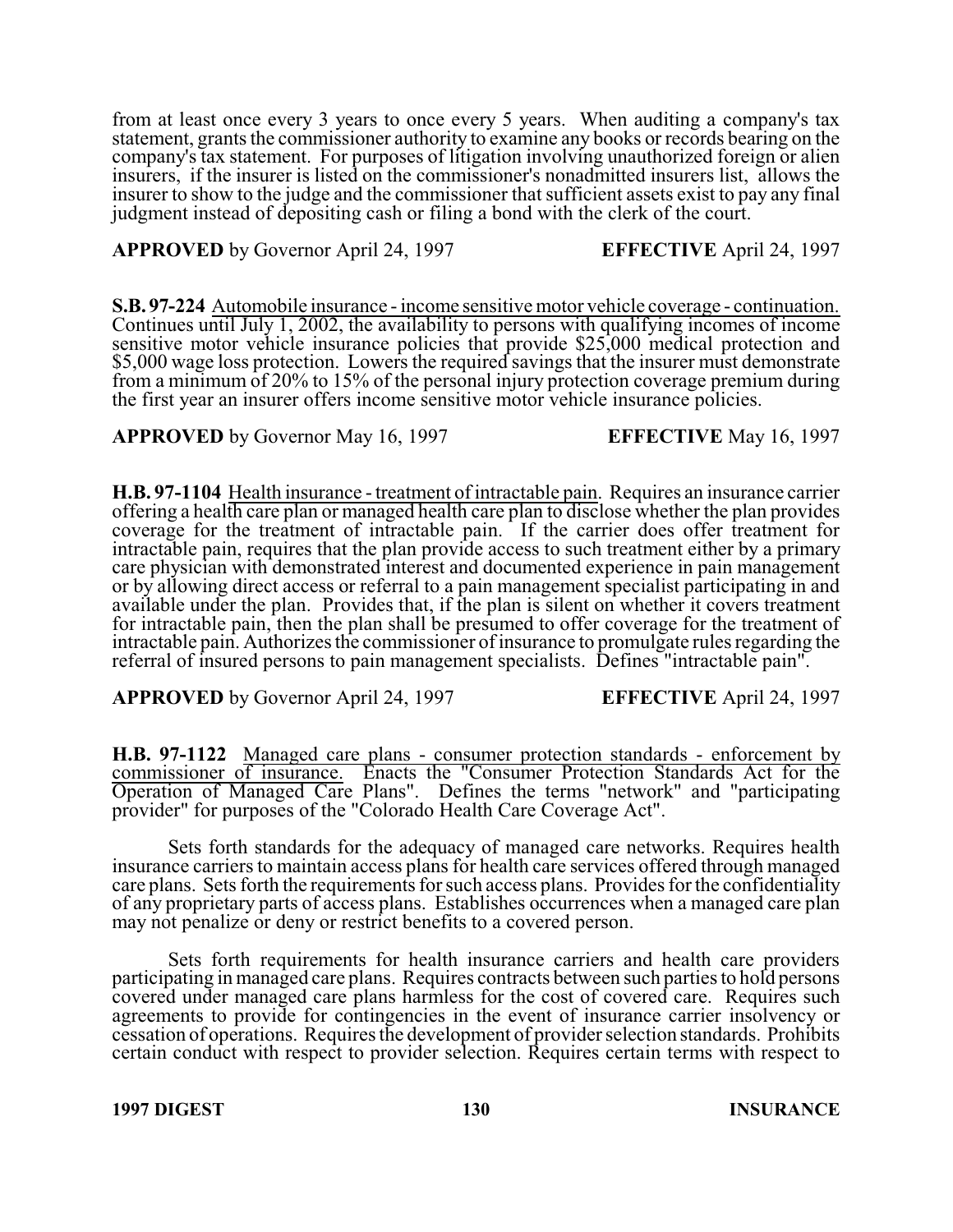from at least once every 3 years to once every 5 years. When auditing a company's tax statement, grants the commissioner authority to examine any books or records bearing on the company's tax statement. For purposes of litigation involving unauthorized foreign or alien insurers, if the insurer is listed on the commissioner's nonadmitted insurers list, allows the insurer to show to the judge and the commissioner that sufficient assets exist to pay any final judgment instead of depositing cash or filing a bond with the clerk of the court.

**APPROVED** by Governor April 24, 1997 **EFFECTIVE** April 24, 1997

**S.B. 97-224** Automobile insurance - income sensitive motor vehicle coverage - continuation. Continues until July 1, 2002, the availability to persons with qualifying incomes of income sensitive motor vehicle insurance policies that provide $25,000 medical protection and $5,000 wage loss protection. Lowers the required savings that the insurer must demonstrate from a minimum of 20% to 15% of the personal injury protection coverage premium during the first year an insurer offers income sensitive motor vehicle insurance policies.

**APPROVED** by Governor May 16, 1997 **EFFECTIVE** May 16, 1997

**H.B. 97-1104** Health insurance - treatment of intractable pain. Requires an insurance carrier offering a health care plan or managed health care plan to disclose whether the plan provides coverage for the treatment of intractable pain. If the carrier does offer treatment for intractable pain, requires that the plan provide access to such treatment either by a primary care physician with demonstrated interest and documented experience in pain management or by allowing direct access or referral to a pain management specialist participating in and available under the plan. Provides that, if the plan is silent on whether it covers treatment for intractable pain, then the plan shall be presumed to offer coverage for the treatment of intractable pain. Authorizes the commissioner of insurance to promulgate rules regarding the referral of insured persons to pain management specialists. Defines "intractable pain".

**APPROVED** by Governor April 24, 1997 **EFFECTIVE** April 24, 1997

**H.B. 97-1122** Managed care plans - consumer protection standards - enforcement by commissioner of insurance. Enacts the "Consumer Protection Standards Act for the Operation of Managed Care Plans". Defines the terms "network" and "participating provider" for purposes of the "Colorado Health Care Coverage Act".

Sets forth standards for the adequacy of managed care networks. Requires health insurance carriers to maintain access plans for health care services offered through managed care plans. Sets forth the requirements for such access plans. Provides for the confidentiality of any proprietary parts of access plans. Establishes occurrences when a managed care plan may not penalize or deny or restrict benefits to a covered person.

Sets forth requirements for health insurance carriers and health care providers participating in managed care plans. Requires contracts between such parties to hold persons covered under managed care plans harmless for the cost of covered care. Requires such agreements to provide for contingencies in the event of insurance carrier insolvency or cessation of operations. Requires the development of provider selection standards. Prohibits certain conduct with respect to provider selection. Requires certain terms with respect to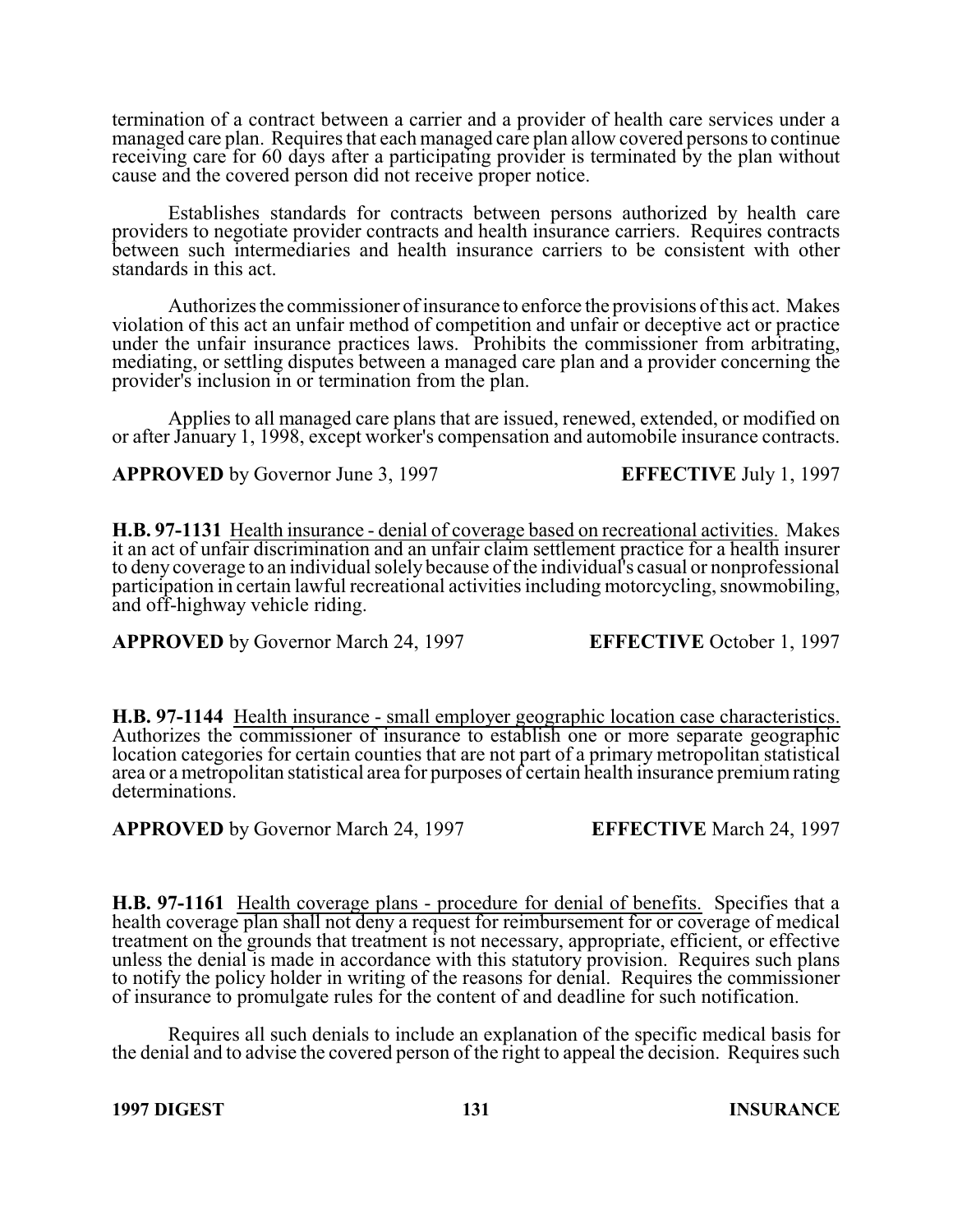termination of a contract between a carrier and a provider of health care services under a managed care plan. Requires that each managed care plan allow covered persons to continue receiving care for 60 days after a participating provider is terminated by the plan without cause and the covered person did not receive proper notice.

Establishes standards for contracts between persons authorized by health care providers to negotiate provider contracts and health insurance carriers. Requires contracts between such intermediaries and health insurance carriers to be consistent with other standards in this act.

Authorizes the commissioner of insurance to enforce the provisions of this act. Makes violation of this act an unfair method of competition and unfair or deceptive act or practice under the unfair insurance practices laws. Prohibits the commissioner from arbitrating, mediating, or settling disputes between a managed care plan and a provider concerning the provider's inclusion in or termination from the plan.

Applies to all managed care plans that are issued, renewed, extended, or modified on or after January 1, 1998, except worker's compensation and automobile insurance contracts.

**APPROVED** by Governor June 3, 1997 **EFFECTIVE** July 1, 1997

**H.B. 97-1131** Health insurance - denial of coverage based on recreational activities. Makes it an act of unfair discrimination and an unfair claim settlement practice for a health insurer to deny coverage to an individual solely because of the individual's casual or nonprofessional participation in certain lawful recreational activities including motorcycling, snowmobiling, and off-highway vehicle riding.

**APPROVED** by Governor March 24, 1997 **EFFECTIVE** October 1, 1997

**H.B. 97-1144** Health insurance - small employer geographic location case characteristics. Authorizes the commissioner of insurance to establish one or more separate geographic location categories for certain counties that are not part of a primary metropolitan statistical area or a metropolitan statistical area for purposes of certain health insurance premium rating determinations.

**APPROVED** by Governor March 24, 1997 **EFFECTIVE** March 24, 1997

**H.B. 97-1161** Health coverage plans - procedure for denial of benefits. Specifies that a health coverage plan shall not deny a request for reimbursement for or coverage of medical treatment on the grounds that treatment is not necessary, appropriate, efficient, or effective unless the denial is made in accordance with this statutory provision. Requires such plans to notify the policy holder in writing of the reasons for denial. Requires the commissioner of insurance to promulgate rules for the content of and deadline for such notification.

Requires all such denials to include an explanation of the specific medical basis for the denial and to advise the covered person of the right to appeal the decision. Requires such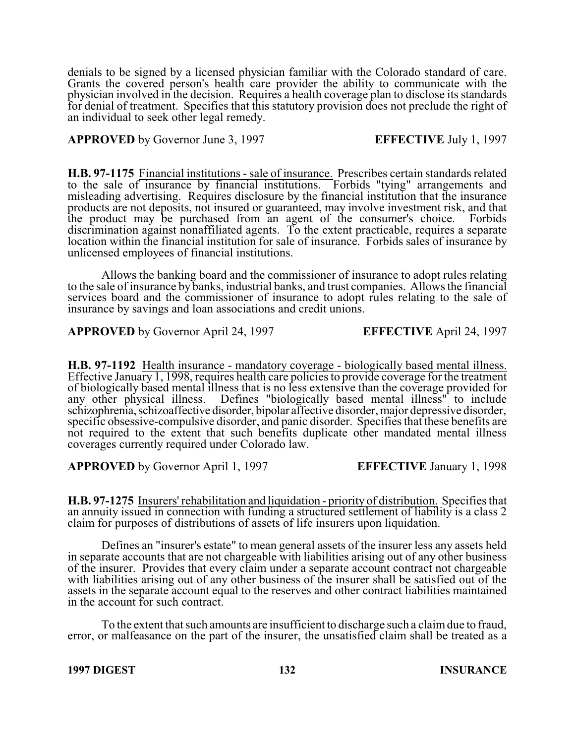denials to be signed by a licensed physician familiar with the Colorado standard of care. Grants the covered person's health care provider the ability to communicate with the physician involved in the decision. Requires a health coverage plan to disclose its standards for denial of treatment. Specifies that this statutory provision does not preclude the right of an individual to seek other legal remedy.

**APPROVED** by Governor June 3, 1997 **EFFECTIVE** July 1, 1997

**H.B. 97-1175** Financial institutions - sale of insurance. Prescribes certain standards related to the sale of insurance by financial institutions. Forbids "tying" arrangements and misleading advertising. Requires disclosure by the financial institution that the insurance products are not deposits, not insured or guaranteed, may involve investment risk, and that the product may be purchased from an agent of the consumer's choice. Forbids discrimination against nonaffiliated agents. To the extent practicable, requires a separate location within the financial institution for sale of insurance. Forbids sales of insurance by unlicensed employees of financial institutions.

Allows the banking board and the commissioner of insurance to adopt rules relating to the sale of insurance by banks, industrial banks, and trust companies. Allows the financial services board and the commissioner of insurance to adopt rules relating to the sale of insurance by savings and loan associations and credit unions.

**APPROVED** by Governor April 24, 1997 **EFFECTIVE** April 24, 1997

**H.B. 97-1192** Health insurance - mandatory coverage - biologically based mental illness. Effective January 1, 1998, requires health care policies to provide coverage for the treatment of biologically based mental illness that is no less extensive than the coverage provided for any other physical illness. Defines "biologically based mental illness" to include schizophrenia, schizoaffective disorder, bipolar affective disorder, major depressive disorder, specific obsessive-compulsive disorder, and panic disorder. Specifies that these benefits are not required to the extent that such benefits duplicate other mandated mental illness coverages currently required under Colorado law.

**APPROVED** by Governor April 1, 1997 **EFFECTIVE** January 1, 1998

**H.B. 97-1275** Insurers' rehabilitation and liquidation - priority of distribution. Specifies that an annuity issued in connection with funding a structured settlement of liability is a class 2 claim for purposes of distributions of assets of life insurers upon liquidation.

Defines an "insurer's estate" to mean general assets of the insurer less any assets held in separate accounts that are not chargeable with liabilities arising out of any other business of the insurer. Provides that every claim under a separate account contract not chargeable with liabilities arising out of any other business of the insurer shall be satisfied out of the assets in the separate account equal to the reserves and other contract liabilities maintained in the account for such contract.

To the extent that such amounts are insufficient to discharge such a claim due to fraud, error, or malfeasance on the part of the insurer, the unsatisfied claim shall be treated as a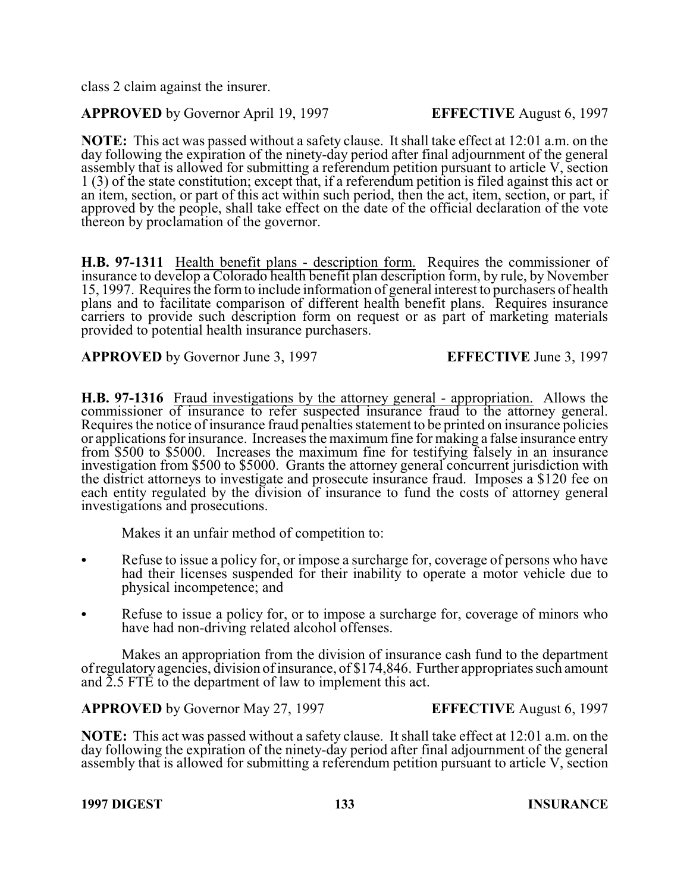class 2 claim against the insurer.

**APPROVED** by Governor April 19, 1997 **EFFECTIVE** August 6, 1997

**NOTE:** This act was passed without a safety clause. It shall take effect at 12:01 a.m. on the day following the expiration of the ninety-day period after final adjournment of the general assembly that is allowed for submitting a referendum petition pursuant to article V, section 1 (3) of the state constitution; except that, if a referendum petition is filed against this act or an item, section, or part of this act within such period, then the act, item, section, or part, if approved by the people, shall take effect on the date of the official declaration of the vote thereon by proclamation of the governor.

**H.B. 97-1311** Health benefit plans - description form. Requires the commissioner of insurance to develop a Colorado health benefit plan description form, by rule, by November 15, 1997. Requires the form to include information of general interest to purchasers of health plans and to facilitate comparison of different health benefit plans. Requires insurance carriers to provide such description form on request or as part of marketing materials provided to potential health insurance purchasers.

**APPROVED** by Governor June 3, 1997 **EFFECTIVE** June 3, 1997

**H.B. 97-1316** Fraud investigations by the attorney general - appropriation. Allows the commissioner of insurance to refer suspected insurance fraud to the attorney general. Requires the notice of insurance fraud penalties statement to be printed on insurance policies or applications for insurance. Increases the maximum fine for making a false insurance entry from $500 to $5000. Increases the maximum fine for testifying falsely in an insurance investigation from $500 to $5000. Grants the attorney general concurrent jurisdiction with the district attorneys to investigate and prosecute insurance fraud. Imposes a $120 fee on each entity regulated by the division of insurance to fund the costs of attorney general investigations and prosecutions.

Makes it an unfair method of competition to:

- Refuse to issue a policy for, or impose a surcharge for, coverage of persons who have had their licenses suspended for their inability to operate a motor vehicle due to physical incompetence; and
- Refuse to issue a policy for, or to impose a surcharge for, coverage of minors who have had non-driving related alcohol offenses.

Makes an appropriation from the division of insurance cash fund to the department of regulatory agencies, division of insurance, of $174,846. Further appropriates such amount and 2.5 FTE to the department of law to implement this act.

**APPROVED** by Governor May 27, 1997 **EFFECTIVE** August 6, 1997

**NOTE:** This act was passed without a safety clause. It shall take effect at 12:01 a.m. on the day following the expiration of the ninety-day period after final adjournment of the general assembly that is allowed for submitting a referendum petition pursuant to article V, section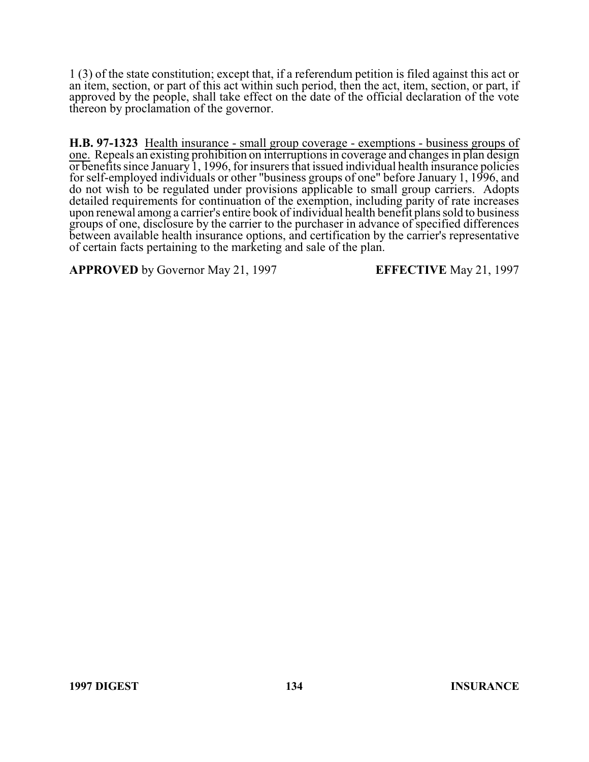1 (3) of the state constitution; except that, if a referendum petition is filed against this act or an item, section, or part of this act within such period, then the act, item, section, or part, if approved by the people, shall take effect on the date of the official declaration of the vote thereon by proclamation of the governor.

**H.B. 97-1323** Health insurance - small group coverage - exemptions - business groups of one. Repeals an existing prohibition on interruptions in coverage and changes in plan design or benefits since January 1, 1996, for insurers that issued individual health insurance policies for self-employed individuals or other "business groups of one" before January 1, 1996, and do not wish to be regulated under provisions applicable to small group carriers. Adopts detailed requirements for continuation of the exemption, including parity of rate increases upon renewal among a carrier's entire book of individual health benefit plans sold to business groups of one, disclosure by the carrier to the purchaser in advance of specified differences between available health insurance options, and certification by the carrier's representative of certain facts pertaining to the marketing and sale of the plan.

**APPROVED** by Governor May 21, 1997 **EFFECTIVE** May 21, 1997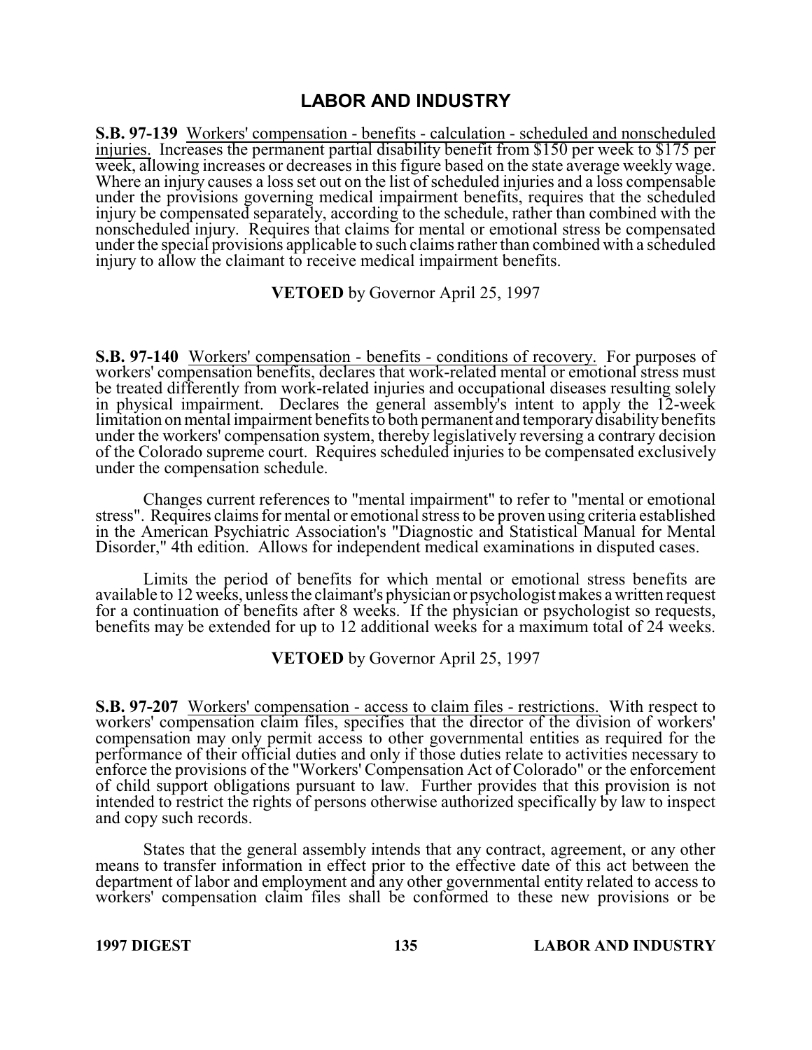# LABOR AND INDUSTRY

**S.B. 97-139** Workers' compensation - benefits - calculation - scheduled and nonscheduled injuries. Increases the permanent partial disability benefit from $150 per week to $175 per week, allowing increases or decreases in this figure based on the state average weekly wage. Where an injury causes a loss set out on the list of scheduled injuries and a loss compensable under the provisions governing medical impairment benefits, requires that the scheduled injury be compensated separately, according to the schedule, rather than combined with the nonscheduled injury. Requires that claims for mental or emotional stress be compensated under the special provisions applicable to such claims rather than combined with a scheduled injury to allow the claimant to receive medical impairment benefits.

**VETOED** by Governor April 25, 1997

**S.B. 97-140** Workers' compensation - benefits - conditions of recovery. For purposes of workers' compensation benefits, declares that work-related mental or emotional stress must be treated differently from work-related injuries and occupational diseases resulting solely in physical impairment. Declares the general assembly's intent to apply the 12-week limitation on mental impairment benefits to both permanent and temporary disability benefits under the workers' compensation system, thereby legislatively reversing a contrary decision of the Colorado supreme court. Requires scheduled injuries to be compensated exclusively under the compensation schedule.

Changes current references to "mental impairment" to refer to "mental or emotional stress". Requires claims for mental or emotional stress to be proven using criteria established in the American Psychiatric Association's "Diagnostic and Statistical Manual for Mental Disorder," 4th edition. Allows for independent medical examinations in disputed cases.

Limits the period of benefits for which mental or emotional stress benefits are available to 12 weeks, unless the claimant's physician or psychologist makes a written request for a continuation of benefits after 8 weeks. If the physician or psychologist so requests, benefits may be extended for up to 12 additional weeks for a maximum total of 24 weeks.

**VETOED** by Governor April 25, 1997

**S.B. 97-207** Workers' compensation - access to claim files - restrictions. With respect to workers' compensation claim files, specifies that the director of the division of workers' compensation may only permit access to other governmental entities as required for the performance of their official duties and only if those duties relate to activities necessary to enforce the provisions of the "Workers' Compensation Act of Colorado" or the enforcement of child support obligations pursuant to law. Further provides that this provision is not intended to restrict the rights of persons otherwise authorized specifically by law to inspect and copy such records.

States that the general assembly intends that any contract, agreement, or any other means to transfer information in effect prior to the effective date of this act between the department of labor and employment and any other governmental entity related to access to workers' compensation claim files shall be conformed to these new provisions or be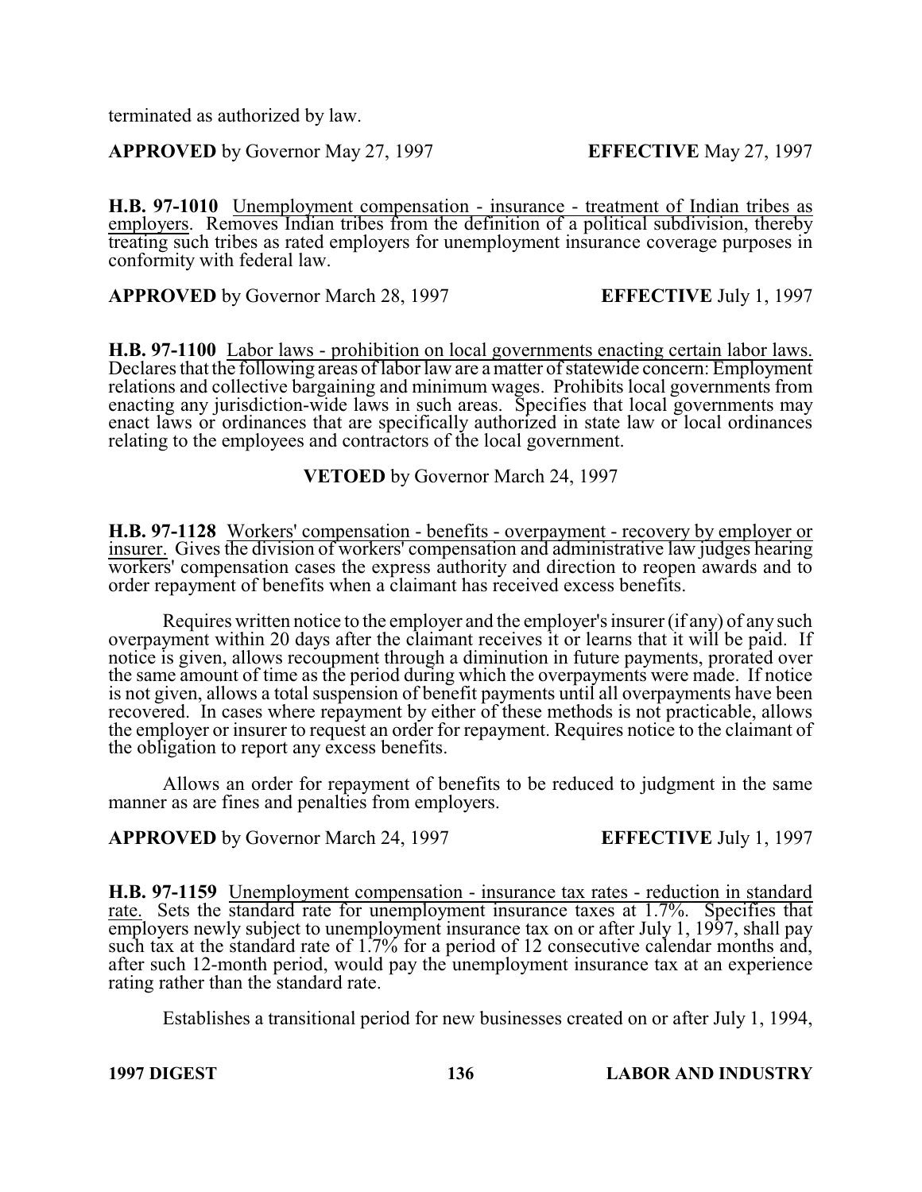terminated as authorized by law.

**APPROVED** by Governor May 27, 1997 **EFFECTIVE** May 27, 1997

**H.B. 97-1010** Unemployment compensation - insurance - treatment of Indian tribes as employers. Removes Indian tribes from the definition of a political subdivision, thereby treating such tribes as rated employers for unemployment insurance coverage purposes in conformity with federal law.

**APPROVED** by Governor March 28, 1997 **EFFECTIVE** July 1, 1997

**H.B. 97-1100** Labor laws - prohibition on local governments enacting certain labor laws. Declares that the following areas of labor law are a matter of statewide concern: Employment relations and collective bargaining and minimum wages. Prohibits local governments from enacting any jurisdiction-wide laws in such areas. Specifies that local governments may enact laws or ordinances that are specifically authorized in state law or local ordinances relating to the employees and contractors of the local government.

**VETOED** by Governor March 24, 1997

**H.B. 97-1128** Workers' compensation - benefits - overpayment - recovery by employer or insurer. Gives the division of workers' compensation and administrative law judges hearing workers' compensation cases the express authority and direction to reopen awards and to order repayment of benefits when a claimant has received excess benefits.

Requires written notice to the employer and the employer's insurer (if any) of any such overpayment within 20 days after the claimant receives it or learns that it will be paid. If notice is given, allows recoupment through a diminution in future payments, prorated over the same amount of time as the period during which the overpayments were made. If notice is not given, allows a total suspension of benefit payments until all overpayments have been recovered. In cases where repayment by either of these methods is not practicable, allows the employer or insurer to request an order for repayment. Requires notice to the claimant of the obligation to report any excess benefits.

Allows an order for repayment of benefits to be reduced to judgment in the same manner as are fines and penalties from employers.

**APPROVED** by Governor March 24, 1997 **EFFECTIVE** July 1, 1997

**H.B. 97-1159** Unemployment compensation - insurance tax rates - reduction in standard rate. Sets the standard rate for unemployment insurance taxes at 1.7%. Specifies that employers newly subject to unemployment insurance tax on or after July 1, 1997, shall pay such tax at the standard rate of 1.7% for a period of 12 consecutive calendar months and, after such 12-month period, would pay the unemployment insurance tax at an experience rating rather than the standard rate.

Establishes a transitional period for new businesses created on or after July 1, 1994,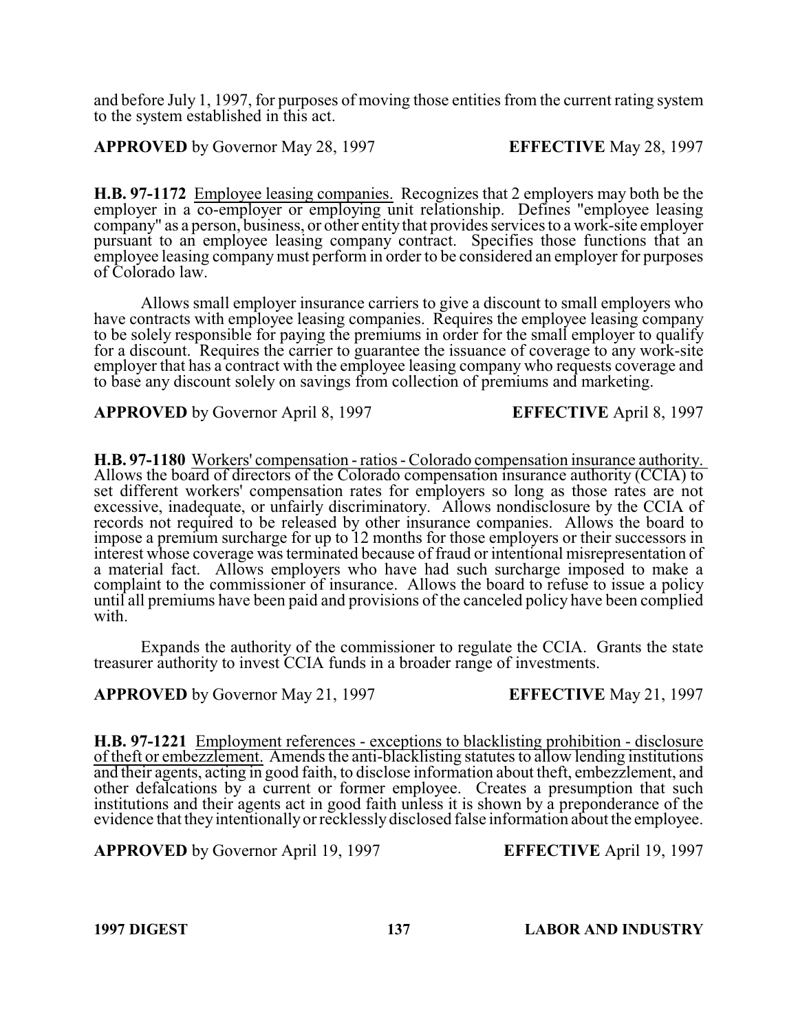and before July 1, 1997, for purposes of moving those entities from the current rating system to the system established in this act.

**APPROVED** by Governor May 28, 1997 **EFFECTIVE** May 28, 1997

**H.B. 97-1172** Employee leasing companies. Recognizes that 2 employers may both be the employer in a co-employer or employing unit relationship. Defines "employee leasing company" as a person, business, or other entity that provides services to a work-site employer pursuant to an employee leasing company contract. Specifies those functions that an employee leasing company must perform in order to be considered an employer for purposes of Colorado law.

Allows small employer insurance carriers to give a discount to small employers who have contracts with employee leasing companies. Requires the employee leasing company to be solely responsible for paying the premiums in order for the small employer to qualify for a discount. Requires the carrier to guarantee the issuance of coverage to any work-site employer that has a contract with the employee leasing company who requests coverage and to base any discount solely on savings from collection of premiums and marketing.

**APPROVED** by Governor April 8, 1997 **EFFECTIVE** April 8, 1997

**H.B. 97-1180** Workers' compensation - ratios - Colorado compensation insurance authority. Allows the board of directors of the Colorado compensation insurance authority (CCIA) to set different workers' compensation rates for employers so long as those rates are not excessive, inadequate, or unfairly discriminatory. Allows nondisclosure by the CCIA of records not required to be released by other insurance companies. Allows the board to impose a premium surcharge for up to 12 months for those employers or their successors in interest whose coverage was terminated because of fraud or intentional misrepresentation of a material fact. Allows employers who have had such surcharge imposed to make a complaint to the commissioner of insurance. Allows the board to refuse to issue a policy until all premiums have been paid and provisions of the canceled policy have been complied with.

Expands the authority of the commissioner to regulate the CCIA. Grants the state treasurer authority to invest CCIA funds in a broader range of investments.

**APPROVED** by Governor May 21, 1997 **EFFECTIVE** May 21, 1997

**H.B. 97-1221** Employment references - exceptions to blacklisting prohibition - disclosure of theft or embezzlement. Amends the anti-blacklisting statutes to allow lending institutions and their agents, acting in good faith, to disclose information about theft, embezzlement, and other defalcations by a current or former employee. Creates a presumption that such institutions and their agents act in good faith unless it is shown by a preponderance of the evidence that they intentionally or recklessly disclosed false information about the employee.

**APPROVED** by Governor April 19, 1997 **EFFECTIVE** April 19, 1997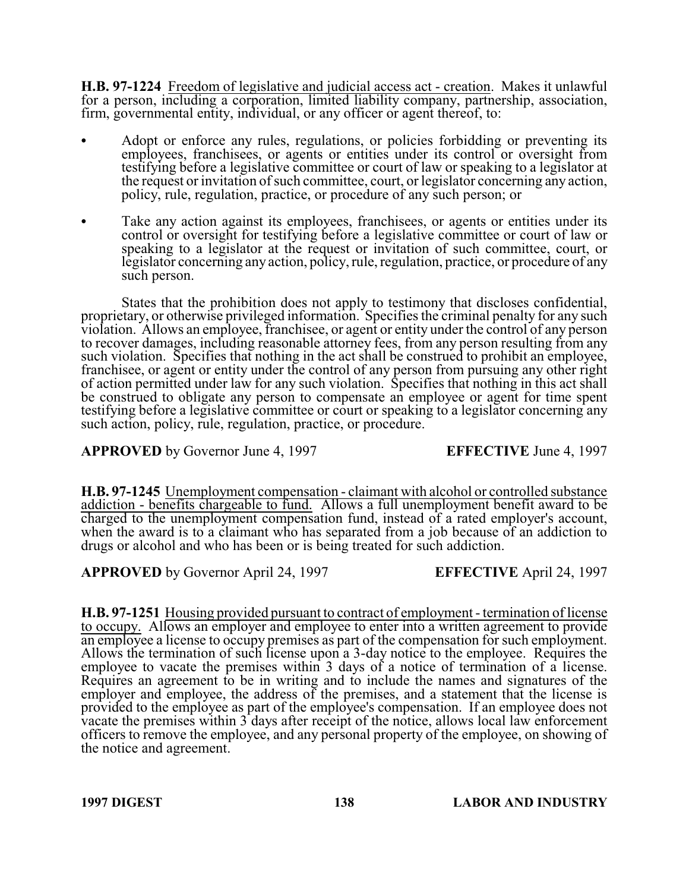**H.B. 97-1224** Freedom of legislative and judicial access act - creation. Makes it unlawful for a person, including a corporation, limited liability company, partnership, association, firm, governmental entity, individual, or any officer or agent thereof, to:

- Adopt or enforce any rules, regulations, or policies forbidding or preventing its employees, franchisees, or agents or entities under its control or oversight from testifying before a legislative committee or court of law or speaking to a legislator at the request or invitation of such committee, court, or legislator concerning any action, policy, rule, regulation, practice, or procedure of any such person; or

- Take any action against its employees, franchisees, or agents or entities under its control or oversight for testifying before a legislative committee or court of law or speaking to a legislator at the request or invitation of such committee, court, or legislator concerning any action, policy, rule, regulation, practice, or procedure of any such person.

States that the prohibition does not apply to testimony that discloses confidential, proprietary, or otherwise privileged information. Specifies the criminal penalty for any such violation. Allows an employee, franchisee, or agent or entity under the control of any person to recover damages, including reasonable attorney fees, from any person resulting from any such violation. Specifies that nothing in the act shall be construed to prohibit an employee, franchisee, or agent or entity under the control of any person from pursuing any other right of action permitted under law for any such violation. Specifies that nothing in this act shall be construed to obligate any person to compensate an employee or agent for time spent testifying before a legislative committee or court or speaking to a legislator concerning any such action, policy, rule, regulation, practice, or procedure.

**APPROVED** by Governor June 4, 1997 **EFFECTIVE** June 4, 1997

**H.B. 97-1245** Unemployment compensation - claimant with alcohol or controlled substance addiction - benefits chargeable to fund. Allows a full unemployment benefit award to be charged to the unemployment compensation fund, instead of a rated employer's account, when the award is to a claimant who has separated from a job because of an addiction to drugs or alcohol and who has been or is being treated for such addiction.

**APPROVED** by Governor April 24, 1997 **EFFECTIVE** April 24, 1997

**H.B. 97-1251** Housing provided pursuant to contract of employment - termination of license to occupy. Allows an employer and employee to enter into a written agreement to provide an employee a license to occupy premises as part of the compensation for such employment. Allows the termination of such license upon a 3-day notice to the employee. Requires the employee to vacate the premises within 3 days of a notice of termination of a license. Requires an agreement to be in writing and to include the names and signatures of the employer and employee, the address of the premises, and a statement that the license is provided to the employee as part of the employee's compensation. If an employee does not vacate the premises within 3 days after receipt of the notice, allows local law enforcement officers to remove the employee, and any personal property of the employee, on showing of the notice and agreement.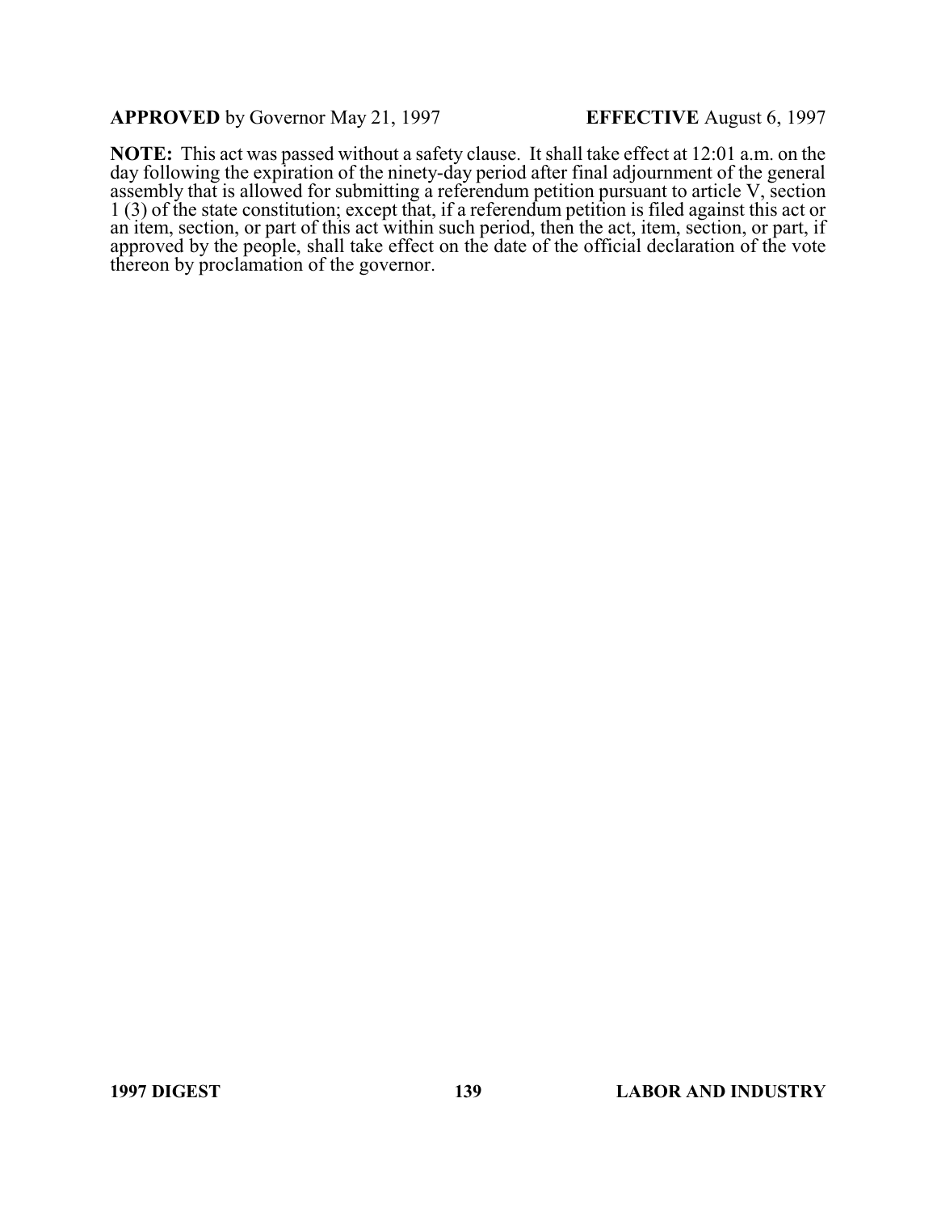**APPROVED** by Governor May 21, 1997 **EFFECTIVE** August 6, 1997

**NOTE:** This act was passed without a safety clause. It shall take effect at 12:01 a.m. on the day following the expiration of the ninety-day period after final adjournment of the general assembly that is allowed for submitting a referendum petition pursuant to article V, section 1 (3) of the state constitution; except that, if a referendum petition is filed against this act or an item, section, or part of this act within such period, then the act, item, section, or part, if approved by the people, shall take effect on the date of the official declaration of the vote thereon by proclamation of the governor.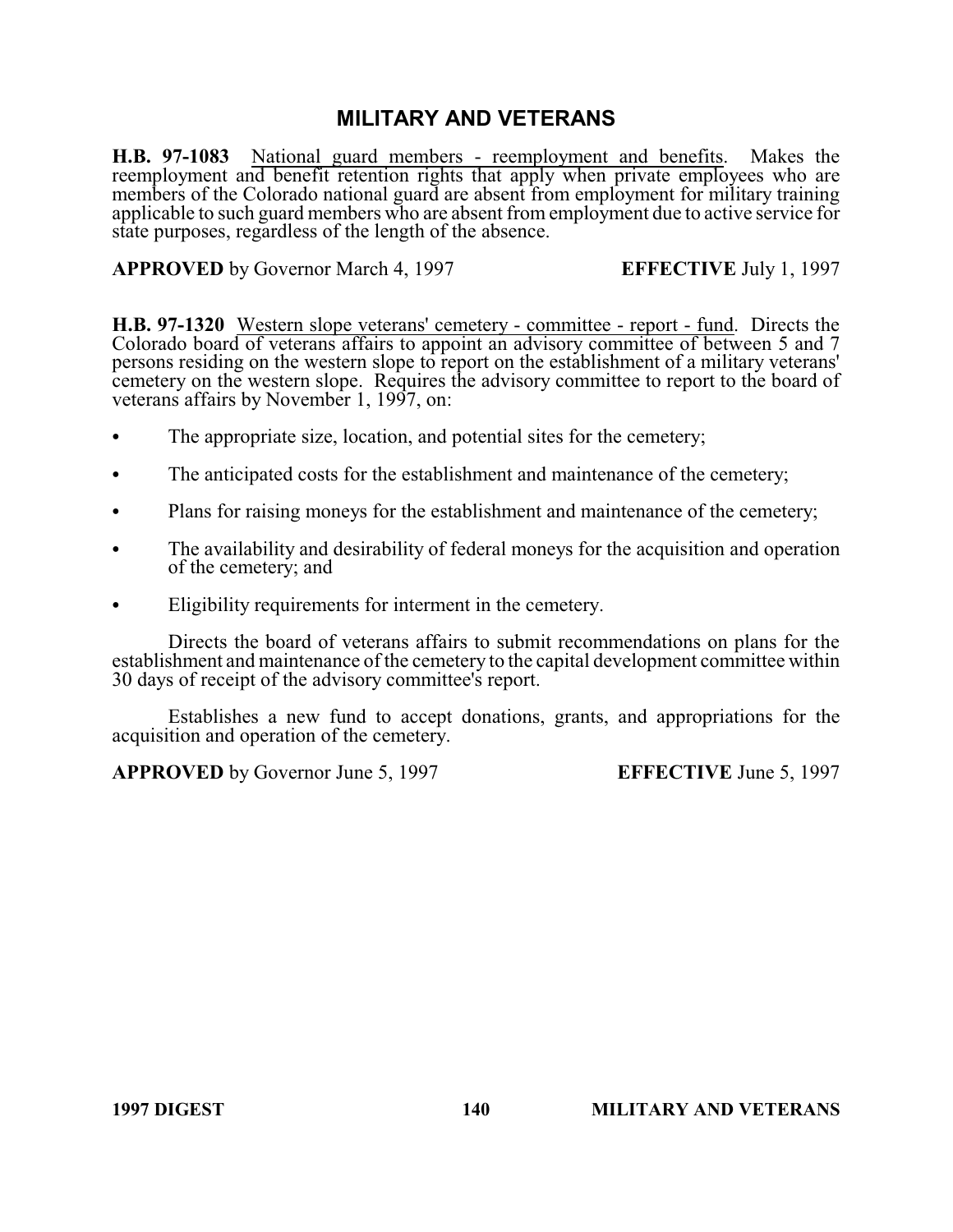## MILITARY AND VETERANS

**H.B. 97-1083** National guard members - reemployment and benefits. Makes the reemployment and benefit retention rights that apply when private employees who are members of the Colorado national guard are absent from employment for military training applicable to such guard members who are absent from employment due to active service for state purposes, regardless of the length of the absence.

**APPROVED** by Governor March 4, 1997 **EFFECTIVE** July 1, 1997

**H.B. 97-1320** Western slope veterans' cemetery - committee - report - fund. Directs the Colorado board of veterans affairs to appoint an advisory committee of between 5 and 7 persons residing on the western slope to report on the establishment of a military veterans' cemetery on the western slope. Requires the advisory committee to report to the board of veterans affairs by November 1, 1997, on:

- The appropriate size, location, and potential sites for the cemetery;
- The anticipated costs for the establishment and maintenance of the cemetery;
- Plans for raising moneys for the establishment and maintenance of the cemetery;
- The availability and desirability of federal moneys for the acquisition and operation of the cemetery; and
- Eligibility requirements for interment in the cemetery.

Directs the board of veterans affairs to submit recommendations on plans for the establishment and maintenance of the cemetery to the capital development committee within 30 days of receipt of the advisory committee's report.

Establishes a new fund to accept donations, grants, and appropriations for the acquisition and operation of the cemetery.

**APPROVED** by Governor June 5, 1997 **EFFECTIVE** June 5, 1997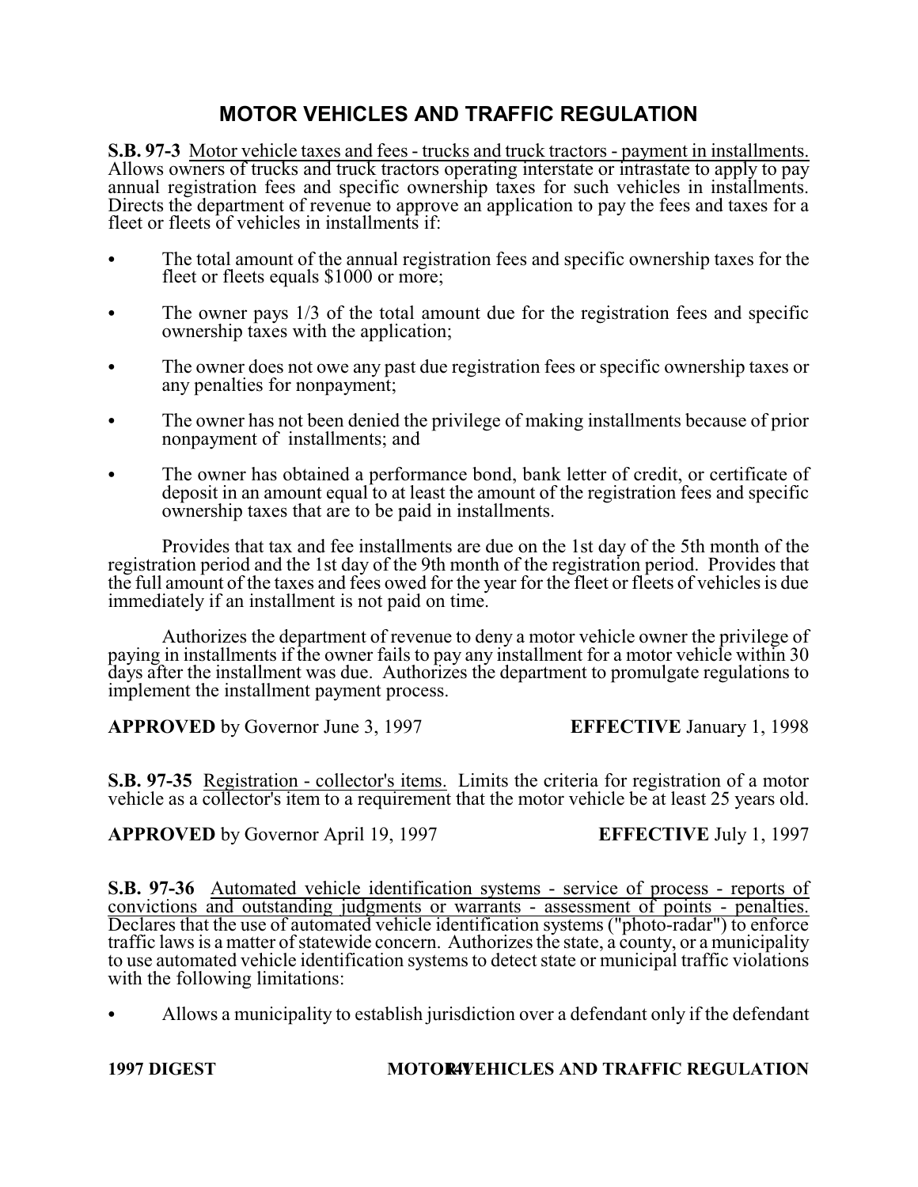# MOTOR VEHICLES AND TRAFFIC REGULATION

**S.B. 97-3** Motor vehicle taxes and fees - trucks and truck tractors - payment in installments. Allows owners of trucks and truck tractors operating interstate or intrastate to apply to pay annual registration fees and specific ownership taxes for such vehicles in installments. Directs the department of revenue to approve an application to pay the fees and taxes for a fleet or fleets of vehicles in installments if:

- The total amount of the annual registration fees and specific ownership taxes for the fleet or fleets equals $1000 or more;
- The owner pays 1/3 of the total amount due for the registration fees and specific ownership taxes with the application;
- The owner does not owe any past due registration fees or specific ownership taxes or any penalties for nonpayment;
- The owner has not been denied the privilege of making installments because of prior nonpayment of installments; and
- The owner has obtained a performance bond, bank letter of credit, or certificate of deposit in an amount equal to at least the amount of the registration fees and specific ownership taxes that are to be paid in installments.

Provides that tax and fee installments are due on the 1st day of the 5th month of the registration period and the 1st day of the 9th month of the registration period. Provides that the full amount of the taxes and fees owed for the year for the fleet or fleets of vehicles is due immediately if an installment is not paid on time.

Authorizes the department of revenue to deny a motor vehicle owner the privilege of paying in installments if the owner fails to pay any installment for a motor vehicle within 30 days after the installment was due. Authorizes the department to promulgate regulations to implement the installment payment process.

**APPROVED** by Governor June 3, 1997 **EFFECTIVE** January 1, 1998

**S.B. 97-35** Registration - collector's items. Limits the criteria for registration of a motor vehicle as a collector's item to a requirement that the motor vehicle be at least 25 years old.

**APPROVED** by Governor April 19, 1997 **EFFECTIVE** July 1, 1997

**S.B. 97-36** Automated vehicle identification systems - service of process - reports of convictions and outstanding judgments or warrants - assessment of points - penalties. Declares that the use of automated vehicle identification systems ("photo-radar") to enforce traffic laws is a matter of statewide concern. Authorizes the state, a county, or a municipality to use automated vehicle identification systems to detect state or municipal traffic violations with the following limitations:

- Allows a municipality to establish jurisdiction over a defendant only if the defendant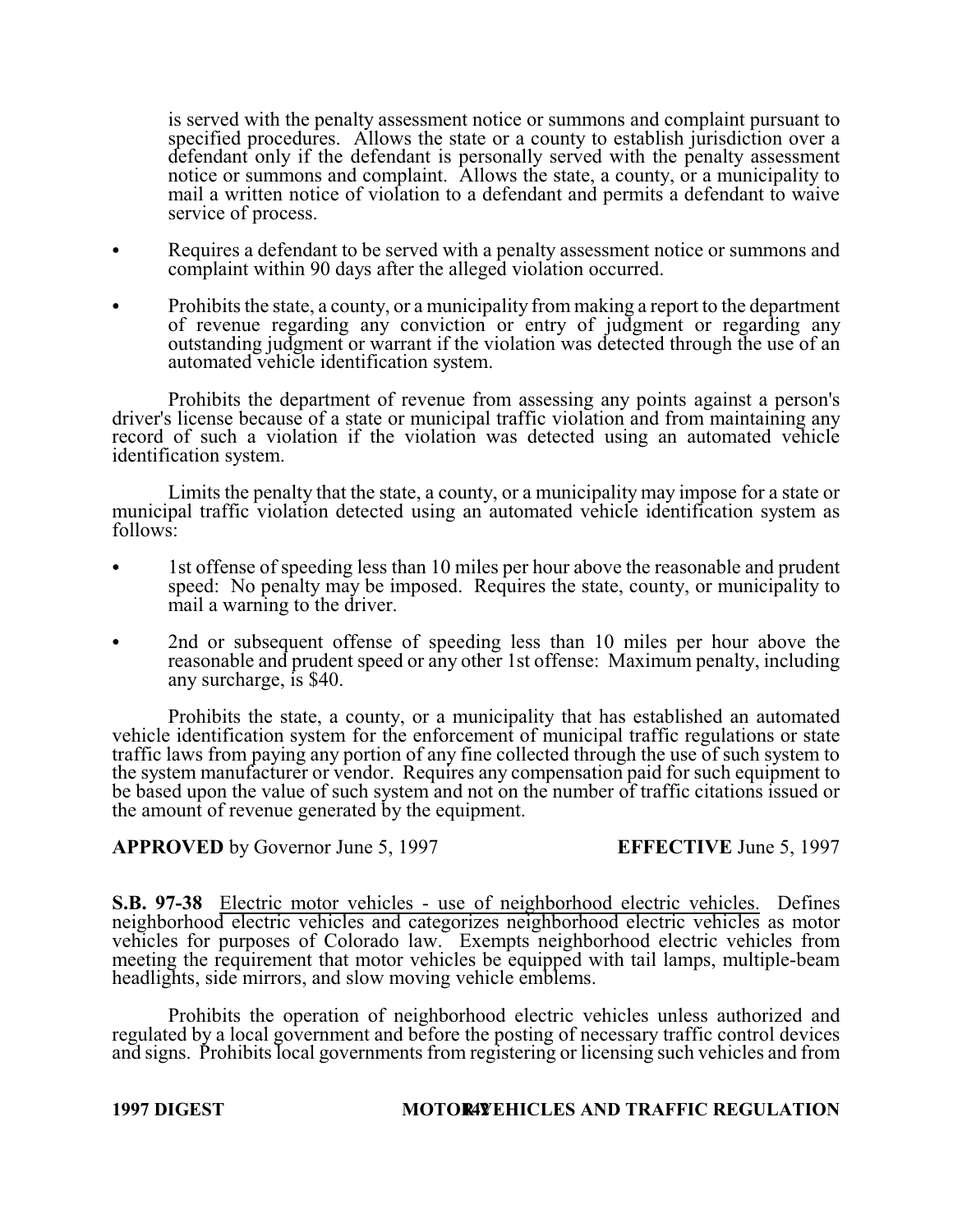is served with the penalty assessment notice or summons and complaint pursuant to specified procedures. Allows the state or a county to establish jurisdiction over a defendant only if the defendant is personally served with the penalty assessment notice or summons and complaint. Allows the state, a county, or a municipality to mail a written notice of violation to a defendant and permits a defendant to waive service of process.

- Requires a defendant to be served with a penalty assessment notice or summons and complaint within 90 days after the alleged violation occurred.
- Prohibits the state, a county, or a municipality from making a report to the department of revenue regarding any conviction or entry of judgment or regarding any outstanding judgment or warrant if the violation was detected through the use of an automated vehicle identification system.

Prohibits the department of revenue from assessing any points against a person's driver's license because of a state or municipal traffic violation and from maintaining any record of such a violation if the violation was detected using an automated vehicle identification system.

Limits the penalty that the state, a county, or a municipality may impose for a state or municipal traffic violation detected using an automated vehicle identification system as follows:

- 1st offense of speeding less than 10 miles per hour above the reasonable and prudent speed: No penalty may be imposed. Requires the state, county, or municipality to mail a warning to the driver.
- 2nd or subsequent offense of speeding less than 10 miles per hour above the reasonable and prudent speed or any other 1st offense: Maximum penalty, including any surcharge, is $40.

Prohibits the state, a county, or a municipality that has established an automated vehicle identification system for the enforcement of municipal traffic regulations or state traffic laws from paying any portion of any fine collected through the use of such system to the system manufacturer or vendor. Requires any compensation paid for such equipment to be based upon the value of such system and not on the number of traffic citations issued or the amount of revenue generated by the equipment.

**APPROVED** by Governor June 5, 1997 **EFFECTIVE** June 5, 1997

**S.B. 97-38** Electric motor vehicles - use of neighborhood electric vehicles. Defines neighborhood electric vehicles and categorizes neighborhood electric vehicles as motor vehicles for purposes of Colorado law. Exempts neighborhood electric vehicles from meeting the requirement that motor vehicles be equipped with tail lamps, multiple-beam headlights, side mirrors, and slow moving vehicle emblems.

Prohibits the operation of neighborhood electric vehicles unless authorized and regulated by a local government and before the posting of necessary traffic control devices and signs. Prohibits local governments from registering or licensing such vehicles and from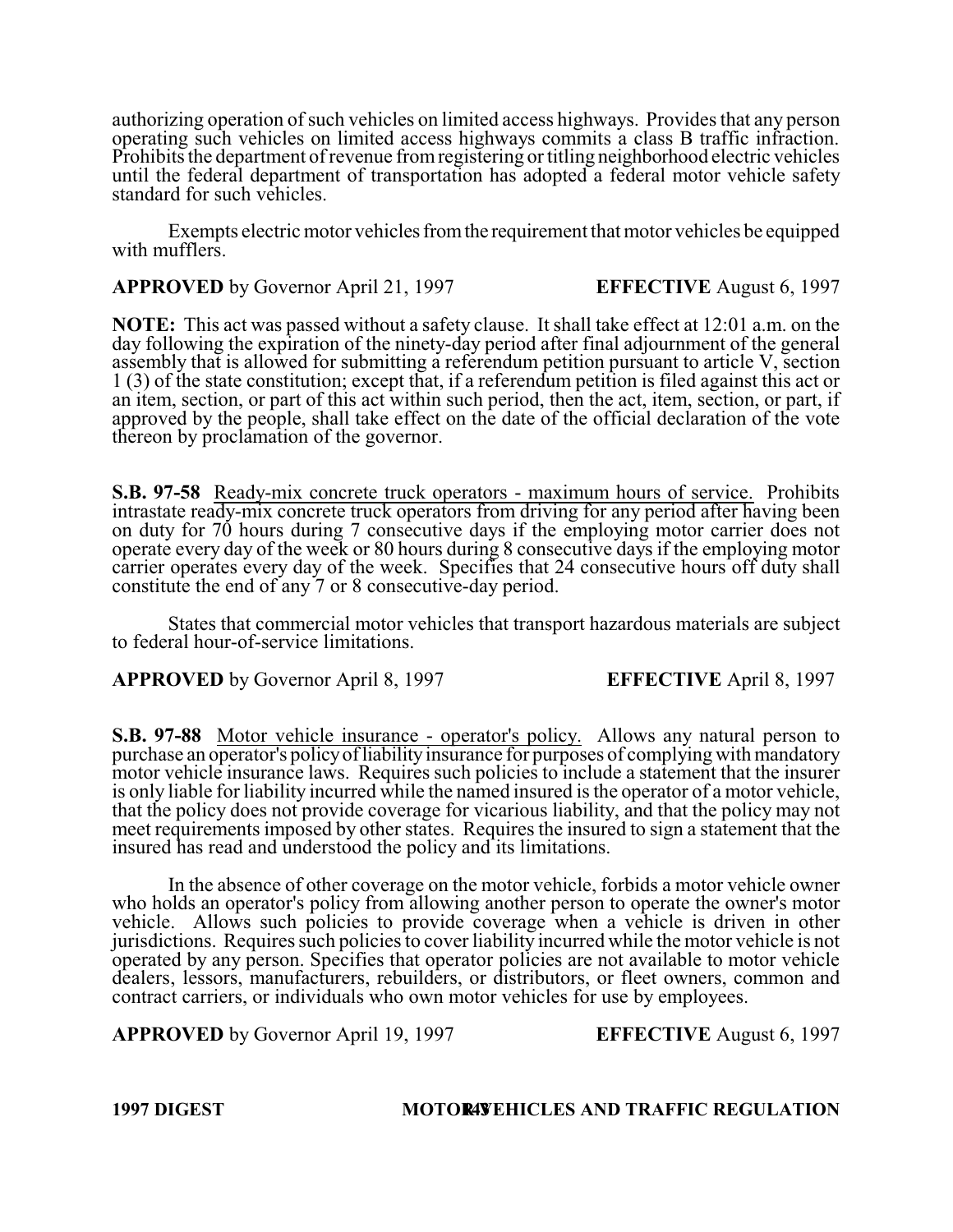authorizing operation of such vehicles on limited access highways. Provides that any person operating such vehicles on limited access highways commits a class B traffic infraction. Prohibits the department of revenue from registering or titling neighborhood electric vehicles until the federal department of transportation has adopted a federal motor vehicle safety standard for such vehicles.

Exempts electric motor vehicles from the requirement that motor vehicles be equipped with mufflers.

**APPROVED** by Governor April 21, 1997 **EFFECTIVE** August 6, 1997

**NOTE:** This act was passed without a safety clause. It shall take effect at 12:01 a.m. on the day following the expiration of the ninety-day period after final adjournment of the general assembly that is allowed for submitting a referendum petition pursuant to article V, section 1 (3) of the state constitution; except that, if a referendum petition is filed against this act or an item, section, or part of this act within such period, then the act, item, section, or part, if approved by the people, shall take effect on the date of the official declaration of the vote thereon by proclamation of the governor.

**S.B. 97-58** Ready-mix concrete truck operators - maximum hours of service. Prohibits intrastate ready-mix concrete truck operators from driving for any period after having been on duty for 70 hours during 7 consecutive days if the employing motor carrier does not operate every day of the week or 80 hours during 8 consecutive days if the employing motor carrier operates every day of the week. Specifies that 24 consecutive hours off duty shall constitute the end of any 7 or 8 consecutive-day period.

States that commercial motor vehicles that transport hazardous materials are subject to federal hour-of-service limitations.

**APPROVED** by Governor April 8, 1997 **EFFECTIVE** April 8, 1997

**S.B. 97-88** Motor vehicle insurance - operator's policy. Allows any natural person to purchase an operator's policy of liability insurance for purposes of complying with mandatory motor vehicle insurance laws. Requires such policies to include a statement that the insurer is only liable for liability incurred while the named insured is the operator of a motor vehicle, that the policy does not provide coverage for vicarious liability, and that the policy may not meet requirements imposed by other states. Requires the insured to sign a statement that the insured has read and understood the policy and its limitations.

In the absence of other coverage on the motor vehicle, forbids a motor vehicle owner who holds an operator's policy from allowing another person to operate the owner's motor vehicle. Allows such policies to provide coverage when a vehicle is driven in other jurisdictions. Requires such policies to cover liability incurred while the motor vehicle is not operated by any person. Specifies that operator policies are not available to motor vehicle dealers, lessors, manufacturers, rebuilders, or distributors, or fleet owners, common and contract carriers, or individuals who own motor vehicles for use by employees.

**APPROVED** by Governor April 19, 1997 **EFFECTIVE** August 6, 1997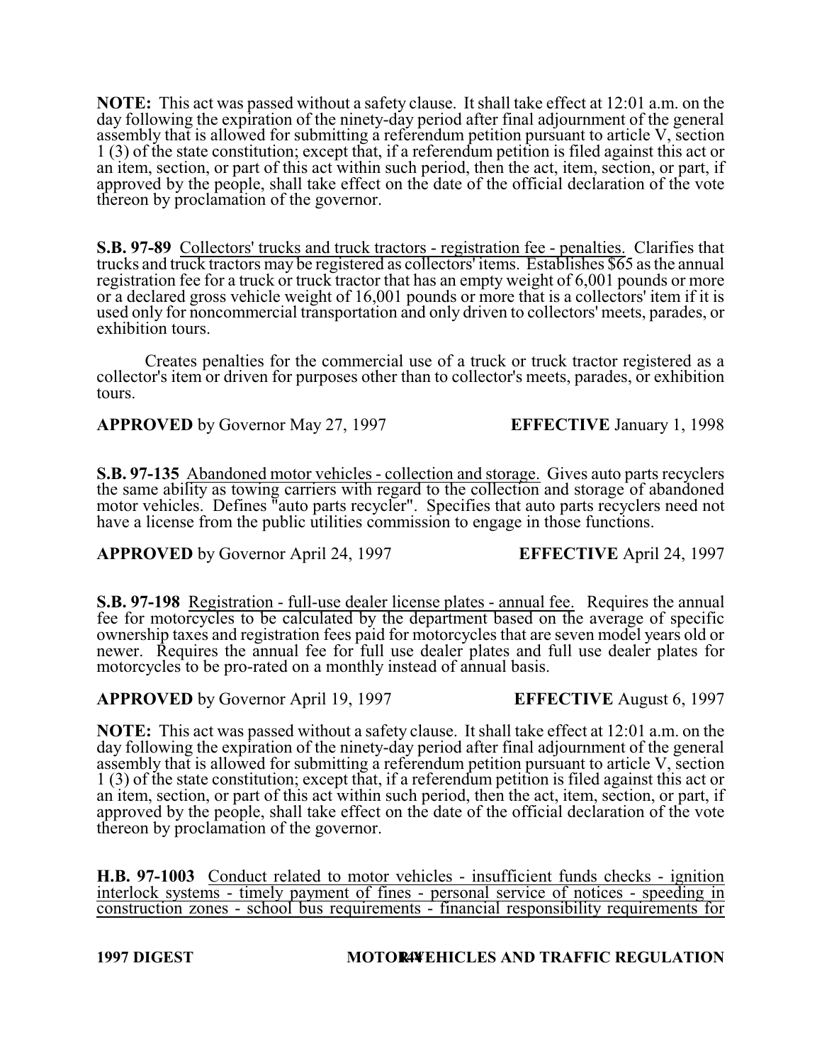**NOTE:** This act was passed without a safety clause. It shall take effect at 12:01 a.m. on the day following the expiration of the ninety-day period after final adjournment of the general assembly that is allowed for submitting a referendum petition pursuant to article V, section 1 (3) of the state constitution; except that, if a referendum petition is filed against this act or an item, section, or part of this act within such period, then the act, item, section, or part, if approved by the people, shall take effect on the date of the official declaration of the vote thereon by proclamation of the governor.

**S.B. 97-89** Collectors' trucks and truck tractors - registration fee - penalties. Clarifies that trucks and truck tractors may be registered as collectors' items. Establishes $65 as the annual registration fee for a truck or truck tractor that has an empty weight of 6,001 pounds or more or a declared gross vehicle weight of 16,001 pounds or more that is a collectors' item if it is used only for noncommercial transportation and only driven to collectors' meets, parades, or exhibition tours.

Creates penalties for the commercial use of a truck or truck tractor registered as a collector's item or driven for purposes other than to collector's meets, parades, or exhibition tours.

**APPROVED** by Governor May 27, 1997 **EFFECTIVE** January 1, 1998

**S.B. 97-135** Abandoned motor vehicles - collection and storage. Gives auto parts recyclers the same ability as towing carriers with regard to the collection and storage of abandoned motor vehicles. Defines "auto parts recycler". Specifies that auto parts recyclers need not have a license from the public utilities commission to engage in those functions.

**APPROVED** by Governor April 24, 1997 **EFFECTIVE** April 24, 1997

**S.B. 97-198** Registration - full-use dealer license plates - annual fee. Requires the annual fee for motorcycles to be calculated by the department based on the average of specific ownership taxes and registration fees paid for motorcycles that are seven model years old or newer. Requires the annual fee for full use dealer plates and full use dealer plates for motorcycles to be pro-rated on a monthly instead of annual basis.

**APPROVED** by Governor April 19, 1997 **EFFECTIVE** August 6, 1997

**NOTE:** This act was passed without a safety clause. It shall take effect at 12:01 a.m. on the day following the expiration of the ninety-day period after final adjournment of the general assembly that is allowed for submitting a referendum petition pursuant to article V, section 1 (3) of the state constitution; except that, if a referendum petition is filed against this act or an item, section, or part of this act within such period, then the act, item, section, or part, if approved by the people, shall take effect on the date of the official declaration of the vote thereon by proclamation of the governor.

**H.B. 97-1003** Conduct related to motor vehicles - insufficient funds checks - ignition interlock systems - timely payment of fines - personal service of notices - speeding in construction zones - school bus requirements - financial responsibility requirements for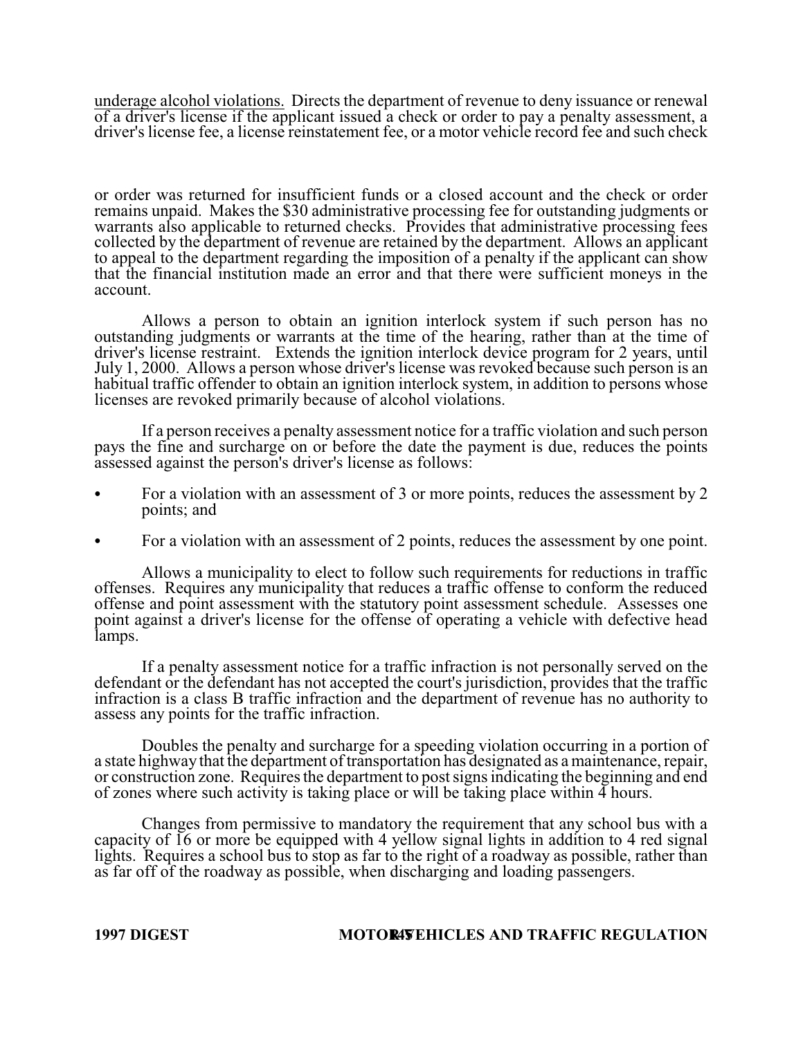underage alcohol violations. Directs the department of revenue to deny issuance or renewal of a driver's license if the applicant issued a check or order to pay a penalty assessment, a driver's license fee, a license reinstatement fee, or a motor vehicle record fee and such check or order was returned for insufficient funds or a closed account and the check or order remains unpaid. Makes the $30 administrative processing fee for outstanding judgments or warrants also applicable to returned checks. Provides that administrative processing fees collected by the department of revenue are retained by the department. Allows an applicant to appeal to the department regarding the imposition of a penalty if the applicant can show that the financial institution made an error and that there were sufficient moneys in the account.

Allows a person to obtain an ignition interlock system if such person has no outstanding judgments or warrants at the time of the hearing, rather than at the time of driver's license restraint. Extends the ignition interlock device program for 2 years, until July 1, 2000. Allows a person whose driver's license was revoked because such person is an habitual traffic offender to obtain an ignition interlock system, in addition to persons whose licenses are revoked primarily because of alcohol violations.

If a person receives a penalty assessment notice for a traffic violation and such person pays the fine and surcharge on or before the date the payment is due, reduces the points assessed against the person's driver's license as follows:

- For a violation with an assessment of 3 or more points, reduces the assessment by 2 points; and
- For a violation with an assessment of 2 points, reduces the assessment by one point.

Allows a municipality to elect to follow such requirements for reductions in traffic offenses. Requires any municipality that reduces a traffic offense to conform the reduced offense and point assessment with the statutory point assessment schedule. Assesses one point against a driver's license for the offense of operating a vehicle with defective head lamps.

If a penalty assessment notice for a traffic infraction is not personally served on the defendant or the defendant has not accepted the court's jurisdiction, provides that the traffic infraction is a class B traffic infraction and the department of revenue has no authority to assess any points for the traffic infraction.

Doubles the penalty and surcharge for a speeding violation occurring in a portion of a state highway that the department of transportation has designated as a maintenance, repair, or construction zone. Requires the department to post signs indicating the beginning and end of zones where such activity is taking place or will be taking place within 4 hours.

Changes from permissive to mandatory the requirement that any school bus with a capacity of 16 or more be equipped with 4 yellow signal lights in addition to 4 red signal lights. Requires a school bus to stop as far to the right of a roadway as possible, rather than as far off of the roadway as possible, when discharging and loading passengers.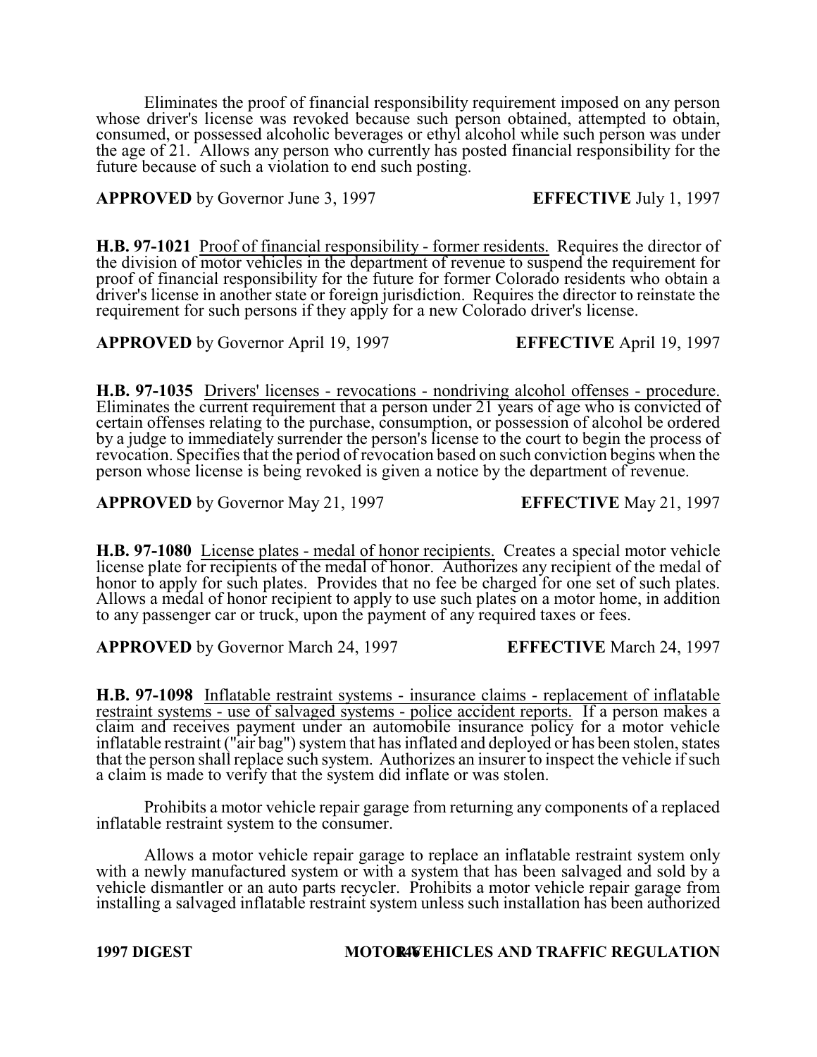Eliminates the proof of financial responsibility requirement imposed on any person whose driver's license was revoked because such person obtained, attempted to obtain, consumed, or possessed alcoholic beverages or ethyl alcohol while such person was under the age of 21. Allows any person who currently has posted financial responsibility for the future because of such a violation to end such posting.

**APPROVED** by Governor June 3, 1997 **EFFECTIVE** July 1, 1997

**H.B. 97-1021** Proof of financial responsibility - former residents. Requires the director of the division of motor vehicles in the department of revenue to suspend the requirement for proof of financial responsibility for the future for former Colorado residents who obtain a driver's license in another state or foreign jurisdiction. Requires the director to reinstate the requirement for such persons if they apply for a new Colorado driver's license.

**APPROVED** by Governor April 19, 1997 **EFFECTIVE** April 19, 1997

**H.B. 97-1035** Drivers' licenses - revocations - nondriving alcohol offenses - procedure. Eliminates the current requirement that a person under 21 years of age who is convicted of certain offenses relating to the purchase, consumption, or possession of alcohol be ordered by a judge to immediately surrender the person's license to the court to begin the process of revocation. Specifies that the period of revocation based on such conviction begins when the person whose license is being revoked is given a notice by the department of revenue.

**APPROVED** by Governor May 21, 1997 **EFFECTIVE** May 21, 1997

**H.B. 97-1080** License plates - medal of honor recipients. Creates a special motor vehicle license plate for recipients of the medal of honor. Authorizes any recipient of the medal of honor to apply for such plates. Provides that no fee be charged for one set of such plates. Allows a medal of honor recipient to apply to use such plates on a motor home, in addition to any passenger car or truck, upon the payment of any required taxes or fees.

**APPROVED** by Governor March 24, 1997 **EFFECTIVE** March 24, 1997

**H.B. 97-1098** Inflatable restraint systems - insurance claims - replacement of inflatable restraint systems - use of salvaged systems - police accident reports. If a person makes a claim and receives payment under an automobile insurance policy for a motor vehicle inflatable restraint ("air bag") system that has inflated and deployed or has been stolen, states that the person shall replace such system. Authorizes an insurer to inspect the vehicle if such a claim is made to verify that the system did inflate or was stolen.

Prohibits a motor vehicle repair garage from returning any components of a replaced inflatable restraint system to the consumer.

Allows a motor vehicle repair garage to replace an inflatable restraint system only with a newly manufactured system or with a system that has been salvaged and sold by a vehicle dismantler or an auto parts recycler. Prohibits a motor vehicle repair garage from installing a salvaged inflatable restraint system unless such installation has been authorized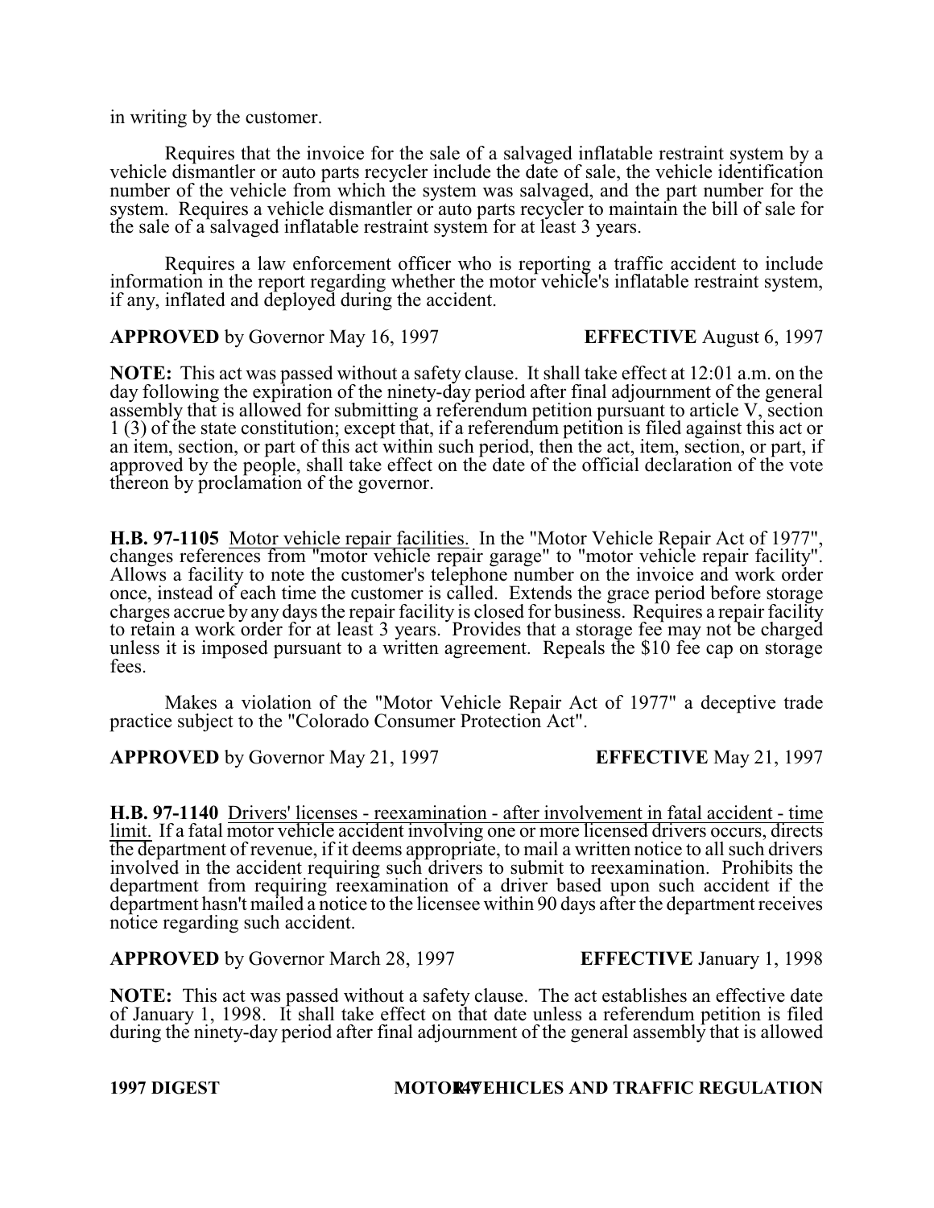in writing by the customer.

Requires that the invoice for the sale of a salvaged inflatable restraint system by a vehicle dismantler or auto parts recycler include the date of sale, the vehicle identification number of the vehicle from which the system was salvaged, and the part number for the system. Requires a vehicle dismantler or auto parts recycler to maintain the bill of sale for the sale of a salvaged inflatable restraint system for at least 3 years.

Requires a law enforcement officer who is reporting a traffic accident to include information in the report regarding whether the motor vehicle's inflatable restraint system, if any, inflated and deployed during the accident.

**APPROVED** by Governor May 16, 1997 **EFFECTIVE** August 6, 1997

**NOTE:** This act was passed without a safety clause. It shall take effect at 12:01 a.m. on the day following the expiration of the ninety-day period after final adjournment of the general assembly that is allowed for submitting a referendum petition pursuant to article V, section 1 (3) of the state constitution; except that, if a referendum petition is filed against this act or an item, section, or part of this act within such period, then the act, item, section, or part, if approved by the people, shall take effect on the date of the official declaration of the vote thereon by proclamation of the governor.

**H.B. 97-1105** Motor vehicle repair facilities. In the "Motor Vehicle Repair Act of 1977", changes references from "motor vehicle repair garage" to "motor vehicle repair facility". Allows a facility to note the customer's telephone number on the invoice and work order once, instead of each time the customer is called. Extends the grace period before storage charges accrue by any days the repair facility is closed for business. Requires a repair facility to retain a work order for at least 3 years. Provides that a storage fee may not be charged unless it is imposed pursuant to a written agreement. Repeals the $10 fee cap on storage fees.

Makes a violation of the "Motor Vehicle Repair Act of 1977" a deceptive trade practice subject to the "Colorado Consumer Protection Act".

**APPROVED** by Governor May 21, 1997 **EFFECTIVE** May 21, 1997

**H.B. 97-1140** Drivers' licenses - reexamination - after involvement in fatal accident - time limit. If a fatal motor vehicle accident involving one or more licensed drivers occurs, directs the department of revenue, if it deems appropriate, to mail a written notice to all such drivers involved in the accident requiring such drivers to submit to reexamination. Prohibits the department from requiring reexamination of a driver based upon such accident if the department hasn't mailed a notice to the licensee within 90 days after the department receives notice regarding such accident.

**APPROVED** by Governor March 28, 1997 **EFFECTIVE** January 1, 1998

**NOTE:** This act was passed without a safety clause. The act establishes an effective date of January 1, 1998. It shall take effect on that date unless a referendum petition is filed during the ninety-day period after final adjournment of the general assembly that is allowed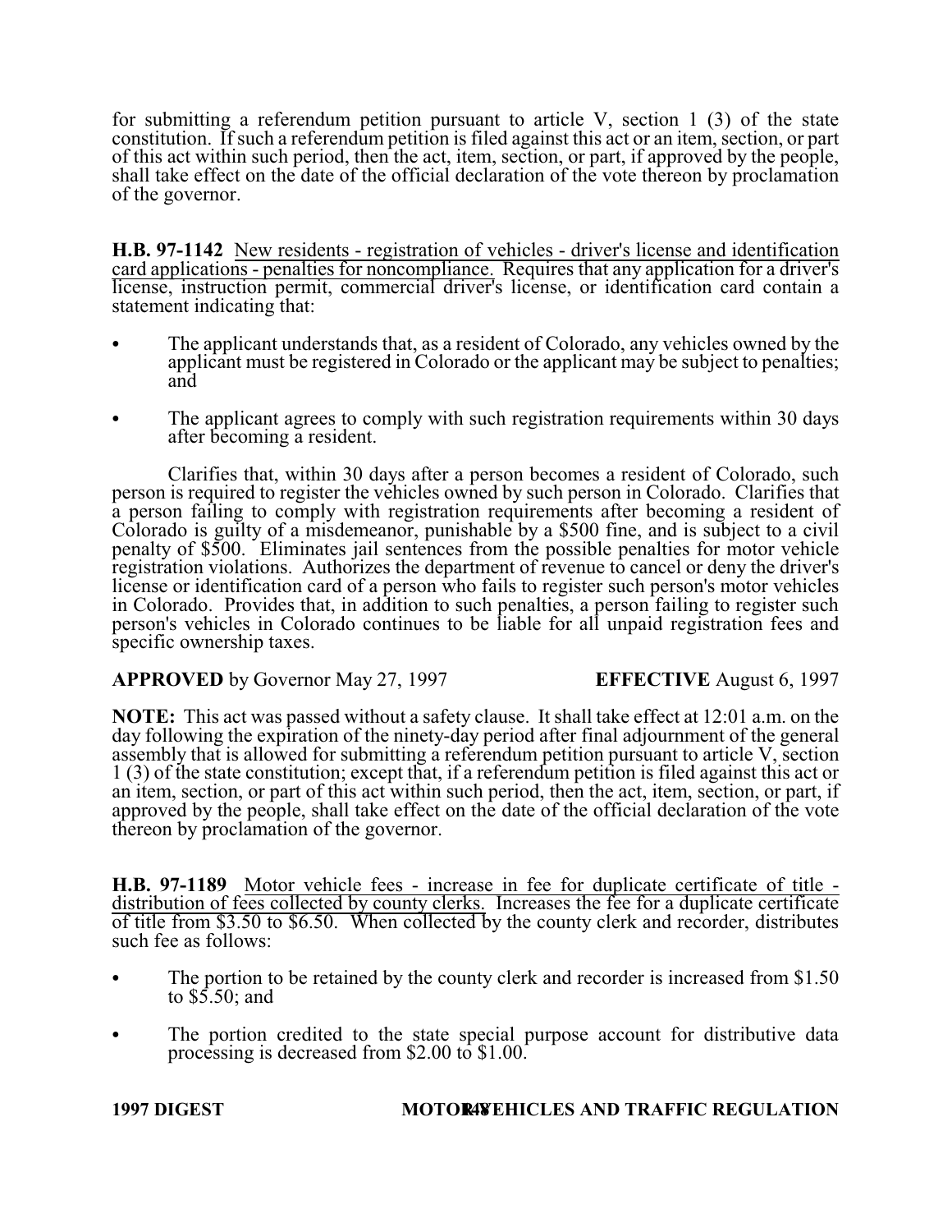for submitting a referendum petition pursuant to article V, section 1 (3) of the state constitution. If such a referendum petition is filed against this act or an item, section, or part of this act within such period, then the act, item, section, or part, if approved by the people, shall take effect on the date of the official declaration of the vote thereon by proclamation of the governor.

**H.B. 97-1142** New residents - registration of vehicles - driver's license and identification card applications - penalties for noncompliance. Requires that any application for a driver's license, instruction permit, commercial driver's license, or identification card contain a statement indicating that:

- The applicant understands that, as a resident of Colorado, any vehicles owned by the applicant must be registered in Colorado or the applicant may be subject to penalties; and
- The applicant agrees to comply with such registration requirements within 30 days after becoming a resident.

Clarifies that, within 30 days after a person becomes a resident of Colorado, such person is required to register the vehicles owned by such person in Colorado. Clarifies that a person failing to comply with registration requirements after becoming a resident of Colorado is guilty of a misdemeanor, punishable by a $500 fine, and is subject to a civil penalty of $500. Eliminates jail sentences from the possible penalties for motor vehicle registration violations. Authorizes the department of revenue to cancel or deny the driver's license or identification card of a person who fails to register such person's motor vehicles in Colorado. Provides that, in addition to such penalties, a person failing to register such person's vehicles in Colorado continues to be liable for all unpaid registration fees and specific ownership taxes.

**APPROVED** by Governor May 27, 1997 **EFFECTIVE** August 6, 1997

**NOTE:** This act was passed without a safety clause. It shall take effect at 12:01 a.m. on the day following the expiration of the ninety-day period after final adjournment of the general assembly that is allowed for submitting a referendum petition pursuant to article V, section 1 (3) of the state constitution; except that, if a referendum petition is filed against this act or an item, section, or part of this act within such period, then the act, item, section, or part, if approved by the people, shall take effect on the date of the official declaration of the vote thereon by proclamation of the governor.

**H.B. 97-1189** Motor vehicle fees - increase in fee for duplicate certificate of title - distribution of fees collected by county clerks. Increases the fee for a duplicate certificate of title from $3.50 to $6.50. When collected by the county clerk and recorder, distributes such fee as follows:

- The portion to be retained by the county clerk and recorder is increased from $1.50 to $5.50; and
- The portion credited to the state special purpose account for distributive data processing is decreased from $2.00 to $1.00.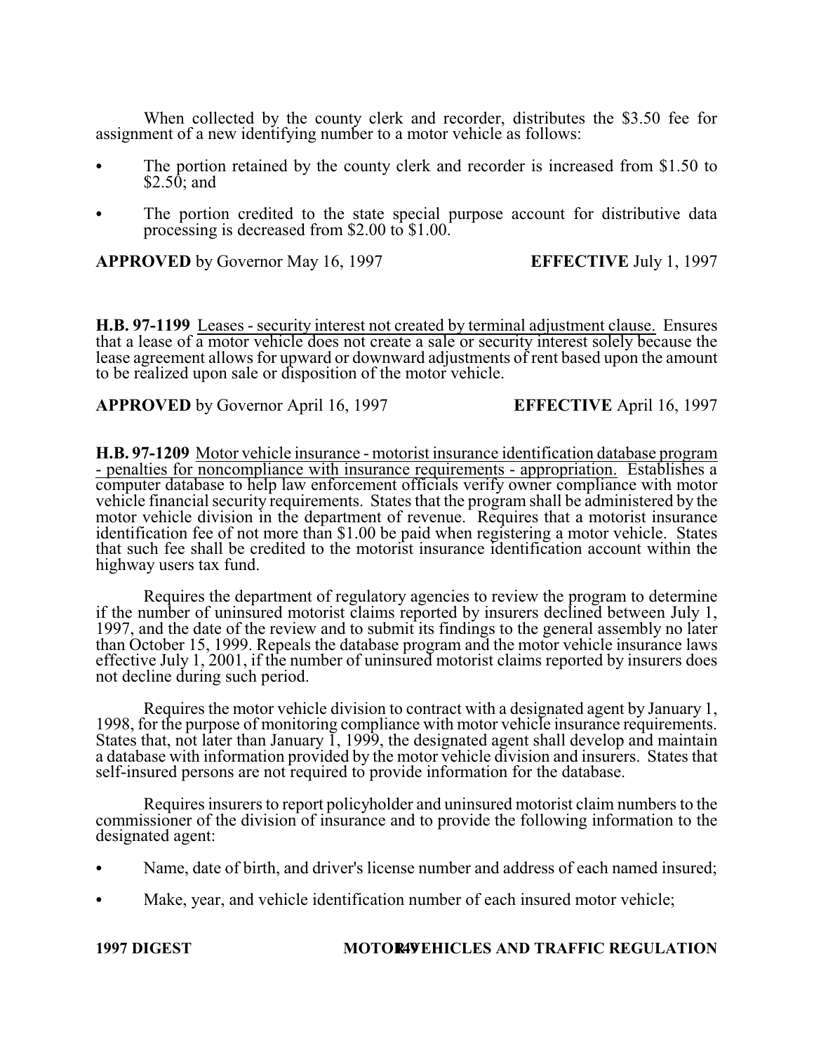When collected by the county clerk and recorder, distributes the $3.50 fee for assignment of a new identifying number to a motor vehicle as follows:

- The portion retained by the county clerk and recorder is increased from $1.50 to $2.50; and
- The portion credited to the state special purpose account for distributive data processing is decreased from $2.00 to $1.00.

**APPROVED** by Governor May 16, 1997 **EFFECTIVE** July 1, 1997

**H.B. 97-1199** Leases - security interest not created by terminal adjustment clause. Ensures that a lease of a motor vehicle does not create a sale or security interest solely because the lease agreement allows for upward or downward adjustments of rent based upon the amount to be realized upon sale or disposition of the motor vehicle.

**APPROVED** by Governor April 16, 1997 **EFFECTIVE** April 16, 1997

**H.B. 97-1209** Motor vehicle insurance - motorist insurance identification database program - penalties for noncompliance with insurance requirements - appropriation. Establishes a computer database to help law enforcement officials verify owner compliance with motor vehicle financial security requirements. States that the program shall be administered by the motor vehicle division in the department of revenue. Requires that a motorist insurance identification fee of not more than $1.00 be paid when registering a motor vehicle. States that such fee shall be credited to the motorist insurance identification account within the highway users tax fund.

Requires the department of regulatory agencies to review the program to determine if the number of uninsured motorist claims reported by insurers declined between July 1, 1997, and the date of the review and to submit its findings to the general assembly no later than October 15, 1999. Repeals the database program and the motor vehicle insurance laws effective July 1, 2001, if the number of uninsured motorist claims reported by insurers does not decline during such period.

Requires the motor vehicle division to contract with a designated agent by January 1, 1998, for the purpose of monitoring compliance with motor vehicle insurance requirements. States that, not later than January 1, 1999, the designated agent shall develop and maintain a database with information provided by the motor vehicle division and insurers. States that self-insured persons are not required to provide information for the database.

Requires insurers to report policyholder and uninsured motorist claim numbers to the commissioner of the division of insurance and to provide the following information to the designated agent:

- Name, date of birth, and driver's license number and address of each named insured;
- Make, year, and vehicle identification number of each insured motor vehicle;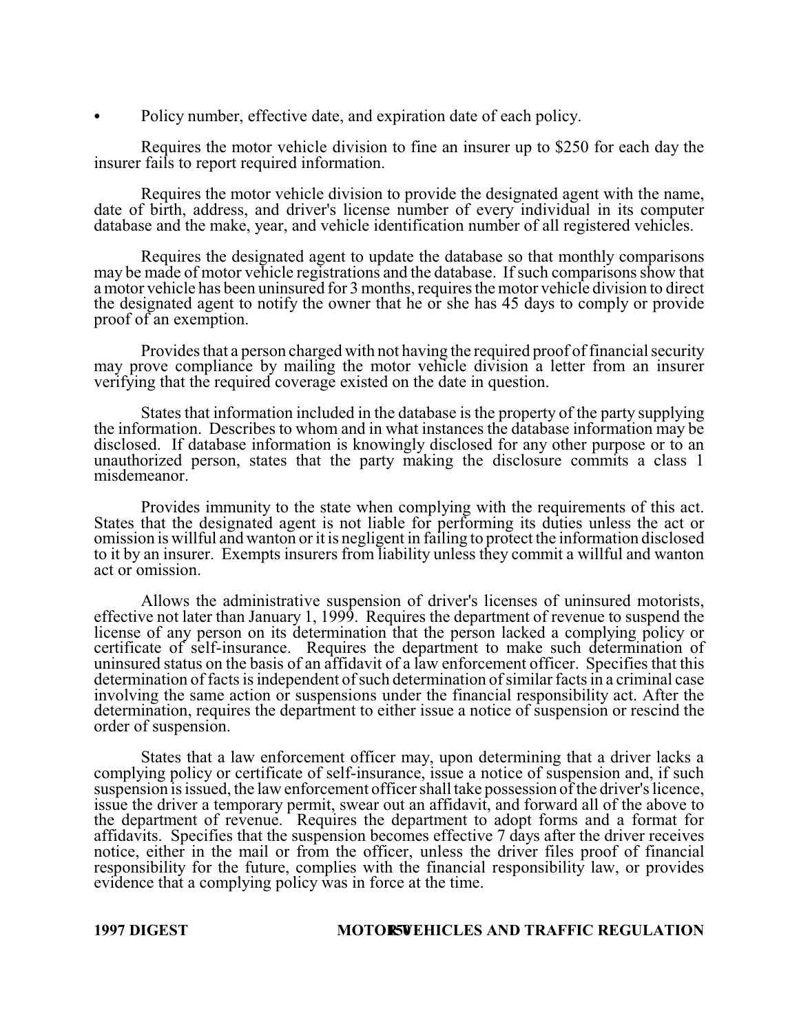- Policy number, effective date, and expiration date of each policy.

Requires the motor vehicle division to fine an insurer up to $250 for each day the insurer fails to report required information.

Requires the motor vehicle division to provide the designated agent with the name, date of birth, address, and driver's license number of every individual in its computer database and the make, year, and vehicle identification number of all registered vehicles.

Requires the designated agent to update the database so that monthly comparisons may be made of motor vehicle registrations and the database. If such comparisons show that a motor vehicle has been uninsured for 3 months, requires the motor vehicle division to direct the designated agent to notify the owner that he or she has 45 days to comply or provide proof of an exemption.

Provides that a person charged with not having the required proof of financial security may prove compliance by mailing the motor vehicle division a letter from an insurer verifying that the required coverage existed on the date in question.

States that information included in the database is the property of the party supplying the information. Describes to whom and in what instances the database information may be disclosed. If database information is knowingly disclosed for any other purpose or to an unauthorized person, states that the party making the disclosure commits a class 1 misdemeanor.

Provides immunity to the state when complying with the requirements of this act. States that the designated agent is not liable for performing its duties unless the act or omission is willful and wanton or it is negligent in failing to protect the information disclosed to it by an insurer. Exempts insurers from liability unless they commit a willful and wanton act or omission.

Allows the administrative suspension of driver's licenses of uninsured motorists, effective not later than January 1, 1999. Requires the department of revenue to suspend the license of any person on its determination that the person lacked a complying policy or certificate of self-insurance. Requires the department to make such determination of uninsured status on the basis of an affidavit of a law enforcement officer. Specifies that this determination of facts is independent of such determination of similar facts in a criminal case involving the same action or suspensions under the financial responsibility act. After the determination, requires the department to either issue a notice of suspension or rescind the order of suspension.

States that a law enforcement officer may, upon determining that a driver lacks a complying policy or certificate of self-insurance, issue a notice of suspension and, if such suspension is issued, the law enforcement officer shall take possession of the driver's licence, issue the driver a temporary permit, swear out an affidavit, and forward all of the above to the department of revenue. Requires the department to adopt forms and a format for affidavits. Specifies that the suspension becomes effective 7 days after the driver receives notice, either in the mail or from the officer, unless the driver files proof of financial responsibility for the future, complies with the financial responsibility law, or provides evidence that a complying policy was in force at the time.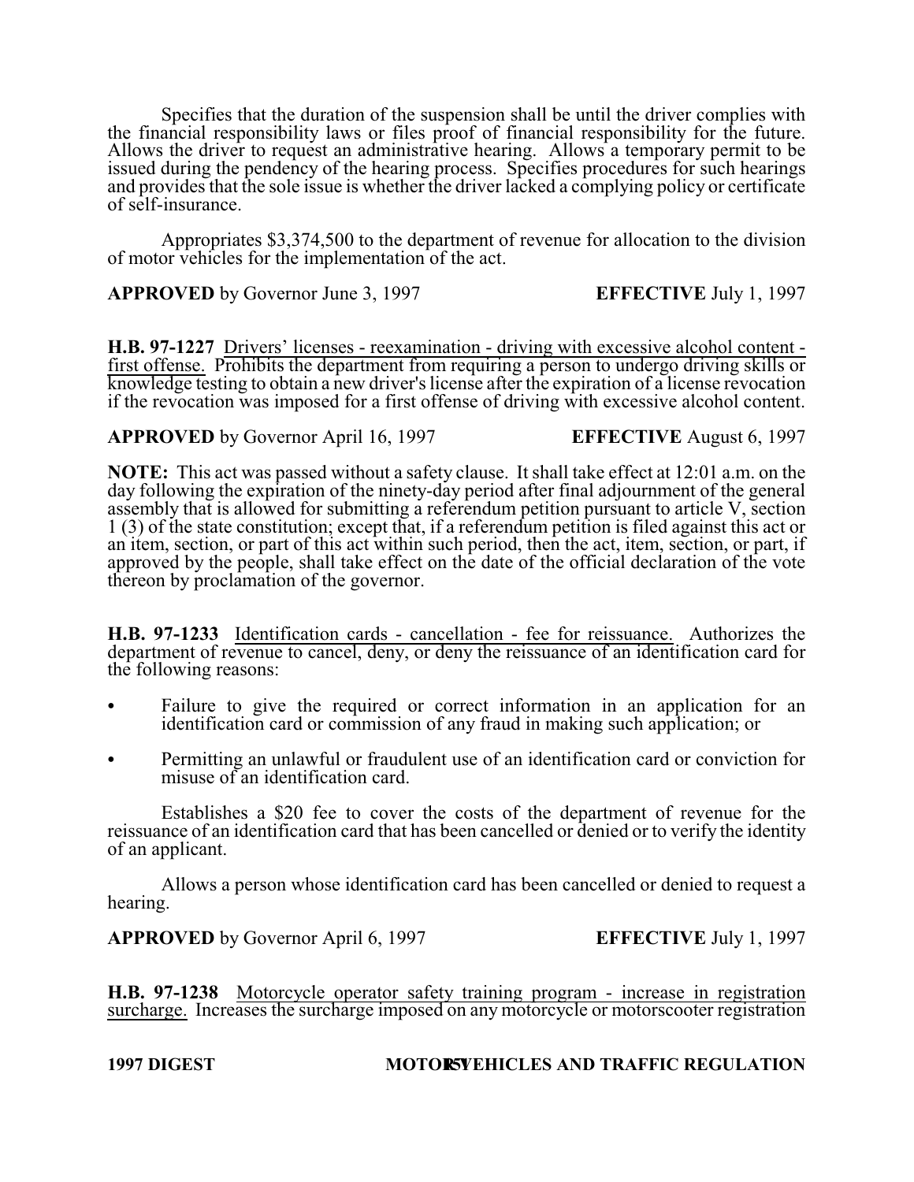Specifies that the duration of the suspension shall be until the driver complies with the financial responsibility laws or files proof of financial responsibility for the future. Allows the driver to request an administrative hearing. Allows a temporary permit to be issued during the pendency of the hearing process. Specifies procedures for such hearings and provides that the sole issue is whether the driver lacked a complying policy or certificate of self-insurance.

Appropriates $3,374,500 to the department of revenue for allocation to the division of motor vehicles for the implementation of the act.

**APPROVED** by Governor June 3, 1997 **EFFECTIVE** July 1, 1997

**H.B. 97-1227** Drivers' licenses - reexamination - driving with excessive alcohol content - first offense. Prohibits the department from requiring a person to undergo driving skills or knowledge testing to obtain a new driver's license after the expiration of a license revocation if the revocation was imposed for a first offense of driving with excessive alcohol content.

**APPROVED** by Governor April 16, 1997 **EFFECTIVE** August 6, 1997

**NOTE:** This act was passed without a safety clause. It shall take effect at 12:01 a.m. on the day following the expiration of the ninety-day period after final adjournment of the general assembly that is allowed for submitting a referendum petition pursuant to article V, section 1 (3) of the state constitution; except that, if a referendum petition is filed against this act or an item, section, or part of this act within such period, then the act, item, section, or part, if approved by the people, shall take effect on the date of the official declaration of the vote thereon by proclamation of the governor.

**H.B. 97-1233** Identification cards - cancellation - fee for reissuance. Authorizes the department of revenue to cancel, deny, or deny the reissuance of an identification card for the following reasons:

- Failure to give the required or correct information in an application for an identification card or commission of any fraud in making such application; or
- Permitting an unlawful or fraudulent use of an identification card or conviction for misuse of an identification card.

Establishes a $20 fee to cover the costs of the department of revenue for the reissuance of an identification card that has been cancelled or denied or to verify the identity of an applicant.

Allows a person whose identification card has been cancelled or denied to request a hearing.

**APPROVED** by Governor April 6, 1997 **EFFECTIVE** July 1, 1997

**H.B. 97-1238** Motorcycle operator safety training program - increase in registration surcharge. Increases the surcharge imposed on any motorcycle or motorscooter registration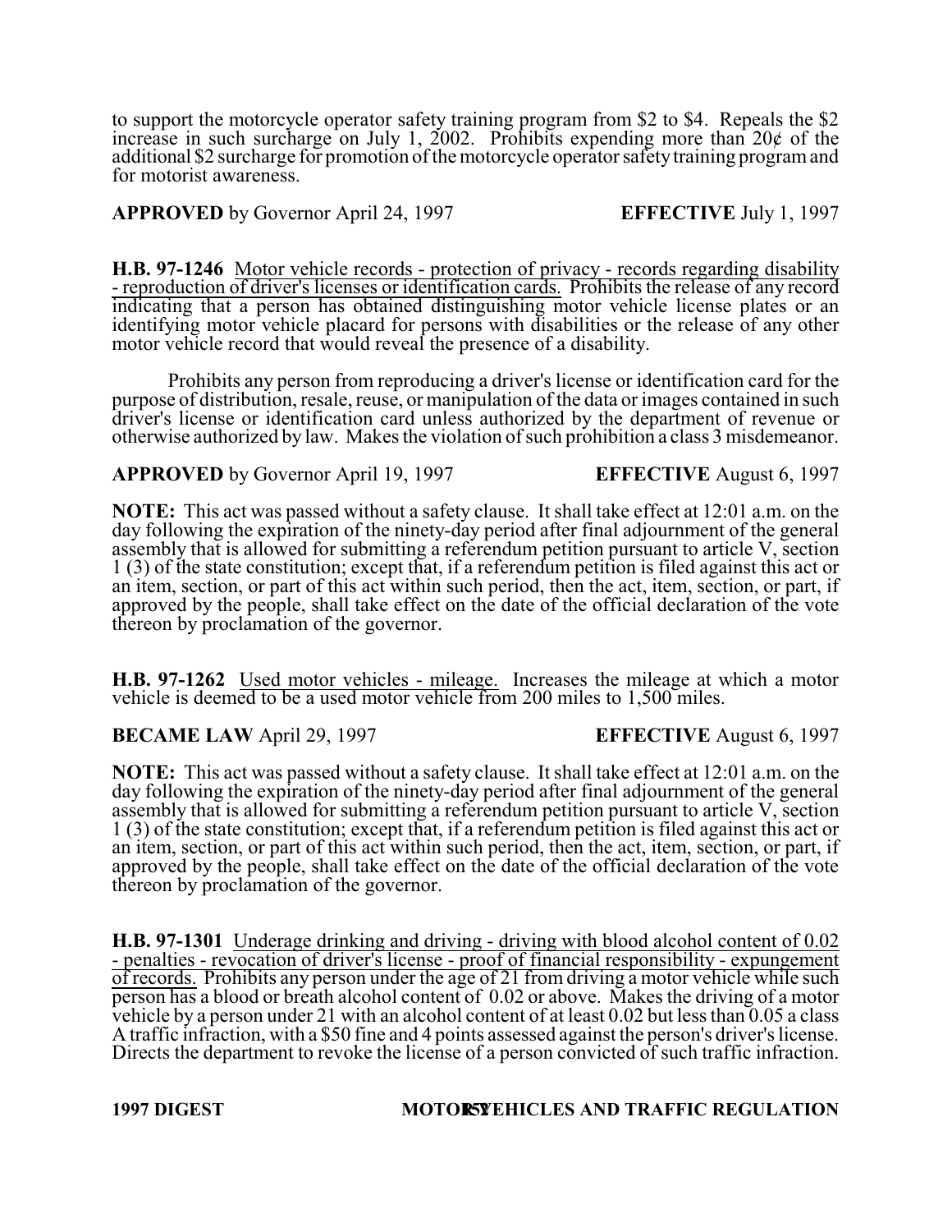to support the motorcycle operator safety training program from $2 to $4. Repeals the $2 increase in such surcharge on July 1, 2002. Prohibits expending more than 20¢ of the additional $2 surcharge for promotion of the motorcycle operator safety training program and for motorist awareness.

**APPROVED** by Governor April 24, 1997 **EFFECTIVE** July 1, 1997

**H.B. 97-1246** Motor vehicle records - protection of privacy - records regarding disability - reproduction of driver's licenses or identification cards. Prohibits the release of any record indicating that a person has obtained distinguishing motor vehicle license plates or an identifying motor vehicle placard for persons with disabilities or the release of any other motor vehicle record that would reveal the presence of a disability.

Prohibits any person from reproducing a driver's license or identification card for the purpose of distribution, resale, reuse, or manipulation of the data or images contained in such driver's license or identification card unless authorized by the department of revenue or otherwise authorized by law. Makes the violation of such prohibition a class 3 misdemeanor.

**APPROVED** by Governor April 19, 1997 **EFFECTIVE** August 6, 1997

**NOTE:** This act was passed without a safety clause. It shall take effect at 12:01 a.m. on the day following the expiration of the ninety-day period after final adjournment of the general assembly that is allowed for submitting a referendum petition pursuant to article V, section 1 (3) of the state constitution; except that, if a referendum petition is filed against this act or an item, section, or part of this act within such period, then the act, item, section, or part, if approved by the people, shall take effect on the date of the official declaration of the vote thereon by proclamation of the governor.

**H.B. 97-1262** Used motor vehicles - mileage. Increases the mileage at which a motor vehicle is deemed to be a used motor vehicle from 200 miles to 1,500 miles.

**BECAME LAW** April 29, 1997 **EFFECTIVE** August 6, 1997

**NOTE:** This act was passed without a safety clause. It shall take effect at 12:01 a.m. on the day following the expiration of the ninety-day period after final adjournment of the general assembly that is allowed for submitting a referendum petition pursuant to article V, section 1 (3) of the state constitution; except that, if a referendum petition is filed against this act or an item, section, or part of this act within such period, then the act, item, section, or part, if approved by the people, shall take effect on the date of the official declaration of the vote thereon by proclamation of the governor.

**H.B. 97-1301** Underage drinking and driving - driving with blood alcohol content of 0.02 - penalties - revocation of driver's license - proof of financial responsibility - expungement of records. Prohibits any person under the age of 21 from driving a motor vehicle while such person has a blood or breath alcohol content of 0.02 or above. Makes the driving of a motor vehicle by a person under 21 with an alcohol content of at least 0.02 but less than 0.05 a class A traffic infraction, with a $50 fine and 4 points assessed against the person's driver's license. Directs the department to revoke the license of a person convicted of such traffic infraction.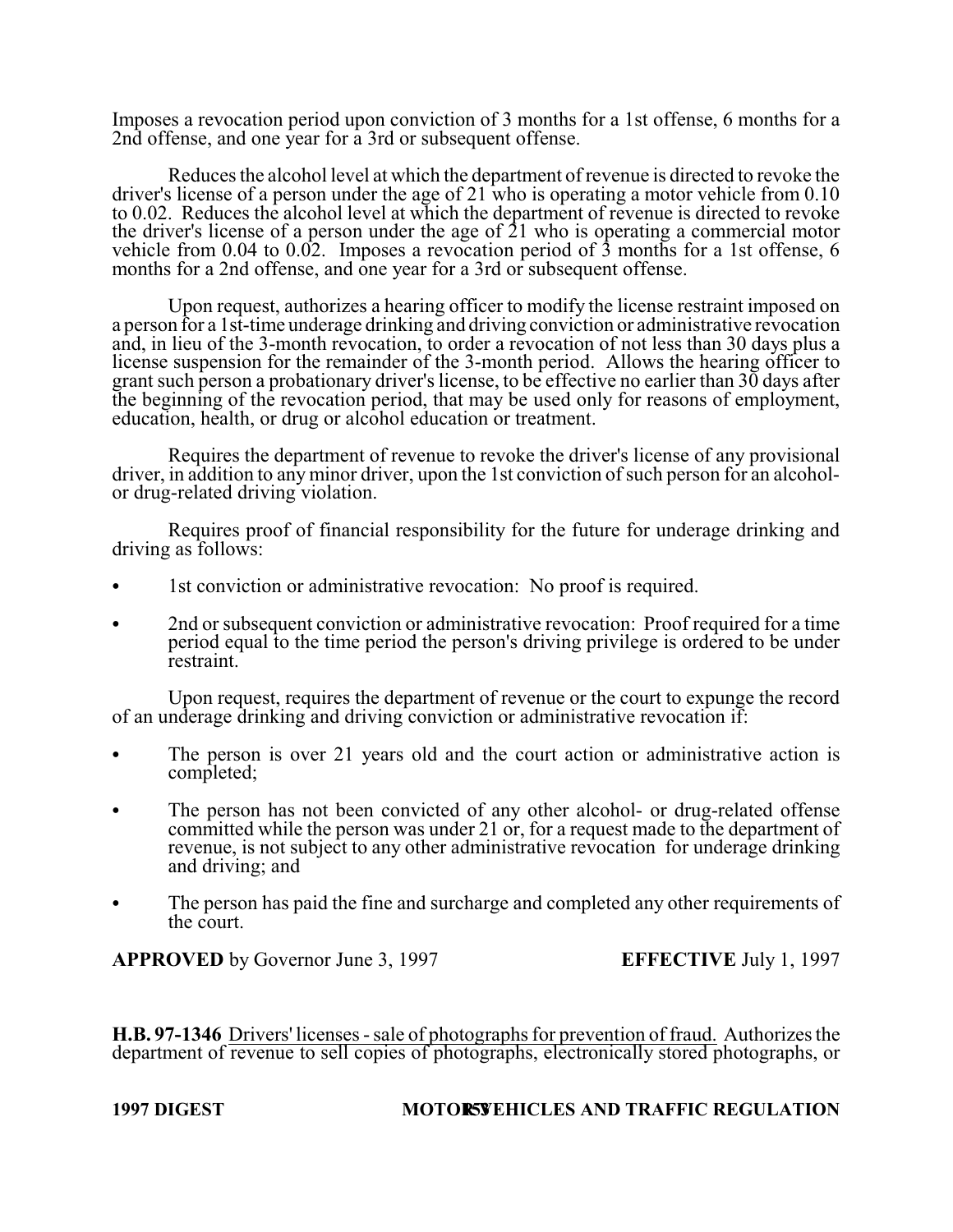Imposes a revocation period upon conviction of 3 months for a 1st offense, 6 months for a 2nd offense, and one year for a 3rd or subsequent offense.

Reduces the alcohol level at which the department of revenue is directed to revoke the driver's license of a person under the age of 21 who is operating a motor vehicle from 0.10 to 0.02. Reduces the alcohol level at which the department of revenue is directed to revoke the driver's license of a person under the age of 21 who is operating a commercial motor vehicle from 0.04 to 0.02. Imposes a revocation period of 3 months for a 1st offense, 6 months for a 2nd offense, and one year for a 3rd or subsequent offense.

Upon request, authorizes a hearing officer to modify the license restraint imposed on a person for a 1st-time underage drinking and driving conviction or administrative revocation and, in lieu of the 3-month revocation, to order a revocation of not less than 30 days plus a license suspension for the remainder of the 3-month period. Allows the hearing officer to grant such person a probationary driver's license, to be effective no earlier than 30 days after the beginning of the revocation period, that may be used only for reasons of employment, education, health, or drug or alcohol education or treatment.

Requires the department of revenue to revoke the driver's license of any provisional driver, in addition to any minor driver, upon the 1st conviction of such person for an alcohol- or drug-related driving violation.

Requires proof of financial responsibility for the future for underage drinking and driving as follows:

- 1st conviction or administrative revocation: No proof is required.
- 2nd or subsequent conviction or administrative revocation: Proof required for a time period equal to the time period the person's driving privilege is ordered to be under restraint.

Upon request, requires the department of revenue or the court to expunge the record of an underage drinking and driving conviction or administrative revocation if:

- The person is over 21 years old and the court action or administrative action is completed;
- The person has not been convicted of any other alcohol- or drug-related offense committed while the person was under 21 or, for a request made to the department of revenue, is not subject to any other administrative revocation for underage drinking and driving; and
- The person has paid the fine and surcharge and completed any other requirements of the court.

**APPROVED** by Governor June 3, 1997 **EFFECTIVE** July 1, 1997

**H.B. 97-1346** Drivers' licenses - sale of photographs for prevention of fraud. Authorizes the department of revenue to sell copies of photographs, electronically stored photographs, or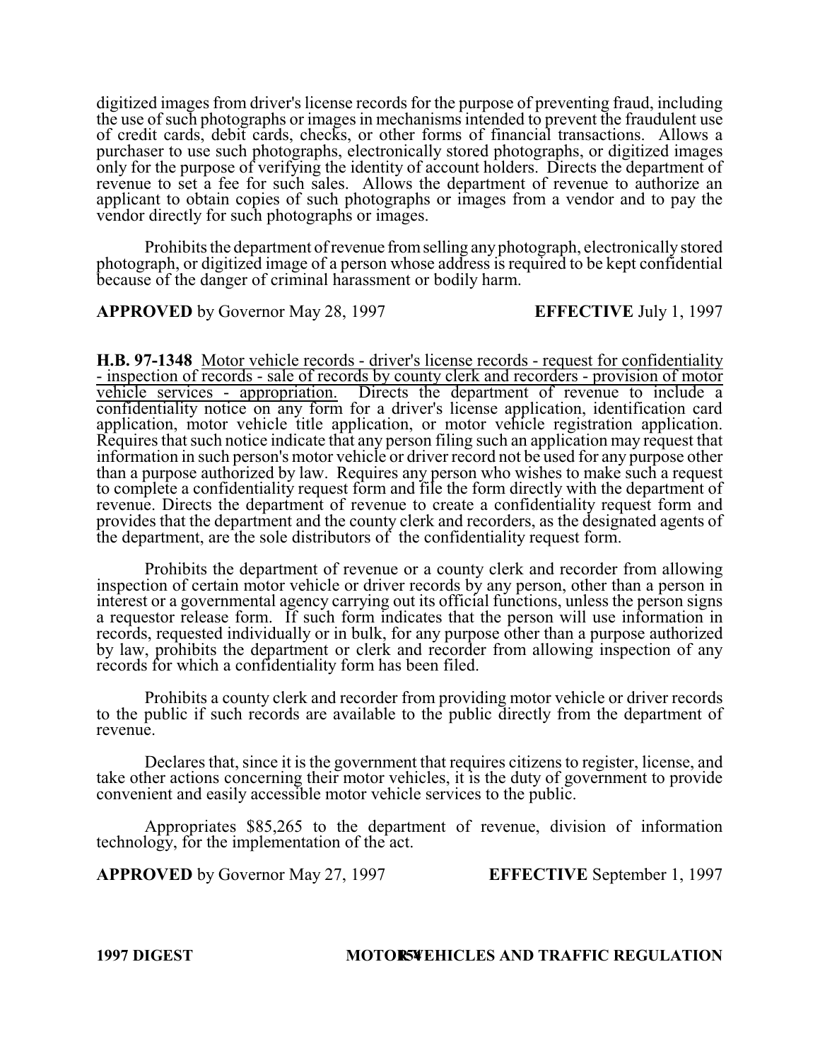digitized images from driver's license records for the purpose of preventing fraud, including the use of such photographs or images in mechanisms intended to prevent the fraudulent use of credit cards, debit cards, checks, or other forms of financial transactions. Allows a purchaser to use such photographs, electronically stored photographs, or digitized images only for the purpose of verifying the identity of account holders. Directs the department of revenue to set a fee for such sales. Allows the department of revenue to authorize an applicant to obtain copies of such photographs or images from a vendor and to pay the vendor directly for such photographs or images.

Prohibits the department of revenue from selling any photograph, electronically stored photograph, or digitized image of a person whose address is required to be kept confidential because of the danger of criminal harassment or bodily harm.

**APPROVED** by Governor May 28, 1997 **EFFECTIVE** July 1, 1997

**H.B. 97-1348** Motor vehicle records - driver's license records - request for confidentiality - inspection of records - sale of records by county clerk and recorders - provision of motor vehicle services - appropriation. Directs the department of revenue to include a confidentiality notice on any form for a driver's license application, identification card application, motor vehicle title application, or motor vehicle registration application. Requires that such notice indicate that any person filing such an application may request that information in such person's motor vehicle or driver record not be used for any purpose other than a purpose authorized by law. Requires any person who wishes to make such a request to complete a confidentiality request form and file the form directly with the department of revenue. Directs the department of revenue to create a confidentiality request form and provides that the department and the county clerk and recorders, as the designated agents of the department, are the sole distributors of the confidentiality request form.

Prohibits the department of revenue or a county clerk and recorder from allowing inspection of certain motor vehicle or driver records by any person, other than a person in interest or a governmental agency carrying out its official functions, unless the person signs a requestor release form. If such form indicates that the person will use information in records, requested individually or in bulk, for any purpose other than a purpose authorized by law, prohibits the department or clerk and recorder from allowing inspection of any records for which a confidentiality form has been filed.

Prohibits a county clerk and recorder from providing motor vehicle or driver records to the public if such records are available to the public directly from the department of revenue.

Declares that, since it is the government that requires citizens to register, license, and take other actions concerning their motor vehicles, it is the duty of government to provide convenient and easily accessible motor vehicle services to the public.

Appropriates $85,265 to the department of revenue, division of information technology, for the implementation of the act.

**APPROVED** by Governor May 27, 1997 **EFFECTIVE** September 1, 1997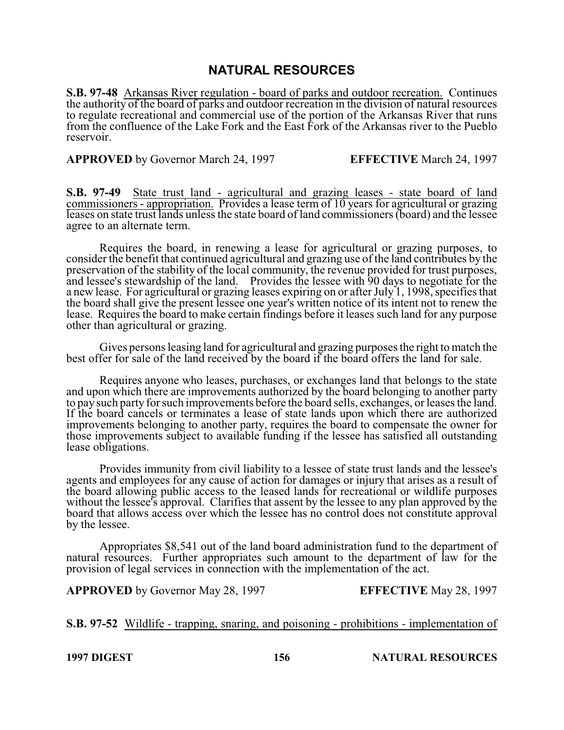# NATURAL RESOURCES

**S.B. 97-48** Arkansas River regulation - board of parks and outdoor recreation. Continues the authority of the board of parks and outdoor recreation in the division of natural resources to regulate recreational and commercial use of the portion of the Arkansas River that runs from the confluence of the Lake Fork and the East Fork of the Arkansas river to the Pueblo reservoir.

**APPROVED** by Governor March 24, 1997 **EFFECTIVE** March 24, 1997

**S.B. 97-49** State trust land - agricultural and grazing leases - state board of land commissioners - appropriation. Provides a lease term of 10 years for agricultural or grazing leases on state trust lands unless the state board of land commissioners (board) and the lessee agree to an alternate term.

Requires the board, in renewing a lease for agricultural or grazing purposes, to consider the benefit that continued agricultural and grazing use of the land contributes by the preservation of the stability of the local community, the revenue provided for trust purposes, and lessee's stewardship of the land. Provides the lessee with 90 days to negotiate for the a new lease. For agricultural or grazing leases expiring on or after July 1, 1998, specifies that the board shall give the present lessee one year's written notice of its intent not to renew the lease. Requires the board to make certain findings before it leases such land for any purpose other than agricultural or grazing.

Gives persons leasing land for agricultural and grazing purposes the right to match the best offer for sale of the land received by the board if the board offers the land for sale.

Requires anyone who leases, purchases, or exchanges land that belongs to the state and upon which there are improvements authorized by the board belonging to another party to pay such party for such improvements before the board sells, exchanges, or leases the land. If the board cancels or terminates a lease of state lands upon which there are authorized improvements belonging to another party, requires the board to compensate the owner for those improvements subject to available funding if the lessee has satisfied all outstanding lease obligations.

Provides immunity from civil liability to a lessee of state trust lands and the lessee's agents and employees for any cause of action for damages or injury that arises as a result of the board allowing public access to the leased lands for recreational or wildlife purposes without the lessee's approval. Clarifies that assent by the lessee to any plan approved by the board that allows access over which the lessee has no control does not constitute approval by the lessee.

Appropriates $8,541 out of the land board administration fund to the department of natural resources. Further appropriates such amount to the department of law for the provision of legal services in connection with the implementation of the act.

**APPROVED** by Governor May 28, 1997 **EFFECTIVE** May 28, 1997

**S.B. 97-52** Wildlife - trapping, snaring, and poisoning - prohibitions - implementation of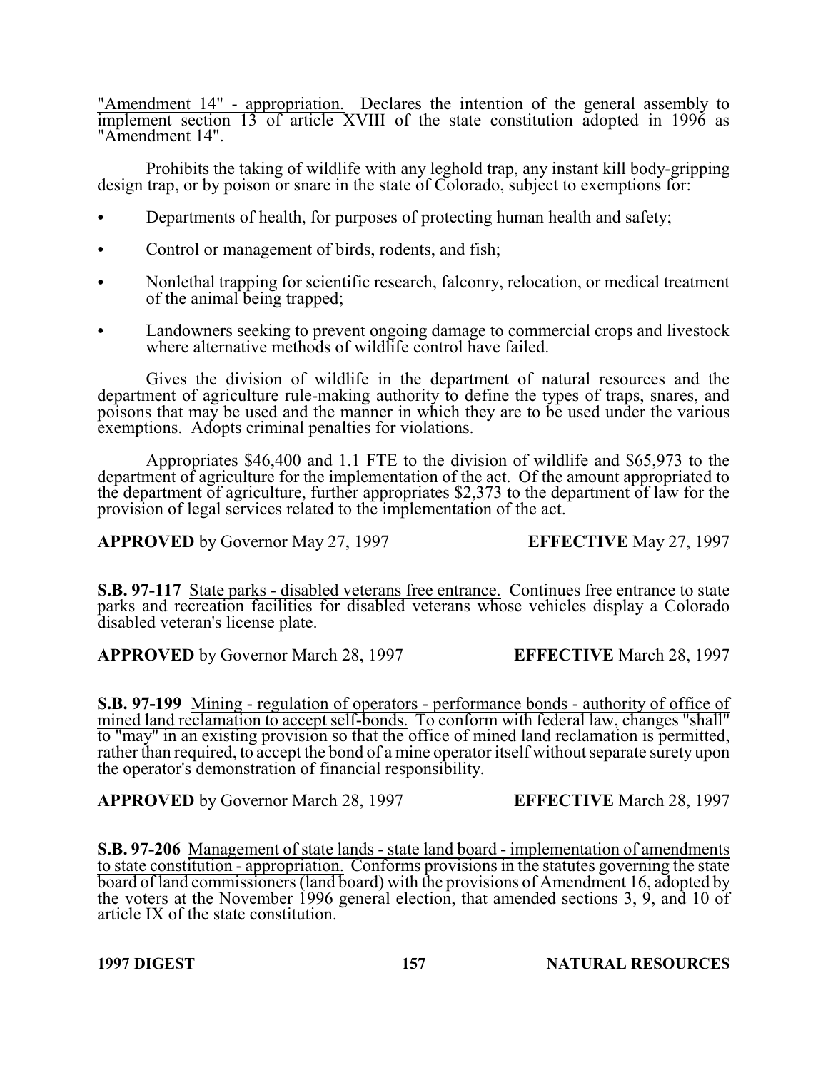"Amendment 14" - appropriation. Declares the intention of the general assembly to implement section 13 of article XVIII of the state constitution adopted in 1996 as "Amendment 14".

Prohibits the taking of wildlife with any leghold trap, any instant kill body-gripping design trap, or by poison or snare in the state of Colorado, subject to exemptions for:

- Departments of health, for purposes of protecting human health and safety;
- Control or management of birds, rodents, and fish;
- Nonlethal trapping for scientific research, falconry, relocation, or medical treatment of the animal being trapped;
- Landowners seeking to prevent ongoing damage to commercial crops and livestock where alternative methods of wildlife control have failed.

Gives the division of wildlife in the department of natural resources and the department of agriculture rule-making authority to define the types of traps, snares, and poisons that may be used and the manner in which they are to be used under the various exemptions. Adopts criminal penalties for violations.

Appropriates $46,400 and 1.1 FTE to the division of wildlife and $65,973 to the department of agriculture for the implementation of the act. Of the amount appropriated to the department of agriculture, further appropriates $2,373 to the department of law for the provision of legal services related to the implementation of the act.

**APPROVED** by Governor May 27, 1997 **EFFECTIVE** May 27, 1997

**S.B. 97-117** State parks - disabled veterans free entrance. Continues free entrance to state parks and recreation facilities for disabled veterans whose vehicles display a Colorado disabled veteran's license plate.

**APPROVED** by Governor March 28, 1997 **EFFECTIVE** March 28, 1997

**S.B. 97-199** Mining - regulation of operators - performance bonds - authority of office of mined land reclamation to accept self-bonds. To conform with federal law, changes "shall" to "may" in an existing provision so that the office of mined land reclamation is permitted, rather than required, to accept the bond of a mine operator itself without separate surety upon the operator's demonstration of financial responsibility.

**APPROVED** by Governor March 28, 1997 **EFFECTIVE** March 28, 1997

**S.B. 97-206** Management of state lands - state land board - implementation of amendments to state constitution - appropriation. Conforms provisions in the statutes governing the state board of land commissioners (land board) with the provisions of Amendment 16, adopted by the voters at the November 1996 general election, that amended sections 3, 9, and 10 of article IX of the state constitution.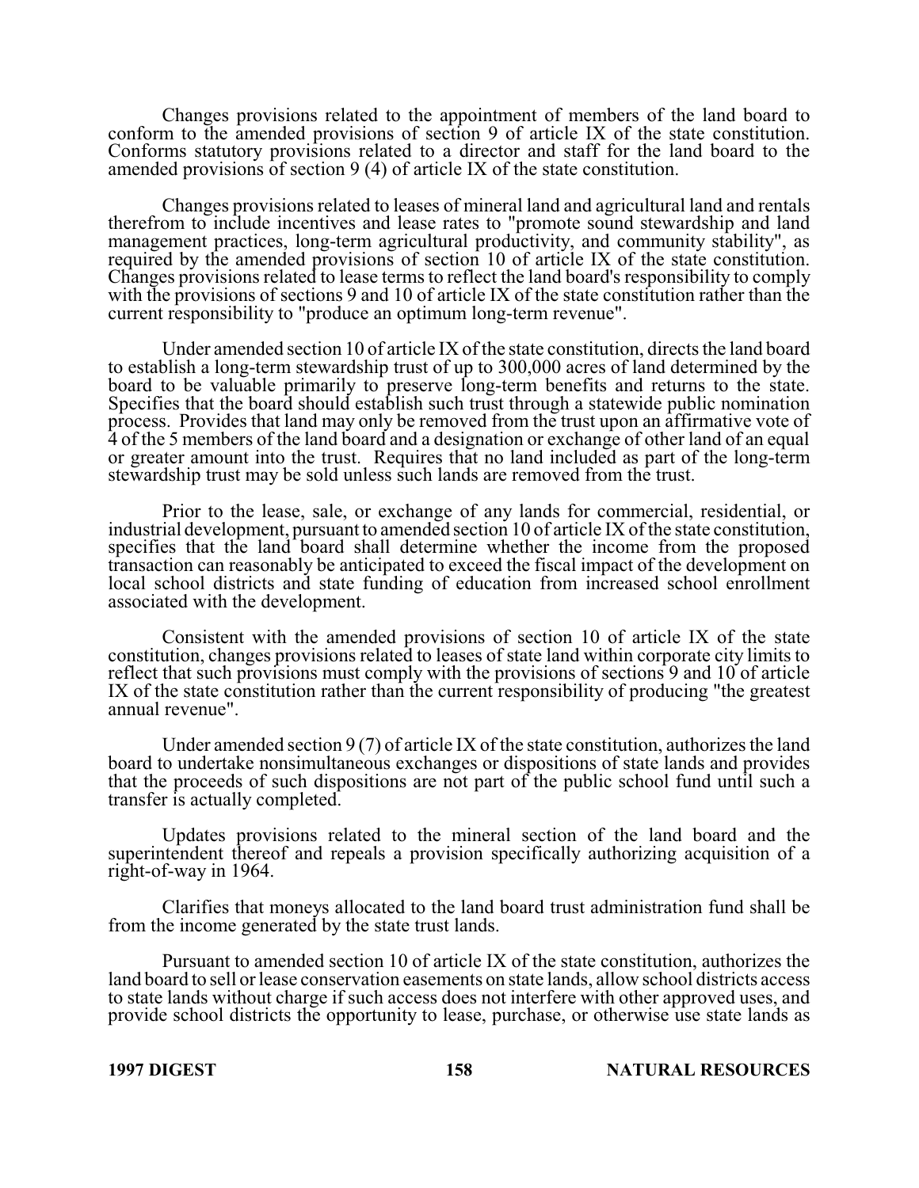Changes provisions related to the appointment of members of the land board to conform to the amended provisions of section 9 of article IX of the state constitution. Conforms statutory provisions related to a director and staff for the land board to the amended provisions of section 9 (4) of article IX of the state constitution.

Changes provisions related to leases of mineral land and agricultural land and rentals therefrom to include incentives and lease rates to "promote sound stewardship and land management practices, long-term agricultural productivity, and community stability", as required by the amended provisions of section 10 of article IX of the state constitution. Changes provisions related to lease terms to reflect the land board's responsibility to comply with the provisions of sections 9 and 10 of article IX of the state constitution rather than the current responsibility to "produce an optimum long-term revenue".

Under amended section 10 of article IX of the state constitution, directs the land board to establish a long-term stewardship trust of up to 300,000 acres of land determined by the board to be valuable primarily to preserve long-term benefits and returns to the state. Specifies that the board should establish such trust through a statewide public nomination process. Provides that land may only be removed from the trust upon an affirmative vote of 4 of the 5 members of the land board and a designation or exchange of other land of an equal or greater amount into the trust. Requires that no land included as part of the long-term stewardship trust may be sold unless such lands are removed from the trust.

Prior to the lease, sale, or exchange of any lands for commercial, residential, or industrial development, pursuant to amended section 10 of article IX of the state constitution, specifies that the land board shall determine whether the income from the proposed transaction can reasonably be anticipated to exceed the fiscal impact of the development on local school districts and state funding of education from increased school enrollment associated with the development.

Consistent with the amended provisions of section 10 of article IX of the state constitution, changes provisions related to leases of state land within corporate city limits to reflect that such provisions must comply with the provisions of sections 9 and 10 of article IX of the state constitution rather than the current responsibility of producing "the greatest annual revenue".

Under amended section 9 (7) of article IX of the state constitution, authorizes the land board to undertake nonsimultaneous exchanges or dispositions of state lands and provides that the proceeds of such dispositions are not part of the public school fund until such a transfer is actually completed.

Updates provisions related to the mineral section of the land board and the superintendent thereof and repeals a provision specifically authorizing acquisition of a right-of-way in 1964.

Clarifies that moneys allocated to the land board trust administration fund shall be from the income generated by the state trust lands.

Pursuant to amended section 10 of article IX of the state constitution, authorizes the land board to sell or lease conservation easements on state lands, allow school districts access to state lands without charge if such access does not interfere with other approved uses, and provide school districts the opportunity to lease, purchase, or otherwise use state lands as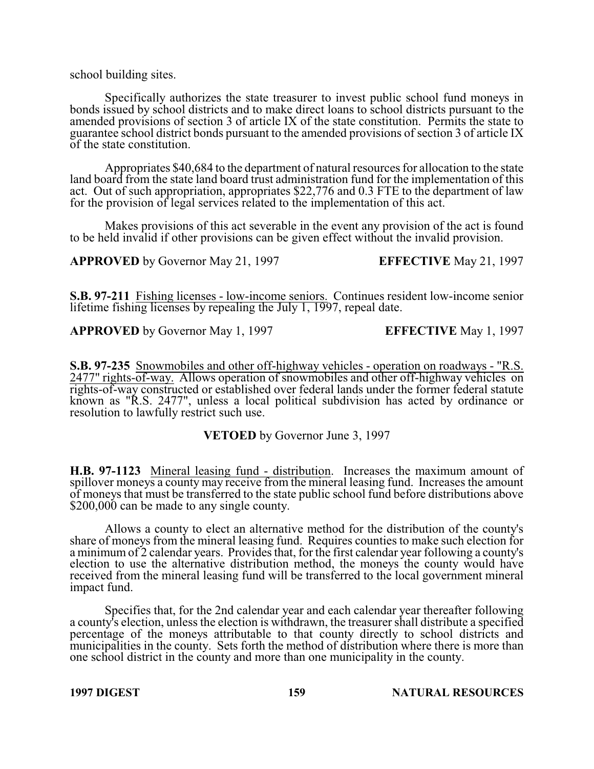school building sites.

Specifically authorizes the state treasurer to invest public school fund moneys in bonds issued by school districts and to make direct loans to school districts pursuant to the amended provisions of section 3 of article IX of the state constitution. Permits the state to guarantee school district bonds pursuant to the amended provisions of section 3 of article IX of the state constitution.

Appropriates $40,684 to the department of natural resources for allocation to the state land board from the state land board trust administration fund for the implementation of this act. Out of such appropriation, appropriates $22,776 and 0.3 FTE to the department of law for the provision of legal services related to the implementation of this act.

Makes provisions of this act severable in the event any provision of the act is found to be held invalid if other provisions can be given effect without the invalid provision.

**APPROVED** by Governor May 21, 1997 **EFFECTIVE** May 21, 1997

**S.B. 97-211** Fishing licenses - low-income seniors. Continues resident low-income senior lifetime fishing licenses by repealing the July 1, 1997, repeal date.

**APPROVED** by Governor May 1, 1997 **EFFECTIVE** May 1, 1997

**S.B. 97-235** Snowmobiles and other off-highway vehicles - operation on roadways - "R.S. 2477" rights-of-way. Allows operation of snowmobiles and other off-highway vehicles on rights-of-way constructed or established over federal lands under the former federal statute known as "R.S. 2477", unless a local political subdivision has acted by ordinance or resolution to lawfully restrict such use.

**VETOED** by Governor June 3, 1997

**H.B. 97-1123** Mineral leasing fund - distribution. Increases the maximum amount of spillover moneys a county may receive from the mineral leasing fund. Increases the amount of moneys that must be transferred to the state public school fund before distributions above $200,000 can be made to any single county.

Allows a county to elect an alternative method for the distribution of the county's share of moneys from the mineral leasing fund. Requires counties to make such election for a minimum of 2 calendar years. Provides that, for the first calendar year following a county's election to use the alternative distribution method, the moneys the county would have received from the mineral leasing fund will be transferred to the local government mineral impact fund.

Specifies that, for the 2nd calendar year and each calendar year thereafter following a county's election, unless the election is withdrawn, the treasurer shall distribute a specified percentage of the moneys attributable to that county directly to school districts and municipalities in the county. Sets forth the method of distribution where there is more than one school district in the county and more than one municipality in the county.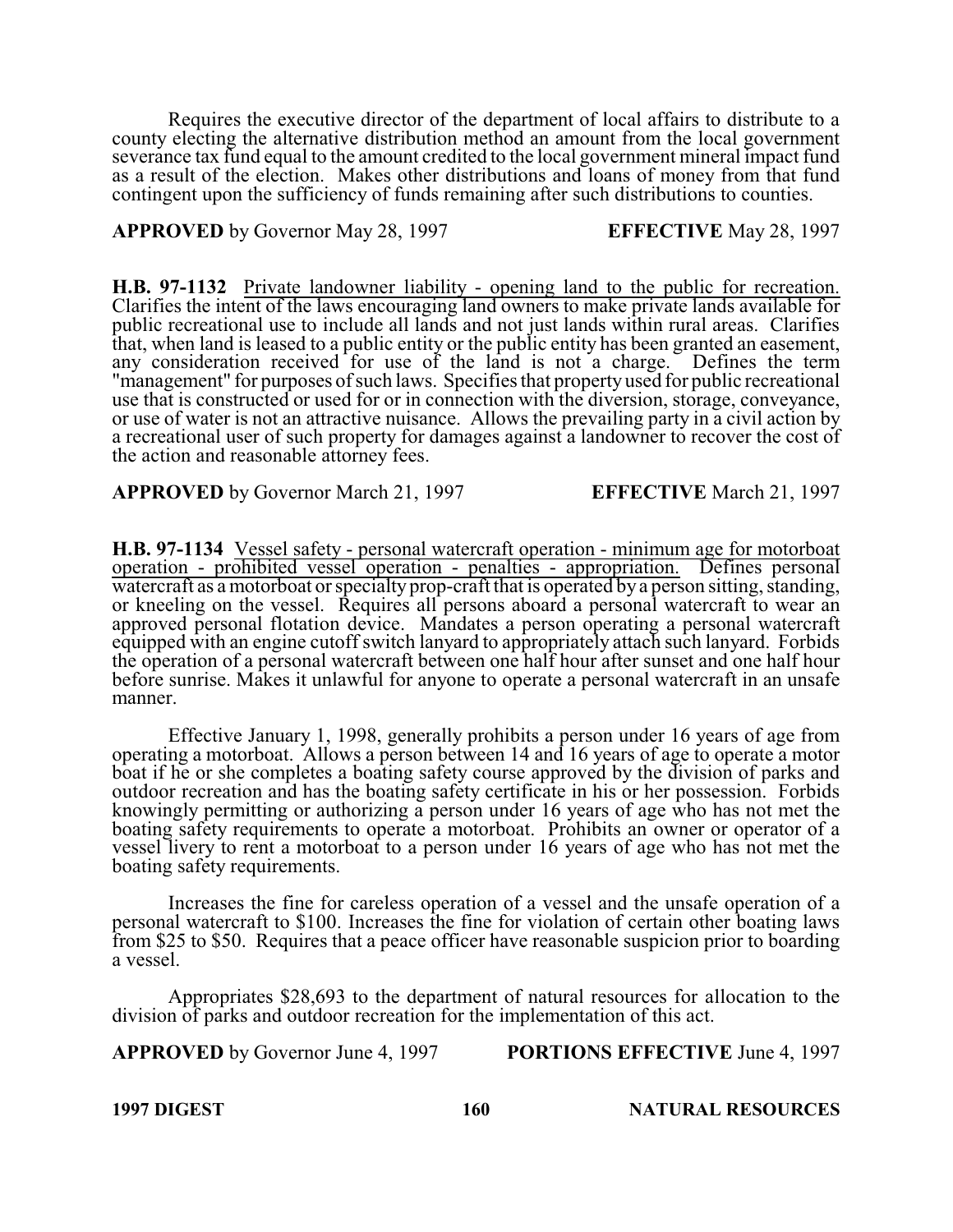Requires the executive director of the department of local affairs to distribute to a county electing the alternative distribution method an amount from the local government severance tax fund equal to the amount credited to the local government mineral impact fund as a result of the election. Makes other distributions and loans of money from that fund contingent upon the sufficiency of funds remaining after such distributions to counties.

**APPROVED** by Governor May 28, 1997 **EFFECTIVE** May 28, 1997

**H.B. 97-1132** Private landowner liability - opening land to the public for recreation. Clarifies the intent of the laws encouraging land owners to make private lands available for public recreational use to include all lands and not just lands within rural areas. Clarifies that, when land is leased to a public entity or the public entity has been granted an easement, any consideration received for use of the land is not a charge. Defines the term "management" for purposes of such laws. Specifies that property used for public recreational use that is constructed or used for or in connection with the diversion, storage, conveyance, or use of water is not an attractive nuisance. Allows the prevailing party in a civil action by a recreational user of such property for damages against a landowner to recover the cost of the action and reasonable attorney fees.

**APPROVED** by Governor March 21, 1997 **EFFECTIVE** March 21, 1997

**H.B. 97-1134** Vessel safety - personal watercraft operation - minimum age for motorboat operation - prohibited vessel operation - penalties - appropriation. Defines personal watercraft as a motorboat or specialty prop-craft that is operated by a person sitting, standing, or kneeling on the vessel. Requires all persons aboard a personal watercraft to wear an approved personal flotation device. Mandates a person operating a personal watercraft equipped with an engine cutoff switch lanyard to appropriately attach such lanyard. Forbids the operation of a personal watercraft between one half hour after sunset and one half hour before sunrise. Makes it unlawful for anyone to operate a personal watercraft in an unsafe manner.

Effective January 1, 1998, generally prohibits a person under 16 years of age from operating a motorboat. Allows a person between 14 and 16 years of age to operate a motor boat if he or she completes a boating safety course approved by the division of parks and outdoor recreation and has the boating safety certificate in his or her possession. Forbids knowingly permitting or authorizing a person under 16 years of age who has not met the boating safety requirements to operate a motorboat. Prohibits an owner or operator of a vessel livery to rent a motorboat to a person under 16 years of age who has not met the boating safety requirements.

Increases the fine for careless operation of a vessel and the unsafe operation of a personal watercraft to $100. Increases the fine for violation of certain other boating laws from $25 to $50. Requires that a peace officer have reasonable suspicion prior to boarding a vessel.

Appropriates $28,693 to the department of natural resources for allocation to the division of parks and outdoor recreation for the implementation of this act.

**APPROVED** by Governor June 4, 1997 **PORTIONS EFFECTIVE** June 4, 1997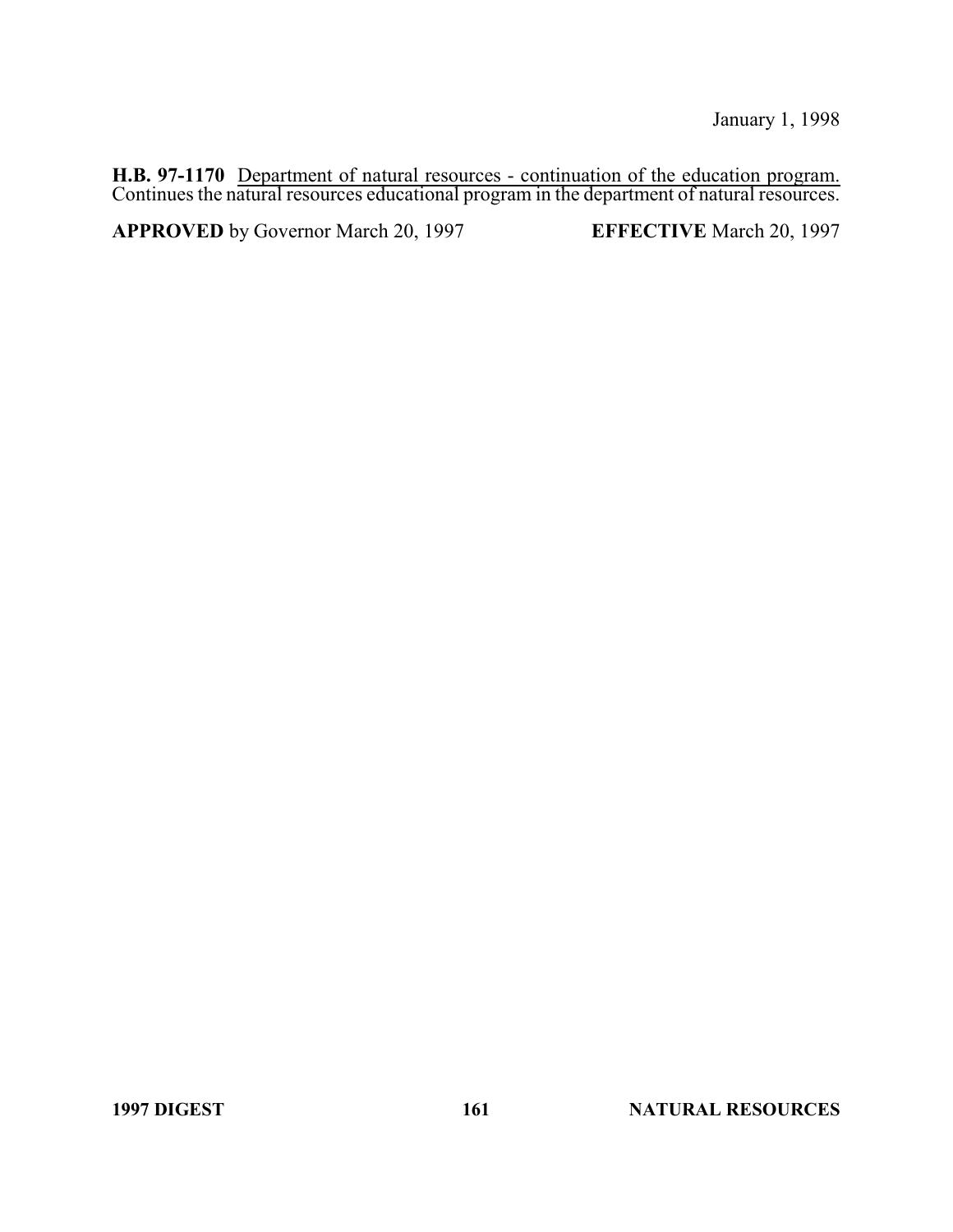January 1, 1998

**H.B. 97-1170** Department of natural resources - continuation of the education program. Continues the natural resources educational program in the department of natural resources.

**APPROVED** by Governor March 20, 1997 **EFFECTIVE** March 20, 1997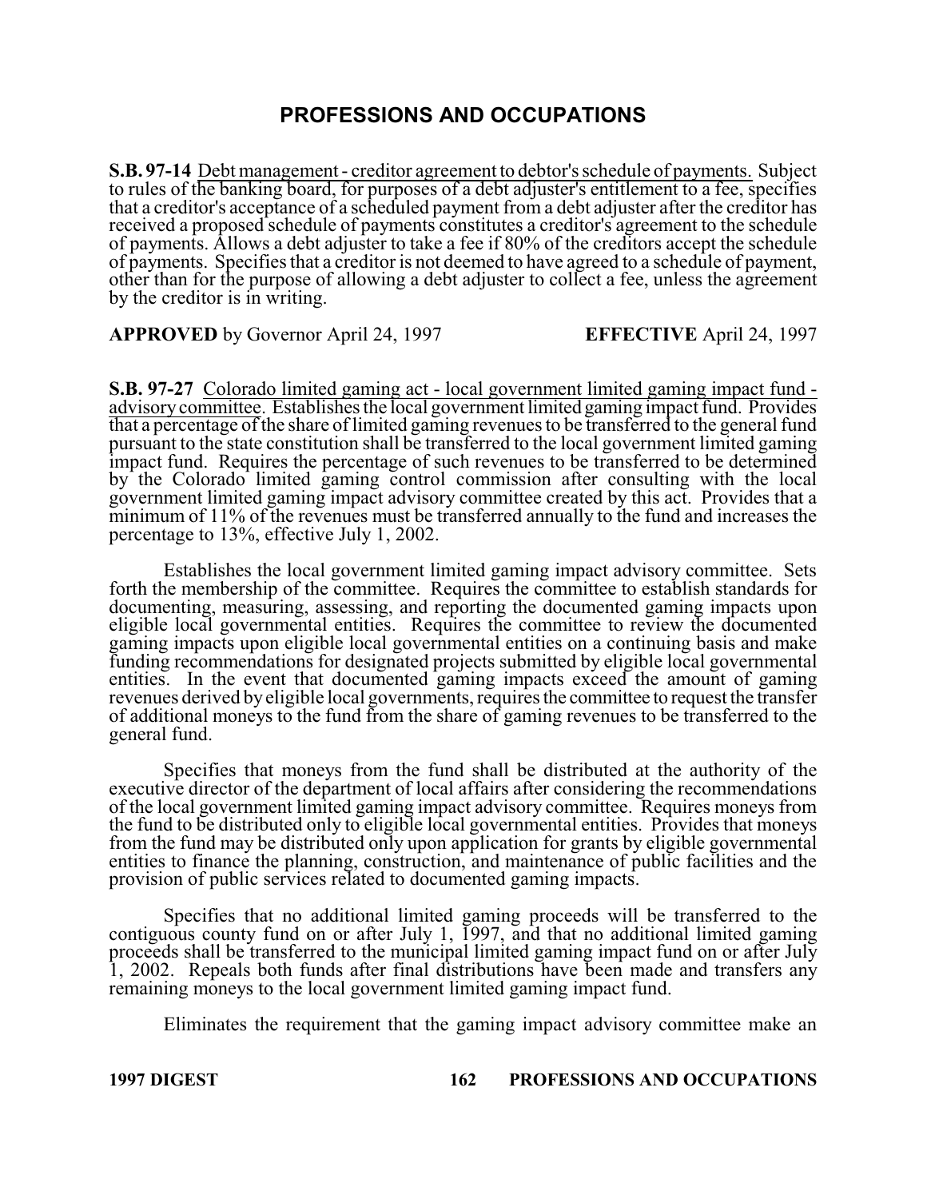# PROFESSIONS AND OCCUPATIONS

**S.B. 97-14** Debt management - creditor agreement to debtor's schedule of payments. Subject to rules of the banking board, for purposes of a debt adjuster's entitlement to a fee, specifies that a creditor's acceptance of a scheduled payment from a debt adjuster after the creditor has received a proposed schedule of payments constitutes a creditor's agreement to the schedule of payments. Allows a debt adjuster to take a fee if 80% of the creditors accept the schedule of payments. Specifies that a creditor is not deemed to have agreed to a schedule of payment, other than for the purpose of allowing a debt adjuster to collect a fee, unless the agreement by the creditor is in writing.

**APPROVED** by Governor April 24, 1997 **EFFECTIVE** April 24, 1997

**S.B. 97-27** Colorado limited gaming act - local government limited gaming impact fund - advisory committee. Establishes the local government limited gaming impact fund. Provides that a percentage of the share of limited gaming revenues to be transferred to the general fund pursuant to the state constitution shall be transferred to the local government limited gaming impact fund. Requires the percentage of such revenues to be transferred to be determined by the Colorado limited gaming control commission after consulting with the local government limited gaming impact advisory committee created by this act. Provides that a minimum of 11% of the revenues must be transferred annually to the fund and increases the percentage to 13%, effective July 1, 2002.

Establishes the local government limited gaming impact advisory committee. Sets forth the membership of the committee. Requires the committee to establish standards for documenting, measuring, assessing, and reporting the documented gaming impacts upon eligible local governmental entities. Requires the committee to review the documented gaming impacts upon eligible local governmental entities on a continuing basis and make funding recommendations for designated projects submitted by eligible local governmental entities. In the event that documented gaming impacts exceed the amount of gaming revenues derived by eligible local governments, requires the committee to request the transfer of additional moneys to the fund from the share of gaming revenues to be transferred to the general fund.

Specifies that moneys from the fund shall be distributed at the authority of the executive director of the department of local affairs after considering the recommendations of the local government limited gaming impact advisory committee. Requires moneys from the fund to be distributed only to eligible local governmental entities. Provides that moneys from the fund may be distributed only upon application for grants by eligible governmental entities to finance the planning, construction, and maintenance of public facilities and the provision of public services related to documented gaming impacts.

Specifies that no additional limited gaming proceeds will be transferred to the contiguous county fund on or after July 1, 1997, and that no additional limited gaming proceeds shall be transferred to the municipal limited gaming impact fund on or after July 1, 2002. Repeals both funds after final distributions have been made and transfers any remaining moneys to the local government limited gaming impact fund.

Eliminates the requirement that the gaming impact advisory committee make an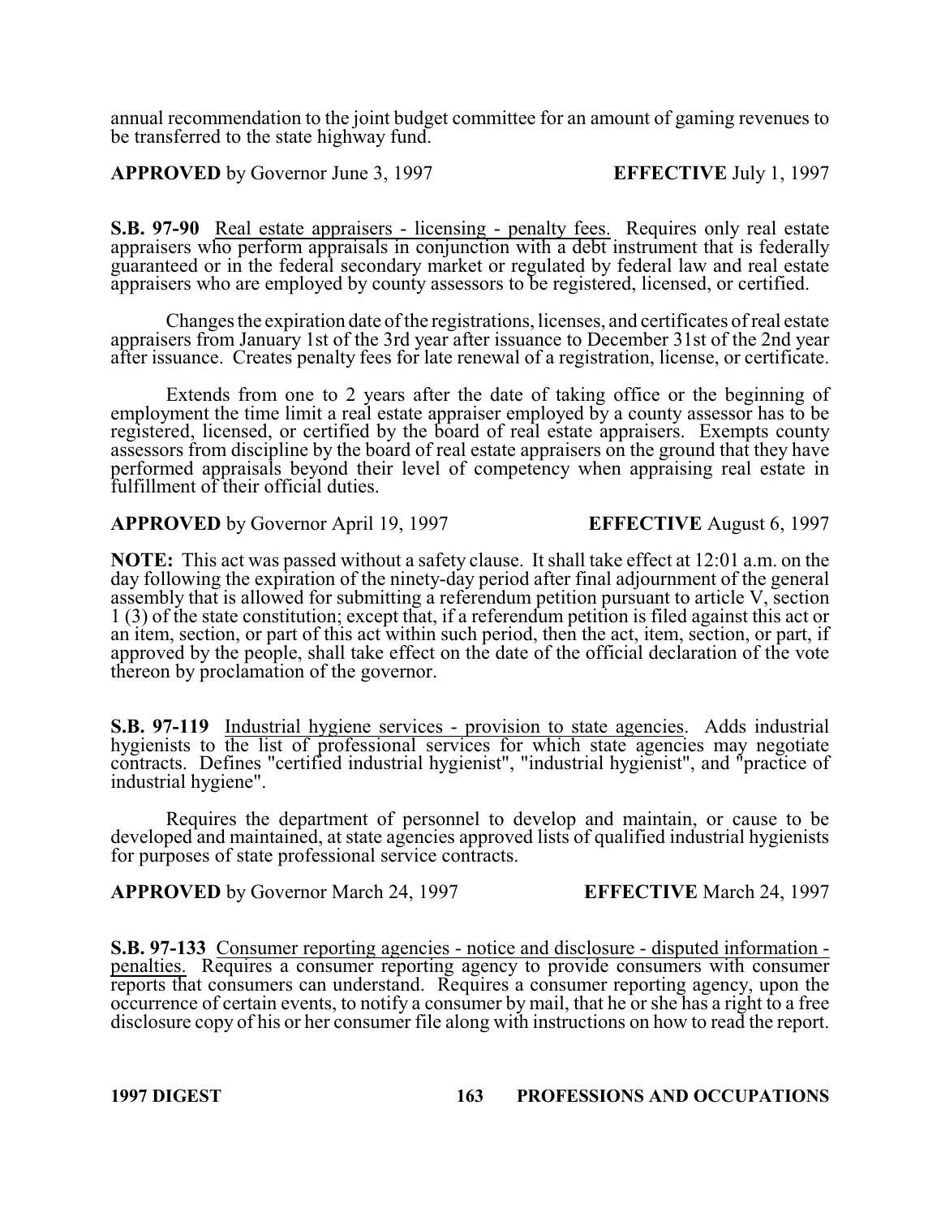annual recommendation to the joint budget committee for an amount of gaming revenues to be transferred to the state highway fund.

**APPROVED** by Governor June 3, 1997 **EFFECTIVE** July 1, 1997

**S.B. 97-90** Real estate appraisers - licensing - penalty fees. Requires only real estate appraisers who perform appraisals in conjunction with a debt instrument that is federally guaranteed or in the federal secondary market or regulated by federal law and real estate appraisers who are employed by county assessors to be registered, licensed, or certified.

Changes the expiration date of the registrations, licenses, and certificates of real estate appraisers from January 1st of the 3rd year after issuance to December 31st of the 2nd year after issuance. Creates penalty fees for late renewal of a registration, license, or certificate.

Extends from one to 2 years after the date of taking office or the beginning of employment the time limit a real estate appraiser employed by a county assessor has to be registered, licensed, or certified by the board of real estate appraisers. Exempts county assessors from discipline by the board of real estate appraisers on the ground that they have performed appraisals beyond their level of competency when appraising real estate in fulfillment of their official duties.

**APPROVED** by Governor April 19, 1997 **EFFECTIVE** August 6, 1997

**NOTE:** This act was passed without a safety clause. It shall take effect at 12:01 a.m. on the day following the expiration of the ninety-day period after final adjournment of the general assembly that is allowed for submitting a referendum petition pursuant to article V, section 1 (3) of the state constitution; except that, if a referendum petition is filed against this act or an item, section, or part of this act within such period, then the act, item, section, or part, if approved by the people, shall take effect on the date of the official declaration of the vote thereon by proclamation of the governor.

**S.B. 97-119** Industrial hygiene services - provision to state agencies. Adds industrial hygienists to the list of professional services for which state agencies may negotiate contracts. Defines "certified industrial hygienist", "industrial hygienist", and "practice of industrial hygiene".

Requires the department of personnel to develop and maintain, or cause to be developed and maintained, at state agencies approved lists of qualified industrial hygienists for purposes of state professional service contracts.

**APPROVED** by Governor March 24, 1997 **EFFECTIVE** March 24, 1997

**S.B. 97-133** Consumer reporting agencies - notice and disclosure - disputed information - penalties. Requires a consumer reporting agency to provide consumers with consumer reports that consumers can understand. Requires a consumer reporting agency, upon the occurrence of certain events, to notify a consumer by mail, that he or she has a right to a free disclosure copy of his or her consumer file along with instructions on how to read the report.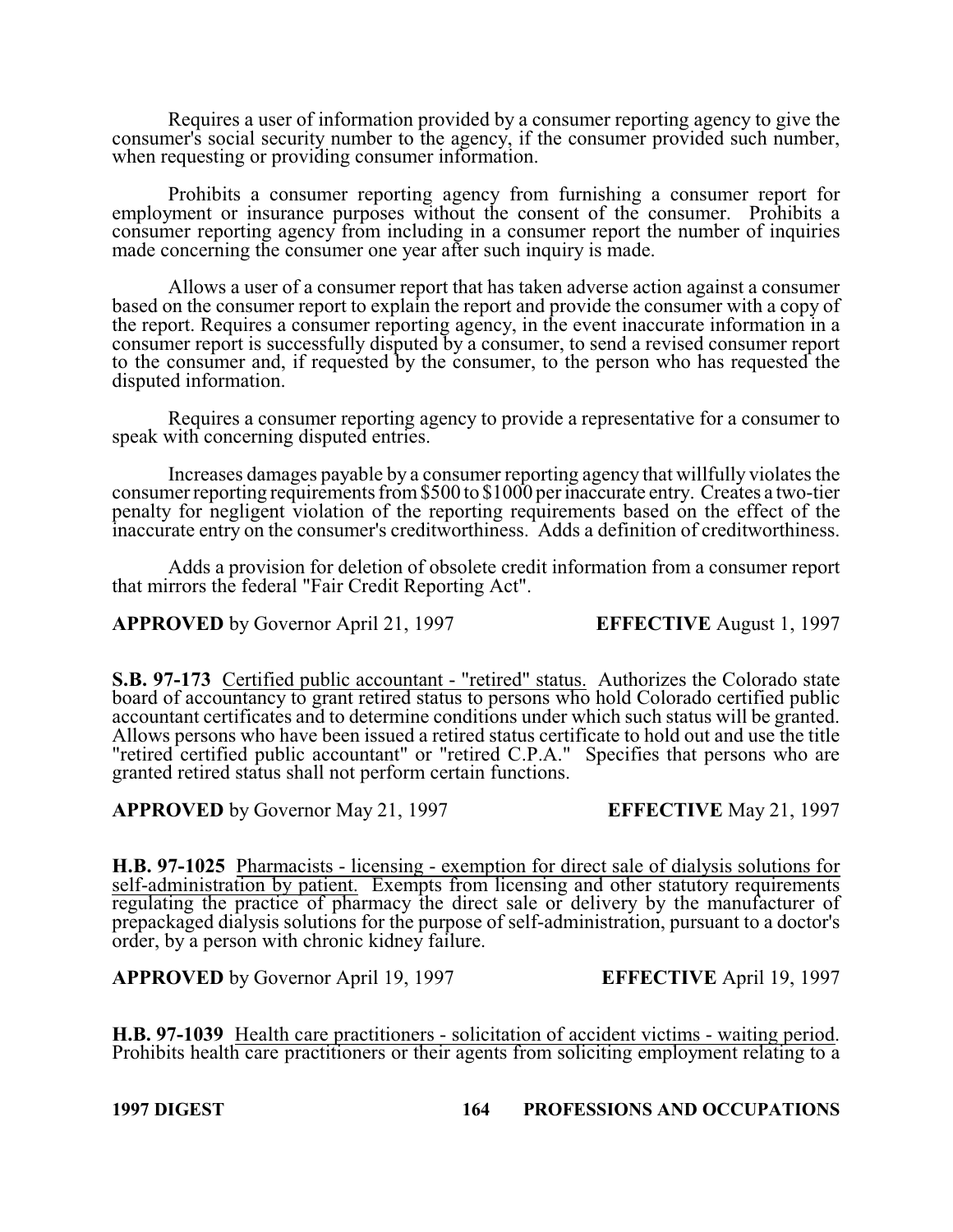Requires a user of information provided by a consumer reporting agency to give the consumer's social security number to the agency, if the consumer provided such number, when requesting or providing consumer information.

Prohibits a consumer reporting agency from furnishing a consumer report for employment or insurance purposes without the consent of the consumer. Prohibits a consumer reporting agency from including in a consumer report the number of inquiries made concerning the consumer one year after such inquiry is made.

Allows a user of a consumer report that has taken adverse action against a consumer based on the consumer report to explain the report and provide the consumer with a copy of the report. Requires a consumer reporting agency, in the event inaccurate information in a consumer report is successfully disputed by a consumer, to send a revised consumer report to the consumer and, if requested by the consumer, to the person who has requested the disputed information.

Requires a consumer reporting agency to provide a representative for a consumer to speak with concerning disputed entries.

Increases damages payable by a consumer reporting agency that willfully violates the consumer reporting requirements from $500 to $1000 per inaccurate entry. Creates a two-tier penalty for negligent violation of the reporting requirements based on the effect of the inaccurate entry on the consumer's creditworthiness. Adds a definition of creditworthiness.

Adds a provision for deletion of obsolete credit information from a consumer report that mirrors the federal "Fair Credit Reporting Act".

**APPROVED** by Governor April 21, 1997 **EFFECTIVE** August 1, 1997

**S.B. 97-173** Certified public accountant - "retired" status. Authorizes the Colorado state board of accountancy to grant retired status to persons who hold Colorado certified public accountant certificates and to determine conditions under which such status will be granted. Allows persons who have been issued a retired status certificate to hold out and use the title "retired certified public accountant" or "retired C.P.A." Specifies that persons who are granted retired status shall not perform certain functions.

**APPROVED** by Governor May 21, 1997 **EFFECTIVE** May 21, 1997

**H.B. 97-1025** Pharmacists - licensing - exemption for direct sale of dialysis solutions for self-administration by patient. Exempts from licensing and other statutory requirements regulating the practice of pharmacy the direct sale or delivery by the manufacturer of prepackaged dialysis solutions for the purpose of self-administration, pursuant to a doctor's order, by a person with chronic kidney failure.

**APPROVED** by Governor April 19, 1997 **EFFECTIVE** April 19, 1997

**H.B. 97-1039** Health care practitioners - solicitation of accident victims - waiting period. Prohibits health care practitioners or their agents from soliciting employment relating to a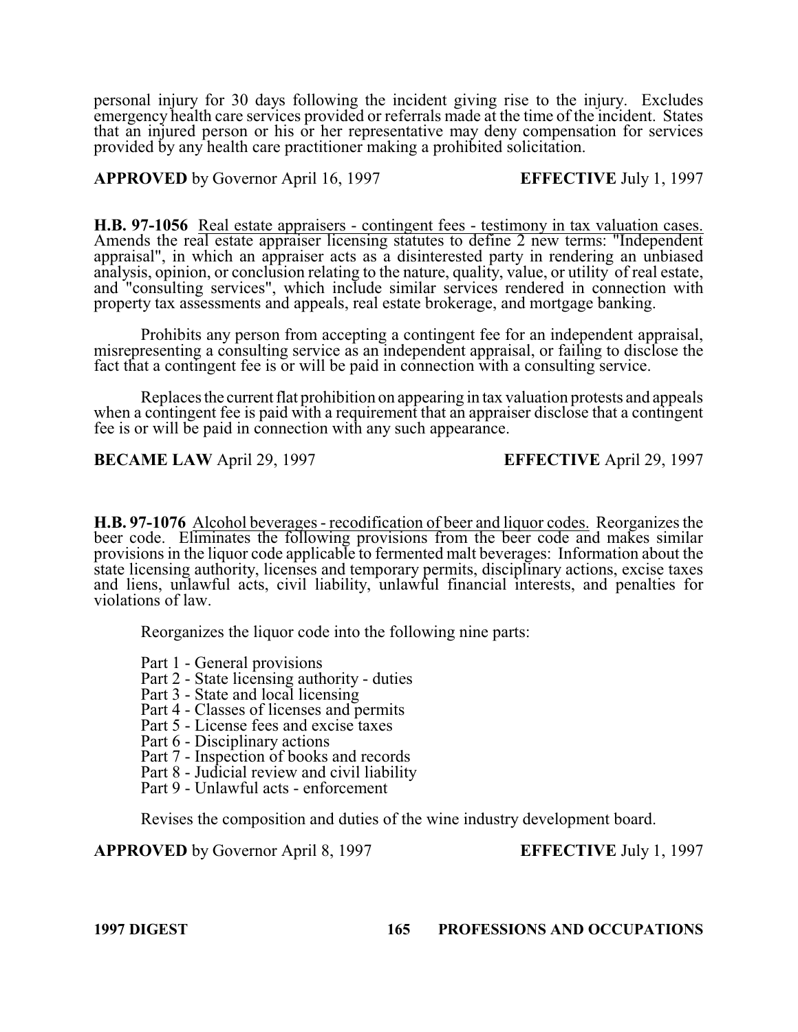personal injury for 30 days following the incident giving rise to the injury. Excludes emergency health care services provided or referrals made at the time of the incident. States that an injured person or his or her representative may deny compensation for services provided by any health care practitioner making a prohibited solicitation.

**APPROVED** by Governor April 16, 1997 **EFFECTIVE** July 1, 1997

**H.B. 97-1056** Real estate appraisers - contingent fees - testimony in tax valuation cases. Amends the real estate appraiser licensing statutes to define 2 new terms: "Independent appraisal", in which an appraiser acts as a disinterested party in rendering an unbiased analysis, opinion, or conclusion relating to the nature, quality, value, or utility of real estate, and "consulting services", which include similar services rendered in connection with property tax assessments and appeals, real estate brokerage, and mortgage banking.

Prohibits any person from accepting a contingent fee for an independent appraisal, misrepresenting a consulting service as an independent appraisal, or failing to disclose the fact that a contingent fee is or will be paid in connection with a consulting service.

Replaces the current flat prohibition on appearing in tax valuation protests and appeals when a contingent fee is paid with a requirement that an appraiser disclose that a contingent fee is or will be paid in connection with any such appearance.

**BECAME LAW** April 29, 1997 **EFFECTIVE** April 29, 1997

**H.B. 97-1076** Alcohol beverages - recodification of beer and liquor codes. Reorganizes the beer code. Eliminates the following provisions from the beer code and makes similar provisions in the liquor code applicable to fermented malt beverages: Information about the state licensing authority, licenses and temporary permits, disciplinary actions, excise taxes and liens, unlawful acts, civil liability, unlawful financial interests, and penalties for violations of law.

Reorganizes the liquor code into the following nine parts:

- Part 1 - General provisions
- Part 2 - State licensing authority - duties
- Part 3 - State and local licensing
- Part 4 - Classes of licenses and permits
- Part 5 - License fees and excise taxes
- Part 6 - Disciplinary actions
- Part 7 - Inspection of books and records
- Part 8 - Judicial review and civil liability
- Part 9 - Unlawful acts - enforcement

Revises the composition and duties of the wine industry development board.

**APPROVED** by Governor April 8, 1997 **EFFECTIVE** July 1, 1997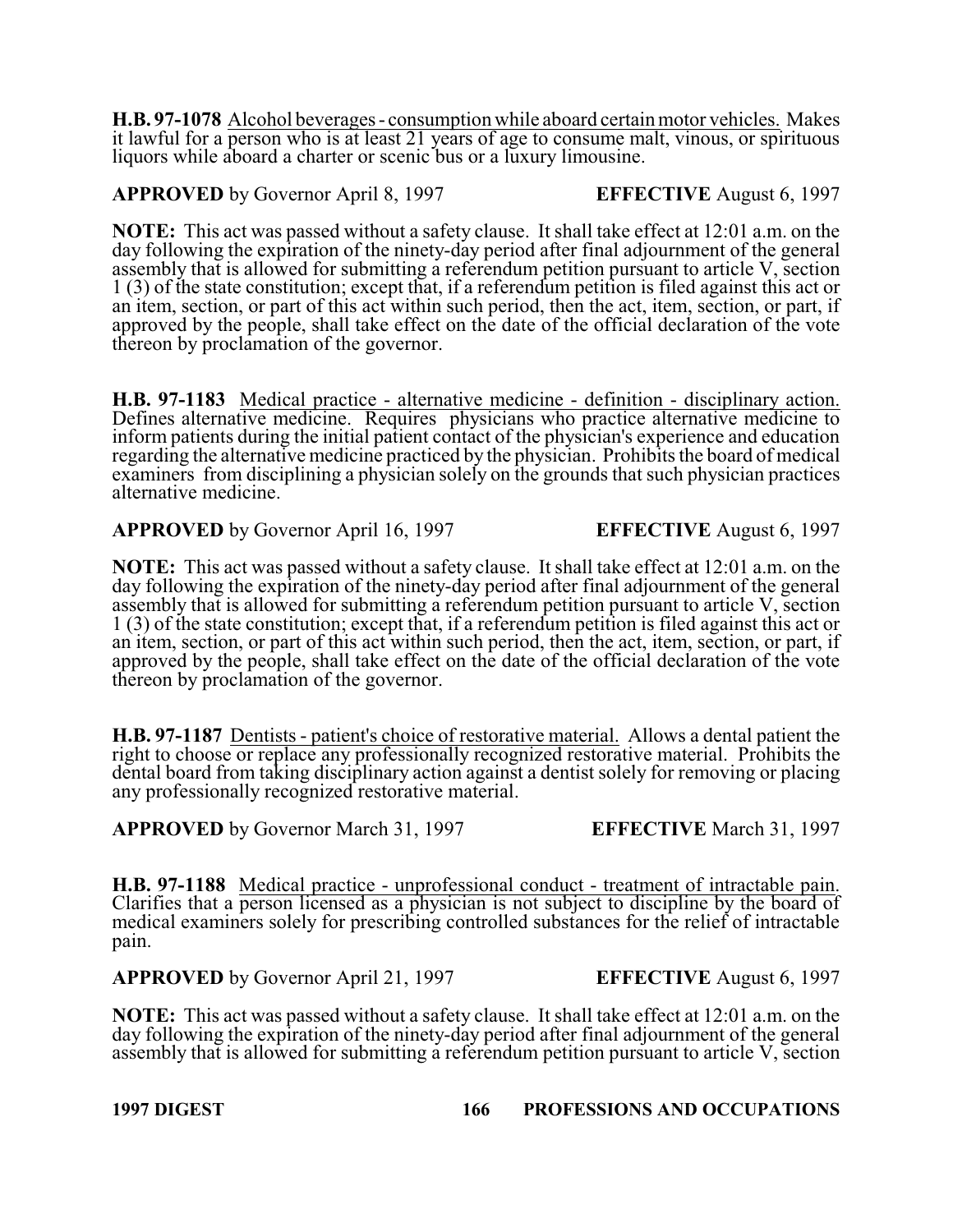**H.B. 97-1078** Alcohol beverages - consumption while aboard certain motor vehicles. Makes it lawful for a person who is at least 21 years of age to consume malt, vinous, or spirituous liquors while aboard a charter or scenic bus or a luxury limousine.

**APPROVED** by Governor April 8, 1997 **EFFECTIVE** August 6, 1997

**NOTE:** This act was passed without a safety clause. It shall take effect at 12:01 a.m. on the day following the expiration of the ninety-day period after final adjournment of the general assembly that is allowed for submitting a referendum petition pursuant to article V, section 1 (3) of the state constitution; except that, if a referendum petition is filed against this act or an item, section, or part of this act within such period, then the act, item, section, or part, if approved by the people, shall take effect on the date of the official declaration of the vote thereon by proclamation of the governor.

**H.B. 97-1183** Medical practice - alternative medicine - definition - disciplinary action. Defines alternative medicine. Requires physicians who practice alternative medicine to inform patients during the initial patient contact of the physician's experience and education regarding the alternative medicine practiced by the physician. Prohibits the board of medical examiners from disciplining a physician solely on the grounds that such physician practices alternative medicine.

**APPROVED** by Governor April 16, 1997 **EFFECTIVE** August 6, 1997

**NOTE:** This act was passed without a safety clause. It shall take effect at 12:01 a.m. on the day following the expiration of the ninety-day period after final adjournment of the general assembly that is allowed for submitting a referendum petition pursuant to article V, section 1 (3) of the state constitution; except that, if a referendum petition is filed against this act or an item, section, or part of this act within such period, then the act, item, section, or part, if approved by the people, shall take effect on the date of the official declaration of the vote thereon by proclamation of the governor.

**H.B. 97-1187** Dentists - patient's choice of restorative material. Allows a dental patient the right to choose or replace any professionally recognized restorative material. Prohibits the dental board from taking disciplinary action against a dentist solely for removing or placing any professionally recognized restorative material.

**APPROVED** by Governor March 31, 1997 **EFFECTIVE** March 31, 1997

**H.B. 97-1188** Medical practice - unprofessional conduct - treatment of intractable pain. Clarifies that a person licensed as a physician is not subject to discipline by the board of medical examiners solely for prescribing controlled substances for the relief of intractable pain.

**APPROVED** by Governor April 21, 1997 **EFFECTIVE** August 6, 1997

**NOTE:** This act was passed without a safety clause. It shall take effect at 12:01 a.m. on the day following the expiration of the ninety-day period after final adjournment of the general assembly that is allowed for submitting a referendum petition pursuant to article V, section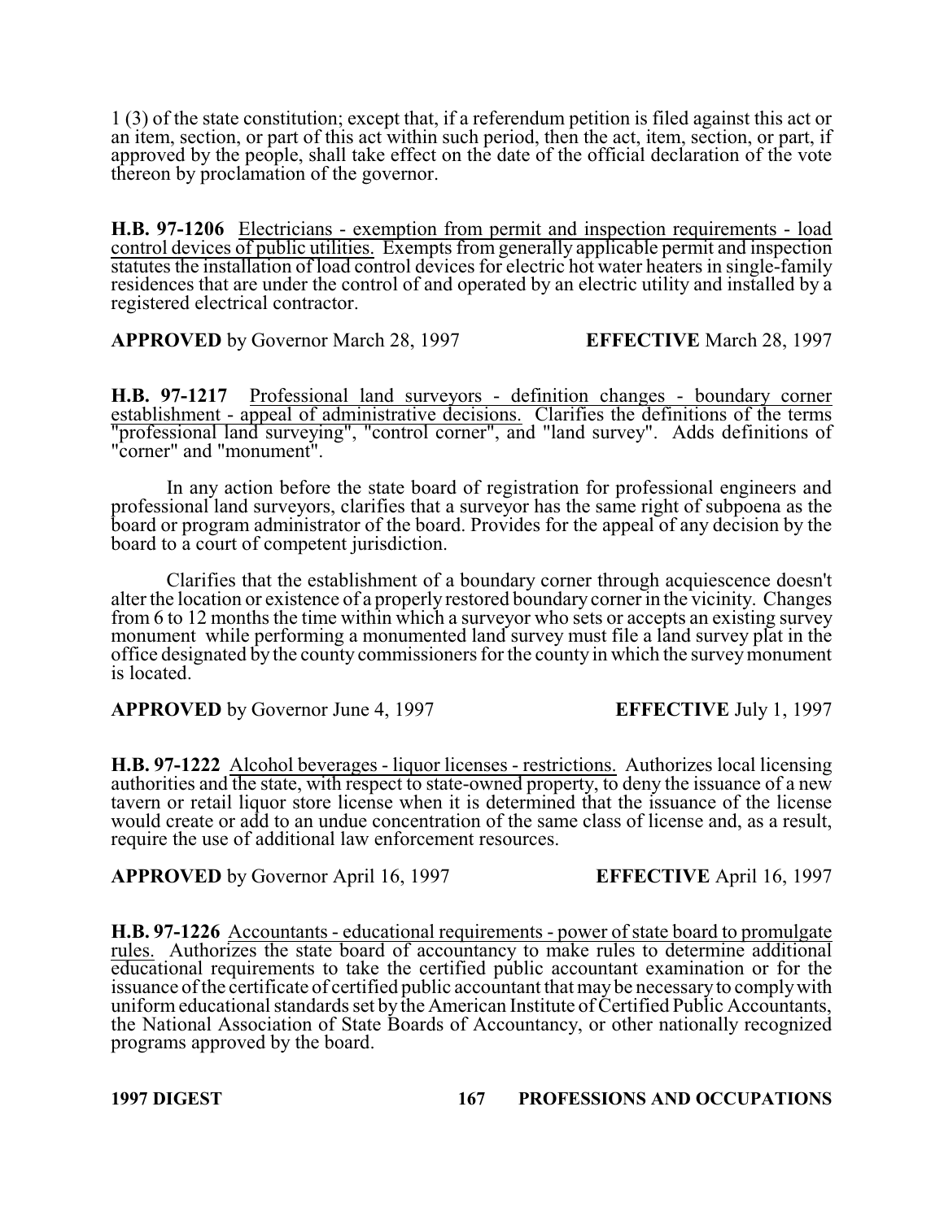1 (3) of the state constitution; except that, if a referendum petition is filed against this act or an item, section, or part of this act within such period, then the act, item, section, or part, if approved by the people, shall take effect on the date of the official declaration of the vote thereon by proclamation of the governor.

**H.B. 97-1206** Electricians - exemption from permit and inspection requirements - load control devices of public utilities. Exempts from generally applicable permit and inspection statutes the installation of load control devices for electric hot water heaters in single-family residences that are under the control of and operated by an electric utility and installed by a registered electrical contractor.

**APPROVED** by Governor March 28, 1997 **EFFECTIVE** March 28, 1997

**H.B. 97-1217** Professional land surveyors - definition changes - boundary corner establishment - appeal of administrative decisions. Clarifies the definitions of the terms "professional land surveying", "control corner", and "land survey". Adds definitions of "corner" and "monument".

In any action before the state board of registration for professional engineers and professional land surveyors, clarifies that a surveyor has the same right of subpoena as the board or program administrator of the board. Provides for the appeal of any decision by the board to a court of competent jurisdiction.

Clarifies that the establishment of a boundary corner through acquiescence doesn't alter the location or existence of a properly restored boundary corner in the vicinity. Changes from 6 to 12 months the time within which a surveyor who sets or accepts an existing survey monument while performing a monumented land survey must file a land survey plat in the office designated by the county commissioners for the county in which the survey monument is located.

**APPROVED** by Governor June 4, 1997 **EFFECTIVE** July 1, 1997

**H.B. 97-1222** Alcohol beverages - liquor licenses - restrictions. Authorizes local licensing authorities and the state, with respect to state-owned property, to deny the issuance of a new tavern or retail liquor store license when it is determined that the issuance of the license would create or add to an undue concentration of the same class of license and, as a result, require the use of additional law enforcement resources.

**APPROVED** by Governor April 16, 1997 **EFFECTIVE** April 16, 1997

**H.B. 97-1226** Accountants - educational requirements - power of state board to promulgate rules. Authorizes the state board of accountancy to make rules to determine additional educational requirements to take the certified public accountant examination or for the issuance of the certificate of certified public accountant that may be necessary to comply with uniform educational standards set by the American Institute of Certified Public Accountants, the National Association of State Boards of Accountancy, or other nationally recognized programs approved by the board.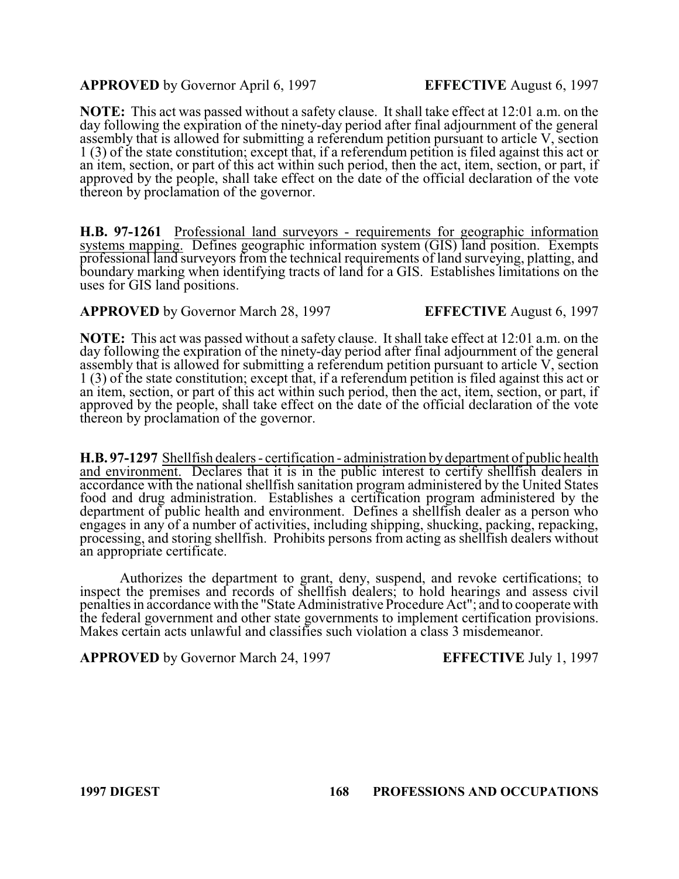**APPROVED** by Governor April 6, 1997 **EFFECTIVE** August 6, 1997

**NOTE:** This act was passed without a safety clause. It shall take effect at 12:01 a.m. on the day following the expiration of the ninety-day period after final adjournment of the general assembly that is allowed for submitting a referendum petition pursuant to article V, section 1 (3) of the state constitution; except that, if a referendum petition is filed against this act or an item, section, or part of this act within such period, then the act, item, section, or part, if approved by the people, shall take effect on the date of the official declaration of the vote thereon by proclamation of the governor.

**H.B. 97-1261** Professional land surveyors - requirements for geographic information systems mapping. Defines geographic information system (GIS) land position. Exempts professional land surveyors from the technical requirements of land surveying, platting, and boundary marking when identifying tracts of land for a GIS. Establishes limitations on the uses for GIS land positions.

**APPROVED** by Governor March 28, 1997 **EFFECTIVE** August 6, 1997

**NOTE:** This act was passed without a safety clause. It shall take effect at 12:01 a.m. on the day following the expiration of the ninety-day period after final adjournment of the general assembly that is allowed for submitting a referendum petition pursuant to article V, section 1 (3) of the state constitution; except that, if a referendum petition is filed against this act or an item, section, or part of this act within such period, then the act, item, section, or part, if approved by the people, shall take effect on the date of the official declaration of the vote thereon by proclamation of the governor.

**H.B. 97-1297** Shellfish dealers - certification - administration by department of public health and environment. Declares that it is in the public interest to certify shellfish dealers in accordance with the national shellfish sanitation program administered by the United States food and drug administration. Establishes a certification program administered by the department of public health and environment. Defines a shellfish dealer as a person who engages in any of a number of activities, including shipping, shucking, packing, repacking, processing, and storing shellfish. Prohibits persons from acting as shellfish dealers without an appropriate certificate.

Authorizes the department to grant, deny, suspend, and revoke certifications; to inspect the premises and records of shellfish dealers; to hold hearings and assess civil penalties in accordance with the "State Administrative Procedure Act"; and to cooperate with the federal government and other state governments to implement certification provisions. Makes certain acts unlawful and classifies such violation a class 3 misdemeanor.

**APPROVED** by Governor March 24, 1997 **EFFECTIVE** July 1, 1997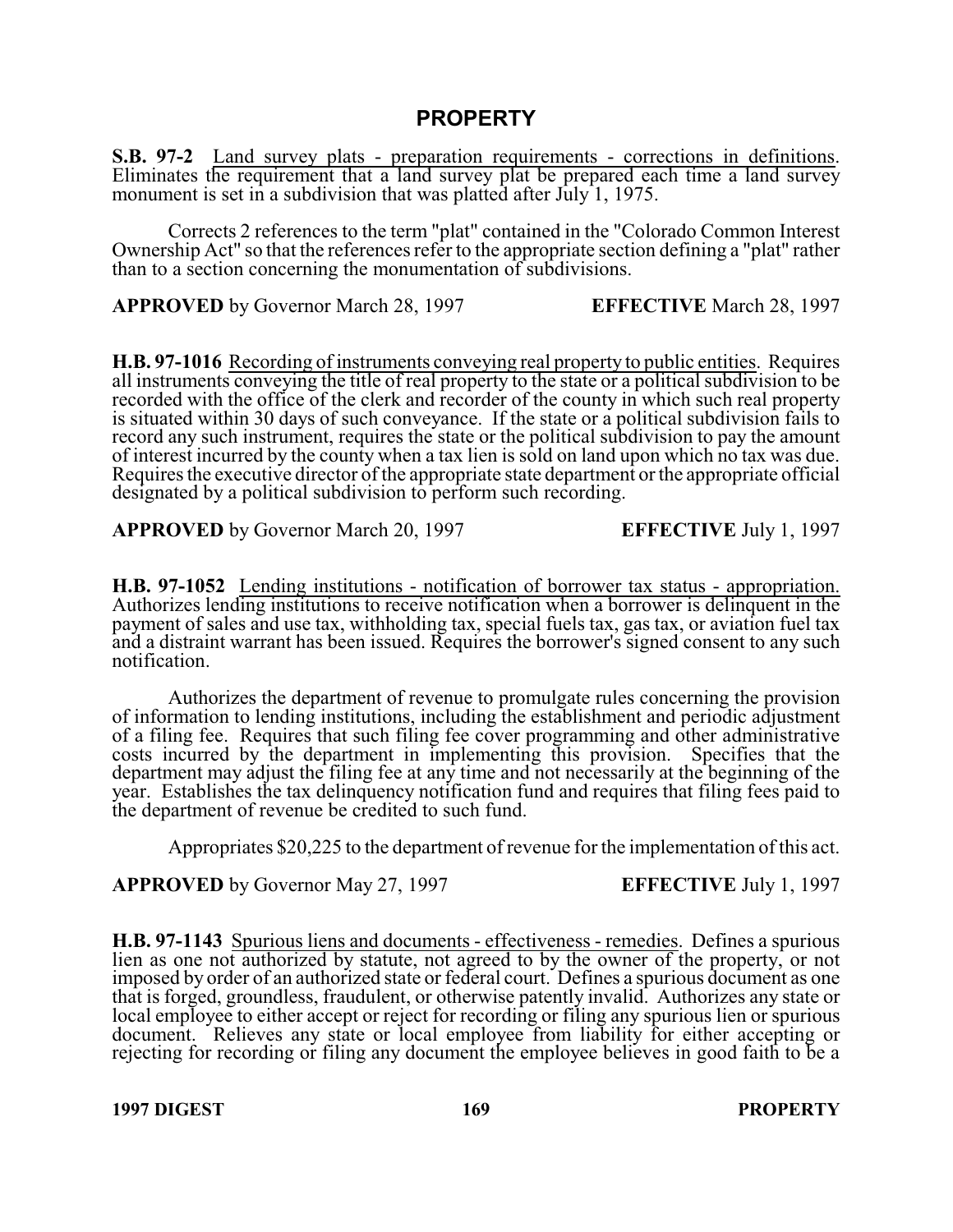# PROPERTY

**S.B. 97-2** Land survey plats - preparation requirements - corrections in definitions. Eliminates the requirement that a land survey plat be prepared each time a land survey monument is set in a subdivision that was platted after July 1, 1975.

Corrects 2 references to the term "plat" contained in the "Colorado Common Interest Ownership Act" so that the references refer to the appropriate section defining a "plat" rather than to a section concerning the monumentation of subdivisions.

**APPROVED** by Governor March 28, 1997 **EFFECTIVE** March 28, 1997

**H.B. 97-1016** Recording of instruments conveying real property to public entities. Requires all instruments conveying the title of real property to the state or a political subdivision to be recorded with the office of the clerk and recorder of the county in which such real property is situated within 30 days of such conveyance. If the state or a political subdivision fails to record any such instrument, requires the state or the political subdivision to pay the amount of interest incurred by the county when a tax lien is sold on land upon which no tax was due. Requires the executive director of the appropriate state department or the appropriate official designated by a political subdivision to perform such recording.

**APPROVED** by Governor March 20, 1997 **EFFECTIVE** July 1, 1997

**H.B. 97-1052** Lending institutions - notification of borrower tax status - appropriation. Authorizes lending institutions to receive notification when a borrower is delinquent in the payment of sales and use tax, withholding tax, special fuels tax, gas tax, or aviation fuel tax and a distraint warrant has been issued. Requires the borrower's signed consent to any such notification.

Authorizes the department of revenue to promulgate rules concerning the provision of information to lending institutions, including the establishment and periodic adjustment of a filing fee. Requires that such filing fee cover programming and other administrative costs incurred by the department in implementing this provision. Specifies that the department may adjust the filing fee at any time and not necessarily at the beginning of the year. Establishes the tax delinquency notification fund and requires that filing fees paid to the department of revenue be credited to such fund.

Appropriates $20,225 to the department of revenue for the implementation of this act.

**APPROVED** by Governor May 27, 1997 **EFFECTIVE** July 1, 1997

**H.B. 97-1143** Spurious liens and documents - effectiveness - remedies. Defines a spurious lien as one not authorized by statute, not agreed to by the owner of the property, or not imposed by order of an authorized state or federal court. Defines a spurious document as one that is forged, groundless, fraudulent, or otherwise patently invalid. Authorizes any state or local employee to either accept or reject for recording or filing any spurious lien or spurious document. Relieves any state or local employee from liability for either accepting or rejecting for recording or filing any document the employee believes in good faith to be a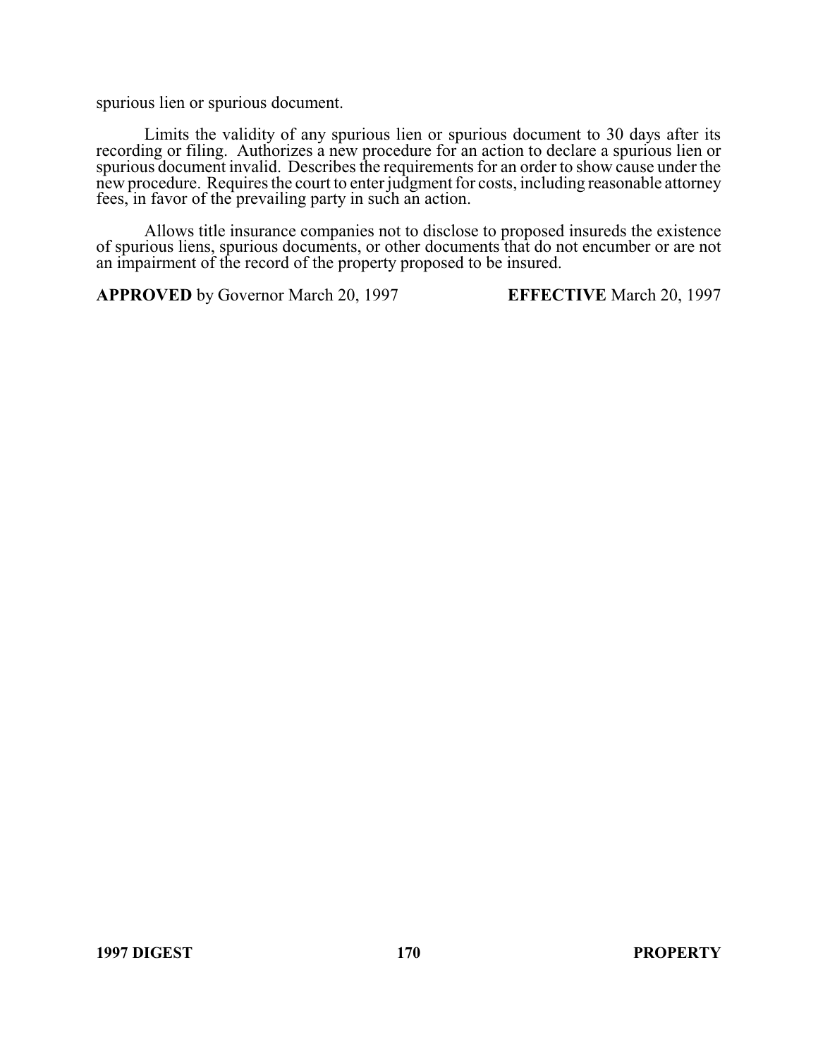spurious lien or spurious document.

Limits the validity of any spurious lien or spurious document to 30 days after its recording or filing. Authorizes a new procedure for an action to declare a spurious lien or spurious document invalid. Describes the requirements for an order to show cause under the new procedure. Requires the court to enter judgment for costs, including reasonable attorney fees, in favor of the prevailing party in such an action.

Allows title insurance companies not to disclose to proposed insureds the existence of spurious liens, spurious documents, or other documents that do not encumber or are not an impairment of the record of the property proposed to be insured.

**APPROVED** by Governor March 20, 1997 **EFFECTIVE** March 20, 1997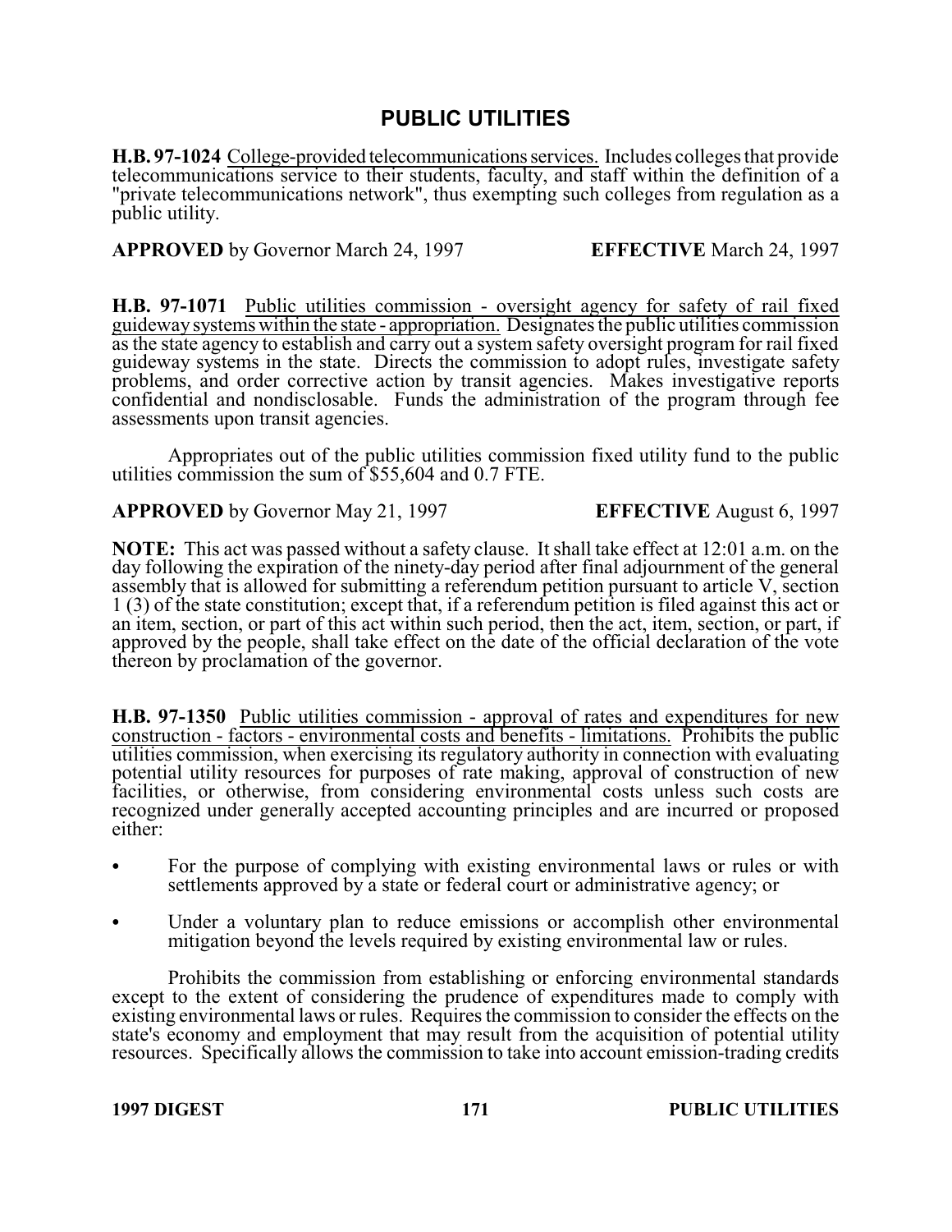## PUBLIC UTILITIES

**H.B. 97-1024** College-provided telecommunications services. Includes colleges that provide telecommunications service to their students, faculty, and staff within the definition of a "private telecommunications network", thus exempting such colleges from regulation as a public utility.

**APPROVED** by Governor March 24, 1997 **EFFECTIVE** March 24, 1997

**H.B. 97-1071** Public utilities commission - oversight agency for safety of rail fixed guideway systems within the state - appropriation. Designates the public utilities commission as the state agency to establish and carry out a system safety oversight program for rail fixed guideway systems in the state. Directs the commission to adopt rules, investigate safety problems, and order corrective action by transit agencies. Makes investigative reports confidential and nondisclosable. Funds the administration of the program through fee assessments upon transit agencies.

Appropriates out of the public utilities commission fixed utility fund to the public utilities commission the sum of $55,604 and 0.7 FTE.

**APPROVED** by Governor May 21, 1997 **EFFECTIVE** August 6, 1997

**NOTE:** This act was passed without a safety clause. It shall take effect at 12:01 a.m. on the day following the expiration of the ninety-day period after final adjournment of the general assembly that is allowed for submitting a referendum petition pursuant to article V, section 1 (3) of the state constitution; except that, if a referendum petition is filed against this act or an item, section, or part of this act within such period, then the act, item, section, or part, if approved by the people, shall take effect on the date of the official declaration of the vote thereon by proclamation of the governor.

**H.B. 97-1350** Public utilities commission - approval of rates and expenditures for new construction - factors - environmental costs and benefits - limitations. Prohibits the public utilities commission, when exercising its regulatory authority in connection with evaluating potential utility resources for purposes of rate making, approval of construction of new facilities, or otherwise, from considering environmental costs unless such costs are recognized under generally accepted accounting principles and are incurred or proposed either:

- For the purpose of complying with existing environmental laws or rules or with settlements approved by a state or federal court or administrative agency; or
- Under a voluntary plan to reduce emissions or accomplish other environmental mitigation beyond the levels required by existing environmental law or rules.

Prohibits the commission from establishing or enforcing environmental standards except to the extent of considering the prudence of expenditures made to comply with existing environmental laws or rules. Requires the commission to consider the effects on the state's economy and employment that may result from the acquisition of potential utility resources. Specifically allows the commission to take into account emission-trading credits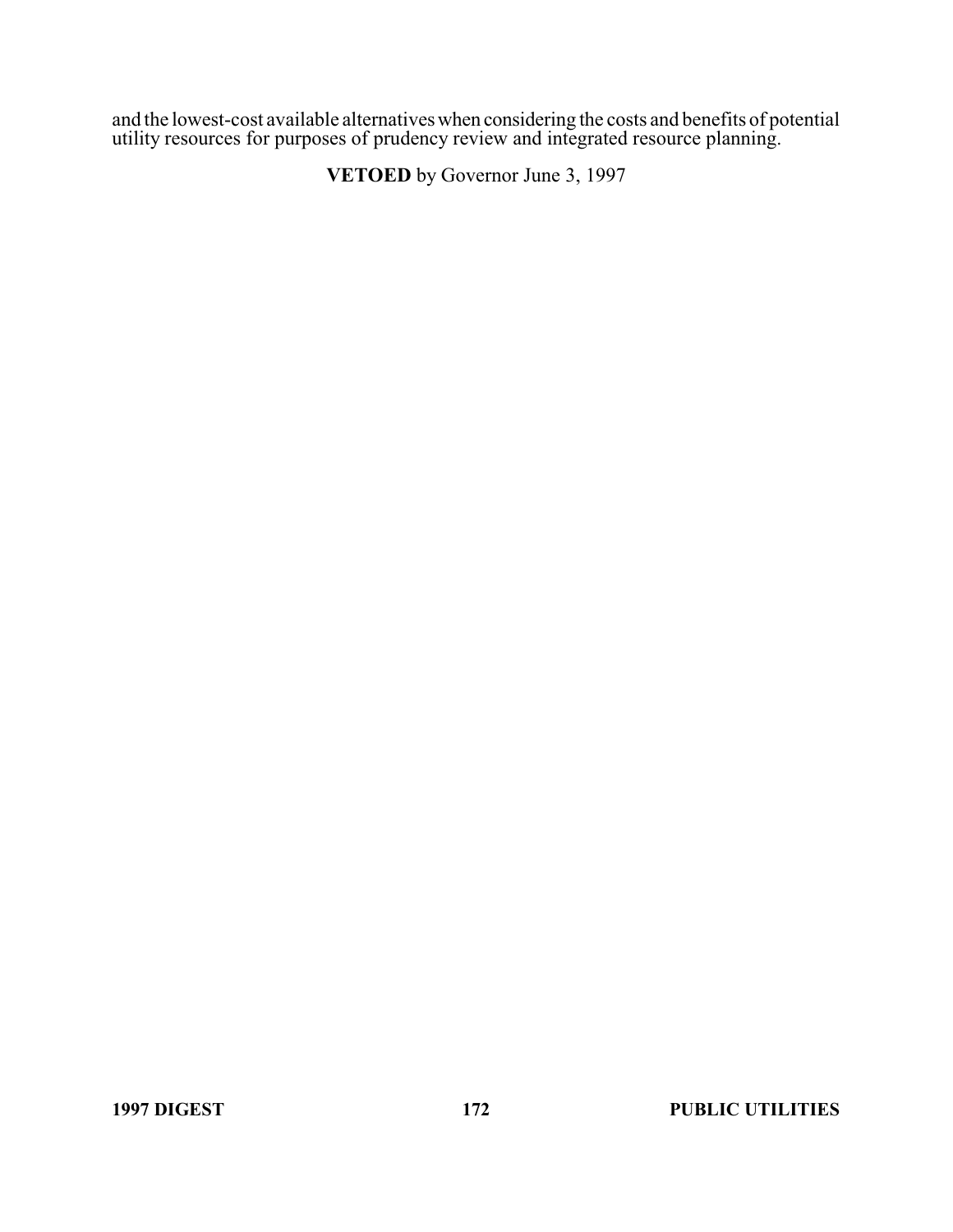and the lowest-cost available alternatives when considering the costs and benefits of potential utility resources for purposes of prudency review and integrated resource planning.

**VETOED** by Governor June 3, 1997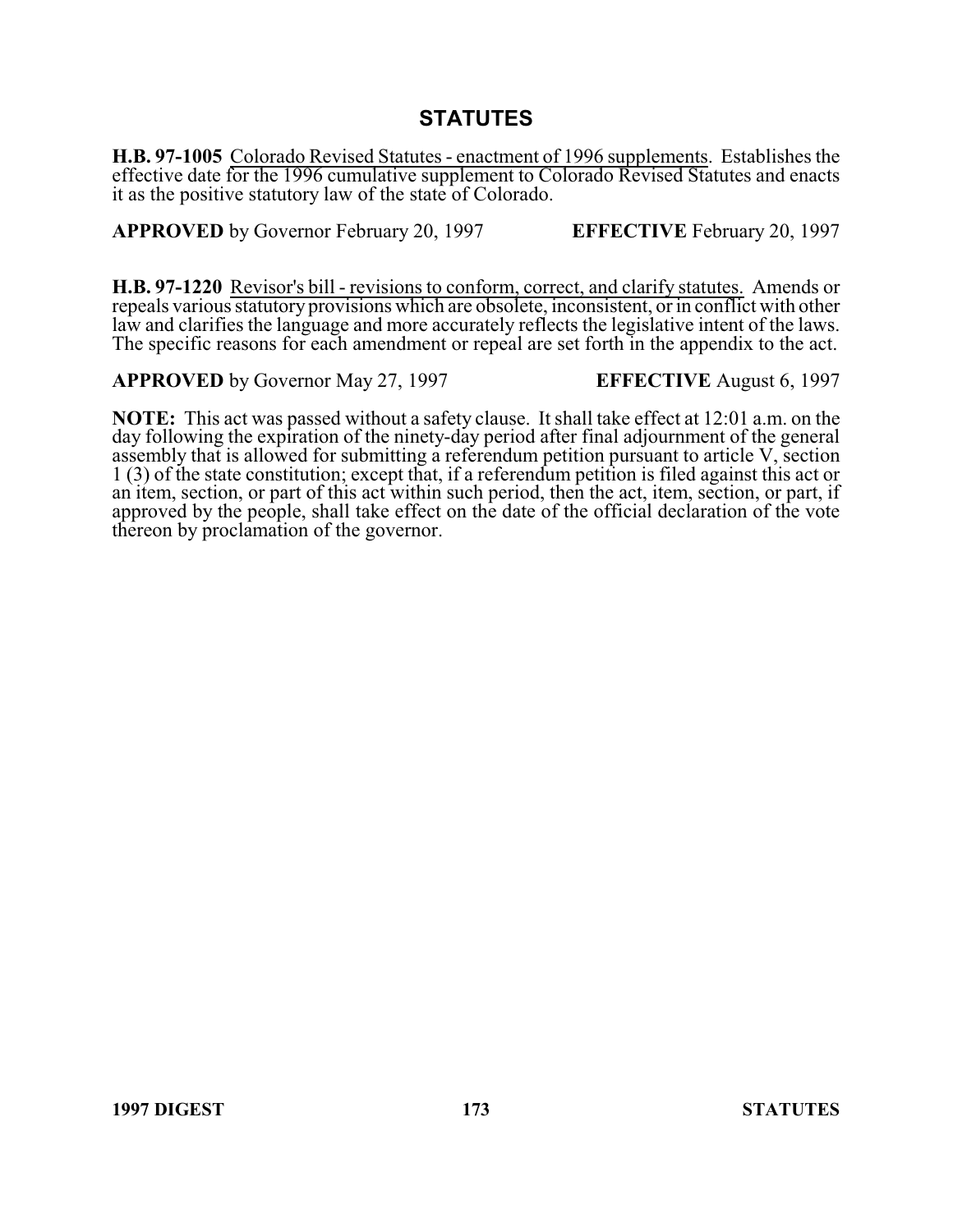## STATUTES

**H.B. 97-1005** Colorado Revised Statutes - enactment of 1996 supplements. Establishes the effective date for the 1996 cumulative supplement to Colorado Revised Statutes and enacts it as the positive statutory law of the state of Colorado.

**APPROVED** by Governor February 20, 1997 **EFFECTIVE** February 20, 1997

**H.B. 97-1220** Revisor's bill - revisions to conform, correct, and clarify statutes. Amends or repeals various statutory provisions which are obsolete, inconsistent, or in conflict with other law and clarifies the language and more accurately reflects the legislative intent of the laws. The specific reasons for each amendment or repeal are set forth in the appendix to the act.

**APPROVED** by Governor May 27, 1997 **EFFECTIVE** August 6, 1997

**NOTE:** This act was passed without a safety clause. It shall take effect at 12:01 a.m. on the day following the expiration of the ninety-day period after final adjournment of the general assembly that is allowed for submitting a referendum petition pursuant to article V, section 1 (3) of the state constitution; except that, if a referendum petition is filed against this act or an item, section, or part of this act within such period, then the act, item, section, or part, if approved by the people, shall take effect on the date of the official declaration of the vote thereon by proclamation of the governor.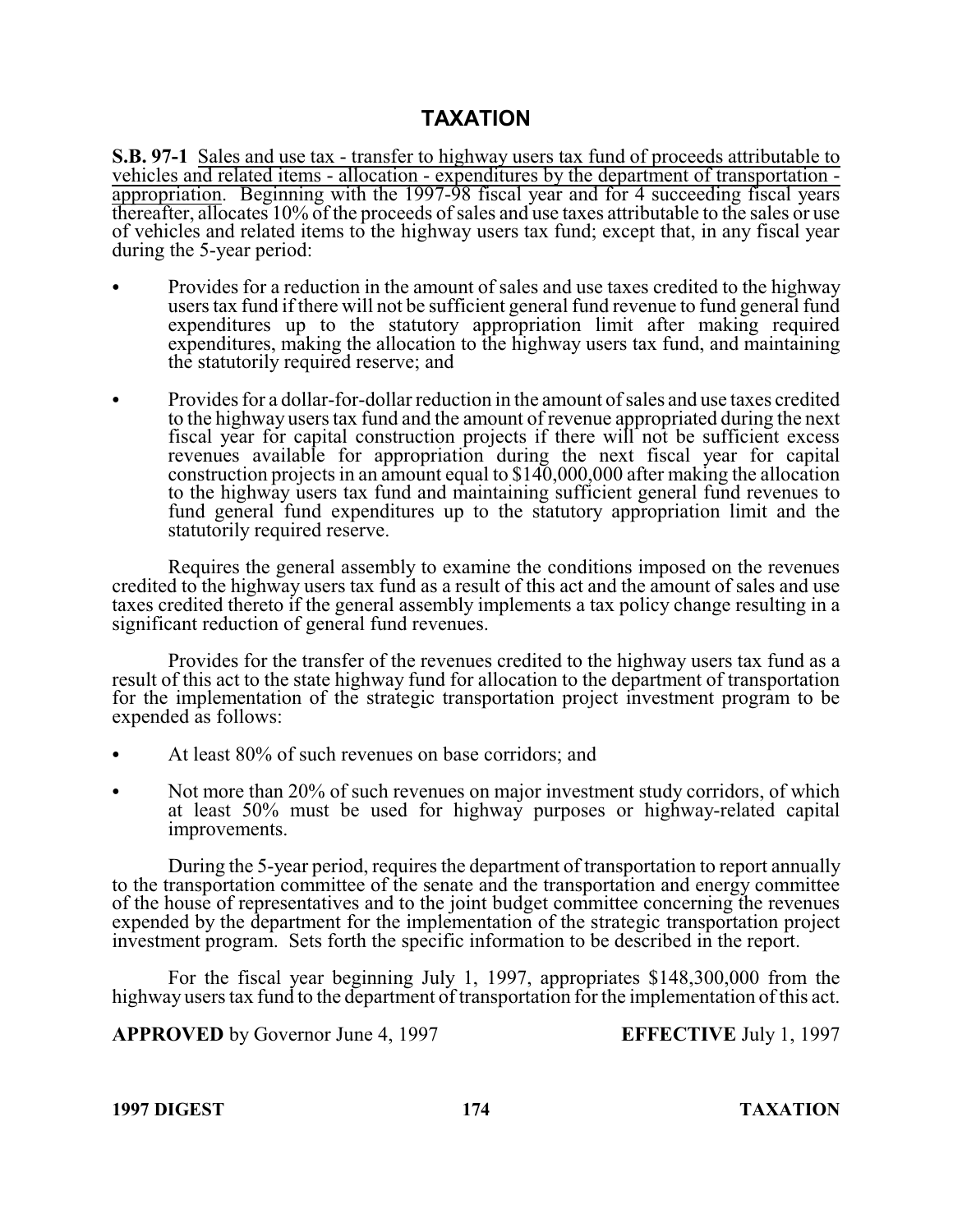## TAXATION

**S.B. 97-1** Sales and use tax - transfer to highway users tax fund of proceeds attributable to vehicles and related items - allocation - expenditures by the department of transportation - appropriation. Beginning with the 1997-98 fiscal year and for 4 succeeding fiscal years thereafter, allocates 10% of the proceeds of sales and use taxes attributable to the sales or use of vehicles and related items to the highway users tax fund; except that, in any fiscal year during the 5-year period:

- Provides for a reduction in the amount of sales and use taxes credited to the highway users tax fund if there will not be sufficient general fund revenue to fund general fund expenditures up to the statutory appropriation limit after making required expenditures, making the allocation to the highway users tax fund, and maintaining the statutorily required reserve; and
- Provides for a dollar-for-dollar reduction in the amount of sales and use taxes credited to the highway users tax fund and the amount of revenue appropriated during the next fiscal year for capital construction projects if there will not be sufficient excess revenues available for appropriation during the next fiscal year for capital construction projects in an amount equal to $140,000,000 after making the allocation to the highway users tax fund and maintaining sufficient general fund revenues to fund general fund expenditures up to the statutory appropriation limit and the statutorily required reserve.

Requires the general assembly to examine the conditions imposed on the revenues credited to the highway users tax fund as a result of this act and the amount of sales and use taxes credited thereto if the general assembly implements a tax policy change resulting in a significant reduction of general fund revenues.

Provides for the transfer of the revenues credited to the highway users tax fund as a result of this act to the state highway fund for allocation to the department of transportation for the implementation of the strategic transportation project investment program to be expended as follows:

- At least 80% of such revenues on base corridors; and
- Not more than 20% of such revenues on major investment study corridors, of which at least 50% must be used for highway purposes or highway-related capital improvements.

During the 5-year period, requires the department of transportation to report annually to the transportation committee of the senate and the transportation and energy committee of the house of representatives and to the joint budget committee concerning the revenues expended by the department for the implementation of the strategic transportation project investment program. Sets forth the specific information to be described in the report.

For the fiscal year beginning July 1, 1997, appropriates $148,300,000 from the highway users tax fund to the department of transportation for the implementation of this act.

**APPROVED** by Governor June 4, 1997 **EFFECTIVE** July 1, 1997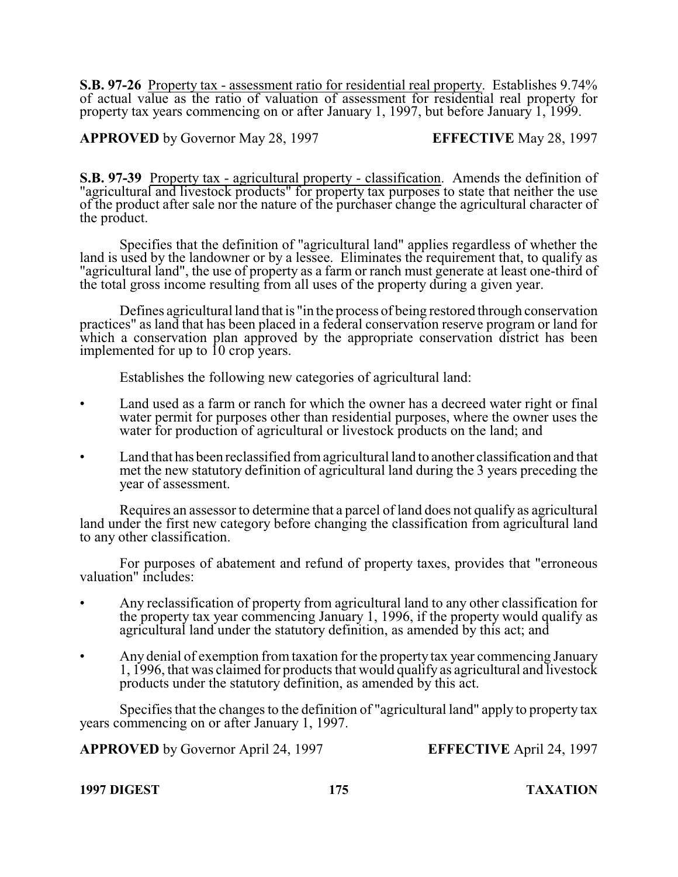**S.B. 97-26** Property tax - assessment ratio for residential real property. Establishes 9.74% of actual value as the ratio of valuation of assessment for residential real property for property tax years commencing on or after January 1, 1997, but before January 1, 1999.

**APPROVED** by Governor May 28, 1997 **EFFECTIVE** May 28, 1997

**S.B. 97-39** Property tax - agricultural property - classification. Amends the definition of "agricultural and livestock products" for property tax purposes to state that neither the use of the product after sale nor the nature of the purchaser change the agricultural character of the product.

Specifies that the definition of "agricultural land" applies regardless of whether the land is used by the landowner or by a lessee. Eliminates the requirement that, to qualify as "agricultural land", the use of property as a farm or ranch must generate at least one-third of the total gross income resulting from all uses of the property during a given year.

Defines agricultural land that is "in the process of being restored through conservation practices" as land that has been placed in a federal conservation reserve program or land for which a conservation plan approved by the appropriate conservation district has been implemented for up to 10 crop years.

Establishes the following new categories of agricultural land:

- Land used as a farm or ranch for which the owner has a decreed water right or final water permit for purposes other than residential purposes, where the owner uses the water for production of agricultural or livestock products on the land; and
- Land that has been reclassified from agricultural land to another classification and that met the new statutory definition of agricultural land during the 3 years preceding the year of assessment.

Requires an assessor to determine that a parcel of land does not qualify as agricultural land under the first new category before changing the classification from agricultural land to any other classification.

For purposes of abatement and refund of property taxes, provides that "erroneous valuation" includes:

- Any reclassification of property from agricultural land to any other classification for the property tax year commencing January 1, 1996, if the property would qualify as agricultural land under the statutory definition, as amended by this act; and
- Any denial of exemption from taxation for the property tax year commencing January 1, 1996, that was claimed for products that would qualify as agricultural and livestock products under the statutory definition, as amended by this act.

Specifies that the changes to the definition of "agricultural land" apply to property tax years commencing on or after January 1, 1997.

**APPROVED** by Governor April 24, 1997 **EFFECTIVE** April 24, 1997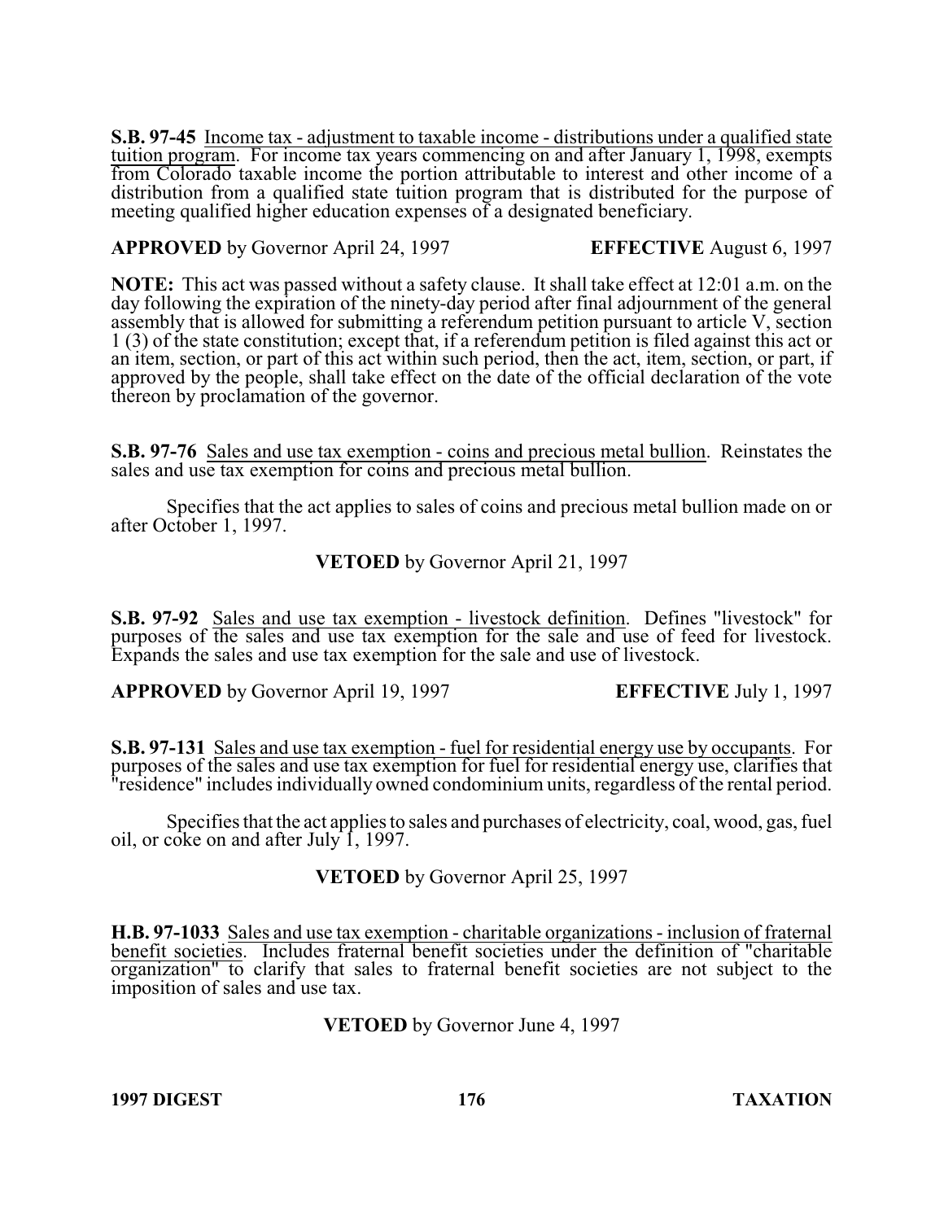**S.B. 97-45** Income tax - adjustment to taxable income - distributions under a qualified state tuition program. For income tax years commencing on and after January 1, 1998, exempts from Colorado taxable income the portion attributable to interest and other income of a distribution from a qualified state tuition program that is distributed for the purpose of meeting qualified higher education expenses of a designated beneficiary.

**APPROVED** by Governor April 24, 1997 **EFFECTIVE** August 6, 1997

**NOTE:** This act was passed without a safety clause. It shall take effect at 12:01 a.m. on the day following the expiration of the ninety-day period after final adjournment of the general assembly that is allowed for submitting a referendum petition pursuant to article V, section 1 (3) of the state constitution; except that, if a referendum petition is filed against this act or an item, section, or part of this act within such period, then the act, item, section, or part, if approved by the people, shall take effect on the date of the official declaration of the vote thereon by proclamation of the governor.

**S.B. 97-76** Sales and use tax exemption - coins and precious metal bullion. Reinstates the sales and use tax exemption for coins and precious metal bullion.

Specifies that the act applies to sales of coins and precious metal bullion made on or after October 1, 1997.

**VETOED** by Governor April 21, 1997

**S.B. 97-92** Sales and use tax exemption - livestock definition. Defines "livestock" for purposes of the sales and use tax exemption for the sale and use of feed for livestock. Expands the sales and use tax exemption for the sale and use of livestock.

**APPROVED** by Governor April 19, 1997 **EFFECTIVE** July 1, 1997

**S.B. 97-131** Sales and use tax exemption - fuel for residential energy use by occupants. For purposes of the sales and use tax exemption for fuel for residential energy use, clarifies that "residence" includes individually owned condominium units, regardless of the rental period.

Specifies that the act applies to sales and purchases of electricity, coal, wood, gas, fuel oil, or coke on and after July 1, 1997.

**VETOED** by Governor April 25, 1997

**H.B. 97-1033** Sales and use tax exemption - charitable organizations - inclusion of fraternal benefit societies. Includes fraternal benefit societies under the definition of "charitable organization" to clarify that sales to fraternal benefit societies are not subject to the imposition of sales and use tax.

**VETOED** by Governor June 4, 1997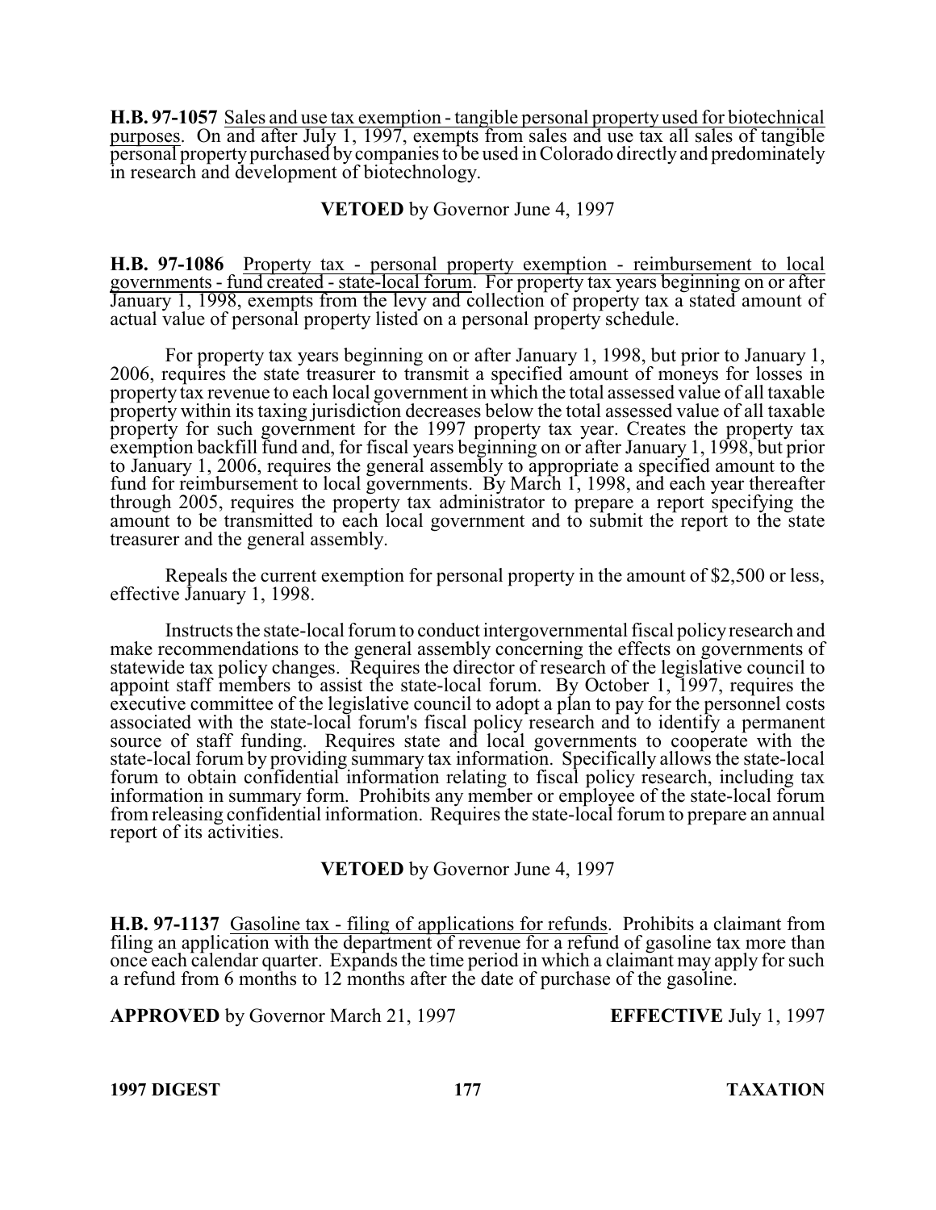**H.B. 97-1057** Sales and use tax exemption - tangible personal property used for biotechnical purposes. On and after July 1, 1997, exempts from sales and use tax all sales of tangible personal property purchased by companies to be used in Colorado directly and predominately in research and development of biotechnology.

**VETOED** by Governor June 4, 1997

**H.B. 97-1086** Property tax - personal property exemption - reimbursement to local governments - fund created - state-local forum. For property tax years beginning on or after January 1, 1998, exempts from the levy and collection of property tax a stated amount of actual value of personal property listed on a personal property schedule.

For property tax years beginning on or after January 1, 1998, but prior to January 1, 2006, requires the state treasurer to transmit a specified amount of moneys for losses in property tax revenue to each local government in which the total assessed value of all taxable property within its taxing jurisdiction decreases below the total assessed value of all taxable property for such government for the 1997 property tax year. Creates the property tax exemption backfill fund and, for fiscal years beginning on or after January 1, 1998, but prior to January 1, 2006, requires the general assembly to appropriate a specified amount to the fund for reimbursement to local governments. By March 1, 1998, and each year thereafter through 2005, requires the property tax administrator to prepare a report specifying the amount to be transmitted to each local government and to submit the report to the state treasurer and the general assembly.

Repeals the current exemption for personal property in the amount of $2,500 or less, effective January 1, 1998.

Instructs the state-local forum to conduct intergovernmental fiscal policy research and make recommendations to the general assembly concerning the effects on governments of statewide tax policy changes. Requires the director of research of the legislative council to appoint staff members to assist the state-local forum. By October 1, 1997, requires the executive committee of the legislative council to adopt a plan to pay for the personnel costs associated with the state-local forum's fiscal policy research and to identify a permanent source of staff funding. Requires state and local governments to cooperate with the state-local forum by providing summary tax information. Specifically allows the state-local forum to obtain confidential information relating to fiscal policy research, including tax information in summary form. Prohibits any member or employee of the state-local forum from releasing confidential information. Requires the state-local forum to prepare an annual report of its activities.

**VETOED** by Governor June 4, 1997

**H.B. 97-1137** Gasoline tax - filing of applications for refunds. Prohibits a claimant from filing an application with the department of revenue for a refund of gasoline tax more than once each calendar quarter. Expands the time period in which a claimant may apply for such a refund from 6 months to 12 months after the date of purchase of the gasoline.

**APPROVED** by Governor March 21, 1997 **EFFECTIVE** July 1, 1997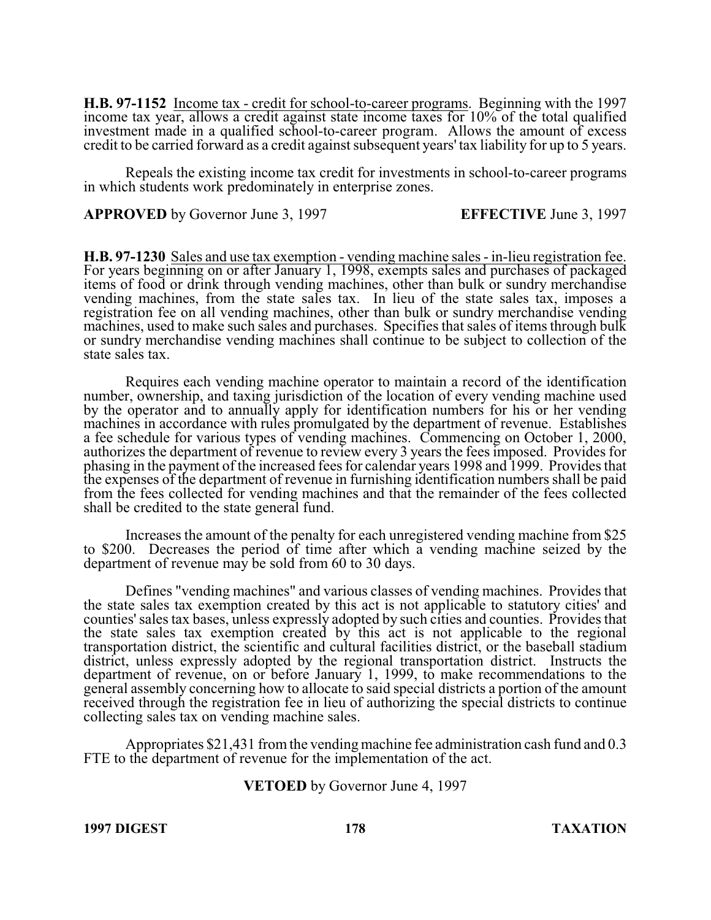**H.B. 97-1152** Income tax - credit for school-to-career programs. Beginning with the 1997 income tax year, allows a credit against state income taxes for 10% of the total qualified investment made in a qualified school-to-career program. Allows the amount of excess credit to be carried forward as a credit against subsequent years' tax liability for up to 5 years.

Repeals the existing income tax credit for investments in school-to-career programs in which students work predominately in enterprise zones.

**APPROVED** by Governor June 3, 1997 **EFFECTIVE** June 3, 1997

**H.B. 97-1230** Sales and use tax exemption - vending machine sales - in-lieu registration fee. For years beginning on or after January 1, 1998, exempts sales and purchases of packaged items of food or drink through vending machines, other than bulk or sundry merchandise vending machines, from the state sales tax. In lieu of the state sales tax, imposes a registration fee on all vending machines, other than bulk or sundry merchandise vending machines, used to make such sales and purchases. Specifies that sales of items through bulk or sundry merchandise vending machines shall continue to be subject to collection of the state sales tax.

Requires each vending machine operator to maintain a record of the identification number, ownership, and taxing jurisdiction of the location of every vending machine used by the operator and to annually apply for identification numbers for his or her vending machines in accordance with rules promulgated by the department of revenue. Establishes a fee schedule for various types of vending machines. Commencing on October 1, 2000, authorizes the department of revenue to review every 3 years the fees imposed. Provides for phasing in the payment of the increased fees for calendar years 1998 and 1999. Provides that the expenses of the department of revenue in furnishing identification numbers shall be paid from the fees collected for vending machines and that the remainder of the fees collected shall be credited to the state general fund.

Increases the amount of the penalty for each unregistered vending machine from $25 to $200. Decreases the period of time after which a vending machine seized by the department of revenue may be sold from 60 to 30 days.

Defines "vending machines" and various classes of vending machines. Provides that the state sales tax exemption created by this act is not applicable to statutory cities' and counties' sales tax bases, unless expressly adopted by such cities and counties. Provides that the state sales tax exemption created by this act is not applicable to the regional transportation district, the scientific and cultural facilities district, or the baseball stadium district, unless expressly adopted by the regional transportation district. Instructs the department of revenue, on or before January 1, 1999, to make recommendations to the general assembly concerning how to allocate to said special districts a portion of the amount received through the registration fee in lieu of authorizing the special districts to continue collecting sales tax on vending machine sales.

Appropriates $21,431 from the vending machine fee administration cash fund and 0.3 FTE to the department of revenue for the implementation of the act.

**VETOED** by Governor June 4, 1997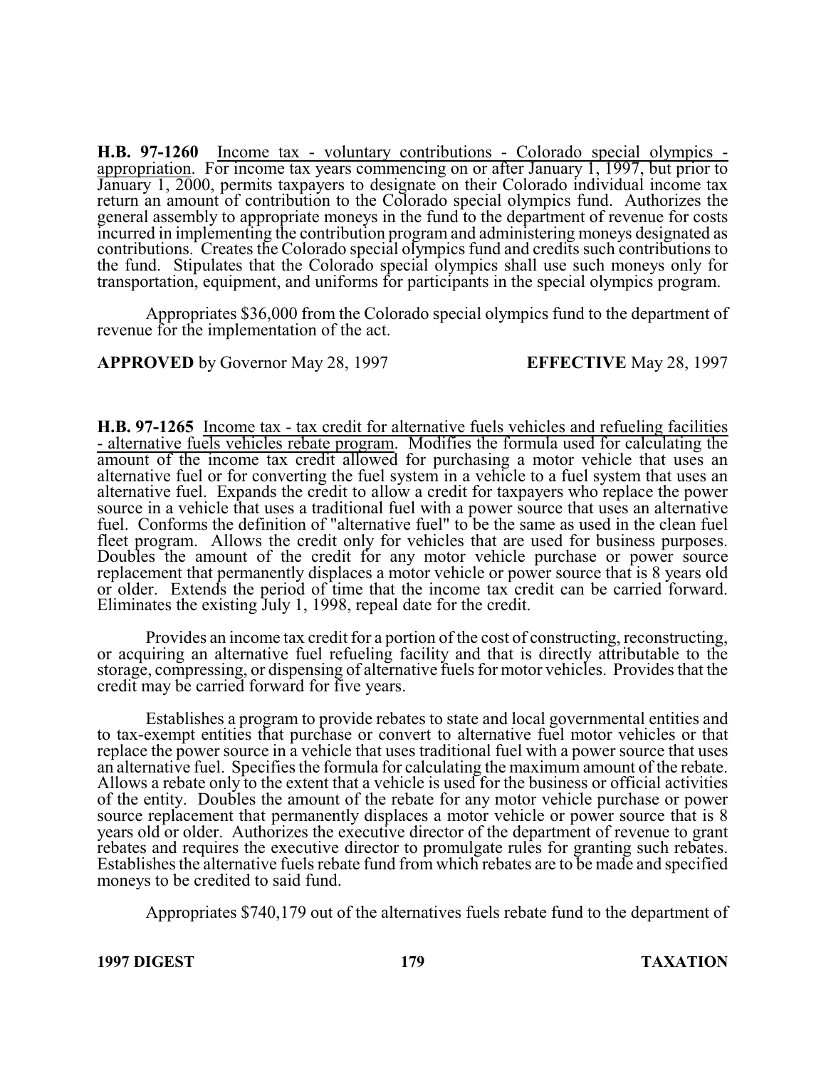**H.B. 97-1260** Income tax - voluntary contributions - Colorado special olympics - appropriation. For income tax years commencing on or after January 1, 1997, but prior to January 1, 2000, permits taxpayers to designate on their Colorado individual income tax return an amount of contribution to the Colorado special olympics fund. Authorizes the general assembly to appropriate moneys in the fund to the department of revenue for costs incurred in implementing the contribution program and administering moneys designated as contributions. Creates the Colorado special olympics fund and credits such contributions to the fund. Stipulates that the Colorado special olympics shall use such moneys only for transportation, equipment, and uniforms for participants in the special olympics program.

Appropriates $36,000 from the Colorado special olympics fund to the department of revenue for the implementation of the act.

**APPROVED** by Governor May 28, 1997 **EFFECTIVE** May 28, 1997

**H.B. 97-1265** Income tax - tax credit for alternative fuels vehicles and refueling facilities - alternative fuels vehicles rebate program. Modifies the formula used for calculating the amount of the income tax credit allowed for purchasing a motor vehicle that uses an alternative fuel or for converting the fuel system in a vehicle to a fuel system that uses an alternative fuel. Expands the credit to allow a credit for taxpayers who replace the power source in a vehicle that uses a traditional fuel with a power source that uses an alternative fuel. Conforms the definition of "alternative fuel" to be the same as used in the clean fuel fleet program. Allows the credit only for vehicles that are used for business purposes. Doubles the amount of the credit for any motor vehicle purchase or power source replacement that permanently displaces a motor vehicle or power source that is 8 years old or older. Extends the period of time that the income tax credit can be carried forward. Eliminates the existing July 1, 1998, repeal date for the credit.

Provides an income tax credit for a portion of the cost of constructing, reconstructing, or acquiring an alternative fuel refueling facility and that is directly attributable to the storage, compressing, or dispensing of alternative fuels for motor vehicles. Provides that the credit may be carried forward for five years.

Establishes a program to provide rebates to state and local governmental entities and to tax-exempt entities that purchase or convert to alternative fuel motor vehicles or that replace the power source in a vehicle that uses traditional fuel with a power source that uses an alternative fuel. Specifies the formula for calculating the maximum amount of the rebate. Allows a rebate only to the extent that a vehicle is used for the business or official activities of the entity. Doubles the amount of the rebate for any motor vehicle purchase or power source replacement that permanently displaces a motor vehicle or power source that is 8 years old or older. Authorizes the executive director of the department of revenue to grant rebates and requires the executive director to promulgate rules for granting such rebates. Establishes the alternative fuels rebate fund from which rebates are to be made and specified moneys to be credited to said fund.

Appropriates $740,179 out of the alternatives fuels rebate fund to the department of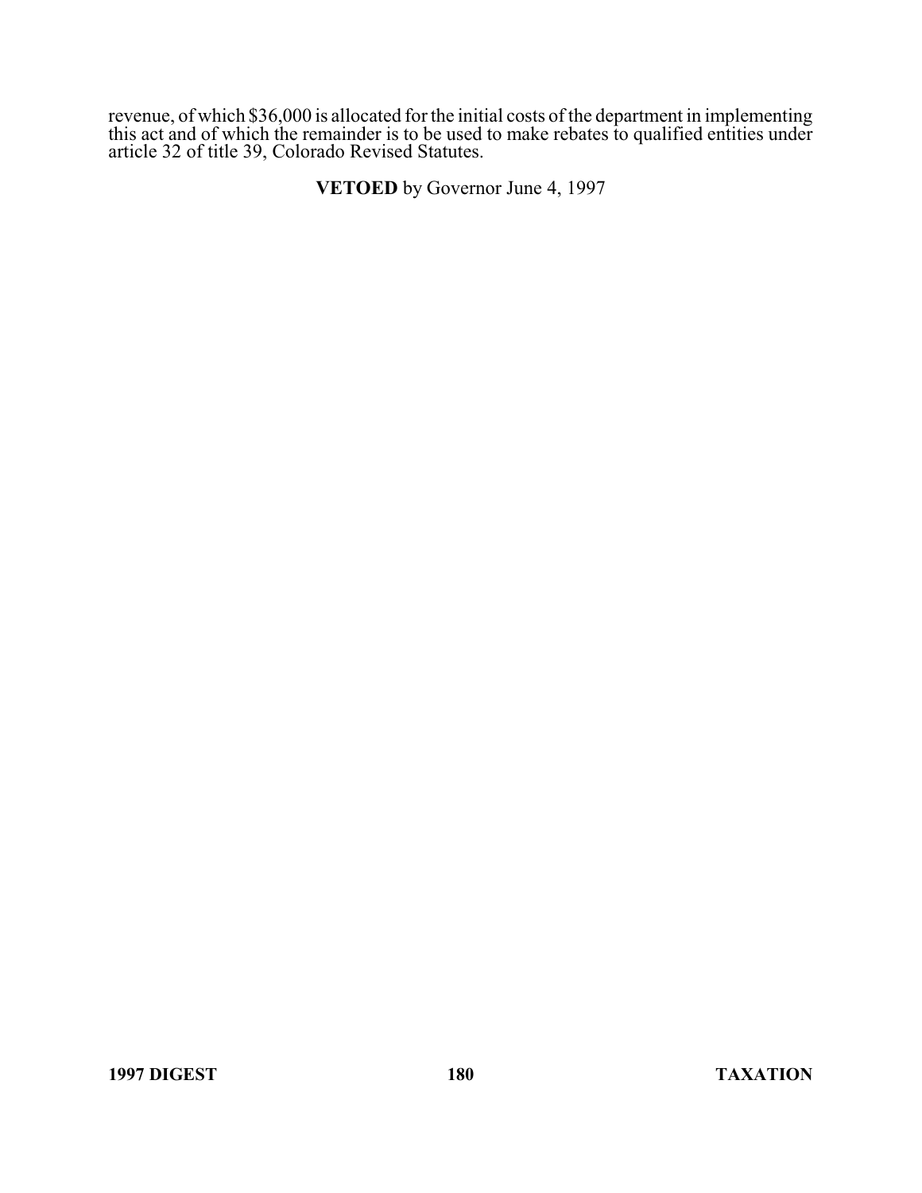revenue, of which $36,000 is allocated for the initial costs of the department in implementing this act and of which the remainder is to be used to make rebates to qualified entities under article 32 of title 39, Colorado Revised Statutes.

**VETOED** by Governor June 4, 1997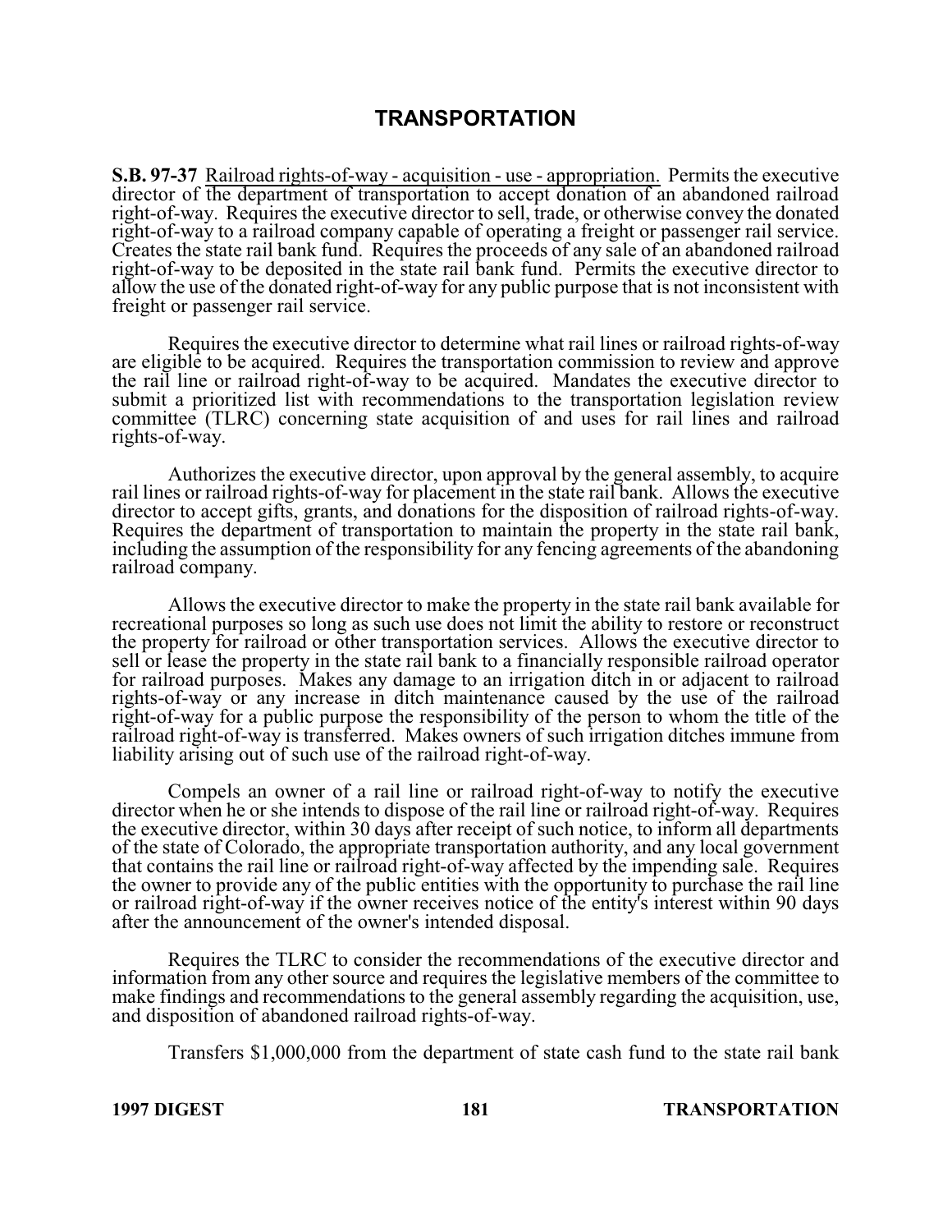# TRANSPORTATION

**S.B. 97-37** Railroad rights-of-way - acquisition - use - appropriation. Permits the executive director of the department of transportation to accept donation of an abandoned railroad right-of-way. Requires the executive director to sell, trade, or otherwise convey the donated right-of-way to a railroad company capable of operating a freight or passenger rail service. Creates the state rail bank fund. Requires the proceeds of any sale of an abandoned railroad right-of-way to be deposited in the state rail bank fund. Permits the executive director to allow the use of the donated right-of-way for any public purpose that is not inconsistent with freight or passenger rail service.

Requires the executive director to determine what rail lines or railroad rights-of-way are eligible to be acquired. Requires the transportation commission to review and approve the rail line or railroad right-of-way to be acquired. Mandates the executive director to submit a prioritized list with recommendations to the transportation legislation review committee (TLRC) concerning state acquisition of and uses for rail lines and railroad rights-of-way.

Authorizes the executive director, upon approval by the general assembly, to acquire rail lines or railroad rights-of-way for placement in the state rail bank. Allows the executive director to accept gifts, grants, and donations for the disposition of railroad rights-of-way. Requires the department of transportation to maintain the property in the state rail bank, including the assumption of the responsibility for any fencing agreements of the abandoning railroad company.

Allows the executive director to make the property in the state rail bank available for recreational purposes so long as such use does not limit the ability to restore or reconstruct the property for railroad or other transportation services. Allows the executive director to sell or lease the property in the state rail bank to a financially responsible railroad operator for railroad purposes. Makes any damage to an irrigation ditch in or adjacent to railroad rights-of-way or any increase in ditch maintenance caused by the use of the railroad right-of-way for a public purpose the responsibility of the person to whom the title of the railroad right-of-way is transferred. Makes owners of such irrigation ditches immune from liability arising out of such use of the railroad right-of-way.

Compels an owner of a rail line or railroad right-of-way to notify the executive director when he or she intends to dispose of the rail line or railroad right-of-way. Requires the executive director, within 30 days after receipt of such notice, to inform all departments of the state of Colorado, the appropriate transportation authority, and any local government that contains the rail line or railroad right-of-way affected by the impending sale. Requires the owner to provide any of the public entities with the opportunity to purchase the rail line or railroad right-of-way if the owner receives notice of the entity's interest within 90 days after the announcement of the owner's intended disposal.

Requires the TLRC to consider the recommendations of the executive director and information from any other source and requires the legislative members of the committee to make findings and recommendations to the general assembly regarding the acquisition, use, and disposition of abandoned railroad rights-of-way.

Transfers $1,000,000 from the department of state cash fund to the state rail bank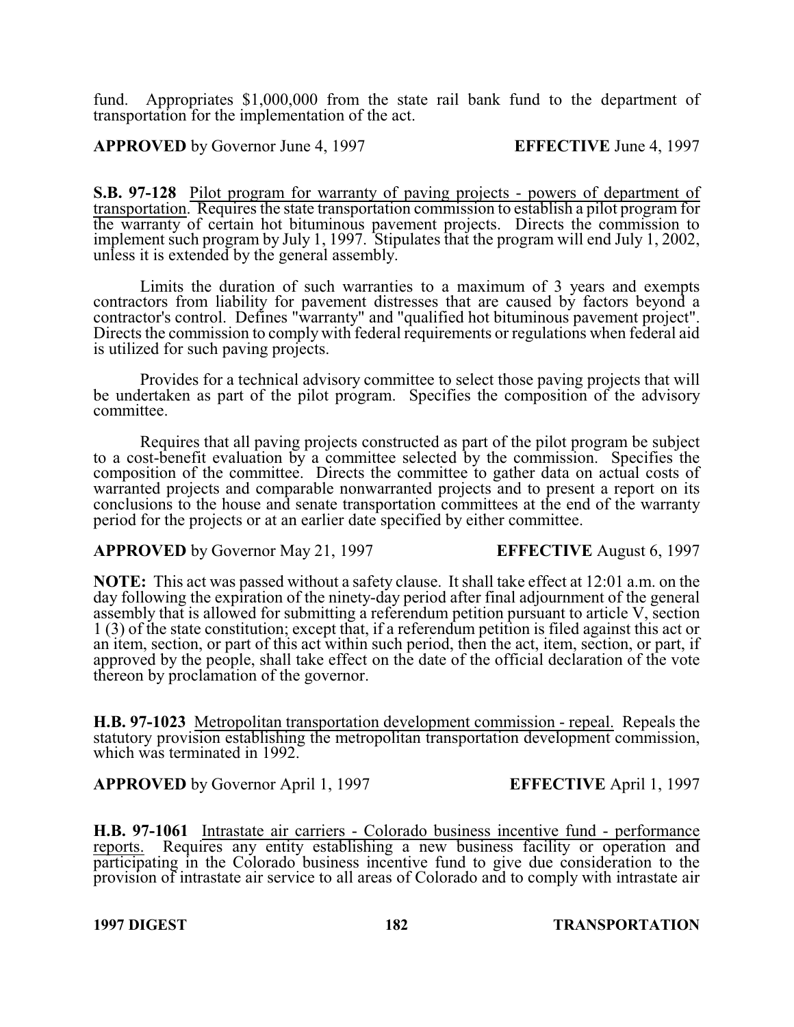fund. Appropriates $1,000,000 from the state rail bank fund to the department of transportation for the implementation of the act.

**APPROVED** by Governor June 4, 1997 **EFFECTIVE** June 4, 1997

**S.B. 97-128** Pilot program for warranty of paving projects - powers of department of transportation. Requires the state transportation commission to establish a pilot program for the warranty of certain hot bituminous pavement projects. Directs the commission to implement such program by July 1, 1997. Stipulates that the program will end July 1, 2002, unless it is extended by the general assembly.

Limits the duration of such warranties to a maximum of 3 years and exempts contractors from liability for pavement distresses that are caused by factors beyond a contractor's control. Defines "warranty" and "qualified hot bituminous pavement project". Directs the commission to comply with federal requirements or regulations when federal aid is utilized for such paving projects.

Provides for a technical advisory committee to select those paving projects that will be undertaken as part of the pilot program. Specifies the composition of the advisory committee.

Requires that all paving projects constructed as part of the pilot program be subject to a cost-benefit evaluation by a committee selected by the commission. Specifies the composition of the committee. Directs the committee to gather data on actual costs of warranted projects and comparable nonwarranted projects and to present a report on its conclusions to the house and senate transportation committees at the end of the warranty period for the projects or at an earlier date specified by either committee.

**APPROVED** by Governor May 21, 1997 **EFFECTIVE** August 6, 1997

**NOTE:** This act was passed without a safety clause. It shall take effect at 12:01 a.m. on the day following the expiration of the ninety-day period after final adjournment of the general assembly that is allowed for submitting a referendum petition pursuant to article V, section 1 (3) of the state constitution; except that, if a referendum petition is filed against this act or an item, section, or part of this act within such period, then the act, item, section, or part, if approved by the people, shall take effect on the date of the official declaration of the vote thereon by proclamation of the governor.

**H.B. 97-1023** Metropolitan transportation development commission - repeal. Repeals the statutory provision establishing the metropolitan transportation development commission, which was terminated in 1992.

**APPROVED** by Governor April 1, 1997 **EFFECTIVE** April 1, 1997

**H.B. 97-1061** Intrastate air carriers - Colorado business incentive fund - performance reports. Requires any entity establishing a new business facility or operation and participating in the Colorado business incentive fund to give due consideration to the provision of intrastate air service to all areas of Colorado and to comply with intrastate air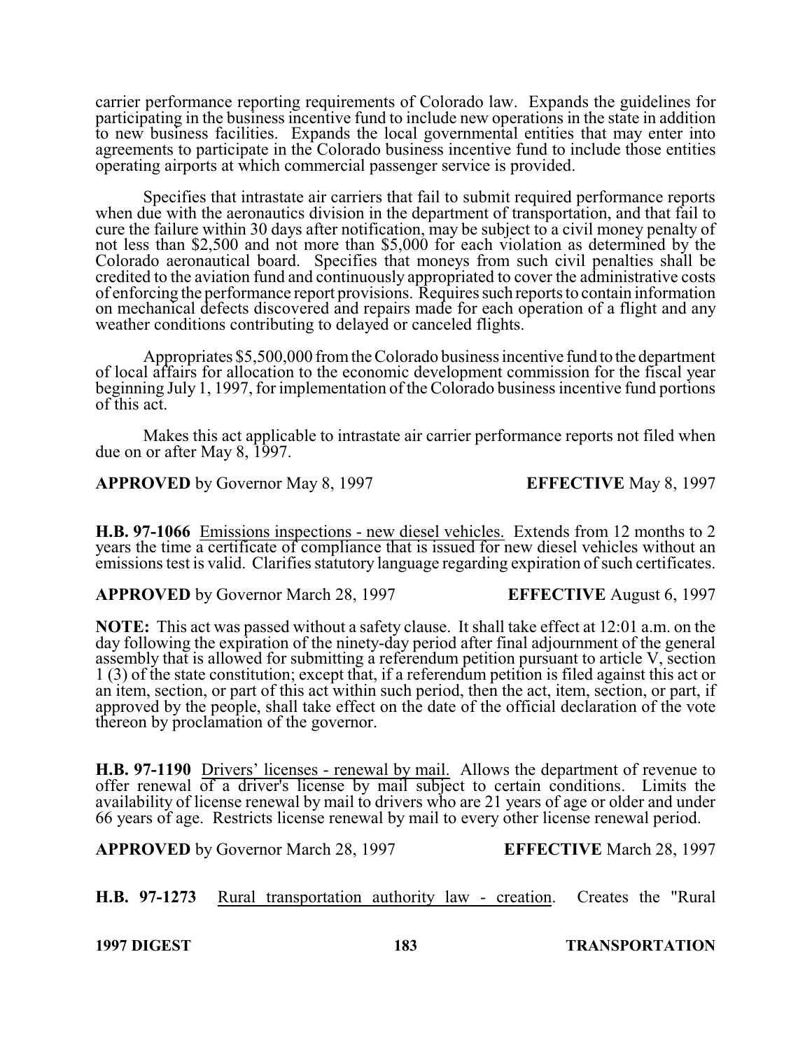carrier performance reporting requirements of Colorado law. Expands the guidelines for participating in the business incentive fund to include new operations in the state in addition to new business facilities. Expands the local governmental entities that may enter into agreements to participate in the Colorado business incentive fund to include those entities operating airports at which commercial passenger service is provided.

Specifies that intrastate air carriers that fail to submit required performance reports when due with the aeronautics division in the department of transportation, and that fail to cure the failure within 30 days after notification, may be subject to a civil money penalty of not less than $2,500 and not more than $5,000 for each violation as determined by the Colorado aeronautical board. Specifies that moneys from such civil penalties shall be credited to the aviation fund and continuously appropriated to cover the administrative costs of enforcing the performance report provisions. Requires such reports to contain information on mechanical defects discovered and repairs made for each operation of a flight and any weather conditions contributing to delayed or canceled flights.

Appropriates $5,500,000 from the Colorado business incentive fund to the department of local affairs for allocation to the economic development commission for the fiscal year beginning July 1, 1997, for implementation of the Colorado business incentive fund portions of this act.

Makes this act applicable to intrastate air carrier performance reports not filed when due on or after May 8, 1997.

**APPROVED** by Governor May 8, 1997 **EFFECTIVE** May 8, 1997

**H.B. 97-1066** Emissions inspections - new diesel vehicles. Extends from 12 months to 2 years the time a certificate of compliance that is issued for new diesel vehicles without an emissions test is valid. Clarifies statutory language regarding expiration of such certificates.

**APPROVED** by Governor March 28, 1997 **EFFECTIVE** August 6, 1997

**NOTE:** This act was passed without a safety clause. It shall take effect at 12:01 a.m. on the day following the expiration of the ninety-day period after final adjournment of the general assembly that is allowed for submitting a referendum petition pursuant to article V, section 1 (3) of the state constitution; except that, if a referendum petition is filed against this act or an item, section, or part of this act within such period, then the act, item, section, or part, if approved by the people, shall take effect on the date of the official declaration of the vote thereon by proclamation of the governor.

**H.B. 97-1190** Drivers' licenses - renewal by mail. Allows the department of revenue to offer renewal of a driver's license by mail subject to certain conditions. Limits the availability of license renewal by mail to drivers who are 21 years of age or older and under 66 years of age. Restricts license renewal by mail to every other license renewal period.

**APPROVED** by Governor March 28, 1997 **EFFECTIVE** March 28, 1997

**H.B. 97-1273** Rural transportation authority law - creation. Creates the "Rural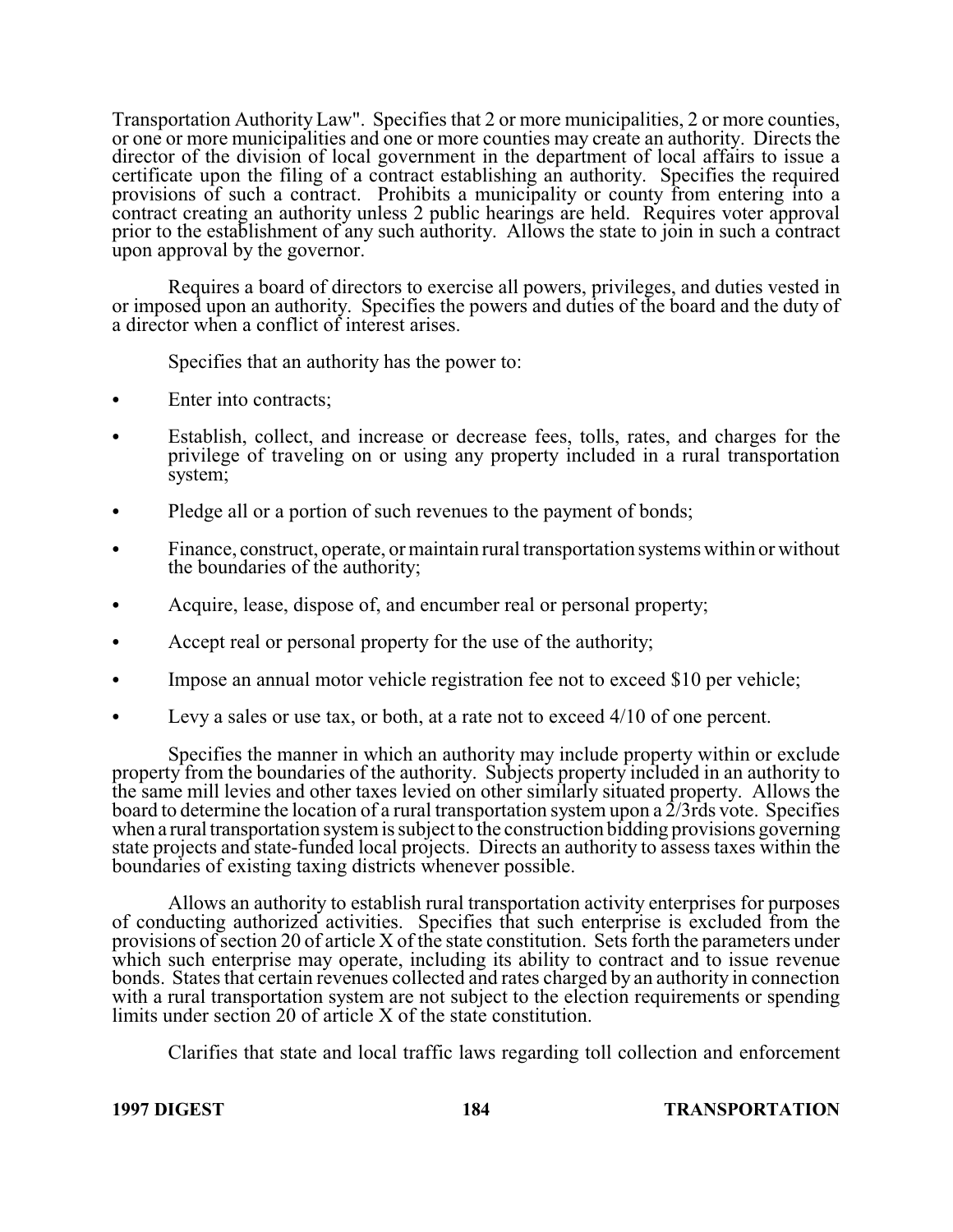Transportation Authority Law". Specifies that 2 or more municipalities, 2 or more counties, or one or more municipalities and one or more counties may create an authority. Directs the director of the division of local government in the department of local affairs to issue a certificate upon the filing of a contract establishing an authority. Specifies the required provisions of such a contract. Prohibits a municipality or county from entering into a contract creating an authority unless 2 public hearings are held. Requires voter approval prior to the establishment of any such authority. Allows the state to join in such a contract upon approval by the governor.

Requires a board of directors to exercise all powers, privileges, and duties vested in or imposed upon an authority. Specifies the powers and duties of the board and the duty of a director when a conflict of interest arises.

Specifies that an authority has the power to:

- Enter into contracts;
- Establish, collect, and increase or decrease fees, tolls, rates, and charges for the privilege of traveling on or using any property included in a rural transportation system;
- Pledge all or a portion of such revenues to the payment of bonds;
- Finance, construct, operate, or maintain rural transportation systems within or without the boundaries of the authority;
- Acquire, lease, dispose of, and encumber real or personal property;
- Accept real or personal property for the use of the authority;
- Impose an annual motor vehicle registration fee not to exceed $10 per vehicle;
- Levy a sales or use tax, or both, at a rate not to exceed 4/10 of one percent.

Specifies the manner in which an authority may include property within or exclude property from the boundaries of the authority. Subjects property included in an authority to the same mill levies and other taxes levied on other similarly situated property. Allows the board to determine the location of a rural transportation system upon a 2/3rds vote. Specifies when a rural transportation system is subject to the construction bidding provisions governing state projects and state-funded local projects. Directs an authority to assess taxes within the boundaries of existing taxing districts whenever possible.

Allows an authority to establish rural transportation activity enterprises for purposes of conducting authorized activities. Specifies that such enterprise is excluded from the provisions of section 20 of article X of the state constitution. Sets forth the parameters under which such enterprise may operate, including its ability to contract and to issue revenue bonds. States that certain revenues collected and rates charged by an authority in connection with a rural transportation system are not subject to the election requirements or spending limits under section 20 of article X of the state constitution.

Clarifies that state and local traffic laws regarding toll collection and enforcement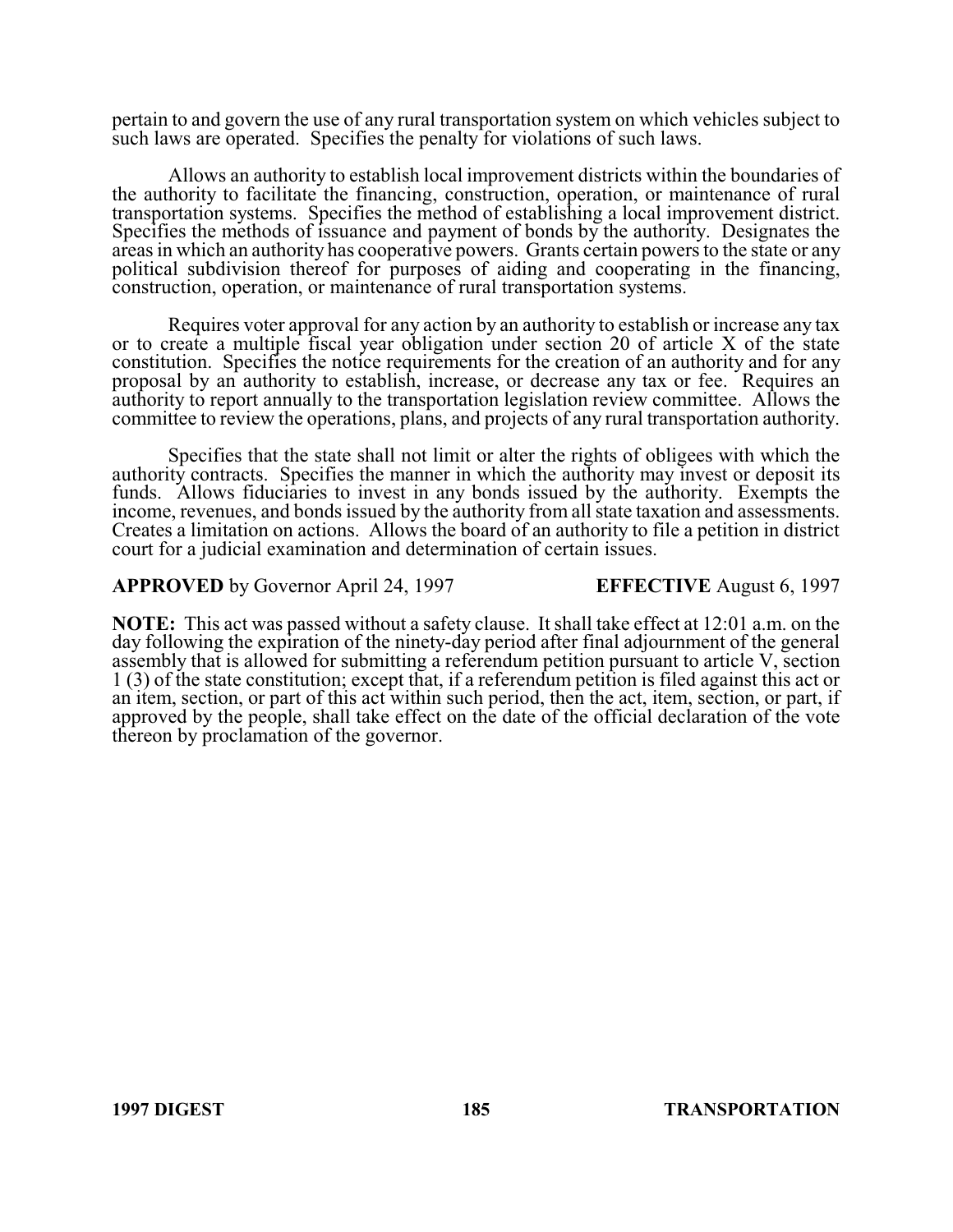pertain to and govern the use of any rural transportation system on which vehicles subject to such laws are operated. Specifies the penalty for violations of such laws.

Allows an authority to establish local improvement districts within the boundaries of the authority to facilitate the financing, construction, operation, or maintenance of rural transportation systems. Specifies the method of establishing a local improvement district. Specifies the methods of issuance and payment of bonds by the authority. Designates the areas in which an authority has cooperative powers. Grants certain powers to the state or any political subdivision thereof for purposes of aiding and cooperating in the financing, construction, operation, or maintenance of rural transportation systems.

Requires voter approval for any action by an authority to establish or increase any tax or to create a multiple fiscal year obligation under section 20 of article X of the state constitution. Specifies the notice requirements for the creation of an authority and for any proposal by an authority to establish, increase, or decrease any tax or fee. Requires an authority to report annually to the transportation legislation review committee. Allows the committee to review the operations, plans, and projects of any rural transportation authority.

Specifies that the state shall not limit or alter the rights of obligees with which the authority contracts. Specifies the manner in which the authority may invest or deposit its funds. Allows fiduciaries to invest in any bonds issued by the authority. Exempts the income, revenues, and bonds issued by the authority from all state taxation and assessments. Creates a limitation on actions. Allows the board of an authority to file a petition in district court for a judicial examination and determination of certain issues.

**APPROVED** by Governor April 24, 1997 **EFFECTIVE** August 6, 1997

**NOTE:** This act was passed without a safety clause. It shall take effect at 12:01 a.m. on the day following the expiration of the ninety-day period after final adjournment of the general assembly that is allowed for submitting a referendum petition pursuant to article V, section 1 (3) of the state constitution; except that, if a referendum petition is filed against this act or an item, section, or part of this act within such period, then the act, item, section, or part, if approved by the people, shall take effect on the date of the official declaration of the vote thereon by proclamation of the governor.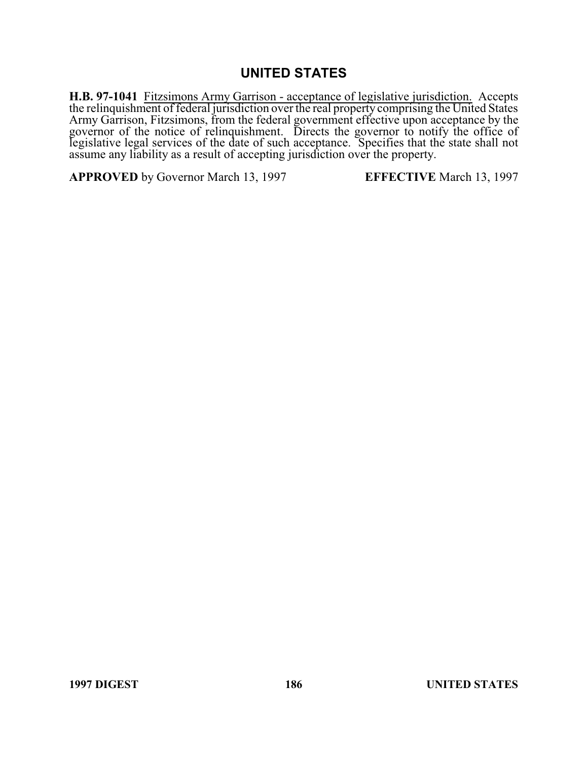## UNITED STATES

**H.B. 97-1041** Fitzsimons Army Garrison - acceptance of legislative jurisdiction. Accepts the relinquishment of federal jurisdiction over the real property comprising the United States Army Garrison, Fitzsimons, from the federal government effective upon acceptance by the governor of the notice of relinquishment. Directs the governor to notify the office of legislative legal services of the date of such acceptance. Specifies that the state shall not assume any liability as a result of accepting jurisdiction over the property.

**APPROVED** by Governor March 13, 1997 **EFFECTIVE** March 13, 1997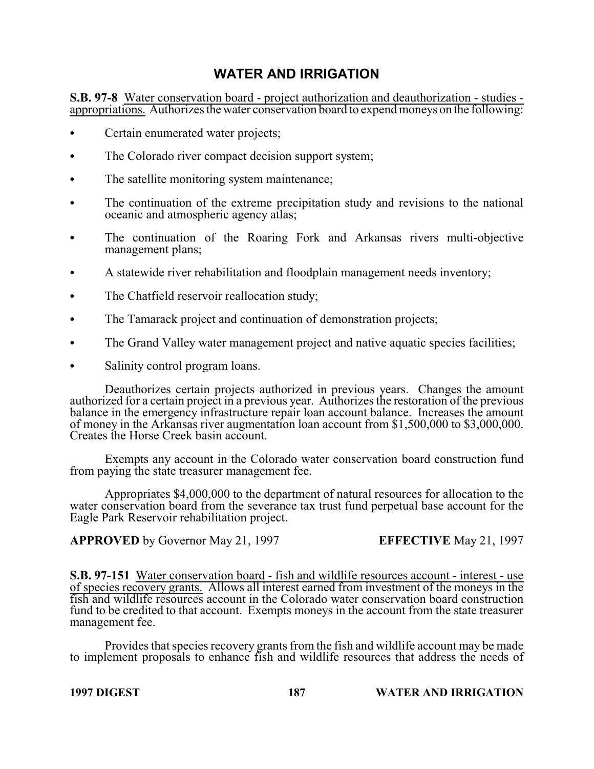# WATER AND IRRIGATION

**S.B. 97-8** Water conservation board - project authorization and deauthorization - studies - appropriations. Authorizes the water conservation board to expend moneys on the following:

- Certain enumerated water projects;
- The Colorado river compact decision support system;
- The satellite monitoring system maintenance;
- The continuation of the extreme precipitation study and revisions to the national oceanic and atmospheric agency atlas;
- The continuation of the Roaring Fork and Arkansas rivers multi-objective management plans;
- A statewide river rehabilitation and floodplain management needs inventory;
- The Chatfield reservoir reallocation study;
- The Tamarack project and continuation of demonstration projects;
- The Grand Valley water management project and native aquatic species facilities;
- Salinity control program loans.

Deauthorizes certain projects authorized in previous years. Changes the amount authorized for a certain project in a previous year. Authorizes the restoration of the previous balance in the emergency infrastructure repair loan account balance. Increases the amount of money in the Arkansas river augmentation loan account from $1,500,000 to $3,000,000. Creates the Horse Creek basin account.

Exempts any account in the Colorado water conservation board construction fund from paying the state treasurer management fee.

Appropriates $4,000,000 to the department of natural resources for allocation to the water conservation board from the severance tax trust fund perpetual base account for the Eagle Park Reservoir rehabilitation project.

**APPROVED** by Governor May 21, 1997 **EFFECTIVE** May 21, 1997

**S.B. 97-151** Water conservation board - fish and wildlife resources account - interest - use of species recovery grants. Allows all interest earned from investment of the moneys in the fish and wildlife resources account in the Colorado water conservation board construction fund to be credited to that account. Exempts moneys in the account from the state treasurer management fee.

Provides that species recovery grants from the fish and wildlife account may be made to implement proposals to enhance fish and wildlife resources that address the needs of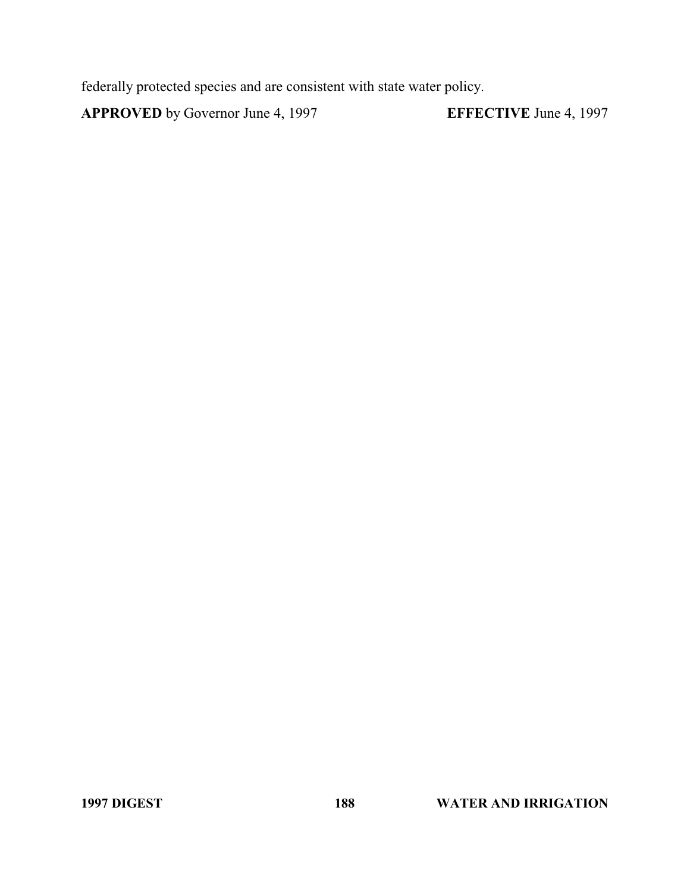federally protected species and are consistent with state water policy.

**APPROVED** by Governor June 4, 1997 **EFFECTIVE** June 4, 1997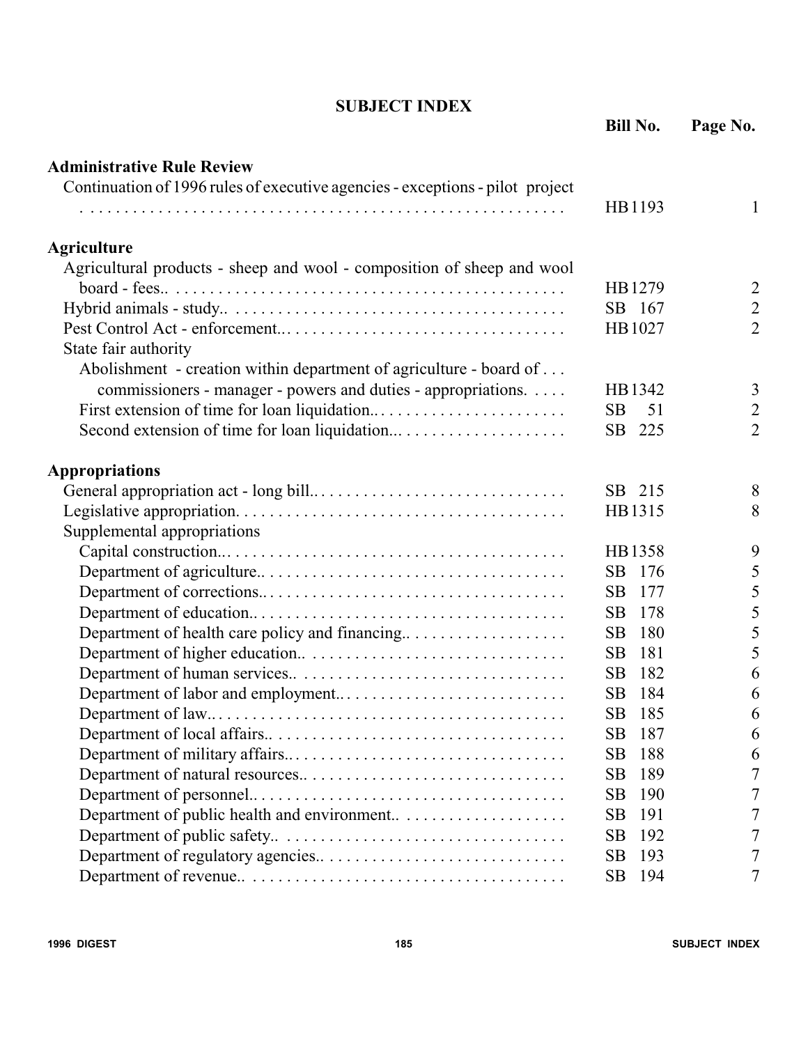## SUBJECT INDEX

| | Bill No. | Page No. |
|---|---|---|
| **Administrative Rule Review** | | |
| Continuation of 1996 rules of executive agencies - exceptions - pilot project . . . . . . . . . . . . . . . . . . . . . . . . . . . . . . . . . . . . . . . . . . . . . . . . . . . . . . . . | HB1193 | 1 |
| **Agriculture** | | |
| Agricultural products - sheep and wool - composition of sheep and wool board - fees.. . . . . . . . . . . . . . . . . . . . . . . . . . . . . . . . . . . . . . . . . . . . . . . | HB1279 | 2 |
| Hybrid animals - study.. . . . . . . . . . . . . . . . . . . . . . . . . . . . . . . . . . . . . . . . | SB 167 | 2 |
| Pest Control Act - enforcement.. . . . . . . . . . . . . . . . . . . . . . . . . . . . . . . . . | HB1027 | 2 |
| State fair authority | | |
| Abolishment - creation within department of agriculture - board of . . . commissioners - manager - powers and duties - appropriations. . . . . | HB1342 | 3 |
| First extension of time for loan liquidation.. . . . . . . . . . . . . . . . . . . . . . . | SB 51 | 2 |
| Second extension of time for loan liquidation... . . . . . . . . . . . . . . . . . . . | SB 225 | 2 |
| **Appropriations** | | |
| General appropriation act - long bill.. . . . . . . . . . . . . . . . . . . . . . . . . . . . . | SB 215 | 8 |
| Legislative appropriation. . . . . . . . . . . . . . . . . . . . . . . . . . . . . . . . . . . . . . | HB1315 | 8 |
| Supplemental appropriations | | |
| Capital construction... . . . . . . . . . . . . . . . . . . . . . . . . . . . . . . . . . . . . . . . | HB1358 | 9 |
| Department of agriculture.. . . . . . . . . . . . . . . . . . . . . . . . . . . . . . . . . . . | SB 176 | 5 |
| Department of corrections.. . . . . . . . . . . . . . . . . . . . . . . . . . . . . . . . . . . | SB 177 | 5 |
| Department of education.. . . . . . . . . . . . . . . . . . . . . . . . . . . . . . . . . . . . | SB 178 | 5 |
| Department of health care policy and financing.. . . . . . . . . . . . . . . . . . | SB 180 | 5 |
| Department of higher education.. . . . . . . . . . . . . . . . . . . . . . . . . . . . . . | SB 181 | 5 |
| Department of human services.. . . . . . . . . . . . . . . . . . . . . . . . . . . . . . . | SB 182 | 6 |
| Department of labor and employment.. . . . . . . . . . . . . . . . . . . . . . . . . . | SB 184 | 6 |
| Department of law.. . . . . . . . . . . . . . . . . . . . . . . . . . . . . . . . . . . . . . . . | SB 185 | 6 |
| Department of local affairs.. . . . . . . . . . . . . . . . . . . . . . . . . . . . . . . . . . | SB 187 | 6 |
| Department of military affairs.. . . . . . . . . . . . . . . . . . . . . . . . . . . . . . . . | SB 188 | 6 |
| Department of natural resources.. . . . . . . . . . . . . . . . . . . . . . . . . . . . . . | SB 189 | 7 |
| Department of personnel.. . . . . . . . . . . . . . . . . . . . . . . . . . . . . . . . . . . . | SB 190 | 7 |
| Department of public health and environment.. . . . . . . . . . . . . . . . . . . | SB 191 | 7 |
| Department of public safety.. . . . . . . . . . . . . . . . . . . . . . . . . . . . . . . . . | SB 192 | 7 |
| Department of regulatory agencies.. . . . . . . . . . . . . . . . . . . . . . . . . . . . | SB 193 | 7 |
| Department of revenue.. . . . . . . . . . . . . . . . . . . . . . . . . . . . . . . . . . . . . | SB 194 | 7 |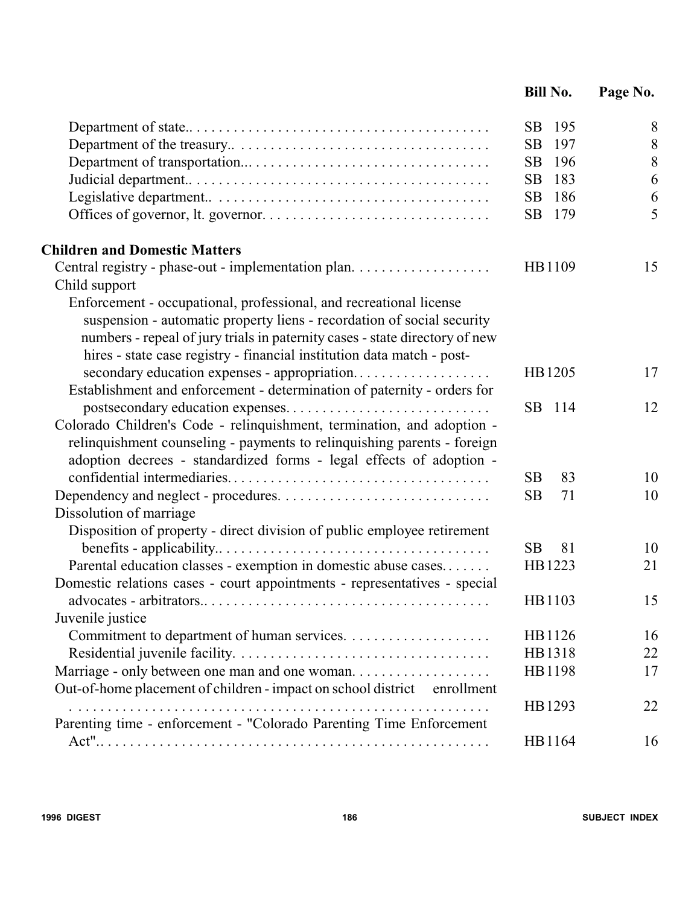| | Bill No. | Page No. |
|---|---|---|
| Department of state.. | SB 195 | 8 |
| Department of the treasury.. | SB 197 | 8 |
| Department of transportation... | SB 196 | 8 |
| Judicial department.. | SB 183 | 6 |
| Legislative department.. | SB 186 | 6 |
| Offices of governor, lt. governor. | SB 179 | 5 |
| **Children and Domestic Matters** | | |
| Central registry - phase-out - implementation plan. | HB1109 | 15 |
| Child support | | |
| Enforcement - occupational, professional, and recreational license suspension - automatic property liens - recordation of social security numbers - repeal of jury trials in paternity cases - state directory of new hires - state case registry - financial institution data match - post-secondary education expenses - appropriation. | HB1205 | 17 |
| Establishment and enforcement - determination of paternity - orders for postsecondary education expenses. | SB 114 | 12 |
| Colorado Children's Code - relinquishment, termination, and adoption - relinquishment counseling - payments to relinquishing parents - foreign adoption decrees - standardized forms - legal effects of adoption - confidential intermediaries. | SB 83 | 10 |
| Dependency and neglect - procedures. | SB 71 | 10 |
| Dissolution of marriage | | |
| Disposition of property - direct division of public employee retirement benefits - applicability.. | SB 81 | 10 |
| Parental education classes - exemption in domestic abuse cases. | HB1223 | 21 |
| Domestic relations cases - court appointments - representatives - special advocates - arbitrators.. | HB1103 | 15 |
| Juvenile justice | | |
| Commitment to department of human services. | HB1126 | 16 |
| Residential juvenile facility. | HB1318 | 22 |
| Marriage - only between one man and one woman. | HB1198 | 17 |
| Out-of-home placement of children - impact on school district enrollment | HB1293 | 22 |
| Parenting time - enforcement - "Colorado Parenting Time Enforcement Act".. | HB1164 | 16 |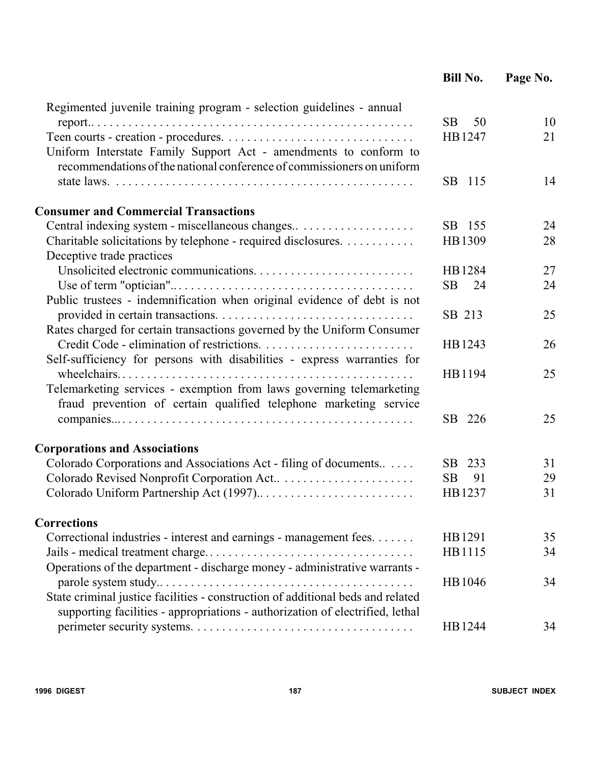| | Bill No. | Page No. |
|---|---|---|
| Regimented juvenile training program - selection guidelines - annual report.. | SB 50 | 10 |
| Teen courts - creation - procedures. | HB 1247 | 21 |
| Uniform Interstate Family Support Act - amendments to conform to recommendations of the national conference of commissioners on uniform state laws. | SB 115 | 14 |
| **Consumer and Commercial Transactions** | | |
| Central indexing system - miscellaneous changes.. | SB 155 | 24 |
| Charitable solicitations by telephone - required disclosures. | HB 1309 | 28 |
| Deceptive trade practices | | |
| Unsolicited electronic communications. | HB 1284 | 27 |
| Use of term "optician".. | SB 24 | 24 |
| Public trustees - indemnification when original evidence of debt is not provided in certain transactions. | SB 213 | 25 |
| Rates charged for certain transactions governed by the Uniform Consumer Credit Code - elimination of restrictions. | HB 1243 | 26 |
| Self-sufficiency for persons with disabilities - express warranties for wheelchairs. | HB 1194 | 25 |
| Telemarketing services - exemption from laws governing telemarketing fraud prevention of certain qualified telephone marketing service companies... | SB 226 | 25 |
| **Corporations and Associations** | | |
| Colorado Corporations and Associations Act - filing of documents.. | SB 233 | 31 |
| Colorado Revised Nonprofit Corporation Act.. | SB 91 | 29 |
| Colorado Uniform Partnership Act (1997).. | HB 1237 | 31 |
| **Corrections** | | |
| Correctional industries - interest and earnings - management fees. | HB 1291 | 35 |
| Jails - medical treatment charge. | HB 1115 | 34 |
| Operations of the department - discharge money - administrative warrants - parole system study.. | HB 1046 | 34 |
| State criminal justice facilities - construction of additional beds and related supporting facilities - appropriations - authorization of electrified, lethal perimeter security systems. | HB 1244 | 34 |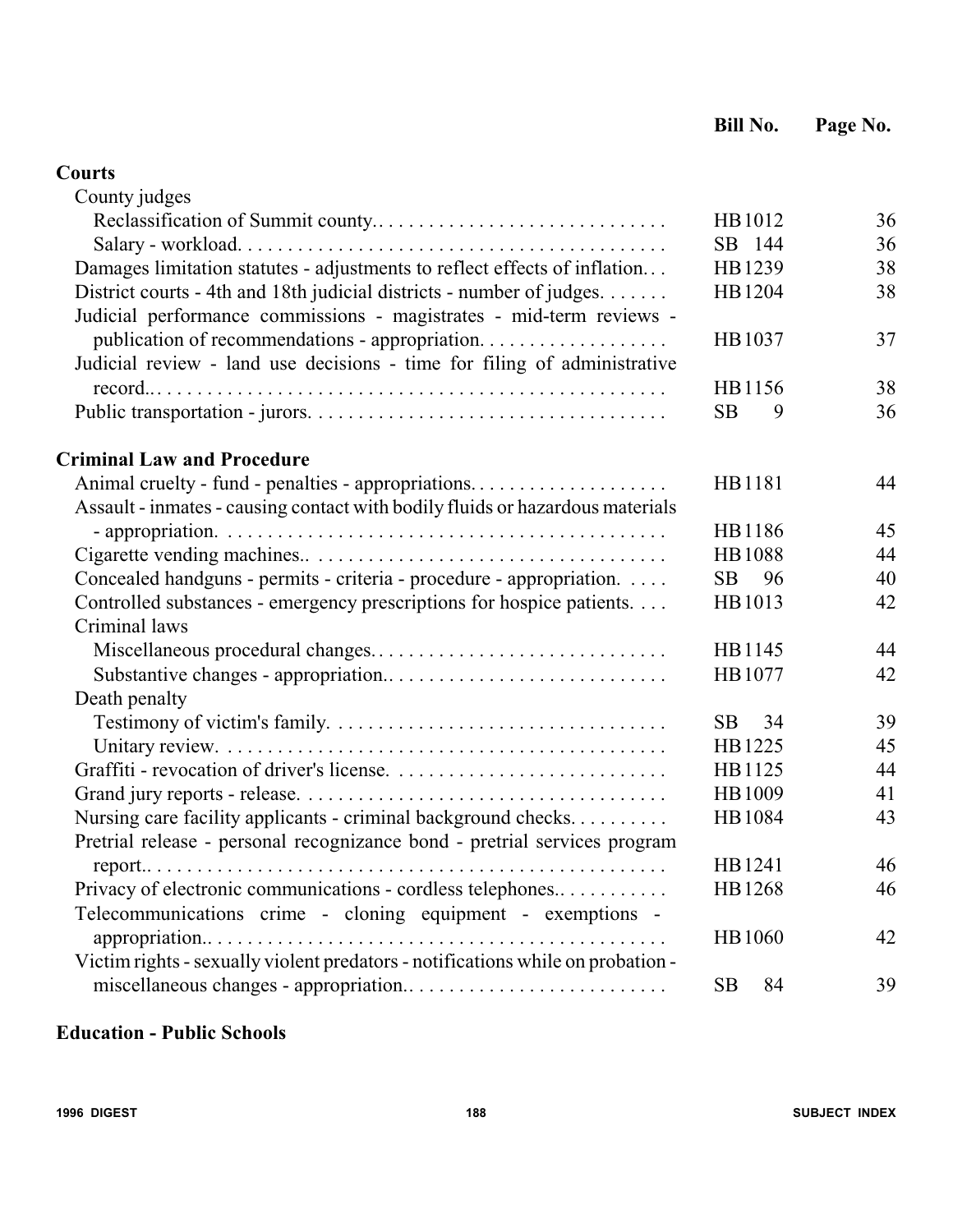| | Bill No. | Page No. |
|---|---|---|
| **Courts** | | |
| County judges | | |
| Reclassification of Summit county. | HB 1012 | 36 |
| Salary - workload. | SB 144 | 36 |
| Damages limitation statutes - adjustments to reflect effects of inflation. | HB 1239 | 38 |
| District courts - 4th and 18th judicial districts - number of judges. | HB 1204 | 38 |
| Judicial performance commissions - magistrates - mid-term reviews - publication of recommendations - appropriation. | HB 1037 | 37 |
| Judicial review - land use decisions - time for filing of administrative record. | HB 1156 | 38 |
| Public transportation - jurors. | SB 9 | 36 |
| **Criminal Law and Procedure** | | |
| Animal cruelty - fund - penalties - appropriations. | HB 1181 | 44 |
| Assault - inmates - causing contact with bodily fluids or hazardous materials - appropriation. | HB 1186 | 45 |
| Cigarette vending machines. | HB 1088 | 44 |
| Concealed handguns - permits - criteria - procedure - appropriation. | SB 96 | 40 |
| Controlled substances - emergency prescriptions for hospice patients. | HB 1013 | 42 |
| Criminal laws | | |
| Miscellaneous procedural changes. | HB 1145 | 44 |
| Substantive changes - appropriation. | HB 1077 | 42 |
| Death penalty | | |
| Testimony of victim's family. | SB 34 | 39 |
| Unitary review. | HB 1225 | 45 |
| Graffiti - revocation of driver's license. | HB 1125 | 44 |
| Grand jury reports - release. | HB 1009 | 41 |
| Nursing care facility applicants - criminal background checks. | HB 1084 | 43 |
| Pretrial release - personal recognizance bond - pretrial services program report. | HB 1241 | 46 |
| Privacy of electronic communications - cordless telephones. | HB 1268 | 46 |
| Telecommunications crime - cloning equipment - exemptions - appropriation. | HB 1060 | 42 |
| Victim rights - sexually violent predators - notifications while on probation - miscellaneous changes - appropriation. | SB 84 | 39 |
| **Education - Public Schools** | | |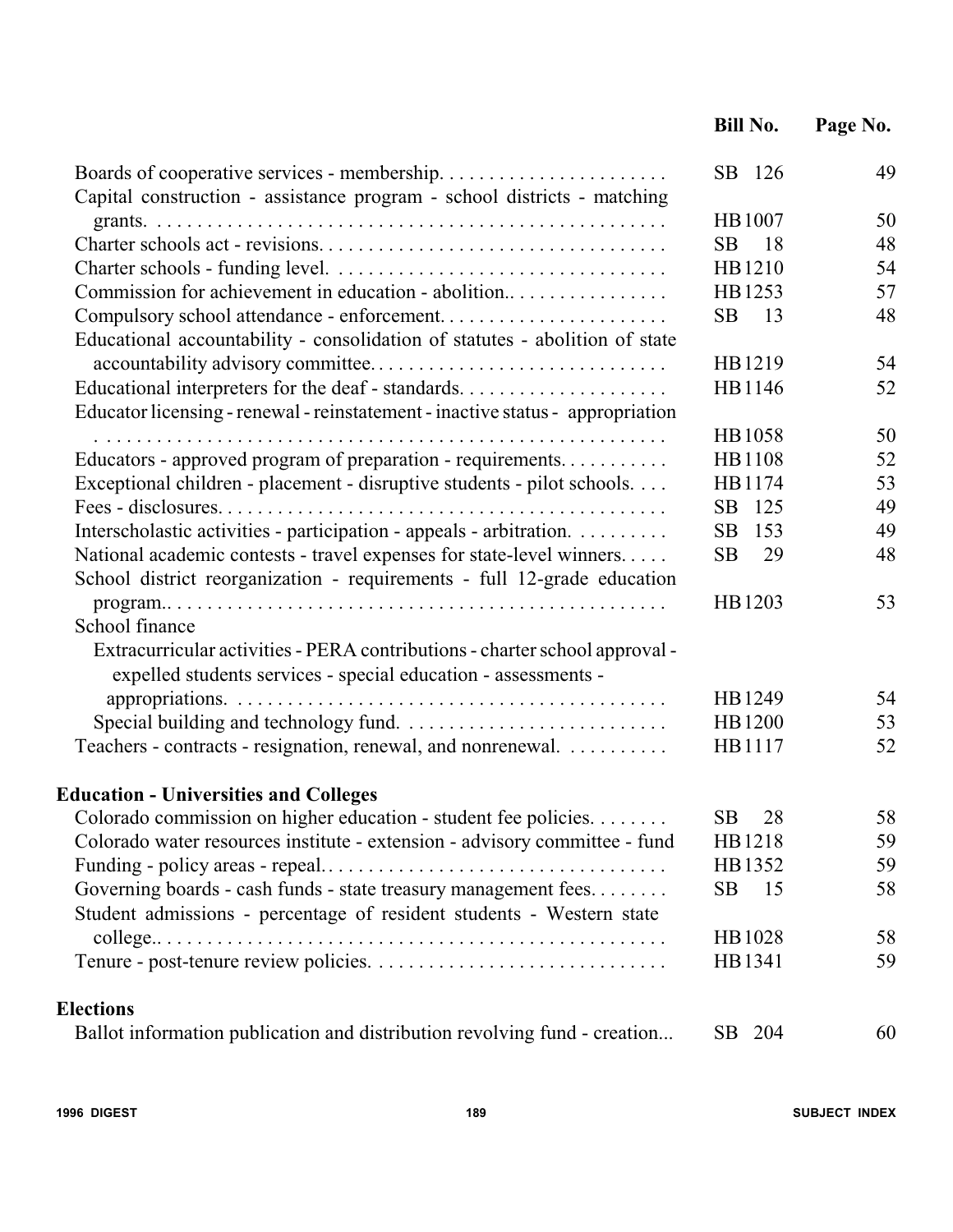| | Bill No. | Page No. |
|---|---|---|
| Boards of cooperative services - membership. | SB 126 | 49 |
| Capital construction - assistance program - school districts - matching grants. | HB1007 | 50 |
| Charter schools act - revisions. | SB 18 | 48 |
| Charter schools - funding level. | HB1210 | 54 |
| Commission for achievement in education - abolition.. | HB1253 | 57 |
| Compulsory school attendance - enforcement. | SB 13 | 48 |
| Educational accountability - consolidation of statutes - abolition of state accountability advisory committee. | HB1219 | 54 |
| Educational interpreters for the deaf - standards. | HB1146 | 52 |
| Educator licensing - renewal - reinstatement - inactive status - appropriation | HB1058 | 50 |
| Educators - approved program of preparation - requirements. | HB1108 | 52 |
| Exceptional children - placement - disruptive students - pilot schools. | HB1174 | 53 |
| Fees - disclosures. | SB 125 | 49 |
| Interscholastic activities - participation - appeals - arbitration. | SB 153 | 49 |
| National academic contests - travel expenses for state-level winners. | SB 29 | 48 |
| School district reorganization - requirements - full 12-grade education program.. | HB1203 | 53 |
| School finance | | |
| Extracurricular activities - PERA contributions - charter school approval - expelled students services - special education - assessments - appropriations. | HB1249 | 54 |
| Special building and technology fund. | HB1200 | 53 |
| Teachers - contracts - resignation, renewal, and nonrenewal. | HB1117 | 52 |

**Education - Universities and Colleges**

| | Bill No. | Page No. |
|---|---|---|
| Colorado commission on higher education - student fee policies. | SB 28 | 58 |
| Colorado water resources institute - extension - advisory committee - fund | HB1218 | 59 |
| Funding - policy areas - repeal. | HB1352 | 59 |
| Governing boards - cash funds - state treasury management fees. | SB 15 | 58 |
| Student admissions - percentage of resident students - Western state college.. | HB1028 | 58 |
| Tenure - post-tenure review policies. | HB1341 | 59 |

**Elections**

| | Bill No. | Page No. |
|---|---|---|
| Ballot information publication and distribution revolving fund - creation... | SB 204 | 60 |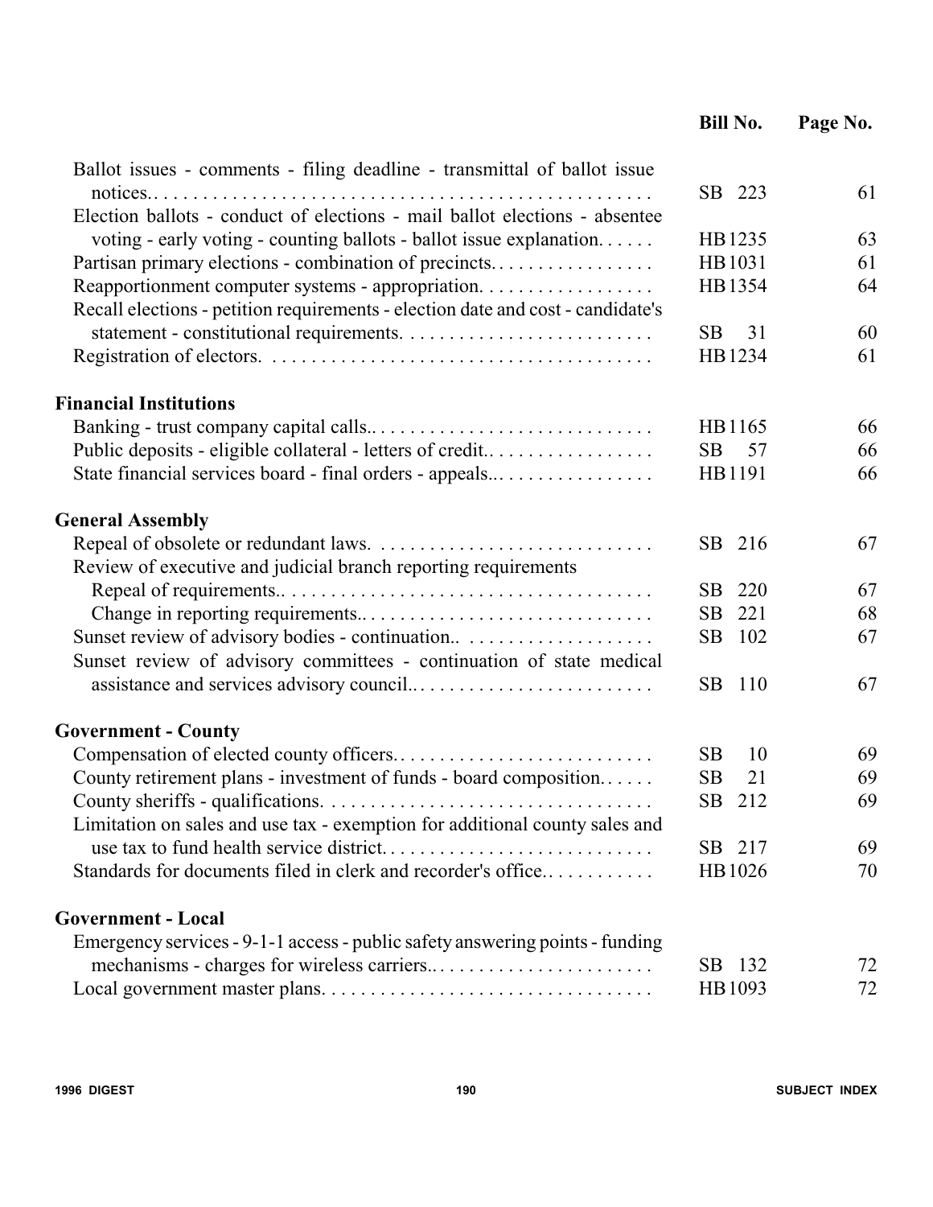| | Bill No. | Page No. |
|---|---|---|
| Ballot issues - comments - filing deadline - transmittal of ballot issue notices. | SB 223 | 61 |
| Election ballots - conduct of elections - mail ballot elections - absentee voting - early voting - counting ballots - ballot issue explanation. | HB 1235 | 63 |
| Partisan primary elections - combination of precincts. | HB 1031 | 61 |
| Reapportionment computer systems - appropriation. | HB 1354 | 64 |
| Recall elections - petition requirements - election date and cost - candidate's statement - constitutional requirements. | SB 31 | 60 |
| Registration of electors. | HB 1234 | 61 |
| **Financial Institutions** | | |
| Banking - trust company capital calls. | HB 1165 | 66 |
| Public deposits - eligible collateral - letters of credit. | SB 57 | 66 |
| State financial services board - final orders - appeals. | HB 1191 | 66 |
| **General Assembly** | | |
| Repeal of obsolete or redundant laws. | SB 216 | 67 |
| Review of executive and judicial branch reporting requirements | | |
| Repeal of requirements. | SB 220 | 67 |
| Change in reporting requirements. | SB 221 | 68 |
| Sunset review of advisory bodies - continuation. | SB 102 | 67 |
| Sunset review of advisory committees - continuation of state medical assistance and services advisory council. | SB 110 | 67 |
| **Government - County** | | |
| Compensation of elected county officers. | SB 10 | 69 |
| County retirement plans - investment of funds - board composition. | SB 21 | 69 |
| County sheriffs - qualifications. | SB 212 | 69 |
| Limitation on sales and use tax - exemption for additional county sales and use tax to fund health service district. | SB 217 | 69 |
| Standards for documents filed in clerk and recorder's office. | HB 1026 | 70 |
| **Government - Local** | | |
| Emergency services - 9-1-1 access - public safety answering points - funding mechanisms - charges for wireless carriers. | SB 132 | 72 |
| Local government master plans. | HB 1093 | 72 |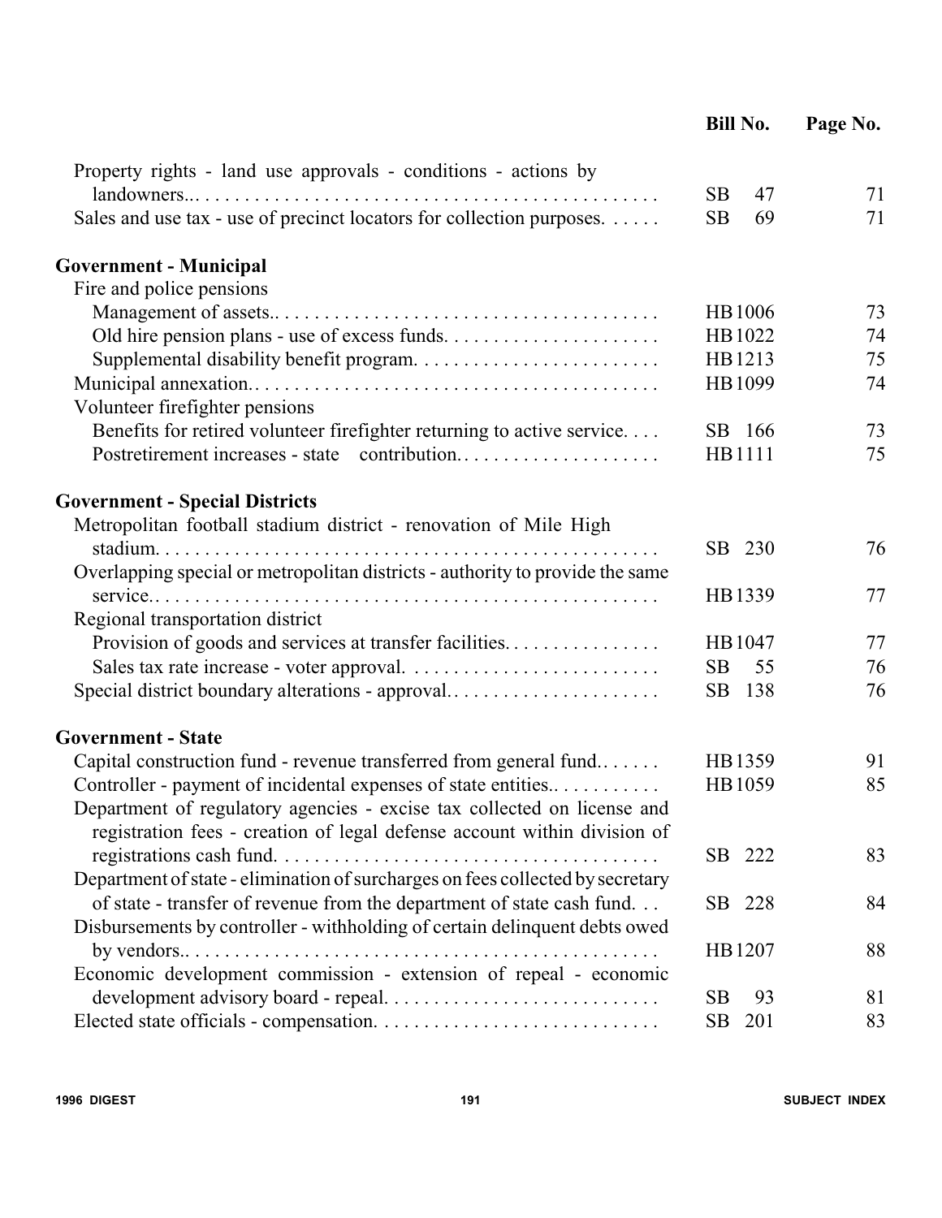| | Bill No. | Page No. |
|---|---|---|
| Property rights - land use approvals - conditions - actions by landowners... | SB 47 | 71 |
| Sales and use tax - use of precinct locators for collection purposes. | SB 69 | 71 |
| **Government - Municipal** | | |
| Fire and police pensions | | |
| Management of assets.. | HB1006 | 73 |
| Old hire pension plans - use of excess funds. | HB1022 | 74 |
| Supplemental disability benefit program. | HB1213 | 75 |
| Municipal annexation.. | HB1099 | 74 |
| Volunteer firefighter pensions | | |
| Benefits for retired volunteer firefighter returning to active service. | SB 166 | 73 |
| Postretirement increases - state contribution. | HB1111 | 75 |
| **Government - Special Districts** | | |
| Metropolitan football stadium district - renovation of Mile High stadium. | SB 230 | 76 |
| Overlapping special or metropolitan districts - authority to provide the same service.. | HB1339 | 77 |
| Regional transportation district | | |
| Provision of goods and services at transfer facilities. | HB1047 | 77 |
| Sales tax rate increase - voter approval. | SB 55 | 76 |
| Special district boundary alterations - approval. | SB 138 | 76 |
| **Government - State** | | |
| Capital construction fund - revenue transferred from general fund.. | HB1359 | 91 |
| Controller - payment of incidental expenses of state entities.. | HB1059 | 85 |
| Department of regulatory agencies - excise tax collected on license and registration fees - creation of legal defense account within division of registrations cash fund. | SB 222 | 83 |
| Department of state - elimination of surcharges on fees collected by secretary of state - transfer of revenue from the department of state cash fund. | SB 228 | 84 |
| Disbursements by controller - withholding of certain delinquent debts owed by vendors.. | HB1207 | 88 |
| Economic development commission - extension of repeal - economic development advisory board - repeal. | SB 93 | 81 |
| Elected state officials - compensation. | SB 201 | 83 |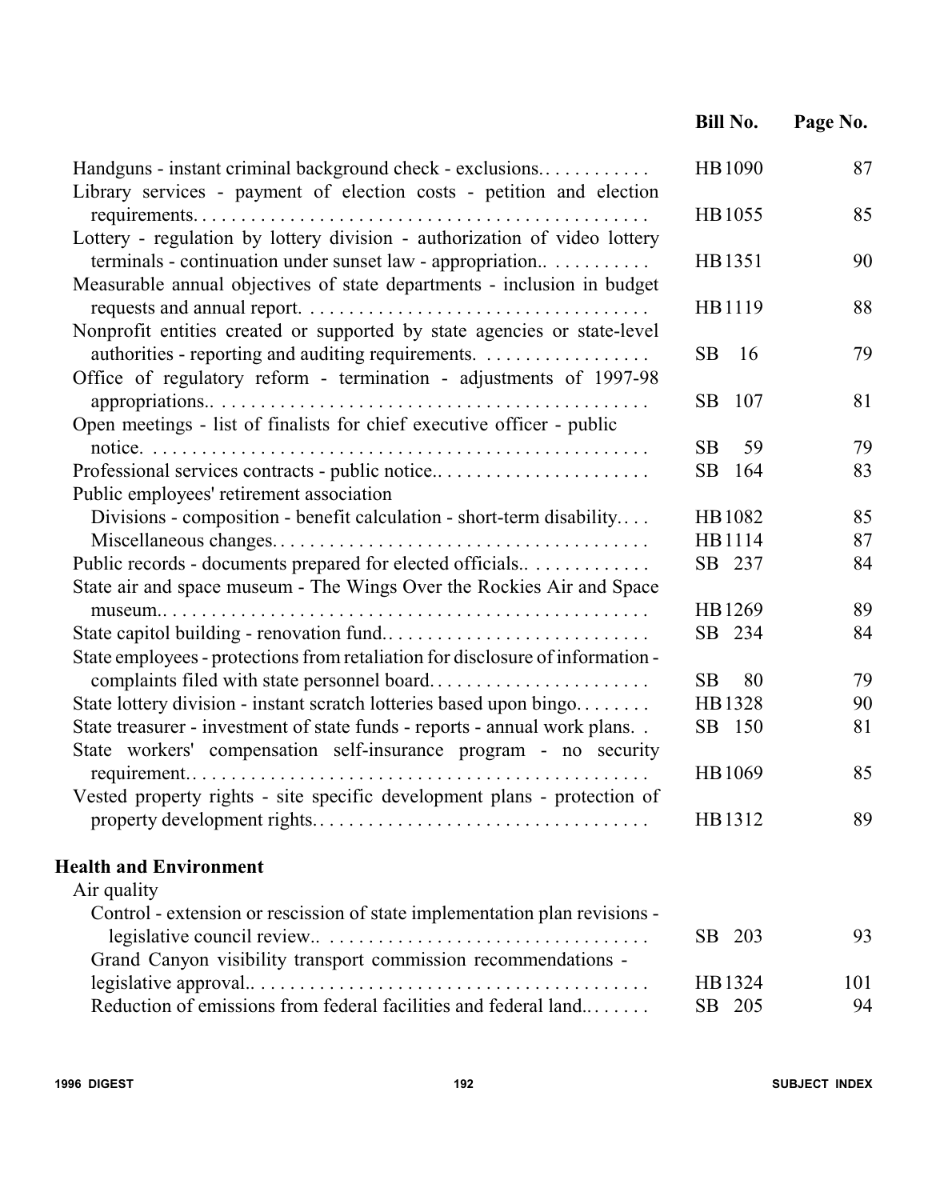| | Bill No. | Page No. |
|---|---|---|
| Handguns - instant criminal background check - exclusions. | HB 1090 | 87 |
| Library services - payment of election costs - petition and election requirements. | HB 1055 | 85 |
| Lottery - regulation by lottery division - authorization of video lottery terminals - continuation under sunset law - appropriation.. | HB 1351 | 90 |
| Measurable annual objectives of state departments - inclusion in budget requests and annual report. | HB 1119 | 88 |
| Nonprofit entities created or supported by state agencies or state-level authorities - reporting and auditing requirements. | SB 16 | 79 |
| Office of regulatory reform - termination - adjustments of 1997-98 appropriations.. | SB 107 | 81 |
| Open meetings - list of finalists for chief executive officer - public notice. | SB 59 | 79 |
| Professional services contracts - public notice.. | SB 164 | 83 |
| Public employees' retirement association | | |
| Divisions - composition - benefit calculation - short-term disability. | HB 1082 | 85 |
| Miscellaneous changes. | HB 1114 | 87 |
| Public records - documents prepared for elected officials.. | SB 237 | 84 |
| State air and space museum - The Wings Over the Rockies Air and Space museum.. | HB 1269 | 89 |
| State capitol building - renovation fund. | SB 234 | 84 |
| State employees - protections from retaliation for disclosure of information - complaints filed with state personnel board. | SB 80 | 79 |
| State lottery division - instant scratch lotteries based upon bingo. | HB 1328 | 90 |
| State treasurer - investment of state funds - reports - annual work plans. | SB 150 | 81 |
| State workers' compensation self-insurance program - no security requirement. | HB 1069 | 85 |
| Vested property rights - site specific development plans - protection of property development rights. | HB 1312 | 89 |

**Health and Environment**

| | Bill No. | Page No. |
|---|---|---|
| Air quality | | |
| Control - extension or rescission of state implementation plan revisions - legislative council review.. | SB 203 | 93 |
| Grand Canyon visibility transport commission recommendations - legislative approval.. | HB 1324 | 101 |
| Reduction of emissions from federal facilities and federal land. | SB 205 | 94 |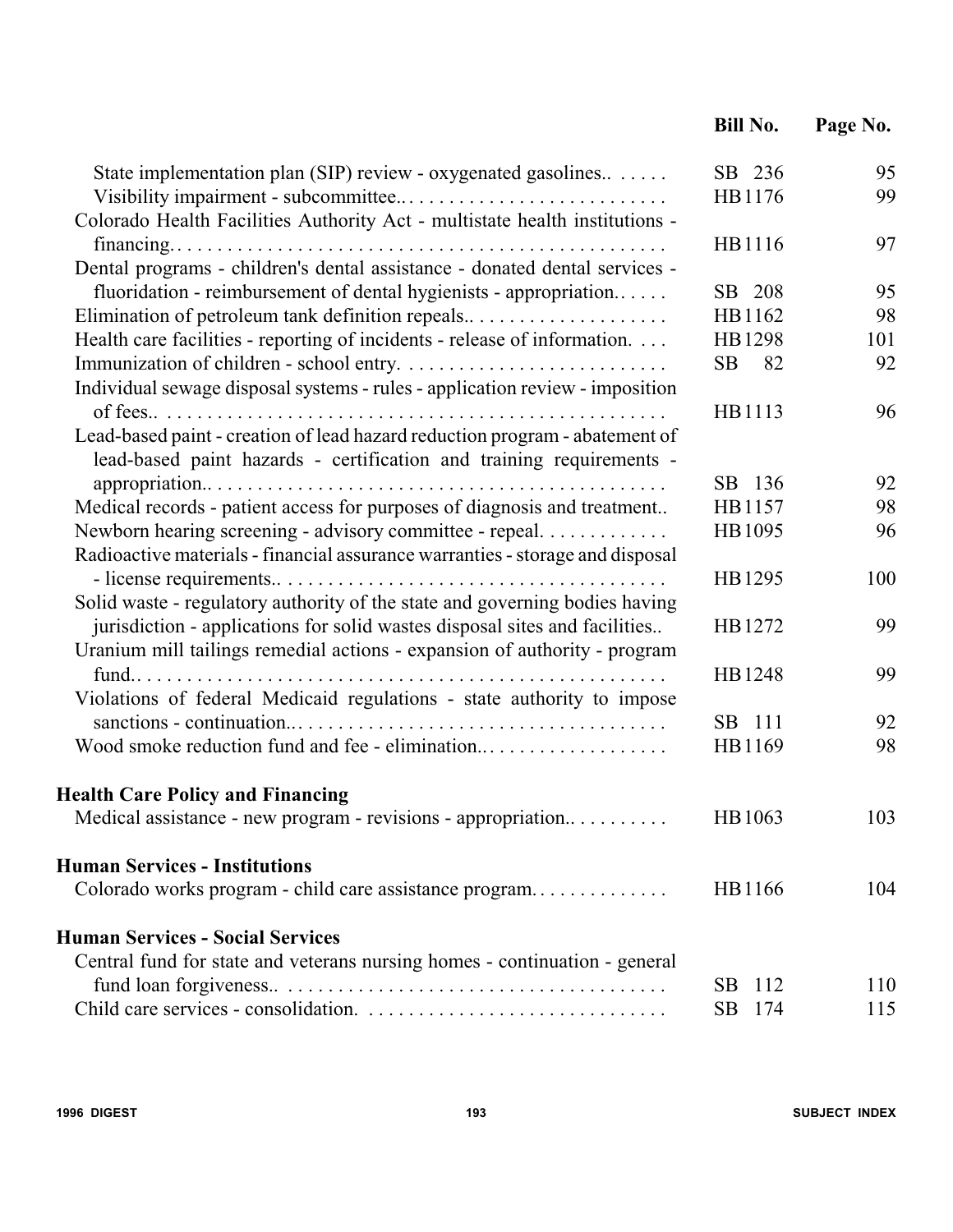| | Bill No. | Page No. |
|---|---|---|
| State implementation plan (SIP) review - oxygenated gasolines.. | SB 236 | 95 |
| Visibility impairment - subcommittee.. | HB1176 | 99 |
| Colorado Health Facilities Authority Act - multistate health institutions - financing. | HB1116 | 97 |
| Dental programs - children's dental assistance - donated dental services - fluoridation - reimbursement of dental hygienists - appropriation.. | SB 208 | 95 |
| Elimination of petroleum tank definition repeals.. | HB1162 | 98 |
| Health care facilities - reporting of incidents - release of information. | HB1298 | 101 |
| Immunization of children - school entry. | SB 82 | 92 |
| Individual sewage disposal systems - rules - application review - imposition of fees.. | HB1113 | 96 |
| Lead-based paint - creation of lead hazard reduction program - abatement of lead-based paint hazards - certification and training requirements - appropriation.. | SB 136 | 92 |
| Medical records - patient access for purposes of diagnosis and treatment.. | HB1157 | 98 |
| Newborn hearing screening - advisory committee - repeal. | HB1095 | 96 |
| Radioactive materials - financial assurance warranties - storage and disposal - license requirements.. | HB1295 | 100 |
| Solid waste - regulatory authority of the state and governing bodies having jurisdiction - applications for solid wastes disposal sites and facilities.. | HB1272 | 99 |
| Uranium mill tailings remedial actions - expansion of authority - program fund.. | HB1248 | 99 |
| Violations of federal Medicaid regulations - state authority to impose sanctions - continuation.. | SB 111 | 92 |
| Wood smoke reduction fund and fee - elimination.. | HB1169 | 98 |
| **Health Care Policy and Financing** | | |
| Medical assistance - new program - revisions - appropriation.. | HB1063 | 103 |
| **Human Services - Institutions** | | |
| Colorado works program - child care assistance program. | HB1166 | 104 |
| **Human Services - Social Services** | | |
| Central fund for state and veterans nursing homes - continuation - general fund loan forgiveness.. | SB 112 | 110 |
| Child care services - consolidation. | SB 174 | 115 |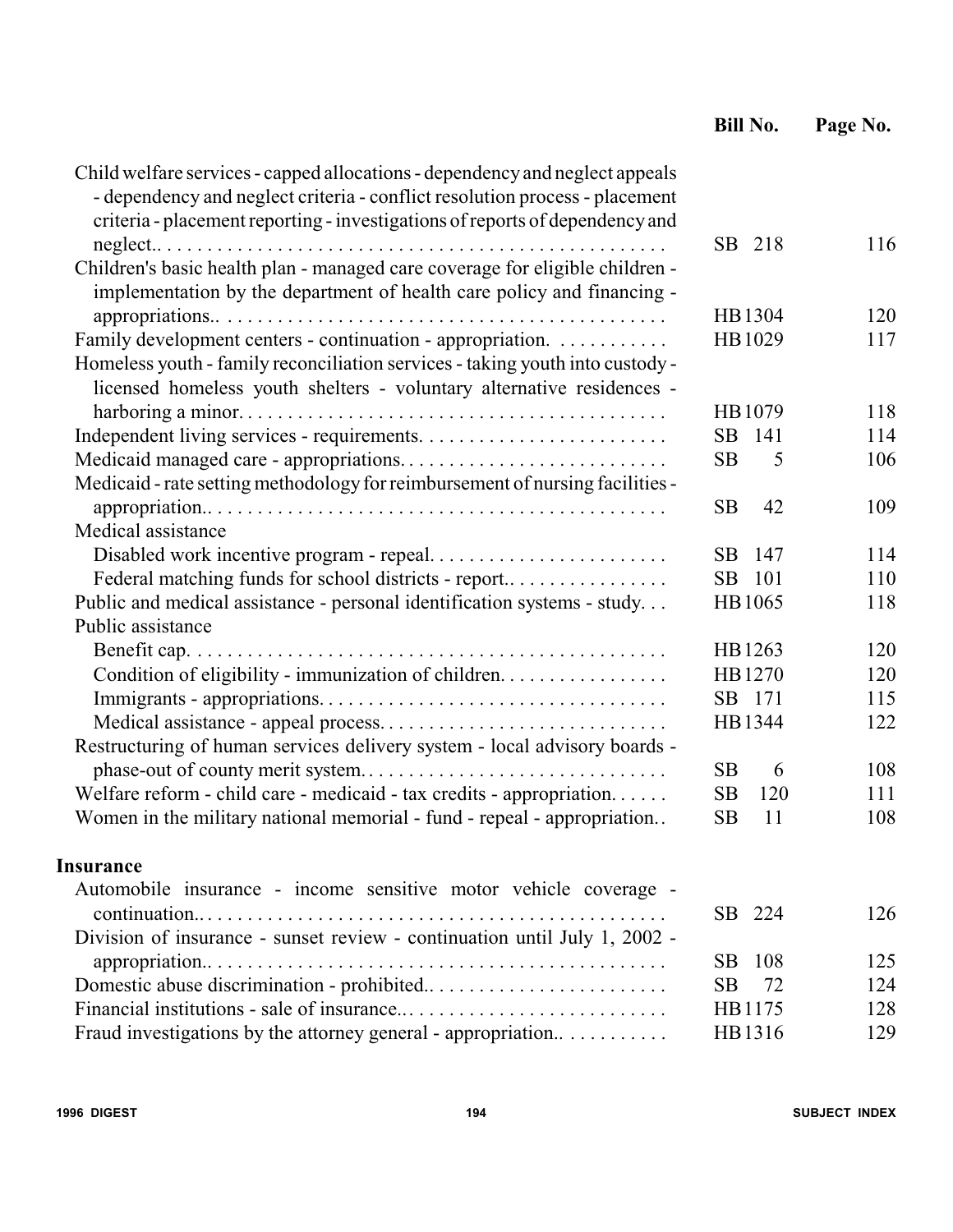| | Bill No. | Page No. |
|---|---|---|
| Child welfare services - capped allocations - dependency and neglect appeals - dependency and neglect criteria - conflict resolution process - placement criteria - placement reporting - investigations of reports of dependency and neglect.. | SB 218 | 116 |
| Children's basic health plan - managed care coverage for eligible children - implementation by the department of health care policy and financing - appropriations.. | HB1304 | 120 |
| Family development centers - continuation - appropriation. | HB1029 | 117 |
| Homeless youth - family reconciliation services - taking youth into custody - licensed homeless youth shelters - voluntary alternative residences - harboring a minor. | HB1079 | 118 |
| Independent living services - requirements. | SB 141 | 114 |
| Medicaid managed care - appropriations. | SB 5 | 106 |
| Medicaid - rate setting methodology for reimbursement of nursing facilities - appropriation.. | SB 42 | 109 |
| Medical assistance | | |
| Disabled work incentive program - repeal. | SB 147 | 114 |
| Federal matching funds for school districts - report.. | SB 101 | 110 |
| Public and medical assistance - personal identification systems - study. | HB1065 | 118 |
| Public assistance | | |
| Benefit cap. | HB1263 | 120 |
| Condition of eligibility - immunization of children. | HB1270 | 120 |
| Immigrants - appropriations. | SB 171 | 115 |
| Medical assistance - appeal process. | HB1344 | 122 |
| Restructuring of human services delivery system - local advisory boards - phase-out of county merit system. | SB 6 | 108 |
| Welfare reform - child care - medicaid - tax credits - appropriation. | SB 120 | 111 |
| Women in the military national memorial - fund - repeal - appropriation.. | SB 11 | 108 |

**Insurance**

| | Bill No. | Page No. |
|---|---|---|
| Automobile insurance - income sensitive motor vehicle coverage - continuation.. | SB 224 | 126 |
| Division of insurance - sunset review - continuation until July 1, 2002 - appropriation.. | SB 108 | 125 |
| Domestic abuse discrimination - prohibited.. | SB 72 | 124 |
| Financial institutions - sale of insurance.. | HB1175 | 128 |
| Fraud investigations by the attorney general - appropriation.. | HB1316 | 129 |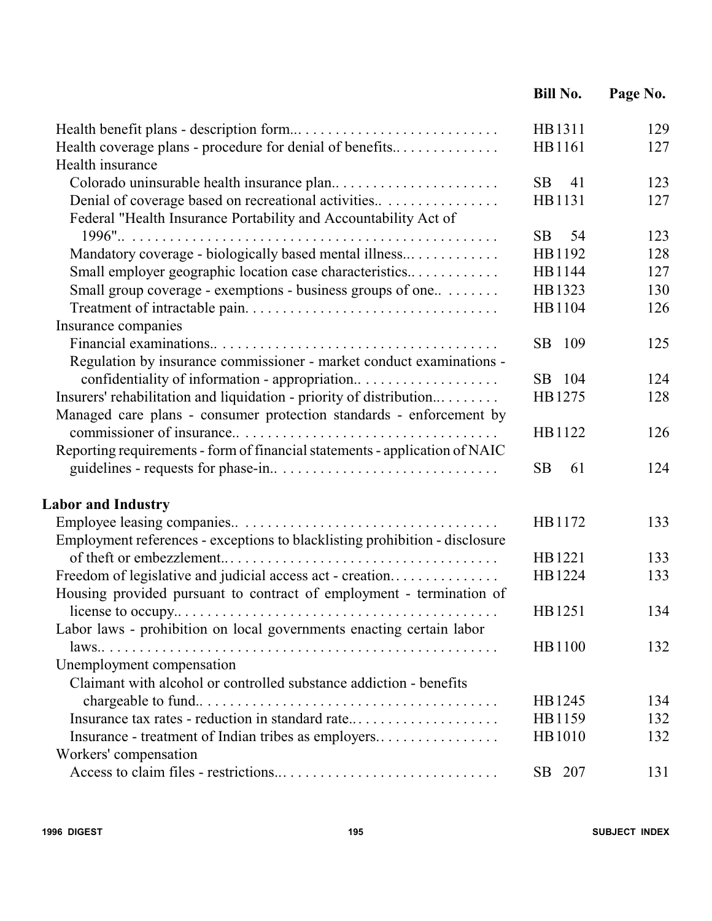| | Bill No. | Page No. |
|---|---|---|
| Health benefit plans - description form... | HB 1311 | 129 |
| Health coverage plans - procedure for denial of benefits.. | HB 1161 | 127 |
| Health insurance | | |
| Colorado uninsurable health insurance plan.. | SB 41 | 123 |
| Denial of coverage based on recreational activities.. | HB 1131 | 127 |
| Federal "Health Insurance Portability and Accountability Act of 1996".. | SB 54 | 123 |
| Mandatory coverage - biologically based mental illness... | HB 1192 | 128 |
| Small employer geographic location case characteristics.. | HB 1144 | 127 |
| Small group coverage - exemptions - business groups of one.. | HB 1323 | 130 |
| Treatment of intractable pain. | HB 1104 | 126 |
| Insurance companies | | |
| Financial examinations.. | SB 109 | 125 |
| Regulation by insurance commissioner - market conduct examinations - confidentiality of information - appropriation.. | SB 104 | 124 |
| Insurers' rehabilitation and liquidation - priority of distribution... | HB 1275 | 128 |
| Managed care plans - consumer protection standards - enforcement by commissioner of insurance.. | HB 1122 | 126 |
| Reporting requirements - form of financial statements - application of NAIC guidelines - requests for phase-in.. | SB 61 | 124 |

**Labor and Industry**

| | Bill No. | Page No. |
|---|---|---|
| Employee leasing companies.. | HB 1172 | 133 |
| Employment references - exceptions to blacklisting prohibition - disclosure of theft or embezzlement.. | HB 1221 | 133 |
| Freedom of legislative and judicial access act - creation.. | HB 1224 | 133 |
| Housing provided pursuant to contract of employment - termination of license to occupy.. | HB 1251 | 134 |
| Labor laws - prohibition on local governments enacting certain labor laws.. | HB 1100 | 132 |
| Unemployment compensation | | |
| Claimant with alcohol or controlled substance addiction - benefits chargeable to fund.. | HB 1245 | 134 |
| Insurance tax rates - reduction in standard rate.. | HB 1159 | 132 |
| Insurance - treatment of Indian tribes as employers.. | HB 1010 | 132 |
| Workers' compensation | | |
| Access to claim files - restrictions... | SB 207 | 131 |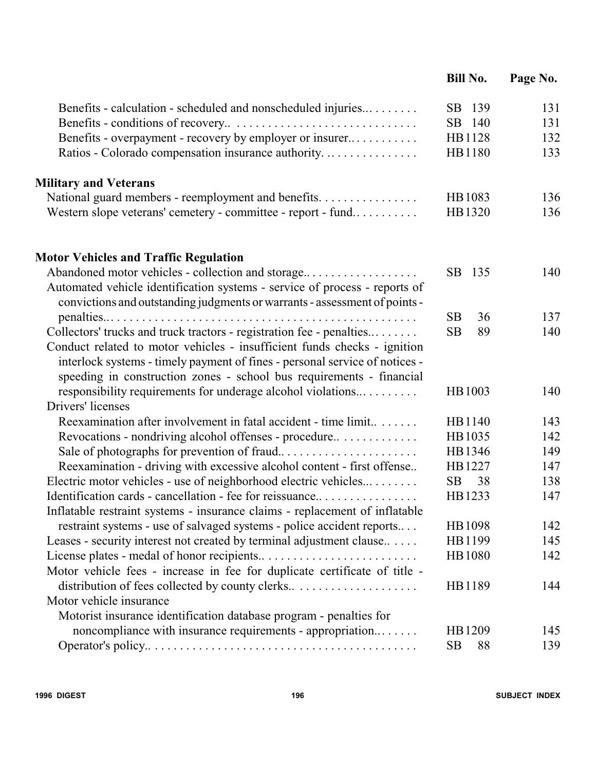| | Bill No. | Page No. |
|---|---|---|
| Benefits - calculation - scheduled and nonscheduled injuries... | SB 139 | 131 |
| Benefits - conditions of recovery.. | SB 140 | 131 |
| Benefits - overpayment - recovery by employer or insurer.. | HB1128 | 132 |
| Ratios - Colorado compensation insurance authority. | HB1180 | 133 |

**Military and Veterans**

| | Bill No. | Page No. |
|---|---|---|
| National guard members - reemployment and benefits. | HB1083 | 136 |
| Western slope veterans' cemetery - committee - report - fund.. | HB1320 | 136 |

**Motor Vehicles and Traffic Regulation**

| | Bill No. | Page No. |
|---|---|---|
| Abandoned motor vehicles - collection and storage.. | SB 135 | 140 |
| Automated vehicle identification systems - service of process - reports of convictions and outstanding judgments or warrants - assessment of points - penalties.. | SB 36 | 137 |
| Collectors' trucks and truck tractors - registration fee - penalties.. | SB 89 | 140 |
| Conduct related to motor vehicles - insufficient funds checks - ignition interlock systems - timely payment of fines - personal service of notices - speeding in construction zones - school bus requirements - financial responsibility requirements for underage alcohol violations.. | HB1003 | 140 |
| Drivers' licenses | | |
| Reexamination after involvement in fatal accident - time limit.. | HB1140 | 143 |
| Revocations - nondriving alcohol offenses - procedure.. | HB1035 | 142 |
| Sale of photographs for prevention of fraud.. | HB1346 | 149 |
| Reexamination - driving with excessive alcohol content - first offense.. | HB1227 | 147 |
| Electric motor vehicles - use of neighborhood electric vehicles... | SB 38 | 138 |
| Identification cards - cancellation - fee for reissuance.. | HB1233 | 147 |
| Inflatable restraint systems - insurance claims - replacement of inflatable restraint systems - use of salvaged systems - police accident reports.. | HB1098 | 142 |
| Leases - security interest not created by terminal adjustment clause.. | HB1199 | 145 |
| License plates - medal of honor recipients.. | HB1080 | 142 |
| Motor vehicle fees - increase in fee for duplicate certificate of title - distribution of fees collected by county clerks.. | HB1189 | 144 |
| Motor vehicle insurance | | |
| Motorist insurance identification database program - penalties for noncompliance with insurance requirements - appropriation.. | HB1209 | 145 |
| Operator's policy.. | SB 88 | 139 |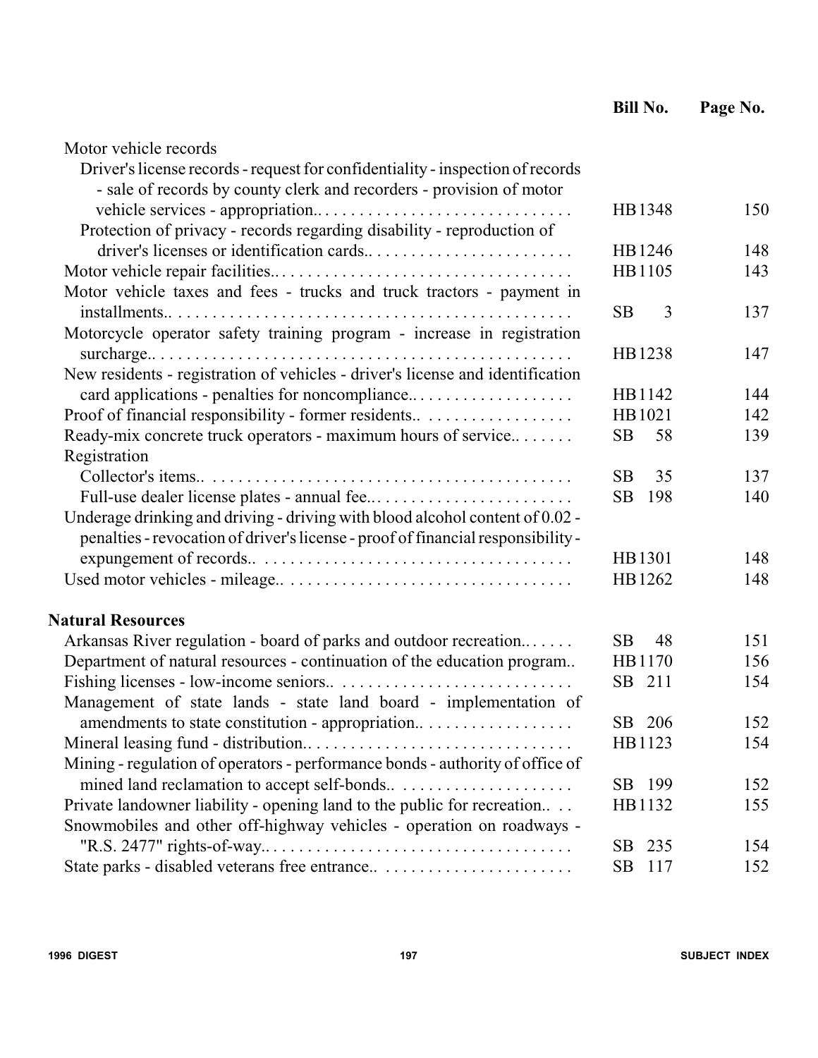| | Bill No. | Page No. |
|---|---|---|
| Motor vehicle records | | |
| Driver's license records - request for confidentiality - inspection of records - sale of records by county clerk and recorders - provision of motor vehicle services - appropriation.. | HB 1348 | 150 |
| Protection of privacy - records regarding disability - reproduction of driver's licenses or identification cards.. | HB 1246 | 148 |
| Motor vehicle repair facilities.. | HB 1105 | 143 |
| Motor vehicle taxes and fees - trucks and truck tractors - payment in installments.. | SB 3 | 137 |
| Motorcycle operator safety training program - increase in registration surcharge.. | HB 1238 | 147 |
| New residents - registration of vehicles - driver's license and identification card applications - penalties for noncompliance.. | HB 1142 | 144 |
| Proof of financial responsibility - former residents.. | HB 1021 | 142 |
| Ready-mix concrete truck operators - maximum hours of service.. | SB 58 | 139 |
| Registration | | |
| Collector's items.. | SB 35 | 137 |
| Full-use dealer license plates - annual fee.. | SB 198 | 140 |
| Underage drinking and driving - driving with blood alcohol content of 0.02 - penalties - revocation of driver's license - proof of financial responsibility - expungement of records.. | HB 1301 | 148 |
| Used motor vehicles - mileage.. | HB 1262 | 148 |
| **Natural Resources** | | |
| Arkansas River regulation - board of parks and outdoor recreation.. | SB 48 | 151 |
| Department of natural resources - continuation of the education program.. | HB 1170 | 156 |
| Fishing licenses - low-income seniors.. | SB 211 | 154 |
| Management of state lands - state land board - implementation of amendments to state constitution - appropriation.. | SB 206 | 152 |
| Mineral leasing fund - distribution.. | HB 1123 | 154 |
| Mining - regulation of operators - performance bonds - authority of office of mined land reclamation to accept self-bonds.. | SB 199 | 152 |
| Private landowner liability - opening land to the public for recreation.. | HB 1132 | 155 |
| Snowmobiles and other off-highway vehicles - operation on roadways - "R.S. 2477" rights-of-way.. | SB 235 | 154 |
| State parks - disabled veterans free entrance.. | SB 117 | 152 |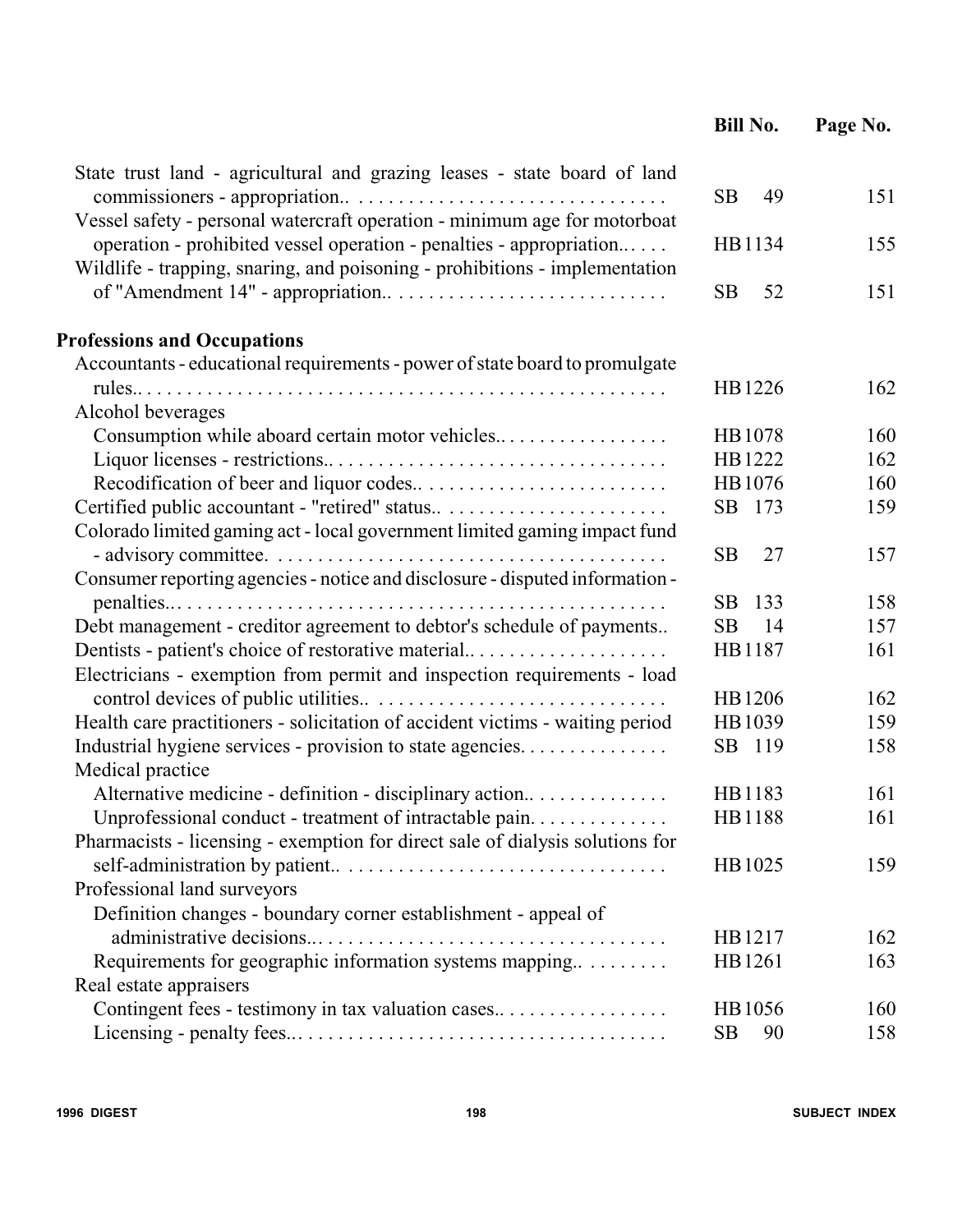| | Bill No. | Page No. |
|---|---|---|
| State trust land - agricultural and grazing leases - state board of land commissioners - appropriation.. | SB 49 | 151 |
| Vessel safety - personal watercraft operation - minimum age for motorboat operation - prohibited vessel operation - penalties - appropriation.. | HB 1134 | 155 |
| Wildlife - trapping, snaring, and poisoning - prohibitions - implementation of "Amendment 14" - appropriation.. | SB 52 | 151 |
| **Professions and Occupations** | | |
| Accountants - educational requirements - power of state board to promulgate rules.. | HB 1226 | 162 |
| Alcohol beverages | | |
| Consumption while aboard certain motor vehicles.. | HB 1078 | 160 |
| Liquor licenses - restrictions.. | HB 1222 | 162 |
| Recodification of beer and liquor codes.. | HB 1076 | 160 |
| Certified public accountant - "retired" status.. | SB 173 | 159 |
| Colorado limited gaming act - local government limited gaming impact fund - advisory committee. | SB 27 | 157 |
| Consumer reporting agencies - notice and disclosure - disputed information - penalties.. | SB 133 | 158 |
| Debt management - creditor agreement to debtor's schedule of payments.. | SB 14 | 157 |
| Dentists - patient's choice of restorative material.. | HB 1187 | 161 |
| Electricians - exemption from permit and inspection requirements - load control devices of public utilities.. | HB 1206 | 162 |
| Health care practitioners - solicitation of accident victims - waiting period | HB 1039 | 159 |
| Industrial hygiene services - provision to state agencies. | SB 119 | 158 |
| Medical practice | | |
| Alternative medicine - definition - disciplinary action.. | HB 1183 | 161 |
| Unprofessional conduct - treatment of intractable pain. | HB 1188 | 161 |
| Pharmacists - licensing - exemption for direct sale of dialysis solutions for self-administration by patient.. | HB 1025 | 159 |
| Professional land surveyors | | |
| Definition changes - boundary corner establishment - appeal of administrative decisions.. | HB 1217 | 162 |
| Requirements for geographic information systems mapping.. | HB 1261 | 163 |
| Real estate appraisers | | |
| Contingent fees - testimony in tax valuation cases.. | HB 1056 | 160 |
| Licensing - penalty fees.. | SB 90 | 158 |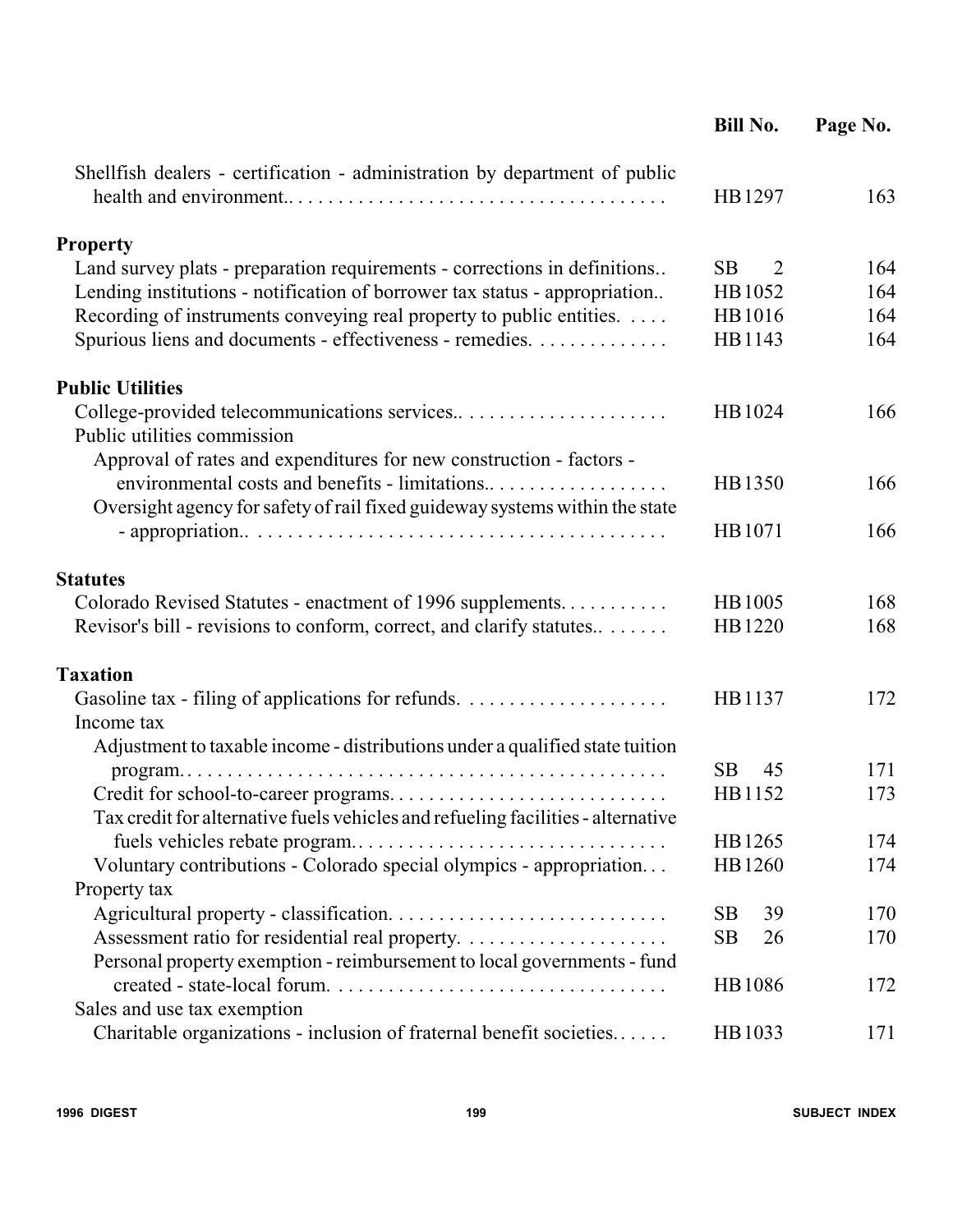| | Bill No. | Page No. |
|---|---|---|
| Shellfish dealers - certification - administration by department of public health and environment.. | HB 1297 | 163 |
| **Property** | | |
| Land survey plats - preparation requirements - corrections in definitions.. | SB 2 | 164 |
| Lending institutions - notification of borrower tax status - appropriation.. | HB 1052 | 164 |
| Recording of instruments conveying real property to public entities. | HB 1016 | 164 |
| Spurious liens and documents - effectiveness - remedies. | HB 1143 | 164 |
| **Public Utilities** | | |
| College-provided telecommunications services.. | HB 1024 | 166 |
| Public utilities commission | | |
| Approval of rates and expenditures for new construction - factors - environmental costs and benefits - limitations.. | HB 1350 | 166 |
| Oversight agency for safety of rail fixed guideway systems within the state - appropriation.. | HB 1071 | 166 |
| **Statutes** | | |
| Colorado Revised Statutes - enactment of 1996 supplements. | HB 1005 | 168 |
| Revisor's bill - revisions to conform, correct, and clarify statutes.. | HB 1220 | 168 |
| **Taxation** | | |
| Gasoline tax - filing of applications for refunds. | HB 1137 | 172 |
| Income tax | | |
| Adjustment to taxable income - distributions under a qualified state tuition program.. | SB 45 | 171 |
| Credit for school-to-career programs. | HB 1152 | 173 |
| Tax credit for alternative fuels vehicles and refueling facilities - alternative fuels vehicles rebate program.. | HB 1265 | 174 |
| Voluntary contributions - Colorado special olympics - appropriation. | HB 1260 | 174 |
| Property tax | | |
| Agricultural property - classification. | SB 39 | 170 |
| Assessment ratio for residential real property. | SB 26 | 170 |
| Personal property exemption - reimbursement to local governments - fund created - state-local forum. | HB 1086 | 172 |
| Sales and use tax exemption | | |
| Charitable organizations - inclusion of fraternal benefit societies. | HB 1033 | 171 |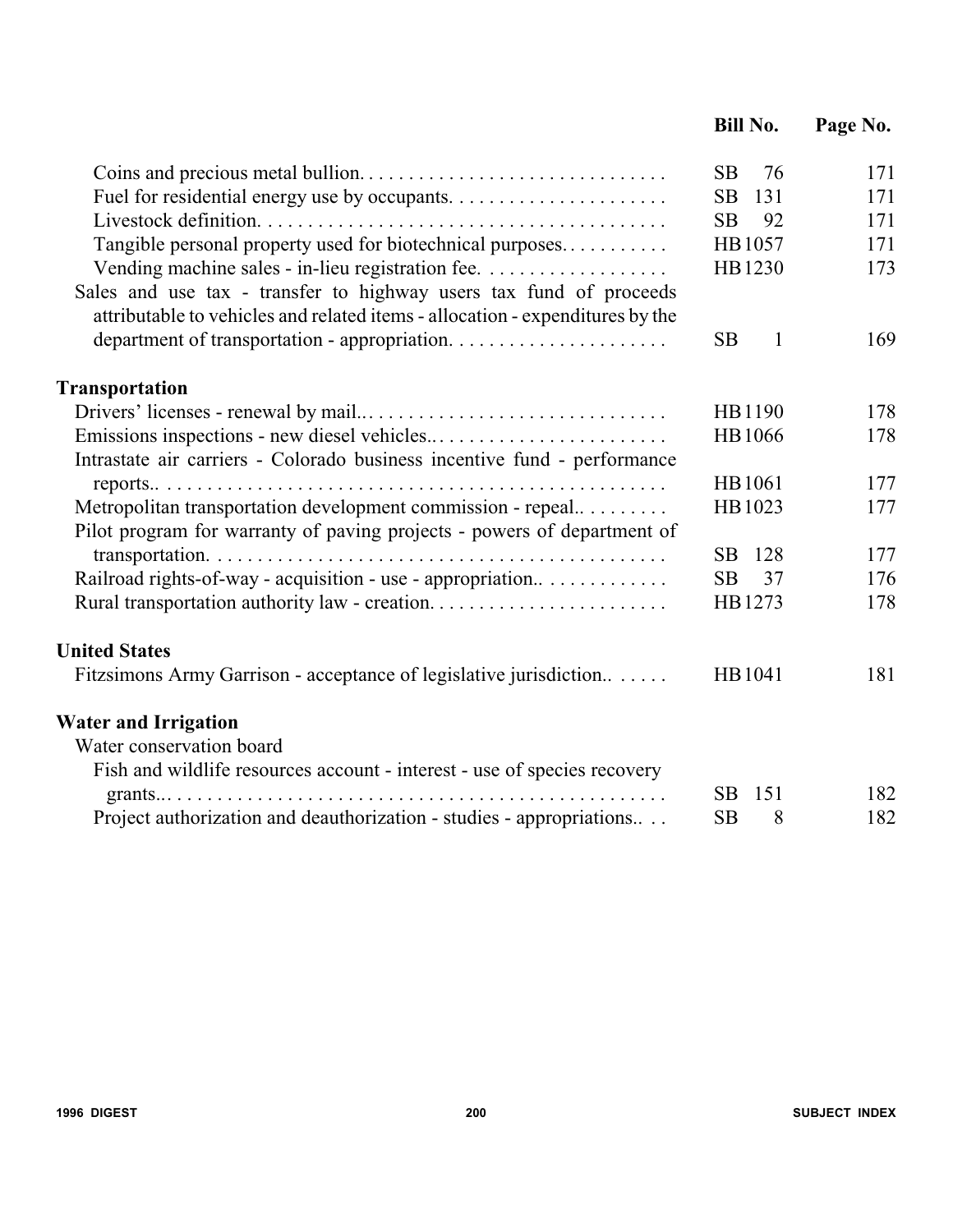| | Bill No. | Page No. |
|---|---|---|
| Coins and precious metal bullion | SB 76 | 171 |
| Fuel for residential energy use by occupants | SB 131 | 171 |
| Livestock definition | SB 92 | 171 |
| Tangible personal property used for biotechnical purposes | HB 1057 | 171 |
| Vending machine sales - in-lieu registration fee | HB 1230 | 173 |
| Sales and use tax - transfer to highway users tax fund of proceeds attributable to vehicles and related items - allocation - expenditures by the department of transportation - appropriation | SB 1 | 169 |
| **Transportation** | | |
| Drivers' licenses - renewal by mail. | HB 1190 | 178 |
| Emissions inspections - new diesel vehicles. | HB 1066 | 178 |
| Intrastate air carriers - Colorado business incentive fund - performance reports. | HB 1061 | 177 |
| Metropolitan transportation development commission - repeal. | HB 1023 | 177 |
| Pilot program for warranty of paving projects - powers of department of transportation | SB 128 | 177 |
| Railroad rights-of-way - acquisition - use - appropriation. | SB 37 | 176 |
| Rural transportation authority law - creation | HB 1273 | 178 |
| **United States** | | |
| Fitzsimons Army Garrison - acceptance of legislative jurisdiction. | HB 1041 | 181 |
| **Water and Irrigation** | | |
| Water conservation board | | |
| Fish and wildlife resources account - interest - use of species recovery grants. | SB 151 | 182 |
| Project authorization and deauthorization - studies - appropriations. | SB 8 | 182 |